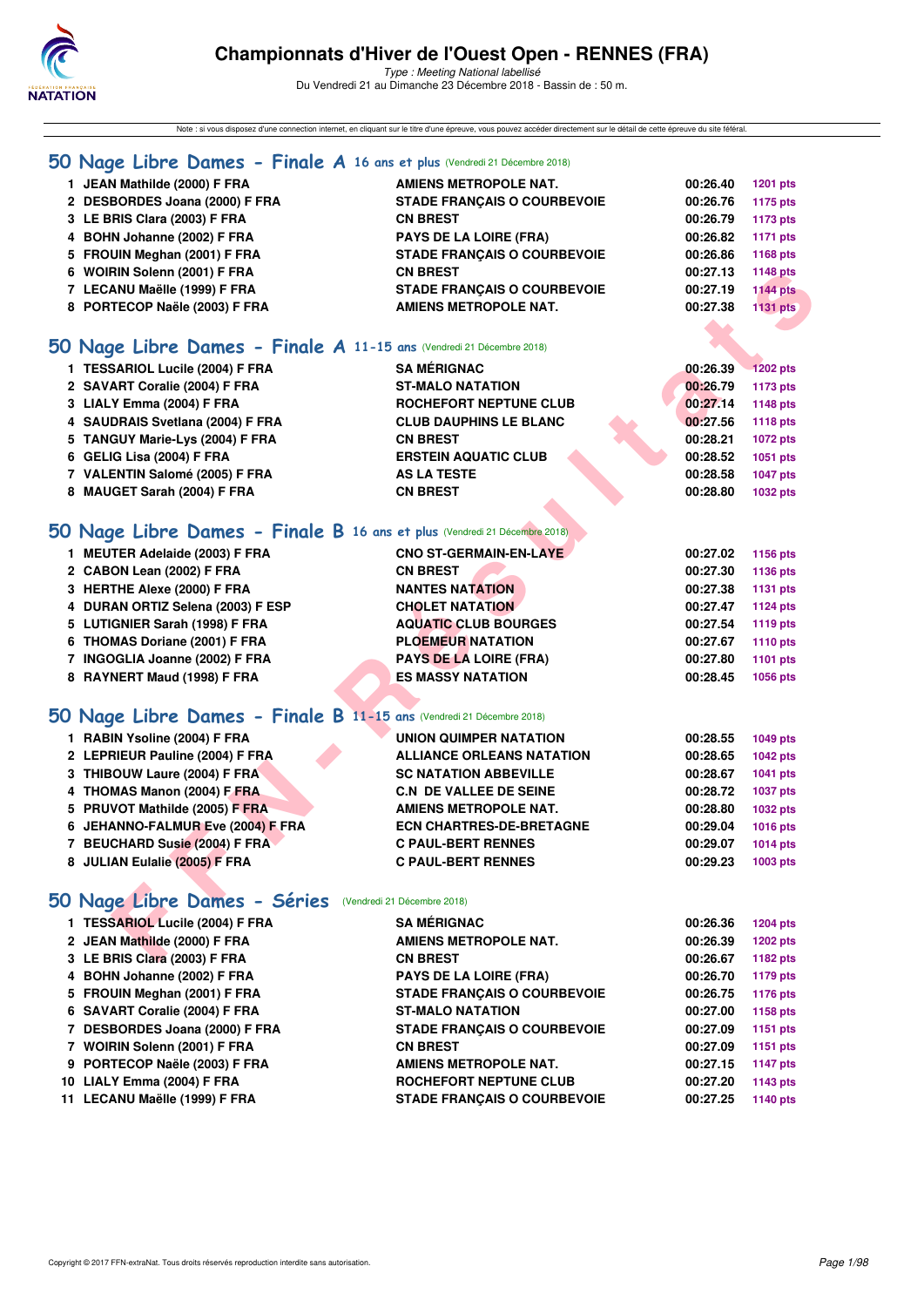# Championnats d'Hiver de l'Ouest Open - RENNES (FRA)

*Type : Meeting National labellisé*

Du Vendredi 21 au Dimanche 23 Décembre 2018 - Bassin de : 50 m.

Note : si vous disposez d'une connection internet, en cliquant sur le titre d'une épreuve, vous pouvez accéder directement sur le détail de cette épreuve du site féféral.

## 50 Nage Libre Dames - Finale A 16 ans et plus (Vendredi 21 Décembre 2018)

| | | | | |
|---|---|---|---|---|
| 1 | JEAN Mathilde (2000) F FRA | AMIENS METROPOLE NAT. | 00:26.40 | 1201 pts |
| 2 | DESBORDES Joana (2000) F FRA | STADE FRANÇAIS O COURBEVOIE | 00:26.76 | 1175 pts |
| 3 | LE BRIS Clara (2003) F FRA | CN BREST | 00:26.79 | 1173 pts |
| 4 | BOHN Johanne (2002) F FRA | PAYS DE LA LOIRE (FRA) | 00:26.82 | 1171 pts |
| 5 | FROUIN Meghan (2001) F FRA | STADE FRANÇAIS O COURBEVOIE | 00:26.86 | 1168 pts |
| 6 | WOIRIN Solenn (2001) F FRA | CN BREST | 00:27.13 | 1148 pts |
| 7 | LECANU Maëlle (1999) F FRA | STADE FRANÇAIS O COURBEVOIE | 00:27.19 | 1144 pts |
| 8 | PORTECOP Naële (2003) F FRA | AMIENS METROPOLE NAT. | 00:27.38 | 1131 pts |

## 50 Nage Libre Dames - Finale A 11-15 ans (Vendredi 21 Décembre 2018)

| | | | | |
|---|---|---|---|---|
| 1 | TESSARIOL Lucile (2004) F FRA | SA MÉRIGNAC | 00:26.39 | 1202 pts |
| 2 | SAVART Coralie (2004) F FRA | ST-MALO NATATION | 00:26.79 | 1173 pts |
| 3 | LIALY Emma (2004) F FRA | ROCHEFORT NEPTUNE CLUB | 00:27.14 | 1148 pts |
| 4 | SAUDRAIS Svetlana (2004) F FRA | CLUB DAUPHINS LE BLANC | 00:27.56 | 1118 pts |
| 5 | TANGUY Marie-Lys (2004) F FRA | CN BREST | 00:28.21 | 1072 pts |
| 6 | GELIG Lisa (2004) F FRA | ERSTEIN AQUATIC CLUB | 00:28.52 | 1051 pts |
| 7 | VALENTIN Salomé (2005) F FRA | AS LA TESTE | 00:28.58 | 1047 pts |
| 8 | MAUGET Sarah (2004) F FRA | CN BREST | 00:28.80 | 1032 pts |

## 50 Nage Libre Dames - Finale B 16 ans et plus (Vendredi 21 Décembre 2018)

| | | | | |
|---|---|---|---|---|
| 1 | MEUTER Adelaide (2003) F FRA | CNO ST-GERMAIN-EN-LAYE | 00:27.02 | 1156 pts |
| 2 | CABON Lean (2002) F FRA | CN BREST | 00:27.30 | 1136 pts |
| 3 | HERTHE Alexe (2000) F FRA | NANTES NATATION | 00:27.38 | 1131 pts |
| 4 | DURAN ORTIZ Selena (2003) F ESP | CHOLET NATATION | 00:27.47 | 1124 pts |
| 5 | LUTIGNIER Sarah (1998) F FRA | AQUATIC CLUB BOURGES | 00:27.54 | 1119 pts |
| 6 | THOMAS Doriane (2001) F FRA | PLOEMEUR NATATION | 00:27.67 | 1110 pts |
| 7 | INGOGLIA Joanne (2002) F FRA | PAYS DE LA LOIRE (FRA) | 00:27.80 | 1101 pts |
| 8 | RAYNERT Maud (1998) F FRA | ES MASSY NATATION | 00:28.45 | 1056 pts |

## 50 Nage Libre Dames - Finale B 11-15 ans (Vendredi 21 Décembre 2018)

| | | | | |
|---|---|---|---|---|
| 1 | RABIN Ysoline (2004) F FRA | UNION QUIMPER NATATION | 00:28.55 | 1049 pts |
| 2 | LEPRIEUR Pauline (2004) F FRA | ALLIANCE ORLEANS NATATION | 00:28.65 | 1042 pts |
| 3 | THIBOUW Laure (2004) F FRA | SC NATATION ABBEVILLE | 00:28.67 | 1041 pts |
| 4 | THOMAS Manon (2004) F FRA | C.N DE VALLEE DE SEINE | 00:28.72 | 1037 pts |
| 5 | PRUVOT Mathilde (2005) F FRA | AMIENS METROPOLE NAT. | 00:28.80 | 1032 pts |
| 6 | JEHANNO-FALMUR Eve (2004) F FRA | ECN CHARTRES-DE-BRETAGNE | 00:29.04 | 1016 pts |
| 7 | BEUCHARD Susie (2004) F FRA | C PAUL-BERT RENNES | 00:29.07 | 1014 pts |
| 8 | JULIAN Eulalie (2005) F FRA | C PAUL-BERT RENNES | 00:29.23 | 1003 pts |

## 50 Nage Libre Dames - Séries (Vendredi 21 Décembre 2018)

| | | | | |
|---|---|---|---|---|
| 1 | TESSARIOL Lucile (2004) F FRA | SA MÉRIGNAC | 00:26.36 | 1204 pts |
| 2 | JEAN Mathilde (2000) F FRA | AMIENS METROPOLE NAT. | 00:26.39 | 1202 pts |
| 3 | LE BRIS Clara (2003) F FRA | CN BREST | 00:26.67 | 1182 pts |
| 4 | BOHN Johanne (2002) F FRA | PAYS DE LA LOIRE (FRA) | 00:26.70 | 1179 pts |
| 5 | FROUIN Meghan (2001) F FRA | STADE FRANÇAIS O COURBEVOIE | 00:26.75 | 1176 pts |
| 6 | SAVART Coralie (2004) F FRA | ST-MALO NATATION | 00:27.00 | 1158 pts |
| 7 | DESBORDES Joana (2000) F FRA | STADE FRANÇAIS O COURBEVOIE | 00:27.09 | 1151 pts |
| 7 | WOIRIN Solenn (2001) F FRA | CN BREST | 00:27.09 | 1151 pts |
| 9 | PORTECOP Naële (2003) F FRA | AMIENS METROPOLE NAT. | 00:27.15 | 1147 pts |
| 10 | LIALY Emma (2004) F FRA | ROCHEFORT NEPTUNE CLUB | 00:27.20 | 1143 pts |
| 11 | LECANU Maëlle (1999) F FRA | STADE FRANÇAIS O COURBEVOIE | 00:27.25 | 1140 pts |

Copyright © 2017 FFN-extraNat. Tous droits réservés reproduction interdite sans autorisation.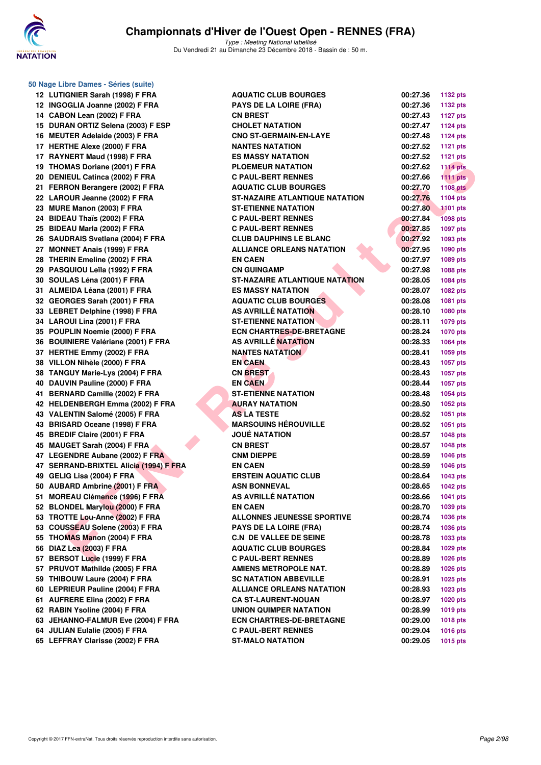# Championnats d'Hiver de l'Ouest Open - RENNES (FRA)

*Type : Meeting National labellisé*

Du Vendredi 21 au Dimanche 23 Décembre 2018 - Bassin de : 50 m.

### 50 Nage Libre Dames - Séries (suite)

| | | | | |
|---|---|---|---|---|
| 12 | LUTIGNIER Sarah (1998) F FRA | AQUATIC CLUB BOURGES | 00:27.36 | 1132 pts |
| 12 | INGOGLIA Joanne (2002) F FRA | PAYS DE LA LOIRE (FRA) | 00:27.36 | 1132 pts |
| 14 | CABON Lean (2002) F FRA | CN BREST | 00:27.43 | 1127 pts |
| 15 | DURAN ORTIZ Selena (2003) F ESP | CHOLET NATATION | 00:27.47 | 1124 pts |
| 16 | MEUTER Adelaide (2003) F FRA | CNO ST-GERMAIN-EN-LAYE | 00:27.48 | 1124 pts |
| 17 | HERTHE Alexe (2000) F FRA | NANTES NATATION | 00:27.52 | 1121 pts |
| 17 | RAYNERT Maud (1998) F FRA | ES MASSY NATATION | 00:27.52 | 1121 pts |
| 19 | THOMAS Doriane (2001) F FRA | PLOEMEUR NATATION | 00:27.62 | 1114 pts |
| 20 | DENIEUL Catinca (2002) F FRA | C PAUL-BERT RENNES | 00:27.66 | 1111 pts |
| 21 | FERRON Berangere (2002) F FRA | AQUATIC CLUB BOURGES | 00:27.70 | 1108 pts |
| 22 | LAROUR Jeanne (2002) F FRA | ST-NAZAIRE ATLANTIQUE NATATION | 00:27.76 | 1104 pts |
| 23 | MURE Manon (2003) F FRA | ST-ETIENNE NATATION | 00:27.80 | 1101 pts |
| 24 | BIDEAU Thaïs (2002) F FRA | C PAUL-BERT RENNES | 00:27.84 | 1098 pts |
| 25 | BIDEAU Marla (2002) F FRA | C PAUL-BERT RENNES | 00:27.85 | 1097 pts |
| 26 | SAUDRAIS Svetlana (2004) F FRA | CLUB DAUPHINS LE BLANC | 00:27.92 | 1093 pts |
| 27 | MONNET Anais (1999) F FRA | ALLIANCE ORLEANS NATATION | 00:27.95 | 1090 pts |
| 28 | THERIN Emeline (2002) F FRA | EN CAEN | 00:27.97 | 1089 pts |
| 29 | PASQUIOU Leïla (1992) F FRA | CN GUINGAMP | 00:27.98 | 1088 pts |
| 30 | SOULAS Léna (2001) F FRA | ST-NAZAIRE ATLANTIQUE NATATION | 00:28.05 | 1084 pts |
| 31 | ALMEIDA Léana (2001) F FRA | ES MASSY NATATION | 00:28.07 | 1082 pts |
| 32 | GEORGES Sarah (2001) F FRA | AQUATIC CLUB BOURGES | 00:28.08 | 1081 pts |
| 33 | LEBRET Delphine (1998) F FRA | AS AVRILLÉ NATATION | 00:28.10 | 1080 pts |
| 34 | LAROUI Lina (2001) F FRA | ST-ETIENNE NATATION | 00:28.11 | 1079 pts |
| 35 | POUPLIN Noemie (2000) F FRA | ECN CHARTRES-DE-BRETAGNE | 00:28.24 | 1070 pts |
| 36 | BOUINIERE Valériane (2001) F FRA | AS AVRILLÉ NATATION | 00:28.33 | 1064 pts |
| 37 | HERTHE Emmy (2002) F FRA | NANTES NATATION | 00:28.41 | 1059 pts |
| 38 | VILLON Nihèle (2000) F FRA | EN CAEN | 00:28.43 | 1057 pts |
| 38 | TANGUY Marie-Lys (2004) F FRA | CN BREST | 00:28.43 | 1057 pts |
| 40 | DAUVIN Pauline (2000) F FRA | EN CAEN | 00:28.44 | 1057 pts |
| 41 | BERNARD Camille (2002) F FRA | ST-ETIENNE NATATION | 00:28.48 | 1054 pts |
| 42 | HELDENBERGH Emma (2002) F FRA | AURAY NATATION | 00:28.50 | 1052 pts |
| 43 | VALENTIN Salomé (2005) F FRA | AS LA TESTE | 00:28.52 | 1051 pts |
| 43 | BRISARD Oceane (1998) F FRA | MARSOUINS HÉROUVILLE | 00:28.52 | 1051 pts |
| 45 | BREDIF Claire (2001) F FRA | JOUÉ NATATION | 00:28.57 | 1048 pts |
| 45 | MAUGET Sarah (2004) F FRA | CN BREST | 00:28.57 | 1048 pts |
| 47 | LEGENDRE Aubane (2002) F FRA | CNM DIEPPE | 00:28.59 | 1046 pts |
| 47 | SERRAND-BRIXTEL Alicia (1994) F FRA | EN CAEN | 00:28.59 | 1046 pts |
| 49 | GELIG Lisa (2004) F FRA | ERSTEIN AQUATIC CLUB | 00:28.64 | 1043 pts |
| 50 | AUBARD Ambrine (2001) F FRA | ASN BONNEVAL | 00:28.65 | 1042 pts |
| 51 | MOREAU Clémence (1996) F FRA | AS AVRILLÉ NATATION | 00:28.66 | 1041 pts |
| 52 | BLONDEL Marylou (2000) F FRA | EN CAEN | 00:28.70 | 1039 pts |
| 53 | TROTTE Lou-Anne (2002) F FRA | ALLONNES JEUNESSE SPORTIVE | 00:28.74 | 1036 pts |
| 53 | COUSSEAU Solene (2003) F FRA | PAYS DE LA LOIRE (FRA) | 00:28.74 | 1036 pts |
| 55 | THOMAS Manon (2004) F FRA | C.N DE VALLEE DE SEINE | 00:28.78 | 1033 pts |
| 56 | DIAZ Lea (2003) F FRA | AQUATIC CLUB BOURGES | 00:28.84 | 1029 pts |
| 57 | BERSOT Lucie (1999) F FRA | C PAUL-BERT RENNES | 00:28.89 | 1026 pts |
| 57 | PRUVOT Mathilde (2005) F FRA | AMIENS METROPOLE NAT. | 00:28.89 | 1026 pts |
| 59 | THIBOUW Laure (2004) F FRA | SC NATATION ABBEVILLE | 00:28.91 | 1025 pts |
| 60 | LEPRIEUR Pauline (2004) F FRA | ALLIANCE ORLEANS NATATION | 00:28.93 | 1023 pts |
| 61 | AUFRERE Elina (2002) F FRA | CA ST-LAURENT-NOUAN | 00:28.97 | 1020 pts |
| 62 | RABIN Ysoline (2004) F FRA | UNION QUIMPER NATATION | 00:28.99 | 1019 pts |
| 63 | JEHANNO-FALMUR Eve (2004) F FRA | ECN CHARTRES-DE-BRETAGNE | 00:29.00 | 1018 pts |
| 64 | JULIAN Eulalie (2005) F FRA | C PAUL-BERT RENNES | 00:29.04 | 1016 pts |
| 65 | LEFFRAY Clarisse (2002) F FRA | ST-MALO NATATION | 00:29.05 | 1015 pts |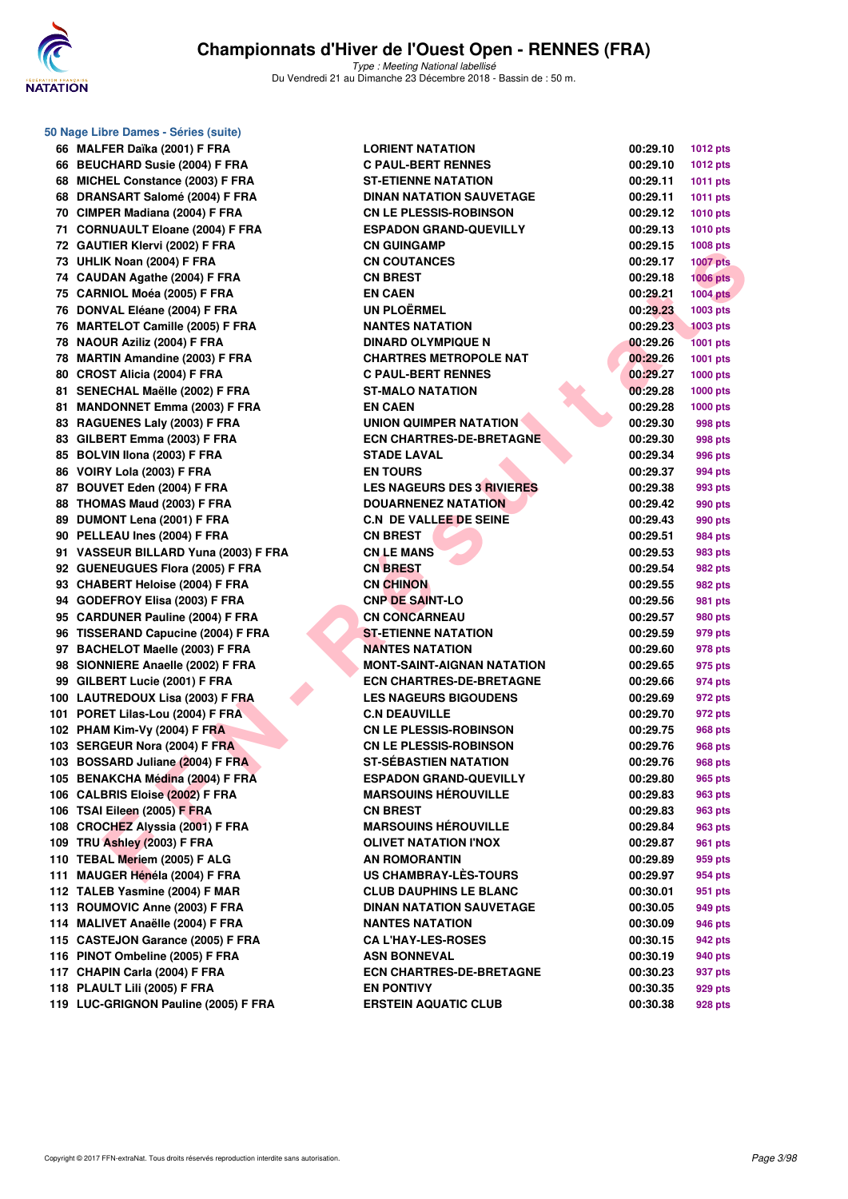# Championnats d'Hiver de l'Ouest Open - RENNES (FRA)

*Type : Meeting National labellisé*

Du Vendredi 21 au Dimanche 23 Décembre 2018 - Bassin de : 50 m.

## 50 Nage Libre Dames - Séries (suite)

| Place | Nom | Club | Temps | Points |
|---|---|---|---|---|
| 66 | MALFER Daïka (2001) F FRA | LORIENT NATATION | 00:29.10 | 1012 pts |
| 66 | BEUCHARD Susie (2004) F FRA | C PAUL-BERT RENNES | 00:29.10 | 1012 pts |
| 68 | MICHEL Constance (2003) F FRA | ST-ETIENNE NATATION | 00:29.11 | 1011 pts |
| 68 | DRANSART Salomé (2004) F FRA | DINAN NATATION SAUVETAGE | 00:29.11 | 1011 pts |
| 70 | CIMPER Madiana (2004) F FRA | CN LE PLESSIS-ROBINSON | 00:29.12 | 1010 pts |
| 71 | CORNUAULT Eloane (2004) F FRA | ESPADON GRAND-QUEVILLY | 00:29.13 | 1010 pts |
| 72 | GAUTIER Klervi (2002) F FRA | CN GUINGAMP | 00:29.15 | 1008 pts |
| 73 | UHLIK Noan (2004) F FRA | CN COUTANCES | 00:29.17 | 1007 pts |
| 74 | CAUDAN Agathe (2004) F FRA | CN BREST | 00:29.18 | 1006 pts |
| 75 | CARNIOL Moéa (2005) F FRA | EN CAEN | 00:29.21 | 1004 pts |
| 76 | DONVAL Eléane (2004) F FRA | UN PLOËRMEL | 00:29.23 | 1003 pts |
| 76 | MARTELOT Camille (2005) F FRA | NANTES NATATION | 00:29.23 | 1003 pts |
| 78 | NAOUR Aziliz (2004) F FRA | DINARD OLYMPIQUE N | 00:29.26 | 1001 pts |
| 78 | MARTIN Amandine (2003) F FRA | CHARTRES METROPOLE NAT | 00:29.26 | 1001 pts |
| 80 | CROST Alicia (2004) F FRA | C PAUL-BERT RENNES | 00:29.27 | 1000 pts |
| 81 | SENECHAL Maëlle (2002) F FRA | ST-MALO NATATION | 00:29.28 | 1000 pts |
| 81 | MANDONNET Emma (2003) F FRA | EN CAEN | 00:29.28 | 1000 pts |
| 83 | RAGUENES Laly (2003) F FRA | UNION QUIMPER NATATION | 00:29.30 | 998 pts |
| 83 | GILBERT Emma (2003) F FRA | ECN CHARTRES-DE-BRETAGNE | 00:29.30 | 998 pts |
| 85 | BOLVIN Ilona (2003) F FRA | STADE LAVAL | 00:29.34 | 996 pts |
| 86 | VOIRY Lola (2003) F FRA | EN TOURS | 00:29.37 | 994 pts |
| 87 | BOUVET Eden (2004) F FRA | LES NAGEURS DES 3 RIVIERES | 00:29.38 | 993 pts |
| 88 | THOMAS Maud (2003) F FRA | DOUARNENEZ NATATION | 00:29.42 | 990 pts |
| 89 | DUMONT Lena (2001) F FRA | C.N DE VALLEE DE SEINE | 00:29.43 | 990 pts |
| 90 | PELLEAU Ines (2004) F FRA | CN BREST | 00:29.51 | 984 pts |
| 91 | VASSEUR BILLARD Yuna (2003) F FRA | CN LE MANS | 00:29.53 | 983 pts |
| 92 | GUENEUGUES Flora (2005) F FRA | CN BREST | 00:29.54 | 982 pts |
| 93 | CHABERT Heloise (2004) F FRA | CN CHINON | 00:29.55 | 982 pts |
| 94 | GODEFROY Elisa (2003) F FRA | CNP DE SAINT-LO | 00:29.56 | 981 pts |
| 95 | CARDUNER Pauline (2004) F FRA | CN CONCARNEAU | 00:29.57 | 980 pts |
| 96 | TISSERAND Capucine (2004) F FRA | ST-ETIENNE NATATION | 00:29.59 | 979 pts |
| 97 | BACHELOT Maelle (2003) F FRA | NANTES NATATION | 00:29.60 | 978 pts |
| 98 | SIONNIERE Anaelle (2002) F FRA | MONT-SAINT-AIGNAN NATATION | 00:29.65 | 975 pts |
| 99 | GILBERT Lucie (2001) F FRA | ECN CHARTRES-DE-BRETAGNE | 00:29.66 | 974 pts |
| 100 | LAUTREDOUX Lisa (2003) F FRA | LES NAGEURS BIGOUDENS | 00:29.69 | 972 pts |
| 101 | PORET Lilas-Lou (2004) F FRA | C.N DEAUVILLE | 00:29.70 | 972 pts |
| 102 | PHAM Kim-Vy (2004) F FRA | CN LE PLESSIS-ROBINSON | 00:29.75 | 968 pts |
| 103 | SERGEUR Nora (2004) F FRA | CN LE PLESSIS-ROBINSON | 00:29.76 | 968 pts |
| 103 | BOSSARD Juliane (2004) F FRA | ST-SÉBASTIEN NATATION | 00:29.76 | 968 pts |
| 105 | BENAKCHA Médina (2004) F FRA | ESPADON GRAND-QUEVILLY | 00:29.80 | 965 pts |
| 106 | CALBRIS Eloise (2002) F FRA | MARSOUINS HÉROUVILLE | 00:29.83 | 963 pts |
| 106 | TSAI Eileen (2005) F FRA | CN BREST | 00:29.83 | 963 pts |
| 108 | CROCHEZ Alyssia (2001) F FRA | MARSOUINS HÉROUVILLE | 00:29.84 | 963 pts |
| 109 | TRU Ashley (2003) F FRA | OLIVET NATATION I'NOX | 00:29.87 | 961 pts |
| 110 | TEBAL Meriem (2005) F ALG | AN ROMORANTIN | 00:29.89 | 959 pts |
| 111 | MAUGER Hénéla (2004) F FRA | US CHAMBRAY-LÈS-TOURS | 00:29.97 | 954 pts |
| 112 | TALEB Yasmine (2004) F MAR | CLUB DAUPHINS LE BLANC | 00:30.01 | 951 pts |
| 113 | ROUMOVIC Anne (2003) F FRA | DINAN NATATION SAUVETAGE | 00:30.05 | 949 pts |
| 114 | MALIVET Anaëlle (2004) F FRA | NANTES NATATION | 00:30.09 | 946 pts |
| 115 | CASTEJON Garance (2005) F FRA | CA L'HAY-LES-ROSES | 00:30.15 | 942 pts |
| 116 | PINOT Ombeline (2005) F FRA | ASN BONNEVAL | 00:30.19 | 940 pts |
| 117 | CHAPIN Carla (2004) F FRA | ECN CHARTRES-DE-BRETAGNE | 00:30.23 | 937 pts |
| 118 | PLAULT Lili (2005) F FRA | EN PONTIVY | 00:30.35 | 929 pts |
| 119 | LUC-GRIGNON Pauline (2005) F FRA | ERSTEIN AQUATIC CLUB | 00:30.38 | 928 pts |

Copyright © 2017 FFN-extraNat. Tous droits réservés reproduction interdite sans autorisation.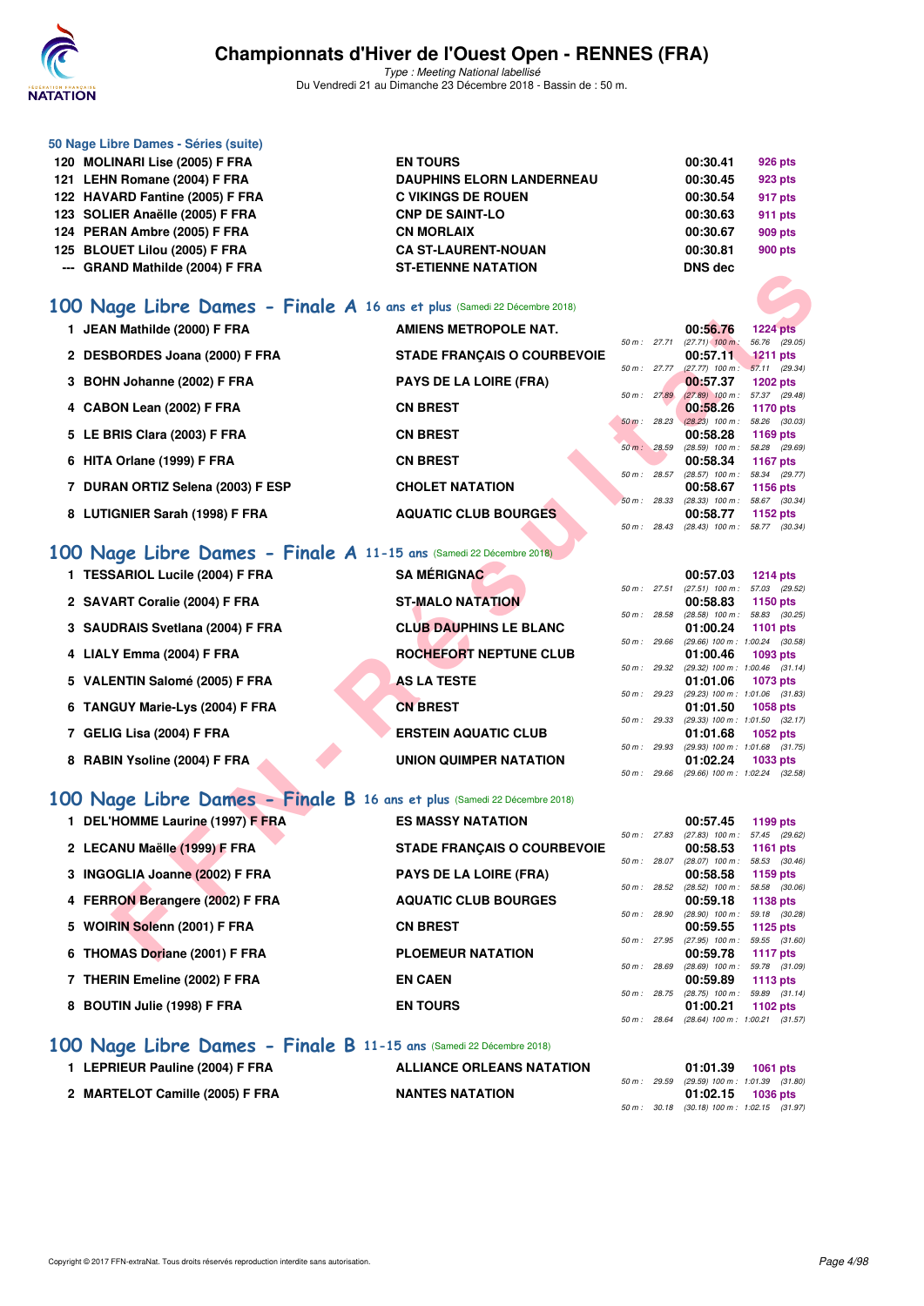### 50 Nage Libre Dames - Séries (suite)

| | | | | |
|---|---|---|---|---|
| 120 | MOLINARI Lise (2005) F FRA | EN TOURS | 00:30.41 | 926 pts |
| 121 | LEHN Romane (2004) F FRA | DAUPHINS ELORN LANDERNEAU | 00:30.45 | 923 pts |
| 122 | HAVARD Fantine (2005) F FRA | C VIKINGS DE ROUEN | 00:30.54 | 917 pts |
| 123 | SOLIER Anaëlle (2005) F FRA | CNP DE SAINT-LO | 00:30.63 | 911 pts |
| 124 | PERAN Ambre (2005) F FRA | CN MORLAIX | 00:30.67 | 909 pts |
| 125 | BLOUET Lilou (2005) F FRA | CA ST-LAURENT-NOUAN | 00:30.81 | 900 pts |
| --- | GRAND Mathilde (2004) F FRA | ST-ETIENNE NATATION | DNS dec | |

## 100 Nage Libre Dames - Finale A 16 ans et plus (Samedi 22 Décembre 2018)

| | | | | | |
|---|---|---|---|---|---|
| 1 | JEAN Mathilde (2000) F FRA | AMIENS METROPOLE NAT. | 00:56.76 | 1224 pts | 50 m : 27.71 (27.71) 100 m : 56.76 (29.05) |
| 2 | DESBORDES Joana (2000) F FRA | STADE FRANÇAIS O COURBEVOIE | 00:57.11 | 1211 pts | 50 m : 27.77 (27.77) 100 m : 57.11 (29.34) |
| 3 | BOHN Johanne (2002) F FRA | PAYS DE LA LOIRE (FRA) | 00:57.37 | 1202 pts | 50 m : 27.89 (27.89) 100 m : 57.37 (29.48) |
| 4 | CABON Lean (2002) F FRA | CN BREST | 00:58.26 | 1170 pts | 50 m : 28.23 (28.23) 100 m : 58.26 (30.03) |
| 5 | LE BRIS Clara (2003) F FRA | CN BREST | 00:58.28 | 1169 pts | 50 m : 28.59 (28.59) 100 m : 58.28 (29.69) |
| 6 | HITA Orlane (1999) F FRA | CN BREST | 00:58.34 | 1167 pts | 50 m : 28.57 (28.57) 100 m : 58.34 (29.77) |
| 7 | DURAN ORTIZ Selena (2003) F ESP | CHOLET NATATION | 00:58.67 | 1156 pts | 50 m : 28.33 (28.33) 100 m : 58.67 (30.34) |
| 8 | LUTIGNIER Sarah (1998) F FRA | AQUATIC CLUB BOURGES | 00:58.77 | 1152 pts | 50 m : 28.43 (28.43) 100 m : 58.77 (30.34) |

## 100 Nage Libre Dames - Finale A 11-15 ans (Samedi 22 Décembre 2018)

| | | | | | |
|---|---|---|---|---|---|
| 1 | TESSARIOL Lucile (2004) F FRA | SA MÉRIGNAC | 00:57.03 | 1214 pts | 50 m : 27.51 (27.51) 100 m : 57.03 (29.52) |
| 2 | SAVART Coralie (2004) F FRA | ST-MALO NATATION | 00:58.83 | 1150 pts | 50 m : 28.58 (28.58) 100 m : 58.83 (30.25) |
| 3 | SAUDRAIS Svetlana (2004) F FRA | CLUB DAUPHINS LE BLANC | 01:00.24 | 1101 pts | 50 m : 29.66 (29.66) 100 m : 1:00.24 (30.58) |
| 4 | LIALY Emma (2004) F FRA | ROCHEFORT NEPTUNE CLUB | 01:00.46 | 1093 pts | 50 m : 29.32 (29.32) 100 m : 1:00.46 (31.14) |
| 5 | VALENTIN Salomé (2005) F FRA | AS LA TESTE | 01:01.06 | 1073 pts | 50 m : 29.23 (29.23) 100 m : 1:01.06 (31.83) |
| 6 | TANGUY Marie-Lys (2004) F FRA | CN BREST | 01:01.50 | 1058 pts | 50 m : 29.33 (29.33) 100 m : 1:01.50 (32.17) |
| 7 | GELIG Lisa (2004) F FRA | ERSTEIN AQUATIC CLUB | 01:01.68 | 1052 pts | 50 m : 29.93 (29.93) 100 m : 1:01.68 (31.75) |
| 8 | RABIN Ysoline (2004) F FRA | UNION QUIMPER NATATION | 01:02.24 | 1033 pts | 50 m : 29.66 (29.66) 100 m : 1:02.24 (32.58) |

## 100 Nage Libre Dames - Finale B 16 ans et plus (Samedi 22 Décembre 2018)

| | | | | | |
|---|---|---|---|---|---|
| 1 | DEL'HOMME Laurine (1997) F FRA | ES MASSY NATATION | 00:57.45 | 1199 pts | 50 m : 27.83 (27.83) 100 m : 57.45 (29.62) |
| 2 | LECANU Maëlle (1999) F FRA | STADE FRANÇAIS O COURBEVOIE | 00:58.53 | 1161 pts | 50 m : 28.07 (28.07) 100 m : 58.53 (30.46) |
| 3 | INGOGLIA Joanne (2002) F FRA | PAYS DE LA LOIRE (FRA) | 00:58.58 | 1159 pts | 50 m : 28.52 (28.52) 100 m : 58.58 (30.06) |
| 4 | FERRON Berangere (2002) F FRA | AQUATIC CLUB BOURGES | 00:59.18 | 1138 pts | 50 m : 28.90 (28.90) 100 m : 59.18 (30.28) |
| 5 | WOIRIN Solenn (2001) F FRA | CN BREST | 00:59.55 | 1125 pts | 50 m : 27.95 (27.95) 100 m : 59.55 (31.60) |
| 6 | THOMAS Doriane (2001) F FRA | PLOEMEUR NATATION | 00:59.78 | 1117 pts | 50 m : 28.69 (28.69) 100 m : 59.78 (31.09) |
| 7 | THERIN Emeline (2002) F FRA | EN CAEN | 00:59.89 | 1113 pts | 50 m : 28.75 (28.75) 100 m : 59.89 (31.14) |
| 8 | BOUTIN Julie (1998) F FRA | EN TOURS | 01:00.21 | 1102 pts | 50 m : 28.64 (28.64) 100 m : 1:00.21 (31.57) |

## 100 Nage Libre Dames - Finale B 11-15 ans (Samedi 22 Décembre 2018)

| | | | | | |
|---|---|---|---|---|---|
| 1 | LEPRIEUR Pauline (2004) F FRA | ALLIANCE ORLEANS NATATION | 01:01.39 | 1061 pts | 50 m : 29.59 (29.59) 100 m : 1:01.39 (31.80) |
| 2 | MARTELOT Camille (2005) F FRA | NANTES NATATION | 01:02.15 | 1036 pts | 50 m : 30.18 (30.18) 100 m : 1:02.15 (31.97) |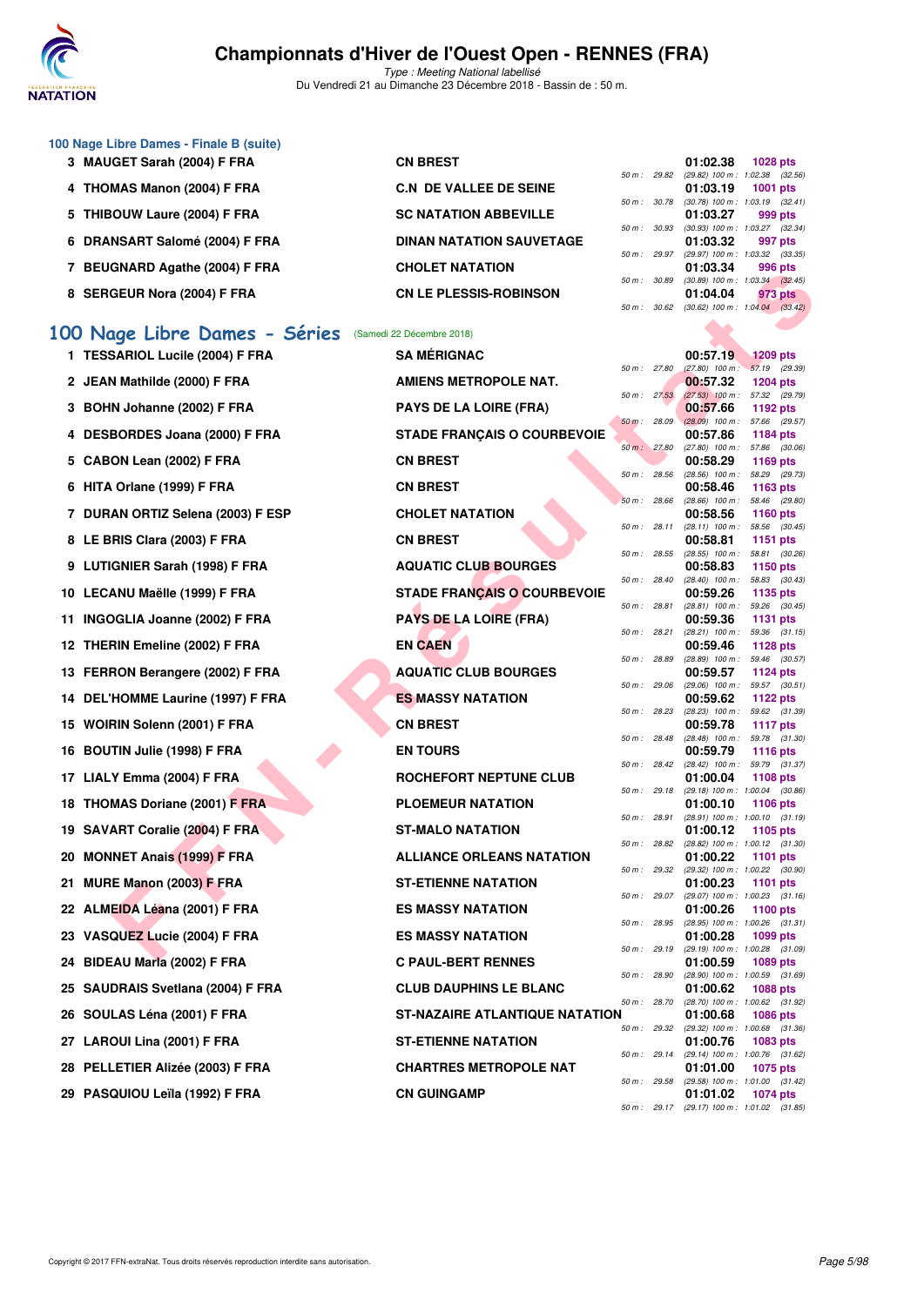### 100 Nage Libre Dames - Finale B (suite)

| Rang | Nom | Club | Temps | Points | Splits |
|---|---|---|---|---|---|
| 3 | MAUGET Sarah (2004) F FRA | CN BREST | 01:02.38 | 1028 pts | 50 m : 29.82 (29.82) 100 m : 1:02.38 (32.56) |
| 4 | THOMAS Manon (2004) F FRA | C.N DE VALLEE DE SEINE | 01:03.19 | 1001 pts | 50 m : 30.78 (30.78) 100 m : 1:03.19 (32.41) |
| 5 | THIBOUW Laure (2004) F FRA | SC NATATION ABBEVILLE | 01:03.27 | 999 pts | 50 m : 30.93 (30.93) 100 m : 1:03.27 (32.34) |
| 6 | DRANSART Salomé (2004) F FRA | DINAN NATATION SAUVETAGE | 01:03.32 | 997 pts | 50 m : 29.97 (29.97) 100 m : 1:03.32 (33.35) |
| 7 | BEUGNARD Agathe (2004) F FRA | CHOLET NATATION | 01:03.34 | 996 pts | 50 m : 30.89 (30.89) 100 m : 1:03.34 (32.45) |
| 8 | SERGEUR Nora (2004) F FRA | CN LE PLESSIS-ROBINSON | 01:04.04 | 973 pts | 50 m : 30.62 (30.62) 100 m : 1:04.04 (33.42) |

## 100 Nage Libre Dames - Séries (Samedi 22 Décembre 2018)

| Rang | Nom | Club | Temps | Points | Splits |
|---|---|---|---|---|---|
| 1 | TESSARIOL Lucile (2004) F FRA | SA MÉRIGNAC | 00:57.19 | 1209 pts | 50 m : 27.80 (27.80) 100 m : 57.19 (29.39) |
| 2 | JEAN Mathilde (2000) F FRA | AMIENS METROPOLE NAT. | 00:57.32 | 1204 pts | 50 m : 27.53 (27.53) 100 m : 57.32 (29.79) |
| 3 | BOHN Johanne (2002) F FRA | PAYS DE LA LOIRE (FRA) | 00:57.66 | 1192 pts | 50 m : 28.09 (28.09) 100 m : 57.66 (29.57) |
| 4 | DESBORDES Joana (2000) F FRA | STADE FRANÇAIS O COURBEVOIE | 00:57.86 | 1184 pts | 50 m : 27.80 (27.80) 100 m : 57.86 (30.06) |
| 5 | CABON Lean (2002) F FRA | CN BREST | 00:58.29 | 1169 pts | 50 m : 28.56 (28.56) 100 m : 58.29 (29.73) |
| 6 | HITA Orlane (1999) F FRA | CN BREST | 00:58.46 | 1163 pts | 50 m : 28.66 (28.66) 100 m : 58.46 (29.80) |
| 7 | DURAN ORTIZ Selena (2003) F ESP | CHOLET NATATION | 00:58.56 | 1160 pts | 50 m : 28.11 (28.11) 100 m : 58.56 (30.45) |
| 8 | LE BRIS Clara (2003) F FRA | CN BREST | 00:58.81 | 1151 pts | 50 m : 28.55 (28.55) 100 m : 58.81 (30.26) |
| 9 | LUTIGNIER Sarah (1998) F FRA | AQUATIC CLUB BOURGES | 00:58.83 | 1150 pts | 50 m : 28.40 (28.40) 100 m : 58.83 (30.43) |
| 10 | LECANU Maëlle (1999) F FRA | STADE FRANÇAIS O COURBEVOIE | 00:59.26 | 1135 pts | 50 m : 28.81 (28.81) 100 m : 59.26 (30.45) |
| 11 | INGOGLIA Joanne (2002) F FRA | PAYS DE LA LOIRE (FRA) | 00:59.36 | 1131 pts | 50 m : 28.21 (28.21) 100 m : 59.36 (31.15) |
| 12 | THERIN Emeline (2002) F FRA | EN CAEN | 00:59.46 | 1128 pts | 50 m : 28.89 (28.89) 100 m : 59.46 (30.57) |
| 13 | FERRON Berangere (2002) F FRA | AQUATIC CLUB BOURGES | 00:59.57 | 1124 pts | 50 m : 29.06 (29.06) 100 m : 59.57 (30.51) |
| 14 | DEL'HOMME Laurine (1997) F FRA | ES MASSY NATATION | 00:59.62 | 1122 pts | 50 m : 28.23 (28.23) 100 m : 59.62 (31.39) |
| 15 | WOIRIN Solenn (2001) F FRA | CN BREST | 00:59.78 | 1117 pts | 50 m : 28.48 (28.48) 100 m : 59.78 (31.30) |
| 16 | BOUTIN Julie (1998) F FRA | EN TOURS | 00:59.79 | 1116 pts | 50 m : 28.42 (28.42) 100 m : 59.79 (31.37) |
| 17 | LIALY Emma (2004) F FRA | ROCHEFORT NEPTUNE CLUB | 01:00.04 | 1108 pts | 50 m : 29.18 (29.18) 100 m : 1:00.04 (30.86) |
| 18 | THOMAS Doriane (2001) F FRA | PLOEMEUR NATATION | 01:00.10 | 1106 pts | 50 m : 28.91 (28.91) 100 m : 1:00.10 (31.19) |
| 19 | SAVART Coralie (2004) F FRA | ST-MALO NATATION | 01:00.12 | 1105 pts | 50 m : 28.82 (28.82) 100 m : 1:00.12 (31.30) |
| 20 | MONNET Anais (1999) F FRA | ALLIANCE ORLEANS NATATION | 01:00.22 | 1101 pts | 50 m : 29.32 (29.32) 100 m : 1:00.22 (30.90) |
| 21 | MURE Manon (2003) F FRA | ST-ETIENNE NATATION | 01:00.23 | 1101 pts | 50 m : 29.07 (29.07) 100 m : 1:00.23 (31.16) |
| 22 | ALMEIDA Léana (2001) F FRA | ES MASSY NATATION | 01:00.26 | 1100 pts | 50 m : 28.95 (28.95) 100 m : 1:00.26 (31.31) |
| 23 | VASQUEZ Lucie (2004) F FRA | ES MASSY NATATION | 01:00.28 | 1099 pts | 50 m : 29.19 (29.19) 100 m : 1:00.28 (31.09) |
| 24 | BIDEAU Marla (2002) F FRA | C PAUL-BERT RENNES | 01:00.59 | 1089 pts | 50 m : 28.90 (28.90) 100 m : 1:00.59 (31.69) |
| 25 | SAUDRAIS Svetlana (2004) F FRA | CLUB DAUPHINS LE BLANC | 01:00.62 | 1088 pts | 50 m : 28.70 (28.70) 100 m : 1:00.62 (31.92) |
| 26 | SOULAS Léna (2001) F FRA | ST-NAZAIRE ATLANTIQUE NATATION | 01:00.68 | 1086 pts | 50 m : 29.32 (29.32) 100 m : 1:00.68 (31.36) |
| 27 | LAROUI Lina (2001) F FRA | ST-ETIENNE NATATION | 01:00.76 | 1083 pts | 50 m : 29.14 (29.14) 100 m : 1:00.76 (31.62) |
| 28 | PELLETIER Alizée (2003) F FRA | CHARTRES METROPOLE NAT | 01:01.00 | 1075 pts | 50 m : 29.58 (29.58) 100 m : 1:01.00 (31.42) |
| 29 | PASQUIOU Leïla (1992) F FRA | CN GUINGAMP | 01:01.02 | 1074 pts | 50 m : 29.17 (29.17) 100 m : 1:01.02 (31.85) |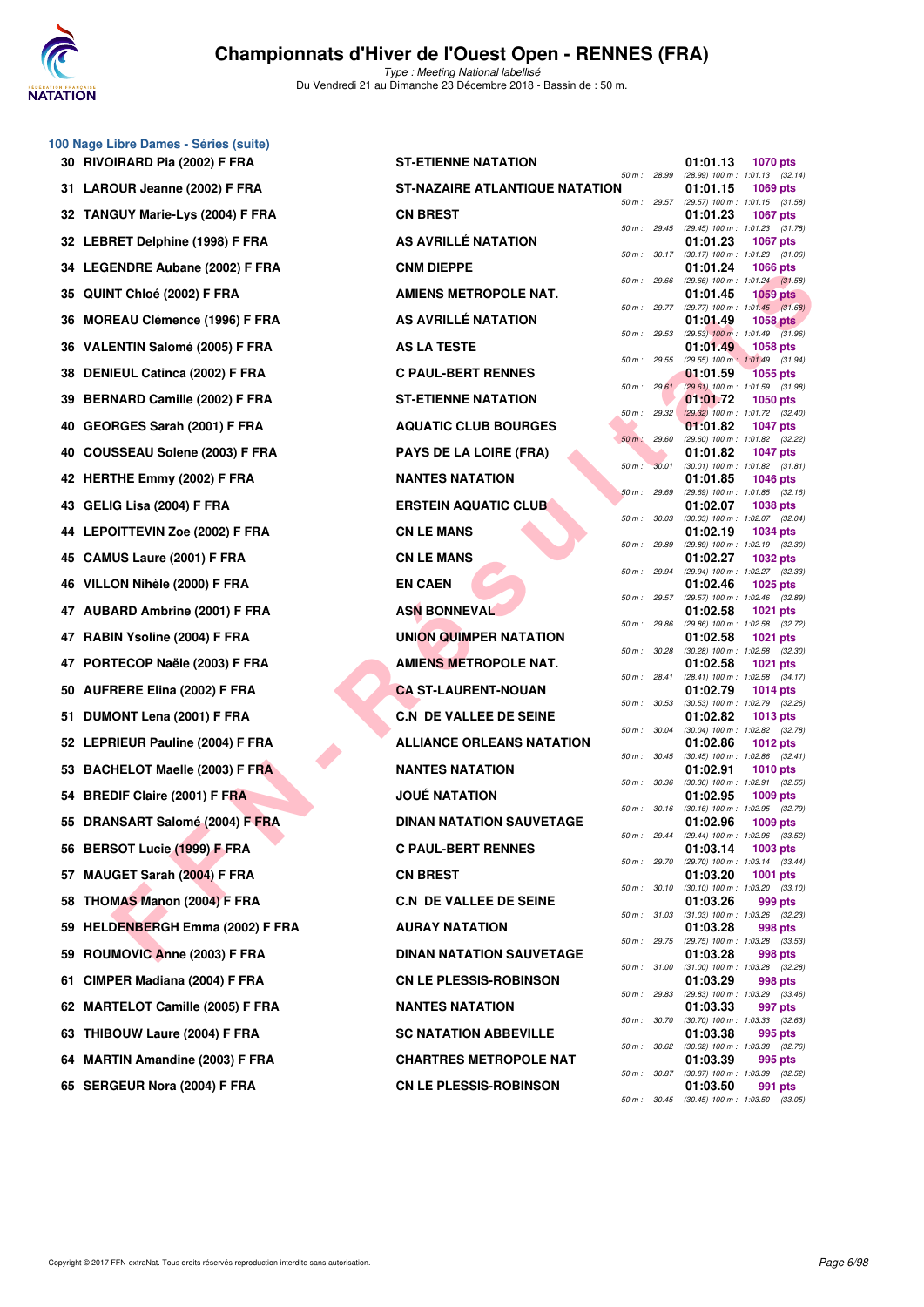# Championnats d'Hiver de l'Ouest Open - RENNES (FRA)

*Type : Meeting National labellisé*
Du Vendredi 21 au Dimanche 23 Décembre 2018 - Bassin de : 50 m.

## 100 Nage Libre Dames - Séries (suite)

| Rang | Nom | Club | Temps | Points | Splits |
|---|---|---|---|---|---|
| 30 | RIVOIRARD Pia (2002) F FRA | ST-ETIENNE NATATION | 01:01.13 | 1070 pts | 50 m : 28.99 (28.99) 100 m : 1:01.13 (32.14) |
| 31 | LAROUR Jeanne (2002) F FRA | ST-NAZAIRE ATLANTIQUE NATATION | 01:01.15 | 1069 pts | 50 m : 29.57 (29.57) 100 m : 1:01.15 (31.58) |
| 32 | TANGUY Marie-Lys (2004) F FRA | CN BREST | 01:01.23 | 1067 pts | 50 m : 29.45 (29.45) 100 m : 1:01.23 (31.78) |
| 32 | LEBRET Delphine (1998) F FRA | AS AVRILLÉ NATATION | 01:01.23 | 1067 pts | 50 m : 30.17 (30.17) 100 m : 1:01.23 (31.06) |
| 34 | LEGENDRE Aubane (2002) F FRA | CNM DIEPPE | 01:01.24 | 1066 pts | 50 m : 29.66 (29.66) 100 m : 1:01.24 (31.58) |
| 35 | QUINT Chloé (2002) F FRA | AMIENS METROPOLE NAT. | 01:01.45 | 1059 pts | 50 m : 29.77 (29.77) 100 m : 1:01.45 (31.68) |
| 36 | MOREAU Clémence (1996) F FRA | AS AVRILLÉ NATATION | 01:01.49 | 1058 pts | 50 m : 29.53 (29.53) 100 m : 1:01.49 (31.96) |
| 36 | VALENTIN Salomé (2005) F FRA | AS LA TESTE | 01:01.49 | 1058 pts | 50 m : 29.55 (29.55) 100 m : 1:01.49 (31.94) |
| 38 | DENIEUL Catinca (2002) F FRA | C PAUL-BERT RENNES | 01:01.59 | 1055 pts | 50 m : 29.61 (29.61) 100 m : 1:01.59 (31.98) |
| 39 | BERNARD Camille (2002) F FRA | ST-ETIENNE NATATION | 01:01.72 | 1050 pts | 50 m : 29.32 (29.32) 100 m : 1:01.72 (32.40) |
| 40 | GEORGES Sarah (2001) F FRA | AQUATIC CLUB BOURGES | 01:01.82 | 1047 pts | 50 m : 29.60 (29.60) 100 m : 1:01.82 (32.22) |
| 40 | COUSSEAU Solene (2003) F FRA | PAYS DE LA LOIRE (FRA) | 01:01.82 | 1047 pts | 50 m : 30.01 (30.01) 100 m : 1:01.82 (31.81) |
| 42 | HERTHE Emmy (2002) F FRA | NANTES NATATION | 01:01.85 | 1046 pts | 50 m : 29.69 (29.69) 100 m : 1:01.85 (32.16) |
| 43 | GELIG Lisa (2004) F FRA | ERSTEIN AQUATIC CLUB | 01:02.07 | 1038 pts | 50 m : 30.03 (30.03) 100 m : 1:02.07 (32.04) |
| 44 | LEPOITTEVIN Zoe (2002) F FRA | CN LE MANS | 01:02.19 | 1034 pts | 50 m : 29.89 (29.89) 100 m : 1:02.19 (32.30) |
| 45 | CAMUS Laure (2001) F FRA | CN LE MANS | 01:02.27 | 1032 pts | 50 m : 29.94 (29.94) 100 m : 1:02.27 (32.33) |
| 46 | VILLON Nihèle (2000) F FRA | EN CAEN | 01:02.46 | 1025 pts | 50 m : 29.57 (29.57) 100 m : 1:02.46 (32.89) |
| 47 | AUBARD Ambrine (2001) F FRA | ASN BONNEVAL | 01:02.58 | 1021 pts | 50 m : 29.86 (29.86) 100 m : 1:02.58 (32.72) |
| 47 | RABIN Ysoline (2004) F FRA | UNION QUIMPER NATATION | 01:02.58 | 1021 pts | 50 m : 30.28 (30.28) 100 m : 1:02.58 (32.30) |
| 47 | PORTECOP Naële (2003) F FRA | AMIENS METROPOLE NAT. | 01:02.58 | 1021 pts | 50 m : 28.41 (28.41) 100 m : 1:02.58 (34.17) |
| 50 | AUFRERE Elina (2002) F FRA | CA ST-LAURENT-NOUAN | 01:02.79 | 1014 pts | 50 m : 30.53 (30.53) 100 m : 1:02.79 (32.26) |
| 51 | DUMONT Lena (2001) F FRA | C.N DE VALLEE DE SEINE | 01:02.82 | 1013 pts | 50 m : 30.04 (30.04) 100 m : 1:02.82 (32.78) |
| 52 | LEPRIEUR Pauline (2004) F FRA | ALLIANCE ORLEANS NATATION | 01:02.86 | 1012 pts | 50 m : 30.45 (30.45) 100 m : 1:02.86 (32.41) |
| 53 | BACHELOT Maelle (2003) F FRA | NANTES NATATION | 01:02.91 | 1010 pts | 50 m : 30.36 (30.36) 100 m : 1:02.91 (32.55) |
| 54 | BREDIF Claire (2001) F FRA | JOUÉ NATATION | 01:02.95 | 1009 pts | 50 m : 30.16 (30.16) 100 m : 1:02.95 (32.79) |
| 55 | DRANSART Salomé (2004) F FRA | DINAN NATATION SAUVETAGE | 01:02.96 | 1009 pts | 50 m : 29.44 (29.44) 100 m : 1:02.96 (33.52) |
| 56 | BERSOT Lucie (1999) F FRA | C PAUL-BERT RENNES | 01:03.14 | 1003 pts | 50 m : 29.70 (29.70) 100 m : 1:03.14 (33.44) |
| 57 | MAUGET Sarah (2004) F FRA | CN BREST | 01:03.20 | 1001 pts | 50 m : 30.10 (30.10) 100 m : 1:03.20 (33.10) |
| 58 | THOMAS Manon (2004) F FRA | C.N DE VALLEE DE SEINE | 01:03.26 | 999 pts | 50 m : 31.03 (31.03) 100 m : 1:03.26 (32.23) |
| 59 | HELDENBERGH Emma (2002) F FRA | AURAY NATATION | 01:03.28 | 998 pts | 50 m : 29.75 (29.75) 100 m : 1:03.28 (33.53) |
| 59 | ROUMOVIC Anne (2003) F FRA | DINAN NATATION SAUVETAGE | 01:03.28 | 998 pts | 50 m : 31.00 (31.00) 100 m : 1:03.28 (32.28) |
| 61 | CIMPER Madiana (2004) F FRA | CN LE PLESSIS-ROBINSON | 01:03.29 | 998 pts | 50 m : 29.83 (29.83) 100 m : 1:03.29 (33.46) |
| 62 | MARTELOT Camille (2005) F FRA | NANTES NATATION | 01:03.33 | 997 pts | 50 m : 30.70 (30.70) 100 m : 1:03.33 (32.63) |
| 63 | THIBOUW Laure (2004) F FRA | SC NATATION ABBEVILLE | 01:03.38 | 995 pts | 50 m : 30.62 (30.62) 100 m : 1:03.38 (32.76) |
| 64 | MARTIN Amandine (2003) F FRA | CHARTRES METROPOLE NAT | 01:03.39 | 995 pts | 50 m : 30.87 (30.87) 100 m : 1:03.39 (32.52) |
| 65 | SERGEUR Nora (2004) F FRA | CN LE PLESSIS-ROBINSON | 01:03.50 | 991 pts | 50 m : 30.45 (30.45) 100 m : 1:03.50 (33.05) |

Copyright © 2017 FFN-extraNat. Tous droits réservés reproduction interdite sans autorisation.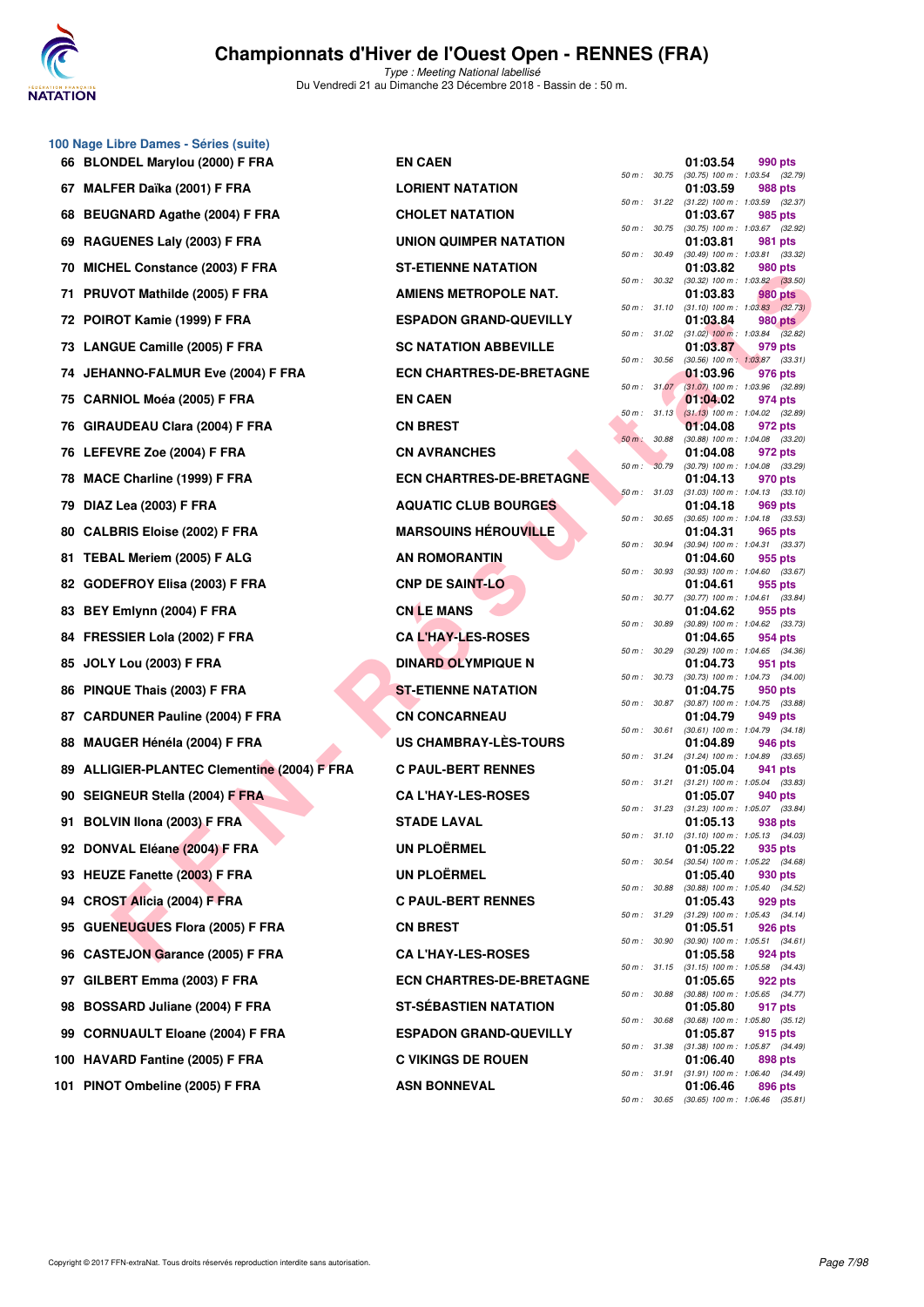# Championnats d'Hiver de l'Ouest Open - RENNES (FRA)

*Type : Meeting National labellisé*

Du Vendredi 21 au Dimanche 23 Décembre 2018 - Bassin de : 50 m.

## 100 Nage Libre Dames - Séries (suite)

| Rang | Nom | Club | Temps | Points | Splits |
|---|---|---|---|---|---|
| 66 | BLONDEL Marylou (2000) F FRA | EN CAEN | 01:03.54 | 990 pts | 50 m : 30.75 (30.75) 100 m : 1:03.54 (32.79) |
| 67 | MALFER Daïka (2001) F FRA | LORIENT NATATION | 01:03.59 | 988 pts | 50 m : 31.22 (31.22) 100 m : 1:03.59 (32.37) |
| 68 | BEUGNARD Agathe (2004) F FRA | CHOLET NATATION | 01:03.67 | 985 pts | 50 m : 30.75 (30.75) 100 m : 1:03.67 (32.92) |
| 69 | RAGUENES Laly (2003) F FRA | UNION QUIMPER NATATION | 01:03.81 | 981 pts | 50 m : 30.49 (30.49) 100 m : 1:03.81 (33.32) |
| 70 | MICHEL Constance (2003) F FRA | ST-ETIENNE NATATION | 01:03.82 | 980 pts | 50 m : 30.32 (30.32) 100 m : 1:03.82 (33.50) |
| 71 | PRUVOT Mathilde (2005) F FRA | AMIENS METROPOLE NAT. | 01:03.83 | 980 pts | 50 m : 31.10 (31.10) 100 m : 1:03.83 (32.73) |
| 72 | POIROT Kamie (1999) F FRA | ESPADON GRAND-QUEVILLY | 01:03.84 | 980 pts | 50 m : 31.02 (31.02) 100 m : 1:03.84 (32.82) |
| 73 | LANGUE Camille (2005) F FRA | SC NATATION ABBEVILLE | 01:03.87 | 979 pts | 50 m : 30.56 (30.56) 100 m : 1:03.87 (33.31) |
| 74 | JEHANNO-FALMUR Eve (2004) F FRA | ECN CHARTRES-DE-BRETAGNE | 01:03.96 | 976 pts | 50 m : 31.07 (31.07) 100 m : 1:03.96 (32.89) |
| 75 | CARNIOL Moéa (2005) F FRA | EN CAEN | 01:04.02 | 974 pts | 50 m : 31.13 (31.13) 100 m : 1:04.02 (32.89) |
| 76 | GIRAUDEAU Clara (2004) F FRA | CN BREST | 01:04.08 | 972 pts | 50 m : 30.88 (30.88) 100 m : 1:04.08 (33.20) |
| 76 | LEFEVRE Zoe (2004) F FRA | CN AVRANCHES | 01:04.08 | 972 pts | 50 m : 30.79 (30.79) 100 m : 1:04.08 (33.29) |
| 78 | MACE Charline (1999) F FRA | ECN CHARTRES-DE-BRETAGNE | 01:04.13 | 970 pts | 50 m : 31.03 (31.03) 100 m : 1:04.13 (33.10) |
| 79 | DIAZ Lea (2003) F FRA | AQUATIC CLUB BOURGES | 01:04.18 | 969 pts | 50 m : 30.65 (30.65) 100 m : 1:04.18 (33.53) |
| 80 | CALBRIS Eloise (2002) F FRA | MARSOUINS HÉROUVILLE | 01:04.31 | 965 pts | 50 m : 30.94 (30.94) 100 m : 1:04.31 (33.37) |
| 81 | TEBAL Meriem (2005) F ALG | AN ROMORANTIN | 01:04.60 | 955 pts | 50 m : 30.93 (30.93) 100 m : 1:04.60 (33.67) |
| 82 | GODEFROY Elisa (2003) F FRA | CNP DE SAINT-LO | 01:04.61 | 955 pts | 50 m : 30.77 (30.77) 100 m : 1:04.61 (33.84) |
| 83 | BEY Emlynn (2004) F FRA | CN LE MANS | 01:04.62 | 955 pts | 50 m : 30.89 (30.89) 100 m : 1:04.62 (33.73) |
| 84 | FRESSIER Lola (2002) F FRA | CA L'HAY-LES-ROSES | 01:04.65 | 954 pts | 50 m : 30.29 (30.29) 100 m : 1:04.65 (34.36) |
| 85 | JOLY Lou (2003) F FRA | DINARD OLYMPIQUE N | 01:04.73 | 951 pts | 50 m : 30.73 (30.73) 100 m : 1:04.73 (34.00) |
| 86 | PINQUE Thais (2003) F FRA | ST-ETIENNE NATATION | 01:04.75 | 950 pts | 50 m : 30.87 (30.87) 100 m : 1:04.75 (33.88) |
| 87 | CARDUNER Pauline (2004) F FRA | CN CONCARNEAU | 01:04.79 | 949 pts | 50 m : 30.61 (30.61) 100 m : 1:04.79 (34.18) |
| 88 | MAUGER Hénéla (2004) F FRA | US CHAMBRAY-LÈS-TOURS | 01:04.89 | 946 pts | 50 m : 31.24 (31.24) 100 m : 1:04.89 (33.65) |
| 89 | ALLIGIER-PLANTEC Clementine (2004) F FRA | C PAUL-BERT RENNES | 01:05.04 | 941 pts | 50 m : 31.21 (31.21) 100 m : 1:05.04 (33.83) |
| 90 | SEIGNEUR Stella (2004) F FRA | CA L'HAY-LES-ROSES | 01:05.07 | 940 pts | 50 m : 31.23 (31.23) 100 m : 1:05.07 (33.84) |
| 91 | BOLVIN Ilona (2003) F FRA | STADE LAVAL | 01:05.13 | 938 pts | 50 m : 31.10 (31.10) 100 m : 1:05.13 (34.03) |
| 92 | DONVAL Eléane (2004) F FRA | UN PLOËRMEL | 01:05.22 | 935 pts | 50 m : 30.54 (30.54) 100 m : 1:05.22 (34.68) |
| 93 | HEUZE Fanette (2003) F FRA | UN PLOËRMEL | 01:05.40 | 930 pts | 50 m : 30.88 (30.88) 100 m : 1:05.40 (34.52) |
| 94 | CROST Alicia (2004) F FRA | C PAUL-BERT RENNES | 01:05.43 | 929 pts | 50 m : 31.29 (31.29) 100 m : 1:05.43 (34.14) |
| 95 | GUENEUGUES Flora (2005) F FRA | CN BREST | 01:05.51 | 926 pts | 50 m : 30.90 (30.90) 100 m : 1:05.51 (34.61) |
| 96 | CASTEJON Garance (2005) F FRA | CA L'HAY-LES-ROSES | 01:05.58 | 924 pts | 50 m : 31.15 (31.15) 100 m : 1:05.58 (34.43) |
| 97 | GILBERT Emma (2003) F FRA | ECN CHARTRES-DE-BRETAGNE | 01:05.65 | 922 pts | 50 m : 30.88 (30.88) 100 m : 1:05.65 (34.77) |
| 98 | BOSSARD Juliane (2004) F FRA | ST-SÉBASTIEN NATATION | 01:05.80 | 917 pts | 50 m : 30.68 (30.68) 100 m : 1:05.80 (35.12) |
| 99 | CORNUAULT Eloane (2004) F FRA | ESPADON GRAND-QUEVILLY | 01:05.87 | 915 pts | 50 m : 31.38 (31.38) 100 m : 1:05.87 (34.49) |
| 100 | HAVARD Fantine (2005) F FRA | C VIKINGS DE ROUEN | 01:06.40 | 898 pts | 50 m : 31.91 (31.91) 100 m : 1:06.40 (34.49) |
| 101 | PINOT Ombeline (2005) F FRA | ASN BONNEVAL | 01:06.46 | 896 pts | 50 m : 30.65 (30.65) 100 m : 1:06.46 (35.81) |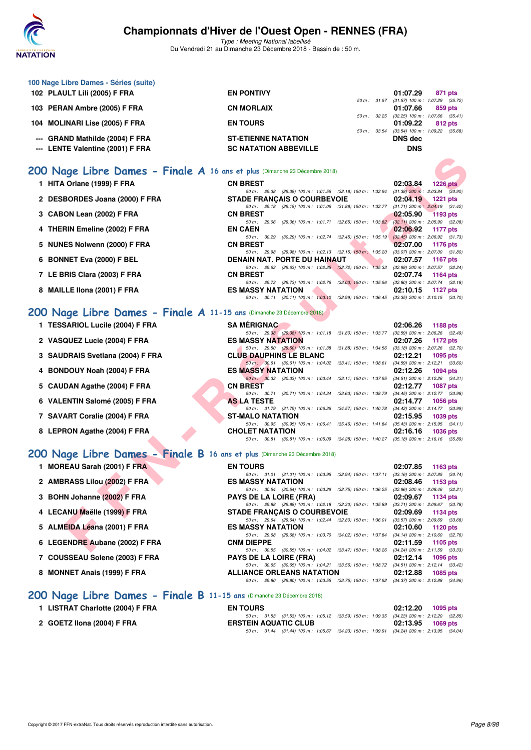# Championnats d'Hiver de l'Ouest Open - RENNES (FRA)

*Type : Meeting National labellisé*

Du Vendredi 21 au Dimanche 23 Décembre 2018 - Bassin de : 50 m.

### 100 Nage Libre Dames - Séries (suite)

| Rang | Nom | Club | Temps | Points | Intermédiaires |
|---|---|---|---|---|---|
| 102 | PLAULT Lili (2005) F FRA | EN PONTIVY | 01:07.29 | 871 pts | 50 m : 31.57 (31.57) 100 m : 1:07.29 (35.72) |
| 103 | PERAN Ambre (2005) F FRA | CN MORLAIX | 01:07.66 | 859 pts | 50 m : 32.25 (32.25) 100 m : 1:07.66 (35.41) |
| 104 | MOLINARI Lise (2005) F FRA | EN TOURS | 01:09.22 | 812 pts | 50 m : 33.54 (33.54) 100 m : 1:09.22 (35.68) |
| --- | GRAND Mathilde (2004) F FRA | ST-ETIENNE NATATION | DNS dec | | |
| --- | LENTE Valentine (2001) F FRA | SC NATATION ABBEVILLE | DNS | | |

## 200 Nage Libre Dames - Finale A 16 ans et plus (Dimanche 23 Décembre 2018)

| Rang | Nom | Club | Temps | Points | Intermédiaires |
|---|---|---|---|---|---|
| 1 | HITA Orlane (1999) F FRA | CN BREST | 02:03.84 | 1226 pts | 50 m : 29.38 (29.38) 100 m : 1:01.56 (32.18) 150 m : 1:32.94 (31.38) 200 m : 2:03.84 (30.90) |
| 2 | DESBORDES Joana (2000) F FRA | STADE FRANÇAIS O COURBEVOIE | 02:04.19 | 1221 pts | 50 m : 29.18 (29.18) 100 m : 1:01.06 (31.88) 150 m : 1:32.77 (31.71) 200 m : 2:04.19 (31.42) |
| 3 | CABON Lean (2002) F FRA | CN BREST | 02:05.90 | 1193 pts | 50 m : 29.06 (29.06) 100 m : 1:01.71 (32.65) 150 m : 1:33.82 (32.11) 200 m : 2:05.90 (32.08) |
| 4 | THERIN Emeline (2002) F FRA | EN CAEN | 02:06.92 | 1177 pts | 50 m : 30.29 (30.29) 100 m : 1:02.74 (32.45) 150 m : 1:35.19 (32.45) 200 m : 2:06.92 (31.73) |
| 5 | NUNES Nolwenn (2000) F FRA | CN BREST | 02:07.00 | 1176 pts | 50 m : 29.98 (29.98) 100 m : 1:02.13 (32.15) 150 m : 1:35.20 (33.07) 200 m : 2:07.00 (31.80) |
| 6 | BONNET Eva (2000) F BEL | DENAIN NAT. PORTE DU HAINAUT | 02:07.57 | 1167 pts | 50 m : 29.63 (29.63) 100 m : 1:02.35 (32.72) 150 m : 1:35.33 (32.98) 200 m : 2:07.57 (32.24) |
| 7 | LE BRIS Clara (2003) F FRA | CN BREST | 02:07.74 | 1164 pts | 50 m : 29.73 (29.73) 100 m : 1:02.76 (33.03) 150 m : 1:35.56 (32.80) 200 m : 2:07.74 (32.18) |
| 8 | MAILLE Ilona (2001) F FRA | ES MASSY NATATION | 02:10.15 | 1127 pts | 50 m : 30.11 (30.11) 100 m : 1:03.10 (32.99) 150 m : 1:36.45 (33.35) 200 m : 2:10.15 (33.70) |

## 200 Nage Libre Dames - Finale A 11-15 ans (Dimanche 23 Décembre 2018)

| Rang | Nom | Club | Temps | Points | Intermédiaires |
|---|---|---|---|---|---|
| 1 | TESSARIOL Lucile (2004) F FRA | SA MÉRIGNAC | 02:06.26 | 1188 pts | 50 m : 29.38 (29.38) 100 m : 1:01.18 (31.80) 150 m : 1:33.77 (32.59) 200 m : 2:06.26 (32.49) |
| 2 | VASQUEZ Lucie (2004) F FRA | ES MASSY NATATION | 02:07.26 | 1172 pts | 50 m : 29.50 (29.50) 100 m : 1:01.38 (31.88) 150 m : 1:34.56 (33.18) 200 m : 2:07.26 (32.70) |
| 3 | SAUDRAIS Svetlana (2004) F FRA | CLUB DAUPHINS LE BLANC | 02:12.21 | 1095 pts | 50 m : 30.61 (30.61) 100 m : 1:04.02 (33.41) 150 m : 1:38.61 (34.59) 200 m : 2:12.21 (33.60) |
| 4 | BONDOUY Noah (2004) F FRA | ES MASSY NATATION | 02:12.26 | 1094 pts | 50 m : 30.33 (30.33) 100 m : 1:03.44 (33.11) 150 m : 1:37.95 (34.51) 200 m : 2:12.26 (34.31) |
| 5 | CAUDAN Agathe (2004) F FRA | CN BREST | 02:12.77 | 1087 pts | 50 m : 30.71 (30.71) 100 m : 1:04.34 (33.63) 150 m : 1:38.79 (34.45) 200 m : 2:12.77 (33.98) |
| 6 | VALENTIN Salomé (2005) F FRA | AS LA TESTE | 02:14.77 | 1056 pts | 50 m : 31.79 (31.79) 100 m : 1:06.36 (34.57) 150 m : 1:40.78 (34.42) 200 m : 2:14.77 (33.99) |
| 7 | SAVART Coralie (2004) F FRA | ST-MALO NATATION | 02:15.95 | 1039 pts | 50 m : 30.95 (30.95) 100 m : 1:06.41 (35.46) 150 m : 1:41.84 (35.43) 200 m : 2:15.95 (34.11) |
| 8 | LEPRON Agathe (2004) F FRA | CHOLET NATATION | 02:16.16 | 1036 pts | 50 m : 30.81 (30.81) 100 m : 1:05.09 (34.28) 150 m : 1:40.27 (35.18) 200 m : 2:16.16 (35.89) |

## 200 Nage Libre Dames - Finale B 16 ans et plus (Dimanche 23 Décembre 2018)

| Rang | Nom | Club | Temps | Points | Intermédiaires |
|---|---|---|---|---|---|
| 1 | MOREAU Sarah (2001) F FRA | EN TOURS | 02:07.85 | 1163 pts | 50 m : 31.01 (31.01) 100 m : 1:03.95 (32.94) 150 m : 1:37.11 (33.16) 200 m : 2:07.85 (30.74) |
| 2 | AMBRASS Lilou (2002) F FRA | ES MASSY NATATION | 02:08.46 | 1153 pts | 50 m : 30.54 (30.54) 100 m : 1:03.29 (32.75) 150 m : 1:36.25 (32.96) 200 m : 2:08.46 (32.21) |
| 3 | BOHN Johanne (2002) F FRA | PAYS DE LA LOIRE (FRA) | 02:09.67 | 1134 pts | 50 m : 29.88 (29.88) 100 m : 1:02.18 (32.30) 150 m : 1:35.89 (33.71) 200 m : 2:09.67 (33.78) |
| 4 | LECANU Maëlle (1999) F FRA | STADE FRANÇAIS O COURBEVOIE | 02:09.69 | 1134 pts | 50 m : 29.64 (29.64) 100 m : 1:02.44 (32.80) 150 m : 1:36.01 (33.57) 200 m : 2:09.69 (33.68) |
| 5 | ALMEIDA Léana (2001) F FRA | ES MASSY NATATION | 02:10.60 | 1120 pts | 50 m : 29.68 (29.68) 100 m : 1:03.70 (34.02) 150 m : 1:37.84 (34.14) 200 m : 2:10.60 (32.76) |
| 6 | LEGENDRE Aubane (2002) F FRA | CNM DIEPPE | 02:11.59 | 1105 pts | 50 m : 30.55 (30.55) 100 m : 1:04.02 (33.47) 150 m : 1:38.26 (34.24) 200 m : 2:11.59 (33.33) |
| 7 | COUSSEAU Solene (2003) F FRA | PAYS DE LA LOIRE (FRA) | 02:12.14 | 1096 pts | 50 m : 30.65 (30.65) 100 m : 1:04.21 (33.56) 150 m : 1:38.72 (34.51) 200 m : 2:12.14 (33.42) |
| 8 | MONNET Anais (1999) F FRA | ALLIANCE ORLEANS NATATION | 02:12.88 | 1085 pts | 50 m : 29.80 (29.80) 100 m : 1:03.55 (33.75) 150 m : 1:37.92 (34.37) 200 m : 2:12.88 (34.96) |

## 200 Nage Libre Dames - Finale B 11-15 ans (Dimanche 23 Décembre 2018)

| Rang | Nom | Club | Temps | Points | Intermédiaires |
|---|---|---|---|---|---|
| 1 | LISTRAT Charlotte (2004) F FRA | EN TOURS | 02:12.20 | 1095 pts | 50 m : 31.53 (31.53) 100 m : 1:05.12 (33.59) 150 m : 1:39.35 (34.23) 200 m : 2:12.20 (32.85) |
| 2 | GOETZ Ilona (2004) F FRA | ERSTEIN AQUATIC CLUB | 02:13.95 | 1069 pts | 50 m : 31.44 (31.44) 100 m : 1:05.67 (34.23) 150 m : 1:39.91 (34.24) 200 m : 2:13.95 (34.04) |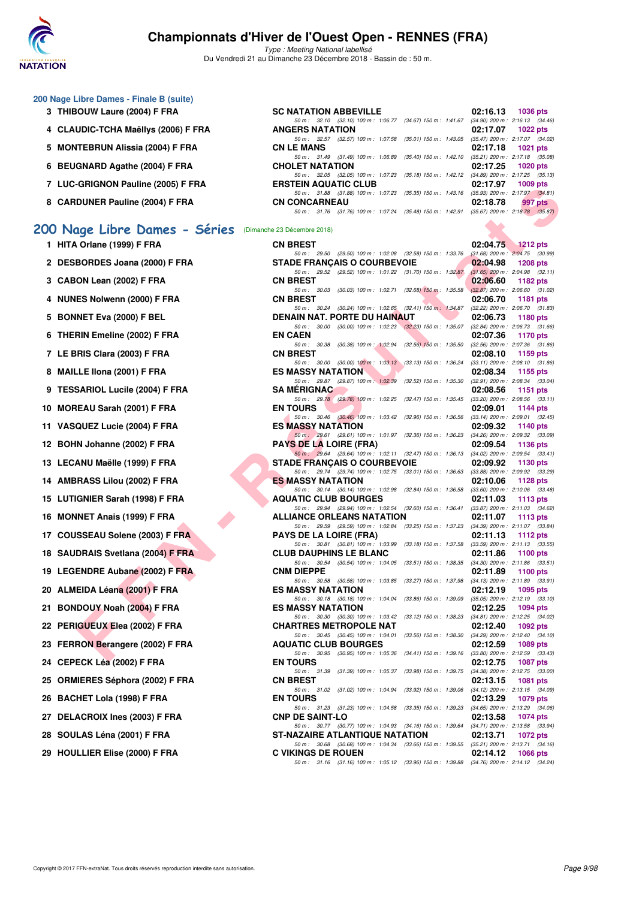## 200 Nage Libre Dames - Finale B (suite)

| Place | Nom | Club | Temps | Points |
|---|---|---|---|---|
| 3 | THIBOUW Laure (2004) F FRA | SC NATATION ABBEVILLE | 02:16.13 | 1036 pts |
| | | 50 m : 32.10 (32.10) 100 m : 1:06.77 (34.67) 150 m : 1:41.67 (34.90) 200 m : 2:16.13 (34.46) | | |
| 4 | CLAUDIC-TCHA Maëllys (2006) F FRA | ANGERS NATATION | 02:17.07 | 1022 pts |
| | | 50 m : 32.57 (32.57) 100 m : 1:07.58 (35.01) 150 m : 1:43.05 (35.47) 200 m : 2:17.07 (34.02) | | |
| 5 | MONTEBRUN Alissia (2004) F FRA | CN LE MANS | 02:17.18 | 1021 pts |
| | | 50 m : 31.49 (31.49) 100 m : 1:06.89 (35.40) 150 m : 1:42.10 (35.21) 200 m : 2:17.18 (35.08) | | |
| 6 | BEUGNARD Agathe (2004) F FRA | CHOLET NATATION | 02:17.25 | 1020 pts |
| | | 50 m : 32.05 (32.05) 100 m : 1:07.23 (35.18) 150 m : 1:42.12 (34.89) 200 m : 2:17.25 (35.13) | | |
| 7 | LUC-GRIGNON Pauline (2005) F FRA | ERSTEIN AQUATIC CLUB | 02:17.97 | 1009 pts |
| | | 50 m : 31.88 (31.88) 100 m : 1:07.23 (35.35) 150 m : 1:43.16 (35.93) 200 m : 2:17.97 (34.81) | | |
| 8 | CARDUNER Pauline (2004) F FRA | CN CONCARNEAU | 02:18.78 | 997 pts |
| | | 50 m : 31.76 (31.76) 100 m : 1:07.24 (35.48) 150 m : 1:42.91 (35.67) 200 m : 2:18.78 (35.87) | | |

## 200 Nage Libre Dames - Séries (Dimanche 23 Décembre 2018)

| Place | Nom | Club | Temps | Points |
|---|---|---|---|---|
| 1 | HITA Orlane (1999) F FRA | CN BREST | 02:04.75 | 1212 pts |
| | | 50 m : 29.50 (29.50) 100 m : 1:02.08 (32.58) 150 m : 1:33.76 (31.68) 200 m : 2:04.75 (30.99) | | |
| 2 | DESBORDES Joana (2000) F FRA | STADE FRANÇAIS O COURBEVOIE | 02:04.98 | 1208 pts |
| | | 50 m : 29.52 (29.52) 100 m : 1:01.22 (31.70) 150 m : 1:32.87 (31.65) 200 m : 2:04.98 (32.11) | | |
| 3 | CABON Lean (2002) F FRA | CN BREST | 02:06.60 | 1182 pts |
| | | 50 m : 30.03 (30.03) 100 m : 1:02.71 (32.68) 150 m : 1:35.58 (32.87) 200 m : 2:06.60 (31.02) | | |
| 4 | NUNES Nolwenn (2000) F FRA | CN BREST | 02:06.70 | 1181 pts |
| | | 50 m : 30.24 (30.24) 100 m : 1:02.65 (32.41) 150 m : 1:34.87 (32.22) 200 m : 2:06.70 (31.83) | | |
| 5 | BONNET Eva (2000) F BEL | DENAIN NAT. PORTE DU HAINAUT | 02:06.73 | 1180 pts |
| | | 50 m : 30.00 (30.00) 100 m : 1:02.23 (32.23) 150 m : 1:35.07 (32.84) 200 m : 2:06.73 (31.66) | | |
| 6 | THERIN Emeline (2002) F FRA | EN CAEN | 02:07.36 | 1170 pts |
| | | 50 m : 30.38 (30.38) 100 m : 1:02.94 (32.56) 150 m : 1:35.50 (32.56) 200 m : 2:07.36 (31.86) | | |
| 7 | LE BRIS Clara (2003) F FRA | CN BREST | 02:08.10 | 1159 pts |
| | | 50 m : 30.00 (30.00) 100 m : 1:03.13 (33.13) 150 m : 1:36.24 (33.11) 200 m : 2:08.10 (31.86) | | |
| 8 | MAILLE Ilona (2001) F FRA | ES MASSY NATATION | 02:08.34 | 1155 pts |
| | | 50 m : 29.87 (29.87) 100 m : 1:02.39 (32.52) 150 m : 1:35.30 (32.91) 200 m : 2:08.34 (33.04) | | |
| 9 | TESSARIOL Lucile (2004) F FRA | SA MÉRIGNAC | 02:08.56 | 1151 pts |
| | | 50 m : 29.78 (29.78) 100 m : 1:02.25 (32.47) 150 m : 1:35.45 (33.20) 200 m : 2:08.56 (33.11) | | |
| 10 | MOREAU Sarah (2001) F FRA | EN TOURS | 02:09.01 | 1144 pts |
| | | 50 m : 30.46 (30.46) 100 m : 1:03.42 (32.96) 150 m : 1:36.56 (33.14) 200 m : 2:09.01 (32.45) | | |
| 11 | VASQUEZ Lucie (2004) F FRA | ES MASSY NATATION | 02:09.32 | 1140 pts |
| | | 50 m : 29.61 (29.61) 100 m : 1:01.97 (32.36) 150 m : 1:36.23 (34.26) 200 m : 2:09.32 (33.09) | | |
| 12 | BOHN Johanne (2002) F FRA | PAYS DE LA LOIRE (FRA) | 02:09.54 | 1136 pts |
| | | 50 m : 29.64 (29.64) 100 m : 1:02.11 (32.47) 150 m : 1:36.13 (34.02) 200 m : 2:09.54 (33.41) | | |
| 13 | LECANU Maëlle (1999) F FRA | STADE FRANÇAIS O COURBEVOIE | 02:09.92 | 1130 pts |
| | | 50 m : 29.74 (29.74) 100 m : 1:02.75 (33.01) 150 m : 1:36.63 (33.88) 200 m : 2:09.92 (33.29) | | |
| 14 | AMBRASS Lilou (2002) F FRA | ES MASSY NATATION | 02:10.06 | 1128 pts |
| | | 50 m : 30.14 (30.14) 100 m : 1:02.98 (32.84) 150 m : 1:36.58 (33.60) 200 m : 2:10.06 (33.48) | | |
| 15 | LUTIGNIER Sarah (1998) F FRA | AQUATIC CLUB BOURGES | 02:11.03 | 1113 pts |
| | | 50 m : 29.94 (29.94) 100 m : 1:02.54 (32.60) 150 m : 1:36.41 (33.87) 200 m : 2:11.03 (34.62) | | |
| 16 | MONNET Anais (1999) F FRA | ALLIANCE ORLEANS NATATION | 02:11.07 | 1113 pts |
| | | 50 m : 29.59 (29.59) 100 m : 1:02.84 (33.25) 150 m : 1:37.23 (34.39) 200 m : 2:11.07 (33.84) | | |
| 17 | COUSSEAU Solene (2003) F FRA | PAYS DE LA LOIRE (FRA) | 02:11.13 | 1112 pts |
| | | 50 m : 30.81 (30.81) 100 m : 1:03.99 (33.18) 150 m : 1:37.58 (33.59) 200 m : 2:11.13 (33.55) | | |
| 18 | SAUDRAIS Svetlana (2004) F FRA | CLUB DAUPHINS LE BLANC | 02:11.86 | 1100 pts |
| | | 50 m : 30.54 (30.54) 100 m : 1:04.05 (33.51) 150 m : 1:38.35 (34.30) 200 m : 2:11.86 (33.51) | | |
| 19 | LEGENDRE Aubane (2002) F FRA | CNM DIEPPE | 02:11.89 | 1100 pts |
| | | 50 m : 30.58 (30.58) 100 m : 1:03.85 (33.27) 150 m : 1:37.98 (34.13) 200 m : 2:11.89 (33.91) | | |
| 20 | ALMEIDA Léana (2001) F FRA | ES MASSY NATATION | 02:12.19 | 1095 pts |
| | | 50 m : 30.18 (30.18) 100 m : 1:04.04 (33.86) 150 m : 1:39.09 (35.05) 200 m : 2:12.19 (33.10) | | |
| 21 | BONDOUY Noah (2004) F FRA | ES MASSY NATATION | 02:12.25 | 1094 pts |
| | | 50 m : 30.30 (30.30) 100 m : 1:03.42 (33.12) 150 m : 1:38.23 (34.81) 200 m : 2:12.25 (34.02) | | |
| 22 | PERIGUEUX Elea (2002) F FRA | CHARTRES METROPOLE NAT | 02:12.40 | 1092 pts |
| | | 50 m : 30.45 (30.45) 100 m : 1:04.01 (33.56) 150 m : 1:38.30 (34.29) 200 m : 2:12.40 (34.10) | | |
| 23 | FERRON Berangere (2002) F FRA | AQUATIC CLUB BOURGES | 02:12.59 | 1089 pts |
| | | 50 m : 30.95 (30.95) 100 m : 1:05.36 (34.41) 150 m : 1:39.16 (33.80) 200 m : 2:12.59 (33.43) | | |
| 24 | CEPECK Léa (2002) F FRA | EN TOURS | 02:12.75 | 1087 pts |
| | | 50 m : 31.39 (31.39) 100 m : 1:05.37 (33.98) 150 m : 1:39.75 (34.38) 200 m : 2:12.75 (33.00) | | |
| 25 | ORMIERES Séphora (2002) F FRA | CN BREST | 02:13.15 | 1081 pts |
| | | 50 m : 31.02 (31.02) 100 m : 1:04.94 (33.92) 150 m : 1:39.06 (34.12) 200 m : 2:13.15 (34.09) | | |
| 26 | BACHET Lola (1998) F FRA | EN TOURS | 02:13.29 | 1079 pts |
| | | 50 m : 31.23 (31.23) 100 m : 1:04.58 (33.35) 150 m : 1:39.23 (34.65) 200 m : 2:13.29 (34.06) | | |
| 27 | DELACROIX Ines (2003) F FRA | CNP DE SAINT-LO | 02:13.58 | 1074 pts |
| | | 50 m : 30.77 (30.77) 100 m : 1:04.93 (34.16) 150 m : 1:39.64 (34.71) 200 m : 2:13.58 (33.94) | | |
| 28 | SOULAS Léna (2001) F FRA | ST-NAZAIRE ATLANTIQUE NATATION | 02:13.71 | 1072 pts |
| | | 50 m : 30.68 (30.68) 100 m : 1:04.34 (33.66) 150 m : 1:39.55 (35.21) 200 m : 2:13.71 (34.16) | | |
| 29 | HOULLIER Elise (2000) F FRA | C VIKINGS DE ROUEN | 02:14.12 | 1066 pts |
| | | 50 m : 31.16 (31.16) 100 m : 1:05.12 (33.96) 150 m : 1:39.88 (34.76) 200 m : 2:14.12 (34.24) | | |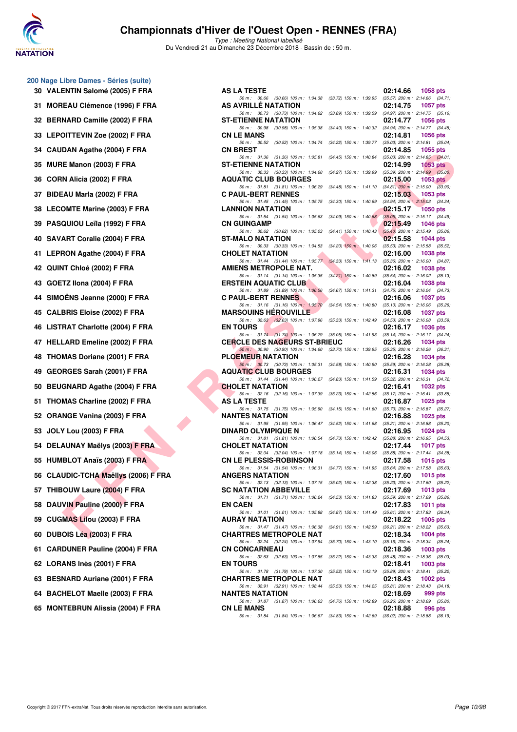# Championnats d'Hiver de l'Ouest Open - RENNES (FRA)

*Type : Meeting National labellisé*

Du Vendredi 21 au Dimanche 23 Décembre 2018 - Bassin de : 50 m.

## 200 Nage Libre Dames - Séries (suite)

| Rg | Nom | Club | Temps | Points |
|---|---|---|---|---|
| 30 | VALENTIN Salomé (2005) F FRA | AS LA TESTE | 02:14.66 | 1058 pts |
| | | 50 m : 30.66 (30.66) 100 m : 1:04.38 (33.72) 150 m : 1:39.95 (35.57) 200 m : 2:14.66 (34.71) | | |
| 31 | MOREAU Clémence (1996) F FRA | AS AVRILLÉ NATATION | 02:14.75 | 1057 pts |
| | | 50 m : 30.73 (30.73) 100 m : 1:04.62 (33.89) 150 m : 1:39.59 (34.97) 200 m : 2:14.75 (35.16) | | |
| 32 | BERNARD Camille (2002) F FRA | ST-ETIENNE NATATION | 02:14.77 | 1056 pts |
| | | 50 m : 30.98 (30.98) 100 m : 1:05.38 (34.40) 150 m : 1:40.32 (34.94) 200 m : 2:14.77 (34.45) | | |
| 33 | LEPOITTEVIN Zoe (2002) F FRA | CN LE MANS | 02:14.81 | 1056 pts |
| | | 50 m : 30.52 (30.52) 100 m : 1:04.74 (34.22) 150 m : 1:39.77 (35.03) 200 m : 2:14.81 (35.04) | | |
| 34 | CAUDAN Agathe (2004) F FRA | CN BREST | 02:14.85 | 1055 pts |
| | | 50 m : 31.36 (31.36) 100 m : 1:05.81 (34.45) 150 m : 1:40.84 (35.03) 200 m : 2:14.85 (34.01) | | |
| 35 | MURE Manon (2003) F FRA | ST-ETIENNE NATATION | 02:14.99 | 1053 pts |
| | | 50 m : 30.33 (30.33) 100 m : 1:04.60 (34.27) 150 m : 1:39.99 (35.39) 200 m : 2:14.99 (35.00) | | |
| 36 | CORN Alicia (2002) F FRA | AQUATIC CLUB BOURGES | 02:15.00 | 1053 pts |
| | | 50 m : 31.81 (31.81) 100 m : 1:06.29 (34.48) 150 m : 1:41.10 (34.81) 200 m : 2:15.00 (33.90) | | |
| 37 | BIDEAU Marla (2002) F FRA | C PAUL-BERT RENNES | 02:15.03 | 1053 pts |
| | | 50 m : 31.45 (31.45) 100 m : 1:05.75 (34.30) 150 m : 1:40.69 (34.94) 200 m : 2:15.03 (34.34) | | |
| 38 | LECOMTE Marine (2003) F FRA | LANNION NATATION | 02:15.17 | 1050 pts |
| | | 50 m : 31.54 (31.54) 100 m : 1:05.63 (34.09) 150 m : 1:40.68 (35.05) 200 m : 2:15.17 (34.49) | | |
| 39 | PASQUIOU Leïla (1992) F FRA | CN GUINGAMP | 02:15.49 | 1046 pts |
| | | 50 m : 30.62 (30.62) 100 m : 1:05.03 (34.41) 150 m : 1:40.43 (35.40) 200 m : 2:15.49 (35.06) | | |
| 40 | SAVART Coralie (2004) F FRA | ST-MALO NATATION | 02:15.58 | 1044 pts |
| | | 50 m : 30.33 (30.33) 100 m : 1:04.53 (34.20) 150 m : 1:40.06 (35.53) 200 m : 2:15.58 (35.52) | | |
| 41 | LEPRON Agathe (2004) F FRA | CHOLET NATATION | 02:16.00 | 1038 pts |
| | | 50 m : 31.44 (31.44) 100 m : 1:05.77 (34.33) 150 m : 1:41.13 (35.36) 200 m : 2:16.00 (34.87) | | |
| 42 | QUINT Chloé (2002) F FRA | AMIENS METROPOLE NAT. | 02:16.02 | 1038 pts |
| | | 50 m : 31.14 (31.14) 100 m : 1:05.35 (34.21) 150 m : 1:40.89 (35.54) 200 m : 2:16.02 (35.13) | | |
| 43 | GOETZ Ilona (2004) F FRA | ERSTEIN AQUATIC CLUB | 02:16.04 | 1038 pts |
| | | 50 m : 31.89 (31.89) 100 m : 1:06.56 (34.67) 150 m : 1:41.31 (34.75) 200 m : 2:16.04 (34.73) | | |
| 44 | SIMOËNS Jeanne (2000) F FRA | C PAUL-BERT RENNES | 02:16.06 | 1037 pts |
| | | 50 m : 31.16 (31.16) 100 m : 1:05.70 (34.54) 150 m : 1:40.80 (35.10) 200 m : 2:16.06 (35.26) | | |
| 45 | CALBRIS Eloise (2002) F FRA | MARSOUINS HÉROUVILLE | 02:16.08 | 1037 pts |
| | | 50 m : 32.63 (32.63) 100 m : 1:07.96 (35.33) 150 m : 1:42.49 (34.53) 200 m : 2:16.08 (33.59) | | |
| 46 | LISTRAT Charlotte (2004) F FRA | EN TOURS | 02:16.17 | 1036 pts |
| | | 50 m : 31.74 (31.74) 100 m : 1:06.79 (35.05) 150 m : 1:41.93 (35.14) 200 m : 2:16.17 (34.24) | | |
| 47 | HELLARD Emeline (2002) F FRA | CERCLE DES NAGEURS ST-BRIEUC | 02:16.26 | 1034 pts |
| | | 50 m : 30.90 (30.90) 100 m : 1:04.60 (33.70) 150 m : 1:39.95 (35.35) 200 m : 2:16.26 (36.31) | | |
| 48 | THOMAS Doriane (2001) F FRA | PLOEMEUR NATATION | 02:16.28 | 1034 pts |
| | | 50 m : 30.73 (30.73) 100 m : 1:05.31 (34.58) 150 m : 1:40.90 (35.59) 200 m : 2:16.28 (35.38) | | |
| 49 | GEORGES Sarah (2001) F FRA | AQUATIC CLUB BOURGES | 02:16.31 | 1034 pts |
| | | 50 m : 31.44 (31.44) 100 m : 1:06.27 (34.83) 150 m : 1:41.59 (35.32) 200 m : 2:16.31 (34.72) | | |
| 50 | BEUGNARD Agathe (2004) F FRA | CHOLET NATATION | 02:16.41 | 1032 pts |
| | | 50 m : 32.16 (32.16) 100 m : 1:07.39 (35.23) 150 m : 1:42.56 (35.17) 200 m : 2:16.41 (33.85) | | |
| 51 | THOMAS Charline (2002) F FRA | AS LA TESTE | 02:16.87 | 1025 pts |
| | | 50 m : 31.75 (31.75) 100 m : 1:05.90 (34.15) 150 m : 1:41.60 (35.70) 200 m : 2:16.87 (35.27) | | |
| 52 | ORANGE Vanina (2003) F FRA | NANTES NATATION | 02:16.88 | 1025 pts |
| | | 50 m : 31.95 (31.95) 100 m : 1:06.47 (34.52) 150 m : 1:41.68 (35.21) 200 m : 2:16.88 (35.20) | | |
| 53 | JOLY Lou (2003) F FRA | DINARD OLYMPIQUE N | 02:16.95 | 1024 pts |
| | | 50 m : 31.81 (31.81) 100 m : 1:06.54 (34.73) 150 m : 1:42.42 (35.88) 200 m : 2:16.95 (34.53) | | |
| 54 | DELAUNAY Maëlys (2003) F FRA | CHOLET NATATION | 02:17.44 | 1017 pts |
| | | 50 m : 32.04 (32.04) 100 m : 1:07.18 (35.14) 150 m : 1:43.06 (35.88) 200 m : 2:17.44 (34.38) | | |
| 55 | HUMBLOT Anaïs (2003) F FRA | CN LE PLESSIS-ROBINSON | 02:17.58 | 1015 pts |
| | | 50 m : 31.54 (31.54) 100 m : 1:06.31 (34.77) 150 m : 1:41.95 (35.64) 200 m : 2:17.58 (35.63) | | |
| 56 | CLAUDIC-TCHA Maëllys (2006) F FRA | ANGERS NATATION | 02:17.60 | 1015 pts |
| | | 50 m : 32.13 (32.13) 100 m : 1:07.15 (35.02) 150 m : 1:42.38 (35.23) 200 m : 2:17.60 (35.22) | | |
| 57 | THIBOUW Laure (2004) F FRA | SC NATATION ABBEVILLE | 02:17.69 | 1013 pts |
| | | 50 m : 31.71 (31.71) 100 m : 1:06.24 (34.53) 150 m : 1:41.83 (35.59) 200 m : 2:17.69 (35.86) | | |
| 58 | DAUVIN Pauline (2000) F FRA | EN CAEN | 02:17.83 | 1011 pts |
| | | 50 m : 31.01 (31.01) 100 m : 1:05.88 (34.87) 150 m : 1:41.49 (35.61) 200 m : 2:17.83 (36.34) | | |
| 59 | CUGMAS Lilou (2003) F FRA | AURAY NATATION | 02:18.22 | 1005 pts |
| | | 50 m : 31.47 (31.47) 100 m : 1:06.38 (34.91) 150 m : 1:42.59 (36.21) 200 m : 2:18.22 (35.63) | | |
| 60 | DUBOIS Léa (2003) F FRA | CHARTRES METROPOLE NAT | 02:18.34 | 1004 pts |
| | | 50 m : 32.24 (32.24) 100 m : 1:07.94 (35.70) 150 m : 1:43.10 (35.16) 200 m : 2:18.34 (35.24) | | |
| 61 | CARDUNER Pauline (2004) F FRA | CN CONCARNEAU | 02:18.36 | 1003 pts |
| | | 50 m : 32.63 (32.63) 100 m : 1:07.85 (35.22) 150 m : 1:43.33 (35.48) 200 m : 2:18.36 (35.03) | | |
| 62 | LORANS Inès (2001) F FRA | EN TOURS | 02:18.41 | 1003 pts |
| | | 50 m : 31.78 (31.78) 100 m : 1:07.30 (35.52) 150 m : 1:43.19 (35.89) 200 m : 2:18.41 (35.22) | | |
| 63 | BESNARD Auriane (2001) F FRA | CHARTRES METROPOLE NAT | 02:18.43 | 1002 pts |
| | | 50 m : 32.91 (32.91) 100 m : 1:08.44 (35.53) 150 m : 1:44.25 (35.81) 200 m : 2:18.43 (34.18) | | |
| 64 | BACHELOT Maelle (2003) F FRA | NANTES NATATION | 02:18.69 | 999 pts |
| | | 50 m : 31.87 (31.87) 100 m : 1:06.63 (34.76) 150 m : 1:42.89 (36.26) 200 m : 2:18.69 (35.80) | | |
| 65 | MONTEBRUN Alissia (2004) F FRA | CN LE MANS | 02:18.88 | 996 pts |
| | | 50 m : 31.84 (31.84) 100 m : 1:06.67 (34.83) 150 m : 1:42.69 (36.02) 200 m : 2:18.88 (36.19) | | |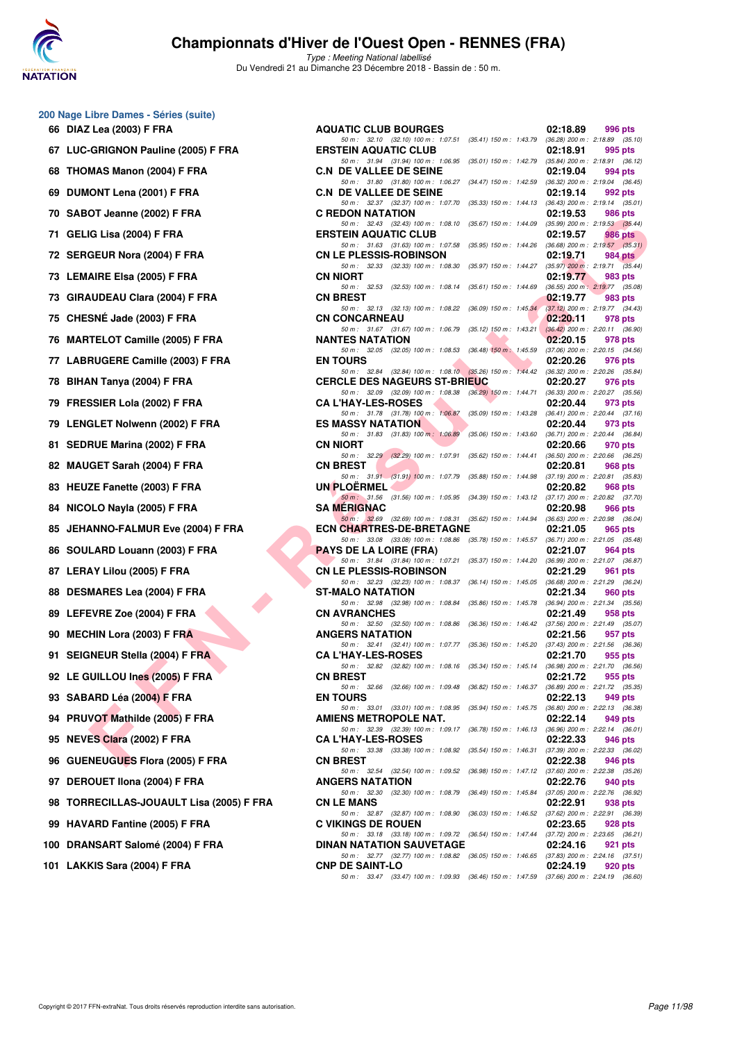# Championnats d'Hiver de l'Ouest Open - RENNES (FRA)

*Type : Meeting National labellisé*

Du Vendredi 21 au Dimanche 23 Décembre 2018 - Bassin de : 50 m.

## 200 Nage Libre Dames - Séries (suite)

| Rang | Nom | Club | Temps | Points |
|---|---|---|---|---|
| 66 | DIAZ Lea (2003) F FRA | AQUATIC CLUB BOURGES | 02:18.89 | 996 pts |
| | 50 m : 32.10 (32.10) 100 m : 1:07.51 (35.41) 150 m : 1:43.79 (36.28) 200 m : 2:18.89 (35.10) | | | |
| 67 | LUC-GRIGNON Pauline (2005) F FRA | ERSTEIN AQUATIC CLUB | 02:18.91 | 995 pts |
| | 50 m : 31.94 (31.94) 100 m : 1:06.95 (35.01) 150 m : 1:42.79 (35.84) 200 m : 2:18.91 (36.12) | | | |
| 68 | THOMAS Manon (2004) F FRA | C.N DE VALLEE DE SEINE | 02:19.04 | 994 pts |
| | 50 m : 31.80 (31.80) 100 m : 1:06.27 (34.47) 150 m : 1:42.59 (36.32) 200 m : 2:19.04 (36.45) | | | |
| 69 | DUMONT Lena (2001) F FRA | C.N DE VALLEE DE SEINE | 02:19.14 | 992 pts |
| | 50 m : 32.37 (32.37) 100 m : 1:07.70 (35.33) 150 m : 1:44.13 (36.43) 200 m : 2:19.14 (35.01) | | | |
| 70 | SABOT Jeanne (2002) F FRA | C REDON NATATION | 02:19.53 | 986 pts |
| | 50 m : 32.43 (32.43) 100 m : 1:08.10 (35.67) 150 m : 1:44.09 (35.99) 200 m : 2:19.53 (35.44) | | | |
| 71 | GELIG Lisa (2004) F FRA | ERSTEIN AQUATIC CLUB | 02:19.57 | 986 pts |
| | 50 m : 31.63 (31.63) 100 m : 1:07.58 (35.95) 150 m : 1:44.26 (36.68) 200 m : 2:19.57 (35.31) | | | |
| 72 | SERGEUR Nora (2004) F FRA | CN LE PLESSIS-ROBINSON | 02:19.71 | 984 pts |
| | 50 m : 32.33 (32.33) 100 m : 1:08.30 (35.97) 150 m : 1:44.27 (35.97) 200 m : 2:19.71 (35.44) | | | |
| 73 | LEMAIRE Elsa (2005) F FRA | CN NIORT | 02:19.77 | 983 pts |
| | 50 m : 32.53 (32.53) 100 m : 1:08.14 (35.61) 150 m : 1:44.69 (36.55) 200 m : 2:19.77 (35.08) | | | |
| 73 | GIRAUDEAU Clara (2004) F FRA | CN BREST | 02:19.77 | 983 pts |
| | 50 m : 32.13 (32.13) 100 m : 1:08.22 (36.09) 150 m : 1:45.34 (37.12) 200 m : 2:19.77 (34.43) | | | |
| 75 | CHESNÉ Jade (2003) F FRA | CN CONCARNEAU | 02:20.11 | 978 pts |
| | 50 m : 31.67 (31.67) 100 m : 1:06.79 (35.12) 150 m : 1:43.21 (36.42) 200 m : 2:20.11 (36.90) | | | |
| 76 | MARTELOT Camille (2005) F FRA | NANTES NATATION | 02:20.15 | 978 pts |
| | 50 m : 32.05 (32.05) 100 m : 1:08.53 (36.48) 150 m : 1:45.59 (37.06) 200 m : 2:20.15 (34.56) | | | |
| 77 | LABRUGERE Camille (2003) F FRA | EN TOURS | 02:20.26 | 976 pts |
| | 50 m : 32.84 (32.84) 100 m : 1:08.10 (35.26) 150 m : 1:44.42 (36.32) 200 m : 2:20.26 (35.84) | | | |
| 78 | BIHAN Tanya (2004) F FRA | CERCLE DES NAGEURS ST-BRIEUC | 02:20.27 | 976 pts |
| | 50 m : 32.09 (32.09) 100 m : 1:08.38 (36.29) 150 m : 1:44.71 (36.33) 200 m : 2:20.27 (35.56) | | | |
| 79 | FRESSIER Lola (2002) F FRA | CA L'HAY-LES-ROSES | 02:20.44 | 973 pts |
| | 50 m : 31.78 (31.78) 100 m : 1:06.87 (35.09) 150 m : 1:43.28 (36.41) 200 m : 2:20.44 (37.16) | | | |
| 79 | LENGLET Nolwenn (2002) F FRA | ES MASSY NATATION | 02:20.44 | 973 pts |
| | 50 m : 31.83 (31.83) 100 m : 1:06.89 (35.06) 150 m : 1:43.60 (36.71) 200 m : 2:20.44 (36.84) | | | |
| 81 | SEDRUE Marina (2002) F FRA | CN NIORT | 02:20.66 | 970 pts |
| | 50 m : 32.29 (32.29) 100 m : 1:07.91 (35.62) 150 m : 1:44.41 (36.50) 200 m : 2:20.66 (36.25) | | | |
| 82 | MAUGET Sarah (2004) F FRA | CN BREST | 02:20.81 | 968 pts |
| | 50 m : 31.91 (31.91) 100 m : 1:07.79 (35.88) 150 m : 1:44.98 (37.19) 200 m : 2:20.81 (35.83) | | | |
| 83 | HEUZE Fanette (2003) F FRA | UN PLOËRMEL | 02:20.82 | 968 pts |
| | 50 m : 31.56 (31.56) 100 m : 1:05.95 (34.39) 150 m : 1:43.12 (37.17) 200 m : 2:20.82 (37.70) | | | |
| 84 | NICOLO Nayla (2005) F FRA | SA MÉRIGNAC | 02:20.98 | 966 pts |
| | 50 m : 32.69 (32.69) 100 m : 1:08.31 (35.62) 150 m : 1:44.94 (36.63) 200 m : 2:20.98 (36.04) | | | |
| 85 | JEHANNO-FALMUR Eve (2004) F FRA | ECN CHARTRES-DE-BRETAGNE | 02:21.05 | 965 pts |
| | 50 m : 33.08 (33.08) 100 m : 1:08.86 (35.78) 150 m : 1:45.57 (36.71) 200 m : 2:21.05 (35.48) | | | |
| 86 | SOULARD Louann (2003) F FRA | PAYS DE LA LOIRE (FRA) | 02:21.07 | 964 pts |
| | 50 m : 31.84 (31.84) 100 m : 1:07.21 (35.37) 150 m : 1:44.20 (36.99) 200 m : 2:21.07 (36.87) | | | |
| 87 | LERAY Lilou (2005) F FRA | CN LE PLESSIS-ROBINSON | 02:21.29 | 961 pts |
| | 50 m : 32.23 (32.23) 100 m : 1:08.37 (36.14) 150 m : 1:45.05 (36.68) 200 m : 2:21.29 (36.24) | | | |
| 88 | DESMARES Lea (2004) F FRA | ST-MALO NATATION | 02:21.34 | 960 pts |
| | 50 m : 32.98 (32.98) 100 m : 1:08.84 (35.86) 150 m : 1:45.78 (36.94) 200 m : 2:21.34 (35.56) | | | |
| 89 | LEFEVRE Zoe (2004) F FRA | CN AVRANCHES | 02:21.49 | 958 pts |
| | 50 m : 32.50 (32.50) 100 m : 1:08.86 (36.36) 150 m : 1:46.42 (37.56) 200 m : 2:21.49 (35.07) | | | |
| 90 | MECHIN Lora (2003) F FRA | ANGERS NATATION | 02:21.56 | 957 pts |
| | 50 m : 32.41 (32.41) 100 m : 1:07.77 (35.36) 150 m : 1:45.20 (37.43) 200 m : 2:21.56 (36.36) | | | |
| 91 | SEIGNEUR Stella (2004) F FRA | CA L'HAY-LES-ROSES | 02:21.70 | 955 pts |
| | 50 m : 32.82 (32.82) 100 m : 1:08.16 (35.34) 150 m : 1:45.14 (36.98) 200 m : 2:21.70 (36.56) | | | |
| 92 | LE GUILLOU Ines (2005) F FRA | CN BREST | 02:21.72 | 955 pts |
| | 50 m : 32.66 (32.66) 100 m : 1:09.48 (36.82) 150 m : 1:46.37 (36.89) 200 m : 2:21.72 (35.35) | | | |
| 93 | SABARD Léa (2004) F FRA | EN TOURS | 02:22.13 | 949 pts |
| | 50 m : 33.01 (33.01) 100 m : 1:08.95 (35.94) 150 m : 1:45.75 (36.80) 200 m : 2:22.13 (36.38) | | | |
| 94 | PRUVOT Mathilde (2005) F FRA | AMIENS METROPOLE NAT. | 02:22.14 | 949 pts |
| | 50 m : 32.39 (32.39) 100 m : 1:09.17 (36.78) 150 m : 1:46.13 (36.96) 200 m : 2:22.14 (36.01) | | | |
| 95 | NEVES Clara (2002) F FRA | CA L'HAY-LES-ROSES | 02:22.33 | 946 pts |
| | 50 m : 33.38 (33.38) 100 m : 1:08.92 (35.54) 150 m : 1:46.31 (37.39) 200 m : 2:22.33 (36.02) | | | |
| 96 | GUENEUGUES Flora (2005) F FRA | CN BREST | 02:22.38 | 946 pts |
| | 50 m : 32.54 (32.54) 100 m : 1:09.52 (36.98) 150 m : 1:47.12 (37.60) 200 m : 2:22.38 (35.26) | | | |
| 97 | DEROUET Ilona (2004) F FRA | ANGERS NATATION | 02:22.76 | 940 pts |
| | 50 m : 32.30 (32.30) 100 m : 1:08.79 (36.49) 150 m : 1:45.84 (37.05) 200 m : 2:22.76 (36.92) | | | |
| 98 | TORRECILLAS-JOUAULT Lisa (2005) F FRA | CN LE MANS | 02:22.91 | 938 pts |
| | 50 m : 32.87 (32.87) 100 m : 1:08.90 (36.03) 150 m : 1:46.52 (37.62) 200 m : 2:22.91 (36.39) | | | |
| 99 | HAVARD Fantine (2005) F FRA | C VIKINGS DE ROUEN | 02:23.65 | 928 pts |
| | 50 m : 33.18 (33.18) 100 m : 1:09.72 (36.54) 150 m : 1:47.44 (37.72) 200 m : 2:23.65 (36.21) | | | |
| 100 | DRANSART Salomé (2004) F FRA | DINAN NATATION SAUVETAGE | 02:24.16 | 921 pts |
| | 50 m : 32.77 (32.77) 100 m : 1:08.82 (36.05) 150 m : 1:46.65 (37.83) 200 m : 2:24.16 (37.51) | | | |
| 101 | LAKKIS Sara (2004) F FRA | CNP DE SAINT-LO | 02:24.19 | 920 pts |
| | 50 m : 33.47 (33.47) 100 m : 1:09.93 (36.46) 150 m : 1:47.59 (37.66) 200 m : 2:24.19 (36.60) | | | |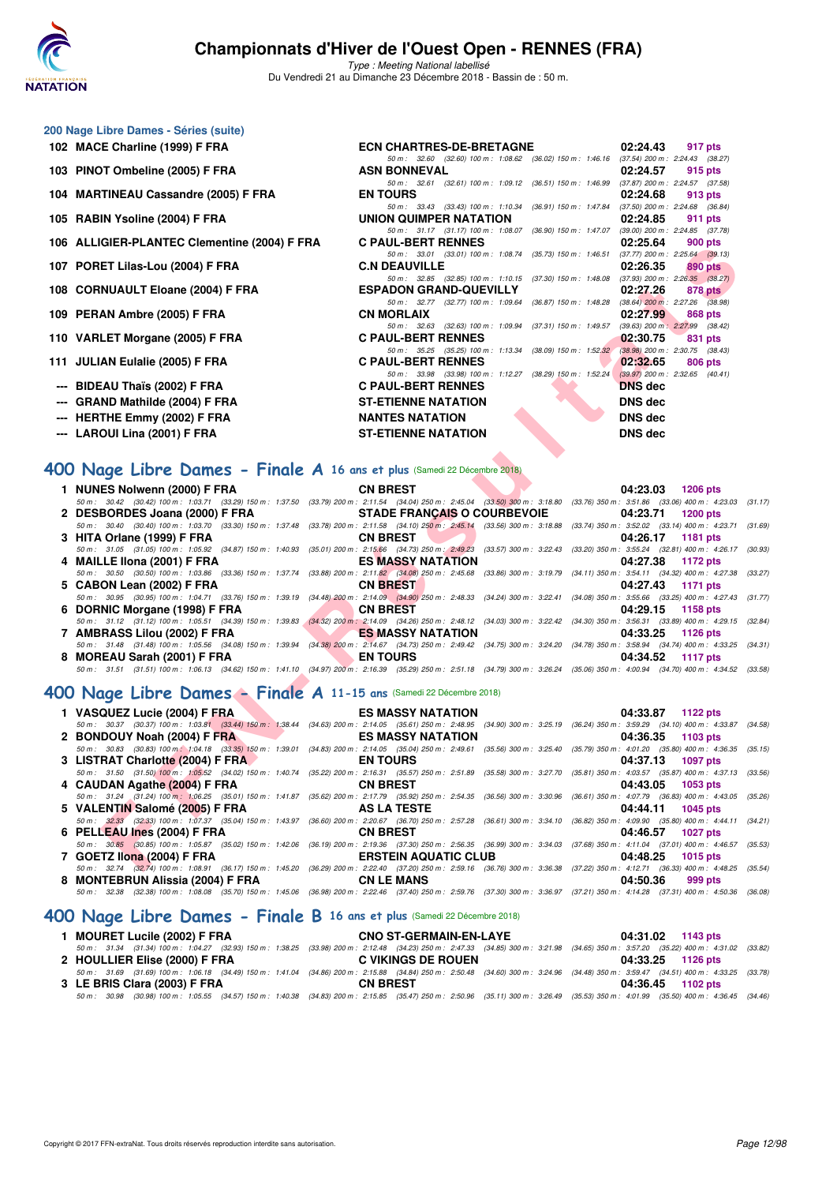# Championnats d'Hiver de l'Ouest Open - RENNES (FRA)

*Type : Meeting National labellisé*

Du Vendredi 21 au Dimanche 23 Décembre 2018 - Bassin de : 50 m.

## 200 Nage Libre Dames - Séries (suite)

| Rang | Nom | Club | Temps | Points |
|---|---|---|---|---|
| 102 | MACE Charline (1999) F FRA | ECN CHARTRES-DE-BRETAGNE | 02:24.43 | 917 pts |
| | 50 m : 32.60 (32.60) 100 m : 1:08.62 (36.02) 150 m : 1:46.16 (37.54) 200 m : 2:24.43 (38.27) | | | |
| 103 | PINOT Ombeline (2005) F FRA | ASN BONNEVAL | 02:24.57 | 915 pts |
| | 50 m : 32.61 (32.61) 100 m : 1:09.12 (36.51) 150 m : 1:46.99 (37.87) 200 m : 2:24.57 (37.58) | | | |
| 104 | MARTINEAU Cassandre (2005) F FRA | EN TOURS | 02:24.68 | 913 pts |
| | 50 m : 33.43 (33.43) 100 m : 1:10.34 (36.91) 150 m : 1:47.84 (37.50) 200 m : 2:24.68 (36.84) | | | |
| 105 | RABIN Ysoline (2004) F FRA | UNION QUIMPER NATATION | 02:24.85 | 911 pts |
| | 50 m : 31.17 (31.17) 100 m : 1:08.07 (36.90) 150 m : 1:47.07 (39.00) 200 m : 2:24.85 (37.78) | | | |
| 106 | ALLIGIER-PLANTEC Clementine (2004) F FRA | C PAUL-BERT RENNES | 02:25.64 | 900 pts |
| | 50 m : 33.01 (33.01) 100 m : 1:08.74 (35.73) 150 m : 1:46.51 (37.77) 200 m : 2:25.64 (39.13) | | | |
| 107 | PORET Lilas-Lou (2004) F FRA | C.N DEAUVILLE | 02:26.35 | 890 pts |
| | 50 m : 32.85 (32.85) 100 m : 1:10.15 (37.30) 150 m : 1:48.08 (37.93) 200 m : 2:26.35 (38.27) | | | |
| 108 | CORNUAULT Eloane (2004) F FRA | ESPADON GRAND-QUEVILLY | 02:27.26 | 878 pts |
| | 50 m : 32.77 (32.77) 100 m : 1:09.64 (36.87) 150 m : 1:48.28 (38.64) 200 m : 2:27.26 (38.98) | | | |
| 109 | PERAN Ambre (2005) F FRA | CN MORLAIX | 02:27.99 | 868 pts |
| | 50 m : 32.63 (32.63) 100 m : 1:09.94 (37.31) 150 m : 1:49.57 (39.63) 200 m : 2:27.99 (38.42) | | | |
| 110 | VARLET Morgane (2005) F FRA | C PAUL-BERT RENNES | 02:30.75 | 831 pts |
| | 50 m : 35.25 (35.25) 100 m : 1:13.34 (38.09) 150 m : 1:52.32 (38.98) 200 m : 2:30.75 (38.43) | | | |
| 111 | JULIAN Eulalie (2005) F FRA | C PAUL-BERT RENNES | 02:32.65 | 806 pts |
| | 50 m : 33.98 (33.98) 100 m : 1:12.27 (38.29) 150 m : 1:52.24 (39.97) 200 m : 2:32.65 (40.41) | | | |
| --- | BIDEAU Thaïs (2002) F FRA | C PAUL-BERT RENNES | DNS dec | |
| --- | GRAND Mathilde (2004) F FRA | ST-ETIENNE NATATION | DNS dec | |
| --- | HERTHE Emmy (2002) F FRA | NANTES NATATION | DNS dec | |
| --- | LAROUI Lina (2001) F FRA | ST-ETIENNE NATATION | DNS dec | |

## 400 Nage Libre Dames - Finale A 16 ans et plus (Samedi 22 Décembre 2018)

| Rang | Nom | Club | Temps | Points |
|---|---|---|---|---|
| 1 | NUNES Nolwenn (2000) F FRA | CN BREST | 04:23.03 | 1206 pts |
| | 50 m : 30.42 (30.42) 100 m : 1:03.71 (33.29) 150 m : 1:37.50 (33.79) 200 m : 2:11.54 (34.04) 250 m : 2:45.04 (33.50) 300 m : 3:18.80 (33.76) 350 m : 3:51.86 (33.06) 400 m : 4:23.03 (31.17) | | | |
| 2 | DESBORDES Joana (2000) F FRA | STADE FRANÇAIS O COURBEVOIE | 04:23.71 | 1200 pts |
| | 50 m : 30.40 (30.40) 100 m : 1:03.70 (33.30) 150 m : 1:37.48 (33.78) 200 m : 2:11.58 (34.10) 250 m : 2:45.14 (33.56) 300 m : 3:18.88 (33.74) 350 m : 3:52.02 (33.14) 400 m : 4:23.71 (31.69) | | | |
| 3 | HITA Orlane (1999) F FRA | CN BREST | 04:26.17 | 1181 pts |
| | 50 m : 31.05 (31.05) 100 m : 1:05.92 (34.87) 150 m : 1:40.93 (35.01) 200 m : 2:15.66 (34.73) 250 m : 2:49.23 (33.57) 300 m : 3:22.43 (33.20) 350 m : 3:55.24 (32.81) 400 m : 4:26.17 (30.93) | | | |
| 4 | MAILLE Ilona (2001) F FRA | ES MASSY NATATION | 04:27.38 | 1172 pts |
| | 50 m : 30.50 (30.50) 100 m : 1:03.86 (33.36) 150 m : 1:37.74 (33.88) 200 m : 2:11.82 (34.08) 250 m : 2:45.68 (33.86) 300 m : 3:19.79 (34.11) 350 m : 3:54.11 (34.32) 400 m : 4:27.38 (33.27) | | | |
| 5 | CABON Lean (2002) F FRA | CN BREST | 04:27.43 | 1171 pts |
| | 50 m : 30.95 (30.95) 100 m : 1:04.71 (33.76) 150 m : 1:39.19 (34.48) 200 m : 2:14.09 (34.90) 250 m : 2:48.33 (34.24) 300 m : 3:22.41 (34.08) 350 m : 3:55.66 (33.25) 400 m : 4:27.43 (31.77) | | | |
| 6 | DORNIC Morgane (1998) F FRA | CN BREST | 04:29.15 | 1158 pts |
| | 50 m : 31.12 (31.12) 100 m : 1:05.51 (34.39) 150 m : 1:39.83 (34.32) 200 m : 2:14.09 (34.26) 250 m : 2:48.12 (34.03) 300 m : 3:22.42 (34.30) 350 m : 3:56.31 (33.89) 400 m : 4:29.15 (32.84) | | | |
| 7 | AMBRASS Lilou (2002) F FRA | ES MASSY NATATION | 04:33.25 | 1126 pts |
| | 50 m : 31.48 (31.48) 100 m : 1:05.56 (34.08) 150 m : 1:39.94 (34.38) 200 m : 2:14.67 (34.73) 250 m : 2:49.42 (34.75) 300 m : 3:24.20 (34.78) 350 m : 3:58.94 (34.74) 400 m : 4:33.25 (34.31) | | | |
| 8 | MOREAU Sarah (2001) F FRA | EN TOURS | 04:34.52 | 1117 pts |
| | 50 m : 31.51 (31.51) 100 m : 1:06.13 (34.62) 150 m : 1:41.10 (34.97) 200 m : 2:16.39 (35.29) 250 m : 2:51.18 (34.79) 300 m : 3:26.24 (35.06) 350 m : 4:00.94 (34.70) 400 m : 4:34.52 (33.58) | | | |

## 400 Nage Libre Dames - Finale A 11-15 ans (Samedi 22 Décembre 2018)

| Rang | Nom | Club | Temps | Points |
|---|---|---|---|---|
| 1 | VASQUEZ Lucie (2004) F FRA | ES MASSY NATATION | 04:33.87 | 1122 pts |
| | 50 m : 30.37 (30.37) 100 m : 1:03.81 (33.44) 150 m : 1:38.44 (34.63) 200 m : 2:14.05 (35.61) 250 m : 2:48.95 (34.90) 300 m : 3:25.19 (36.24) 350 m : 3:59.29 (34.10) 400 m : 4:33.87 (34.58) | | | |
| 2 | BONDOUY Noah (2004) F FRA | ES MASSY NATATION | 04:36.35 | 1103 pts |
| | 50 m : 30.83 (30.83) 100 m : 1:04.18 (33.35) 150 m : 1:39.01 (34.83) 200 m : 2:14.05 (35.04) 250 m : 2:49.61 (35.56) 300 m : 3:25.40 (35.79) 350 m : 4:01.20 (35.80) 400 m : 4:36.35 (35.15) | | | |
| 3 | LISTRAT Charlotte (2004) F FRA | EN TOURS | 04:37.13 | 1097 pts |
| | 50 m : 31.50 (31.50) 100 m : 1:05.52 (34.02) 150 m : 1:40.74 (35.22) 200 m : 2:16.31 (35.57) 250 m : 2:51.89 (35.58) 300 m : 3:27.70 (35.81) 350 m : 4:03.57 (35.87) 400 m : 4:37.13 (33.56) | | | |
| 4 | CAUDAN Agathe (2004) F FRA | CN BREST | 04:43.05 | 1053 pts |
| | 50 m : 31.24 (31.24) 100 m : 1:06.25 (35.01) 150 m : 1:41.87 (35.62) 200 m : 2:17.79 (35.92) 250 m : 2:54.35 (36.56) 300 m : 3:30.96 (36.61) 350 m : 4:07.79 (36.83) 400 m : 4:43.05 (35.26) | | | |
| 5 | VALENTIN Salomé (2005) F FRA | AS LA TESTE | 04:44.11 | 1045 pts |
| | 50 m : 32.33 (32.33) 100 m : 1:07.37 (35.04) 150 m : 1:43.97 (36.60) 200 m : 2:20.67 (36.70) 250 m : 2:57.28 (36.61) 300 m : 3:34.10 (36.82) 350 m : 4:09.90 (35.80) 400 m : 4:44.11 (34.21) | | | |
| 6 | PELLEAU Ines (2004) F FRA | CN BREST | 04:46.57 | 1027 pts |
| | 50 m : 30.85 (30.85) 100 m : 1:05.87 (35.02) 150 m : 1:42.06 (36.19) 200 m : 2:19.36 (37.30) 250 m : 2:56.35 (36.99) 300 m : 3:34.03 (37.68) 350 m : 4:11.04 (37.01) 400 m : 4:46.57 (35.53) | | | |
| 7 | GOETZ Ilona (2004) F FRA | ERSTEIN AQUATIC CLUB | 04:48.25 | 1015 pts |
| | 50 m : 32.74 (32.74) 100 m : 1:08.91 (36.17) 150 m : 1:45.20 (36.29) 200 m : 2:22.40 (37.20) 250 m : 2:59.16 (36.76) 300 m : 3:36.38 (37.22) 350 m : 4:12.71 (36.33) 400 m : 4:48.25 (35.54) | | | |
| 8 | MONTEBRUN Alissia (2004) F FRA | CN LE MANS | 04:50.36 | 999 pts |
| | 50 m : 32.38 (32.38) 100 m : 1:08.08 (35.70) 150 m : 1:45.06 (36.98) 200 m : 2:22.46 (37.40) 250 m : 2:59.76 (37.30) 300 m : 3:36.97 (37.21) 350 m : 4:14.28 (37.31) 400 m : 4:50.36 (36.08) | | | |

## 400 Nage Libre Dames - Finale B 16 ans et plus (Samedi 22 Décembre 2018)

| Rang | Nom | Club | Temps | Points |
|---|---|---|---|---|
| 1 | MOURET Lucile (2002) F FRA | CNO ST-GERMAIN-EN-LAYE | 04:31.02 | 1143 pts |
| | 50 m : 31.34 (31.34) 100 m : 1:04.27 (32.93) 150 m : 1:38.25 (33.98) 200 m : 2:12.48 (34.23) 250 m : 2:47.33 (34.85) 300 m : 3:21.98 (34.65) 350 m : 3:57.20 (35.22) 400 m : 4:31.02 (33.82) | | | |
| 2 | HOULLIER Elise (2000) F FRA | C VIKINGS DE ROUEN | 04:33.25 | 1126 pts |
| | 50 m : 31.69 (31.69) 100 m : 1:06.18 (34.49) 150 m : 1:41.04 (34.86) 200 m : 2:15.88 (34.84) 250 m : 2:50.48 (34.60) 300 m : 3:24.96 (34.48) 350 m : 3:59.47 (34.51) 400 m : 4:33.25 (33.78) | | | |
| 3 | LE BRIS Clara (2003) F FRA | CN BREST | 04:36.45 | 1102 pts |
| | 50 m : 30.98 (30.98) 100 m : 1:05.55 (34.57) 150 m : 1:40.38 (34.83) 200 m : 2:15.85 (35.47) 250 m : 2:50.96 (35.11) 300 m : 3:26.49 (35.53) 350 m : 4:01.99 (35.50) 400 m : 4:36.45 (34.46) | | | |

Copyright © 2017 FFN-extraNat. Tous droits réservés reproduction interdite sans autorisation.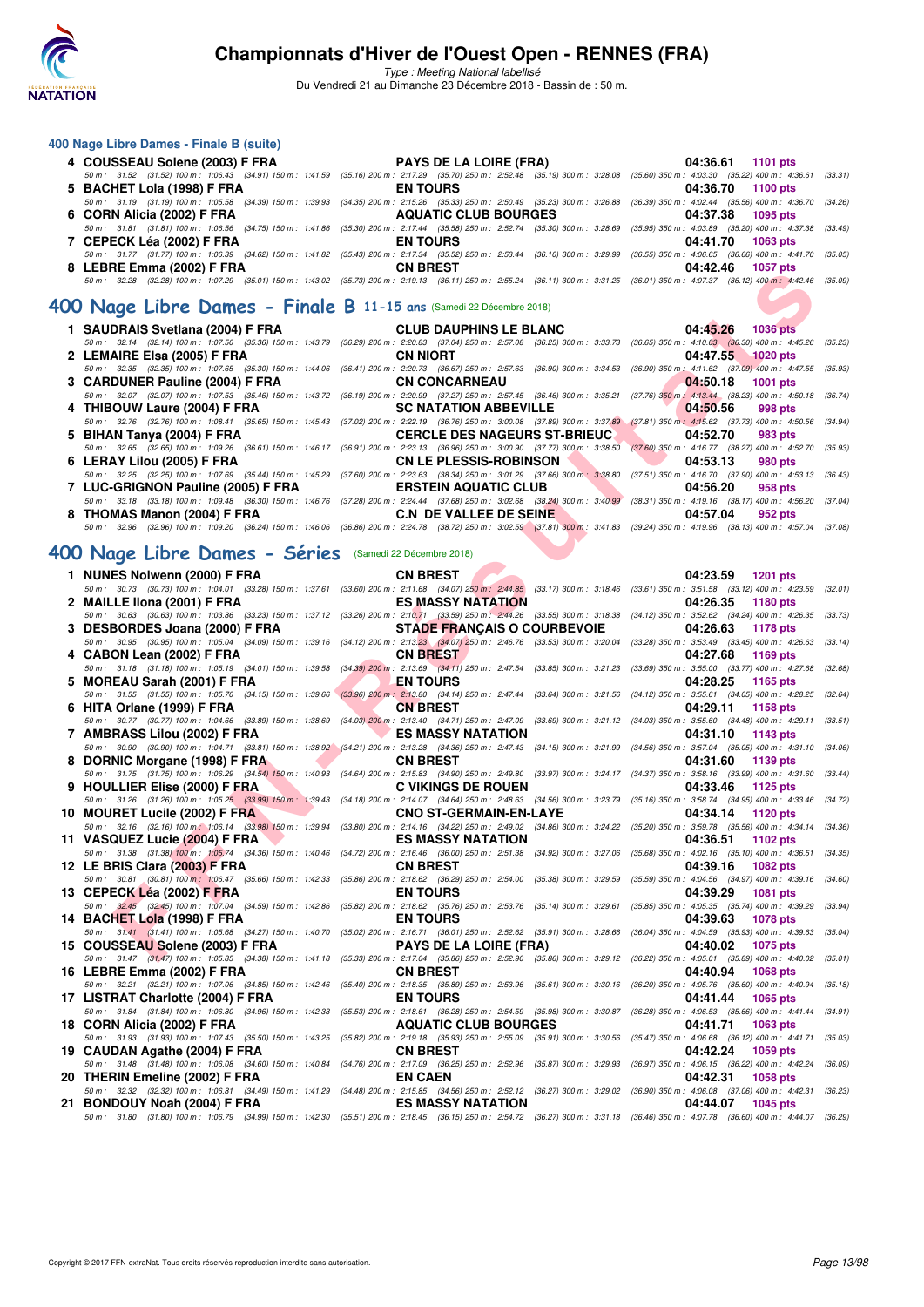## 400 Nage Libre Dames - Finale B (suite)

| Rang | Nom | Club | Temps | Points |
|---|---|---|---|---|
| 4 | COUSSEAU Solene (2003) F FRA | PAYS DE LA LOIRE (FRA) | 04:36.61 | 1101 pts |
| | 50 m : 31.52 (31.52) 100 m : 1:06.43 (34.91) 150 m : 1:41.59 (35.16) 200 m : 2:17.29 (35.70) 250 m : 2:52.48 (35.19) 300 m : 3:28.08 (35.60) 350 m : 4:03.30 (35.22) 400 m : 4:36.61 (33.31) | | | |
| 5 | BACHET Lola (1998) F FRA | EN TOURS | 04:36.70 | 1100 pts |
| | 50 m : 31.19 (31.19) 100 m : 1:05.58 (34.39) 150 m : 1:39.93 (34.35) 200 m : 2:15.26 (35.33) 250 m : 2:50.49 (35.23) 300 m : 3:26.88 (36.39) 350 m : 4:02.44 (35.56) 400 m : 4:36.70 (34.26) | | | |
| 6 | CORN Alicia (2002) F FRA | AQUATIC CLUB BOURGES | 04:37.38 | 1095 pts |
| | 50 m : 31.81 (31.81) 100 m : 1:06.56 (34.75) 150 m : 1:41.86 (35.30) 200 m : 2:17.44 (35.58) 250 m : 2:52.74 (35.30) 300 m : 3:28.69 (35.95) 350 m : 4:03.89 (35.20) 400 m : 4:37.38 (33.49) | | | |
| 7 | CEPECK Léa (2002) F FRA | EN TOURS | 04:41.70 | 1063 pts |
| | 50 m : 31.77 (31.77) 100 m : 1:06.39 (34.62) 150 m : 1:41.82 (35.43) 200 m : 2:17.34 (35.52) 250 m : 2:53.44 (36.10) 300 m : 3:29.99 (36.55) 350 m : 4:06.65 (36.66) 400 m : 4:41.70 (35.05) | | | |
| 8 | LEBRE Emma (2002) F FRA | CN BREST | 04:42.46 | 1057 pts |
| | 50 m : 32.28 (32.28) 100 m : 1:07.29 (35.01) 150 m : 1:43.02 (35.73) 200 m : 2:19.13 (36.11) 250 m : 2:55.24 (36.11) 300 m : 3:31.25 (36.01) 350 m : 4:07.37 (36.12) 400 m : 4:42.46 (35.09) | | | |

## 400 Nage Libre Dames - Finale B 11-15 ans (Samedi 22 Décembre 2018)

| Rang | Nom | Club | Temps | Points |
|---|---|---|---|---|
| 1 | SAUDRAIS Svetlana (2004) F FRA | CLUB DAUPHINS LE BLANC | 04:45.26 | 1036 pts |
| | 50 m : 32.14 (32.14) 100 m : 1:07.50 (35.36) 150 m : 1:43.79 (36.29) 200 m : 2:20.83 (37.04) 250 m : 2:57.08 (36.25) 300 m : 3:33.73 (36.65) 350 m : 4:10.03 (36.30) 400 m : 4:45.26 (35.23) | | | |
| 2 | LEMAIRE Elsa (2005) F FRA | CN NIORT | 04:47.55 | 1020 pts |
| | 50 m : 32.35 (32.35) 100 m : 1:07.65 (35.30) 150 m : 1:44.06 (36.41) 200 m : 2:20.73 (36.67) 250 m : 2:57.63 (36.90) 300 m : 3:34.53 (36.90) 350 m : 4:11.62 (37.09) 400 m : 4:47.55 (35.93) | | | |
| 3 | CARDUNER Pauline (2004) F FRA | CN CONCARNEAU | 04:50.18 | 1001 pts |
| | 50 m : 32.07 (32.07) 100 m : 1:07.53 (35.46) 150 m : 1:43.72 (36.19) 200 m : 2:20.99 (37.27) 250 m : 2:57.45 (36.46) 300 m : 3:35.21 (37.76) 350 m : 4:13.44 (38.23) 400 m : 4:50.18 (36.74) | | | |
| 4 | THIBOUW Laure (2004) F FRA | SC NATATION ABBEVILLE | 04:50.56 | 998 pts |
| | 50 m : 32.76 (32.76) 100 m : 1:08.41 (35.65) 150 m : 1:45.43 (37.02) 200 m : 2:22.19 (36.76) 250 m : 3:00.08 (37.89) 300 m : 3:37.89 (37.81) 350 m : 4:15.62 (37.73) 400 m : 4:50.56 (34.94) | | | |
| 5 | BIHAN Tanya (2004) F FRA | CERCLE DES NAGEURS ST-BRIEUC | 04:52.70 | 983 pts |
| | 50 m : 32.65 (32.65) 100 m : 1:09.26 (36.61) 150 m : 1:46.17 (36.91) 200 m : 2:23.13 (36.96) 250 m : 3:00.90 (37.77) 300 m : 3:38.50 (37.60) 350 m : 4:16.77 (38.27) 400 m : 4:52.70 (35.93) | | | |
| 6 | LERAY Lilou (2005) F FRA | CN LE PLESSIS-ROBINSON | 04:53.13 | 980 pts |
| | 50 m : 32.25 (32.25) 100 m : 1:07.69 (35.44) 150 m : 1:45.29 (37.60) 200 m : 2:23.63 (38.34) 250 m : 3:01.29 (37.66) 300 m : 3:38.80 (37.51) 350 m : 4:16.70 (37.90) 400 m : 4:53.13 (36.43) | | | |
| 7 | LUC-GRIGNON Pauline (2005) F FRA | ERSTEIN AQUATIC CLUB | 04:56.20 | 958 pts |
| | 50 m : 33.18 (33.18) 100 m : 1:09.48 (36.30) 150 m : 1:46.76 (37.28) 200 m : 2:24.44 (37.68) 250 m : 3:02.68 (38.24) 300 m : 3:40.99 (38.31) 350 m : 4:19.16 (38.17) 400 m : 4:56.20 (37.04) | | | |
| 8 | THOMAS Manon (2004) F FRA | C.N DE VALLEE DE SEINE | 04:57.04 | 952 pts |
| | 50 m : 32.96 (32.96) 100 m : 1:09.20 (36.24) 150 m : 1:46.06 (36.86) 200 m : 2:24.78 (38.72) 250 m : 3:02.59 (37.81) 300 m : 3:41.83 (39.24) 350 m : 4:19.96 (38.13) 400 m : 4:57.04 (37.08) | | | |

## 400 Nage Libre Dames - Séries (Samedi 22 Décembre 2018)

| Rang | Nom | Club | Temps | Points |
|---|---|---|---|---|
| 1 | NUNES Nolwenn (2000) F FRA | CN BREST | 04:23.59 | 1201 pts |
| | 50 m : 30.73 (30.73) 100 m : 1:04.01 (33.28) 150 m : 1:37.61 (33.60) 200 m : 2:11.68 (34.07) 250 m : 2:44.85 (33.17) 300 m : 3:18.46 (33.61) 350 m : 3:51.58 (33.12) 400 m : 4:23.59 (32.01) | | | |
| 2 | MAILLE Ilona (2001) F FRA | ES MASSY NATATION | 04:26.35 | 1180 pts |
| | 50 m : 30.63 (30.63) 100 m : 1:03.86 (33.23) 150 m : 1:37.12 (33.26) 200 m : 2:10.71 (33.59) 250 m : 2:44.26 (33.55) 300 m : 3:18.38 (34.12) 350 m : 3:52.62 (34.24) 400 m : 4:26.35 (33.73) | | | |
| 3 | DESBORDES Joana (2000) F FRA | STADE FRANÇAIS O COURBEVOIE | 04:26.63 | 1178 pts |
| | 50 m : 30.95 (30.95) 100 m : 1:05.04 (34.09) 150 m : 1:39.16 (34.12) 200 m : 2:13.23 (34.07) 250 m : 2:46.76 (33.53) 300 m : 3:20.04 (33.28) 350 m : 3:53.49 (33.45) 400 m : 4:26.63 (33.14) | | | |
| 4 | CABON Lean (2002) F FRA | CN BREST | 04:27.68 | 1169 pts |
| | 50 m : 31.18 (31.18) 100 m : 1:05.19 (34.01) 150 m : 1:39.58 (34.39) 200 m : 2:13.69 (34.11) 250 m : 2:47.54 (33.85) 300 m : 3:21.23 (33.69) 350 m : 3:55.00 (33.77) 400 m : 4:27.68 (32.68) | | | |
| 5 | MOREAU Sarah (2001) F FRA | EN TOURS | 04:28.25 | 1165 pts |
| | 50 m : 31.55 (31.55) 100 m : 1:05.70 (34.15) 150 m : 1:39.66 (33.96) 200 m : 2:13.80 (34.14) 250 m : 2:47.44 (33.64) 300 m : 3:21.56 (34.12) 350 m : 3:55.61 (34.05) 400 m : 4:28.25 (32.64) | | | |
| 6 | HITA Orlane (1999) F FRA | CN BREST | 04:29.11 | 1158 pts |
| | 50 m : 30.77 (30.77) 100 m : 1:04.66 (33.89) 150 m : 1:38.69 (34.03) 200 m : 2:13.40 (34.71) 250 m : 2:47.09 (33.69) 300 m : 3:21.12 (34.03) 350 m : 3:55.60 (34.48) 400 m : 4:29.11 (33.51) | | | |
| 7 | AMBRASS Lilou (2002) F FRA | ES MASSY NATATION | 04:31.10 | 1143 pts |
| | 50 m : 30.90 (30.90) 100 m : 1:04.71 (33.81) 150 m : 1:38.92 (34.21) 200 m : 2:13.28 (34.36) 250 m : 2:47.43 (34.15) 300 m : 3:21.99 (34.56) 350 m : 3:57.04 (35.05) 400 m : 4:31.10 (34.06) | | | |
| 8 | DORNIC Morgane (1998) F FRA | CN BREST | 04:31.60 | 1139 pts |
| | 50 m : 31.75 (31.75) 100 m : 1:06.29 (34.54) 150 m : 1:40.93 (34.64) 200 m : 2:15.83 (34.90) 250 m : 2:49.80 (33.97) 300 m : 3:24.17 (34.37) 350 m : 3:58.16 (33.99) 400 m : 4:31.60 (33.44) | | | |
| 9 | HOULLIER Elise (2000) F FRA | C VIKINGS DE ROUEN | 04:33.46 | 1125 pts |
| | 50 m : 31.26 (31.26) 100 m : 1:05.25 (33.99) 150 m : 1:39.43 (34.18) 200 m : 2:14.07 (34.64) 250 m : 2:48.63 (34.56) 300 m : 3:23.79 (35.16) 350 m : 3:58.74 (34.95) 400 m : 4:33.46 (34.72) | | | |
| 10 | MOURET Lucile (2002) F FRA | CNO ST-GERMAIN-EN-LAYE | 04:34.14 | 1120 pts |
| | 50 m : 32.16 (32.16) 100 m : 1:06.14 (33.98) 150 m : 1:39.94 (33.80) 200 m : 2:14.16 (34.22) 250 m : 2:49.02 (34.86) 300 m : 3:24.22 (35.20) 350 m : 3:59.78 (35.56) 400 m : 4:34.14 (34.36) | | | |
| 11 | VASQUEZ Lucie (2004) F FRA | ES MASSY NATATION | 04:36.51 | 1102 pts |
| | 50 m : 31.38 (31.38) 100 m : 1:05.74 (34.36) 150 m : 1:40.46 (34.72) 200 m : 2:16.46 (36.00) 250 m : 2:51.38 (34.92) 300 m : 3:27.06 (35.68) 350 m : 4:02.16 (35.10) 400 m : 4:36.51 (34.35) | | | |
| 12 | LE BRIS Clara (2003) F FRA | CN BREST | 04:39.16 | 1082 pts |
| | 50 m : 30.81 (30.81) 100 m : 1:06.47 (35.66) 150 m : 1:42.33 (35.86) 200 m : 2:18.62 (36.29) 250 m : 2:54.00 (35.38) 300 m : 3:29.59 (35.59) 350 m : 4:04.56 (34.97) 400 m : 4:39.16 (34.60) | | | |
| 13 | CEPECK Léa (2002) F FRA | EN TOURS | 04:39.29 | 1081 pts |
| | 50 m : 32.45 (32.45) 100 m : 1:07.04 (34.59) 150 m : 1:42.86 (35.82) 200 m : 2:18.62 (35.76) 250 m : 2:53.76 (35.14) 300 m : 3:29.61 (35.85) 350 m : 4:05.35 (35.74) 400 m : 4:39.29 (33.94) | | | |
| 14 | BACHET Lola (1998) F FRA | EN TOURS | 04:39.63 | 1078 pts |
| | 50 m : 31.41 (31.41) 100 m : 1:05.68 (34.27) 150 m : 1:40.70 (35.02) 200 m : 2:16.71 (36.01) 250 m : 2:52.62 (35.91) 300 m : 3:28.66 (36.04) 350 m : 4:04.59 (35.93) 400 m : 4:39.63 (35.04) | | | |
| 15 | COUSSEAU Solene (2003) F FRA | PAYS DE LA LOIRE (FRA) | 04:40.02 | 1075 pts |
| | 50 m : 31.47 (31.47) 100 m : 1:05.85 (34.38) 150 m : 1:41.18 (35.33) 200 m : 2:17.04 (35.86) 250 m : 2:52.90 (35.86) 300 m : 3:29.12 (36.22) 350 m : 4:05.01 (35.89) 400 m : 4:40.02 (35.01) | | | |
| 16 | LEBRE Emma (2002) F FRA | CN BREST | 04:40.94 | 1068 pts |
| | 50 m : 32.21 (32.21) 100 m : 1:07.06 (34.85) 150 m : 1:42.46 (35.40) 200 m : 2:18.35 (35.89) 250 m : 2:53.96 (35.61) 300 m : 3:30.16 (36.20) 350 m : 4:05.76 (35.60) 400 m : 4:40.94 (35.18) | | | |
| 17 | LISTRAT Charlotte (2004) F FRA | EN TOURS | 04:41.44 | 1065 pts |
| | 50 m : 31.84 (31.84) 100 m : 1:06.80 (34.96) 150 m : 1:42.33 (35.53) 200 m : 2:18.61 (36.28) 250 m : 2:54.59 (35.98) 300 m : 3:30.87 (36.28) 350 m : 4:06.53 (35.66) 400 m : 4:41.44 (34.91) | | | |
| 18 | CORN Alicia (2002) F FRA | AQUATIC CLUB BOURGES | 04:41.71 | 1063 pts |
| | 50 m : 31.93 (31.93) 100 m : 1:07.43 (35.50) 150 m : 1:43.25 (35.82) 200 m : 2:19.18 (35.93) 250 m : 2:55.09 (35.91) 300 m : 3:30.56 (35.47) 350 m : 4:06.68 (36.12) 400 m : 4:41.71 (35.03) | | | |
| 19 | CAUDAN Agathe (2004) F FRA | CN BREST | 04:42.24 | 1059 pts |
| | 50 m : 31.48 (31.48) 100 m : 1:06.08 (34.60) 150 m : 1:40.84 (34.76) 200 m : 2:17.09 (36.25) 250 m : 2:52.96 (35.87) 300 m : 3:29.93 (36.97) 350 m : 4:06.15 (36.22) 400 m : 4:42.24 (36.09) | | | |
| 20 | THERIN Emeline (2002) F FRA | EN CAEN | 04:42.31 | 1058 pts |
| | 50 m : 32.32 (32.32) 100 m : 1:06.81 (34.49) 150 m : 1:41.29 (34.48) 200 m : 2:15.85 (34.56) 250 m : 2:52.12 (36.27) 300 m : 3:29.02 (36.90) 350 m : 4:06.08 (37.06) 400 m : 4:42.31 (36.23) | | | |
| 21 | BONDOUY Noah (2004) F FRA | ES MASSY NATATION | 04:44.07 | 1045 pts |
| | 50 m : 31.80 (31.80) 100 m : 1:06.79 (34.99) 150 m : 1:42.30 (35.51) 200 m : 2:18.45 (36.15) 250 m : 2:54.72 (36.27) 300 m : 3:31.18 (36.46) 350 m : 4:07.78 (36.60) 400 m : 4:44.07 (36.29) | | | |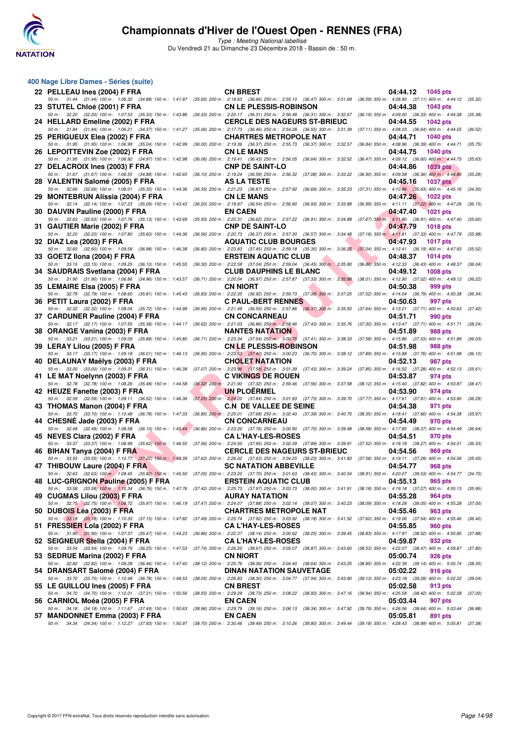# Championnats d'Hiver de l'Ouest Open - RENNES (FRA)

*Type : Meeting National labellisé*

Du Vendredi 21 au Dimanche 23 Décembre 2018 - Bassin de : 50 m.

## 400 Nage Libre Dames - Séries (suite)

| Rang | Nom | Club | Temps | Points |
|---|---|---|---|---|
| 22 | PELLEAU Ines (2004) F FRA | CN BREST | 04:44.12 | 1045 pts |
| | 50 m : 31.44 (31.44) 100 m : 1:06.32 (34.88) 150 m : 1:41.97 (35.65) 200 m : 2:18.63 (36.66) 250 m : 2:55.10 (36.47) 300 m : 3:31.69 (36.59) 350 m : 4:08.80 (37.11) 400 m : 4:44.12 (35.32) | | | |
| 23 | STUTEL Chloé (2001) F FRA | CN LE PLESSIS-ROBINSON | 04:44.38 | 1043 pts |
| | 50 m : 32.20 (32.20) 100 m : 1:07.53 (35.33) 150 m : 1:43.86 (36.33) 200 m : 2:20.17 (36.31) 250 m : 2:56.48 (36.31) 300 m : 3:32.67 (36.19) 350 m : 4:09.00 (36.33) 400 m : 4:44.38 (35.38) | | | |
| 24 | HELLARD Emeline (2002) F FRA | CERCLE DES NAGEURS ST-BRIEUC | 04:44.55 | 1042 pts |
| | 50 m : 31.84 (31.84) 100 m : 1:06.21 (34.37) 150 m : 1:41.27 (35.06) 200 m : 2:17.73 (36.46) 250 m : 2:54.28 (36.55) 300 m : 3:31.39 (37.11) 350 m : 4:08.03 (36.64) 400 m : 4:44.55 (36.52) | | | |
| 25 | PERIGUEUX Elea (2002) F FRA | CHARTRES METROPOLE NAT | 04:44.71 | 1040 pts |
| | 50 m : 31.95 (31.95) 100 m : 1:06.99 (35.04) 150 m : 1:42.99 (36.00) 200 m : 2:19.36 (36.37) 250 m : 2:55.73 (36.37) 300 m : 3:32.57 (36.84) 350 m : 4:08.96 (36.39) 400 m : 4:44.71 (35.75) | | | |
| 26 | LEPOITTEVIN Zoe (2002) F FRA | CN LE MANS | 04:44.75 | 1040 pts |
| | 50 m : 31.95 (31.95) 100 m : 1:06.92 (34.97) 150 m : 1:42.98 (36.06) 200 m : 2:19.41 (36.43) 250 m : 2:56.05 (36.64) 300 m : 3:32.52 (36.47) 350 m : 4:09.12 (36.60) 400 m : 4:44.75 (35.63) | | | |
| 27 | DELACROIX Ines (2003) F FRA | CNP DE SAINT-LO | 04:44.86 | 1039 pts |
| | 50 m : 31.67 (31.67) 100 m : 1:06.55 (34.88) 150 m : 1:42.65 (36.10) 200 m : 2:19.24 (36.59) 250 m : 2:56.32 (37.08) 300 m : 3:33.22 (36.90) 350 m : 4:09.58 (36.36) 400 m : 4:44.86 (35.28) | | | |
| 28 | VALENTIN Salomé (2005) F FRA | AS LA TESTE | 04:45.16 | 1037 pts |
| | 50 m : 32.66 (32.66) 100 m : 1:08.01 (35.35) 150 m : 1:44.36 (36.35) 200 m : 2:21.23 (36.87) 250 m : 2:57.92 (36.69) 300 m : 3:35.23 (37.31) 350 m : 4:10.86 (35.63) 400 m : 4:45.16 (34.30) | | | |
| 29 | MONTEBRUN Alissia (2004) F FRA | CN LE MANS | 04:47.26 | 1022 pts |
| | 50 m : 32.14 (32.14) 100 m : 1:07.23 (35.09) 150 m : 1:43.43 (36.20) 200 m : 2:19.97 (36.54) 250 m : 2:56.90 (36.93) 300 m : 3:33.89 (36.99) 350 m : 4:11.11 (37.22) 400 m : 4:47.26 (36.15) | | | |
| 30 | DAUVIN Pauline (2000) F FRA | EN CAEN | 04:47.40 | 1021 pts |
| | 50 m : 32.63 (32.63) 100 m : 1:07.76 (35.13) 150 m : 1:43.69 (35.93) 200 m : 2:20.31 (36.62) 250 m : 2:57.22 (36.91) 300 m : 3:34.89 (37.67) 350 m : 4:11.80 (36.91) 400 m : 4:47.40 (35.60) | | | |
| 31 | GAUTIER Marie (2002) F FRA | CNP DE SAINT-LO | 04:47.79 | 1018 pts |
| | 50 m : 32.20 (32.20) 100 m : 1:07.80 (35.60) 150 m : 1:44.36 (36.56) 200 m : 2:20.73 (36.37) 250 m : 2:57.30 (36.57) 300 m : 3:34.48 (37.18) 350 m : 4:11.81 (37.33) 400 m : 4:47.79 (35.98) | | | |
| 32 | DIAZ Lea (2003) F FRA | AQUATIC CLUB BOURGES | 04:47.93 | 1017 pts |
| | 50 m : 32.60 (32.60) 100 m : 1:09.58 (36.98) 150 m : 1:46.38 (36.80) 200 m : 2:23.83 (37.45) 250 m : 2:59.18 (35.35) 300 m : 3:36.22 (37.04) 350 m : 4:12.41 (36.19) 400 m : 4:47.93 (35.52) | | | |
| 33 | GOETZ Ilona (2004) F FRA | ERSTEIN AQUATIC CLUB | 04:48.37 | 1014 pts |
| | 50 m : 33.15 (33.15) 100 m : 1:09.25 (36.10) 150 m : 1:45.55 (36.30) 200 m : 2:22.59 (37.04) 250 m : 2:59.04 (36.45) 300 m : 3:35.90 (36.86) 350 m : 4:12.33 (36.43) 400 m : 4:48.37 (36.04) | | | |
| 34 | SAUDRAIS Svetlana (2004) F FRA | CLUB DAUPHINS LE BLANC | 04:49.12 | 1008 pts |
| | 50 m : 31.90 (31.90) 100 m : 1:06.86 (34.96) 150 m : 1:43.57 (36.71) 200 m : 2:20.54 (36.97) 250 m : 2:57.87 (37.33) 300 m : 3:35.88 (38.01) 350 m : 4:12.90 (37.02) 400 m : 4:49.12 (36.22) | | | |
| 35 | LEMAIRE Elsa (2005) F FRA | CN NIORT | 04:50.38 | 999 pts |
| | 50 m : 32.79 (32.79) 100 m : 1:08.60 (35.81) 150 m : 1:45.43 (36.83) 200 m : 2:22.35 (36.92) 250 m : 2:59.73 (37.38) 300 m : 3:37.25 (37.52) 350 m : 4:14.04 (36.79) 400 m : 4:50.38 (36.34) | | | |
| 36 | PETIT Laura (2002) F FRA | C PAUL-BERT RENNES | 04:50.63 | 997 pts |
| | 50 m : 32.32 (32.32) 100 m : 1:08.04 (35.72) 150 m : 1:44.99 (36.95) 200 m : 2:21.49 (36.50) 250 m : 2:57.86 (36.37) 300 m : 3:35.50 (37.64) 350 m : 4:13.21 (37.71) 400 m : 4:50.63 (37.42) | | | |
| 37 | CARDUNER Pauline (2004) F FRA | CN CONCARNEAU | 04:51.71 | 990 pts |
| | 50 m : 32.17 (32.17) 100 m : 1:07.55 (35.38) 150 m : 1:44.17 (36.62) 200 m : 2:21.03 (36.86) 250 m : 2:58.46 (37.43) 300 m : 3:35.76 (37.30) 350 m : 4:13.47 (37.71) 400 m : 4:51.71 (38.24) | | | |
| 38 | ORANGE Vanina (2003) F FRA | NANTES NATATION | 04:51.89 | 988 pts |
| | 50 m : 33.21 (33.21) 100 m : 1:09.09 (35.88) 150 m : 1:45.80 (36.71) 200 m : 2:23.34 (37.54) 250 m : 3:00.75 (37.41) 300 m : 3:38.33 (37.58) 350 m : 4:15.86 (37.53) 400 m : 4:51.89 (36.03) | | | |
| 39 | LERAY Lilou (2005) F FRA | CN LE PLESSIS-ROBINSON | 04:51.98 | 988 pts |
| | 50 m : 33.17 (33.17) 100 m : 1:09.18 (36.01) 150 m : 1:46.13 (36.95) 200 m : 2:23.53 (37.40) 250 m : 3:00.23 (36.70) 300 m : 3:38.12 (37.89) 350 m : 4:15.88 (37.76) 400 m : 4:51.98 (36.10) | | | |
| 40 | DELAUNAY Maëlys (2003) F FRA | CHOLET NATATION | 04:52.13 | 987 pts |
| | 50 m : 33.00 (33.00) 100 m : 1:09.31 (36.31) 150 m : 1:46.38 (37.07) 200 m : 2:23.96 (37.58) 250 m : 3:01.39 (37.43) 300 m : 3:39.24 (37.85) 350 m : 4:16.52 (37.28) 400 m : 4:52.13 (35.61) | | | |
| 41 | LE MAT Noelynn (2003) F FRA | C VIKINGS DE ROUEN | 04:53.87 | 974 pts |
| | 50 m : 32.78 (32.78) 100 m : 1:08.26 (35.48) 150 m : 1:44.58 (36.32) 200 m : 2:21.90 (37.32) 250 m : 2:59.46 (37.56) 300 m : 3:37.58 (38.12) 350 m : 4:15.40 (37.82) 400 m : 4:53.87 (38.47) | | | |
| 42 | HEUZE Fanette (2003) F FRA | UN PLOËRMEL | 04:53.90 | 974 pts |
| | 50 m : 32.59 (32.59) 100 m : 1:09.11 (36.52) 150 m : 1:46.36 (37.25) 200 m : 2:24.20 (37.84) 250 m : 3:01.93 (37.73) 300 m : 3:39.70 (37.77) 350 m : 4:17.61 (37.91) 400 m : 4:53.90 (36.29) | | | |
| 43 | THOMAS Manon (2004) F FRA | C.N DE VALLEE DE SEINE | 04:54.38 | 971 pts |
| | 50 m : 33.70 (33.70) 100 m : 1:10.48 (36.78) 150 m : 1:47.33 (36.85) 200 m : 2:25.01 (37.68) 250 m : 3:02.40 (37.39) 300 m : 3:40.75 (38.35) 350 m : 4:18.41 (37.66) 400 m : 4:54.38 (35.97) | | | |
| 44 | CHESNÉ Jade (2003) F FRA | CN CONCARNEAU | 04:54.49 | 970 pts |
| | 50 m : 32.48 (32.48) 100 m : 1:08.58 (36.10) 150 m : 1:45.44 (36.86) 200 m : 2:23.20 (37.76) 250 m : 3:00.90 (37.70) 300 m : 3:39.48 (38.58) 350 m : 4:17.85 (38.37) 400 m : 4:54.49 (36.64) | | | |
| 45 | NEVES Clara (2002) F FRA | CA L'HAY-LES-ROSES | 04:54.51 | 970 pts |
| | 50 m : 33.37 (33.37) 100 m : 1:08.99 (35.62) 150 m : 1:46.55 (37.56) 200 m : 2:24.50 (37.95) 250 m : 3:02.39 (37.89) 300 m : 3:39.91 (37.52) 350 m : 4:18.18 (38.27) 400 m : 4:54.51 (36.33) | | | |
| 46 | BIHAN Tanya (2004) F FRA | CERCLE DES NAGEURS ST-BRIEUC | 04:54.56 | 969 pts |
| | 50 m : 33.55 (33.55) 100 m : 1:10.77 (37.22) 150 m : 1:48.39 (37.62) 200 m : 2:26.02 (37.63) 250 m : 3:04.25 (38.23) 300 m : 3:41.83 (37.58) 350 m : 4:19.11 (37.28) 400 m : 4:54.56 (35.45) | | | |
| 47 | THIBOUW Laure (2004) F FRA | SC NATATION ABBEVILLE | 04:54.77 | 968 pts |
| | 50 m : 32.63 (32.63) 100 m : 1:08.45 (35.82) 150 m : 1:45.50 (37.05) 200 m : 2:23.20 (37.70) 250 m : 3:01.63 (38.43) 300 m : 3:40.54 (38.91) 350 m : 4:20.07 (39.53) 400 m : 4:54.77 (34.70) | | | |
| 48 | LUC-GRIGNON Pauline (2005) F FRA | ERSTEIN AQUATIC CLUB | 04:55.13 | 965 pts |
| | 50 m : 33.58 (33.58) 100 m : 1:10.34 (36.76) 150 m : 1:47.76 (37.42) 200 m : 2:25.73 (37.97) 250 m : 3:03.73 (38.00) 300 m : 3:41.91 (38.18) 350 m : 4:19.18 (37.27) 400 m : 4:55.13 (35.95) | | | |
| 49 | CUGMAS Lilou (2003) F FRA | AURAY NATATION | 04:55.28 | 964 pts |
| | 50 m : 32.75 (32.75) 100 m : 1:08.72 (35.97) 150 m : 1:46.19 (37.47) 200 m : 2:24.07 (37.88) 250 m : 3:02.14 (38.07) 300 m : 3:40.23 (38.09) 350 m : 4:18.28 (38.05) 400 m : 4:55.28 (37.00) | | | |
| 50 | DUBOIS Léa (2003) F FRA | CHARTRES METROPOLE NAT | 04:55.46 | 963 pts |
| | 50 m : 33.18 (33.18) 100 m : 1:10.33 (37.15) 150 m : 1:47.82 (37.49) 200 m : 2:25.74 (37.92) 250 m : 3:03.92 (38.18) 300 m : 3:41.52 (37.60) 350 m : 4:19.06 (37.54) 400 m : 4:55.46 (36.40) | | | |
| 51 | FRESSIER Lola (2002) F FRA | CA L'HAY-LES-ROSES | 04:55.85 | 960 pts |
| | 50 m : 31.90 (31.90) 100 m : 1:07.37 (35.47) 150 m : 1:44.23 (36.86) 200 m : 2:22.37 (38.14) 250 m : 3:00.62 (38.25) 300 m : 3:39.45 (38.83) 350 m : 4:17.97 (38.52) 400 m : 4:55.85 (37.88) | | | |
| 52 | SEIGNEUR Stella (2004) F FRA | CA L'HAY-LES-ROSES | 04:59.87 | 932 pts |
| | 50 m : 33.54 (33.54) 100 m : 1:09.79 (36.25) 150 m : 1:47.53 (37.74) 200 m : 2:26.20 (38.67) 250 m : 3:05.07 (38.87) 300 m : 3:43.60 (38.53) 350 m : 4:22.07 (38.47) 400 m : 4:59.87 (37.80) | | | |
| 53 | SEDRUE Marina (2002) F FRA | CN NIORT | 05:00.74 | 926 pts |
| | 50 m : 32.82 (32.82) 100 m : 1:09.28 (36.46) 150 m : 1:47.40 (38.12) 200 m : 2:25.76 (38.36) 250 m : 3:04.40 (38.64) 300 m : 3:43.25 (38.85) 350 m : 4:22.39 (39.14) 400 m : 5:00.74 (38.35) | | | |
| 54 | DRANSART Salomé (2004) F FRA | DINAN NATATION SAUVETAGE | 05:02.22 | 916 pts |
| | 50 m : 33.70 (33.70) 100 m : 1:10.48 (36.78) 150 m : 1:48.53 (38.05) 200 m : 2:26.83 (38.30) 250 m : 3:04.77 (37.94) 300 m : 3:43.90 (39.13) 350 m : 4:23.18 (39.28) 400 m : 5:02.22 (39.04) | | | |
| 55 | LE GUILLOU Ines (2005) F FRA | CN BREST | 05:02.58 | 913 pts |
| | 50 m : 34.70 (34.70) 100 m : 1:12.01 (37.31) 150 m : 1:50.56 (38.55) 200 m : 2:29.29 (38.73) 250 m : 3:08.22 (38.93) 300 m : 3:47.16 (38.94) 350 m : 4:25.58 (38.42) 400 m : 5:02.58 (37.00) | | | |
| 56 | CARNIOL Moéa (2005) F FRA | EN CAEN | 05:03.44 | 907 pts |
| | 50 m : 34.18 (34.18) 100 m : 1:11.67 (37.49) 150 m : 1:50.63 (38.96) 200 m : 2:29.79 (39.16) 250 m : 3:08.13 (38.34) 300 m : 3:47.92 (39.79) 350 m : 4:26.56 (38.64) 400 m : 5:03.44 (36.88) | | | |
| 57 | MANDONNET Emma (2003) F FRA | EN CAEN | 05:05.81 | 891 pts |
| | 50 m : 34.34 (34.34) 100 m : 1:12.27 (37.93) 150 m : 1:50.97 (38.70) 200 m : 2:30.46 (39.49) 250 m : 3:10.26 (39.80) 300 m : 3:49.44 (39.18) 350 m : 4:28.43 (38.99) 400 m : 5:05.81 (37.38) | | | |

Copyright © 2017 FFN-extraNat. Tous droits réservés reproduction interdite sans autorisation.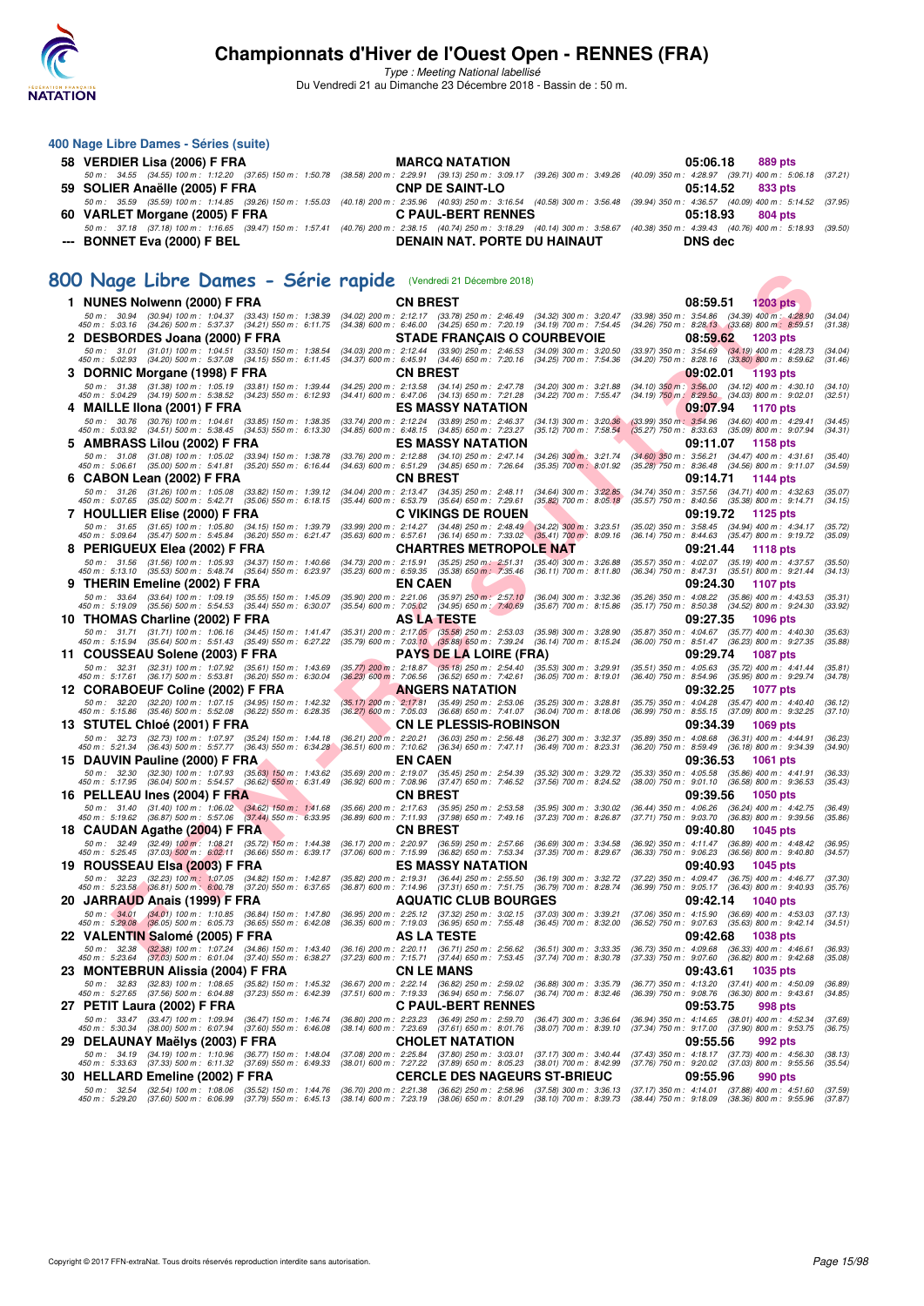## 400 Nage Libre Dames - Séries (suite)

**58 VERDIER Lisa (2006) F FRA** — MARCQ NATATION — 05:06.18 — 889 pts
50 m : 34.55 (34.55) 100 m : 1:12.20 (37.65) 150 m : 1:50.78 (38.58) 200 m : 2:29.91 (39.13) 250 m : 3:09.17 (39.26) 300 m : 3:49.26 (40.09) 350 m : 4:28.97 (39.71) 400 m : 5:06.18 (37.21)

**59 SOLIER Anaëlle (2005) F FRA** — CNP DE SAINT-LO — 05:14.52 — 833 pts
50 m : 35.59 (35.59) 100 m : 1:14.85 (39.26) 150 m : 1:55.03 (40.18) 200 m : 2:35.96 (40.93) 250 m : 3:16.54 (40.58) 300 m : 3:56.48 (39.94) 350 m : 4:36.57 (40.09) 400 m : 5:14.52 (37.95)

**60 VARLET Morgane (2005) F FRA** — C PAUL-BERT RENNES — 05:18.93 — 804 pts
50 m : 37.18 (37.18) 100 m : 1:16.65 (39.47) 150 m : 1:57.41 (40.76) 200 m : 2:38.15 (40.74) 250 m : 3:18.29 (40.14) 300 m : 3:58.67 (40.38) 350 m : 4:39.43 (40.76) 400 m : 5:18.93 (39.50)

**--- BONNET Eva (2000) F BEL** — DENAIN NAT. PORTE DU HAINAUT — DNS dec

## 800 Nage Libre Dames - Série rapide (Vendredi 21 Décembre 2018)

**1 NUNES Nolwenn (2000) F FRA** — CN BREST — 08:59.51 — 1203 pts
50 m : 30.94 (30.94) 100 m : 1:04.37 (33.43) 150 m : 1:38.39 (34.02) 200 m : 2:12.17 (33.78) 250 m : 2:46.49 (34.32) 300 m : 3:20.47 (33.98) 350 m : 3:54.86 (34.39) 400 m : 4:28.90 (34.04)
450 m : 5:03.16 (34.26) 500 m : 5:37.37 (34.21) 550 m : 6:11.75 (34.38) 600 m : 6:46.00 (34.25) 650 m : 7:20.19 (34.19) 700 m : 7:54.45 (34.26) 750 m : 8:28.13 (33.68) 800 m : 8:59.51 (31.38)

**2 DESBORDES Joana (2000) F FRA** — STADE FRANÇAIS O COURBEVOIE — 08:59.62 — 1203 pts
50 m : 31.01 (31.01) 100 m : 1:04.51 (33.50) 150 m : 1:38.54 (34.03) 200 m : 2:12.44 (33.90) 250 m : 2:46.53 (34.09) 300 m : 3:20.50 (33.97) 350 m : 3:54.69 (34.19) 400 m : 4:28.73 (34.04)
450 m : 5:02.93 (34.20) 500 m : 5:37.08 (34.15) 550 m : 6:11.45 (34.37) 600 m : 6:45.91 (34.46) 650 m : 7:20.16 (34.25) 700 m : 7:54.36 (34.20) 750 m : 8:28.16 (33.80) 800 m : 8:59.62 (31.46)

**3 DORNIC Morgane (1998) F FRA** — CN BREST — 09:02.01 — 1193 pts
50 m : 31.38 (31.38) 100 m : 1:05.19 (33.81) 150 m : 1:39.44 (34.25) 200 m : 2:13.58 (34.14) 250 m : 2:47.78 (34.20) 300 m : 3:21.88 (34.10) 350 m : 3:56.00 (34.12) 400 m : 4:30.10 (34.10)
450 m : 5:04.29 (34.19) 500 m : 5:38.52 (34.23) 550 m : 6:12.93 (34.41) 600 m : 6:47.06 (34.13) 650 m : 7:21.28 (34.22) 700 m : 7:55.47 (34.19) 750 m : 8:29.50 (34.03) 800 m : 9:02.01 (32.51)

**4 MAILLE Ilona (2001) F FRA** — ES MASSY NATATION — 09:07.94 — 1170 pts
50 m : 30.76 (30.76) 100 m : 1:04.61 (33.85) 150 m : 1:38.35 (33.74) 200 m : 2:12.24 (33.89) 250 m : 2:46.37 (34.13) 300 m : 3:20.36 (33.99) 350 m : 3:54.96 (34.60) 400 m : 4:29.41 (34.45)
450 m : 5:03.92 (34.51) 500 m : 5:38.45 (34.53) 550 m : 6:13.30 (34.85) 600 m : 6:48.15 (34.85) 650 m : 7:23.27 (35.12) 700 m : 7:58.54 (35.27) 750 m : 8:33.63 (35.09) 800 m : 9:07.94 (34.31)

**5 AMBRASS Lilou (2002) F FRA** — ES MASSY NATATION — 09:11.07 — 1158 pts
50 m : 31.08 (31.08) 100 m : 1:05.02 (33.94) 150 m : 1:38.78 (33.76) 200 m : 2:12.88 (34.10) 250 m : 2:47.14 (34.26) 300 m : 3:21.74 (34.60) 350 m : 3:56.21 (34.47) 400 m : 4:31.61 (35.40)
450 m : 5:06.61 (35.00) 500 m : 5:41.81 (35.20) 550 m : 6:16.44 (34.63) 600 m : 6:51.29 (34.85) 650 m : 7:26.64 (35.35) 700 m : 8:01.92 (35.28) 750 m : 8:36.48 (34.56) 800 m : 9:11.07 (34.59)

**6 CABON Lean (2002) F FRA** — CN BREST — 09:14.71 — 1144 pts
50 m : 31.26 (31.26) 100 m : 1:05.08 (33.82) 150 m : 1:39.12 (34.04) 200 m : 2:13.47 (34.35) 250 m : 2:48.11 (34.64) 300 m : 3:22.85 (34.74) 350 m : 3:57.56 (34.71) 400 m : 4:32.63 (35.07)
450 m : 5:07.65 (35.02) 500 m : 5:42.71 (35.06) 550 m : 6:18.15 (35.44) 600 m : 6:53.79 (35.64) 650 m : 7:29.61 (35.82) 700 m : 8:05.18 (35.57) 750 m : 8:40.56 (35.38) 800 m : 9:14.71 (34.15)

**7 HOULLIER Elise (2000) F FRA** — C VIKINGS DE ROUEN — 09:19.72 — 1125 pts
50 m : 31.65 (31.65) 100 m : 1:05.80 (34.15) 150 m : 1:39.79 (33.99) 200 m : 2:14.27 (34.48) 250 m : 2:48.49 (34.22) 300 m : 3:23.51 (35.02) 350 m : 3:58.45 (34.94) 400 m : 4:34.17 (35.72)
450 m : 5:09.64 (35.47) 500 m : 5:45.84 (36.20) 550 m : 6:21.47 (35.63) 600 m : 6:57.61 (36.14) 650 m : 7:33.02 (35.41) 700 m : 8:09.16 (36.14) 750 m : 8:44.63 (35.47) 800 m : 9:19.72 (35.09)

**8 PERIGUEUX Elea (2002) F FRA** — CHARTRES METROPOLE NAT — 09:21.44 — 1118 pts
50 m : 31.56 (31.56) 100 m : 1:05.93 (34.37) 150 m : 1:40.66 (34.73) 200 m : 2:15.91 (35.25) 250 m : 2:51.31 (35.40) 300 m : 3:26.88 (35.57) 350 m : 4:02.07 (35.19) 400 m : 4:37.57 (35.50)
450 m : 5:13.10 (35.53) 500 m : 5:48.74 (35.64) 550 m : 6:23.97 (35.23) 600 m : 6:59.35 (35.38) 650 m : 7:35.46 (36.11) 700 m : 8:11.80 (36.34) 750 m : 8:47.31 (35.51) 800 m : 9:21.44 (34.13)

**9 THERIN Emeline (2002) F FRA** — EN CAEN — 09:24.30 — 1107 pts
50 m : 33.64 (33.64) 100 m : 1:09.19 (35.55) 150 m : 1:45.09 (35.90) 200 m : 2:21.06 (35.97) 250 m : 2:57.10 (36.04) 300 m : 3:32.36 (35.26) 350 m : 4:08.22 (35.86) 400 m : 4:43.53 (35.31)
450 m : 5:19.09 (35.56) 500 m : 5:54.53 (35.44) 550 m : 6:30.07 (35.54) 600 m : 7:05.02 (34.95) 650 m : 7:40.69 (35.67) 700 m : 8:15.86 (35.17) 750 m : 8:50.38 (34.52) 800 m : 9:24.30 (33.92)

**10 THOMAS Charline (2002) F FRA** — AS LA TESTE — 09:27.35 — 1096 pts
50 m : 31.71 (31.71) 100 m : 1:06.16 (34.45) 150 m : 1:41.47 (35.31) 200 m : 2:17.05 (35.58) 250 m : 2:53.03 (35.98) 300 m : 3:28.90 (35.87) 350 m : 4:04.67 (35.77) 400 m : 4:40.30 (35.63)
450 m : 5:15.94 (35.64) 500 m : 5:51.43 (35.49) 550 m : 6:27.22 (35.79) 600 m : 7:03.10 (35.88) 650 m : 7:39.24 (36.14) 700 m : 8:15.24 (36.00) 750 m : 8:51.47 (36.23) 800 m : 9:27.35 (35.88)

**11 COUSSEAU Solene (2003) F FRA** — PAYS DE LA LOIRE (FRA) — 09:29.74 — 1087 pts
50 m : 32.31 (32.31) 100 m : 1:07.92 (35.61) 150 m : 1:43.69 (35.77) 200 m : 2:18.87 (35.18) 250 m : 2:54.40 (35.53) 300 m : 3:29.91 (35.51) 350 m : 4:05.63 (35.72) 400 m : 4:41.44 (35.81)
450 m : 5:17.61 (36.17) 500 m : 5:53.81 (36.20) 550 m : 6:30.04 (36.23) 600 m : 7:06.56 (36.52) 650 m : 7:42.61 (36.05) 700 m : 8:19.01 (36.40) 750 m : 8:54.96 (35.95) 800 m : 9:29.74 (34.78)

**12 CORABOEUF Coline (2002) F FRA** — ANGERS NATATION — 09:32.25 — 1077 pts
50 m : 32.20 (32.20) 100 m : 1:07.15 (34.95) 150 m : 1:42.32 (35.17) 200 m : 2:17.81 (35.49) 250 m : 2:53.06 (35.25) 300 m : 3:28.81 (35.75) 350 m : 4:04.28 (35.47) 400 m : 4:40.40 (36.12)
450 m : 5:15.86 (35.46) 500 m : 5:52.08 (36.22) 550 m : 6:28.35 (36.27) 600 m : 7:05.03 (36.68) 650 m : 7:41.07 (36.04) 700 m : 8:18.06 (36.99) 750 m : 8:55.15 (37.09) 800 m : 9:32.25 (37.10)

**13 STUTEL Chloé (2001) F FRA** — CN LE PLESSIS-ROBINSON — 09:34.39 — 1069 pts
50 m : 32.73 (32.73) 100 m : 1:07.97 (35.24) 150 m : 1:44.18 (36.21) 200 m : 2:20.21 (36.03) 250 m : 2:56.48 (36.27) 300 m : 3:32.37 (35.89) 350 m : 4:08.68 (36.31) 400 m : 4:44.91 (36.23)
450 m : 5:21.34 (36.43) 500 m : 5:57.77 (36.43) 550 m : 6:34.28 (36.51) 600 m : 7:10.62 (36.34) 650 m : 7:47.11 (36.49) 700 m : 8:23.31 (36.20) 750 m : 8:59.49 (36.18) 800 m : 9:34.39 (34.90)

**15 DAUVIN Pauline (2000) F FRA** — EN CAEN — 09:36.53 — 1061 pts
50 m : 32.30 (32.30) 100 m : 1:07.93 (35.63) 150 m : 1:43.62 (35.69) 200 m : 2:19.07 (35.45) 250 m : 2:54.39 (35.32) 300 m : 3:29.72 (35.33) 350 m : 4:05.58 (35.86) 400 m : 4:41.91 (36.33)
450 m : 5:17.95 (36.04) 500 m : 5:54.57 (36.62) 550 m : 6:31.49 (36.92) 600 m : 7:08.96 (37.47) 650 m : 7:46.52 (37.56) 700 m : 8:24.52 (38.00) 750 m : 9:01.10 (36.58) 800 m : 9:36.53 (35.43)

**16 PELLEAU Ines (2004) F FRA** — CN BREST — 09:39.56 — 1050 pts
50 m : 31.40 (31.40) 100 m : 1:06.02 (34.62) 150 m : 1:41.68 (35.66) 200 m : 2:17.63 (35.95) 250 m : 2:53.58 (35.95) 300 m : 3:30.02 (36.44) 350 m : 4:06.26 (36.24) 400 m : 4:42.75 (36.49)
450 m : 5:19.62 (36.87) 500 m : 5:57.06 (37.44) 550 m : 6:33.95 (36.89) 600 m : 7:11.93 (37.98) 650 m : 7:49.16 (37.23) 700 m : 8:26.87 (37.71) 750 m : 9:03.70 (36.83) 800 m : 9:39.56 (35.86)

**18 CAUDAN Agathe (2004) F FRA** — CN BREST — 09:40.80 — 1045 pts
50 m : 32.49 (32.49) 100 m : 1:08.21 (35.72) 150 m : 1:44.38 (36.17) 200 m : 2:20.97 (36.59) 250 m : 2:57.66 (36.69) 300 m : 3:34.58 (36.92) 350 m : 4:11.47 (36.89) 400 m : 4:48.42 (36.95)
450 m : 5:25.45 (37.03) 500 m : 6:02.11 (36.66) 550 m : 6:39.17 (37.06) 600 m : 7:15.99 (36.82) 650 m : 7:53.34 (37.35) 700 m : 8:29.67 (36.33) 750 m : 9:06.23 (36.56) 800 m : 9:40.80 (34.57)

**19 ROUSSEAU Elsa (2003) F FRA** — ES MASSY NATATION — 09:40.93 — 1045 pts
50 m : 32.23 (32.23) 100 m : 1:07.05 (34.82) 150 m : 1:42.87 (35.82) 200 m : 2:19.31 (36.44) 250 m : 2:55.50 (36.19) 300 m : 3:32.72 (37.22) 350 m : 4:09.47 (36.75) 400 m : 4:46.77 (37.30)
450 m : 5:23.58 (36.81) 500 m : 6:00.78 (37.20) 550 m : 6:37.65 (36.87) 600 m : 7:14.96 (37.31) 650 m : 7:51.75 (36.79) 700 m : 8:28.74 (36.99) 750 m : 9:05.17 (36.43) 800 m : 9:40.93 (35.76)

**20 JARRAUD Anais (1999) F FRA** — AQUATIC CLUB BOURGES — 09:42.14 — 1040 pts
50 m : 34.01 (34.01) 100 m : 1:10.85 (36.84) 150 m : 1:47.80 (36.95) 200 m : 2:25.12 (37.32) 250 m : 3:02.15 (37.03) 300 m : 3:39.21 (37.06) 350 m : 4:15.90 (36.69) 400 m : 4:53.03 (37.13)
450 m : 5:29.08 (36.05) 500 m : 6:05.73 (36.65) 550 m : 6:42.08 (36.35) 600 m : 7:19.03 (36.95) 650 m : 7:55.48 (36.45) 700 m : 8:32.00 (36.52) 750 m : 9:07.63 (35.63) 800 m : 9:42.14 (34.51)

**22 VALENTIN Salomé (2005) F FRA** — AS LA TESTE — 09:42.68 — 1038 pts
50 m : 32.38 (32.38) 100 m : 1:07.24 (34.86) 150 m : 1:43.40 (36.16) 200 m : 2:20.11 (36.71) 250 m : 2:56.62 (36.51) 300 m : 3:33.35 (36.73) 350 m : 4:09.68 (36.33) 400 m : 4:46.61 (36.93)
450 m : 5:23.64 (37.03) 500 m : 6:01.04 (37.40) 550 m : 6:38.27 (37.23) 600 m : 7:15.71 (37.44) 650 m : 7:53.45 (37.74) 700 m : 8:30.78 (37.33) 750 m : 9:07.60 (36.82) 800 m : 9:42.68 (35.08)

**23 MONTEBRUN Alissia (2004) F FRA** — CN LE MANS — 09:43.61 — 1035 pts
50 m : 32.83 (32.83) 100 m : 1:08.65 (35.82) 150 m : 1:45.32 (36.67) 200 m : 2:22.14 (36.82) 250 m : 2:59.02 (36.88) 300 m : 3:35.79 (36.77) 350 m : 4:13.20 (37.41) 400 m : 4:50.09 (36.89)
450 m : 5:27.65 (37.56) 500 m : 6:04.88 (37.23) 550 m : 6:42.39 (37.51) 600 m : 7:19.33 (36.94) 650 m : 7:56.07 (36.74) 700 m : 8:32.46 (36.39) 750 m : 9:08.76 (36.30) 800 m : 9:43.61 (34.85)

**27 PETIT Laura (2002) F FRA** — C PAUL-BERT RENNES — 09:53.75 — 998 pts
50 m : 33.47 (33.47) 100 m : 1:09.94 (36.47) 150 m : 1:46.74 (36.80) 200 m : 2:23.23 (36.49) 250 m : 2:59.70 (36.47) 300 m : 3:36.64 (36.94) 350 m : 4:14.65 (38.01) 400 m : 4:52.34 (37.69)
450 m : 5:30.34 (38.00) 500 m : 6:07.94 (37.60) 550 m : 6:46.08 (38.14) 600 m : 7:23.69 (37.61) 650 m : 8:01.76 (38.07) 700 m : 8:39.10 (37.34) 750 m : 9:17.00 (37.90) 800 m : 9:53.75 (36.75)

**29 DELAUNAY Maëlys (2003) F FRA** — CHOLET NATATION — 09:55.56 — 992 pts
50 m : 34.19 (34.19) 100 m : 1:10.96 (36.77) 150 m : 1:48.04 (37.08) 200 m : 2:25.84 (37.80) 250 m : 3:03.01 (37.17) 300 m : 3:40.44 (37.43) 350 m : 4:18.17 (37.73) 400 m : 4:56.30 (38.13)
450 m : 5:33.63 (37.33) 500 m : 6:11.32 (37.69) 550 m : 6:49.33 (38.01) 600 m : 7:27.22 (37.89) 650 m : 8:05.23 (38.01) 700 m : 8:42.99 (37.76) 750 m : 9:20.02 (37.03) 800 m : 9:55.56 (35.54)

**30 HELLARD Emeline (2002) F FRA** — CERCLE DES NAGEURS ST-BRIEUC — 09:55.96 — 990 pts
50 m : 32.54 (32.54) 100 m : 1:08.06 (35.52) 150 m : 1:44.76 (36.70) 200 m : 2:21.38 (36.62) 250 m : 2:58.96 (37.58) 300 m : 3:36.13 (37.17) 350 m : 4:14.01 (37.88) 400 m : 4:51.60 (37.59)
450 m : 5:29.20 (37.60) 500 m : 6:06.99 (37.79) 550 m : 6:45.13 (38.14) 600 m : 7:23.19 (38.06) 650 m : 8:01.29 (38.10) 700 m : 8:39.73 (38.44) 750 m : 9:18.09 (38.36) 800 m : 9:55.96 (37.87)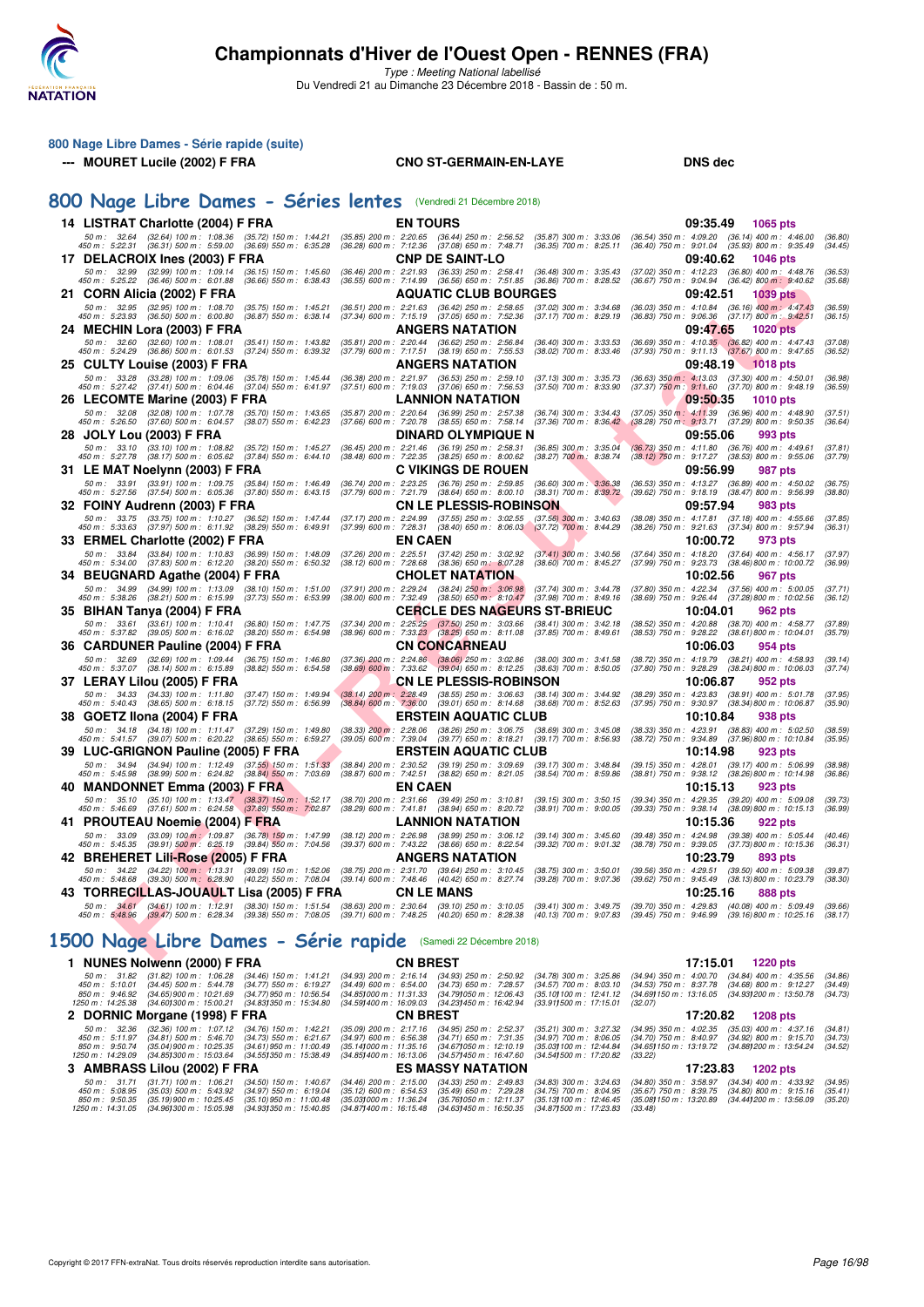# Championnats d'Hiver de l'Ouest Open - RENNES (FRA)

*Type : Meeting National labellisé*

Du Vendredi 21 au Dimanche 23 Décembre 2018 - Bassin de : 50 m.

### 800 Nage Libre Dames - Série rapide (suite)

--- MOURET Lucile (2002) F FRA — CNO ST-GERMAIN-EN-LAYE — DNS dec

## 800 Nage Libre Dames - Séries lentes (Vendredi 21 Décembre 2018)

**14 LISTRAT Charlotte (2004) F FRA** — EN TOURS — 09:35.49 — 1065 pts
50 m : 32.64 (32.64) 100 m : 1:08.36 (35.72) 150 m : 1:44.21 (35.85) 200 m : 2:20.65 (36.44) 250 m : 2:56.52 (35.87) 300 m : 3:33.06 (36.54) 350 m : 4:09.20 (36.14) 400 m : 4:46.00 (36.80)
450 m : 5:22.31 (36.31) 500 m : 5:59.00 (36.69) 550 m : 6:35.28 (36.28) 600 m : 7:12.36 (37.08) 650 m : 7:48.71 (36.35) 700 m : 8:25.11 (36.40) 750 m : 9:01.04 (35.93) 800 m : 9:35.49 (34.45)

**17 DELACROIX Ines (2003) F FRA** — CNP DE SAINT-LO — 09:40.62 — 1046 pts
50 m : 32.99 (32.99) 100 m : 1:09.14 (36.15) 150 m : 1:45.60 (36.46) 200 m : 2:21.93 (36.33) 250 m : 2:58.41 (36.48) 300 m : 3:35.43 (37.02) 350 m : 4:12.23 (36.80) 400 m : 4:48.76 (36.53)
450 m : 5:25.22 (36.46) 500 m : 6:01.88 (36.66) 550 m : 6:38.43 (36.55) 600 m : 7:14.99 (36.56) 650 m : 7:51.85 (36.86) 700 m : 8:28.52 (36.67) 750 m : 9:04.94 (36.42) 800 m : 9:40.62 (35.68)

**21 CORN Alicia (2002) F FRA** — AQUATIC CLUB BOURGES — 09:42.51 — 1039 pts
50 m : 32.95 (32.95) 100 m : 1:08.70 (35.75) 150 m : 1:45.21 (36.51) 200 m : 2:21.63 (36.42) 250 m : 2:58.65 (37.02) 300 m : 3:34.68 (36.03) 350 m : 4:10.84 (36.16) 400 m : 4:47.43 (36.59)
450 m : 5:23.93 (36.50) 500 m : 6:00.80 (36.87) 550 m : 6:38.14 (37.34) 600 m : 7:15.19 (37.05) 650 m : 7:52.36 (37.17) 700 m : 8:29.19 (36.83) 750 m : 9:06.36 (37.17) 800 m : 9:42.51 (36.15)

**24 MECHIN Lora (2003) F FRA** — ANGERS NATATION — 09:47.65 — 1020 pts
50 m : 32.60 (32.60) 100 m : 1:08.01 (35.41) 150 m : 1:43.82 (35.81) 200 m : 2:20.44 (36.62) 250 m : 2:56.84 (36.40) 300 m : 3:33.53 (36.69) 350 m : 4:10.35 (36.82) 400 m : 4:47.43 (37.08)
450 m : 5:24.29 (36.86) 500 m : 6:01.53 (37.24) 550 m : 6:39.32 (37.79) 600 m : 7:17.51 (38.19) 650 m : 7:55.53 (38.02) 700 m : 8:33.46 (37.93) 750 m : 9:11.13 (37.67) 800 m : 9:47.65 (36.52)

**25 CULTY Louise (2003) F FRA** — ANGERS NATATION — 09:48.19 — 1018 pts
50 m : 33.28 (33.28) 100 m : 1:09.06 (35.78) 150 m : 1:45.44 (36.38) 200 m : 2:21.97 (36.53) 250 m : 2:59.10 (37.13) 300 m : 3:35.73 (36.63) 350 m : 4:13.03 (37.30) 400 m : 4:50.01 (36.98)
450 m : 5:27.42 (37.41) 500 m : 6:04.46 (37.04) 550 m : 6:41.97 (37.51) 600 m : 7:19.03 (37.06) 650 m : 7:56.53 (37.50) 700 m : 8:33.90 (37.37) 750 m : 9:11.60 (37.70) 800 m : 9:48.19 (36.59)

**26 LECOMTE Marine (2003) F FRA** — LANNION NATATION — 09:50.35 — 1010 pts
50 m : 32.08 (32.08) 100 m : 1:07.78 (35.70) 150 m : 1:43.65 (35.87) 200 m : 2:20.64 (36.99) 250 m : 2:57.38 (36.74) 300 m : 3:34.43 (37.05) 350 m : 4:11.39 (36.96) 400 m : 4:48.90 (37.51)
450 m : 5:26.50 (37.60) 500 m : 6:04.57 (38.07) 550 m : 6:42.23 (37.66) 600 m : 7:20.78 (38.55) 650 m : 7:58.14 (37.36) 700 m : 8:36.42 (38.28) 750 m : 9:13.71 (37.29) 800 m : 9:50.35 (36.64)

**28 JOLY Lou (2003) F FRA** — DINARD OLYMPIQUE N — 09:55.06 — 993 pts
50 m : 33.10 (33.10) 100 m : 1:08.82 (35.72) 150 m : 1:45.27 (36.45) 200 m : 2:21.46 (36.19) 250 m : 2:58.31 (36.85) 300 m : 3:35.04 (36.73) 350 m : 4:11.80 (36.76) 400 m : 4:49.61 (37.81)
450 m : 5:27.78 (38.17) 500 m : 6:05.62 (37.84) 550 m : 6:44.10 (38.48) 600 m : 7:22.35 (38.25) 650 m : 8:00.62 (38.27) 700 m : 8:38.74 (38.12) 750 m : 9:17.27 (38.53) 800 m : 9:55.06 (37.79)

**31 LE MAT Noelynn (2003) F FRA** — C VIKINGS DE ROUEN — 09:56.99 — 987 pts
50 m : 33.91 (33.91) 100 m : 1:09.75 (35.84) 150 m : 1:46.49 (36.74) 200 m : 2:23.25 (36.76) 250 m : 2:59.85 (36.60) 300 m : 3:36.38 (36.53) 350 m : 4:13.27 (36.89) 400 m : 4:50.02 (36.75)
450 m : 5:27.56 (37.54) 500 m : 6:05.36 (37.80) 550 m : 6:43.15 (37.79) 600 m : 7:21.79 (38.64) 650 m : 8:00.10 (38.31) 700 m : 8:39.72 (39.62) 750 m : 9:18.19 (38.47) 800 m : 9:56.99 (38.80)

**32 FOINY Audrenn (2003) F FRA** — CN LE PLESSIS-ROBINSON — 09:57.94 — 983 pts
50 m : 33.75 (33.75) 100 m : 1:10.27 (36.52) 150 m : 1:47.44 (37.17) 200 m : 2:24.99 (37.55) 250 m : 3:02.55 (37.56) 300 m : 3:40.63 (38.08) 350 m : 4:17.81 (37.18) 400 m : 4:55.66 (37.85)
450 m : 5:33.63 (37.97) 500 m : 6:11.92 (38.29) 550 m : 6:49.91 (37.99) 600 m : 7:28.31 (38.40) 650 m : 8:06.03 (37.72) 700 m : 8:44.29 (38.26) 750 m : 9:21.63 (37.34) 800 m : 9:57.94 (36.31)

**33 ERMEL Charlotte (2002) F FRA** — EN CAEN — 10:00.72 — 973 pts
50 m : 33.84 (33.84) 100 m : 1:10.83 (36.99) 150 m : 1:48.09 (37.26) 200 m : 2:25.51 (37.42) 250 m : 3:02.92 (37.41) 300 m : 3:40.56 (37.64) 350 m : 4:18.20 (37.64) 400 m : 4:56.17 (37.97)
450 m : 5:34.00 (37.83) 500 m : 6:12.20 (38.20) 550 m : 6:50.32 (38.12) 600 m : 7:28.68 (38.36) 650 m : 8:07.28 (38.60) 700 m : 8:45.27 (37.99) 750 m : 9:23.73 (38.46) 800 m : 10:00.72 (36.99)

**34 BEUGNARD Agathe (2004) F FRA** — CHOLET NATATION — 10:02.56 — 967 pts
50 m : 34.99 (34.99) 100 m : 1:13.09 (38.10) 150 m : 1:51.00 (37.91) 200 m : 2:29.24 (38.24) 250 m : 3:06.98 (37.74) 300 m : 3:44.78 (37.80) 350 m : 4:22.34 (37.56) 400 m : 5:00.05 (37.71)
450 m : 5:38.26 (38.21) 500 m : 6:15.99 (37.73) 550 m : 6:53.99 (38.00) 600 m : 7:32.49 (38.50) 650 m : 8:10.47 (37.98) 700 m : 8:49.16 (38.69) 750 m : 9:26.44 (37.28) 800 m : 10:02.56 (36.12)

**35 BIHAN Tanya (2004) F FRA** — CERCLE DES NAGEURS ST-BRIEUC — 10:04.01 — 962 pts
50 m : 33.61 (33.61) 100 m : 1:10.41 (36.80) 150 m : 1:47.75 (37.34) 200 m : 2:25.25 (37.50) 250 m : 3:03.66 (38.41) 300 m : 3:42.18 (38.52) 350 m : 4:20.88 (38.70) 400 m : 4:58.77 (37.89)
450 m : 5:37.82 (39.05) 500 m : 6:16.02 (38.20) 550 m : 6:54.98 (38.96) 600 m : 7:33.23 (38.25) 650 m : 8:11.08 (37.85) 700 m : 8:49.61 (38.53) 750 m : 9:28.22 (38.61) 800 m : 10:04.01 (35.79)

**36 CARDUNER Pauline (2004) F FRA** — CN CONCARNEAU — 10:06.03 — 954 pts
50 m : 32.69 (32.69) 100 m : 1:09.44 (36.75) 150 m : 1:46.80 (37.36) 200 m : 2:24.86 (38.06) 250 m : 3:02.86 (38.00) 300 m : 3:41.58 (38.72) 350 m : 4:19.79 (38.21) 400 m : 4:58.93 (39.14)
450 m : 5:37.07 (38.14) 500 m : 6:15.89 (38.82) 550 m : 6:54.58 (38.69) 600 m : 7:33.62 (39.04) 650 m : 8:12.25 (38.63) 700 m : 8:50.05 (37.80) 750 m : 9:28.29 (38.24) 800 m : 10:06.03 (37.74)

**37 LERAY Lilou (2005) F FRA** — CN LE PLESSIS-ROBINSON — 10:06.87 — 952 pts
50 m : 34.33 (34.33) 100 m : 1:11.80 (37.47) 150 m : 1:49.94 (38.14) 200 m : 2:28.49 (38.55) 250 m : 3:06.63 (38.14) 300 m : 3:44.92 (38.29) 350 m : 4:23.83 (38.91) 400 m : 5:01.78 (37.95)
450 m : 5:40.43 (38.65) 500 m : 6:18.15 (37.72) 550 m : 6:56.99 (38.84) 600 m : 7:36.00 (39.01) 650 m : 8:14.68 (38.68) 700 m : 8:52.63 (37.95) 750 m : 9:30.97 (38.34) 800 m : 10:06.87 (35.90)

**38 GOETZ Ilona (2004) F FRA** — ERSTEIN AQUATIC CLUB — 10:10.84 — 938 pts
50 m : 34.18 (34.18) 100 m : 1:11.47 (37.29) 150 m : 1:49.80 (38.33) 200 m : 2:28.06 (38.26) 250 m : 3:06.75 (38.69) 300 m : 3:45.08 (38.33) 350 m : 4:23.91 (38.83) 400 m : 5:02.50 (38.59)
450 m : 5:41.57 (39.07) 500 m : 6:20.22 (38.65) 550 m : 6:59.27 (39.05) 600 m : 7:39.04 (39.77) 650 m : 8:18.21 (39.17) 700 m : 8:56.93 (38.72) 750 m : 9:34.89 (37.96) 800 m : 10:10.84 (35.95)

**39 LUC-GRIGNON Pauline (2005) F FRA** — ERSTEIN AQUATIC CLUB — 10:14.98 — 923 pts
50 m : 34.94 (34.94) 100 m : 1:12.49 (37.55) 150 m : 1:51.33 (38.84) 200 m : 2:30.52 (39.19) 250 m : 3:09.69 (39.17) 300 m : 3:48.84 (39.15) 350 m : 4:28.01 (39.17) 400 m : 5:06.99 (38.98)
450 m : 5:45.98 (38.99) 500 m : 6:24.82 (38.84) 550 m : 7:03.69 (38.87) 600 m : 7:42.51 (38.82) 650 m : 8:21.05 (38.54) 700 m : 8:59.86 (38.81) 750 m : 9:38.12 (38.26) 800 m : 10:14.98 (36.86)

**40 MANDONNET Emma (2003) F FRA** — EN CAEN — 10:15.13 — 923 pts
50 m : 35.10 (35.10) 100 m : 1:13.47 (38.37) 150 m : 1:52.17 (38.70) 200 m : 2:31.66 (39.49) 250 m : 3:10.81 (39.15) 300 m : 3:50.15 (39.34) 350 m : 4:29.35 (39.20) 400 m : 5:09.08 (39.73)
450 m : 5:46.69 (37.61) 500 m : 6:24.58 (37.89) 550 m : 7:02.87 (38.29) 600 m : 7:41.81 (38.94) 650 m : 8:20.72 (38.91) 700 m : 9:00.05 (39.33) 750 m : 9:38.14 (38.09) 800 m : 10:15.13 (36.99)

**41 PROUTEAU Noemie (2004) F FRA** — LANNION NATATION — 10:15.36 — 922 pts
50 m : 33.09 (33.09) 100 m : 1:09.87 (36.78) 150 m : 1:47.99 (38.12) 200 m : 2:26.98 (38.99) 250 m : 3:06.12 (39.14) 300 m : 3:45.60 (39.48) 350 m : 4:24.98 (39.38) 400 m : 5:05.44 (40.46)
450 m : 5:45.35 (39.91) 500 m : 6:25.19 (39.84) 550 m : 7:04.56 (39.37) 600 m : 7:43.22 (38.66) 650 m : 8:22.54 (39.32) 700 m : 9:01.32 (38.78) 750 m : 9:39.05 (37.73) 800 m : 10:15.36 (36.31)

**42 BREHERET Lili-Rose (2005) F FRA** — ANGERS NATATION — 10:23.79 — 893 pts
50 m : 34.22 (34.22) 100 m : 1:13.31 (39.09) 150 m : 1:52.06 (38.75) 200 m : 2:31.70 (39.64) 250 m : 3:10.45 (38.75) 300 m : 3:50.01 (39.56) 350 m : 4:29.51 (39.50) 400 m : 5:09.38 (39.87)
450 m : 5:48.68 (39.30) 500 m : 6:28.90 (40.22) 550 m : 7:08.04 (39.14) 600 m : 7:48.46 (40.42) 650 m : 8:27.74 (39.28) 700 m : 9:07.36 (39.62) 750 m : 9:45.49 (38.13) 800 m : 10:23.79 (38.30)

**43 TORRECILLAS-JOUAULT Lisa (2005) F FRA** — CN LE MANS — 10:25.16 — 888 pts
50 m : 34.61 (34.61) 100 m : 1:12.91 (38.30) 150 m : 1:51.54 (38.63) 200 m : 2:30.64 (39.10) 250 m : 3:10.05 (39.41) 300 m : 3:49.75 (39.70) 350 m : 4:29.83 (40.08) 400 m : 5:09.49 (39.66)
450 m : 5:48.96 (39.47) 500 m : 6:28.34 (39.38) 550 m : 7:08.05 (39.71) 600 m : 7:48.25 (40.20) 650 m : 8:28.38 (40.13) 700 m : 9:07.83 (39.45) 750 m : 9:46.99 (39.16) 800 m : 10:25.16 (38.17)

## 1500 Nage Libre Dames - Série rapide (Samedi 22 Décembre 2018)

**1 NUNES Nolwenn (2000) F FRA** — CN BREST — 17:15.01 — 1220 pts
50 m : 31.82 (31.82) 100 m : 1:06.28 (34.46) 150 m : 1:41.21 (34.93) 200 m : 2:16.14 (34.93) 250 m : 2:50.92 (34.78) 300 m : 3:25.86 (34.94) 350 m : 4:00.70 (34.84) 400 m : 4:35.56 (34.86)
450 m : 5:10.01 (34.45) 500 m : 5:44.78 (34.77) 550 m : 6:19.27 (34.49) 600 m : 6:54.00 (34.73) 650 m : 7:28.57 (34.57) 700 m : 8:03.10 (34.53) 750 m : 8:37.78 (34.68) 800 m : 9:12.27 (34.49)
850 m : 9:46.92 (34.65) 900 m : 10:21.69 (34.77) 950 m : 10:56.54 (34.85) 1000 m : 11:31.33 (34.79) 1050 m : 12:06.43 (35.10) 1100 m : 12:41.12 (34.69) 1150 m : 13:16.05 (34.93) 1200 m : 13:50.78 (34.73)
1250 m : 14:25.38 (34.60) 1300 m : 15:00.21 (34.83) 1350 m : 15:34.80 (34.59) 1400 m : 16:09.03 (34.23) 1450 m : 16:42.94 (33.91) 1500 m : 17:15.01 (32.07)

**2 DORNIC Morgane (1998) F FRA** — CN BREST — 17:20.82 — 1208 pts
50 m : 32.36 (32.36) 100 m : 1:07.12 (34.76) 150 m : 1:42.21 (35.09) 200 m : 2:17.16 (34.95) 250 m : 2:52.37 (35.21) 300 m : 3:27.32 (34.95) 350 m : 4:02.35 (35.03) 400 m : 4:37.16 (34.81)
450 m : 5:11.97 (34.81) 500 m : 5:46.70 (34.73) 550 m : 6:21.67 (34.97) 600 m : 6:56.38 (34.71) 650 m : 7:31.35 (34.97) 700 m : 8:06.05 (34.70) 750 m : 8:40.97 (34.92) 800 m : 9:15.70 (34.73)
850 m : 9:50.74 (35.04) 900 m : 10:25.35 (34.61) 950 m : 11:00.49 (35.14) 1000 m : 11:35.16 (34.67) 1050 m : 12:10.19 (35.03) 1100 m : 12:44.84 (34.65) 1150 m : 13:19.72 (34.88) 1200 m : 13:54.24 (34.52)
1250 m : 14:29.09 (34.85) 1300 m : 15:03.64 (34.55) 1350 m : 15:38.49 (34.85) 1400 m : 16:13.06 (34.57) 1450 m : 16:47.60 (34.54) 1500 m : 17:20.82 (33.22)

**3 AMBRASS Lilou (2002) F FRA** — ES MASSY NATATION — 17:23.83 — 1202 pts
50 m : 31.71 (31.71) 100 m : 1:06.21 (34.50) 150 m : 1:40.67 (34.46) 200 m : 2:15.00 (34.33) 250 m : 2:49.83 (34.83) 300 m : 3:24.63 (34.80) 350 m : 3:58.97 (34.34) 400 m : 4:33.92 (34.95)
450 m : 5:08.95 (35.03) 500 m : 5:43.92 (34.97) 550 m : 6:19.04 (35.12) 600 m : 6:54.53 (35.49) 650 m : 7:29.28 (34.75) 700 m : 8:04.95 (35.67) 750 m : 8:39.75 (34.80) 800 m : 9:15.16 (35.41)
850 m : 9:50.35 (35.19) 900 m : 10:25.45 (35.10) 950 m : 11:00.48 (35.03) 1000 m : 11:36.24 (35.76) 1050 m : 12:11.37 (35.13) 1100 m : 12:46.45 (35.08) 1150 m : 13:20.89 (34.44) 1200 m : 13:56.09 (35.20)
1250 m : 14:31.05 (34.96) 1300 m : 15:05.98 (34.93) 1350 m : 15:40.85 (34.87) 1400 m : 16:15.48 (34.63) 1450 m : 16:50.35 (34.87) 1500 m : 17:23.83 (33.48)

Copyright © 2017 FFN-extraNat. Tous droits réservés reproduction interdite sans autorisation.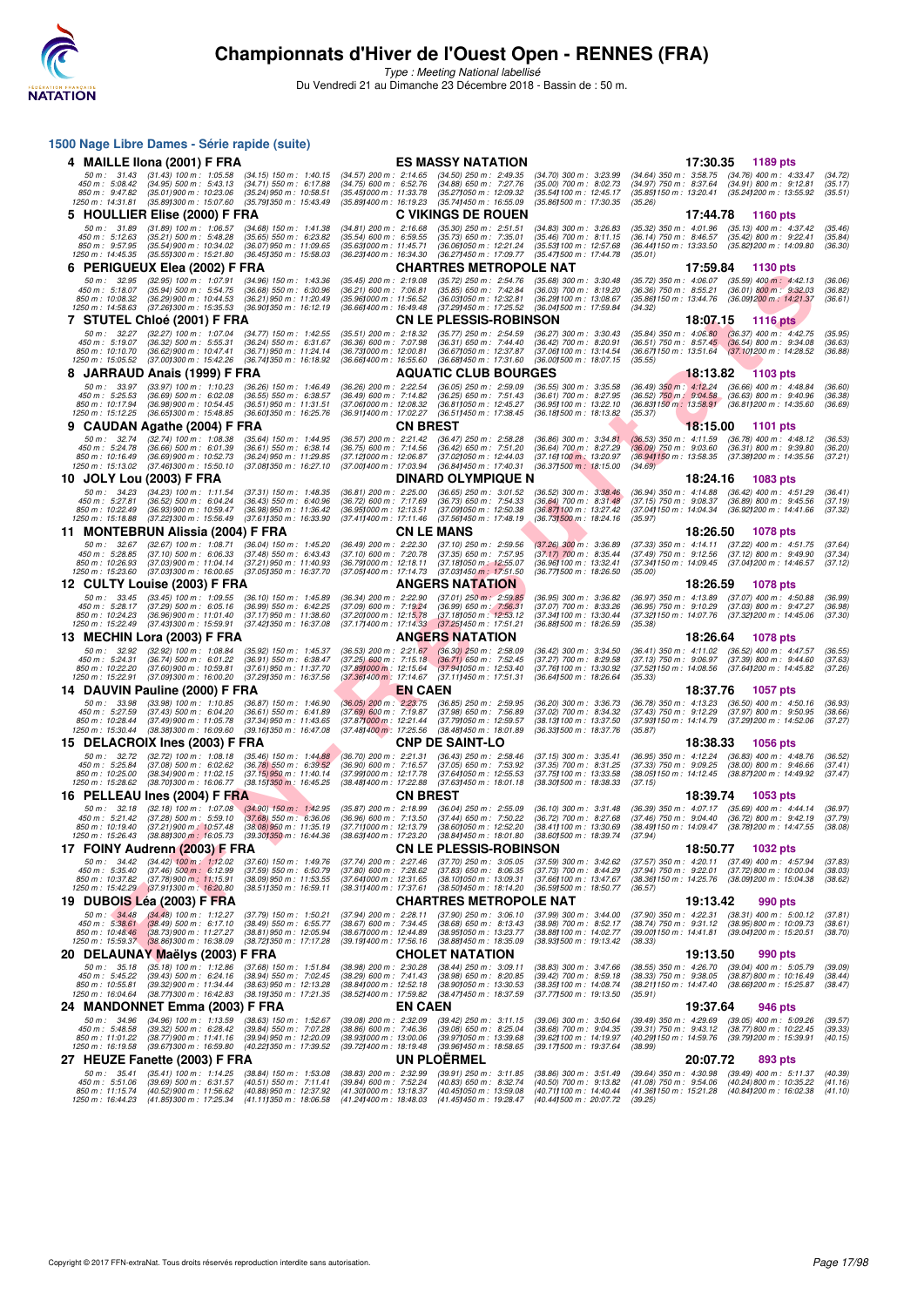# Championnats d'Hiver de l'Ouest Open - RENNES (FRA)

*Type : Meeting National labellisé*

Du Vendredi 21 au Dimanche 23 Décembre 2018 - Bassin de : 50 m.

## 1500 Nage Libre Dames - Série rapide (suite)

**4 MAILLE Ilona (2001) F FRA** — ES MASSY NATATION — 17:30.35 — 1189 pts

50 m : 31.43 (31.43) 100 m : 1:05.58 (34.15) 150 m : 1:40.15 (34.57) 200 m : 2:14.65 (34.50) 250 m : 2:49.35 (34.70) 300 m : 3:23.99 (34.64) 350 m : 3:58.75 (34.76) 400 m : 4:33.47 (34.72)
450 m : 5:08.42 (34.95) 500 m : 5:43.13 (34.71) 550 m : 6:17.88 (34.75) 600 m : 6:52.76 (34.88) 650 m : 7:27.76 (35.00) 700 m : 8:02.73 (34.97) 750 m : 8:37.64 (34.91) 800 m : 9:12.81 (35.17)
850 m : 9:47.82 (35.01) 900 m : 10:23.06 (35.24) 950 m : 10:58.51 (35.45) 1000 m : 11:33.78 (35.27) 1050 m : 12:09.32 (35.54) 1100 m : 12:45.17 (35.85) 1150 m : 13:20.41 (35.24) 1200 m : 13:55.92 (35.51)
1250 m : 14:31.81 (35.89) 1300 m : 15:07.60 (35.79) 1350 m : 15:43.49 (35.89) 1400 m : 16:19.23 (35.74) 1450 m : 16:55.09 (35.86) 1500 m : 17:30.35 (35.26)

**5 HOULLIER Elise (2000) F FRA** — C VIKINGS DE ROUEN — 17:44.78 — 1160 pts

50 m : 31.89 (31.89) 100 m : 1:06.57 (34.68) 150 m : 1:41.38 (34.81) 200 m : 2:16.68 (35.30) 250 m : 2:51.51 (34.83) 300 m : 3:26.83 (35.32) 350 m : 4:01.96 (35.13) 400 m : 4:37.42 (35.46)
450 m : 5:12.63 (35.21) 500 m : 5:48.28 (35.65) 550 m : 6:23.82 (35.54) 600 m : 6:59.55 (35.73) 650 m : 7:35.01 (35.46) 700 m : 8:11.15 (36.14) 750 m : 8:46.57 (35.42) 800 m : 9:22.41 (35.84)
850 m : 9:57.95 (35.54) 900 m : 10:34.02 (36.07) 950 m : 11:09.65 (35.63) 1000 m : 11:45.71 (36.06) 1050 m : 12:21.24 (35.53) 1100 m : 12:57.68 (36.44) 1150 m : 13:33.50 (35.82) 1200 m : 14:09.80 (36.30)
1250 m : 14:45.35 (35.55) 1300 m : 15:21.80 (36.45) 1350 m : 15:58.03 (36.23) 1400 m : 16:34.30 (36.27) 1450 m : 17:09.77 (35.47) 1500 m : 17:44.78 (35.01)

**6 PERIGUEUX Elea (2002) F FRA** — CHARTRES METROPOLE NAT — 17:59.84 — 1130 pts

50 m : 32.95 (32.95) 100 m : 1:07.91 (34.96) 150 m : 1:43.36 (35.45) 200 m : 2:19.08 (35.72) 250 m : 2:54.76 (35.68) 300 m : 3:30.48 (35.72) 350 m : 4:06.07 (35.59) 400 m : 4:42.13 (36.06)
450 m : 5:18.07 (35.94) 500 m : 5:54.75 (36.68) 550 m : 6:30.96 (36.21) 600 m : 7:06.81 (35.85) 650 m : 7:42.84 (36.03) 700 m : 8:19.20 (36.36) 750 m : 8:55.21 (36.01) 800 m : 9:32.03 (36.82)
850 m : 10:08.32 (36.29) 900 m : 10:44.53 (36.21) 950 m : 11:20.49 (35.96) 1000 m : 11:56.52 (36.03) 1050 m : 12:32.81 (36.29) 1100 m : 13:08.67 (35.86) 1150 m : 13:44.76 (36.09) 1200 m : 14:21.37 (36.61)
1250 m : 14:58.63 (37.26) 1300 m : 15:35.53 (36.90) 1350 m : 16:12.19 (36.66) 1400 m : 16:49.48 (37.29) 1450 m : 17:25.52 (36.04) 1500 m : 17:59.84 (34.32)

**7 STUTEL Chloé (2001) F FRA** — CN LE PLESSIS-ROBINSON — 18:07.15 — 1116 pts

50 m : 32.27 (32.27) 100 m : 1:07.04 (34.77) 150 m : 1:42.55 (35.51) 200 m : 2:18.32 (35.77) 250 m : 2:54.59 (36.27) 300 m : 3:30.43 (35.84) 350 m : 4:06.80 (36.37) 400 m : 4:42.75 (35.95)
450 m : 5:19.07 (36.32) 500 m : 5:55.31 (36.24) 550 m : 6:31.67 (36.36) 600 m : 7:07.98 (36.31) 650 m : 7:44.40 (36.42) 700 m : 8:20.91 (36.51) 750 m : 8:57.45 (36.54) 800 m : 9:34.08 (36.63)
850 m : 10:10.70 (36.62) 900 m : 10:47.41 (36.71) 950 m : 11:24.14 (36.73) 1000 m : 12:00.81 (36.67) 1050 m : 12:37.87 (37.06) 1100 m : 13:14.54 (36.67) 1150 m : 13:51.64 (37.10) 1200 m : 14:28.52 (36.88)
1250 m : 15:05.52 (37.00) 1300 m : 15:42.26 (36.74) 1350 m : 16:18.92 (36.66) 1400 m : 16:55.60 (36.68) 1450 m : 17:31.60 (36.00) 1500 m : 18:07.15 (35.55)

**8 JARRAUD Anais (1999) F FRA** — AQUATIC CLUB BOURGES — 18:13.82 — 1103 pts

50 m : 33.97 (33.97) 100 m : 1:10.23 (36.26) 150 m : 1:46.49 (36.26) 200 m : 2:22.54 (36.05) 250 m : 2:59.09 (36.55) 300 m : 3:35.58 (36.49) 350 m : 4:12.24 (36.66) 400 m : 4:48.84 (36.60)
450 m : 5:25.53 (36.69) 500 m : 6:02.08 (36.55) 550 m : 6:38.57 (36.49) 600 m : 7:14.82 (36.25) 650 m : 7:51.43 (36.61) 700 m : 8:27.95 (36.52) 750 m : 9:04.58 (36.63) 800 m : 9:40.96 (36.38)
850 m : 10:17.94 (36.98) 900 m : 10:54.45 (36.51) 950 m : 11:31.51 (37.06) 1000 m : 12:08.32 (36.81) 1050 m : 12:45.27 (36.95) 1100 m : 13:22.10 (36.83) 1150 m : 13:58.91 (36.81) 1200 m : 14:35.60 (36.69)
1250 m : 15:12.25 (36.65) 1300 m : 15:48.85 (36.60) 1350 m : 16:25.76 (36.91) 1400 m : 17:02.27 (36.51) 1450 m : 17:38.45 (36.18) 1500 m : 18:13.82 (35.37)

**9 CAUDAN Agathe (2004) F FRA** — CN BREST — 18:15.00 — 1101 pts

50 m : 32.74 (32.74) 100 m : 1:08.38 (35.64) 150 m : 1:44.95 (36.57) 200 m : 2:21.42 (36.47) 250 m : 2:58.28 (36.86) 300 m : 3:34.81 (36.53) 350 m : 4:11.59 (36.78) 400 m : 4:48.12 (36.53)
450 m : 5:24.78 (36.66) 500 m : 6:01.39 (36.61) 550 m : 6:38.14 (36.75) 600 m : 7:14.56 (36.42) 650 m : 7:51.20 (36.64) 700 m : 8:27.29 (36.09) 750 m : 9:03.60 (36.31) 800 m : 9:39.80 (36.20)
850 m : 10:16.49 (36.69) 900 m : 10:52.73 (36.24) 950 m : 11:29.85 (37.12) 1000 m : 12:06.87 (37.02) 1050 m : 12:44.03 (37.16) 1100 m : 13:20.97 (36.94) 1150 m : 13:58.35 (37.38) 1200 m : 14:35.56 (37.21)
1250 m : 15:13.02 (37.46) 1300 m : 15:50.10 (37.08) 1350 m : 16:27.10 (37.00) 1400 m : 17:03.94 (36.84) 1450 m : 17:40.31 (36.37) 1500 m : 18:15.00 (34.69)

**10 JOLY Lou (2003) F FRA** — DINARD OLYMPIQUE N — 18:24.16 — 1083 pts

50 m : 34.23 (34.23) 100 m : 1:11.54 (37.31) 150 m : 1:48.35 (36.81) 200 m : 2:25.00 (36.65) 250 m : 3:01.52 (36.52) 300 m : 3:38.46 (36.94) 350 m : 4:14.88 (36.42) 400 m : 4:51.29 (36.41)
450 m : 5:27.81 (36.52) 500 m : 6:04.24 (36.43) 550 m : 6:40.96 (36.72) 600 m : 7:17.69 (36.73) 650 m : 7:54.33 (36.64) 700 m : 8:31.48 (37.15) 750 m : 9:08.37 (36.89) 800 m : 9:45.56 (37.19)
850 m : 10:22.49 (36.93) 900 m : 10:59.47 (36.98) 950 m : 11:36.42 (36.95) 1000 m : 12:13.51 (37.09) 1050 m : 12:50.38 (36.87) 1100 m : 13:27.42 (37.04) 1150 m : 14:04.34 (36.92) 1200 m : 14:41.66 (37.32)
1250 m : 15:18.88 (37.22) 1300 m : 15:56.49 (37.61) 1350 m : 16:33.90 (37.41) 1400 m : 17:11.46 (37.56) 1450 m : 17:48.19 (36.73) 1500 m : 18:24.16 (35.97)

**11 MONTEBRUN Alissia (2004) F FRA** — CN LE MANS — 18:26.50 — 1078 pts

50 m : 32.67 (32.67) 100 m : 1:08.71 (36.04) 150 m : 1:45.20 (36.49) 200 m : 2:22.30 (37.10) 250 m : 2:59.56 (37.26) 300 m : 3:36.89 (37.33) 350 m : 4:14.11 (37.22) 400 m : 4:51.75 (37.64)
450 m : 5:28.85 (37.10) 500 m : 6:06.33 (37.48) 550 m : 6:43.43 (37.10) 600 m : 7:20.78 (37.35) 650 m : 7:57.95 (37.17) 700 m : 8:35.44 (37.49) 750 m : 9:12.56 (37.12) 800 m : 9:49.90 (37.34)
850 m : 10:26.93 (37.03) 900 m : 11:04.14 (37.21) 950 m : 11:40.93 (36.79) 1000 m : 12:18.11 (37.18) 1050 m : 12:55.07 (36.96) 1100 m : 13:32.41 (37.34) 1150 m : 14:09.45 (37.04) 1200 m : 14:46.57 (37.12)
1250 m : 15:23.60 (37.03) 1300 m : 16:00.65 (37.05) 1350 m : 16:37.70 (37.05) 1400 m : 17:14.73 (37.03) 1450 m : 17:51.50 (36.77) 1500 m : 18:26.50 (35.00)

**12 CULTY Louise (2003) F FRA** — ANGERS NATATION — 18:26.59 — 1078 pts

50 m : 33.45 (33.45) 100 m : 1:09.55 (36.10) 150 m : 1:45.89 (36.34) 200 m : 2:22.90 (37.01) 250 m : 2:59.85 (36.95) 300 m : 3:36.82 (36.97) 350 m : 4:13.89 (37.07) 400 m : 4:50.88 (36.99)
450 m : 5:28.17 (37.29) 500 m : 6:05.16 (36.99) 550 m : 6:42.25 (37.09) 600 m : 7:19.24 (36.99) 650 m : 7:56.31 (37.07) 700 m : 8:33.26 (36.95) 750 m : 9:10.29 (37.03) 800 m : 9:47.27 (36.98)
850 m : 10:24.23 (36.96) 900 m : 11:01.40 (37.17) 950 m : 11:38.60 (37.20) 1000 m : 12:15.78 (37.18) 1050 m : 12:53.12 (37.34) 1100 m : 13:30.44 (37.32) 1150 m : 14:07.76 (37.32) 1200 m : 14:45.06 (37.30)
1250 m : 15:22.49 (37.43) 1300 m : 15:59.91 (37.42) 1350 m : 16:37.08 (37.17) 1400 m : 17:14.33 (37.25) 1450 m : 17:51.21 (36.88) 1500 m : 18:26.59 (35.38)

**13 MECHIN Lora (2003) F FRA** — ANGERS NATATION — 18:26.64 — 1078 pts

50 m : 32.92 (32.92) 100 m : 1:08.84 (35.92) 150 m : 1:45.37 (36.53) 200 m : 2:21.67 (36.30) 250 m : 2:58.09 (36.42) 300 m : 3:34.50 (36.41) 350 m : 4:11.02 (36.52) 400 m : 4:47.57 (36.55)
450 m : 5:24.31 (36.74) 500 m : 6:01.22 (36.91) 550 m : 6:38.47 (37.25) 600 m : 7:15.18 (36.71) 650 m : 7:52.45 (37.27) 700 m : 8:29.58 (37.13) 750 m : 9:06.97 (37.39) 800 m : 9:44.60 (37.63)
850 m : 10:22.20 (37.60) 900 m : 10:59.81 (37.61) 950 m : 11:37.70 (37.89) 1000 m : 12:15.64 (37.94) 1050 m : 12:53.40 (37.76) 1100 m : 13:30.92 (37.52) 1150 m : 14:08.56 (37.64) 1200 m : 14:45.82 (37.26)
1250 m : 15:22.91 (37.09) 1300 m : 16:00.20 (37.29) 1350 m : 16:37.56 (37.36) 1400 m : 17:14.67 (37.11) 1450 m : 17:51.31 (36.64) 1500 m : 18:26.64 (35.33)

**14 DAUVIN Pauline (2000) F FRA** — EN CAEN — 18:37.76 — 1057 pts

50 m : 33.98 (33.98) 100 m : 1:10.85 (36.87) 150 m : 1:46.90 (36.05) 200 m : 2:23.75 (36.85) 250 m : 2:59.95 (36.20) 300 m : 3:36.73 (36.78) 350 m : 4:13.23 (36.50) 400 m : 4:50.16 (36.93)
450 m : 5:27.59 (37.43) 500 m : 6:04.20 (36.61) 550 m : 6:41.89 (37.69) 600 m : 7:19.87 (37.98) 650 m : 7:56.89 (37.02) 700 m : 8:34.32 (37.43) 750 m : 9:12.29 (37.97) 800 m : 9:50.95 (38.66)
850 m : 10:28.44 (37.49) 900 m : 11:05.78 (37.34) 950 m : 11:43.65 (37.87) 1000 m : 12:21.44 (37.79) 1050 m : 12:59.57 (38.13) 1100 m : 13:37.50 (37.93) 1150 m : 14:14.79 (37.29) 1200 m : 14:52.06 (37.27)
1250 m : 15:30.44 (38.38) 1300 m : 16:09.60 (39.16) 1350 m : 16:47.08 (37.48) 1400 m : 17:25.56 (38.48) 1450 m : 18:01.89 (36.33) 1500 m : 18:37.76 (35.87)

**15 DELACROIX Ines (2003) F FRA** — CNP DE SAINT-LO — 18:38.33 — 1056 pts

50 m : 32.72 (32.72) 100 m : 1:08.18 (35.46) 150 m : 1:44.88 (36.70) 200 m : 2:21.31 (36.43) 250 m : 2:58.46 (37.15) 300 m : 3:35.41 (36.95) 350 m : 4:12.24 (36.83) 400 m : 4:48.76 (36.52)
450 m : 5:25.84 (37.08) 500 m : 6:02.62 (36.78) 550 m : 6:39.52 (36.90) 600 m : 7:16.57 (37.05) 650 m : 7:53.92 (37.35) 700 m : 8:31.25 (37.33) 750 m : 9:09.25 (38.00) 800 m : 9:46.66 (37.41)
850 m : 10:25.00 (38.34) 900 m : 11:02.15 (37.15) 950 m : 11:40.14 (37.99) 1000 m : 12:17.78 (37.64) 1050 m : 12:55.53 (37.75) 1100 m : 13:33.58 (38.05) 1150 m : 14:12.45 (38.87) 1200 m : 14:49.92 (37.47)
1250 m : 15:28.62 (38.70) 1300 m : 16:06.77 (38.15) 1350 m : 16:45.25 (38.48) 1400 m : 17:22.88 (37.63) 1450 m : 18:01.18 (38.30) 1500 m : 18:38.33 (37.15)

**16 PELLEAU Ines (2004) F FRA** — CN BREST — 18:39.74 — 1053 pts

50 m : 32.18 (32.18) 100 m : 1:07.08 (34.90) 150 m : 1:42.95 (35.87) 200 m : 2:18.99 (36.04) 250 m : 2:55.09 (36.10) 300 m : 3:31.48 (36.39) 350 m : 4:07.17 (35.69) 400 m : 4:44.14 (36.97)
450 m : 5:21.42 (37.28) 500 m : 5:59.10 (37.68) 550 m : 6:36.06 (36.96) 600 m : 7:13.50 (37.44) 650 m : 7:50.22 (36.72) 700 m : 8:27.68 (37.46) 750 m : 9:04.40 (36.72) 800 m : 9:42.19 (37.79)
850 m : 10:19.40 (37.21) 900 m : 10:57.48 (38.08) 950 m : 11:35.19 (37.71) 1000 m : 12:13.79 (38.60) 1050 m : 12:52.20 (38.41) 1100 m : 13:30.69 (38.49) 1150 m : 14:09.47 (38.78) 1200 m : 14:47.55 (38.08)
1250 m : 15:26.43 (38.88) 1300 m : 16:05.73 (39.30) 1350 m : 16:44.36 (38.63) 1400 m : 17:23.20 (38.84) 1450 m : 18:01.80 (38.60) 1500 m : 18:39.74 (37.94)

**17 FOINY Audrenn (2003) F FRA** — CN LE PLESSIS-ROBINSON — 18:50.77 — 1032 pts

50 m : 34.42 (34.42) 100 m : 1:12.02 (37.60) 150 m : 1:49.76 (37.74) 200 m : 2:27.46 (37.70) 250 m : 3:05.05 (37.59) 300 m : 3:42.62 (37.57) 350 m : 4:20.11 (37.49) 400 m : 4:57.94 (37.83)
450 m : 5:35.40 (37.46) 500 m : 6:12.99 (37.59) 550 m : 6:50.79 (37.80) 600 m : 7:28.62 (37.83) 650 m : 8:06.35 (37.73) 700 m : 8:44.29 (37.94) 750 m : 9:22.01 (37.72) 800 m : 10:00.04 (38.03)
850 m : 10:37.82 (37.78) 900 m : 11:15.91 (38.09) 950 m : 11:53.55 (37.64) 1000 m : 12:31.65 (38.10) 1050 m : 13:09.31 (37.66) 1100 m : 13:47.67 (38.36) 1150 m : 14:25.76 (38.09) 1200 m : 15:04.38 (38.62)
1250 m : 15:42.29 (37.91) 1300 m : 16:20.80 (38.51) 1350 m : 16:59.11 (38.31) 1400 m : 17:37.61 (38.50) 1450 m : 18:14.20 (36.59) 1500 m : 18:50.77 (36.57)

**19 DUBOIS Léa (2003) F FRA** — CHARTRES METROPOLE NAT — 19:13.42 — 990 pts

50 m : 34.48 (34.48) 100 m : 1:12.27 (37.79) 150 m : 1:50.21 (37.94) 200 m : 2:28.11 (37.90) 250 m : 3:06.10 (37.99) 300 m : 3:44.00 (37.90) 350 m : 4:22.31 (38.31) 400 m : 5:00.12 (37.81)
450 m : 5:38.61 (38.49) 500 m : 6:17.10 (38.49) 550 m : 6:55.77 (38.67) 600 m : 7:34.45 (38.68) 650 m : 8:13.43 (38.98) 700 m : 8:52.17 (38.74) 750 m : 9:31.12 (38.95) 800 m : 10:09.73 (38.61)
850 m : 10:48.46 (38.73) 900 m : 11:27.27 (38.81) 950 m : 12:05.94 (38.67) 1000 m : 12:44.89 (38.95) 1050 m : 13:23.77 (38.88) 1100 m : 14:02.77 (39.00) 1150 m : 14:41.81 (39.04) 1200 m : 15:20.51 (38.70)
1250 m : 15:59.37 (38.86) 1300 m : 16:38.09 (38.72) 1350 m : 17:17.28 (39.19) 1400 m : 17:56.16 (38.88) 1450 m : 18:35.09 (38.93) 1500 m : 19:13.42 (38.33)

**20 DELAUNAY Maëlys (2003) F FRA** — CHOLET NATATION — 19:13.50 — 990 pts

50 m : 35.18 (35.18) 100 m : 1:12.86 (37.68) 150 m : 1:51.84 (38.98) 200 m : 2:30.28 (38.44) 250 m : 3:09.11 (38.83) 300 m : 3:47.66 (38.55) 350 m : 4:26.70 (39.04) 400 m : 5:05.79 (39.09)
450 m : 5:45.22 (39.43) 500 m : 6:24.16 (38.94) 550 m : 7:02.45 (38.29) 600 m : 7:41.43 (38.98) 650 m : 8:20.85 (39.42) 700 m : 8:59.18 (38.33) 750 m : 9:38.05 (38.87) 800 m : 10:16.49 (38.44)
850 m : 10:55.81 (39.32) 900 m : 11:34.44 (38.63) 950 m : 12:13.28 (38.84) 1000 m : 12:52.18 (38.90) 1050 m : 13:30.53 (38.35) 1100 m : 14:08.74 (38.21) 1150 m : 14:47.40 (38.66) 1200 m : 15:25.87 (38.47)
1250 m : 16:04.64 (38.77) 1300 m : 16:42.83 (38.19) 1350 m : 17:21.35 (38.52) 1400 m : 17:59.82 (38.47) 1450 m : 18:37.59 (37.77) 1500 m : 19:13.50 (35.91)

**24 MANDONNET Emma (2003) F FRA** — EN CAEN — 19:37.64 — 946 pts

50 m : 34.96 (34.96) 100 m : 1:13.59 (38.63) 150 m : 1:52.67 (39.08) 200 m : 2:32.09 (39.42) 250 m : 3:11.15 (39.06) 300 m : 3:50.64 (39.49) 350 m : 4:29.69 (39.05) 400 m : 5:09.26 (39.57)
450 m : 5:48.58 (39.32) 500 m : 6:28.42 (39.84) 550 m : 7:07.28 (38.86) 600 m : 7:46.36 (39.08) 650 m : 8:25.04 (38.68) 700 m : 9:04.35 (39.31) 750 m : 9:43.12 (38.77) 800 m : 10:22.45 (39.33)
850 m : 11:01.22 (38.77) 900 m : 11:41.16 (39.94) 950 m : 12:20.09 (38.93) 1000 m : 13:00.06 (39.97) 1050 m : 13:39.68 (39.62) 1100 m : 14:19.97 (40.29) 1150 m : 14:59.76 (39.79) 1200 m : 15:39.91 (40.15)
1250 m : 16:19.58 (39.67) 1300 m : 16:59.80 (40.22) 1350 m : 17:39.52 (39.72) 1400 m : 18:19.48 (39.96) 1450 m : 18:58.65 (39.17) 1500 m : 19:37.64 (38.99)

**27 HEUZE Fanette (2003) F FRA** — UN PLOËRMEL — 20:07.72 — 893 pts

50 m : 35.41 (35.41) 100 m : 1:14.25 (38.84) 150 m : 1:53.08 (38.83) 200 m : 2:32.99 (39.91) 250 m : 3:11.85 (38.86) 300 m : 3:51.49 (39.64) 350 m : 4:30.98 (39.49) 400 m : 5:11.37 (40.39)
450 m : 5:51.06 (39.69) 500 m : 6:31.57 (40.51) 550 m : 7:11.41 (39.84) 600 m : 7:52.24 (40.83) 650 m : 8:32.74 (40.50) 700 m : 9:13.82 (41.08) 750 m : 9:54.06 (40.24) 800 m : 10:35.22 (41.16)
850 m : 11:15.74 (40.52) 900 m : 11:56.62 (40.88) 950 m : 12:37.92 (41.30) 1000 m : 13:18.37 (40.45) 1050 m : 13:59.08 (40.71) 1100 m : 14:40.44 (41.36) 1150 m : 15:21.28 (40.84) 1200 m : 16:02.38 (41.10)
1250 m : 16:44.23 (41.85) 1300 m : 17:25.34 (41.11) 1350 m : 18:06.58 (41.24) 1400 m : 18:48.03 (41.45) 1450 m : 19:28.47 (40.44) 1500 m : 20:07.72 (39.25)

Copyright © 2017 FFN-extraNat. Tous droits réservés reproduction interdite sans autorisation.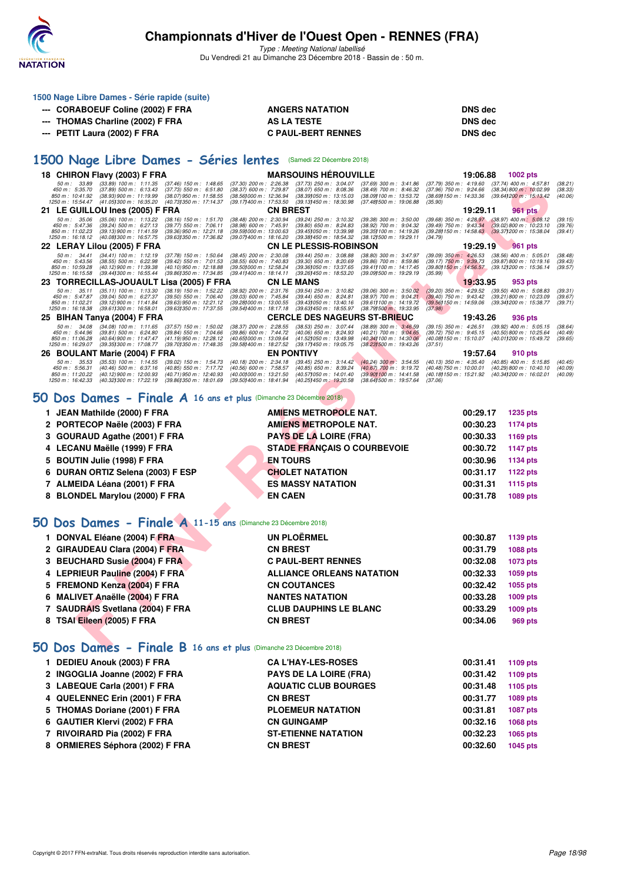### 1500 Nage Libre Dames - Série rapide (suite)

| | | | |
|---|---|---|---|
| --- | CORABOEUF Coline (2002) F FRA | ANGERS NATATION | DNS dec |
| --- | THOMAS Charline (2002) F FRA | AS LA TESTE | DNS dec |
| --- | PETIT Laura (2002) F FRA | C PAUL-BERT RENNES | DNS dec |

## 1500 Nage Libre Dames - Séries lentes (Samedi 22 Décembre 2018)

**18 CHIRON Flavy (2003) F FRA** — MARSOUINS HÉROUVILLE — 19:06.88 — 1002 pts

50 m : 33.89 (33.89) 100 m : 1:11.35 (37.46) 150 m : 1:48.65 (37.30) 200 m : 2:26.38 (37.73) 250 m : 3:04.07 (37.69) 300 m : 3:41.86 (37.79) 350 m : 4:19.60 (37.74) 400 m : 4:57.81 (38.21)
450 m : 5:35.70 (37.89) 500 m : 6:13.43 (37.73) 550 m : 6:51.80 (38.37) 600 m : 7:29.87 (38.07) 650 m : 8:08.36 (38.49) 700 m : 8:46.32 (37.96) 750 m : 9:24.66 (38.34) 800 m : 10:02.99 (38.33)
850 m : 10:41.92 (38.93) 900 m : 11:19.99 (38.07) 950 m : 11:58.55 (38.56) 1000 m : 12:36.94 (38.39) 1050 m : 13:15.03 (38.09) 1100 m : 13:53.72 (38.69) 1150 m : 14:33.36 (39.64) 1200 m : 15:13.42 (40.06)
1250 m : 15:54.47 (41.05) 1300 m : 16:35.20 (40.73) 1350 m : 17:14.37 (39.17) 1400 m : 17:53.50 (39.13) 1450 m : 18:30.98 (37.48) 1500 m : 19:06.88 (35.90)

**21 LE GUILLOU Ines (2005) F FRA** — CN BREST — 19:29.11 — 961 pts

50 m : 35.06 (35.06) 100 m : 1:13.22 (38.16) 150 m : 1:51.70 (38.48) 200 m : 2:30.94 (39.24) 250 m : 3:10.32 (39.38) 300 m : 3:50.00 (39.68) 350 m : 4:28.97 (38.97) 400 m : 5:08.12 (39.15)
450 m : 5:47.36 (39.24) 500 m : 6:27.13 (39.77) 550 m : 7:06.11 (38.98) 600 m : 7:45.91 (39.80) 650 m : 8:24.83 (38.92) 700 m : 9:04.32 (39.49) 750 m : 9:43.34 (39.02) 800 m : 10:23.10 (39.76)
850 m : 11:02.23 (39.13) 900 m : 11:41.59 (39.36) 950 m : 12:21.18 (39.59) 1000 m : 13:00.63 (39.45) 1050 m : 13:39.98 (39.35) 1100 m : 14:19.26 (39.28) 1150 m : 14:58.63 (39.37) 1200 m : 15:38.04 (39.41)
1250 m : 16:18.12 (40.08) 1300 m : 16:57.75 (39.63) 1350 m : 17:36.82 (39.07) 1400 m : 18:16.20 (39.38) 1450 m : 18:54.32 (38.12) 1500 m : 19:29.11 (34.79)

**22 LERAY Lilou (2005) F FRA** — CN LE PLESSIS-ROBINSON — 19:29.19 — 961 pts

50 m : 34.41 (34.41) 100 m : 1:12.19 (37.78) 150 m : 1:50.64 (38.45) 200 m : 2:30.08 (39.44) 250 m : 3:08.88 (38.80) 300 m : 3:47.97 (39.09) 350 m : 4:26.53 (38.56) 400 m : 5:05.01 (38.48)
450 m : 5:43.56 (38.55) 500 m : 6:22.98 (39.42) 550 m : 7:01.53 (38.55) 600 m : 7:40.83 (39.30) 650 m : 8:20.69 (39.86) 700 m : 8:59.86 (39.17) 750 m : 9:39.73 (39.87) 800 m : 10:19.16 (39.43)
850 m : 10:59.28 (40.12) 900 m : 11:39.38 (40.10) 950 m : 12:18.88 (39.50) 1000 m : 12:58.24 (39.36) 1050 m : 13:37.65 (39.41) 1100 m : 14:17.45 (39.80) 1150 m : 14:56.57 (39.12) 1200 m : 15:36.14 (39.57)
1250 m : 16:15.58 (39.44) 1300 m : 16:55.44 (39.86) 1350 m : 17:34.85 (39.41) 1400 m : 18:14.11 (39.26) 1450 m : 18:53.20 (39.09) 1500 m : 19:29.19 (35.99)

**23 TORRECILLAS-JOUAULT Lisa (2005) F FRA** — CN LE MANS — 19:33.95 — 953 pts

50 m : 35.11 (35.11) 100 m : 1:13.30 (38.19) 150 m : 1:52.22 (38.92) 200 m : 2:31.76 (39.54) 250 m : 3:10.82 (39.06) 300 m : 3:50.02 (39.20) 350 m : 4:29.52 (39.50) 400 m : 5:08.83 (39.31)
450 m : 5:47.87 (39.04) 500 m : 6:27.37 (39.50) 550 m : 7:06.40 (39.03) 600 m : 7:45.84 (39.44) 650 m : 8:24.81 (38.97) 700 m : 9:04.21 (39.40) 750 m : 9:43.42 (39.21) 800 m : 10:23.09 (39.67)
850 m : 11:02.21 (39.12) 900 m : 11:41.84 (39.63) 950 m : 12:21.12 (39.28) 1000 m : 13:00.55 (39.43) 1050 m : 13:40.16 (39.61) 1100 m : 14:19.72 (39.56) 1150 m : 14:59.06 (39.34) 1200 m : 15:38.77 (39.71)
1250 m : 16:18.38 (39.61) 1300 m : 16:58.01 (39.63) 1350 m : 17:37.55 (39.54) 1400 m : 18:17.18 (39.63) 1450 m : 18:55.97 (38.79) 1500 m : 19:33.95 (37.98)

**25 BIHAN Tanya (2004) F FRA** — CERCLE DES NAGEURS ST-BRIEUC — 19:43.26 — 936 pts

50 m : 34.08 (34.08) 100 m : 1:11.65 (37.57) 150 m : 1:50.02 (38.37) 200 m : 2:28.55 (38.53) 250 m : 3:07.44 (38.89) 300 m : 3:46.59 (39.15) 350 m : 4:26.51 (39.92) 400 m : 5:05.15 (38.64)
450 m : 5:44.96 (39.81) 500 m : 6:24.80 (39.84) 550 m : 7:04.66 (39.86) 600 m : 7:44.72 (40.06) 650 m : 8:24.93 (40.21) 700 m : 9:04.65 (39.72) 750 m : 9:45.15 (40.50) 800 m : 10:25.64 (40.49)
850 m : 11:06.28 (40.64) 900 m : 11:47.47 (41.19) 950 m : 12:28.12 (40.65) 1000 m : 13:09.64 (41.52) 1050 m : 13:49.98 (40.34) 1100 m : 14:30.06 (40.08) 1150 m : 15:10.07 (40.01) 1200 m : 15:49.72 (39.65)
1250 m : 16:29.07 (39.35) 1300 m : 17:08.77 (39.70) 1350 m : 17:48.35 (39.58) 1400 m : 18:27.52 (39.17) 1450 m : 19:05.75 (38.23) 1500 m : 19:43.26 (37.51)

**26 BOULANT Marie (2004) F FRA** — EN PONTIVY — 19:57.64 — 910 pts

50 m : 35.53 (35.53) 100 m : 1:14.55 (39.02) 150 m : 1:54.73 (40.18) 200 m : 2:34.18 (39.45) 250 m : 3:14.42 (40.24) 300 m : 3:54.55 (40.13) 350 m : 4:35.40 (40.85) 400 m : 5:15.85 (40.45)
450 m : 5:56.31 (40.46) 500 m : 6:37.16 (40.85) 550 m : 7:17.72 (40.56) 600 m : 7:58.57 (40.85) 650 m : 8:39.24 (40.67) 700 m : 9:19.72 (40.48) 750 m : 10:00.01 (40.29) 800 m : 10:40.10 (40.09)
850 m : 11:20.22 (40.12) 900 m : 12:00.93 (40.71) 950 m : 12:40.93 (40.00) 1000 m : 13:21.50 (40.57) 1050 m : 14:01.40 (39.90) 1100 m : 14:41.58 (40.18) 1150 m : 15:21.92 (40.34) 1200 m : 16:02.01 (40.09)
1250 m : 16:42.33 (40.32) 1300 m : 17:22.19 (39.86) 1350 m : 18:01.69 (39.50) 1400 m : 18:41.94 (40.25) 1450 m : 19:20.58 (38.64) 1500 m : 19:57.64 (37.06)

## 50 Dos Dames - Finale A 16 ans et plus (Dimanche 23 Décembre 2018)

| | | | | |
|---|---|---|---|---|
| 1 | JEAN Mathilde (2000) F FRA | AMIENS METROPOLE NAT. | 00:29.17 | 1235 pts |
| 2 | PORTECOP Naële (2003) F FRA | AMIENS METROPOLE NAT. | 00:30.23 | 1174 pts |
| 3 | GOURAUD Agathe (2001) F FRA | PAYS DE LA LOIRE (FRA) | 00:30.33 | 1169 pts |
| 4 | LECANU Maëlle (1999) F FRA | STADE FRANÇAIS O COURBEVOIE | 00:30.72 | 1147 pts |
| 5 | BOUTIN Julie (1998) F FRA | EN TOURS | 00:30.96 | 1134 pts |
| 6 | DURAN ORTIZ Selena (2003) F ESP | CHOLET NATATION | 00:31.17 | 1122 pts |
| 7 | ALMEIDA Léana (2001) F FRA | ES MASSY NATATION | 00:31.31 | 1115 pts |
| 8 | BLONDEL Marylou (2000) F FRA | EN CAEN | 00:31.78 | 1089 pts |

## 50 Dos Dames - Finale A 11-15 ans (Dimanche 23 Décembre 2018)

| | | | | |
|---|---|---|---|---|
| 1 | DONVAL Eléane (2004) F FRA | UN PLOËRMEL | 00:30.87 | 1139 pts |
| 2 | GIRAUDEAU Clara (2004) F FRA | CN BREST | 00:31.79 | 1088 pts |
| 3 | BEUCHARD Susie (2004) F FRA | C PAUL-BERT RENNES | 00:32.08 | 1073 pts |
| 4 | LEPRIEUR Pauline (2004) F FRA | ALLIANCE ORLEANS NATATION | 00:32.33 | 1059 pts |
| 5 | FREMOND Kenza (2004) F FRA | CN COUTANCES | 00:32.42 | 1055 pts |
| 6 | MALIVET Anaëlle (2004) F FRA | NANTES NATATION | 00:33.28 | 1009 pts |
| 7 | SAUDRAIS Svetlana (2004) F FRA | CLUB DAUPHINS LE BLANC | 00:33.29 | 1009 pts |
| 8 | TSAI Eileen (2005) F FRA | CN BREST | 00:34.06 | 969 pts |

## 50 Dos Dames - Finale B 16 ans et plus (Dimanche 23 Décembre 2018)

| | | | | |
|---|---|---|---|---|
| 1 | DEDIEU Anouk (2003) F FRA | CA L'HAY-LES-ROSES | 00:31.41 | 1109 pts |
| 2 | INGOGLIA Joanne (2002) F FRA | PAYS DE LA LOIRE (FRA) | 00:31.42 | 1109 pts |
| 3 | LABEQUE Carla (2001) F FRA | AQUATIC CLUB BOURGES | 00:31.48 | 1105 pts |
| 4 | QUELENNEC Erin (2001) F FRA | CN BREST | 00:31.77 | 1089 pts |
| 5 | THOMAS Doriane (2001) F FRA | PLOEMEUR NATATION | 00:31.81 | 1087 pts |
| 6 | GAUTIER Klervi (2002) F FRA | CN GUINGAMP | 00:32.16 | 1068 pts |
| 7 | RIVOIRARD Pia (2002) F FRA | ST-ETIENNE NATATION | 00:32.23 | 1065 pts |
| 8 | ORMIERES Séphora (2002) F FRA | CN BREST | 00:32.60 | 1045 pts |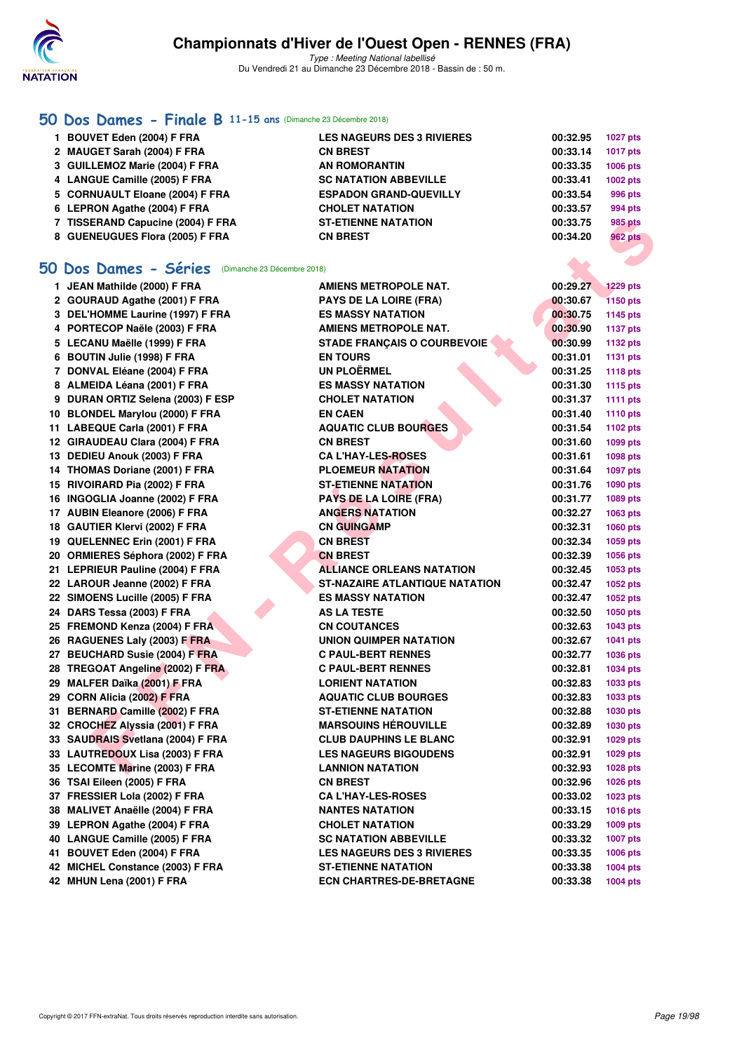## 50 Dos Dames - Finale B 11-15 ans (Dimanche 23 Décembre 2018)

| | | | | |
|---|---|---|---|---|
| 1 | BOUVET Eden (2004) F FRA | LES NAGEURS DES 3 RIVIERES | 00:32.95 | 1027 pts |
| 2 | MAUGET Sarah (2004) F FRA | CN BREST | 00:33.14 | 1017 pts |
| 3 | GUILLEMOZ Marie (2004) F FRA | AN ROMORANTIN | 00:33.35 | 1006 pts |
| 4 | LANGUE Camille (2005) F FRA | SC NATATION ABBEVILLE | 00:33.41 | 1002 pts |
| 5 | CORNUAULT Eloane (2004) F FRA | ESPADON GRAND-QUEVILLY | 00:33.54 | 996 pts |
| 6 | LEPRON Agathe (2004) F FRA | CHOLET NATATION | 00:33.57 | 994 pts |
| 7 | TISSERAND Capucine (2004) F FRA | ST-ETIENNE NATATION | 00:33.75 | 985 pts |
| 8 | GUENEUGUES Flora (2005) F FRA | CN BREST | 00:34.20 | 962 pts |

## 50 Dos Dames - Séries (Dimanche 23 Décembre 2018)

| | | | | |
|---|---|---|---|---|
| 1 | JEAN Mathilde (2000) F FRA | AMIENS METROPOLE NAT. | 00:29.27 | 1229 pts |
| 2 | GOURAUD Agathe (2001) F FRA | PAYS DE LA LOIRE (FRA) | 00:30.67 | 1150 pts |
| 3 | DEL'HOMME Laurine (1997) F FRA | ES MASSY NATATION | 00:30.75 | 1145 pts |
| 4 | PORTECOP Naële (2003) F FRA | AMIENS METROPOLE NAT. | 00:30.90 | 1137 pts |
| 5 | LECANU Maëlle (1999) F FRA | STADE FRANÇAIS O COURBEVOIE | 00:30.99 | 1132 pts |
| 6 | BOUTIN Julie (1998) F FRA | EN TOURS | 00:31.01 | 1131 pts |
| 7 | DONVAL Eléane (2004) F FRA | UN PLOËRMEL | 00:31.25 | 1118 pts |
| 8 | ALMEIDA Léana (2001) F FRA | ES MASSY NATATION | 00:31.30 | 1115 pts |
| 9 | DURAN ORTIZ Selena (2003) F ESP | CHOLET NATATION | 00:31.37 | 1111 pts |
| 10 | BLONDEL Marylou (2000) F FRA | EN CAEN | 00:31.40 | 1110 pts |
| 11 | LABEQUE Carla (2001) F FRA | AQUATIC CLUB BOURGES | 00:31.54 | 1102 pts |
| 12 | GIRAUDEAU Clara (2004) F FRA | CN BREST | 00:31.60 | 1099 pts |
| 13 | DEDIEU Anouk (2003) F FRA | CA L'HAY-LES-ROSES | 00:31.61 | 1098 pts |
| 14 | THOMAS Doriane (2001) F FRA | PLOEMEUR NATATION | 00:31.64 | 1097 pts |
| 15 | RIVOIRARD Pia (2002) F FRA | ST-ETIENNE NATATION | 00:31.76 | 1090 pts |
| 16 | INGOGLIA Joanne (2002) F FRA | PAYS DE LA LOIRE (FRA) | 00:31.77 | 1089 pts |
| 17 | AUBIN Eleanore (2006) F FRA | ANGERS NATATION | 00:32.27 | 1063 pts |
| 18 | GAUTIER Klervi (2002) F FRA | CN GUINGAMP | 00:32.31 | 1060 pts |
| 19 | QUELENNEC Erin (2001) F FRA | CN BREST | 00:32.34 | 1059 pts |
| 20 | ORMIERES Séphora (2002) F FRA | CN BREST | 00:32.39 | 1056 pts |
| 21 | LEPRIEUR Pauline (2004) F FRA | ALLIANCE ORLEANS NATATION | 00:32.45 | 1053 pts |
| 22 | LAROUR Jeanne (2002) F FRA | ST-NAZAIRE ATLANTIQUE NATATION | 00:32.47 | 1052 pts |
| 22 | SIMOENS Lucille (2005) F FRA | ES MASSY NATATION | 00:32.47 | 1052 pts |
| 24 | DARS Tessa (2003) F FRA | AS LA TESTE | 00:32.50 | 1050 pts |
| 25 | FREMOND Kenza (2004) F FRA | CN COUTANCES | 00:32.63 | 1043 pts |
| 26 | RAGUENES Laly (2003) F FRA | UNION QUIMPER NATATION | 00:32.67 | 1041 pts |
| 27 | BEUCHARD Susie (2004) F FRA | C PAUL-BERT RENNES | 00:32.77 | 1036 pts |
| 28 | TREGOAT Angeline (2002) F FRA | C PAUL-BERT RENNES | 00:32.81 | 1034 pts |
| 29 | MALFER Daïka (2001) F FRA | LORIENT NATATION | 00:32.83 | 1033 pts |
| 29 | CORN Alicia (2002) F FRA | AQUATIC CLUB BOURGES | 00:32.83 | 1033 pts |
| 31 | BERNARD Camille (2002) F FRA | ST-ETIENNE NATATION | 00:32.88 | 1030 pts |
| 32 | CROCHEZ Alyssia (2001) F FRA | MARSOUINS HÉROUVILLE | 00:32.89 | 1030 pts |
| 33 | SAUDRAIS Svetlana (2004) F FRA | CLUB DAUPHINS LE BLANC | 00:32.91 | 1029 pts |
| 33 | LAUTREDOUX Lisa (2003) F FRA | LES NAGEURS BIGOUDENS | 00:32.91 | 1029 pts |
| 35 | LECOMTE Marine (2003) F FRA | LANNION NATATION | 00:32.93 | 1028 pts |
| 36 | TSAI Eileen (2005) F FRA | CN BREST | 00:32.96 | 1026 pts |
| 37 | FRESSIER Lola (2002) F FRA | CA L'HAY-LES-ROSES | 00:33.02 | 1023 pts |
| 38 | MALIVET Anaëlle (2004) F FRA | NANTES NATATION | 00:33.15 | 1016 pts |
| 39 | LEPRON Agathe (2004) F FRA | CHOLET NATATION | 00:33.29 | 1009 pts |
| 40 | LANGUE Camille (2005) F FRA | SC NATATION ABBEVILLE | 00:33.32 | 1007 pts |
| 41 | BOUVET Eden (2004) F FRA | LES NAGEURS DES 3 RIVIERES | 00:33.35 | 1006 pts |
| 42 | MICHEL Constance (2003) F FRA | ST-ETIENNE NATATION | 00:33.38 | 1004 pts |
| 42 | MHUN Lena (2001) F FRA | ECN CHARTRES-DE-BRETAGNE | 00:33.38 | 1004 pts |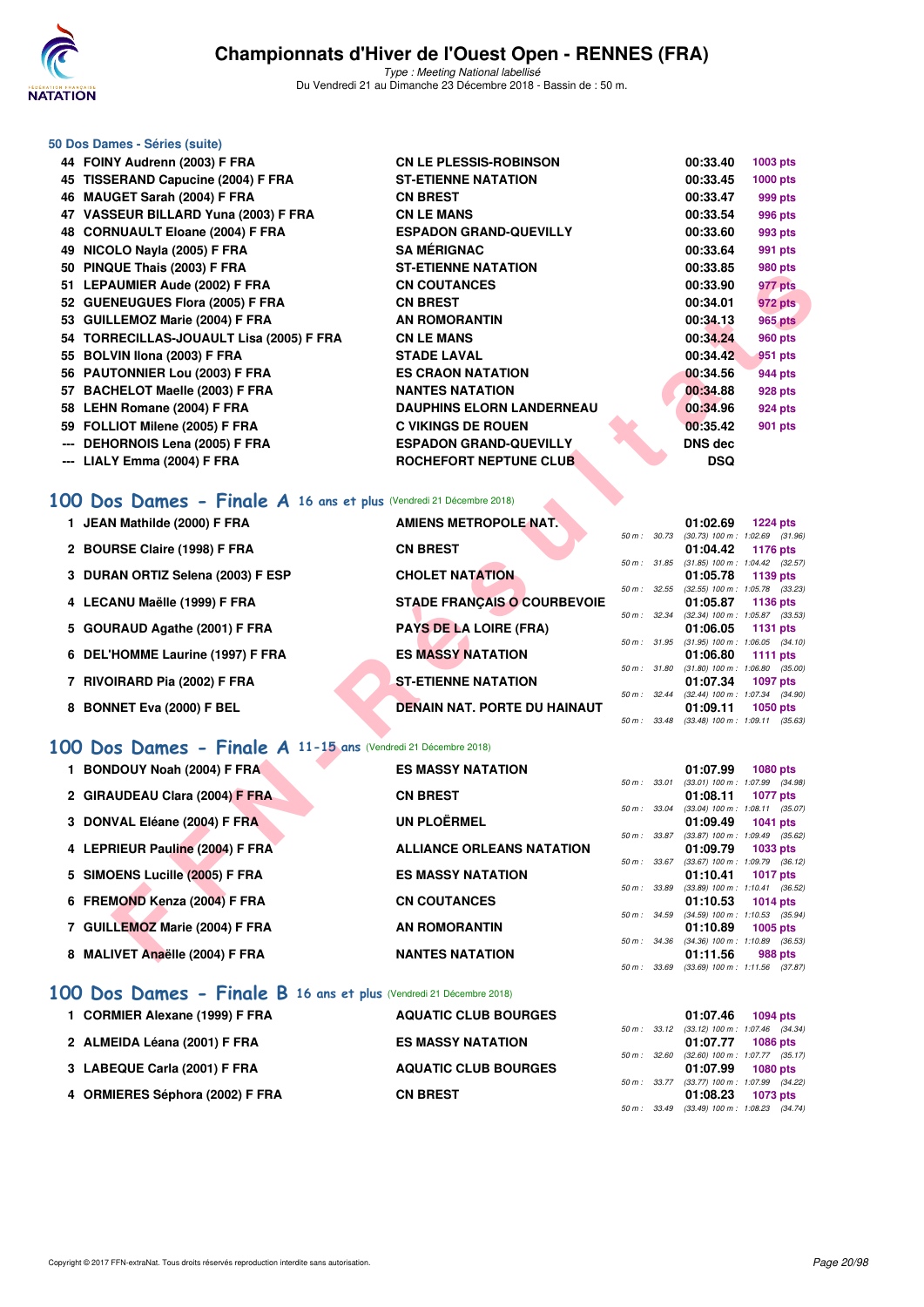# Championnats d'Hiver de l'Ouest Open - RENNES (FRA)

*Type : Meeting National labellisé*

Du Vendredi 21 au Dimanche 23 Décembre 2018 - Bassin de : 50 m.

## 50 Dos Dames - Séries (suite)

| Rang | Nom | Club | Temps | Points |
|---|---|---|---|---|
| 44 | FOINY Audrenn (2003) F FRA | CN LE PLESSIS-ROBINSON | 00:33.40 | 1003 pts |
| 45 | TISSERAND Capucine (2004) F FRA | ST-ETIENNE NATATION | 00:33.45 | 1000 pts |
| 46 | MAUGET Sarah (2004) F FRA | CN BREST | 00:33.47 | 999 pts |
| 47 | VASSEUR BILLARD Yuna (2003) F FRA | CN LE MANS | 00:33.54 | 996 pts |
| 48 | CORNUAULT Eloane (2004) F FRA | ESPADON GRAND-QUEVILLY | 00:33.60 | 993 pts |
| 49 | NICOLO Nayla (2005) F FRA | SA MÉRIGNAC | 00:33.64 | 991 pts |
| 50 | PINQUE Thais (2003) F FRA | ST-ETIENNE NATATION | 00:33.85 | 980 pts |
| 51 | LEPAUMIER Aude (2002) F FRA | CN COUTANCES | 00:33.90 | 977 pts |
| 52 | GUENEUGUES Flora (2005) F FRA | CN BREST | 00:34.01 | 972 pts |
| 53 | GUILLEMOZ Marie (2004) F FRA | AN ROMORANTIN | 00:34.13 | 965 pts |
| 54 | TORRECILLAS-JOUAULT Lisa (2005) F FRA | CN LE MANS | 00:34.24 | 960 pts |
| 55 | BOLVIN Ilona (2003) F FRA | STADE LAVAL | 00:34.42 | 951 pts |
| 56 | PAUTONNIER Lou (2003) F FRA | ES CRAON NATATION | 00:34.56 | 944 pts |
| 57 | BACHELOT Maelle (2003) F FRA | NANTES NATATION | 00:34.88 | 928 pts |
| 58 | LEHN Romane (2004) F FRA | DAUPHINS ELORN LANDERNEAU | 00:34.96 | 924 pts |
| 59 | FOLLIOT Milene (2005) F FRA | C VIKINGS DE ROUEN | 00:35.42 | 901 pts |
| --- | DEHORNOIS Lena (2005) F FRA | ESPADON GRAND-QUEVILLY | DNS dec | |
| --- | LIALY Emma (2004) F FRA | ROCHEFORT NEPTUNE CLUB | DSQ | |

## 100 Dos Dames - Finale A 16 ans et plus (Vendredi 21 Décembre 2018)

| Rang | Nom | Club | Temps | Points | Splits |
|---|---|---|---|---|---|
| 1 | JEAN Mathilde (2000) F FRA | AMIENS METROPOLE NAT. | 01:02.69 | 1224 pts | 50 m : 30.73 (30.73) 100 m : 1:02.69 (31.96) |
| 2 | BOURSE Claire (1998) F FRA | CN BREST | 01:04.42 | 1176 pts | 50 m : 31.85 (31.85) 100 m : 1:04.42 (32.57) |
| 3 | DURAN ORTIZ Selena (2003) F ESP | CHOLET NATATION | 01:05.78 | 1139 pts | 50 m : 32.55 (32.55) 100 m : 1:05.78 (33.23) |
| 4 | LECANU Maëlle (1999) F FRA | STADE FRANÇAIS O COURBEVOIE | 01:05.87 | 1136 pts | 50 m : 32.34 (32.34) 100 m : 1:05.87 (33.53) |
| 5 | GOURAUD Agathe (2001) F FRA | PAYS DE LA LOIRE (FRA) | 01:06.05 | 1131 pts | 50 m : 31.95 (31.95) 100 m : 1:06.05 (34.10) |
| 6 | DEL'HOMME Laurine (1997) F FRA | ES MASSY NATATION | 01:06.80 | 1111 pts | 50 m : 31.80 (31.80) 100 m : 1:06.80 (35.00) |
| 7 | RIVOIRARD Pia (2002) F FRA | ST-ETIENNE NATATION | 01:07.34 | 1097 pts | 50 m : 32.44 (32.44) 100 m : 1:07.34 (34.90) |
| 8 | BONNET Eva (2000) F BEL | DENAIN NAT. PORTE DU HAINAUT | 01:09.11 | 1050 pts | 50 m : 33.48 (33.48) 100 m : 1:09.11 (35.63) |

## 100 Dos Dames - Finale A 11-15 ans (Vendredi 21 Décembre 2018)

| Rang | Nom | Club | Temps | Points | Splits |
|---|---|---|---|---|---|
| 1 | BONDOUY Noah (2004) F FRA | ES MASSY NATATION | 01:07.99 | 1080 pts | 50 m : 33.01 (33.01) 100 m : 1:07.99 (34.98) |
| 2 | GIRAUDEAU Clara (2004) F FRA | CN BREST | 01:08.11 | 1077 pts | 50 m : 33.04 (33.04) 100 m : 1:08.11 (35.07) |
| 3 | DONVAL Eléane (2004) F FRA | UN PLOËRMEL | 01:09.49 | 1041 pts | 50 m : 33.87 (33.87) 100 m : 1:09.49 (35.62) |
| 4 | LEPRIEUR Pauline (2004) F FRA | ALLIANCE ORLEANS NATATION | 01:09.79 | 1033 pts | 50 m : 33.67 (33.67) 100 m : 1:09.79 (36.12) |
| 5 | SIMOENS Lucille (2005) F FRA | ES MASSY NATATION | 01:10.41 | 1017 pts | 50 m : 33.89 (33.89) 100 m : 1:10.41 (36.52) |
| 6 | FREMOND Kenza (2004) F FRA | CN COUTANCES | 01:10.53 | 1014 pts | 50 m : 34.59 (34.59) 100 m : 1:10.53 (35.94) |
| 7 | GUILLEMOZ Marie (2004) F FRA | AN ROMORANTIN | 01:10.89 | 1005 pts | 50 m : 34.36 (34.36) 100 m : 1:10.89 (36.53) |
| 8 | MALIVET Anaëlle (2004) F FRA | NANTES NATATION | 01:11.56 | 988 pts | 50 m : 33.69 (33.69) 100 m : 1:11.56 (37.87) |

## 100 Dos Dames - Finale B 16 ans et plus (Vendredi 21 Décembre 2018)

| Rang | Nom | Club | Temps | Points | Splits |
|---|---|---|---|---|---|
| 1 | CORMIER Alexane (1999) F FRA | AQUATIC CLUB BOURGES | 01:07.46 | 1094 pts | 50 m : 33.12 (33.12) 100 m : 1:07.46 (34.34) |
| 2 | ALMEIDA Léana (2001) F FRA | ES MASSY NATATION | 01:07.77 | 1086 pts | 50 m : 32.60 (32.60) 100 m : 1:07.77 (35.17) |
| 3 | LABEQUE Carla (2001) F FRA | AQUATIC CLUB BOURGES | 01:07.99 | 1080 pts | 50 m : 33.77 (33.77) 100 m : 1:07.99 (34.22) |
| 4 | ORMIERES Séphora (2002) F FRA | CN BREST | 01:08.23 | 1073 pts | 50 m : 33.49 (33.49) 100 m : 1:08.23 (34.74) |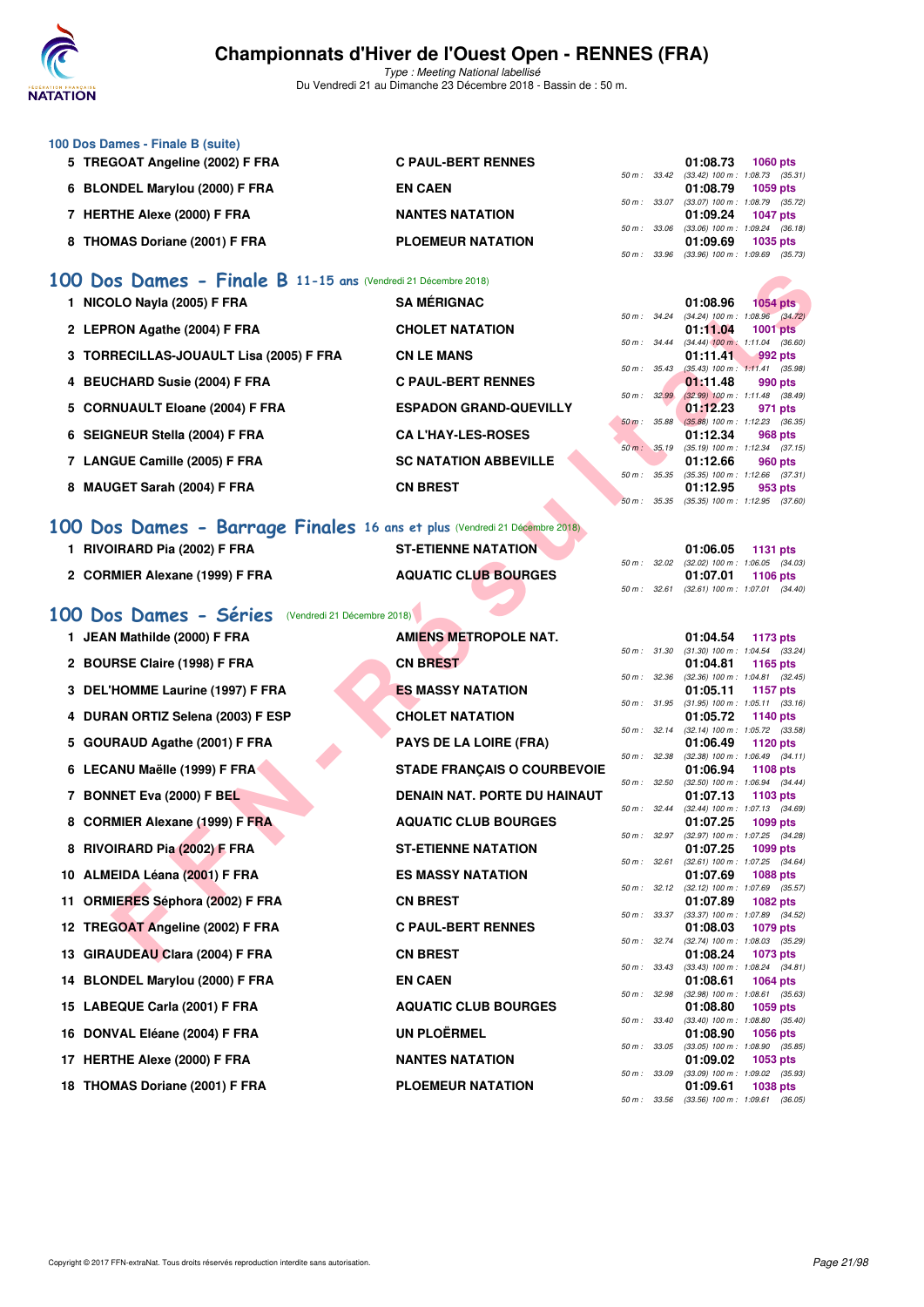### 100 Dos Dames - Finale B (suite)

| Rang | Nom | Club | Temps | Points | Splits |
|---|---|---|---|---|---|
| 5 | TREGOAT Angeline (2002) F FRA | C PAUL-BERT RENNES | 01:08.73 | 1060 pts | 50 m : 33.42 (33.42) 100 m : 1:08.73 (35.31) |
| 6 | BLONDEL Marylou (2000) F FRA | EN CAEN | 01:08.79 | 1059 pts | 50 m : 33.07 (33.07) 100 m : 1:08.79 (35.72) |
| 7 | HERTHE Alexe (2000) F FRA | NANTES NATATION | 01:09.24 | 1047 pts | 50 m : 33.06 (33.06) 100 m : 1:09.24 (36.18) |
| 8 | THOMAS Doriane (2001) F FRA | PLOEMEUR NATATION | 01:09.69 | 1035 pts | 50 m : 33.96 (33.96) 100 m : 1:09.69 (35.73) |

## 100 Dos Dames - Finale B 11-15 ans (Vendredi 21 Décembre 2018)

| Rang | Nom | Club | Temps | Points | Splits |
|---|---|---|---|---|---|
| 1 | NICOLO Nayla (2005) F FRA | SA MÉRIGNAC | 01:08.96 | 1054 pts | 50 m : 34.24 (34.24) 100 m : 1:08.96 (34.72) |
| 2 | LEPRON Agathe (2004) F FRA | CHOLET NATATION | 01:11.04 | 1001 pts | 50 m : 34.44 (34.44) 100 m : 1:11.04 (36.60) |
| 3 | TORRECILLAS-JOUAULT Lisa (2005) F FRA | CN LE MANS | 01:11.41 | 992 pts | 50 m : 35.43 (35.43) 100 m : 1:11.41 (35.98) |
| 4 | BEUCHARD Susie (2004) F FRA | C PAUL-BERT RENNES | 01:11.48 | 990 pts | 50 m : 32.99 (32.99) 100 m : 1:11.48 (38.49) |
| 5 | CORNUAULT Eloane (2004) F FRA | ESPADON GRAND-QUEVILLY | 01:12.23 | 971 pts | 50 m : 35.88 (35.88) 100 m : 1:12.23 (36.35) |
| 6 | SEIGNEUR Stella (2004) F FRA | CA L'HAY-LES-ROSES | 01:12.34 | 968 pts | 50 m : 35.19 (35.19) 100 m : 1:12.34 (37.15) |
| 7 | LANGUE Camille (2005) F FRA | SC NATATION ABBEVILLE | 01:12.66 | 960 pts | 50 m : 35.35 (35.35) 100 m : 1:12.66 (37.31) |
| 8 | MAUGET Sarah (2004) F FRA | CN BREST | 01:12.95 | 953 pts | 50 m : 35.35 (35.35) 100 m : 1:12.95 (37.60) |

## 100 Dos Dames - Barrage Finales 16 ans et plus (Vendredi 21 Décembre 2018)

| Rang | Nom | Club | Temps | Points | Splits |
|---|---|---|---|---|---|
| 1 | RIVOIRARD Pia (2002) F FRA | ST-ETIENNE NATATION | 01:06.05 | 1131 pts | 50 m : 32.02 (32.02) 100 m : 1:06.05 (34.03) |
| 2 | CORMIER Alexane (1999) F FRA | AQUATIC CLUB BOURGES | 01:07.01 | 1106 pts | 50 m : 32.61 (32.61) 100 m : 1:07.01 (34.40) |

## 100 Dos Dames - Séries (Vendredi 21 Décembre 2018)

| Rang | Nom | Club | Temps | Points | Splits |
|---|---|---|---|---|---|
| 1 | JEAN Mathilde (2000) F FRA | AMIENS METROPOLE NAT. | 01:04.54 | 1173 pts | 50 m : 31.30 (31.30) 100 m : 1:04.54 (33.24) |
| 2 | BOURSE Claire (1998) F FRA | CN BREST | 01:04.81 | 1165 pts | 50 m : 32.36 (32.36) 100 m : 1:04.81 (32.45) |
| 3 | DEL'HOMME Laurine (1997) F FRA | ES MASSY NATATION | 01:05.11 | 1157 pts | 50 m : 31.95 (31.95) 100 m : 1:05.11 (33.16) |
| 4 | DURAN ORTIZ Selena (2003) F ESP | CHOLET NATATION | 01:05.72 | 1140 pts | 50 m : 32.14 (32.14) 100 m : 1:05.72 (33.58) |
| 5 | GOURAUD Agathe (2001) F FRA | PAYS DE LA LOIRE (FRA) | 01:06.49 | 1120 pts | 50 m : 32.38 (32.38) 100 m : 1:06.49 (34.11) |
| 6 | LECANU Maëlle (1999) F FRA | STADE FRANÇAIS O COURBEVOIE | 01:06.94 | 1108 pts | 50 m : 32.50 (32.50) 100 m : 1:06.94 (34.44) |
| 7 | BONNET Eva (2000) F BEL | DENAIN NAT. PORTE DU HAINAUT | 01:07.13 | 1103 pts | 50 m : 32.44 (32.44) 100 m : 1:07.13 (34.69) |
| 8 | CORMIER Alexane (1999) F FRA | AQUATIC CLUB BOURGES | 01:07.25 | 1099 pts | 50 m : 32.97 (32.97) 100 m : 1:07.25 (34.28) |
| 8 | RIVOIRARD Pia (2002) F FRA | ST-ETIENNE NATATION | 01:07.25 | 1099 pts | 50 m : 32.61 (32.61) 100 m : 1:07.25 (34.64) |
| 10 | ALMEIDA Léana (2001) F FRA | ES MASSY NATATION | 01:07.69 | 1088 pts | 50 m : 32.12 (32.12) 100 m : 1:07.69 (35.57) |
| 11 | ORMIERES Séphora (2002) F FRA | CN BREST | 01:07.89 | 1082 pts | 50 m : 33.37 (33.37) 100 m : 1:07.89 (34.52) |
| 12 | TREGOAT Angeline (2002) F FRA | C PAUL-BERT RENNES | 01:08.03 | 1079 pts | 50 m : 32.74 (32.74) 100 m : 1:08.03 (35.29) |
| 13 | GIRAUDEAU Clara (2004) F FRA | CN BREST | 01:08.24 | 1073 pts | 50 m : 33.43 (33.43) 100 m : 1:08.24 (34.81) |
| 14 | BLONDEL Marylou (2000) F FRA | EN CAEN | 01:08.61 | 1064 pts | 50 m : 32.98 (32.98) 100 m : 1:08.61 (35.63) |
| 15 | LABEQUE Carla (2001) F FRA | AQUATIC CLUB BOURGES | 01:08.80 | 1059 pts | 50 m : 33.40 (33.40) 100 m : 1:08.80 (35.40) |
| 16 | DONVAL Eléane (2004) F FRA | UN PLOËRMEL | 01:08.90 | 1056 pts | 50 m : 33.05 (33.05) 100 m : 1:08.90 (35.85) |
| 17 | HERTHE Alexe (2000) F FRA | NANTES NATATION | 01:09.02 | 1053 pts | 50 m : 33.09 (33.09) 100 m : 1:09.02 (35.93) |
| 18 | THOMAS Doriane (2001) F FRA | PLOEMEUR NATATION | 01:09.61 | 1038 pts | 50 m : 33.56 (33.56) 100 m : 1:09.61 (36.05) |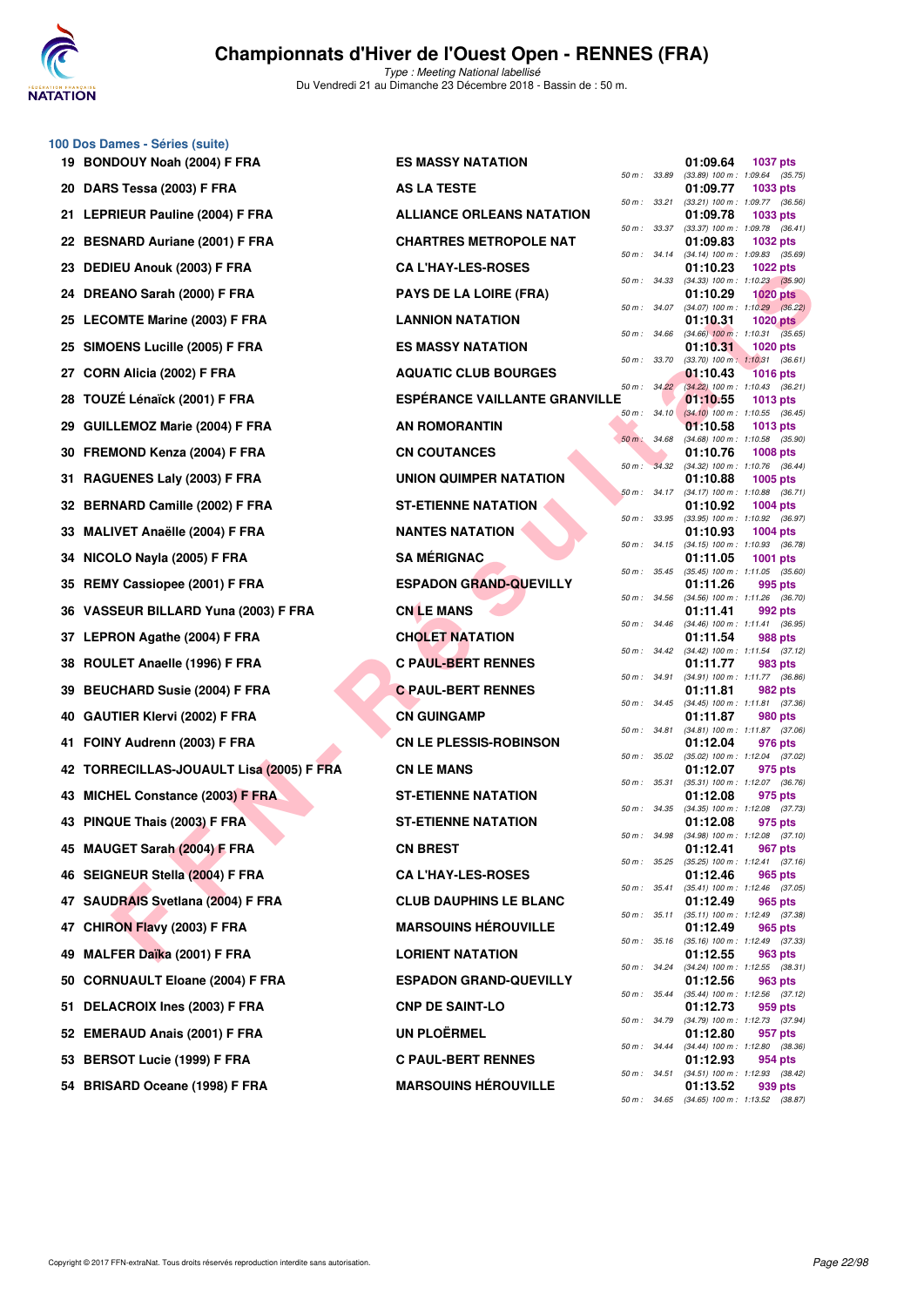# Championnats d'Hiver de l'Ouest Open - RENNES (FRA)

*Type : Meeting National labellisé*

Du Vendredi 21 au Dimanche 23 Décembre 2018 - Bassin de : 50 m.

## 100 Dos Dames - Séries (suite)

| Rang | Nom | Club | Temps | Points | Splits |
|---|---|---|---|---|---|
| 19 | BONDOUY Noah (2004) F FRA | ES MASSY NATATION | 01:09.64 | 1037 pts | 50 m : 33.89 (33.89) 100 m : 1:09.64 (35.75) |
| 20 | DARS Tessa (2003) F FRA | AS LA TESTE | 01:09.77 | 1033 pts | 50 m : 33.21 (33.21) 100 m : 1:09.77 (36.56) |
| 21 | LEPRIEUR Pauline (2004) F FRA | ALLIANCE ORLEANS NATATION | 01:09.78 | 1033 pts | 50 m : 33.37 (33.37) 100 m : 1:09.78 (36.41) |
| 22 | BESNARD Auriane (2001) F FRA | CHARTRES METROPOLE NAT | 01:09.83 | 1032 pts | 50 m : 34.14 (34.14) 100 m : 1:09.83 (35.69) |
| 23 | DEDIEU Anouk (2003) F FRA | CA L'HAY-LES-ROSES | 01:10.23 | 1022 pts | 50 m : 34.33 (34.33) 100 m : 1:10.23 (35.90) |
| 24 | DREANO Sarah (2000) F FRA | PAYS DE LA LOIRE (FRA) | 01:10.29 | 1020 pts | 50 m : 34.07 (34.07) 100 m : 1:10.29 (36.22) |
| 25 | LECOMTE Marine (2003) F FRA | LANNION NATATION | 01:10.31 | 1020 pts | 50 m : 34.66 (34.66) 100 m : 1:10.31 (35.65) |
| 25 | SIMOENS Lucille (2005) F FRA | ES MASSY NATATION | 01:10.31 | 1020 pts | 50 m : 33.70 (33.70) 100 m : 1:10.31 (36.61) |
| 27 | CORN Alicia (2002) F FRA | AQUATIC CLUB BOURGES | 01:10.43 | 1016 pts | 50 m : 34.22 (34.22) 100 m : 1:10.43 (36.21) |
| 28 | TOUZÉ Lénaïck (2001) F FRA | ESPÉRANCE VAILLANTE GRANVILLE | 01:10.55 | 1013 pts | 50 m : 34.10 (34.10) 100 m : 1:10.55 (36.45) |
| 29 | GUILLEMOZ Marie (2004) F FRA | AN ROMORANTIN | 01:10.58 | 1013 pts | 50 m : 34.68 (34.68) 100 m : 1:10.58 (35.90) |
| 30 | FREMOND Kenza (2004) F FRA | CN COUTANCES | 01:10.76 | 1008 pts | 50 m : 34.32 (34.32) 100 m : 1:10.76 (36.44) |
| 31 | RAGUENES Laly (2003) F FRA | UNION QUIMPER NATATION | 01:10.88 | 1005 pts | 50 m : 34.17 (34.17) 100 m : 1:10.88 (36.71) |
| 32 | BERNARD Camille (2002) F FRA | ST-ETIENNE NATATION | 01:10.92 | 1004 pts | 50 m : 33.95 (33.95) 100 m : 1:10.92 (36.97) |
| 33 | MALIVET Anaëlle (2004) F FRA | NANTES NATATION | 01:10.93 | 1004 pts | 50 m : 34.15 (34.15) 100 m : 1:10.93 (36.78) |
| 34 | NICOLO Nayla (2005) F FRA | SA MÉRIGNAC | 01:11.05 | 1001 pts | 50 m : 35.45 (35.45) 100 m : 1:11.05 (35.60) |
| 35 | REMY Cassiopee (2001) F FRA | ESPADON GRAND-QUEVILLY | 01:11.26 | 995 pts | 50 m : 34.56 (34.56) 100 m : 1:11.26 (36.70) |
| 36 | VASSEUR BILLARD Yuna (2003) F FRA | CN LE MANS | 01:11.41 | 992 pts | 50 m : 34.46 (34.46) 100 m : 1:11.41 (36.95) |
| 37 | LEPRON Agathe (2004) F FRA | CHOLET NATATION | 01:11.54 | 988 pts | 50 m : 34.42 (34.42) 100 m : 1:11.54 (37.12) |
| 38 | ROULET Anaelle (1996) F FRA | C PAUL-BERT RENNES | 01:11.77 | 983 pts | 50 m : 34.91 (34.91) 100 m : 1:11.77 (36.86) |
| 39 | BEUCHARD Susie (2004) F FRA | C PAUL-BERT RENNES | 01:11.81 | 982 pts | 50 m : 34.45 (34.45) 100 m : 1:11.81 (37.36) |
| 40 | GAUTIER Klervi (2002) F FRA | CN GUINGAMP | 01:11.87 | 980 pts | 50 m : 34.81 (34.81) 100 m : 1:11.87 (37.06) |
| 41 | FOINY Audrenn (2003) F FRA | CN LE PLESSIS-ROBINSON | 01:12.04 | 976 pts | 50 m : 35.02 (35.02) 100 m : 1:12.04 (37.02) |
| 42 | TORRECILLAS-JOUAULT Lisa (2005) F FRA | CN LE MANS | 01:12.07 | 975 pts | 50 m : 35.31 (35.31) 100 m : 1:12.07 (36.76) |
| 43 | MICHEL Constance (2003) F FRA | ST-ETIENNE NATATION | 01:12.08 | 975 pts | 50 m : 34.35 (34.35) 100 m : 1:12.08 (37.73) |
| 43 | PINQUE Thais (2003) F FRA | ST-ETIENNE NATATION | 01:12.08 | 975 pts | 50 m : 34.98 (34.98) 100 m : 1:12.08 (37.10) |
| 45 | MAUGET Sarah (2004) F FRA | CN BREST | 01:12.41 | 967 pts | 50 m : 35.25 (35.25) 100 m : 1:12.41 (37.16) |
| 46 | SEIGNEUR Stella (2004) F FRA | CA L'HAY-LES-ROSES | 01:12.46 | 965 pts | 50 m : 35.41 (35.41) 100 m : 1:12.46 (37.05) |
| 47 | SAUDRAIS Svetlana (2004) F FRA | CLUB DAUPHINS LE BLANC | 01:12.49 | 965 pts | 50 m : 35.11 (35.11) 100 m : 1:12.49 (37.38) |
| 47 | CHIRON Flavy (2003) F FRA | MARSOUINS HÉROUVILLE | 01:12.49 | 965 pts | 50 m : 35.16 (35.16) 100 m : 1:12.49 (37.33) |
| 49 | MALFER Daïka (2001) F FRA | LORIENT NATATION | 01:12.55 | 963 pts | 50 m : 34.24 (34.24) 100 m : 1:12.55 (38.31) |
| 50 | CORNUAULT Eloane (2004) F FRA | ESPADON GRAND-QUEVILLY | 01:12.56 | 963 pts | 50 m : 35.44 (35.44) 100 m : 1:12.56 (37.12) |
| 51 | DELACROIX Ines (2003) F FRA | CNP DE SAINT-LO | 01:12.73 | 959 pts | 50 m : 34.79 (34.79) 100 m : 1:12.73 (37.94) |
| 52 | EMERAUD Anais (2001) F FRA | UN PLOËRMEL | 01:12.80 | 957 pts | 50 m : 34.44 (34.44) 100 m : 1:12.80 (38.36) |
| 53 | BERSOT Lucie (1999) F FRA | C PAUL-BERT RENNES | 01:12.93 | 954 pts | 50 m : 34.51 (34.51) 100 m : 1:12.93 (38.42) |
| 54 | BRISARD Oceane (1998) F FRA | MARSOUINS HÉROUVILLE | 01:13.52 | 939 pts | 50 m : 34.65 (34.65) 100 m : 1:13.52 (38.87) |

Copyright © 2017 FFN-extraNat. Tous droits réservés reproduction interdite sans autorisation.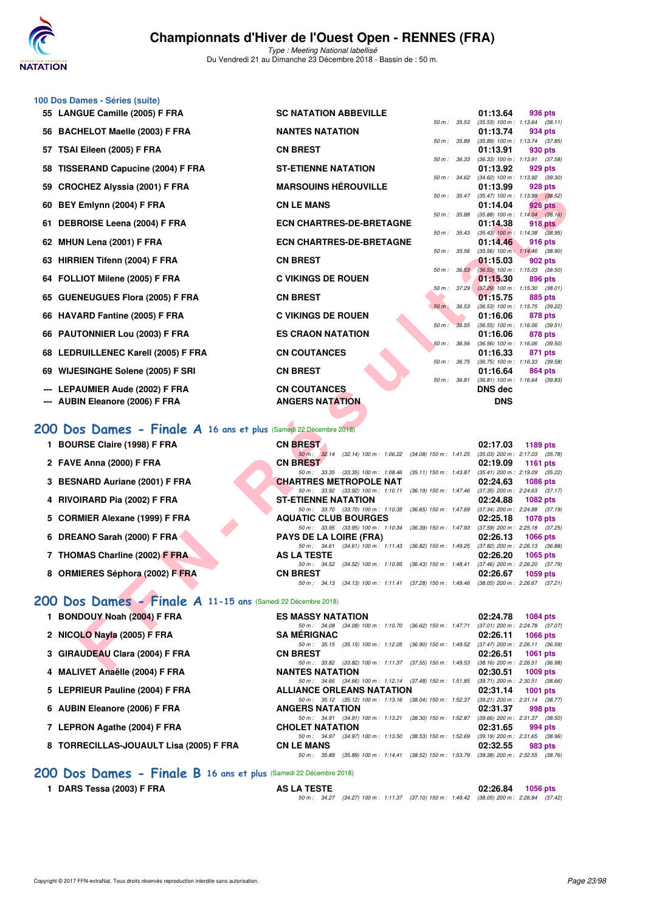# Championnats d'Hiver de l'Ouest Open - RENNES (FRA)

*Type : Meeting National labellisé*
Du Vendredi 21 au Dimanche 23 Décembre 2018 - Bassin de : 50 m.

## 100 Dos Dames - Séries (suite)

| Rang | Nom | Club | Temps | Points | Splits |
|---|---|---|---|---|---|
| 55 | LANGUE Camille (2005) F FRA | SC NATATION ABBEVILLE | 01:13.64 | 936 pts | 50 m : 35.53 (35.53) 100 m : 1:13.64 (38.11) |
| 56 | BACHELOT Maelle (2003) F FRA | NANTES NATATION | 01:13.74 | 934 pts | 50 m : 35.89 (35.89) 100 m : 1:13.74 (37.85) |
| 57 | TSAI Eileen (2005) F FRA | CN BREST | 01:13.91 | 930 pts | 50 m : 36.33 (36.33) 100 m : 1:13.91 (37.58) |
| 58 | TISSERAND Capucine (2004) F FRA | ST-ETIENNE NATATION | 01:13.92 | 929 pts | 50 m : 34.62 (34.62) 100 m : 1:13.92 (39.30) |
| 59 | CROCHEZ Alyssia (2001) F FRA | MARSOUINS HÉROUVILLE | 01:13.99 | 928 pts | 50 m : 35.47 (35.47) 100 m : 1:13.99 (38.52) |
| 60 | BEY Emlynn (2004) F FRA | CN LE MANS | 01:14.04 | 926 pts | 50 m : 35.88 (35.88) 100 m : 1:14.04 (38.16) |
| 61 | DEBROISE Leena (2004) F FRA | ECN CHARTRES-DE-BRETAGNE | 01:14.38 | 918 pts | 50 m : 35.43 (35.43) 100 m : 1:14.38 (38.95) |
| 62 | MHUN Lena (2001) F FRA | ECN CHARTRES-DE-BRETAGNE | 01:14.46 | 916 pts | 50 m : 35.56 (35.56) 100 m : 1:14.46 (38.90) |
| 63 | HIRRIEN Tifenn (2004) F FRA | CN BREST | 01:15.03 | 902 pts | 50 m : 36.53 (36.53) 100 m : 1:15.03 (38.50) |
| 64 | FOLLIOT Milene (2005) F FRA | C VIKINGS DE ROUEN | 01:15.30 | 896 pts | 50 m : 37.29 (37.29) 100 m : 1:15.30 (38.01) |
| 65 | GUENEUGUES Flora (2005) F FRA | CN BREST | 01:15.75 | 885 pts | 50 m : 36.53 (36.53) 100 m : 1:15.75 (39.22) |
| 66 | HAVARD Fantine (2005) F FRA | C VIKINGS DE ROUEN | 01:16.06 | 878 pts | 50 m : 36.55 (36.55) 100 m : 1:16.06 (39.51) |
| 66 | PAUTONNIER Lou (2003) F FRA | ES CRAON NATATION | 01:16.06 | 878 pts | 50 m : 36.56 (36.56) 100 m : 1:16.06 (39.50) |
| 68 | LEDRUILLENEC Karell (2005) F FRA | CN COUTANCES | 01:16.33 | 871 pts | 50 m : 36.75 (36.75) 100 m : 1:16.33 (39.58) |
| 69 | WIJESINGHE Solene (2005) F SRI | CN BREST | 01:16.64 | 864 pts | 50 m : 36.81 (36.81) 100 m : 1:16.64 (39.83) |
| --- | LEPAUMIER Aude (2002) F FRA | CN COUTANCES | DNS dec | | |
| --- | AUBIN Eleanore (2006) F FRA | ANGERS NATATION | DNS | | |

## 200 Dos Dames - Finale A 16 ans et plus (Samedi 22 Décembre 2018)

| Rang | Nom | Club | Temps | Points | Splits |
|---|---|---|---|---|---|
| 1 | BOURSE Claire (1998) F FRA | CN BREST | 02:17.03 | 1189 pts | 50 m : 32.14 (32.14) 100 m : 1:06.22 (34.08) 150 m : 1:41.25 (35.03) 200 m : 2:17.03 (35.78) |
| 2 | FAVE Anna (2000) F FRA | CN BREST | 02:19.09 | 1161 pts | 50 m : 33.35 (33.35) 100 m : 1:08.46 (35.11) 150 m : 1:43.87 (35.41) 200 m : 2:19.09 (35.22) |
| 3 | BESNARD Auriane (2001) F FRA | CHARTRES METROPOLE NAT | 02:24.63 | 1086 pts | 50 m : 33.92 (33.92) 100 m : 1:10.11 (36.19) 150 m : 1:47.46 (37.35) 200 m : 2:24.63 (37.17) |
| 4 | RIVOIRARD Pia (2002) F FRA | ST-ETIENNE NATATION | 02:24.88 | 1082 pts | 50 m : 33.70 (33.70) 100 m : 1:10.35 (36.65) 150 m : 1:47.69 (37.34) 200 m : 2:24.88 (37.19) |
| 5 | CORMIER Alexane (1999) F FRA | AQUATIC CLUB BOURGES | 02:25.18 | 1078 pts | 50 m : 33.95 (33.95) 100 m : 1:10.34 (36.39) 150 m : 1:47.93 (37.59) 200 m : 2:25.18 (37.25) |
| 6 | DREANO Sarah (2000) F FRA | PAYS DE LA LOIRE (FRA) | 02:26.13 | 1066 pts | 50 m : 34.61 (34.61) 100 m : 1:11.43 (36.82) 150 m : 1:49.25 (37.82) 200 m : 2:26.13 (36.88) |
| 7 | THOMAS Charline (2002) F FRA | AS LA TESTE | 02:26.20 | 1065 pts | 50 m : 34.52 (34.52) 100 m : 1:10.95 (36.43) 150 m : 1:48.41 (37.46) 200 m : 2:26.20 (37.79) |
| 8 | ORMIERES Séphora (2002) F FRA | CN BREST | 02:26.67 | 1059 pts | 50 m : 34.13 (34.13) 100 m : 1:11.41 (37.28) 150 m : 1:49.46 (38.05) 200 m : 2:26.67 (37.21) |

## 200 Dos Dames - Finale A 11-15 ans (Samedi 22 Décembre 2018)

| Rang | Nom | Club | Temps | Points | Splits |
|---|---|---|---|---|---|
| 1 | BONDOUY Noah (2004) F FRA | ES MASSY NATATION | 02:24.78 | 1084 pts | 50 m : 34.08 (34.08) 100 m : 1:10.70 (36.62) 150 m : 1:47.71 (37.01) 200 m : 2:24.78 (37.07) |
| 2 | NICOLO Nayla (2005) F FRA | SA MÉRIGNAC | 02:26.11 | 1066 pts | 50 m : 35.15 (35.15) 100 m : 1:12.05 (36.90) 150 m : 1:49.52 (37.47) 200 m : 2:26.11 (36.59) |
| 3 | GIRAUDEAU Clara (2004) F FRA | CN BREST | 02:26.51 | 1061 pts | 50 m : 33.82 (33.82) 100 m : 1:11.37 (37.55) 150 m : 1:49.53 (38.16) 200 m : 2:26.51 (36.98) |
| 4 | MALIVET Anaëlle (2004) F FRA | NANTES NATATION | 02:30.51 | 1009 pts | 50 m : 34.66 (34.66) 100 m : 1:12.14 (37.48) 150 m : 1:51.85 (39.71) 200 m : 2:30.51 (38.66) |
| 5 | LEPRIEUR Pauline (2004) F FRA | ALLIANCE ORLEANS NATATION | 02:31.14 | 1001 pts | 50 m : 35.12 (35.12) 100 m : 1:13.16 (38.04) 150 m : 1:52.37 (39.21) 200 m : 2:31.14 (38.77) |
| 6 | AUBIN Eleanore (2006) F FRA | ANGERS NATATION | 02:31.37 | 998 pts | 50 m : 34.91 (34.91) 100 m : 1:13.21 (38.30) 150 m : 1:52.87 (39.66) 200 m : 2:31.37 (38.50) |
| 7 | LEPRON Agathe (2004) F FRA | CHOLET NATATION | 02:31.65 | 994 pts | 50 m : 34.97 (34.97) 100 m : 1:13.50 (38.53) 150 m : 1:52.69 (39.19) 200 m : 2:31.65 (38.96) |
| 8 | TORRECILLAS-JOUAULT Lisa (2005) F FRA | CN LE MANS | 02:32.55 | 983 pts | 50 m : 35.89 (35.89) 100 m : 1:14.41 (38.52) 150 m : 1:53.79 (39.38) 200 m : 2:32.55 (38.76) |

## 200 Dos Dames - Finale B 16 ans et plus (Samedi 22 Décembre 2018)

| Rang | Nom | Club | Temps | Points | Splits |
|---|---|---|---|---|---|
| 1 | DARS Tessa (2003) F FRA | AS LA TESTE | 02:26.84 | 1056 pts | 50 m : 34.27 (34.27) 100 m : 1:11.37 (37.10) 150 m : 1:49.42 (38.05) 200 m : 2:26.84 (37.42) |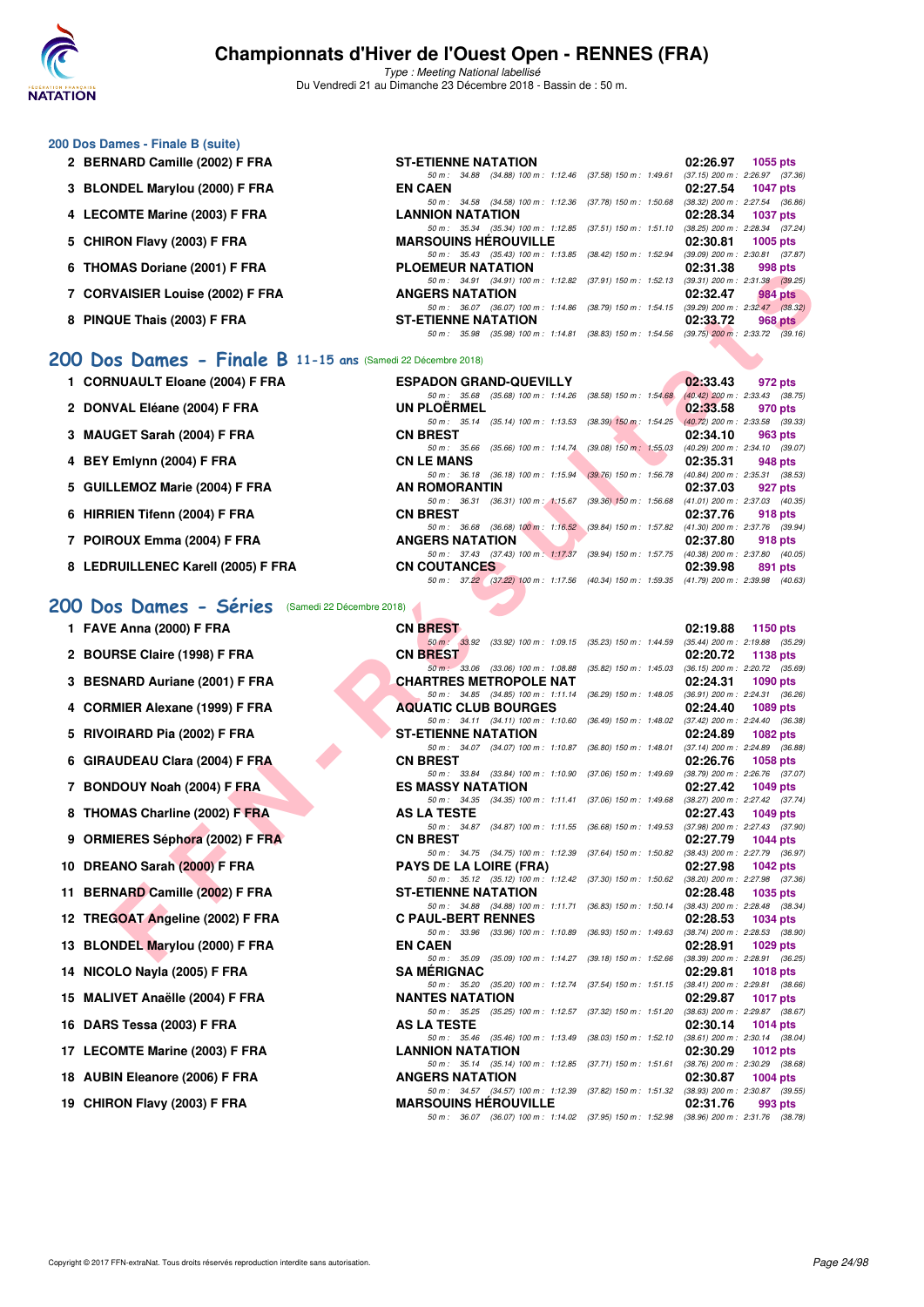# Championnats d'Hiver de l'Ouest Open - RENNES (FRA)

*Type : Meeting National labellisé*

Du Vendredi 21 au Dimanche 23 Décembre 2018 - Bassin de : 50 m.

### 200 Dos Dames - Finale B (suite)

| Rg | Nom | Club | Temps | Points |
|---|---|---|---|---|
| 2 | BERNARD Camille (2002) F FRA | ST-ETIENNE NATATION | 02:26.97 | 1055 pts |
| | | 50 m : 34.88 (34.88) 100 m : 1:12.46 (37.58) 150 m : 1:49.61 (37.15) 200 m : 2:26.97 (37.36) | | |
| 3 | BLONDEL Marylou (2000) F FRA | EN CAEN | 02:27.54 | 1047 pts |
| | | 50 m : 34.58 (34.58) 100 m : 1:12.36 (37.78) 150 m : 1:50.68 (38.32) 200 m : 2:27.54 (36.86) | | |
| 4 | LECOMTE Marine (2003) F FRA | LANNION NATATION | 02:28.34 | 1037 pts |
| | | 50 m : 35.34 (35.34) 100 m : 1:12.85 (37.51) 150 m : 1:51.10 (38.25) 200 m : 2:28.34 (37.24) | | |
| 5 | CHIRON Flavy (2003) F FRA | MARSOUINS HÉROUVILLE | 02:30.81 | 1005 pts |
| | | 50 m : 35.43 (35.43) 100 m : 1:13.85 (38.42) 150 m : 1:52.94 (39.09) 200 m : 2:30.81 (37.87) | | |
| 6 | THOMAS Doriane (2001) F FRA | PLOEMEUR NATATION | 02:31.38 | 998 pts |
| | | 50 m : 34.91 (34.91) 100 m : 1:12.82 (37.91) 150 m : 1:52.13 (39.31) 200 m : 2:31.38 (39.25) | | |
| 7 | CORVAISIER Louise (2002) F FRA | ANGERS NATATION | 02:32.47 | 984 pts |
| | | 50 m : 36.07 (36.07) 100 m : 1:14.86 (38.79) 150 m : 1:54.15 (39.29) 200 m : 2:32.47 (38.32) | | |
| 8 | PINQUE Thais (2003) F FRA | ST-ETIENNE NATATION | 02:33.72 | 968 pts |
| | | 50 m : 35.98 (35.98) 100 m : 1:14.81 (38.83) 150 m : 1:54.56 (39.75) 200 m : 2:33.72 (39.16) | | |

## 200 Dos Dames - Finale B 11-15 ans (Samedi 22 Décembre 2018)

| Rg | Nom | Club | Temps | Points |
|---|---|---|---|---|
| 1 | CORNUAULT Eloane (2004) F FRA | ESPADON GRAND-QUEVILLY | 02:33.43 | 972 pts |
| | | 50 m : 35.68 (35.68) 100 m : 1:14.26 (38.58) 150 m : 1:54.68 (40.42) 200 m : 2:33.43 (38.75) | | |
| 2 | DONVAL Eléane (2004) F FRA | UN PLOËRMEL | 02:33.58 | 970 pts |
| | | 50 m : 35.14 (35.14) 100 m : 1:13.53 (38.39) 150 m : 1:54.25 (40.72) 200 m : 2:33.58 (39.33) | | |
| 3 | MAUGET Sarah (2004) F FRA | CN BREST | 02:34.10 | 963 pts |
| | | 50 m : 35.66 (35.66) 100 m : 1:14.74 (39.08) 150 m : 1:55.03 (40.29) 200 m : 2:34.10 (39.07) | | |
| 4 | BEY Emlynn (2004) F FRA | CN LE MANS | 02:35.31 | 948 pts |
| | | 50 m : 36.18 (36.18) 100 m : 1:15.94 (39.76) 150 m : 1:56.78 (40.84) 200 m : 2:35.31 (38.53) | | |
| 5 | GUILLEMOZ Marie (2004) F FRA | AN ROMORANTIN | 02:37.03 | 927 pts |
| | | 50 m : 36.31 (36.31) 100 m : 1:15.67 (39.36) 150 m : 1:56.68 (41.01) 200 m : 2:37.03 (40.35) | | |
| 6 | HIRRIEN Tifenn (2004) F FRA | CN BREST | 02:37.76 | 918 pts |
| | | 50 m : 36.68 (36.68) 100 m : 1:16.52 (39.84) 150 m : 1:57.82 (41.30) 200 m : 2:37.76 (39.94) | | |
| 7 | POIROUX Emma (2004) F FRA | ANGERS NATATION | 02:37.80 | 918 pts |
| | | 50 m : 37.43 (37.43) 100 m : 1:17.37 (39.94) 150 m : 1:57.75 (40.38) 200 m : 2:37.80 (40.05) | | |
| 8 | LEDRUILLENEC Karell (2005) F FRA | CN COUTANCES | 02:39.98 | 891 pts |
| | | 50 m : 37.22 (37.22) 100 m : 1:17.56 (40.34) 150 m : 1:59.35 (41.79) 200 m : 2:39.98 (40.63) | | |

## 200 Dos Dames - Séries (Samedi 22 Décembre 2018)

| Rg | Nom | Club | Temps | Points |
|---|---|---|---|---|
| 1 | FAVE Anna (2000) F FRA | CN BREST | 02:19.88 | 1150 pts |
| | | 50 m : 33.92 (33.92) 100 m : 1:09.15 (35.23) 150 m : 1:44.59 (35.44) 200 m : 2:19.88 (35.29) | | |
| 2 | BOURSE Claire (1998) F FRA | CN BREST | 02:20.72 | 1138 pts |
| | | 50 m : 33.06 (33.06) 100 m : 1:08.88 (35.82) 150 m : 1:45.03 (36.15) 200 m : 2:20.72 (35.69) | | |
| 3 | BESNARD Auriane (2001) F FRA | CHARTRES METROPOLE NAT | 02:24.31 | 1090 pts |
| | | 50 m : 34.85 (34.85) 100 m : 1:11.14 (36.29) 150 m : 1:48.05 (36.91) 200 m : 2:24.31 (36.26) | | |
| 4 | CORMIER Alexane (1999) F FRA | AQUATIC CLUB BOURGES | 02:24.40 | 1089 pts |
| | | 50 m : 34.11 (34.11) 100 m : 1:10.60 (36.49) 150 m : 1:48.02 (37.42) 200 m : 2:24.40 (36.38) | | |
| 5 | RIVOIRARD Pia (2002) F FRA | ST-ETIENNE NATATION | 02:24.89 | 1082 pts |
| | | 50 m : 34.07 (34.07) 100 m : 1:10.87 (36.80) 150 m : 1:48.01 (37.14) 200 m : 2:24.89 (36.88) | | |
| 6 | GIRAUDEAU Clara (2004) F FRA | CN BREST | 02:26.76 | 1058 pts |
| | | 50 m : 33.84 (33.84) 100 m : 1:10.90 (37.06) 150 m : 1:49.69 (38.79) 200 m : 2:26.76 (37.07) | | |
| 7 | BONDOUY Noah (2004) F FRA | ES MASSY NATATION | 02:27.42 | 1049 pts |
| | | 50 m : 34.35 (34.35) 100 m : 1:11.41 (37.06) 150 m : 1:49.68 (38.27) 200 m : 2:27.42 (37.74) | | |
| 8 | THOMAS Charline (2002) F FRA | AS LA TESTE | 02:27.43 | 1049 pts |
| | | 50 m : 34.87 (34.87) 100 m : 1:11.55 (36.68) 150 m : 1:49.53 (37.98) 200 m : 2:27.43 (37.90) | | |
| 9 | ORMIERES Séphora (2002) F FRA | CN BREST | 02:27.79 | 1044 pts |
| | | 50 m : 34.75 (34.75) 100 m : 1:12.39 (37.64) 150 m : 1:50.82 (38.43) 200 m : 2:27.79 (36.97) | | |
| 10 | DREANO Sarah (2000) F FRA | PAYS DE LA LOIRE (FRA) | 02:27.98 | 1042 pts |
| | | 50 m : 35.12 (35.12) 100 m : 1:12.42 (37.30) 150 m : 1:50.62 (38.20) 200 m : 2:27.98 (37.36) | | |
| 11 | BERNARD Camille (2002) F FRA | ST-ETIENNE NATATION | 02:28.48 | 1035 pts |
| | | 50 m : 34.88 (34.88) 100 m : 1:11.71 (36.83) 150 m : 1:50.14 (38.43) 200 m : 2:28.48 (38.34) | | |
| 12 | TREGOAT Angeline (2002) F FRA | C PAUL-BERT RENNES | 02:28.53 | 1034 pts |
| | | 50 m : 33.96 (33.96) 100 m : 1:10.89 (36.93) 150 m : 1:49.63 (38.74) 200 m : 2:28.53 (38.90) | | |
| 13 | BLONDEL Marylou (2000) F FRA | EN CAEN | 02:28.91 | 1029 pts |
| | | 50 m : 35.09 (35.09) 100 m : 1:14.27 (39.18) 150 m : 1:52.66 (38.39) 200 m : 2:28.91 (36.25) | | |
| 14 | NICOLO Nayla (2005) F FRA | SA MÉRIGNAC | 02:29.81 | 1018 pts |
| | | 50 m : 35.20 (35.20) 100 m : 1:12.74 (37.54) 150 m : 1:51.15 (38.41) 200 m : 2:29.81 (38.66) | | |
| 15 | MALIVET Anaëlle (2004) F FRA | NANTES NATATION | 02:29.87 | 1017 pts |
| | | 50 m : 35.25 (35.25) 100 m : 1:12.57 (37.32) 150 m : 1:51.20 (38.63) 200 m : 2:29.87 (38.67) | | |
| 16 | DARS Tessa (2003) F FRA | AS LA TESTE | 02:30.14 | 1014 pts |
| | | 50 m : 35.46 (35.46) 100 m : 1:13.49 (38.03) 150 m : 1:52.10 (38.61) 200 m : 2:30.14 (38.04) | | |
| 17 | LECOMTE Marine (2003) F FRA | LANNION NATATION | 02:30.29 | 1012 pts |
| | | 50 m : 35.14 (35.14) 100 m : 1:12.85 (37.71) 150 m : 1:51.61 (38.76) 200 m : 2:30.29 (38.68) | | |
| 18 | AUBIN Eleanore (2006) F FRA | ANGERS NATATION | 02:30.87 | 1004 pts |
| | | 50 m : 34.57 (34.57) 100 m : 1:12.39 (37.82) 150 m : 1:51.32 (38.93) 200 m : 2:30.87 (39.55) | | |
| 19 | CHIRON Flavy (2003) F FRA | MARSOUINS HÉROUVILLE | 02:31.76 | 993 pts |
| | | 50 m : 36.07 (36.07) 100 m : 1:14.02 (37.95) 150 m : 1:52.98 (38.96) 200 m : 2:31.76 (38.78) | | |

Copyright © 2017 FFN-extraNat. Tous droits réservés reproduction interdite sans autorisation.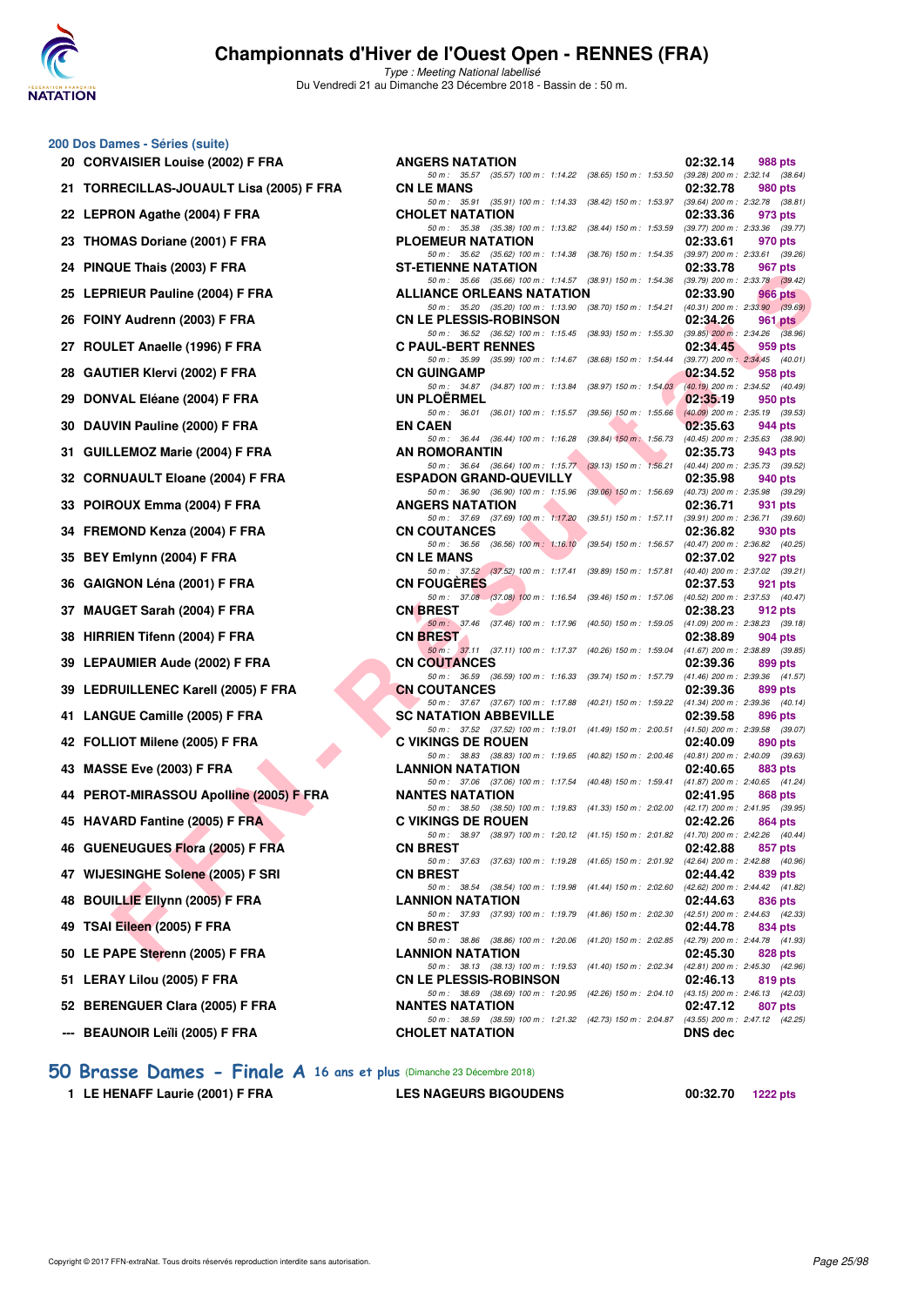# Championnats d'Hiver de l'Ouest Open - RENNES (FRA)

*Type : Meeting National labellisé*

Du Vendredi 21 au Dimanche 23 Décembre 2018 - Bassin de : 50 m.

## 200 Dos Dames - Séries (suite)

| Rang | Nom | Club | Temps | Points |
|---|---|---|---|---|
| 20 | CORVAISIER Louise (2002) F FRA | ANGERS NATATION | 02:32.14 | 988 pts |
| | 50 m : 35.57 (35.57) 100 m : 1:14.22 (38.65) 150 m : 1:53.50 (39.28) 200 m : 2:32.14 (38.64) | | | |
| 21 | TORRECILLAS-JOUAULT Lisa (2005) F FRA | CN LE MANS | 02:32.78 | 980 pts |
| | 50 m : 35.91 (35.91) 100 m : 1:14.33 (38.42) 150 m : 1:53.97 (39.64) 200 m : 2:32.78 (38.81) | | | |
| 22 | LEPRON Agathe (2004) F FRA | CHOLET NATATION | 02:33.36 | 973 pts |
| | 50 m : 35.38 (35.38) 100 m : 1:13.82 (38.44) 150 m : 1:53.59 (39.77) 200 m : 2:33.36 (39.77) | | | |
| 23 | THOMAS Doriane (2001) F FRA | PLOEMEUR NATATION | 02:33.61 | 970 pts |
| | 50 m : 35.62 (35.62) 100 m : 1:14.38 (38.76) 150 m : 1:54.35 (39.97) 200 m : 2:33.61 (39.26) | | | |
| 24 | PINQUE Thais (2003) F FRA | ST-ETIENNE NATATION | 02:33.78 | 967 pts |
| | 50 m : 35.66 (35.66) 100 m : 1:14.57 (38.91) 150 m : 1:54.36 (39.79) 200 m : 2:33.78 (39.42) | | | |
| 25 | LEPRIEUR Pauline (2004) F FRA | ALLIANCE ORLEANS NATATION | 02:33.90 | 966 pts |
| | 50 m : 35.20 (35.20) 100 m : 1:13.90 (38.70) 150 m : 1:54.21 (40.31) 200 m : 2:33.90 (39.69) | | | |
| 26 | FOINY Audrenn (2003) F FRA | CN LE PLESSIS-ROBINSON | 02:34.26 | 961 pts |
| | 50 m : 36.52 (36.52) 100 m : 1:15.45 (38.93) 150 m : 1:55.30 (39.85) 200 m : 2:34.26 (38.96) | | | |
| 27 | ROULET Anaelle (1996) F FRA | C PAUL-BERT RENNES | 02:34.45 | 959 pts |
| | 50 m : 35.99 (35.99) 100 m : 1:14.67 (38.68) 150 m : 1:54.44 (39.77) 200 m : 2:34.45 (40.01) | | | |
| 28 | GAUTIER Klervi (2002) F FRA | CN GUINGAMP | 02:34.52 | 958 pts |
| | 50 m : 34.87 (34.87) 100 m : 1:13.84 (38.97) 150 m : 1:54.03 (40.19) 200 m : 2:34.52 (40.49) | | | |
| 29 | DONVAL Eléane (2004) F FRA | UN PLOËRMEL | 02:35.19 | 950 pts |
| | 50 m : 36.01 (36.01) 100 m : 1:15.57 (39.56) 150 m : 1:55.66 (40.09) 200 m : 2:35.19 (39.53) | | | |
| 30 | DAUVIN Pauline (2000) F FRA | EN CAEN | 02:35.63 | 944 pts |
| | 50 m : 36.44 (36.44) 100 m : 1:16.28 (39.84) 150 m : 1:56.73 (40.45) 200 m : 2:35.63 (38.90) | | | |
| 31 | GUILLEMOZ Marie (2004) F FRA | AN ROMORANTIN | 02:35.73 | 943 pts |
| | 50 m : 36.64 (36.64) 100 m : 1:15.77 (39.13) 150 m : 1:56.21 (40.44) 200 m : 2:35.73 (39.52) | | | |
| 32 | CORNUAULT Eloane (2004) F FRA | ESPADON GRAND-QUEVILLY | 02:35.98 | 940 pts |
| | 50 m : 36.90 (36.90) 100 m : 1:15.96 (39.06) 150 m : 1:56.69 (40.73) 200 m : 2:35.98 (39.29) | | | |
| 33 | POIROUX Emma (2004) F FRA | ANGERS NATATION | 02:36.71 | 931 pts |
| | 50 m : 37.69 (37.69) 100 m : 1:17.20 (39.51) 150 m : 1:57.11 (39.91) 200 m : 2:36.71 (39.60) | | | |
| 34 | FREMOND Kenza (2004) F FRA | CN COUTANCES | 02:36.82 | 930 pts |
| | 50 m : 36.56 (36.56) 100 m : 1:16.10 (39.54) 150 m : 1:56.57 (40.47) 200 m : 2:36.82 (40.25) | | | |
| 35 | BEY Emlynn (2004) F FRA | CN LE MANS | 02:37.02 | 927 pts |
| | 50 m : 37.52 (37.52) 100 m : 1:17.41 (39.89) 150 m : 1:57.81 (40.40) 200 m : 2:37.02 (39.21) | | | |
| 36 | GAIGNON Léna (2001) F FRA | CN FOUGÈRES | 02:37.53 | 921 pts |
| | 50 m : 37.08 (37.08) 100 m : 1:16.54 (39.46) 150 m : 1:57.06 (40.52) 200 m : 2:37.53 (40.47) | | | |
| 37 | MAUGET Sarah (2004) F FRA | CN BREST | 02:38.23 | 912 pts |
| | 50 m : 37.46 (37.46) 100 m : 1:17.96 (40.50) 150 m : 1:59.05 (41.09) 200 m : 2:38.23 (39.18) | | | |
| 38 | HIRRIEN Tifenn (2004) F FRA | CN BREST | 02:38.89 | 904 pts |
| | 50 m : 37.11 (37.11) 100 m : 1:17.37 (40.26) 150 m : 1:59.04 (41.67) 200 m : 2:38.89 (39.85) | | | |
| 39 | LEPAUMIER Aude (2002) F FRA | CN COUTANCES | 02:39.36 | 899 pts |
| | 50 m : 36.59 (36.59) 100 m : 1:16.33 (39.74) 150 m : 1:57.79 (41.46) 200 m : 2:39.36 (41.57) | | | |
| 39 | LEDRUILLENEC Karell (2005) F FRA | CN COUTANCES | 02:39.36 | 899 pts |
| | 50 m : 37.67 (37.67) 100 m : 1:17.88 (40.21) 150 m : 1:59.22 (41.34) 200 m : 2:39.36 (40.14) | | | |
| 41 | LANGUE Camille (2005) F FRA | SC NATATION ABBEVILLE | 02:39.58 | 896 pts |
| | 50 m : 37.52 (37.52) 100 m : 1:19.01 (41.49) 150 m : 2:00.51 (41.50) 200 m : 2:39.58 (39.07) | | | |
| 42 | FOLLIOT Milene (2005) F FRA | C VIKINGS DE ROUEN | 02:40.09 | 890 pts |
| | 50 m : 38.83 (38.83) 100 m : 1:19.65 (40.82) 150 m : 2:00.46 (40.81) 200 m : 2:40.09 (39.63) | | | |
| 43 | MASSE Eve (2003) F FRA | LANNION NATATION | 02:40.65 | 883 pts |
| | 50 m : 37.06 (37.06) 100 m : 1:17.54 (40.48) 150 m : 1:59.41 (41.87) 200 m : 2:40.65 (41.24) | | | |
| 44 | PEROT-MIRASSOU Apolline (2005) F FRA | NANTES NATATION | 02:41.95 | 868 pts |
| | 50 m : 38.50 (38.50) 100 m : 1:19.83 (41.33) 150 m : 2:02.00 (42.17) 200 m : 2:41.95 (39.95) | | | |
| 45 | HAVARD Fantine (2005) F FRA | C VIKINGS DE ROUEN | 02:42.26 | 864 pts |
| | 50 m : 38.97 (38.97) 100 m : 1:20.12 (41.15) 150 m : 2:01.82 (41.70) 200 m : 2:42.26 (40.44) | | | |
| 46 | GUENEUGUES Flora (2005) F FRA | CN BREST | 02:42.88 | 857 pts |
| | 50 m : 37.63 (37.63) 100 m : 1:19.28 (41.65) 150 m : 2:01.92 (42.64) 200 m : 2:42.88 (40.96) | | | |
| 47 | WIJESINGHE Solene (2005) F SRI | CN BREST | 02:44.42 | 839 pts |
| | 50 m : 38.54 (38.54) 100 m : 1:19.98 (41.44) 150 m : 2:02.60 (42.62) 200 m : 2:44.42 (41.82) | | | |
| 48 | BOUILLIE Ellynn (2005) F FRA | LANNION NATATION | 02:44.63 | 836 pts |
| | 50 m : 37.93 (37.93) 100 m : 1:19.79 (41.86) 150 m : 2:02.30 (42.51) 200 m : 2:44.63 (42.33) | | | |
| 49 | TSAI Eileen (2005) F FRA | CN BREST | 02:44.78 | 834 pts |
| | 50 m : 38.86 (38.86) 100 m : 1:20.06 (41.20) 150 m : 2:02.85 (42.79) 200 m : 2:44.78 (41.93) | | | |
| 50 | LE PAPE Sterenn (2005) F FRA | LANNION NATATION | 02:45.30 | 828 pts |
| | 50 m : 38.13 (38.13) 100 m : 1:19.53 (41.40) 150 m : 2:02.34 (42.81) 200 m : 2:45.30 (42.96) | | | |
| 51 | LERAY Lilou (2005) F FRA | CN LE PLESSIS-ROBINSON | 02:46.13 | 819 pts |
| | 50 m : 38.69 (38.69) 100 m : 1:20.95 (42.26) 150 m : 2:04.10 (43.15) 200 m : 2:46.13 (42.03) | | | |
| 52 | BERENGUER Clara (2005) F FRA | NANTES NATATION | 02:47.12 | 807 pts |
| | 50 m : 38.59 (38.59) 100 m : 1:21.32 (42.73) 150 m : 2:04.87 (43.55) 200 m : 2:47.12 (42.25) | | | |
| --- | BEAUNOIR Leïli (2005) F FRA | CHOLET NATATION | DNS dec | |

## 50 Brasse Dames - Finale A 16 ans et plus (Dimanche 23 Décembre 2018)

| Rang | Nom | Club | Temps | Points |
|---|---|---|---|---|
| 1 | LE HENAFF Laurie (2001) F FRA | LES NAGEURS BIGOUDENS | 00:32.70 | 1222 pts |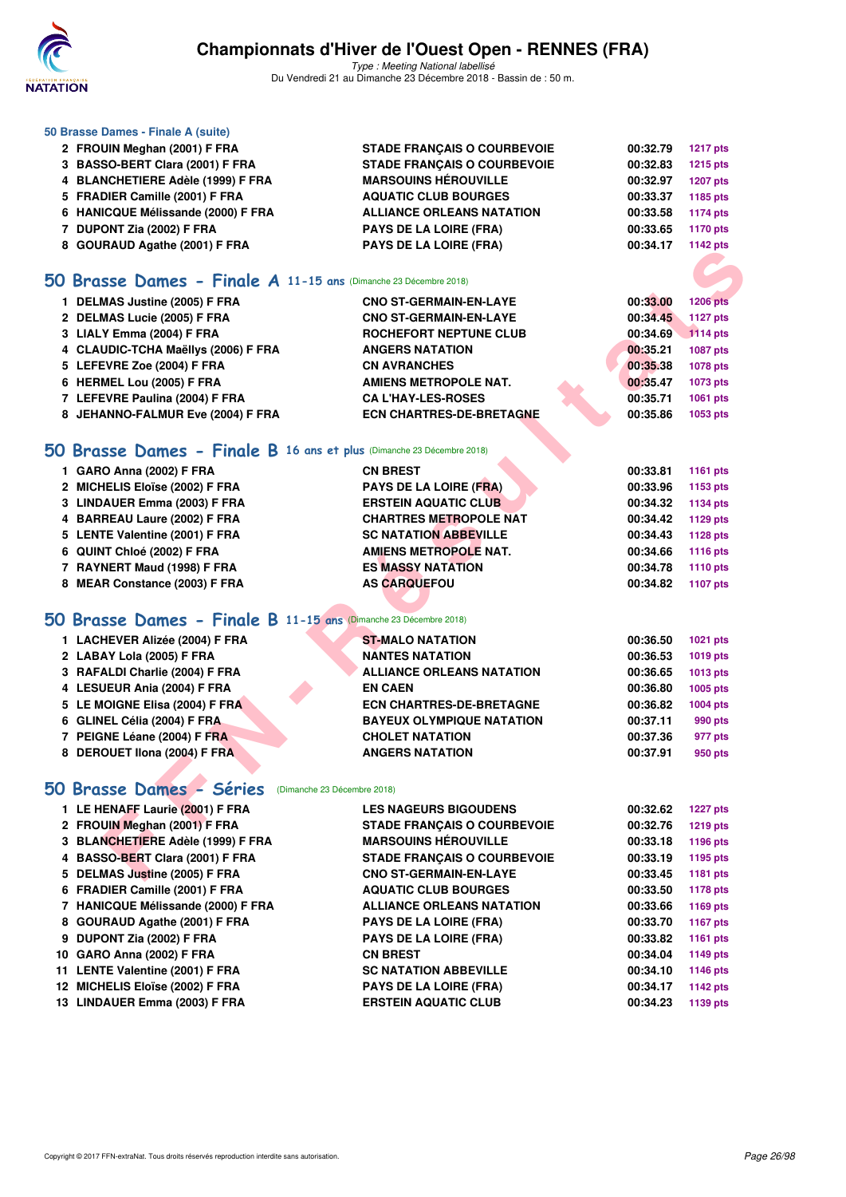### 50 Brasse Dames - Finale A (suite)

| | | | |
|---|---|---|---|
| 2 FROUIN Meghan (2001) F FRA | STADE FRANÇAIS O COURBEVOIE | 00:32.79 | 1217 pts |
| 3 BASSO-BERT Clara (2001) F FRA | STADE FRANÇAIS O COURBEVOIE | 00:32.83 | 1215 pts |
| 4 BLANCHETIERE Adèle (1999) F FRA | MARSOUINS HÉROUVILLE | 00:32.97 | 1207 pts |
| 5 FRADIER Camille (2001) F FRA | AQUATIC CLUB BOURGES | 00:33.37 | 1185 pts |
| 6 HANICQUE Mélissande (2000) F FRA | ALLIANCE ORLEANS NATATION | 00:33.58 | 1174 pts |
| 7 DUPONT Zia (2002) F FRA | PAYS DE LA LOIRE (FRA) | 00:33.65 | 1170 pts |
| 8 GOURAUD Agathe (2001) F FRA | PAYS DE LA LOIRE (FRA) | 00:34.17 | 1142 pts |

## 50 Brasse Dames - Finale A 11-15 ans (Dimanche 23 Décembre 2018)

| | | | |
|---|---|---|---|
| 1 DELMAS Justine (2005) F FRA | CNO ST-GERMAIN-EN-LAYE | 00:33.00 | 1206 pts |
| 2 DELMAS Lucie (2005) F FRA | CNO ST-GERMAIN-EN-LAYE | 00:34.45 | 1127 pts |
| 3 LIALY Emma (2004) F FRA | ROCHEFORT NEPTUNE CLUB | 00:34.69 | 1114 pts |
| 4 CLAUDIC-TCHA Maëllys (2006) F FRA | ANGERS NATATION | 00:35.21 | 1087 pts |
| 5 LEFEVRE Zoe (2004) F FRA | CN AVRANCHES | 00:35.38 | 1078 pts |
| 6 HERMEL Lou (2005) F FRA | AMIENS METROPOLE NAT. | 00:35.47 | 1073 pts |
| 7 LEFEVRE Paulina (2004) F FRA | CA L'HAY-LES-ROSES | 00:35.71 | 1061 pts |
| 8 JEHANNO-FALMUR Eve (2004) F FRA | ECN CHARTRES-DE-BRETAGNE | 00:35.86 | 1053 pts |

## 50 Brasse Dames - Finale B 16 ans et plus (Dimanche 23 Décembre 2018)

| | | | |
|---|---|---|---|
| 1 GARO Anna (2002) F FRA | CN BREST | 00:33.81 | 1161 pts |
| 2 MICHELIS Eloïse (2002) F FRA | PAYS DE LA LOIRE (FRA) | 00:33.96 | 1153 pts |
| 3 LINDAUER Emma (2003) F FRA | ERSTEIN AQUATIC CLUB | 00:34.32 | 1134 pts |
| 4 BARREAU Laure (2002) F FRA | CHARTRES METROPOLE NAT | 00:34.42 | 1129 pts |
| 5 LENTE Valentine (2001) F FRA | SC NATATION ABBEVILLE | 00:34.43 | 1128 pts |
| 6 QUINT Chloé (2002) F FRA | AMIENS METROPOLE NAT. | 00:34.66 | 1116 pts |
| 7 RAYNERT Maud (1998) F FRA | ES MASSY NATATION | 00:34.78 | 1110 pts |
| 8 MEAR Constance (2003) F FRA | AS CARQUEFOU | 00:34.82 | 1107 pts |

## 50 Brasse Dames - Finale B 11-15 ans (Dimanche 23 Décembre 2018)

| | | | |
|---|---|---|---|
| 1 LACHEVER Alizée (2004) F FRA | ST-MALO NATATION | 00:36.50 | 1021 pts |
| 2 LABAY Lola (2005) F FRA | NANTES NATATION | 00:36.53 | 1019 pts |
| 3 RAFALDI Charlie (2004) F FRA | ALLIANCE ORLEANS NATATION | 00:36.65 | 1013 pts |
| 4 LESUEUR Ania (2004) F FRA | EN CAEN | 00:36.80 | 1005 pts |
| 5 LE MOIGNE Elisa (2004) F FRA | ECN CHARTRES-DE-BRETAGNE | 00:36.82 | 1004 pts |
| 6 GLINEL Célia (2004) F FRA | BAYEUX OLYMPIQUE NATATION | 00:37.11 | 990 pts |
| 7 PEIGNE Léane (2004) F FRA | CHOLET NATATION | 00:37.36 | 977 pts |
| 8 DEROUET Ilona (2004) F FRA | ANGERS NATATION | 00:37.91 | 950 pts |

## 50 Brasse Dames - Séries (Dimanche 23 Décembre 2018)

| | | | |
|---|---|---|---|
| 1 LE HENAFF Laurie (2001) F FRA | LES NAGEURS BIGOUDENS | 00:32.62 | 1227 pts |
| 2 FROUIN Meghan (2001) F FRA | STADE FRANÇAIS O COURBEVOIE | 00:32.76 | 1219 pts |
| 3 BLANCHETIERE Adèle (1999) F FRA | MARSOUINS HÉROUVILLE | 00:33.18 | 1196 pts |
| 4 BASSO-BERT Clara (2001) F FRA | STADE FRANÇAIS O COURBEVOIE | 00:33.19 | 1195 pts |
| 5 DELMAS Justine (2005) F FRA | CNO ST-GERMAIN-EN-LAYE | 00:33.45 | 1181 pts |
| 6 FRADIER Camille (2001) F FRA | AQUATIC CLUB BOURGES | 00:33.50 | 1178 pts |
| 7 HANICQUE Mélissande (2000) F FRA | ALLIANCE ORLEANS NATATION | 00:33.66 | 1169 pts |
| 8 GOURAUD Agathe (2001) F FRA | PAYS DE LA LOIRE (FRA) | 00:33.70 | 1167 pts |
| 9 DUPONT Zia (2002) F FRA | PAYS DE LA LOIRE (FRA) | 00:33.82 | 1161 pts |
| 10 GARO Anna (2002) F FRA | CN BREST | 00:34.04 | 1149 pts |
| 11 LENTE Valentine (2001) F FRA | SC NATATION ABBEVILLE | 00:34.10 | 1146 pts |
| 12 MICHELIS Eloïse (2002) F FRA | PAYS DE LA LOIRE (FRA) | 00:34.17 | 1142 pts |
| 13 LINDAUER Emma (2003) F FRA | ERSTEIN AQUATIC CLUB | 00:34.23 | 1139 pts |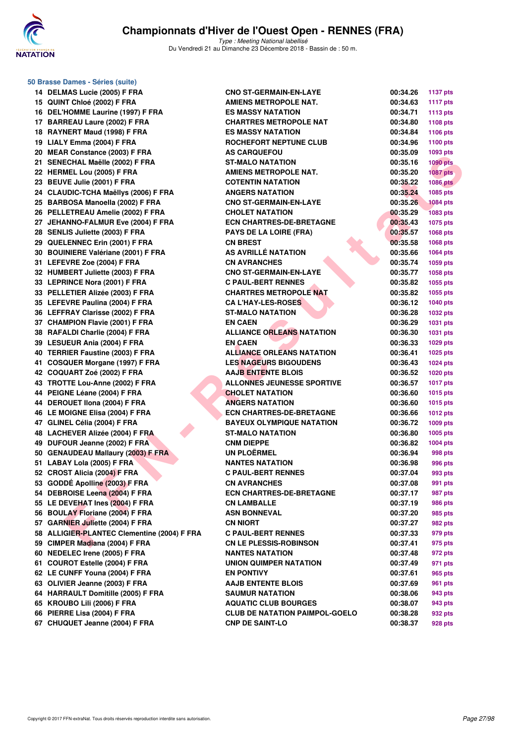### 50 Brasse Dames - Séries (suite)

| | | | | |
|---|---|---|---|---|
| 14 | DELMAS Lucie (2005) F FRA | CNO ST-GERMAIN-EN-LAYE | 00:34.26 | 1137 pts |
| 15 | QUINT Chloé (2002) F FRA | AMIENS METROPOLE NAT. | 00:34.63 | 1117 pts |
| 16 | DEL'HOMME Laurine (1997) F FRA | ES MASSY NATATION | 00:34.71 | 1113 pts |
| 17 | BARREAU Laure (2002) F FRA | CHARTRES METROPOLE NAT | 00:34.80 | 1108 pts |
| 18 | RAYNERT Maud (1998) F FRA | ES MASSY NATATION | 00:34.84 | 1106 pts |
| 19 | LIALY Emma (2004) F FRA | ROCHEFORT NEPTUNE CLUB | 00:34.96 | 1100 pts |
| 20 | MEAR Constance (2003) F FRA | AS CARQUEFOU | 00:35.09 | 1093 pts |
| 21 | SENECHAL Maëlle (2002) F FRA | ST-MALO NATATION | 00:35.16 | 1090 pts |
| 22 | HERMEL Lou (2005) F FRA | AMIENS METROPOLE NAT. | 00:35.20 | 1087 pts |
| 23 | BEUVE Julie (2001) F FRA | COTENTIN NATATION | 00:35.22 | 1086 pts |
| 24 | CLAUDIC-TCHA Maëllys (2006) F FRA | ANGERS NATATION | 00:35.24 | 1085 pts |
| 25 | BARBOSA Manoella (2002) F FRA | CNO ST-GERMAIN-EN-LAYE | 00:35.26 | 1084 pts |
| 26 | PELLETREAU Amelie (2002) F FRA | CHOLET NATATION | 00:35.29 | 1083 pts |
| 27 | JEHANNO-FALMUR Eve (2004) F FRA | ECN CHARTRES-DE-BRETAGNE | 00:35.43 | 1075 pts |
| 28 | SENLIS Juliette (2003) F FRA | PAYS DE LA LOIRE (FRA) | 00:35.57 | 1068 pts |
| 29 | QUELENNEC Erin (2001) F FRA | CN BREST | 00:35.58 | 1068 pts |
| 30 | BOUINIERE Valériane (2001) F FRA | AS AVRILLÉ NATATION | 00:35.66 | 1064 pts |
| 31 | LEFEVRE Zoe (2004) F FRA | CN AVRANCHES | 00:35.74 | 1059 pts |
| 32 | HUMBERT Juliette (2003) F FRA | CNO ST-GERMAIN-EN-LAYE | 00:35.77 | 1058 pts |
| 33 | LEPRINCE Nora (2001) F FRA | C PAUL-BERT RENNES | 00:35.82 | 1055 pts |
| 33 | PELLETIER Alizée (2003) F FRA | CHARTRES METROPOLE NAT | 00:35.82 | 1055 pts |
| 35 | LEFEVRE Paulina (2004) F FRA | CA L'HAY-LES-ROSES | 00:36.12 | 1040 pts |
| 36 | LEFFRAY Clarisse (2002) F FRA | ST-MALO NATATION | 00:36.28 | 1032 pts |
| 37 | CHAMPION Flavie (2001) F FRA | EN CAEN | 00:36.29 | 1031 pts |
| 38 | RAFALDI Charlie (2004) F FRA | ALLIANCE ORLEANS NATATION | 00:36.30 | 1031 pts |
| 39 | LESUEUR Ania (2004) F FRA | EN CAEN | 00:36.33 | 1029 pts |
| 40 | TERRIER Faustine (2003) F FRA | ALLIANCE ORLEANS NATATION | 00:36.41 | 1025 pts |
| 41 | COSQUER Morgane (1997) F FRA | LES NAGEURS BIGOUDENS | 00:36.43 | 1024 pts |
| 42 | COQUART Zoé (2002) F FRA | AAJB ENTENTE BLOIS | 00:36.52 | 1020 pts |
| 43 | TROTTE Lou-Anne (2002) F FRA | ALLONNES JEUNESSE SPORTIVE | 00:36.57 | 1017 pts |
| 44 | PEIGNE Léane (2004) F FRA | CHOLET NATATION | 00:36.60 | 1015 pts |
| 44 | DEROUET Ilona (2004) F FRA | ANGERS NATATION | 00:36.60 | 1015 pts |
| 46 | LE MOIGNE Elisa (2004) F FRA | ECN CHARTRES-DE-BRETAGNE | 00:36.66 | 1012 pts |
| 47 | GLINEL Célia (2004) F FRA | BAYEUX OLYMPIQUE NATATION | 00:36.72 | 1009 pts |
| 48 | LACHEVER Alizée (2004) F FRA | ST-MALO NATATION | 00:36.80 | 1005 pts |
| 49 | DUFOUR Jeanne (2002) F FRA | CNM DIEPPE | 00:36.82 | 1004 pts |
| 50 | GENAUDEAU Mallaury (2003) F FRA | UN PLOËRMEL | 00:36.94 | 998 pts |
| 51 | LABAY Lola (2005) F FRA | NANTES NATATION | 00:36.98 | 996 pts |
| 52 | CROST Alicia (2004) F FRA | C PAUL-BERT RENNES | 00:37.04 | 993 pts |
| 53 | GODDÉ Apolline (2003) F FRA | CN AVRANCHES | 00:37.08 | 991 pts |
| 54 | DEBROISE Leena (2004) F FRA | ECN CHARTRES-DE-BRETAGNE | 00:37.17 | 987 pts |
| 55 | LE DEVEHAT Ines (2004) F FRA | CN LAMBALLE | 00:37.19 | 986 pts |
| 56 | BOULAY Floriane (2004) F FRA | ASN BONNEVAL | 00:37.20 | 985 pts |
| 57 | GARNIER Juliette (2004) F FRA | CN NIORT | 00:37.27 | 982 pts |
| 58 | ALLIGIER-PLANTEC Clementine (2004) F FRA | C PAUL-BERT RENNES | 00:37.33 | 979 pts |
| 59 | CIMPER Madiana (2004) F FRA | CN LE PLESSIS-ROBINSON | 00:37.41 | 975 pts |
| 60 | NEDELEC Irene (2005) F FRA | NANTES NATATION | 00:37.48 | 972 pts |
| 61 | COUROT Estelle (2004) F FRA | UNION QUIMPER NATATION | 00:37.49 | 971 pts |
| 62 | LE CUNFF Youna (2004) F FRA | EN PONTIVY | 00:37.61 | 965 pts |
| 63 | OLIVIER Jeanne (2003) F FRA | AAJB ENTENTE BLOIS | 00:37.69 | 961 pts |
| 64 | HARRAULT Domitille (2005) F FRA | SAUMUR NATATION | 00:38.06 | 943 pts |
| 65 | KROUBO Lili (2006) F FRA | AQUATIC CLUB BOURGES | 00:38.07 | 943 pts |
| 66 | PIERRE Lisa (2004) F FRA | CLUB DE NATATION PAIMPOL-GOELO | 00:38.28 | 932 pts |
| 67 | CHUQUET Jeanne (2004) F FRA | CNP DE SAINT-LO | 00:38.37 | 928 pts |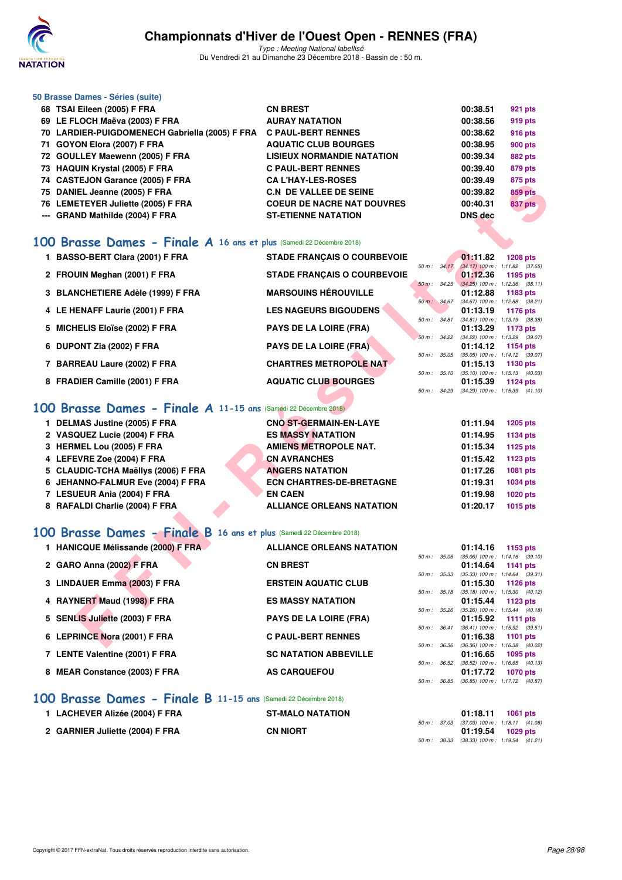# Championnats d'Hiver de l'Ouest Open - RENNES (FRA)

*Type : Meeting National labellisé*

Du Vendredi 21 au Dimanche 23 Décembre 2018 - Bassin de : 50 m.

### 50 Brasse Dames - Séries (suite)

| | | | | |
|---|---|---|---|---|
| 68 | TSAI Eileen (2005) F FRA | CN BREST | 00:38.51 | 921 pts |
| 69 | LE FLOCH Maëva (2003) F FRA | AURAY NATATION | 00:38.56 | 919 pts |
| 70 | LARDIER-PUIGDOMENECH Gabriella (2005) F FRA | C PAUL-BERT RENNES | 00:38.62 | 916 pts |
| 71 | GOYON Elora (2007) F FRA | AQUATIC CLUB BOURGES | 00:38.95 | 900 pts |
| 72 | GOULLEY Maewenn (2005) F FRA | LISIEUX NORMANDIE NATATION | 00:39.34 | 882 pts |
| 73 | HAQUIN Krystal (2005) F FRA | C PAUL-BERT RENNES | 00:39.40 | 879 pts |
| 74 | CASTEJON Garance (2005) F FRA | CA L'HAY-LES-ROSES | 00:39.49 | 875 pts |
| 75 | DANIEL Jeanne (2005) F FRA | C.N DE VALLEE DE SEINE | 00:39.82 | 859 pts |
| 76 | LEMETEYER Juliette (2005) F FRA | COEUR DE NACRE NAT DOUVRES | 00:40.31 | 837 pts |
| --- | GRAND Mathilde (2004) F FRA | ST-ETIENNE NATATION | DNS dec | |

## 100 Brasse Dames - Finale A 16 ans et plus (Samedi 22 Décembre 2018)

| | | | | | |
|---|---|---|---|---|---|
| 1 | BASSO-BERT Clara (2001) F FRA | STADE FRANÇAIS O COURBEVOIE | 01:11.82 | 1208 pts | 50 m : 34.17 (34.17) 100 m : 1:11.82 (37.65) |
| 2 | FROUIN Meghan (2001) F FRA | STADE FRANÇAIS O COURBEVOIE | 01:12.36 | 1195 pts | 50 m : 34.25 (34.25) 100 m : 1:12.36 (38.11) |
| 3 | BLANCHETIERE Adèle (1999) F FRA | MARSOUINS HÉROUVILLE | 01:12.88 | 1183 pts | 50 m : 34.67 (34.67) 100 m : 1:12.88 (38.21) |
| 4 | LE HENAFF Laurie (2001) F FRA | LES NAGEURS BIGOUDENS | 01:13.19 | 1176 pts | 50 m : 34.81 (34.81) 100 m : 1:13.19 (38.38) |
| 5 | MICHELIS Eloïse (2002) F FRA | PAYS DE LA LOIRE (FRA) | 01:13.29 | 1173 pts | 50 m : 34.22 (34.22) 100 m : 1:13.29 (39.07) |
| 6 | DUPONT Zia (2002) F FRA | PAYS DE LA LOIRE (FRA) | 01:14.12 | 1154 pts | 50 m : 35.05 (35.05) 100 m : 1:14.12 (39.07) |
| 7 | BARREAU Laure (2002) F FRA | CHARTRES METROPOLE NAT | 01:15.13 | 1130 pts | 50 m : 35.10 (35.10) 100 m : 1:15.13 (40.03) |
| 8 | FRADIER Camille (2001) F FRA | AQUATIC CLUB BOURGES | 01:15.39 | 1124 pts | 50 m : 34.29 (34.29) 100 m : 1:15.39 (41.10) |

## 100 Brasse Dames - Finale A 11-15 ans (Samedi 22 Décembre 2018)

| | | | | |
|---|---|---|---|---|
| 1 | DELMAS Justine (2005) F FRA | CNO ST-GERMAIN-EN-LAYE | 01:11.94 | 1205 pts |
| 2 | VASQUEZ Lucie (2004) F FRA | ES MASSY NATATION | 01:14.95 | 1134 pts |
| 3 | HERMEL Lou (2005) F FRA | AMIENS METROPOLE NAT. | 01:15.34 | 1125 pts |
| 4 | LEFEVRE Zoe (2004) F FRA | CN AVRANCHES | 01:15.42 | 1123 pts |
| 5 | CLAUDIC-TCHA Maëllys (2006) F FRA | ANGERS NATATION | 01:17.26 | 1081 pts |
| 6 | JEHANNO-FALMUR Eve (2004) F FRA | ECN CHARTRES-DE-BRETAGNE | 01:19.31 | 1034 pts |
| 7 | LESUEUR Ania (2004) F FRA | EN CAEN | 01:19.98 | 1020 pts |
| 8 | RAFALDI Charlie (2004) F FRA | ALLIANCE ORLEANS NATATION | 01:20.17 | 1015 pts |

## 100 Brasse Dames - Finale B 16 ans et plus (Samedi 22 Décembre 2018)

| | | | | | |
|---|---|---|---|---|---|
| 1 | HANICQUE Mélissande (2000) F FRA | ALLIANCE ORLEANS NATATION | 01:14.16 | 1153 pts | 50 m : 35.06 (35.06) 100 m : 1:14.16 (39.10) |
| 2 | GARO Anna (2002) F FRA | CN BREST | 01:14.64 | 1141 pts | 50 m : 35.33 (35.33) 100 m : 1:14.64 (39.31) |
| 3 | LINDAUER Emma (2003) F FRA | ERSTEIN AQUATIC CLUB | 01:15.30 | 1126 pts | 50 m : 35.18 (35.18) 100 m : 1:15.30 (40.12) |
| 4 | RAYNERT Maud (1998) F FRA | ES MASSY NATATION | 01:15.44 | 1123 pts | 50 m : 35.26 (35.26) 100 m : 1:15.44 (40.18) |
| 5 | SENLIS Juliette (2003) F FRA | PAYS DE LA LOIRE (FRA) | 01:15.92 | 1111 pts | 50 m : 36.41 (36.41) 100 m : 1:15.92 (39.51) |
| 6 | LEPRINCE Nora (2001) F FRA | C PAUL-BERT RENNES | 01:16.38 | 1101 pts | 50 m : 36.36 (36.36) 100 m : 1:16.38 (40.02) |
| 7 | LENTE Valentine (2001) F FRA | SC NATATION ABBEVILLE | 01:16.65 | 1095 pts | 50 m : 36.52 (36.52) 100 m : 1:16.65 (40.13) |
| 8 | MEAR Constance (2003) F FRA | AS CARQUEFOU | 01:17.72 | 1070 pts | 50 m : 36.85 (36.85) 100 m : 1:17.72 (40.87) |

## 100 Brasse Dames - Finale B 11-15 ans (Samedi 22 Décembre 2018)

| | | | | | |
|---|---|---|---|---|---|
| 1 | LACHEVER Alizée (2004) F FRA | ST-MALO NATATION | 01:18.11 | 1061 pts | 50 m : 37.03 (37.03) 100 m : 1:18.11 (41.08) |
| 2 | GARNIER Juliette (2004) F FRA | CN NIORT | 01:19.54 | 1029 pts | 50 m : 38.33 (38.33) 100 m : 1:19.54 (41.21) |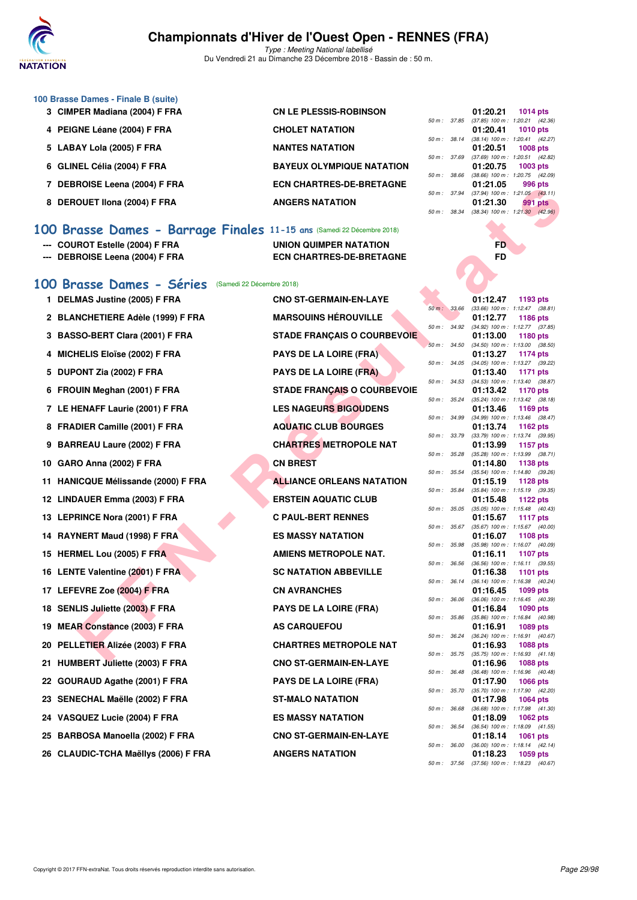### 100 Brasse Dames - Finale B (suite)

| Rang | Nom | Club | Temps | Points | Splits |
|---|---|---|---|---|---|
| 3 | CIMPER Madiana (2004) F FRA | CN LE PLESSIS-ROBINSON | 01:20.21 | 1014 pts | 50 m : 37.85 (37.85) 100 m : 1:20.21 (42.36) |
| 4 | PEIGNE Léane (2004) F FRA | CHOLET NATATION | 01:20.41 | 1010 pts | 50 m : 38.14 (38.14) 100 m : 1:20.41 (42.27) |
| 5 | LABAY Lola (2005) F FRA | NANTES NATATION | 01:20.51 | 1008 pts | 50 m : 37.69 (37.69) 100 m : 1:20.51 (42.82) |
| 6 | GLINEL Célia (2004) F FRA | BAYEUX OLYMPIQUE NATATION | 01:20.75 | 1003 pts | 50 m : 38.66 (38.66) 100 m : 1:20.75 (42.09) |
| 7 | DEBROISE Leena (2004) F FRA | ECN CHARTRES-DE-BRETAGNE | 01:21.05 | 996 pts | 50 m : 37.94 (37.94) 100 m : 1:21.05 (43.11) |
| 8 | DEROUET Ilona (2004) F FRA | ANGERS NATATION | 01:21.30 | 991 pts | 50 m : 38.34 (38.34) 100 m : 1:21.30 (42.96) |

## 100 Brasse Dames - Barrage Finales 11-15 ans (Samedi 22 Décembre 2018)

| Rang | Nom | Club | Temps |
|---|---|---|---|
| --- | COUROT Estelle (2004) F FRA | UNION QUIMPER NATATION | FD |
| --- | DEBROISE Leena (2004) F FRA | ECN CHARTRES-DE-BRETAGNE | FD |

## 100 Brasse Dames - Séries (Samedi 22 Décembre 2018)

| Rang | Nom | Club | Temps | Points | Splits |
|---|---|---|---|---|---|
| 1 | DELMAS Justine (2005) F FRA | CNO ST-GERMAIN-EN-LAYE | 01:12.47 | 1193 pts | 50 m : 33.66 (33.66) 100 m : 1:12.47 (38.81) |
| 2 | BLANCHETIERE Adèle (1999) F FRA | MARSOUINS HÉROUVILLE | 01:12.77 | 1186 pts | 50 m : 34.92 (34.92) 100 m : 1:12.77 (37.85) |
| 3 | BASSO-BERT Clara (2001) F FRA | STADE FRANÇAIS O COURBEVOIE | 01:13.00 | 1180 pts | 50 m : 34.50 (34.50) 100 m : 1:13.00 (38.50) |
| 4 | MICHELIS Eloïse (2002) F FRA | PAYS DE LA LOIRE (FRA) | 01:13.27 | 1174 pts | 50 m : 34.05 (34.05) 100 m : 1:13.27 (39.22) |
| 5 | DUPONT Zia (2002) F FRA | PAYS DE LA LOIRE (FRA) | 01:13.40 | 1171 pts | 50 m : 34.53 (34.53) 100 m : 1:13.40 (38.87) |
| 6 | FROUIN Meghan (2001) F FRA | STADE FRANÇAIS O COURBEVOIE | 01:13.42 | 1170 pts | 50 m : 35.24 (35.24) 100 m : 1:13.42 (38.18) |
| 7 | LE HENAFF Laurie (2001) F FRA | LES NAGEURS BIGOUDENS | 01:13.46 | 1169 pts | 50 m : 34.99 (34.99) 100 m : 1:13.46 (38.47) |
| 8 | FRADIER Camille (2001) F FRA | AQUATIC CLUB BOURGES | 01:13.74 | 1162 pts | 50 m : 33.79 (33.79) 100 m : 1:13.74 (39.95) |
| 9 | BARREAU Laure (2002) F FRA | CHARTRES METROPOLE NAT | 01:13.99 | 1157 pts | 50 m : 35.28 (35.28) 100 m : 1:13.99 (38.71) |
| 10 | GARO Anna (2002) F FRA | CN BREST | 01:14.80 | 1138 pts | 50 m : 35.54 (35.54) 100 m : 1:14.80 (39.26) |
| 11 | HANICQUE Mélissande (2000) F FRA | ALLIANCE ORLEANS NATATION | 01:15.19 | 1128 pts | 50 m : 35.84 (35.84) 100 m : 1:15.19 (39.35) |
| 12 | LINDAUER Emma (2003) F FRA | ERSTEIN AQUATIC CLUB | 01:15.48 | 1122 pts | 50 m : 35.05 (35.05) 100 m : 1:15.48 (40.43) |
| 13 | LEPRINCE Nora (2001) F FRA | C PAUL-BERT RENNES | 01:15.67 | 1117 pts | 50 m : 35.67 (35.67) 100 m : 1:15.67 (40.00) |
| 14 | RAYNERT Maud (1998) F FRA | ES MASSY NATATION | 01:16.07 | 1108 pts | 50 m : 35.98 (35.98) 100 m : 1:16.07 (40.09) |
| 15 | HERMEL Lou (2005) F FRA | AMIENS METROPOLE NAT. | 01:16.11 | 1107 pts | 50 m : 36.56 (36.56) 100 m : 1:16.11 (39.55) |
| 16 | LENTE Valentine (2001) F FRA | SC NATATION ABBEVILLE | 01:16.38 | 1101 pts | 50 m : 36.14 (36.14) 100 m : 1:16.38 (40.24) |
| 17 | LEFEVRE Zoe (2004) F FRA | CN AVRANCHES | 01:16.45 | 1099 pts | 50 m : 36.06 (36.06) 100 m : 1:16.45 (40.39) |
| 18 | SENLIS Juliette (2003) F FRA | PAYS DE LA LOIRE (FRA) | 01:16.84 | 1090 pts | 50 m : 35.86 (35.86) 100 m : 1:16.84 (40.98) |
| 19 | MEAR Constance (2003) F FRA | AS CARQUEFOU | 01:16.91 | 1089 pts | 50 m : 36.24 (36.24) 100 m : 1:16.91 (40.67) |
| 20 | PELLETIER Alizée (2003) F FRA | CHARTRES METROPOLE NAT | 01:16.93 | 1088 pts | 50 m : 35.75 (35.75) 100 m : 1:16.93 (41.18) |
| 21 | HUMBERT Juliette (2003) F FRA | CNO ST-GERMAIN-EN-LAYE | 01:16.96 | 1088 pts | 50 m : 36.48 (36.48) 100 m : 1:16.96 (40.48) |
| 22 | GOURAUD Agathe (2001) F FRA | PAYS DE LA LOIRE (FRA) | 01:17.90 | 1066 pts | 50 m : 35.70 (35.70) 100 m : 1:17.90 (42.20) |
| 23 | SENECHAL Maëlle (2002) F FRA | ST-MALO NATATION | 01:17.98 | 1064 pts | 50 m : 36.68 (36.68) 100 m : 1:17.98 (41.30) |
| 24 | VASQUEZ Lucie (2004) F FRA | ES MASSY NATATION | 01:18.09 | 1062 pts | 50 m : 36.54 (36.54) 100 m : 1:18.09 (41.55) |
| 25 | BARBOSA Manoella (2002) F FRA | CNO ST-GERMAIN-EN-LAYE | 01:18.14 | 1061 pts | 50 m : 36.00 (36.00) 100 m : 1:18.14 (42.14) |
| 26 | CLAUDIC-TCHA Maëllys (2006) F FRA | ANGERS NATATION | 01:18.23 | 1059 pts | 50 m : 37.56 (37.56) 100 m : 1:18.23 (40.67) |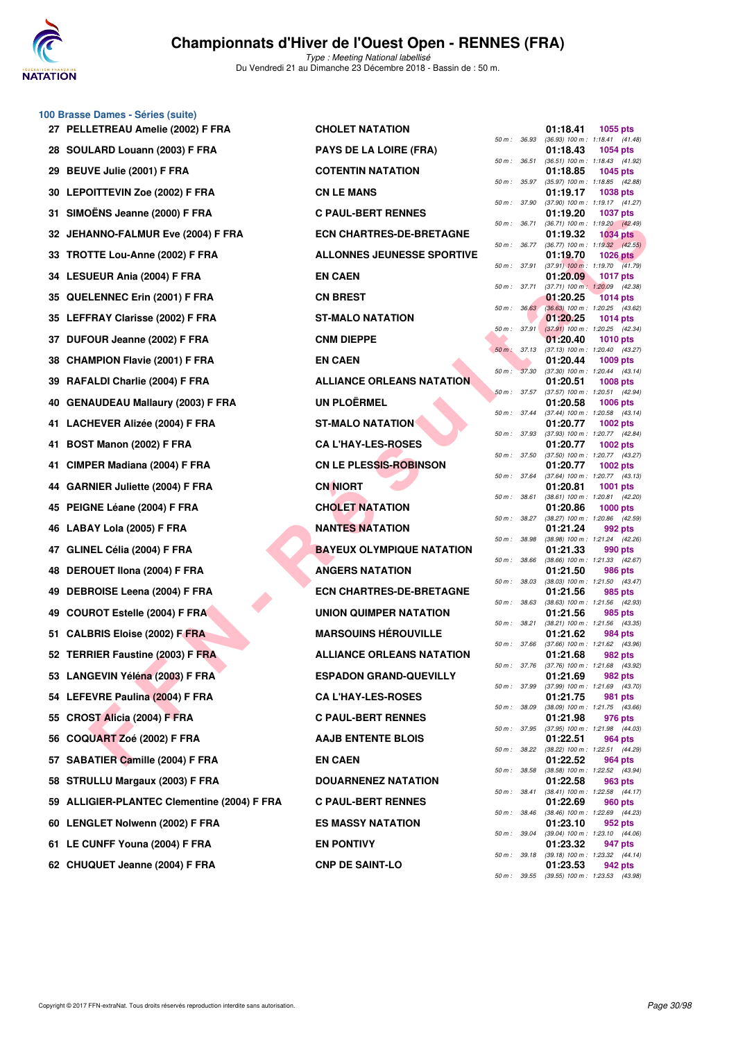# Championnats d'Hiver de l'Ouest Open - RENNES (FRA)

*Type : Meeting National labellisé*

Du Vendredi 21 au Dimanche 23 Décembre 2018 - Bassin de : 50 m.

## 100 Brasse Dames - Séries (suite)

| Rang | Nom | Club | Temps | Points | 50 m | 100 m |
|---|---|---|---|---|---|---|
| 27 | PELLETREAU Amelie (2002) F FRA | CHOLET NATATION | 01:18.41 | 1055 pts | 36.93 | (36.93) 1:18.41 (41.48) |
| 28 | SOULARD Louann (2003) F FRA | PAYS DE LA LOIRE (FRA) | 01:18.43 | 1054 pts | 36.51 | (36.51) 1:18.43 (41.92) |
| 29 | BEUVE Julie (2001) F FRA | COTENTIN NATATION | 01:18.85 | 1045 pts | 35.97 | (35.97) 1:18.85 (42.88) |
| 30 | LEPOITTEVIN Zoe (2002) F FRA | CN LE MANS | 01:19.17 | 1038 pts | 37.90 | (37.90) 1:19.17 (41.27) |
| 31 | SIMOËNS Jeanne (2000) F FRA | C PAUL-BERT RENNES | 01:19.20 | 1037 pts | 36.71 | (36.71) 1:19.20 (42.49) |
| 32 | JEHANNO-FALMUR Eve (2004) F FRA | ECN CHARTRES-DE-BRETAGNE | 01:19.32 | 1034 pts | 36.77 | (36.77) 1:19.32 (42.55) |
| 33 | TROTTE Lou-Anne (2002) F FRA | ALLONNES JEUNESSE SPORTIVE | 01:19.70 | 1026 pts | 37.91 | (37.91) 1:19.70 (41.79) |
| 34 | LESUEUR Ania (2004) F FRA | EN CAEN | 01:20.09 | 1017 pts | 37.71 | (37.71) 1:20.09 (42.38) |
| 35 | QUELENNEC Erin (2001) F FRA | CN BREST | 01:20.25 | 1014 pts | 36.63 | (36.63) 1:20.25 (43.62) |
| 35 | LEFFRAY Clarisse (2002) F FRA | ST-MALO NATATION | 01:20.25 | 1014 pts | 37.91 | (37.91) 1:20.25 (42.34) |
| 37 | DUFOUR Jeanne (2002) F FRA | CNM DIEPPE | 01:20.40 | 1010 pts | 37.13 | (37.13) 1:20.40 (43.27) |
| 38 | CHAMPION Flavie (2001) F FRA | EN CAEN | 01:20.44 | 1009 pts | 37.30 | (37.30) 1:20.44 (43.14) |
| 39 | RAFALDI Charlie (2004) F FRA | ALLIANCE ORLEANS NATATION | 01:20.51 | 1008 pts | 37.57 | (37.57) 1:20.51 (42.94) |
| 40 | GENAUDEAU Mallaury (2003) F FRA | UN PLOËRMEL | 01:20.58 | 1006 pts | 37.44 | (37.44) 1:20.58 (43.14) |
| 41 | LACHEVER Alizée (2004) F FRA | ST-MALO NATATION | 01:20.77 | 1002 pts | 37.93 | (37.93) 1:20.77 (42.84) |
| 41 | BOST Manon (2002) F FRA | CA L'HAY-LES-ROSES | 01:20.77 | 1002 pts | 37.50 | (37.50) 1:20.77 (43.27) |
| 41 | CIMPER Madiana (2004) F FRA | CN LE PLESSIS-ROBINSON | 01:20.77 | 1002 pts | 37.64 | (37.64) 1:20.77 (43.13) |
| 44 | GARNIER Juliette (2004) F FRA | CN NIORT | 01:20.81 | 1001 pts | 38.61 | (38.61) 1:20.81 (42.20) |
| 45 | PEIGNE Léane (2004) F FRA | CHOLET NATATION | 01:20.86 | 1000 pts | 38.27 | (38.27) 1:20.86 (42.59) |
| 46 | LABAY Lola (2005) F FRA | NANTES NATATION | 01:21.24 | 992 pts | 38.98 | (38.98) 1:21.24 (42.26) |
| 47 | GLINEL Célia (2004) F FRA | BAYEUX OLYMPIQUE NATATION | 01:21.33 | 990 pts | 38.66 | (38.66) 1:21.33 (42.67) |
| 48 | DEROUET Ilona (2004) F FRA | ANGERS NATATION | 01:21.50 | 986 pts | 38.03 | (38.03) 1:21.50 (43.47) |
| 49 | DEBROISE Leena (2004) F FRA | ECN CHARTRES-DE-BRETAGNE | 01:21.56 | 985 pts | 38.63 | (38.63) 1:21.56 (42.93) |
| 49 | COUROT Estelle (2004) F FRA | UNION QUIMPER NATATION | 01:21.56 | 985 pts | 38.21 | (38.21) 1:21.56 (43.35) |
| 51 | CALBRIS Eloise (2002) F FRA | MARSOUINS HÉROUVILLE | 01:21.62 | 984 pts | 37.66 | (37.66) 1:21.62 (43.96) |
| 52 | TERRIER Faustine (2003) F FRA | ALLIANCE ORLEANS NATATION | 01:21.68 | 982 pts | 37.76 | (37.76) 1:21.68 (43.92) |
| 53 | LANGEVIN Yéléna (2003) F FRA | ESPADON GRAND-QUEVILLY | 01:21.69 | 982 pts | 37.99 | (37.99) 1:21.69 (43.70) |
| 54 | LEFEVRE Paulina (2004) F FRA | CA L'HAY-LES-ROSES | 01:21.75 | 981 pts | 38.09 | (38.09) 1:21.75 (43.66) |
| 55 | CROST Alicia (2004) F FRA | C PAUL-BERT RENNES | 01:21.98 | 976 pts | 37.95 | (37.95) 1:21.98 (44.03) |
| 56 | COQUART Zoé (2002) F FRA | AAJB ENTENTE BLOIS | 01:22.51 | 964 pts | 38.22 | (38.22) 1:22.51 (44.29) |
| 57 | SABATIER Camille (2004) F FRA | EN CAEN | 01:22.52 | 964 pts | 38.58 | (38.58) 1:22.52 (43.94) |
| 58 | STRULLU Margaux (2003) F FRA | DOUARNENEZ NATATION | 01:22.58 | 963 pts | 38.41 | (38.41) 1:22.58 (44.17) |
| 59 | ALLIGIER-PLANTEC Clementine (2004) F FRA | C PAUL-BERT RENNES | 01:22.69 | 960 pts | 38.46 | (38.46) 1:22.69 (44.23) |
| 60 | LENGLET Nolwenn (2002) F FRA | ES MASSY NATATION | 01:23.10 | 952 pts | 39.04 | (39.04) 1:23.10 (44.06) |
| 61 | LE CUNFF Youna (2004) F FRA | EN PONTIVY | 01:23.32 | 947 pts | 39.18 | (39.18) 1:23.32 (44.14) |
| 62 | CHUQUET Jeanne (2004) F FRA | CNP DE SAINT-LO | 01:23.53 | 942 pts | 39.55 | (39.55) 1:23.53 (43.98) |

Copyright © 2017 FFN-extraNat. Tous droits réservés reproduction interdite sans autorisation.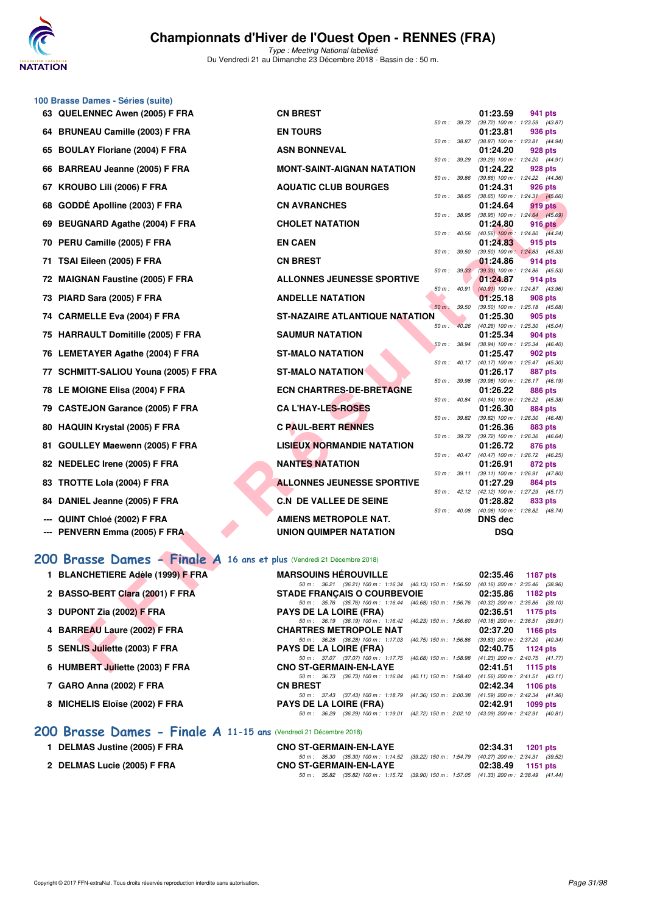## 100 Brasse Dames - Séries (suite)

| Rang | Nom | Club | Temps | Points | Splits |
|---|---|---|---|---|---|
| 63 | QUELENNEC Awen (2005) F FRA | CN BREST | 01:23.59 | 941 pts | 50 m : 39.72 (39.72) 100 m : 1:23.59 (43.87) |
| 64 | BRUNEAU Camille (2003) F FRA | EN TOURS | 01:23.81 | 936 pts | 50 m : 38.87 (38.87) 100 m : 1:23.81 (44.94) |
| 65 | BOULAY Floriane (2004) F FRA | ASN BONNEVAL | 01:24.20 | 928 pts | 50 m : 39.29 (39.29) 100 m : 1:24.20 (44.91) |
| 66 | BARREAU Jeanne (2005) F FRA | MONT-SAINT-AIGNAN NATATION | 01:24.22 | 928 pts | 50 m : 39.86 (39.86) 100 m : 1:24.22 (44.36) |
| 67 | KROUBO Lili (2006) F FRA | AQUATIC CLUB BOURGES | 01:24.31 | 926 pts | 50 m : 38.65 (38.65) 100 m : 1:24.31 (45.66) |
| 68 | GODDÉ Apolline (2003) F FRA | CN AVRANCHES | 01:24.64 | 919 pts | 50 m : 38.95 (38.95) 100 m : 1:24.64 (45.69) |
| 69 | BEUGNARD Agathe (2004) F FRA | CHOLET NATATION | 01:24.80 | 916 pts | 50 m : 40.56 (40.56) 100 m : 1:24.80 (44.24) |
| 70 | PERU Camille (2005) F FRA | EN CAEN | 01:24.83 | 915 pts | 50 m : 39.50 (39.50) 100 m : 1:24.83 (45.33) |
| 71 | TSAI Eileen (2005) F FRA | CN BREST | 01:24.86 | 914 pts | 50 m : 39.33 (39.33) 100 m : 1:24.86 (45.53) |
| 72 | MAIGNAN Faustine (2005) F FRA | ALLONNES JEUNESSE SPORTIVE | 01:24.87 | 914 pts | 50 m : 40.91 (40.91) 100 m : 1:24.87 (43.96) |
| 73 | PIARD Sara (2005) F FRA | ANDELLE NATATION | 01:25.18 | 908 pts | 50 m : 39.50 (39.50) 100 m : 1:25.18 (45.68) |
| 74 | CARMELLE Eva (2004) F FRA | ST-NAZAIRE ATLANTIQUE NATATION | 01:25.30 | 905 pts | 50 m : 40.26 (40.26) 100 m : 1:25.30 (45.04) |
| 75 | HARRAULT Domitille (2005) F FRA | SAUMUR NATATION | 01:25.34 | 904 pts | 50 m : 38.94 (38.94) 100 m : 1:25.34 (46.40) |
| 76 | LEMETAYER Agathe (2004) F FRA | ST-MALO NATATION | 01:25.47 | 902 pts | 50 m : 40.17 (40.17) 100 m : 1:25.47 (45.30) |
| 77 | SCHMITT-SALIOU Youna (2005) F FRA | ST-MALO NATATION | 01:26.17 | 887 pts | 50 m : 39.98 (39.98) 100 m : 1:26.17 (46.19) |
| 78 | LE MOIGNE Elisa (2004) F FRA | ECN CHARTRES-DE-BRETAGNE | 01:26.22 | 886 pts | 50 m : 40.84 (40.84) 100 m : 1:26.22 (45.38) |
| 79 | CASTEJON Garance (2005) F FRA | CA L'HAY-LES-ROSES | 01:26.30 | 884 pts | 50 m : 39.82 (39.82) 100 m : 1:26.30 (46.48) |
| 80 | HAQUIN Krystal (2005) F FRA | C PAUL-BERT RENNES | 01:26.36 | 883 pts | 50 m : 39.72 (39.72) 100 m : 1:26.36 (46.64) |
| 81 | GOULLEY Maewenn (2005) F FRA | LISIEUX NORMANDIE NATATION | 01:26.72 | 876 pts | 50 m : 40.47 (40.47) 100 m : 1:26.72 (46.25) |
| 82 | NEDELEC Irene (2005) F FRA | NANTES NATATION | 01:26.91 | 872 pts | 50 m : 39.11 (39.11) 100 m : 1:26.91 (47.80) |
| 83 | TROTTE Lola (2004) F FRA | ALLONNES JEUNESSE SPORTIVE | 01:27.29 | 864 pts | 50 m : 42.12 (42.12) 100 m : 1:27.29 (45.17) |
| 84 | DANIEL Jeanne (2005) F FRA | C.N DE VALLEE DE SEINE | 01:28.82 | 833 pts | 50 m : 40.08 (40.08) 100 m : 1:28.82 (48.74) |
| --- | QUINT Chloé (2002) F FRA | AMIENS METROPOLE NAT. | DNS dec | | |
| --- | PENVERN Emma (2005) F FRA | UNION QUIMPER NATATION | DSQ | | |

## 200 Brasse Dames - Finale A 16 ans et plus (Vendredi 21 Décembre 2018)

| Rang | Nom | Club | Temps | Points | Splits |
|---|---|---|---|---|---|
| 1 | BLANCHETIERE Adèle (1999) F FRA | MARSOUINS HÉROUVILLE | 02:35.46 | 1187 pts | 50 m : 36.21 (36.21) 100 m : 1:16.34 (40.13) 150 m : 1:56.50 (40.16) 200 m : 2:35.46 (38.96) |
| 2 | BASSO-BERT Clara (2001) F FRA | STADE FRANÇAIS O COURBEVOIE | 02:35.86 | 1182 pts | 50 m : 35.76 (35.76) 100 m : 1:16.44 (40.68) 150 m : 1:56.76 (40.32) 200 m : 2:35.86 (39.10) |
| 3 | DUPONT Zia (2002) F FRA | PAYS DE LA LOIRE (FRA) | 02:36.51 | 1175 pts | 50 m : 36.19 (36.19) 100 m : 1:16.42 (40.23) 150 m : 1:56.60 (40.18) 200 m : 2:36.51 (39.91) |
| 4 | BARREAU Laure (2002) F FRA | CHARTRES METROPOLE NAT | 02:37.20 | 1166 pts | 50 m : 36.28 (36.28) 100 m : 1:17.03 (40.75) 150 m : 1:56.86 (39.83) 200 m : 2:37.20 (40.34) |
| 5 | SENLIS Juliette (2003) F FRA | PAYS DE LA LOIRE (FRA) | 02:40.75 | 1124 pts | 50 m : 37.07 (37.07) 100 m : 1:17.75 (40.68) 150 m : 1:58.98 (41.23) 200 m : 2:40.75 (41.77) |
| 6 | HUMBERT Juliette (2003) F FRA | CNO ST-GERMAIN-EN-LAYE | 02:41.51 | 1115 pts | 50 m : 36.73 (36.73) 100 m : 1:16.84 (40.11) 150 m : 1:58.40 (41.56) 200 m : 2:41.51 (43.11) |
| 7 | GARO Anna (2002) F FRA | CN BREST | 02:42.34 | 1106 pts | 50 m : 37.43 (37.43) 100 m : 1:18.79 (41.36) 150 m : 2:00.38 (41.59) 200 m : 2:42.34 (41.96) |
| 8 | MICHELIS Eloïse (2002) F FRA | PAYS DE LA LOIRE (FRA) | 02:42.91 | 1099 pts | 50 m : 36.29 (36.29) 100 m : 1:19.01 (42.72) 150 m : 2:02.10 (43.09) 200 m : 2:42.91 (40.81) |

## 200 Brasse Dames - Finale A 11-15 ans (Vendredi 21 Décembre 2018)

| Rang | Nom | Club | Temps | Points | Splits |
|---|---|---|---|---|---|
| 1 | DELMAS Justine (2005) F FRA | CNO ST-GERMAIN-EN-LAYE | 02:34.31 | 1201 pts | 50 m : 35.30 (35.30) 100 m : 1:14.52 (39.22) 150 m : 1:54.79 (40.27) 200 m : 2:34.31 (39.52) |
| 2 | DELMAS Lucie (2005) F FRA | CNO ST-GERMAIN-EN-LAYE | 02:38.49 | 1151 pts | 50 m : 35.82 (35.82) 100 m : 1:15.72 (39.90) 150 m : 1:57.05 (41.33) 200 m : 2:38.49 (41.44) |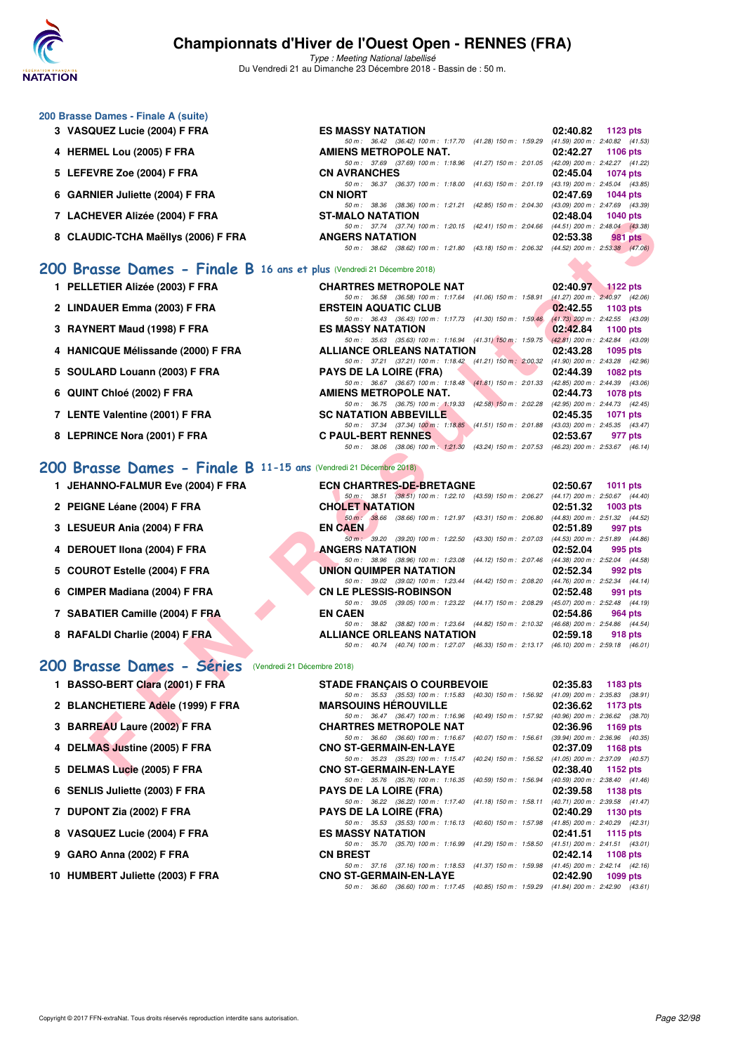## 200 Brasse Dames - Finale A (suite)

| Rang | Nom | Club | Temps | Points |
|---|---|---|---|---|
| 3 | VASQUEZ Lucie (2004) F FRA | ES MASSY NATATION | 02:40.82 | 1123 pts |
| | | 50 m : 36.42 (36.42) 100 m : 1:17.70 (41.28) 150 m : 1:59.29 (41.59) 200 m : 2:40.82 (41.53) | | |
| 4 | HERMEL Lou (2005) F FRA | AMIENS METROPOLE NAT. | 02:42.27 | 1106 pts |
| | | 50 m : 37.69 (37.69) 100 m : 1:18.96 (41.27) 150 m : 2:01.05 (42.09) 200 m : 2:42.27 (41.22) | | |
| 5 | LEFEVRE Zoe (2004) F FRA | CN AVRANCHES | 02:45.04 | 1074 pts |
| | | 50 m : 36.37 (36.37) 100 m : 1:18.00 (41.63) 150 m : 2:01.19 (43.19) 200 m : 2:45.04 (43.85) | | |
| 6 | GARNIER Juliette (2004) F FRA | CN NIORT | 02:47.69 | 1044 pts |
| | | 50 m : 38.36 (38.36) 100 m : 1:21.21 (42.85) 150 m : 2:04.30 (43.09) 200 m : 2:47.69 (43.39) | | |
| 7 | LACHEVER Alizée (2004) F FRA | ST-MALO NATATION | 02:48.04 | 1040 pts |
| | | 50 m : 37.74 (37.74) 100 m : 1:20.15 (42.41) 150 m : 2:04.66 (44.51) 200 m : 2:48.04 (43.38) | | |
| 8 | CLAUDIC-TCHA Maëllys (2006) F FRA | ANGERS NATATION | 02:53.38 | 981 pts |
| | | 50 m : 38.62 (38.62) 100 m : 1:21.80 (43.18) 150 m : 2:06.32 (44.52) 200 m : 2:53.38 (47.06) | | |

## 200 Brasse Dames - Finale B 16 ans et plus (Vendredi 21 Décembre 2018)

| Rang | Nom | Club | Temps | Points |
|---|---|---|---|---|
| 1 | PELLETIER Alizée (2003) F FRA | CHARTRES METROPOLE NAT | 02:40.97 | 1122 pts |
| | | 50 m : 36.58 (36.58) 100 m : 1:17.64 (41.06) 150 m : 1:58.91 (41.27) 200 m : 2:40.97 (42.06) | | |
| 2 | LINDAUER Emma (2003) F FRA | ERSTEIN AQUATIC CLUB | 02:42.55 | 1103 pts |
| | | 50 m : 36.43 (36.43) 100 m : 1:17.73 (41.30) 150 m : 1:59.46 (41.73) 200 m : 2:42.55 (43.09) | | |
| 3 | RAYNERT Maud (1998) F FRA | ES MASSY NATATION | 02:42.84 | 1100 pts |
| | | 50 m : 35.63 (35.63) 100 m : 1:16.94 (41.31) 150 m : 1:59.75 (42.81) 200 m : 2:42.84 (43.09) | | |
| 4 | HANICQUE Mélissande (2000) F FRA | ALLIANCE ORLEANS NATATION | 02:43.28 | 1095 pts |
| | | 50 m : 37.21 (37.21) 100 m : 1:18.42 (41.21) 150 m : 2:00.32 (41.90) 200 m : 2:43.28 (42.96) | | |
| 5 | SOULARD Louann (2003) F FRA | PAYS DE LA LOIRE (FRA) | 02:44.39 | 1082 pts |
| | | 50 m : 36.67 (36.67) 100 m : 1:18.48 (41.81) 150 m : 2:01.33 (42.85) 200 m : 2:44.39 (43.06) | | |
| 6 | QUINT Chloé (2002) F FRA | AMIENS METROPOLE NAT. | 02:44.73 | 1078 pts |
| | | 50 m : 36.75 (36.75) 100 m : 1:19.33 (42.58) 150 m : 2:02.28 (42.95) 200 m : 2:44.73 (42.45) | | |
| 7 | LENTE Valentine (2001) F FRA | SC NATATION ABBEVILLE | 02:45.35 | 1071 pts |
| | | 50 m : 37.34 (37.34) 100 m : 1:18.85 (41.51) 150 m : 2:01.88 (43.03) 200 m : 2:45.35 (43.47) | | |
| 8 | LEPRINCE Nora (2001) F FRA | C PAUL-BERT RENNES | 02:53.67 | 977 pts |
| | | 50 m : 38.06 (38.06) 100 m : 1:21.30 (43.24) 150 m : 2:07.53 (46.23) 200 m : 2:53.67 (46.14) | | |

## 200 Brasse Dames - Finale B 11-15 ans (Vendredi 21 Décembre 2018)

| Rang | Nom | Club | Temps | Points |
|---|---|---|---|---|
| 1 | JEHANNO-FALMUR Eve (2004) F FRA | ECN CHARTRES-DE-BRETAGNE | 02:50.67 | 1011 pts |
| | | 50 m : 38.51 (38.51) 100 m : 1:22.10 (43.59) 150 m : 2:06.27 (44.17) 200 m : 2:50.67 (44.40) | | |
| 2 | PEIGNE Léane (2004) F FRA | CHOLET NATATION | 02:51.32 | 1003 pts |
| | | 50 m : 38.66 (38.66) 100 m : 1:21.97 (43.31) 150 m : 2:06.80 (44.83) 200 m : 2:51.32 (44.52) | | |
| 3 | LESUEUR Ania (2004) F FRA | EN CAEN | 02:51.89 | 997 pts |
| | | 50 m : 39.20 (39.20) 100 m : 1:22.50 (43.30) 150 m : 2:07.03 (44.53) 200 m : 2:51.89 (44.86) | | |
| 4 | DEROUET Ilona (2004) F FRA | ANGERS NATATION | 02:52.04 | 995 pts |
| | | 50 m : 38.96 (38.96) 100 m : 1:23.08 (44.12) 150 m : 2:07.46 (44.38) 200 m : 2:52.04 (44.58) | | |
| 5 | COUROT Estelle (2004) F FRA | UNION QUIMPER NATATION | 02:52.34 | 992 pts |
| | | 50 m : 39.02 (39.02) 100 m : 1:23.44 (44.42) 150 m : 2:08.20 (44.76) 200 m : 2:52.34 (44.14) | | |
| 6 | CIMPER Madiana (2004) F FRA | CN LE PLESSIS-ROBINSON | 02:52.48 | 991 pts |
| | | 50 m : 39.05 (39.05) 100 m : 1:23.22 (44.17) 150 m : 2:08.29 (45.07) 200 m : 2:52.48 (44.19) | | |
| 7 | SABATIER Camille (2004) F FRA | EN CAEN | 02:54.86 | 964 pts |
| | | 50 m : 38.82 (38.82) 100 m : 1:23.64 (44.82) 150 m : 2:10.32 (46.68) 200 m : 2:54.86 (44.54) | | |
| 8 | RAFALDI Charlie (2004) F FRA | ALLIANCE ORLEANS NATATION | 02:59.18 | 918 pts |
| | | 50 m : 40.74 (40.74) 100 m : 1:27.07 (46.33) 150 m : 2:13.17 (46.10) 200 m : 2:59.18 (46.01) | | |

## 200 Brasse Dames - Séries (Vendredi 21 Décembre 2018)

| Rang | Nom | Club | Temps | Points |
|---|---|---|---|---|
| 1 | BASSO-BERT Clara (2001) F FRA | STADE FRANÇAIS O COURBEVOIE | 02:35.83 | 1183 pts |
| | | 50 m : 35.53 (35.53) 100 m : 1:15.83 (40.30) 150 m : 1:56.92 (41.09) 200 m : 2:35.83 (38.91) | | |
| 2 | BLANCHETIERE Adèle (1999) F FRA | MARSOUINS HÉROUVILLE | 02:36.62 | 1173 pts |
| | | 50 m : 36.47 (36.47) 100 m : 1:16.96 (40.49) 150 m : 1:57.92 (40.96) 200 m : 2:36.62 (38.70) | | |
| 3 | BARREAU Laure (2002) F FRA | CHARTRES METROPOLE NAT | 02:36.96 | 1169 pts |
| | | 50 m : 36.60 (36.60) 100 m : 1:16.67 (40.07) 150 m : 1:56.61 (39.94) 200 m : 2:36.96 (40.35) | | |
| 4 | DELMAS Justine (2005) F FRA | CNO ST-GERMAIN-EN-LAYE | 02:37.09 | 1168 pts |
| | | 50 m : 35.23 (35.23) 100 m : 1:15.47 (40.24) 150 m : 1:56.52 (41.05) 200 m : 2:37.09 (40.57) | | |
| 5 | DELMAS Lucie (2005) F FRA | CNO ST-GERMAIN-EN-LAYE | 02:38.40 | 1152 pts |
| | | 50 m : 35.76 (35.76) 100 m : 1:16.35 (40.59) 150 m : 1:56.94 (40.59) 200 m : 2:38.40 (41.46) | | |
| 6 | SENLIS Juliette (2003) F FRA | PAYS DE LA LOIRE (FRA) | 02:39.58 | 1138 pts |
| | | 50 m : 36.22 (36.22) 100 m : 1:17.40 (41.18) 150 m : 1:58.11 (40.71) 200 m : 2:39.58 (41.47) | | |
| 7 | DUPONT Zia (2002) F FRA | PAYS DE LA LOIRE (FRA) | 02:40.29 | 1130 pts |
| | | 50 m : 35.53 (35.53) 100 m : 1:16.13 (40.60) 150 m : 1:57.98 (41.85) 200 m : 2:40.29 (42.31) | | |
| 8 | VASQUEZ Lucie (2004) F FRA | ES MASSY NATATION | 02:41.51 | 1115 pts |
| | | 50 m : 35.70 (35.70) 100 m : 1:16.99 (41.29) 150 m : 1:58.50 (41.51) 200 m : 2:41.51 (43.01) | | |
| 9 | GARO Anna (2002) F FRA | CN BREST | 02:42.14 | 1108 pts |
| | | 50 m : 37.16 (37.16) 100 m : 1:18.53 (41.37) 150 m : 1:59.98 (41.45) 200 m : 2:42.14 (42.16) | | |
| 10 | HUMBERT Juliette (2003) F FRA | CNO ST-GERMAIN-EN-LAYE | 02:42.90 | 1099 pts |
| | | 50 m : 36.60 (36.60) 100 m : 1:17.45 (40.85) 150 m : 1:59.29 (41.84) 200 m : 2:42.90 (43.61) | | |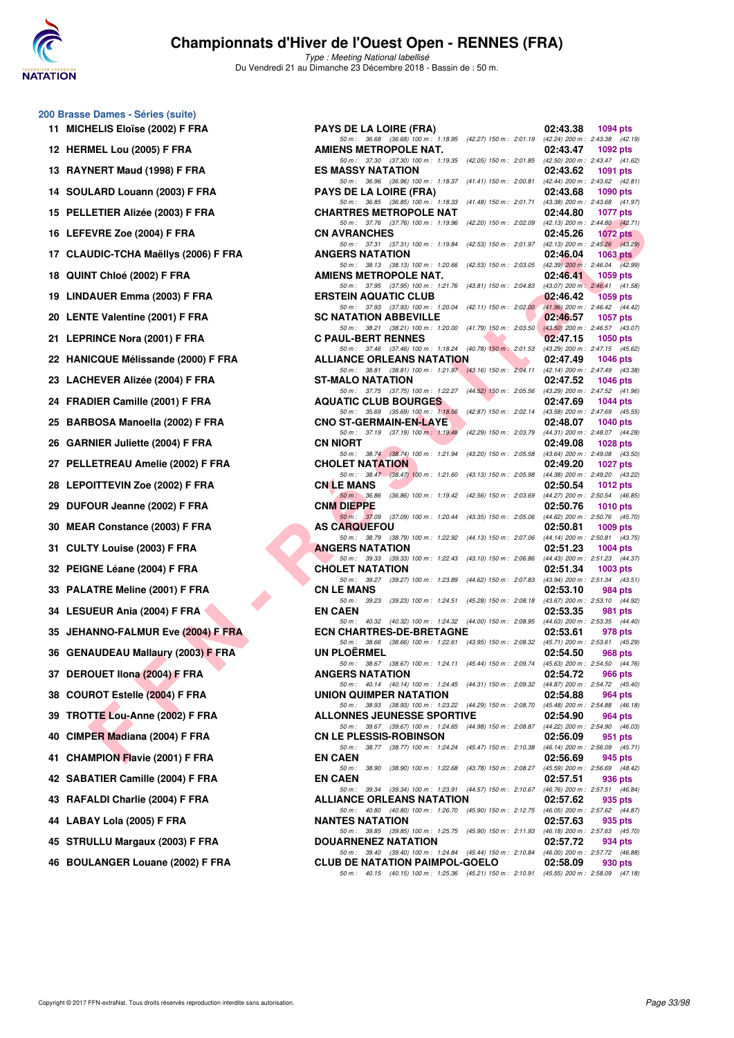# Championnats d'Hiver de l'Ouest Open - RENNES (FRA)

*Type : Meeting National labellisé*

Du Vendredi 21 au Dimanche 23 Décembre 2018 - Bassin de : 50 m.

## 200 Brasse Dames - Séries (suite)

| Rg | Nom | Club | Temps | Points |
|---|---|---|---|---|
| 11 | MICHELIS Eloïse (2002) F FRA | PAYS DE LA LOIRE (FRA) | 02:43.38 | 1094 pts |
| | | 50 m : 36.68 (36.68) 100 m : 1:18.95 (42.27) 150 m : 2:01.19 (42.24) 200 m : 2:43.38 (42.19) | | |
| 12 | HERMEL Lou (2005) F FRA | AMIENS METROPOLE NAT. | 02:43.47 | 1092 pts |
| | | 50 m : 37.30 (37.30) 100 m : 1:19.35 (42.05) 150 m : 2:01.85 (42.50) 200 m : 2:43.47 (41.62) | | |
| 13 | RAYNERT Maud (1998) F FRA | ES MASSY NATATION | 02:43.62 | 1091 pts |
| | | 50 m : 36.96 (36.96) 100 m : 1:18.37 (41.41) 150 m : 2:00.81 (42.44) 200 m : 2:43.62 (42.81) | | |
| 14 | SOULARD Louann (2003) F FRA | PAYS DE LA LOIRE (FRA) | 02:43.68 | 1090 pts |
| | | 50 m : 36.85 (36.85) 100 m : 1:18.33 (41.48) 150 m : 2:01.71 (43.38) 200 m : 2:43.68 (41.97) | | |
| 15 | PELLETIER Alizée (2003) F FRA | CHARTRES METROPOLE NAT | 02:44.80 | 1077 pts |
| | | 50 m : 37.76 (37.76) 100 m : 1:19.96 (42.20) 150 m : 2:02.09 (42.13) 200 m : 2:44.80 (42.71) | | |
| 16 | LEFEVRE Zoe (2004) F FRA | CN AVRANCHES | 02:45.26 | 1072 pts |
| | | 50 m : 37.31 (37.31) 100 m : 1:19.84 (42.53) 150 m : 2:01.97 (42.13) 200 m : 2:45.26 (43.29) | | |
| 17 | CLAUDIC-TCHA Maëllys (2006) F FRA | ANGERS NATATION | 02:46.04 | 1063 pts |
| | | 50 m : 38.13 (38.13) 100 m : 1:20.66 (42.53) 150 m : 2:03.05 (42.39) 200 m : 2:46.04 (42.99) | | |
| 18 | QUINT Chloé (2002) F FRA | AMIENS METROPOLE NAT. | 02:46.41 | 1059 pts |
| | | 50 m : 37.95 (37.95) 100 m : 1:21.76 (43.81) 150 m : 2:04.83 (43.07) 200 m : 2:46.41 (41.58) | | |
| 19 | LINDAUER Emma (2003) F FRA | ERSTEIN AQUATIC CLUB | 02:46.42 | 1059 pts |
| | | 50 m : 37.93 (37.93) 100 m : 1:20.04 (42.11) 150 m : 2:02.00 (41.96) 200 m : 2:46.42 (44.42) | | |
| 20 | LENTE Valentine (2001) F FRA | SC NATATION ABBEVILLE | 02:46.57 | 1057 pts |
| | | 50 m : 38.21 (38.21) 100 m : 1:20.00 (41.79) 150 m : 2:03.50 (43.50) 200 m : 2:46.57 (43.07) | | |
| 21 | LEPRINCE Nora (2001) F FRA | C PAUL-BERT RENNES | 02:47.15 | 1050 pts |
| | | 50 m : 37.46 (37.46) 100 m : 1:18.24 (40.78) 150 m : 2:01.53 (43.29) 200 m : 2:47.15 (45.62) | | |
| 22 | HANICQUE Mélissande (2000) F FRA | ALLIANCE ORLEANS NATATION | 02:47.49 | 1046 pts |
| | | 50 m : 38.81 (38.81) 100 m : 1:21.97 (43.16) 150 m : 2:04.11 (42.14) 200 m : 2:47.49 (43.38) | | |
| 23 | LACHEVER Alizée (2004) F FRA | ST-MALO NATATION | 02:47.52 | 1046 pts |
| | | 50 m : 37.75 (37.75) 100 m : 1:22.27 (44.52) 150 m : 2:05.56 (43.29) 200 m : 2:47.52 (41.96) | | |
| 24 | FRADIER Camille (2001) F FRA | AQUATIC CLUB BOURGES | 02:47.69 | 1044 pts |
| | | 50 m : 35.69 (35.69) 100 m : 1:18.56 (42.87) 150 m : 2:02.14 (43.58) 200 m : 2:47.69 (45.55) | | |
| 25 | BARBOSA Manoella (2002) F FRA | CNO ST-GERMAIN-EN-LAYE | 02:48.07 | 1040 pts |
| | | 50 m : 37.19 (37.19) 100 m : 1:19.48 (42.29) 150 m : 2:03.79 (44.31) 200 m : 2:48.07 (44.28) | | |
| 26 | GARNIER Juliette (2004) F FRA | CN NIORT | 02:49.08 | 1028 pts |
| | | 50 m : 38.74 (38.74) 100 m : 1:21.94 (43.20) 150 m : 2:05.58 (43.64) 200 m : 2:49.08 (43.50) | | |
| 27 | PELLETREAU Amelie (2002) F FRA | CHOLET NATATION | 02:49.20 | 1027 pts |
| | | 50 m : 38.47 (38.47) 100 m : 1:21.60 (43.13) 150 m : 2:05.98 (44.38) 200 m : 2:49.20 (43.22) | | |
| 28 | LEPOITTEVIN Zoe (2002) F FRA | CN LE MANS | 02:50.54 | 1012 pts |
| | | 50 m : 36.86 (36.86) 100 m : 1:19.42 (42.56) 150 m : 2:03.69 (44.27) 200 m : 2:50.54 (46.85) | | |
| 29 | DUFOUR Jeanne (2002) F FRA | CNM DIEPPE | 02:50.76 | 1010 pts |
| | | 50 m : 37.09 (37.09) 100 m : 1:20.44 (43.35) 150 m : 2:05.06 (44.62) 200 m : 2:50.76 (45.70) | | |
| 30 | MEAR Constance (2003) F FRA | AS CARQUEFOU | 02:50.81 | 1009 pts |
| | | 50 m : 38.79 (38.79) 100 m : 1:22.92 (44.13) 150 m : 2:07.06 (44.14) 200 m : 2:50.81 (43.75) | | |
| 31 | CULTY Louise (2003) F FRA | ANGERS NATATION | 02:51.23 | 1004 pts |
| | | 50 m : 39.33 (39.33) 100 m : 1:22.43 (43.10) 150 m : 2:06.86 (44.43) 200 m : 2:51.23 (44.37) | | |
| 32 | PEIGNE Léane (2004) F FRA | CHOLET NATATION | 02:51.34 | 1003 pts |
| | | 50 m : 39.27 (39.27) 100 m : 1:23.89 (44.62) 150 m : 2:07.83 (43.94) 200 m : 2:51.34 (43.51) | | |
| 33 | PALATRE Meline (2001) F FRA | CN LE MANS | 02:53.10 | 984 pts |
| | | 50 m : 39.23 (39.23) 100 m : 1:24.51 (45.28) 150 m : 2:08.18 (43.67) 200 m : 2:53.10 (44.92) | | |
| 34 | LESUEUR Ania (2004) F FRA | EN CAEN | 02:53.35 | 981 pts |
| | | 50 m : 40.32 (40.32) 100 m : 1:24.32 (44.00) 150 m : 2:08.95 (44.63) 200 m : 2:53.35 (44.40) | | |
| 35 | JEHANNO-FALMUR Eve (2004) F FRA | ECN CHARTRES-DE-BRETAGNE | 02:53.61 | 978 pts |
| | | 50 m : 38.66 (38.66) 100 m : 1:22.61 (43.95) 150 m : 2:08.32 (45.71) 200 m : 2:53.61 (45.29) | | |
| 36 | GENAUDEAU Mallaury (2003) F FRA | UN PLOËRMEL | 02:54.50 | 968 pts |
| | | 50 m : 38.67 (38.67) 100 m : 1:24.11 (45.44) 150 m : 2:09.74 (45.63) 200 m : 2:54.50 (44.76) | | |
| 37 | DEROUET Ilona (2004) F FRA | ANGERS NATATION | 02:54.72 | 966 pts |
| | | 50 m : 40.14 (40.14) 100 m : 1:24.45 (44.31) 150 m : 2:09.32 (44.87) 200 m : 2:54.72 (45.40) | | |
| 38 | COUROT Estelle (2004) F FRA | UNION QUIMPER NATATION | 02:54.88 | 964 pts |
| | | 50 m : 38.93 (38.93) 100 m : 1:23.22 (44.29) 150 m : 2:08.70 (45.48) 200 m : 2:54.88 (46.18) | | |
| 39 | TROTTE Lou-Anne (2002) F FRA | ALLONNES JEUNESSE SPORTIVE | 02:54.90 | 964 pts |
| | | 50 m : 39.67 (39.67) 100 m : 1:24.65 (44.98) 150 m : 2:08.87 (44.22) 200 m : 2:54.90 (46.03) | | |
| 40 | CIMPER Madiana (2004) F FRA | CN LE PLESSIS-ROBINSON | 02:56.09 | 951 pts |
| | | 50 m : 38.77 (38.77) 100 m : 1:24.24 (45.47) 150 m : 2:10.38 (46.14) 200 m : 2:56.09 (45.71) | | |
| 41 | CHAMPION Flavie (2001) F FRA | EN CAEN | 02:56.69 | 945 pts |
| | | 50 m : 38.90 (38.90) 100 m : 1:22.68 (43.78) 150 m : 2:08.27 (45.59) 200 m : 2:56.69 (48.42) | | |
| 42 | SABATIER Camille (2004) F FRA | EN CAEN | 02:57.51 | 936 pts |
| | | 50 m : 39.34 (39.34) 100 m : 1:23.91 (44.57) 150 m : 2:10.67 (46.76) 200 m : 2:57.51 (46.84) | | |
| 43 | RAFALDI Charlie (2004) F FRA | ALLIANCE ORLEANS NATATION | 02:57.62 | 935 pts |
| | | 50 m : 40.80 (40.80) 100 m : 1:26.70 (45.90) 150 m : 2:12.75 (46.05) 200 m : 2:57.62 (44.87) | | |
| 44 | LABAY Lola (2005) F FRA | NANTES NATATION | 02:57.63 | 935 pts |
| | | 50 m : 39.85 (39.85) 100 m : 1:25.75 (45.90) 150 m : 2:11.93 (46.18) 200 m : 2:57.63 (45.70) | | |
| 45 | STRULLU Margaux (2003) F FRA | DOUARNENEZ NATATION | 02:57.72 | 934 pts |
| | | 50 m : 39.40 (39.40) 100 m : 1:24.84 (45.44) 150 m : 2:10.84 (46.00) 200 m : 2:57.72 (46.88) | | |
| 46 | BOULANGER Louane (2002) F FRA | CLUB DE NATATION PAIMPOL-GOELO | 02:58.09 | 930 pts |
| | | 50 m : 40.15 (40.15) 100 m : 1:25.36 (45.21) 150 m : 2:10.91 (45.55) 200 m : 2:58.09 (47.18) | | |

Copyright © 2017 FFN-extraNat. Tous droits réservés reproduction interdite sans autorisation.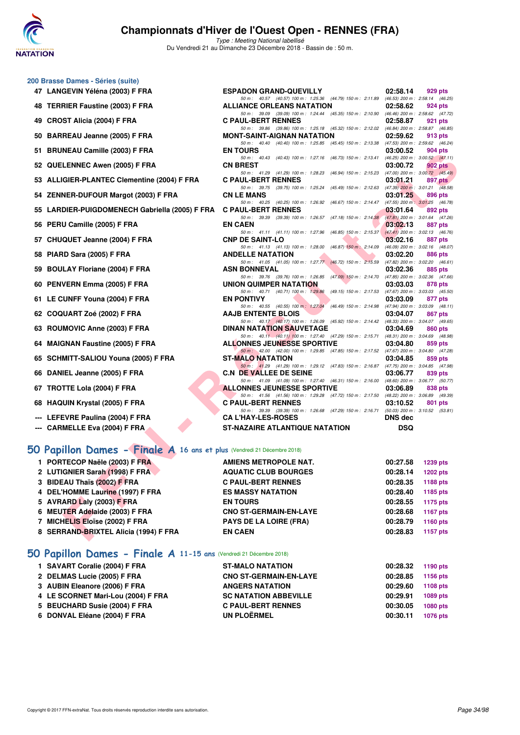# Championnats d'Hiver de l'Ouest Open - RENNES (FRA)

*Type : Meeting National labellisé*

Du Vendredi 21 au Dimanche 23 Décembre 2018 - Bassin de : 50 m.

## 200 Brasse Dames - Séries (suite)

| Rg | Nom | Club | Temps | Points |
|---|---|---|---|---|
| 47 | LANGEVIN Yéléna (2003) F FRA | ESPADON GRAND-QUEVILLY | 02:58.14 | 929 pts |
| | 50 m : 40.57 (40.57) 100 m : 1:25.36 (44.79) 150 m : 2:11.89 (46.53) 200 m : 2:58.14 (46.25) | | | |
| 48 | TERRIER Faustine (2003) F FRA | ALLIANCE ORLEANS NATATION | 02:58.62 | 924 pts |
| | 50 m : 39.09 (39.09) 100 m : 1:24.44 (45.35) 150 m : 2:10.90 (46.46) 200 m : 2:58.62 (47.72) | | | |
| 49 | CROST Alicia (2004) F FRA | C PAUL-BERT RENNES | 02:58.87 | 921 pts |
| | 50 m : 39.86 (39.86) 100 m : 1:25.18 (45.32) 150 m : 2:12.02 (46.84) 200 m : 2:58.87 (46.85) | | | |
| 50 | BARREAU Jeanne (2005) F FRA | MONT-SAINT-AIGNAN NATATION | 02:59.62 | 913 pts |
| | 50 m : 40.40 (40.40) 100 m : 1:25.85 (45.45) 150 m : 2:13.38 (47.53) 200 m : 2:59.62 (46.24) | | | |
| 51 | BRUNEAU Camille (2003) F FRA | EN TOURS | 03:00.52 | 904 pts |
| | 50 m : 40.43 (40.43) 100 m : 1:27.16 (46.73) 150 m : 2:13.41 (46.25) 200 m : 3:00.52 (47.11) | | | |
| 52 | QUELENNEC Awen (2005) F FRA | CN BREST | 03:00.72 | 902 pts |
| | 50 m : 41.29 (41.29) 100 m : 1:28.23 (46.94) 150 m : 2:15.23 (47.00) 200 m : 3:00.72 (45.49) | | | |
| 53 | ALLIGIER-PLANTEC Clementine (2004) F FRA | C PAUL-BERT RENNES | 03:01.21 | 897 pts |
| | 50 m : 39.75 (39.75) 100 m : 1:25.24 (45.49) 150 m : 2:12.63 (47.39) 200 m : 3:01.21 (48.58) | | | |
| 54 | ZENNER-DUFOUR Margot (2003) F FRA | CN LE MANS | 03:01.25 | 896 pts |
| | 50 m : 40.25 (40.25) 100 m : 1:26.92 (46.67) 150 m : 2:14.47 (47.55) 200 m : 3:01.25 (46.78) | | | |
| 55 | LARDIER-PUIGDOMENECH Gabriella (2005) F FRA | C PAUL-BERT RENNES | 03:01.64 | 892 pts |
| | 50 m : 39.39 (39.39) 100 m : 1:26.57 (47.18) 150 m : 2:14.38 (47.81) 200 m : 3:01.64 (47.26) | | | |
| 56 | PERU Camille (2005) F FRA | EN CAEN | 03:02.13 | 887 pts |
| | 50 m : 41.11 (41.11) 100 m : 1:27.96 (46.85) 150 m : 2:15.37 (47.41) 200 m : 3:02.13 (46.76) | | | |
| 57 | CHUQUET Jeanne (2004) F FRA | CNP DE SAINT-LO | 03:02.16 | 887 pts |
| | 50 m : 41.13 (41.13) 100 m : 1:28.00 (46.87) 150 m : 2:14.09 (46.09) 200 m : 3:02.16 (48.07) | | | |
| 58 | PIARD Sara (2005) F FRA | ANDELLE NATATION | 03:02.20 | 886 pts |
| | 50 m : 41.05 (41.05) 100 m : 1:27.77 (46.72) 150 m : 2:15.59 (47.82) 200 m : 3:02.20 (46.61) | | | |
| 59 | BOULAY Floriane (2004) F FRA | ASN BONNEVAL | 03:02.36 | 885 pts |
| | 50 m : 39.76 (39.76) 100 m : 1:26.85 (47.09) 150 m : 2:14.70 (47.85) 200 m : 3:02.36 (47.66) | | | |
| 60 | PENVERN Emma (2005) F FRA | UNION QUIMPER NATATION | 03:03.03 | 878 pts |
| | 50 m : 40.71 (40.71) 100 m : 1:29.86 (49.15) 150 m : 2:17.53 (47.67) 200 m : 3:03.03 (45.50) | | | |
| 61 | LE CUNFF Youna (2004) F FRA | EN PONTIVY | 03:03.09 | 877 pts |
| | 50 m : 40.55 (40.55) 100 m : 1:27.04 (46.49) 150 m : 2:14.98 (47.94) 200 m : 3:03.09 (48.11) | | | |
| 62 | COQUART Zoé (2002) F FRA | AAJB ENTENTE BLOIS | 03:04.07 | 867 pts |
| | 50 m : 40.17 (40.17) 100 m : 1:26.09 (45.92) 150 m : 2:14.42 (48.33) 200 m : 3:04.07 (49.65) | | | |
| 63 | ROUMOVIC Anne (2003) F FRA | DINAN NATATION SAUVETAGE | 03:04.69 | 860 pts |
| | 50 m : 40.11 (40.11) 100 m : 1:27.40 (47.29) 150 m : 2:15.71 (48.31) 200 m : 3:04.69 (48.98) | | | |
| 64 | MAIGNAN Faustine (2005) F FRA | ALLONNES JEUNESSE SPORTIVE | 03:04.80 | 859 pts |
| | 50 m : 42.00 (42.00) 100 m : 1:29.85 (47.85) 150 m : 2:17.52 (47.67) 200 m : 3:04.80 (47.28) | | | |
| 65 | SCHMITT-SALIOU Youna (2005) F FRA | ST-MALO NATATION | 03:04.85 | 859 pts |
| | 50 m : 41.29 (41.29) 100 m : 1:29.12 (47.83) 150 m : 2:16.87 (47.75) 200 m : 3:04.85 (47.98) | | | |
| 66 | DANIEL Jeanne (2005) F FRA | C.N DE VALLEE DE SEINE | 03:06.77 | 839 pts |
| | 50 m : 41.09 (41.09) 100 m : 1:27.40 (46.31) 150 m : 2:16.00 (48.60) 200 m : 3:06.77 (50.77) | | | |
| 67 | TROTTE Lola (2004) F FRA | ALLONNES JEUNESSE SPORTIVE | 03:06.89 | 838 pts |
| | 50 m : 41.56 (41.56) 100 m : 1:29.28 (47.72) 150 m : 2:17.50 (48.22) 200 m : 3:06.89 (49.39) | | | |
| 68 | HAQUIN Krystal (2005) F FRA | C PAUL-BERT RENNES | 03:10.52 | 801 pts |
| | 50 m : 39.39 (39.39) 100 m : 1:26.68 (47.29) 150 m : 2:16.71 (50.03) 200 m : 3:10.52 (53.81) | | | |
| --- | LEFEVRE Paulina (2004) F FRA | CA L'HAY-LES-ROSES | DNS dec | |
| --- | CARMELLE Eva (2004) F FRA | ST-NAZAIRE ATLANTIQUE NATATION | DSQ | |

## 50 Papillon Dames - Finale A 16 ans et plus (Vendredi 21 Décembre 2018)

| Rg | Nom | Club | Temps | Points |
|---|---|---|---|---|
| 1 | PORTECOP Naële (2003) F FRA | AMIENS METROPOLE NAT. | 00:27.58 | 1239 pts |
| 2 | LUTIGNIER Sarah (1998) F FRA | AQUATIC CLUB BOURGES | 00:28.14 | 1202 pts |
| 3 | BIDEAU Thaïs (2002) F FRA | C PAUL-BERT RENNES | 00:28.35 | 1188 pts |
| 4 | DEL'HOMME Laurine (1997) F FRA | ES MASSY NATATION | 00:28.40 | 1185 pts |
| 5 | AVRARD Laly (2003) F FRA | EN TOURS | 00:28.55 | 1175 pts |
| 6 | MEUTER Adelaide (2003) F FRA | CNO ST-GERMAIN-EN-LAYE | 00:28.68 | 1167 pts |
| 7 | MICHELIS Eloïse (2002) F FRA | PAYS DE LA LOIRE (FRA) | 00:28.79 | 1160 pts |
| 8 | SERRAND-BRIXTEL Alicia (1994) F FRA | EN CAEN | 00:28.83 | 1157 pts |

## 50 Papillon Dames - Finale A 11-15 ans (Vendredi 21 Décembre 2018)

| Rg | Nom | Club | Temps | Points |
|---|---|---|---|---|
| 1 | SAVART Coralie (2004) F FRA | ST-MALO NATATION | 00:28.32 | 1190 pts |
| 2 | DELMAS Lucie (2005) F FRA | CNO ST-GERMAIN-EN-LAYE | 00:28.85 | 1156 pts |
| 3 | AUBIN Eleanore (2006) F FRA | ANGERS NATATION | 00:29.60 | 1108 pts |
| 4 | LE SCORNET Mari-Lou (2004) F FRA | SC NATATION ABBEVILLE | 00:29.91 | 1089 pts |
| 5 | BEUCHARD Susie (2004) F FRA | C PAUL-BERT RENNES | 00:30.05 | 1080 pts |
| 6 | DONVAL Eléane (2004) F FRA | UN PLOËRMEL | 00:30.11 | 1076 pts |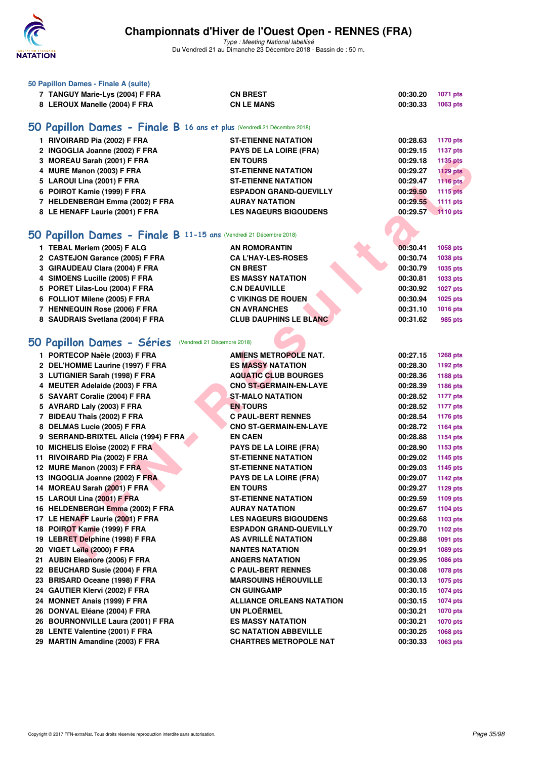### 50 Papillon Dames - Finale A (suite)

| | | | | |
|---|---|---|---|---|
| 7 | TANGUY Marie-Lys (2004) F FRA | CN BREST | 00:30.20 | 1071 pts |
| 8 | LEROUX Manelle (2004) F FRA | CN LE MANS | 00:30.33 | 1063 pts |

## 50 Papillon Dames - Finale B 16 ans et plus (Vendredi 21 Décembre 2018)

| | | | | |
|---|---|---|---|---|
| 1 | RIVOIRARD Pia (2002) F FRA | ST-ETIENNE NATATION | 00:28.63 | 1170 pts |
| 2 | INGOGLIA Joanne (2002) F FRA | PAYS DE LA LOIRE (FRA) | 00:29.15 | 1137 pts |
| 3 | MOREAU Sarah (2001) F FRA | EN TOURS | 00:29.18 | 1135 pts |
| 4 | MURE Manon (2003) F FRA | ST-ETIENNE NATATION | 00:29.27 | 1129 pts |
| 5 | LAROUI Lina (2001) F FRA | ST-ETIENNE NATATION | 00:29.47 | 1116 pts |
| 6 | POIROT Kamie (1999) F FRA | ESPADON GRAND-QUEVILLY | 00:29.50 | 1115 pts |
| 7 | HELDENBERGH Emma (2002) F FRA | AURAY NATATION | 00:29.55 | 1111 pts |
| 8 | LE HENAFF Laurie (2001) F FRA | LES NAGEURS BIGOUDENS | 00:29.57 | 1110 pts |

## 50 Papillon Dames - Finale B 11-15 ans (Vendredi 21 Décembre 2018)

| | | | | |
|---|---|---|---|---|
| 1 | TEBAL Meriem (2005) F ALG | AN ROMORANTIN | 00:30.41 | 1058 pts |
| 2 | CASTEJON Garance (2005) F FRA | CA L'HAY-LES-ROSES | 00:30.74 | 1038 pts |
| 3 | GIRAUDEAU Clara (2004) F FRA | CN BREST | 00:30.79 | 1035 pts |
| 4 | SIMOENS Lucille (2005) F FRA | ES MASSY NATATION | 00:30.81 | 1033 pts |
| 5 | PORET Lilas-Lou (2004) F FRA | C.N DEAUVILLE | 00:30.92 | 1027 pts |
| 6 | FOLLIOT Milene (2005) F FRA | C VIKINGS DE ROUEN | 00:30.94 | 1025 pts |
| 7 | HENNEQUIN Rose (2006) F FRA | CN AVRANCHES | 00:31.10 | 1016 pts |
| 8 | SAUDRAIS Svetlana (2004) F FRA | CLUB DAUPHINS LE BLANC | 00:31.62 | 985 pts |

## 50 Papillon Dames - Séries (Vendredi 21 Décembre 2018)

| | | | | |
|---|---|---|---|---|
| 1 | PORTECOP Naële (2003) F FRA | AMIENS METROPOLE NAT. | 00:27.15 | 1268 pts |
| 2 | DEL'HOMME Laurine (1997) F FRA | ES MASSY NATATION | 00:28.30 | 1192 pts |
| 3 | LUTIGNIER Sarah (1998) F FRA | AQUATIC CLUB BOURGES | 00:28.36 | 1188 pts |
| 4 | MEUTER Adelaide (2003) F FRA | CNO ST-GERMAIN-EN-LAYE | 00:28.39 | 1186 pts |
| 5 | SAVART Coralie (2004) F FRA | ST-MALO NATATION | 00:28.52 | 1177 pts |
| 5 | AVRARD Laly (2003) F FRA | EN TOURS | 00:28.52 | 1177 pts |
| 7 | BIDEAU Thaïs (2002) F FRA | C PAUL-BERT RENNES | 00:28.54 | 1176 pts |
| 8 | DELMAS Lucie (2005) F FRA | CNO ST-GERMAIN-EN-LAYE | 00:28.72 | 1164 pts |
| 9 | SERRAND-BRIXTEL Alicia (1994) F FRA | EN CAEN | 00:28.88 | 1154 pts |
| 10 | MICHELIS Eloïse (2002) F FRA | PAYS DE LA LOIRE (FRA) | 00:28.90 | 1153 pts |
| 11 | RIVOIRARD Pia (2002) F FRA | ST-ETIENNE NATATION | 00:29.02 | 1145 pts |
| 12 | MURE Manon (2003) F FRA | ST-ETIENNE NATATION | 00:29.03 | 1145 pts |
| 13 | INGOGLIA Joanne (2002) F FRA | PAYS DE LA LOIRE (FRA) | 00:29.07 | 1142 pts |
| 14 | MOREAU Sarah (2001) F FRA | EN TOURS | 00:29.27 | 1129 pts |
| 15 | LAROUI Lina (2001) F FRA | ST-ETIENNE NATATION | 00:29.59 | 1109 pts |
| 16 | HELDENBERGH Emma (2002) F FRA | AURAY NATATION | 00:29.67 | 1104 pts |
| 17 | LE HENAFF Laurie (2001) F FRA | LES NAGEURS BIGOUDENS | 00:29.68 | 1103 pts |
| 18 | POIROT Kamie (1999) F FRA | ESPADON GRAND-QUEVILLY | 00:29.70 | 1102 pts |
| 19 | LEBRET Delphine (1998) F FRA | AS AVRILLÉ NATATION | 00:29.88 | 1091 pts |
| 20 | VIGET Leïla (2000) F FRA | NANTES NATATION | 00:29.91 | 1089 pts |
| 21 | AUBIN Eleanore (2006) F FRA | ANGERS NATATION | 00:29.95 | 1086 pts |
| 22 | BEUCHARD Susie (2004) F FRA | C PAUL-BERT RENNES | 00:30.08 | 1078 pts |
| 23 | BRISARD Oceane (1998) F FRA | MARSOUINS HÉROUVILLE | 00:30.13 | 1075 pts |
| 24 | GAUTIER Klervi (2002) F FRA | CN GUINGAMP | 00:30.15 | 1074 pts |
| 24 | MONNET Anais (1999) F FRA | ALLIANCE ORLEANS NATATION | 00:30.15 | 1074 pts |
| 26 | DONVAL Eléane (2004) F FRA | UN PLOËRMEL | 00:30.21 | 1070 pts |
| 26 | BOURNONVILLE Laura (2001) F FRA | ES MASSY NATATION | 00:30.21 | 1070 pts |
| 28 | LENTE Valentine (2001) F FRA | SC NATATION ABBEVILLE | 00:30.25 | 1068 pts |
| 29 | MARTIN Amandine (2003) F FRA | CHARTRES METROPOLE NAT | 00:30.33 | 1063 pts |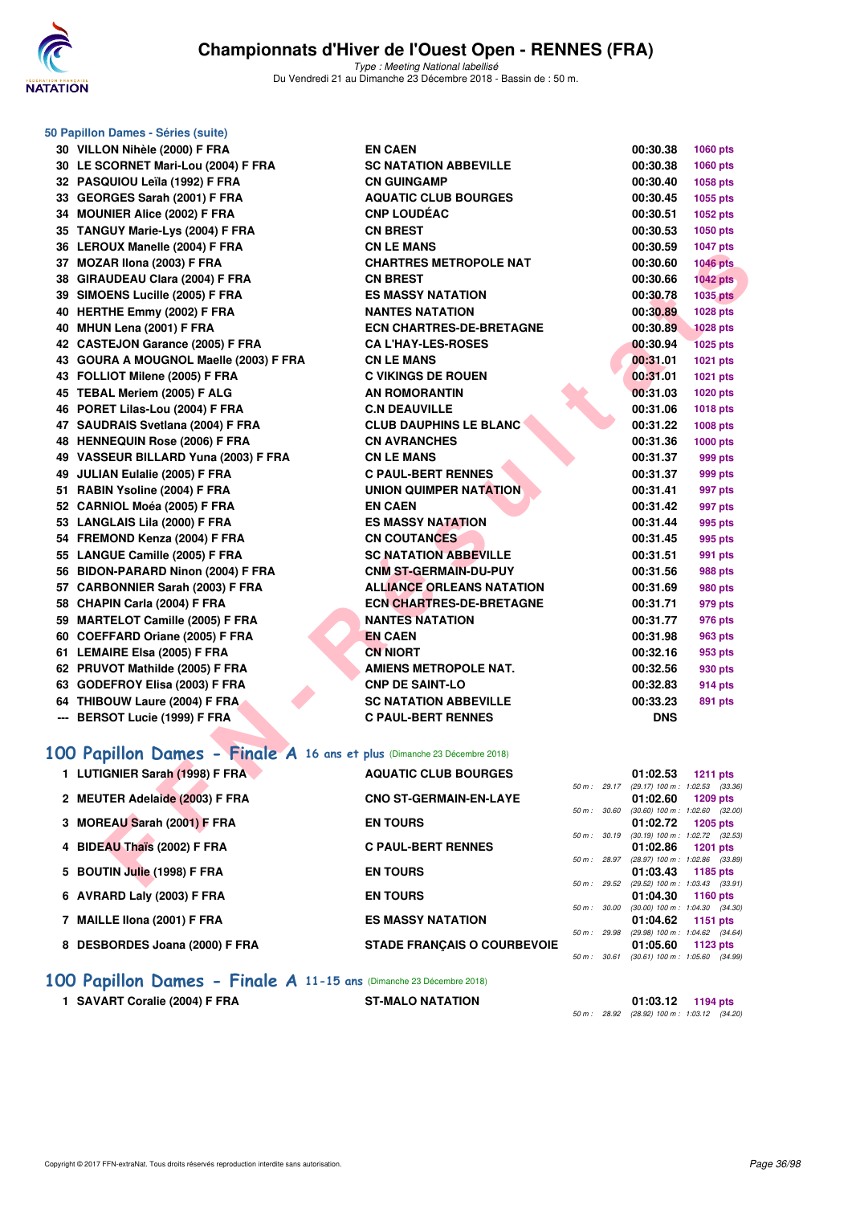## 50 Papillon Dames - Séries (suite)

| Rang | Nom | Club | Temps | Points |
|---|---|---|---|---|
| 30 | VILLON Nihèle (2000) F FRA | EN CAEN | 00:30.38 | 1060 pts |
| 30 | LE SCORNET Mari-Lou (2004) F FRA | SC NATATION ABBEVILLE | 00:30.38 | 1060 pts |
| 32 | PASQUIOU Leïla (1992) F FRA | CN GUINGAMP | 00:30.40 | 1058 pts |
| 33 | GEORGES Sarah (2001) F FRA | AQUATIC CLUB BOURGES | 00:30.45 | 1055 pts |
| 34 | MOUNIER Alice (2002) F FRA | CNP LOUDÉAC | 00:30.51 | 1052 pts |
| 35 | TANGUY Marie-Lys (2004) F FRA | CN BREST | 00:30.53 | 1050 pts |
| 36 | LEROUX Manelle (2004) F FRA | CN LE MANS | 00:30.59 | 1047 pts |
| 37 | MOZAR Ilona (2003) F FRA | CHARTRES METROPOLE NAT | 00:30.60 | 1046 pts |
| 38 | GIRAUDEAU Clara (2004) F FRA | CN BREST | 00:30.66 | 1042 pts |
| 39 | SIMOENS Lucille (2005) F FRA | ES MASSY NATATION | 00:30.78 | 1035 pts |
| 40 | HERTHE Emmy (2002) F FRA | NANTES NATATION | 00:30.89 | 1028 pts |
| 40 | MHUN Lena (2001) F FRA | ECN CHARTRES-DE-BRETAGNE | 00:30.89 | 1028 pts |
| 42 | CASTEJON Garance (2005) F FRA | CA L'HAY-LES-ROSES | 00:30.94 | 1025 pts |
| 43 | GOURA A MOUGNOL Maelle (2003) F FRA | CN LE MANS | 00:31.01 | 1021 pts |
| 43 | FOLLIOT Milene (2005) F FRA | C VIKINGS DE ROUEN | 00:31.01 | 1021 pts |
| 45 | TEBAL Meriem (2005) F ALG | AN ROMORANTIN | 00:31.03 | 1020 pts |
| 46 | PORET Lilas-Lou (2004) F FRA | C.N DEAUVILLE | 00:31.06 | 1018 pts |
| 47 | SAUDRAIS Svetlana (2004) F FRA | CLUB DAUPHINS LE BLANC | 00:31.22 | 1008 pts |
| 48 | HENNEQUIN Rose (2006) F FRA | CN AVRANCHES | 00:31.36 | 1000 pts |
| 49 | VASSEUR BILLARD Yuna (2003) F FRA | CN LE MANS | 00:31.37 | 999 pts |
| 49 | JULIAN Eulalie (2005) F FRA | C PAUL-BERT RENNES | 00:31.37 | 999 pts |
| 51 | RABIN Ysoline (2004) F FRA | UNION QUIMPER NATATION | 00:31.41 | 997 pts |
| 52 | CARNIOL Moéa (2005) F FRA | EN CAEN | 00:31.42 | 997 pts |
| 53 | LANGLAIS Lila (2000) F FRA | ES MASSY NATATION | 00:31.44 | 995 pts |
| 54 | FREMOND Kenza (2004) F FRA | CN COUTANCES | 00:31.45 | 995 pts |
| 55 | LANGUE Camille (2005) F FRA | SC NATATION ABBEVILLE | 00:31.51 | 991 pts |
| 56 | BIDON-PARARD Ninon (2004) F FRA | CNM ST-GERMAIN-DU-PUY | 00:31.56 | 988 pts |
| 57 | CARBONNIER Sarah (2003) F FRA | ALLIANCE ORLEANS NATATION | 00:31.69 | 980 pts |
| 58 | CHAPIN Carla (2004) F FRA | ECN CHARTRES-DE-BRETAGNE | 00:31.71 | 979 pts |
| 59 | MARTELOT Camille (2005) F FRA | NANTES NATATION | 00:31.77 | 976 pts |
| 60 | COEFFARD Oriane (2005) F FRA | EN CAEN | 00:31.98 | 963 pts |
| 61 | LEMAIRE Elsa (2005) F FRA | CN NIORT | 00:32.16 | 953 pts |
| 62 | PRUVOT Mathilde (2005) F FRA | AMIENS METROPOLE NAT. | 00:32.56 | 930 pts |
| 63 | GODEFROY Elisa (2003) F FRA | CNP DE SAINT-LO | 00:32.83 | 914 pts |
| 64 | THIBOUW Laure (2004) F FRA | SC NATATION ABBEVILLE | 00:33.23 | 891 pts |
| --- | BERSOT Lucie (1999) F FRA | C PAUL-BERT RENNES | DNS | |

## 100 Papillon Dames - Finale A 16 ans et plus (Dimanche 23 Décembre 2018)

| Rang | Nom | Club | Temps | Points | Intermédiaires |
|---|---|---|---|---|---|
| 1 | LUTIGNIER Sarah (1998) F FRA | AQUATIC CLUB BOURGES | 01:02.53 | 1211 pts | 50 m : 29.17 (29.17) 100 m : 1:02.53 (33.36) |
| 2 | MEUTER Adelaide (2003) F FRA | CNO ST-GERMAIN-EN-LAYE | 01:02.60 | 1209 pts | 50 m : 30.60 (30.60) 100 m : 1:02.60 (32.00) |
| 3 | MOREAU Sarah (2001) F FRA | EN TOURS | 01:02.72 | 1205 pts | 50 m : 30.19 (30.19) 100 m : 1:02.72 (32.53) |
| 4 | BIDEAU Thaïs (2002) F FRA | C PAUL-BERT RENNES | 01:02.86 | 1201 pts | 50 m : 28.97 (28.97) 100 m : 1:02.86 (33.89) |
| 5 | BOUTIN Julie (1998) F FRA | EN TOURS | 01:03.43 | 1185 pts | 50 m : 29.52 (29.52) 100 m : 1:03.43 (33.91) |
| 6 | AVRARD Laly (2003) F FRA | EN TOURS | 01:04.30 | 1160 pts | 50 m : 30.00 (30.00) 100 m : 1:04.30 (34.30) |
| 7 | MAILLE Ilona (2001) F FRA | ES MASSY NATATION | 01:04.62 | 1151 pts | 50 m : 29.98 (29.98) 100 m : 1:04.62 (34.64) |
| 8 | DESBORDES Joana (2000) F FRA | STADE FRANÇAIS O COURBEVOIE | 01:05.60 | 1123 pts | 50 m : 30.61 (30.61) 100 m : 1:05.60 (34.99) |

## 100 Papillon Dames - Finale A 11-15 ans (Dimanche 23 Décembre 2018)

| Rang | Nom | Club | Temps | Points | Intermédiaires |
|---|---|---|---|---|---|
| 1 | SAVART Coralie (2004) F FRA | ST-MALO NATATION | 01:03.12 | 1194 pts | 50 m : 28.92 (28.92) 100 m : 1:03.12 (34.20) |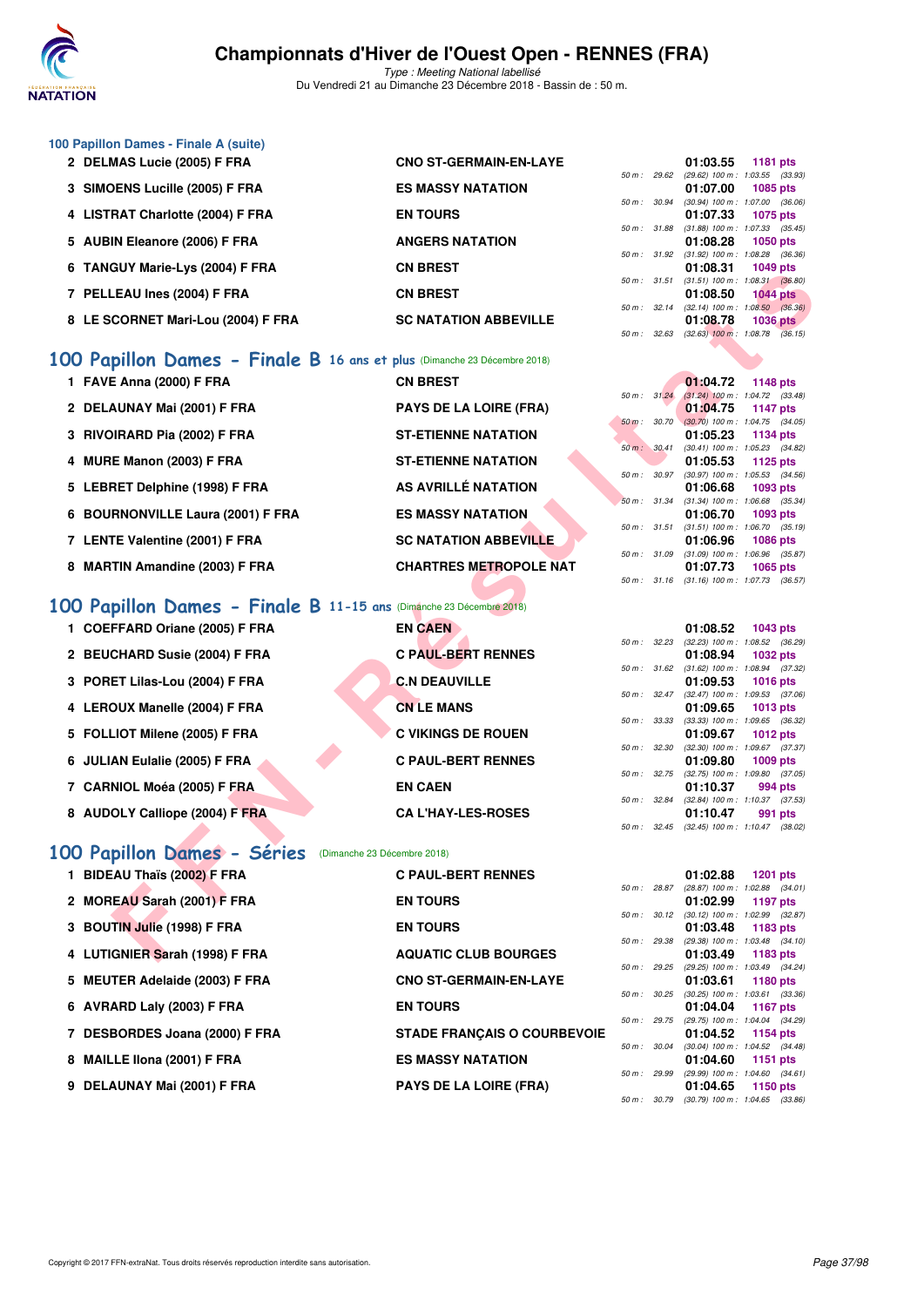### 100 Papillon Dames - Finale A (suite)

| Place | Nom | Club | Temps | Points | Splits |
|---|---|---|---|---|---|
| 2 | DELMAS Lucie (2005) F FRA | CNO ST-GERMAIN-EN-LAYE | 01:03.55 | 1181 pts | 50 m : 29.62 (29.62) 100 m : 1:03.55 (33.93) |
| 3 | SIMOENS Lucille (2005) F FRA | ES MASSY NATATION | 01:07.00 | 1085 pts | 50 m : 30.94 (30.94) 100 m : 1:07.00 (36.06) |
| 4 | LISTRAT Charlotte (2004) F FRA | EN TOURS | 01:07.33 | 1075 pts | 50 m : 31.88 (31.88) 100 m : 1:07.33 (35.45) |
| 5 | AUBIN Eleanore (2006) F FRA | ANGERS NATATION | 01:08.28 | 1050 pts | 50 m : 31.92 (31.92) 100 m : 1:08.28 (36.36) |
| 6 | TANGUY Marie-Lys (2004) F FRA | CN BREST | 01:08.31 | 1049 pts | 50 m : 31.51 (31.51) 100 m : 1:08.31 (36.80) |
| 7 | PELLEAU Ines (2004) F FRA | CN BREST | 01:08.50 | 1044 pts | 50 m : 32.14 (32.14) 100 m : 1:08.50 (36.36) |
| 8 | LE SCORNET Mari-Lou (2004) F FRA | SC NATATION ABBEVILLE | 01:08.78 | 1036 pts | 50 m : 32.63 (32.63) 100 m : 1:08.78 (36.15) |

## 100 Papillon Dames - Finale B 16 ans et plus (Dimanche 23 Décembre 2018)

| Place | Nom | Club | Temps | Points | Splits |
|---|---|---|---|---|---|
| 1 | FAVE Anna (2000) F FRA | CN BREST | 01:04.72 | 1148 pts | 50 m : 31.24 (31.24) 100 m : 1:04.72 (33.48) |
| 2 | DELAUNAY Mai (2001) F FRA | PAYS DE LA LOIRE (FRA) | 01:04.75 | 1147 pts | 50 m : 30.70 (30.70) 100 m : 1:04.75 (34.05) |
| 3 | RIVOIRARD Pia (2002) F FRA | ST-ETIENNE NATATION | 01:05.23 | 1134 pts | 50 m : 30.41 (30.41) 100 m : 1:05.23 (34.82) |
| 4 | MURE Manon (2003) F FRA | ST-ETIENNE NATATION | 01:05.53 | 1125 pts | 50 m : 30.97 (30.97) 100 m : 1:05.53 (34.56) |
| 5 | LEBRET Delphine (1998) F FRA | AS AVRILLÉ NATATION | 01:06.68 | 1093 pts | 50 m : 31.34 (31.34) 100 m : 1:06.68 (35.34) |
| 6 | BOURNONVILLE Laura (2001) F FRA | ES MASSY NATATION | 01:06.70 | 1093 pts | 50 m : 31.51 (31.51) 100 m : 1:06.70 (35.19) |
| 7 | LENTE Valentine (2001) F FRA | SC NATATION ABBEVILLE | 01:06.96 | 1086 pts | 50 m : 31.09 (31.09) 100 m : 1:06.96 (35.87) |
| 8 | MARTIN Amandine (2003) F FRA | CHARTRES METROPOLE NAT | 01:07.73 | 1065 pts | 50 m : 31.16 (31.16) 100 m : 1:07.73 (36.57) |

## 100 Papillon Dames - Finale B 11-15 ans (Dimanche 23 Décembre 2018)

| Place | Nom | Club | Temps | Points | Splits |
|---|---|---|---|---|---|
| 1 | COEFFARD Oriane (2005) F FRA | EN CAEN | 01:08.52 | 1043 pts | 50 m : 32.23 (32.23) 100 m : 1:08.52 (36.29) |
| 2 | BEUCHARD Susie (2004) F FRA | C PAUL-BERT RENNES | 01:08.94 | 1032 pts | 50 m : 31.62 (31.62) 100 m : 1:08.94 (37.32) |
| 3 | PORET Lilas-Lou (2004) F FRA | C.N DEAUVILLE | 01:09.53 | 1016 pts | 50 m : 32.47 (32.47) 100 m : 1:09.53 (37.06) |
| 4 | LEROUX Manelle (2004) F FRA | CN LE MANS | 01:09.65 | 1013 pts | 50 m : 33.33 (33.33) 100 m : 1:09.65 (36.32) |
| 5 | FOLLIOT Milene (2005) F FRA | C VIKINGS DE ROUEN | 01:09.67 | 1012 pts | 50 m : 32.30 (32.30) 100 m : 1:09.67 (37.37) |
| 6 | JULIAN Eulalie (2005) F FRA | C PAUL-BERT RENNES | 01:09.80 | 1009 pts | 50 m : 32.75 (32.75) 100 m : 1:09.80 (37.05) |
| 7 | CARNIOL Moéa (2005) F FRA | EN CAEN | 01:10.37 | 994 pts | 50 m : 32.84 (32.84) 100 m : 1:10.37 (37.53) |
| 8 | AUDOLY Calliope (2004) F FRA | CA L'HAY-LES-ROSES | 01:10.47 | 991 pts | 50 m : 32.45 (32.45) 100 m : 1:10.47 (38.02) |

## 100 Papillon Dames - Séries (Dimanche 23 Décembre 2018)

| Place | Nom | Club | Temps | Points | Splits |
|---|---|---|---|---|---|
| 1 | BIDEAU Thaïs (2002) F FRA | C PAUL-BERT RENNES | 01:02.88 | 1201 pts | 50 m : 28.87 (28.87) 100 m : 1:02.88 (34.01) |
| 2 | MOREAU Sarah (2001) F FRA | EN TOURS | 01:02.99 | 1197 pts | 50 m : 30.12 (30.12) 100 m : 1:02.99 (32.87) |
| 3 | BOUTIN Julie (1998) F FRA | EN TOURS | 01:03.48 | 1183 pts | 50 m : 29.38 (29.38) 100 m : 1:03.48 (34.10) |
| 4 | LUTIGNIER Sarah (1998) F FRA | AQUATIC CLUB BOURGES | 01:03.49 | 1183 pts | 50 m : 29.25 (29.25) 100 m : 1:03.49 (34.24) |
| 5 | MEUTER Adelaide (2003) F FRA | CNO ST-GERMAIN-EN-LAYE | 01:03.61 | 1180 pts | 50 m : 30.25 (30.25) 100 m : 1:03.61 (33.36) |
| 6 | AVRARD Laly (2003) F FRA | EN TOURS | 01:04.04 | 1167 pts | 50 m : 29.75 (29.75) 100 m : 1:04.04 (34.29) |
| 7 | DESBORDES Joana (2000) F FRA | STADE FRANÇAIS O COURBEVOIE | 01:04.52 | 1154 pts | 50 m : 30.04 (30.04) 100 m : 1:04.52 (34.48) |
| 8 | MAILLE Ilona (2001) F FRA | ES MASSY NATATION | 01:04.60 | 1151 pts | 50 m : 29.99 (29.99) 100 m : 1:04.60 (34.61) |
| 9 | DELAUNAY Mai (2001) F FRA | PAYS DE LA LOIRE (FRA) | 01:04.65 | 1150 pts | 50 m : 30.79 (30.79) 100 m : 1:04.65 (33.86) |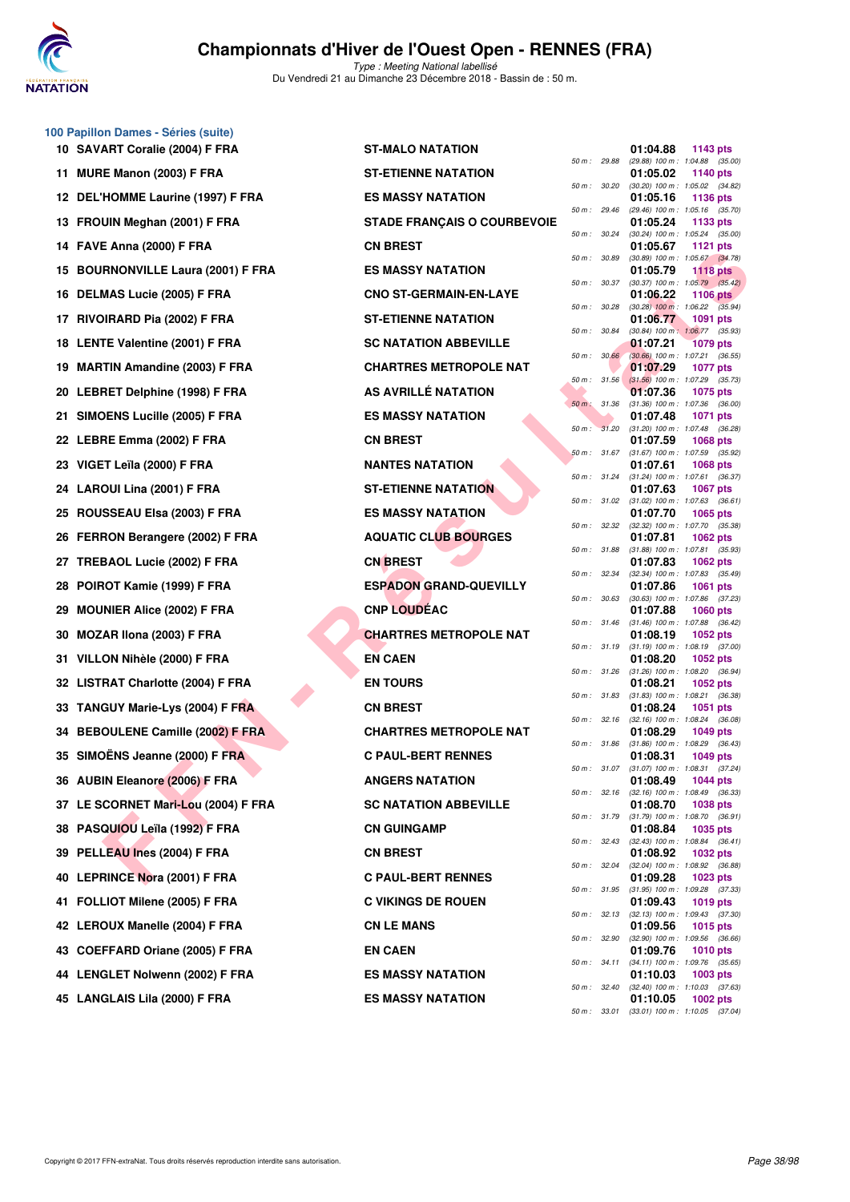# Championnats d'Hiver de l'Ouest Open - RENNES (FRA)

*Type : Meeting National labellisé*

Du Vendredi 21 au Dimanche 23 Décembre 2018 - Bassin de : 50 m.

## 100 Papillon Dames - Séries (suite)

| Rang | Nom | Club | Temps | Points | Splits |
|---|---|---|---|---|---|
| 10 | SAVART Coralie (2004) F FRA | ST-MALO NATATION | 01:04.88 | 1143 pts | 50 m : 29.88 (29.88) 100 m : 1:04.88 (35.00) |
| 11 | MURE Manon (2003) F FRA | ST-ETIENNE NATATION | 01:05.02 | 1140 pts | 50 m : 30.20 (30.20) 100 m : 1:05.02 (34.82) |
| 12 | DEL'HOMME Laurine (1997) F FRA | ES MASSY NATATION | 01:05.16 | 1136 pts | 50 m : 29.46 (29.46) 100 m : 1:05.16 (35.70) |
| 13 | FROUIN Meghan (2001) F FRA | STADE FRANÇAIS O COURBEVOIE | 01:05.24 | 1133 pts | 50 m : 30.24 (30.24) 100 m : 1:05.24 (35.00) |
| 14 | FAVE Anna (2000) F FRA | CN BREST | 01:05.67 | 1121 pts | 50 m : 30.89 (30.89) 100 m : 1:05.67 (34.78) |
| 15 | BOURNONVILLE Laura (2001) F FRA | ES MASSY NATATION | 01:05.79 | 1118 pts | 50 m : 30.37 (30.37) 100 m : 1:05.79 (35.42) |
| 16 | DELMAS Lucie (2005) F FRA | CNO ST-GERMAIN-EN-LAYE | 01:06.22 | 1106 pts | 50 m : 30.28 (30.28) 100 m : 1:06.22 (35.94) |
| 17 | RIVOIRARD Pia (2002) F FRA | ST-ETIENNE NATATION | 01:06.77 | 1091 pts | 50 m : 30.84 (30.84) 100 m : 1:06.77 (35.93) |
| 18 | LENTE Valentine (2001) F FRA | SC NATATION ABBEVILLE | 01:07.21 | 1079 pts | 50 m : 30.66 (30.66) 100 m : 1:07.21 (36.55) |
| 19 | MARTIN Amandine (2003) F FRA | CHARTRES METROPOLE NAT | 01:07.29 | 1077 pts | 50 m : 31.56 (31.56) 100 m : 1:07.29 (35.73) |
| 20 | LEBRET Delphine (1998) F FRA | AS AVRILLÉ NATATION | 01:07.36 | 1075 pts | 50 m : 31.36 (31.36) 100 m : 1:07.36 (36.00) |
| 21 | SIMOENS Lucille (2005) F FRA | ES MASSY NATATION | 01:07.48 | 1071 pts | 50 m : 31.20 (31.20) 100 m : 1:07.48 (36.28) |
| 22 | LEBRE Emma (2002) F FRA | CN BREST | 01:07.59 | 1068 pts | 50 m : 31.67 (31.67) 100 m : 1:07.59 (35.92) |
| 23 | VIGET Leïla (2000) F FRA | NANTES NATATION | 01:07.61 | 1068 pts | 50 m : 31.24 (31.24) 100 m : 1:07.61 (36.37) |
| 24 | LAROUI Lina (2001) F FRA | ST-ETIENNE NATATION | 01:07.63 | 1067 pts | 50 m : 31.02 (31.02) 100 m : 1:07.63 (36.61) |
| 25 | ROUSSEAU Elsa (2003) F FRA | ES MASSY NATATION | 01:07.70 | 1065 pts | 50 m : 32.32 (32.32) 100 m : 1:07.70 (35.38) |
| 26 | FERRON Berangere (2002) F FRA | AQUATIC CLUB BOURGES | 01:07.81 | 1062 pts | 50 m : 31.88 (31.88) 100 m : 1:07.81 (35.93) |
| 27 | TREBAOL Lucie (2002) F FRA | CN BREST | 01:07.83 | 1062 pts | 50 m : 32.34 (32.34) 100 m : 1:07.83 (35.49) |
| 28 | POIROT Kamie (1999) F FRA | ESPADON GRAND-QUEVILLY | 01:07.86 | 1061 pts | 50 m : 30.63 (30.63) 100 m : 1:07.86 (37.23) |
| 29 | MOUNIER Alice (2002) F FRA | CNP LOUDÉAC | 01:07.88 | 1060 pts | 50 m : 31.46 (31.46) 100 m : 1:07.88 (36.42) |
| 30 | MOZAR Ilona (2003) F FRA | CHARTRES METROPOLE NAT | 01:08.19 | 1052 pts | 50 m : 31.19 (31.19) 100 m : 1:08.19 (37.00) |
| 31 | VILLON Nihèle (2000) F FRA | EN CAEN | 01:08.20 | 1052 pts | 50 m : 31.26 (31.26) 100 m : 1:08.20 (36.94) |
| 32 | LISTRAT Charlotte (2004) F FRA | EN TOURS | 01:08.21 | 1052 pts | 50 m : 31.83 (31.83) 100 m : 1:08.21 (36.38) |
| 33 | TANGUY Marie-Lys (2004) F FRA | CN BREST | 01:08.24 | 1051 pts | 50 m : 32.16 (32.16) 100 m : 1:08.24 (36.08) |
| 34 | BEBOULENE Camille (2002) F FRA | CHARTRES METROPOLE NAT | 01:08.29 | 1049 pts | 50 m : 31.86 (31.86) 100 m : 1:08.29 (36.43) |
| 35 | SIMOËNS Jeanne (2000) F FRA | C PAUL-BERT RENNES | 01:08.31 | 1049 pts | 50 m : 31.07 (31.07) 100 m : 1:08.31 (37.24) |
| 36 | AUBIN Eleanore (2006) F FRA | ANGERS NATATION | 01:08.49 | 1044 pts | 50 m : 32.16 (32.16) 100 m : 1:08.49 (36.33) |
| 37 | LE SCORNET Mari-Lou (2004) F FRA | SC NATATION ABBEVILLE | 01:08.70 | 1038 pts | 50 m : 31.79 (31.79) 100 m : 1:08.70 (36.91) |
| 38 | PASQUIOU Leïla (1992) F FRA | CN GUINGAMP | 01:08.84 | 1035 pts | 50 m : 32.43 (32.43) 100 m : 1:08.84 (36.41) |
| 39 | PELLEAU Ines (2004) F FRA | CN BREST | 01:08.92 | 1032 pts | 50 m : 32.04 (32.04) 100 m : 1:08.92 (36.88) |
| 40 | LEPRINCE Nora (2001) F FRA | C PAUL-BERT RENNES | 01:09.28 | 1023 pts | 50 m : 31.95 (31.95) 100 m : 1:09.28 (37.33) |
| 41 | FOLLIOT Milene (2005) F FRA | C VIKINGS DE ROUEN | 01:09.43 | 1019 pts | 50 m : 32.13 (32.13) 100 m : 1:09.43 (37.30) |
| 42 | LEROUX Manelle (2004) F FRA | CN LE MANS | 01:09.56 | 1015 pts | 50 m : 32.90 (32.90) 100 m : 1:09.56 (36.66) |
| 43 | COEFFARD Oriane (2005) F FRA | EN CAEN | 01:09.76 | 1010 pts | 50 m : 34.11 (34.11) 100 m : 1:09.76 (35.65) |
| 44 | LENGLET Nolwenn (2002) F FRA | ES MASSY NATATION | 01:10.03 | 1003 pts | 50 m : 32.40 (32.40) 100 m : 1:10.03 (37.63) |
| 45 | LANGLAIS Lila (2000) F FRA | ES MASSY NATATION | 01:10.05 | 1002 pts | 50 m : 33.01 (33.01) 100 m : 1:10.05 (37.04) |

Copyright © 2017 FFN-extraNat. Tous droits réservés reproduction interdite sans autorisation.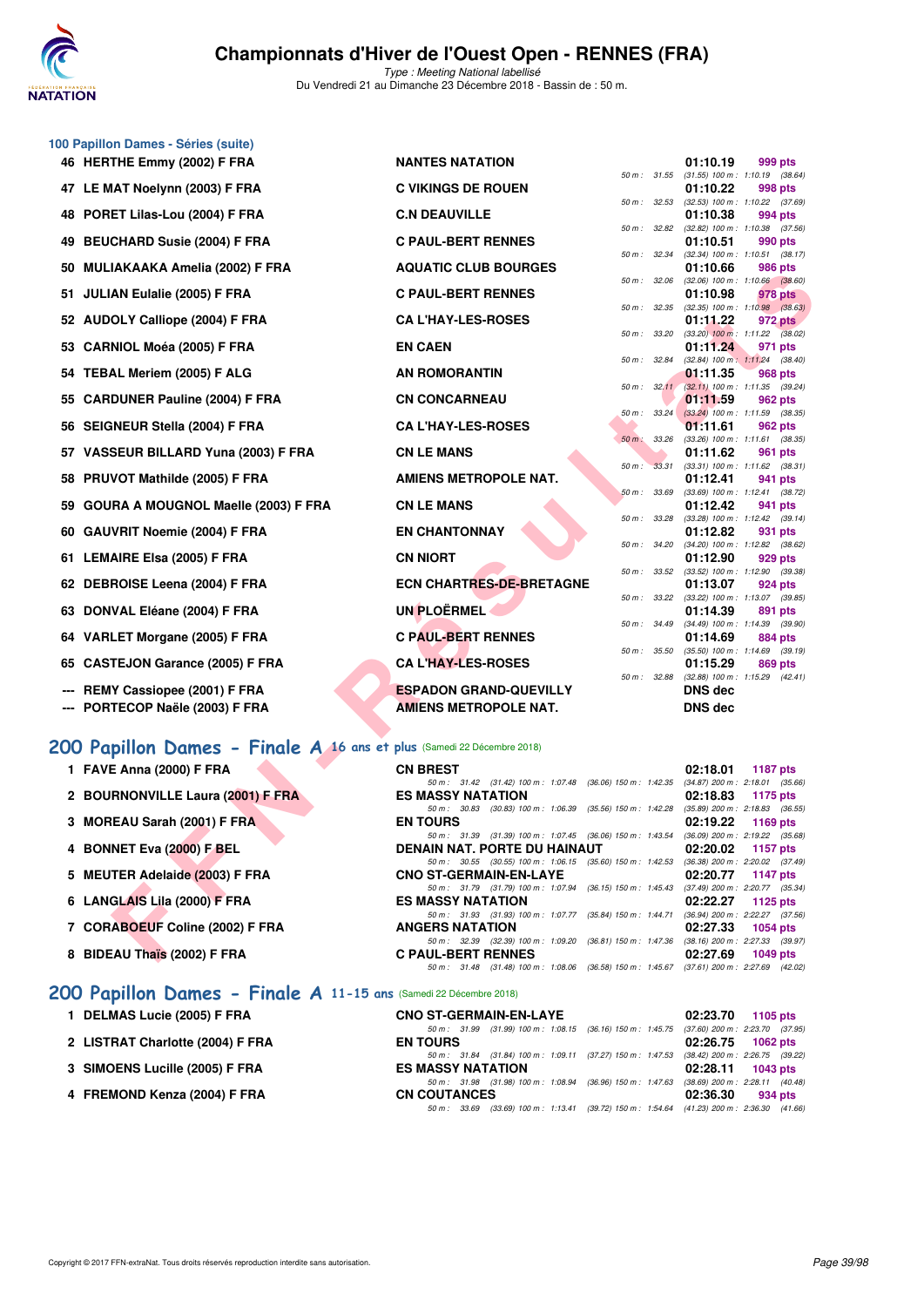# Championnats d'Hiver de l'Ouest Open - RENNES (FRA)

*Type : Meeting National labellisé*
Du Vendredi 21 au Dimanche 23 Décembre 2018 - Bassin de : 50 m.

## 100 Papillon Dames - Séries (suite)

| Rg | Nom | Club | Splits | Temps | Points |
|---|---|---|---|---|---|
| 46 | HERTHE Emmy (2002) F FRA | NANTES NATATION | 50 m : 31.55 (31.55) 100 m : 1:10.19 (38.64) | 01:10.19 | 999 pts |
| 47 | LE MAT Noelynn (2003) F FRA | C VIKINGS DE ROUEN | 50 m : 32.53 (32.53) 100 m : 1:10.22 (37.69) | 01:10.22 | 998 pts |
| 48 | PORET Lilas-Lou (2004) F FRA | C.N DEAUVILLE | 50 m : 32.82 (32.82) 100 m : 1:10.38 (37.56) | 01:10.38 | 994 pts |
| 49 | BEUCHARD Susie (2004) F FRA | C PAUL-BERT RENNES | 50 m : 32.34 (32.34) 100 m : 1:10.51 (38.17) | 01:10.51 | 990 pts |
| 50 | MULIAKAAKA Amelia (2002) F FRA | AQUATIC CLUB BOURGES | 50 m : 32.06 (32.06) 100 m : 1:10.66 (38.60) | 01:10.66 | 986 pts |
| 51 | JULIAN Eulalie (2005) F FRA | C PAUL-BERT RENNES | 50 m : 32.35 (32.35) 100 m : 1:10.98 (38.63) | 01:10.98 | 978 pts |
| 52 | AUDOLY Calliope (2004) F FRA | CA L'HAY-LES-ROSES | 50 m : 33.20 (33.20) 100 m : 1:11.22 (38.02) | 01:11.22 | 972 pts |
| 53 | CARNIOL Moéa (2005) F FRA | EN CAEN | 50 m : 32.84 (32.84) 100 m : 1:11.24 (38.40) | 01:11.24 | 971 pts |
| 54 | TEBAL Meriem (2005) F ALG | AN ROMORANTIN | 50 m : 32.11 (32.11) 100 m : 1:11.35 (39.24) | 01:11.35 | 968 pts |
| 55 | CARDUNER Pauline (2004) F FRA | CN CONCARNEAU | 50 m : 33.24 (33.24) 100 m : 1:11.59 (38.35) | 01:11.59 | 962 pts |
| 56 | SEIGNEUR Stella (2004) F FRA | CA L'HAY-LES-ROSES | 50 m : 33.26 (33.26) 100 m : 1:11.61 (38.35) | 01:11.61 | 962 pts |
| 57 | VASSEUR BILLARD Yuna (2003) F FRA | CN LE MANS | 50 m : 33.31 (33.31) 100 m : 1:11.62 (38.31) | 01:11.62 | 961 pts |
| 58 | PRUVOT Mathilde (2005) F FRA | AMIENS METROPOLE NAT. | 50 m : 33.69 (33.69) 100 m : 1:12.41 (38.72) | 01:12.41 | 941 pts |
| 59 | GOURA A MOUGNOL Maelle (2003) F FRA | CN LE MANS | 50 m : 33.28 (33.28) 100 m : 1:12.42 (39.14) | 01:12.42 | 941 pts |
| 60 | GAUVRIT Noemie (2004) F FRA | EN CHANTONNAY | 50 m : 34.20 (34.20) 100 m : 1:12.82 (38.62) | 01:12.82 | 931 pts |
| 61 | LEMAIRE Elsa (2005) F FRA | CN NIORT | 50 m : 33.52 (33.52) 100 m : 1:12.90 (39.38) | 01:12.90 | 929 pts |
| 62 | DEBROISE Leena (2004) F FRA | ECN CHARTRES-DE-BRETAGNE | 50 m : 33.22 (33.22) 100 m : 1:13.07 (39.85) | 01:13.07 | 924 pts |
| 63 | DONVAL Eléane (2004) F FRA | UN PLOËRMEL | 50 m : 34.49 (34.49) 100 m : 1:14.39 (39.90) | 01:14.39 | 891 pts |
| 64 | VARLET Morgane (2005) F FRA | C PAUL-BERT RENNES | 50 m : 35.50 (35.50) 100 m : 1:14.69 (39.19) | 01:14.69 | 884 pts |
| 65 | CASTEJON Garance (2005) F FRA | CA L'HAY-LES-ROSES | 50 m : 32.88 (32.88) 100 m : 1:15.29 (42.41) | 01:15.29 | 869 pts |
| --- | REMY Cassiopee (2001) F FRA | ESPADON GRAND-QUEVILLY | | DNS dec | |
| --- | PORTECOP Naële (2003) F FRA | AMIENS METROPOLE NAT. | | DNS dec | |

## 200 Papillon Dames - Finale A 16 ans et plus (Samedi 22 Décembre 2018)

| Rg | Nom | Club | Splits | Temps | Points |
|---|---|---|---|---|---|
| 1 | FAVE Anna (2000) F FRA | CN BREST | 50 m : 31.42 (31.42) 100 m : 1:07.48 (36.06) 150 m : 1:42.35 (34.87) 200 m : 2:18.01 (35.66) | 02:18.01 | 1187 pts |
| 2 | BOURNONVILLE Laura (2001) F FRA | ES MASSY NATATION | 50 m : 30.83 (30.83) 100 m : 1:06.39 (35.56) 150 m : 1:42.28 (35.89) 200 m : 2:18.83 (36.55) | 02:18.83 | 1175 pts |
| 3 | MOREAU Sarah (2001) F FRA | EN TOURS | 50 m : 31.39 (31.39) 100 m : 1:07.45 (36.06) 150 m : 1:43.54 (36.09) 200 m : 2:19.22 (35.68) | 02:19.22 | 1169 pts |
| 4 | BONNET Eva (2000) F BEL | DENAIN NAT. PORTE DU HAINAUT | 50 m : 30.55 (30.55) 100 m : 1:06.15 (35.60) 150 m : 1:42.53 (36.38) 200 m : 2:20.02 (37.49) | 02:20.02 | 1157 pts |
| 5 | MEUTER Adelaide (2003) F FRA | CNO ST-GERMAIN-EN-LAYE | 50 m : 31.79 (31.79) 100 m : 1:07.94 (36.15) 150 m : 1:45.43 (37.49) 200 m : 2:20.77 (35.34) | 02:20.77 | 1147 pts |
| 6 | LANGLAIS Lila (2000) F FRA | ES MASSY NATATION | 50 m : 31.93 (31.93) 100 m : 1:07.77 (35.84) 150 m : 1:44.71 (36.94) 200 m : 2:22.27 (37.56) | 02:22.27 | 1125 pts |
| 7 | CORABOEUF Coline (2002) F FRA | ANGERS NATATION | 50 m : 32.39 (32.39) 100 m : 1:09.20 (36.81) 150 m : 1:47.36 (38.16) 200 m : 2:27.33 (39.97) | 02:27.33 | 1054 pts |
| 8 | BIDEAU Thaïs (2002) F FRA | C PAUL-BERT RENNES | 50 m : 31.48 (31.48) 100 m : 1:08.06 (36.58) 150 m : 1:45.67 (37.61) 200 m : 2:27.69 (42.02) | 02:27.69 | 1049 pts |

## 200 Papillon Dames - Finale A 11-15 ans (Samedi 22 Décembre 2018)

| Rg | Nom | Club | Splits | Temps | Points |
|---|---|---|---|---|---|
| 1 | DELMAS Lucie (2005) F FRA | CNO ST-GERMAIN-EN-LAYE | 50 m : 31.99 (31.99) 100 m : 1:08.15 (36.16) 150 m : 1:45.75 (37.60) 200 m : 2:23.70 (37.95) | 02:23.70 | 1105 pts |
| 2 | LISTRAT Charlotte (2004) F FRA | EN TOURS | 50 m : 31.84 (31.84) 100 m : 1:09.11 (37.27) 150 m : 1:47.53 (38.42) 200 m : 2:26.75 (39.22) | 02:26.75 | 1062 pts |
| 3 | SIMOENS Lucille (2005) F FRA | ES MASSY NATATION | 50 m : 31.98 (31.98) 100 m : 1:08.94 (36.96) 150 m : 1:47.63 (38.69) 200 m : 2:28.11 (40.48) | 02:28.11 | 1043 pts |
| 4 | FREMOND Kenza (2004) F FRA | CN COUTANCES | 50 m : 33.69 (33.69) 100 m : 1:13.41 (39.72) 150 m : 1:54.64 (41.23) 200 m : 2:36.30 (41.66) | 02:36.30 | 934 pts |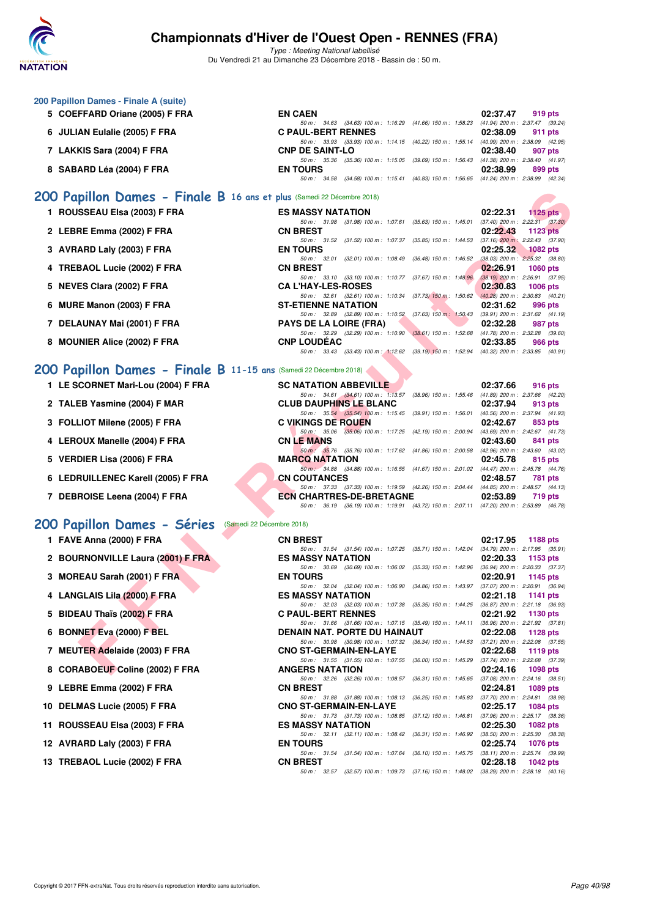### 200 Papillon Dames - Finale A (suite)

| Rang | Nom | Club | Temps | Points |
|---|---|---|---|---|
| 5 | COEFFARD Oriane (2005) F FRA | EN CAEN | 02:37.47 | 919 pts |
| | 50 m : 34.63 (34.63) 100 m : 1:16.29 (41.66) 150 m : 1:58.23 (41.94) 200 m : 2:37.47 (39.24) | | | |
| 6 | JULIAN Eulalie (2005) F FRA | C PAUL-BERT RENNES | 02:38.09 | 911 pts |
| | 50 m : 33.93 (33.93) 100 m : 1:14.15 (40.22) 150 m : 1:55.14 (40.99) 200 m : 2:38.09 (42.95) | | | |
| 7 | LAKKIS Sara (2004) F FRA | CNP DE SAINT-LO | 02:38.40 | 907 pts |
| | 50 m : 35.36 (35.36) 100 m : 1:15.05 (39.69) 150 m : 1:56.43 (41.38) 200 m : 2:38.40 (41.97) | | | |
| 8 | SABARD Léa (2004) F FRA | EN TOURS | 02:38.99 | 899 pts |
| | 50 m : 34.58 (34.58) 100 m : 1:15.41 (40.83) 150 m : 1:56.65 (41.24) 200 m : 2:38.99 (42.34) | | | |

## 200 Papillon Dames - Finale B 16 ans et plus (Samedi 22 Décembre 2018)

| Rang | Nom | Club | Temps | Points |
|---|---|---|---|---|
| 1 | ROUSSEAU Elsa (2003) F FRA | ES MASSY NATATION | 02:22.31 | 1125 pts |
| | 50 m : 31.98 (31.98) 100 m : 1:07.61 (35.63) 150 m : 1:45.01 (37.40) 200 m : 2:22.31 (37.30) | | | |
| 2 | LEBRE Emma (2002) F FRA | CN BREST | 02:22.43 | 1123 pts |
| | 50 m : 31.52 (31.52) 100 m : 1:07.37 (35.85) 150 m : 1:44.53 (37.16) 200 m : 2:22.43 (37.90) | | | |
| 3 | AVRARD Laly (2003) F FRA | EN TOURS | 02:25.32 | 1082 pts |
| | 50 m : 32.01 (32.01) 100 m : 1:08.49 (36.48) 150 m : 1:46.52 (38.03) 200 m : 2:25.32 (38.80) | | | |
| 4 | TREBAOL Lucie (2002) F FRA | CN BREST | 02:26.91 | 1060 pts |
| | 50 m : 33.10 (33.10) 100 m : 1:10.77 (37.67) 150 m : 1:48.96 (38.19) 200 m : 2:26.91 (37.95) | | | |
| 5 | NEVES Clara (2002) F FRA | CA L'HAY-LES-ROSES | 02:30.83 | 1006 pts |
| | 50 m : 32.61 (32.61) 100 m : 1:10.34 (37.73) 150 m : 1:50.62 (40.28) 200 m : 2:30.83 (40.21) | | | |
| 6 | MURE Manon (2003) F FRA | ST-ETIENNE NATATION | 02:31.62 | 996 pts |
| | 50 m : 32.89 (32.89) 100 m : 1:10.52 (37.63) 150 m : 1:50.43 (39.91) 200 m : 2:31.62 (41.19) | | | |
| 7 | DELAUNAY Mai (2001) F FRA | PAYS DE LA LOIRE (FRA) | 02:32.28 | 987 pts |
| | 50 m : 32.29 (32.29) 100 m : 1:10.90 (38.61) 150 m : 1:52.68 (41.78) 200 m : 2:32.28 (39.60) | | | |
| 8 | MOUNIER Alice (2002) F FRA | CNP LOUDÉAC | 02:33.85 | 966 pts |
| | 50 m : 33.43 (33.43) 100 m : 1:12.62 (39.19) 150 m : 1:52.94 (40.32) 200 m : 2:33.85 (40.91) | | | |

## 200 Papillon Dames - Finale B 11-15 ans (Samedi 22 Décembre 2018)

| Rang | Nom | Club | Temps | Points |
|---|---|---|---|---|
| 1 | LE SCORNET Mari-Lou (2004) F FRA | SC NATATION ABBEVILLE | 02:37.66 | 916 pts |
| | 50 m : 34.61 (34.61) 100 m : 1:13.57 (38.96) 150 m : 1:55.46 (41.89) 200 m : 2:37.66 (42.20) | | | |
| 2 | TALEB Yasmine (2004) F MAR | CLUB DAUPHINS LE BLANC | 02:37.94 | 913 pts |
| | 50 m : 35.54 (35.54) 100 m : 1:15.45 (39.91) 150 m : 1:56.01 (40.56) 200 m : 2:37.94 (41.93) | | | |
| 3 | FOLLIOT Milene (2005) F FRA | C VIKINGS DE ROUEN | 02:42.67 | 853 pts |
| | 50 m : 35.06 (35.06) 100 m : 1:17.25 (42.19) 150 m : 2:00.94 (43.69) 200 m : 2:42.67 (41.73) | | | |
| 4 | LEROUX Manelle (2004) F FRA | CN LE MANS | 02:43.60 | 841 pts |
| | 50 m : 35.76 (35.76) 100 m : 1:17.62 (41.86) 150 m : 2:00.58 (42.96) 200 m : 2:43.60 (43.02) | | | |
| 5 | VERDIER Lisa (2006) F FRA | MARCQ NATATION | 02:45.78 | 815 pts |
| | 50 m : 34.88 (34.88) 100 m : 1:16.55 (41.67) 150 m : 2:01.02 (44.47) 200 m : 2:45.78 (44.76) | | | |
| 6 | LEDRUILLENEC Karell (2005) F FRA | CN COUTANCES | 02:48.57 | 781 pts |
| | 50 m : 37.33 (37.33) 100 m : 1:19.59 (42.26) 150 m : 2:04.44 (44.85) 200 m : 2:48.57 (44.13) | | | |
| 7 | DEBROISE Leena (2004) F FRA | ECN CHARTRES-DE-BRETAGNE | 02:53.89 | 719 pts |
| | 50 m : 36.19 (36.19) 100 m : 1:19.91 (43.72) 150 m : 2:07.11 (47.20) 200 m : 2:53.89 (46.78) | | | |

## 200 Papillon Dames - Séries (Samedi 22 Décembre 2018)

| Rang | Nom | Club | Temps | Points |
|---|---|---|---|---|
| 1 | FAVE Anna (2000) F FRA | CN BREST | 02:17.95 | 1188 pts |
| | 50 m : 31.54 (31.54) 100 m : 1:07.25 (35.71) 150 m : 1:42.04 (34.79) 200 m : 2:17.95 (35.91) | | | |
| 2 | BOURNONVILLE Laura (2001) F FRA | ES MASSY NATATION | 02:20.33 | 1153 pts |
| | 50 m : 30.69 (30.69) 100 m : 1:06.02 (35.33) 150 m : 1:42.96 (36.94) 200 m : 2:20.33 (37.37) | | | |
| 3 | MOREAU Sarah (2001) F FRA | EN TOURS | 02:20.91 | 1145 pts |
| | 50 m : 32.04 (32.04) 100 m : 1:06.90 (34.86) 150 m : 1:43.97 (37.07) 200 m : 2:20.91 (36.94) | | | |
| 4 | LANGLAIS Lila (2000) F FRA | ES MASSY NATATION | 02:21.18 | 1141 pts |
| | 50 m : 32.03 (32.03) 100 m : 1:07.38 (35.35) 150 m : 1:44.25 (36.87) 200 m : 2:21.18 (36.93) | | | |
| 5 | BIDEAU Thaïs (2002) F FRA | C PAUL-BERT RENNES | 02:21.92 | 1130 pts |
| | 50 m : 31.66 (31.66) 100 m : 1:07.15 (35.49) 150 m : 1:44.11 (36.96) 200 m : 2:21.92 (37.81) | | | |
| 6 | BONNET Eva (2000) F BEL | DENAIN NAT. PORTE DU HAINAUT | 02:22.08 | 1128 pts |
| | 50 m : 30.98 (30.98) 100 m : 1:07.32 (36.34) 150 m : 1:44.53 (37.21) 200 m : 2:22.08 (37.55) | | | |
| 7 | MEUTER Adelaide (2003) F FRA | CNO ST-GERMAIN-EN-LAYE | 02:22.68 | 1119 pts |
| | 50 m : 31.55 (31.55) 100 m : 1:07.55 (36.00) 150 m : 1:45.29 (37.74) 200 m : 2:22.68 (37.39) | | | |
| 8 | CORABOEUF Coline (2002) F FRA | ANGERS NATATION | 02:24.16 | 1098 pts |
| | 50 m : 32.26 (32.26) 100 m : 1:08.57 (36.31) 150 m : 1:45.65 (37.08) 200 m : 2:24.16 (38.51) | | | |
| 9 | LEBRE Emma (2002) F FRA | CN BREST | 02:24.81 | 1089 pts |
| | 50 m : 31.88 (31.88) 100 m : 1:08.13 (36.25) 150 m : 1:45.83 (37.70) 200 m : 2:24.81 (38.98) | | | |
| 10 | DELMAS Lucie (2005) F FRA | CNO ST-GERMAIN-EN-LAYE | 02:25.17 | 1084 pts |
| | 50 m : 31.73 (31.73) 100 m : 1:08.85 (37.12) 150 m : 1:46.81 (37.96) 200 m : 2:25.17 (38.36) | | | |
| 11 | ROUSSEAU Elsa (2003) F FRA | ES MASSY NATATION | 02:25.30 | 1082 pts |
| | 50 m : 32.11 (32.11) 100 m : 1:08.42 (36.31) 150 m : 1:46.92 (38.50) 200 m : 2:25.30 (38.38) | | | |
| 12 | AVRARD Laly (2003) F FRA | EN TOURS | 02:25.74 | 1076 pts |
| | 50 m : 31.54 (31.54) 100 m : 1:07.64 (36.10) 150 m : 1:45.75 (38.11) 200 m : 2:25.74 (39.99) | | | |
| 13 | TREBAOL Lucie (2002) F FRA | CN BREST | 02:28.18 | 1042 pts |
| | 50 m : 32.57 (32.57) 100 m : 1:09.73 (37.16) 150 m : 1:48.02 (38.29) 200 m : 2:28.18 (40.16) | | | |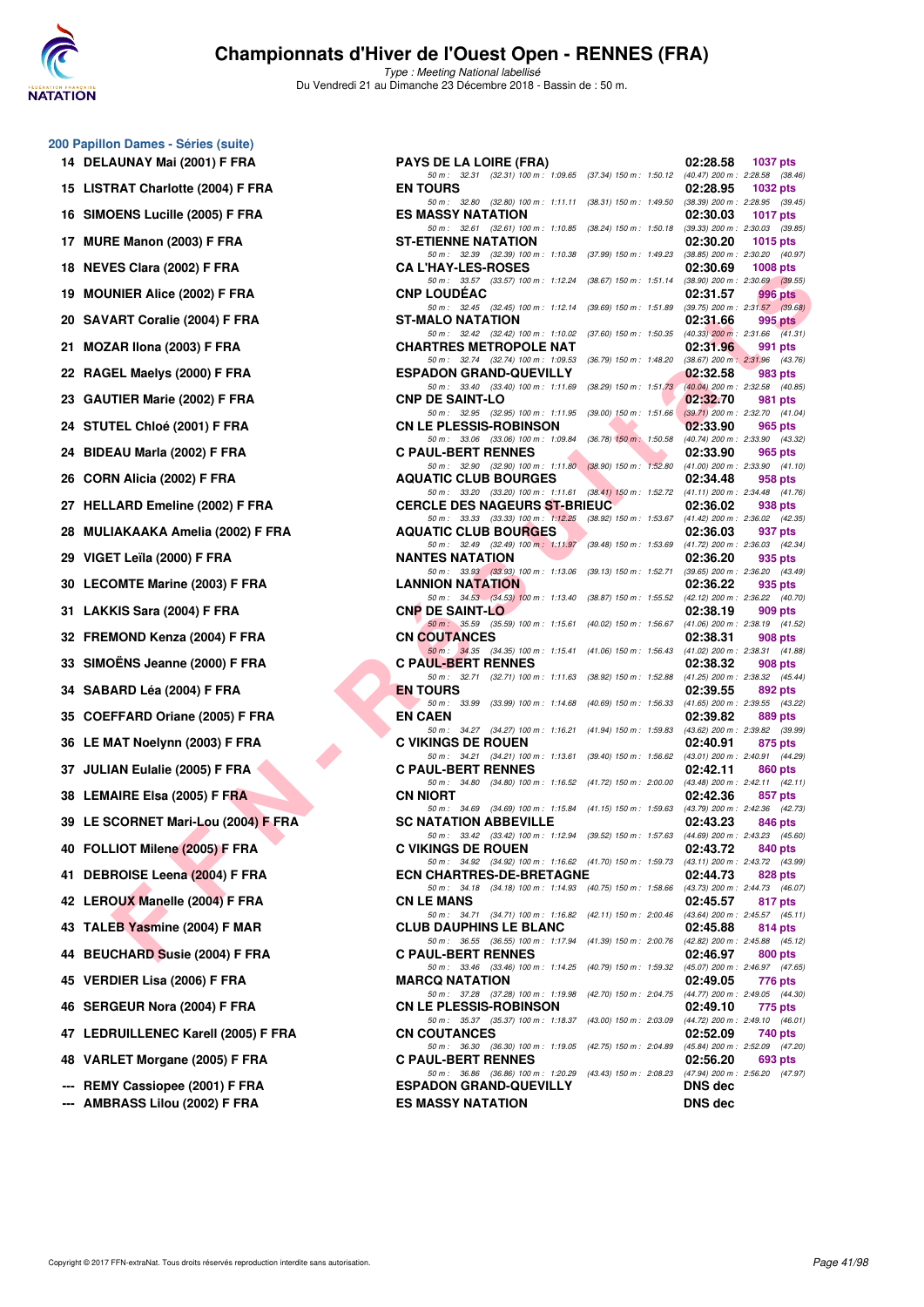# Championnats d'Hiver de l'Ouest Open - RENNES (FRA)

*Type : Meeting National labellisé*

Du Vendredi 21 au Dimanche 23 Décembre 2018 - Bassin de : 50 m.

## 200 Papillon Dames - Séries (suite)

| Rang | Nom | Club | Temps | Points |
|---|---|---|---|---|
| 14 | DELAUNAY Mai (2001) F FRA | PAYS DE LA LOIRE (FRA) | 02:28.58 | 1037 pts |
| | 50 m : 32.31 (32.31) 100 m : 1:09.65 (37.34) 150 m : 1:50.12 (40.47) 200 m : 2:28.58 (38.46) | | | |
| 15 | LISTRAT Charlotte (2004) F FRA | EN TOURS | 02:28.95 | 1032 pts |
| | 50 m : 32.80 (32.80) 100 m : 1:11.11 (38.31) 150 m : 1:49.50 (38.39) 200 m : 2:28.95 (39.45) | | | |
| 16 | SIMOENS Lucille (2005) F FRA | ES MASSY NATATION | 02:30.03 | 1017 pts |
| | 50 m : 32.61 (32.61) 100 m : 1:10.85 (38.24) 150 m : 1:50.18 (39.33) 200 m : 2:30.03 (39.85) | | | |
| 17 | MURE Manon (2003) F FRA | ST-ETIENNE NATATION | 02:30.20 | 1015 pts |
| | 50 m : 32.39 (32.39) 100 m : 1:10.38 (37.99) 150 m : 1:49.23 (38.85) 200 m : 2:30.20 (40.97) | | | |
| 18 | NEVES Clara (2002) F FRA | CA L'HAY-LES-ROSES | 02:30.69 | 1008 pts |
| | 50 m : 33.57 (33.57) 100 m : 1:12.24 (38.67) 150 m : 1:51.14 (38.90) 200 m : 2:30.69 (39.55) | | | |
| 19 | MOUNIER Alice (2002) F FRA | CNP LOUDÉAC | 02:31.57 | 996 pts |
| | 50 m : 32.45 (32.45) 100 m : 1:12.14 (39.69) 150 m : 1:51.89 (39.75) 200 m : 2:31.57 (39.68) | | | |
| 20 | SAVART Coralie (2004) F FRA | ST-MALO NATATION | 02:31.66 | 995 pts |
| | 50 m : 32.42 (32.42) 100 m : 1:10.02 (37.60) 150 m : 1:50.35 (40.33) 200 m : 2:31.66 (41.31) | | | |
| 21 | MOZAR Ilona (2003) F FRA | CHARTRES METROPOLE NAT | 02:31.96 | 991 pts |
| | 50 m : 32.74 (32.74) 100 m : 1:09.53 (36.79) 150 m : 1:48.20 (38.67) 200 m : 2:31.96 (43.76) | | | |
| 22 | RAGEL Maelys (2000) F FRA | ESPADON GRAND-QUEVILLY | 02:32.58 | 983 pts |
| | 50 m : 33.40 (33.40) 100 m : 1:11.69 (38.29) 150 m : 1:51.73 (40.04) 200 m : 2:32.58 (40.85) | | | |
| 23 | GAUTIER Marie (2002) F FRA | CNP DE SAINT-LO | 02:32.70 | 981 pts |
| | 50 m : 32.95 (32.95) 100 m : 1:11.95 (39.00) 150 m : 1:51.66 (39.71) 200 m : 2:32.70 (41.04) | | | |
| 24 | STUTEL Chloé (2001) F FRA | CN LE PLESSIS-ROBINSON | 02:33.90 | 965 pts |
| | 50 m : 33.06 (33.06) 100 m : 1:09.84 (36.78) 150 m : 1:50.58 (40.74) 200 m : 2:33.90 (43.32) | | | |
| 24 | BIDEAU Marla (2002) F FRA | C PAUL-BERT RENNES | 02:33.90 | 965 pts |
| | 50 m : 32.90 (32.90) 100 m : 1:11.80 (38.90) 150 m : 1:52.80 (41.00) 200 m : 2:33.90 (41.10) | | | |
| 26 | CORN Alicia (2002) F FRA | AQUATIC CLUB BOURGES | 02:34.48 | 958 pts |
| | 50 m : 33.20 (33.20) 100 m : 1:11.61 (38.41) 150 m : 1:52.72 (41.11) 200 m : 2:34.48 (41.76) | | | |
| 27 | HELLARD Emeline (2002) F FRA | CERCLE DES NAGEURS ST-BRIEUC | 02:36.02 | 938 pts |
| | 50 m : 33.33 (33.33) 100 m : 1:12.25 (38.92) 150 m : 1:53.67 (41.42) 200 m : 2:36.02 (42.35) | | | |
| 28 | MULIAKAAKA Amelia (2002) F FRA | AQUATIC CLUB BOURGES | 02:36.03 | 937 pts |
| | 50 m : 32.49 (32.49) 100 m : 1:11.97 (39.48) 150 m : 1:53.69 (41.72) 200 m : 2:36.03 (42.34) | | | |
| 29 | VIGET Leïla (2000) F FRA | NANTES NATATION | 02:36.20 | 935 pts |
| | 50 m : 33.93 (33.93) 100 m : 1:13.06 (39.13) 150 m : 1:52.71 (39.65) 200 m : 2:36.20 (43.49) | | | |
| 30 | LECOMTE Marine (2003) F FRA | LANNION NATATION | 02:36.22 | 935 pts |
| | 50 m : 34.53 (34.53) 100 m : 1:13.40 (38.87) 150 m : 1:55.52 (42.12) 200 m : 2:36.22 (40.70) | | | |
| 31 | LAKKIS Sara (2004) F FRA | CNP DE SAINT-LO | 02:38.19 | 909 pts |
| | 50 m : 35.59 (35.59) 100 m : 1:15.61 (40.02) 150 m : 1:56.67 (41.06) 200 m : 2:38.19 (41.52) | | | |
| 32 | FREMOND Kenza (2004) F FRA | CN COUTANCES | 02:38.31 | 908 pts |
| | 50 m : 34.35 (34.35) 100 m : 1:15.41 (41.06) 150 m : 1:56.43 (41.02) 200 m : 2:38.31 (41.88) | | | |
| 33 | SIMOËNS Jeanne (2000) F FRA | C PAUL-BERT RENNES | 02:38.32 | 908 pts |
| | 50 m : 32.71 (32.71) 100 m : 1:11.63 (38.92) 150 m : 1:52.88 (41.25) 200 m : 2:38.32 (45.44) | | | |
| 34 | SABARD Léa (2004) F FRA | EN TOURS | 02:39.55 | 892 pts |
| | 50 m : 33.99 (33.99) 100 m : 1:14.68 (40.69) 150 m : 1:56.33 (41.65) 200 m : 2:39.55 (43.22) | | | |
| 35 | COEFFARD Oriane (2005) F FRA | EN CAEN | 02:39.82 | 889 pts |
| | 50 m : 34.27 (34.27) 100 m : 1:16.21 (41.94) 150 m : 1:59.83 (43.62) 200 m : 2:39.82 (39.99) | | | |
| 36 | LE MAT Noelynn (2003) F FRA | C VIKINGS DE ROUEN | 02:40.91 | 875 pts |
| | 50 m : 34.21 (34.21) 100 m : 1:13.61 (39.40) 150 m : 1:56.62 (43.01) 200 m : 2:40.91 (44.29) | | | |
| 37 | JULIAN Eulalie (2005) F FRA | C PAUL-BERT RENNES | 02:42.11 | 860 pts |
| | 50 m : 34.80 (34.80) 100 m : 1:16.52 (41.72) 150 m : 2:00.00 (43.48) 200 m : 2:42.11 (42.11) | | | |
| 38 | LEMAIRE Elsa (2005) F FRA | CN NIORT | 02:42.36 | 857 pts |
| | 50 m : 34.69 (34.69) 100 m : 1:15.84 (41.15) 150 m : 1:59.63 (43.79) 200 m : 2:42.36 (42.73) | | | |
| 39 | LE SCORNET Mari-Lou (2004) F FRA | SC NATATION ABBEVILLE | 02:43.23 | 846 pts |
| | 50 m : 33.42 (33.42) 100 m : 1:12.94 (39.52) 150 m : 1:57.63 (44.69) 200 m : 2:43.23 (45.60) | | | |
| 40 | FOLLIOT Milene (2005) F FRA | C VIKINGS DE ROUEN | 02:43.72 | 840 pts |
| | 50 m : 34.92 (34.92) 100 m : 1:16.62 (41.70) 150 m : 1:59.73 (43.11) 200 m : 2:43.72 (43.99) | | | |
| 41 | DEBROISE Leena (2004) F FRA | ECN CHARTRES-DE-BRETAGNE | 02:44.73 | 828 pts |
| | 50 m : 34.18 (34.18) 100 m : 1:14.93 (40.75) 150 m : 1:58.66 (43.73) 200 m : 2:44.73 (46.07) | | | |
| 42 | LEROUX Manelle (2004) F FRA | CN LE MANS | 02:45.57 | 817 pts |
| | 50 m : 34.71 (34.71) 100 m : 1:16.82 (42.11) 150 m : 2:00.46 (43.64) 200 m : 2:45.57 (45.11) | | | |
| 43 | TALEB Yasmine (2004) F MAR | CLUB DAUPHINS LE BLANC | 02:45.88 | 814 pts |
| | 50 m : 36.55 (36.55) 100 m : 1:17.94 (41.39) 150 m : 2:00.76 (42.82) 200 m : 2:45.88 (45.12) | | | |
| 44 | BEUCHARD Susie (2004) F FRA | C PAUL-BERT RENNES | 02:46.97 | 800 pts |
| | 50 m : 33.46 (33.46) 100 m : 1:14.25 (40.79) 150 m : 1:59.32 (45.07) 200 m : 2:46.97 (47.65) | | | |
| 45 | VERDIER Lisa (2006) F FRA | MARCQ NATATION | 02:49.05 | 776 pts |
| | 50 m : 37.28 (37.28) 100 m : 1:19.98 (42.70) 150 m : 2:04.75 (44.77) 200 m : 2:49.05 (44.30) | | | |
| 46 | SERGEUR Nora (2004) F FRA | CN LE PLESSIS-ROBINSON | 02:49.10 | 775 pts |
| | 50 m : 35.37 (35.37) 100 m : 1:18.37 (43.00) 150 m : 2:03.09 (44.72) 200 m : 2:49.10 (46.01) | | | |
| 47 | LEDRUILLENEC Karell (2005) F FRA | CN COUTANCES | 02:52.09 | 740 pts |
| | 50 m : 36.30 (36.30) 100 m : 1:19.05 (42.75) 150 m : 2:04.89 (45.84) 200 m : 2:52.09 (47.20) | | | |
| 48 | VARLET Morgane (2005) F FRA | C PAUL-BERT RENNES | 02:56.20 | 693 pts |
| | 50 m : 36.86 (36.86) 100 m : 1:20.29 (43.43) 150 m : 2:08.23 (47.94) 200 m : 2:56.20 (47.97) | | | |
| --- | REMY Cassiopee (2001) F FRA | ESPADON GRAND-QUEVILLY | DNS dec | |
| --- | AMBRASS Lilou (2002) F FRA | ES MASSY NATATION | DNS dec | |

Copyright © 2017 FFN-extraNat. Tous droits réservés reproduction interdite sans autorisation.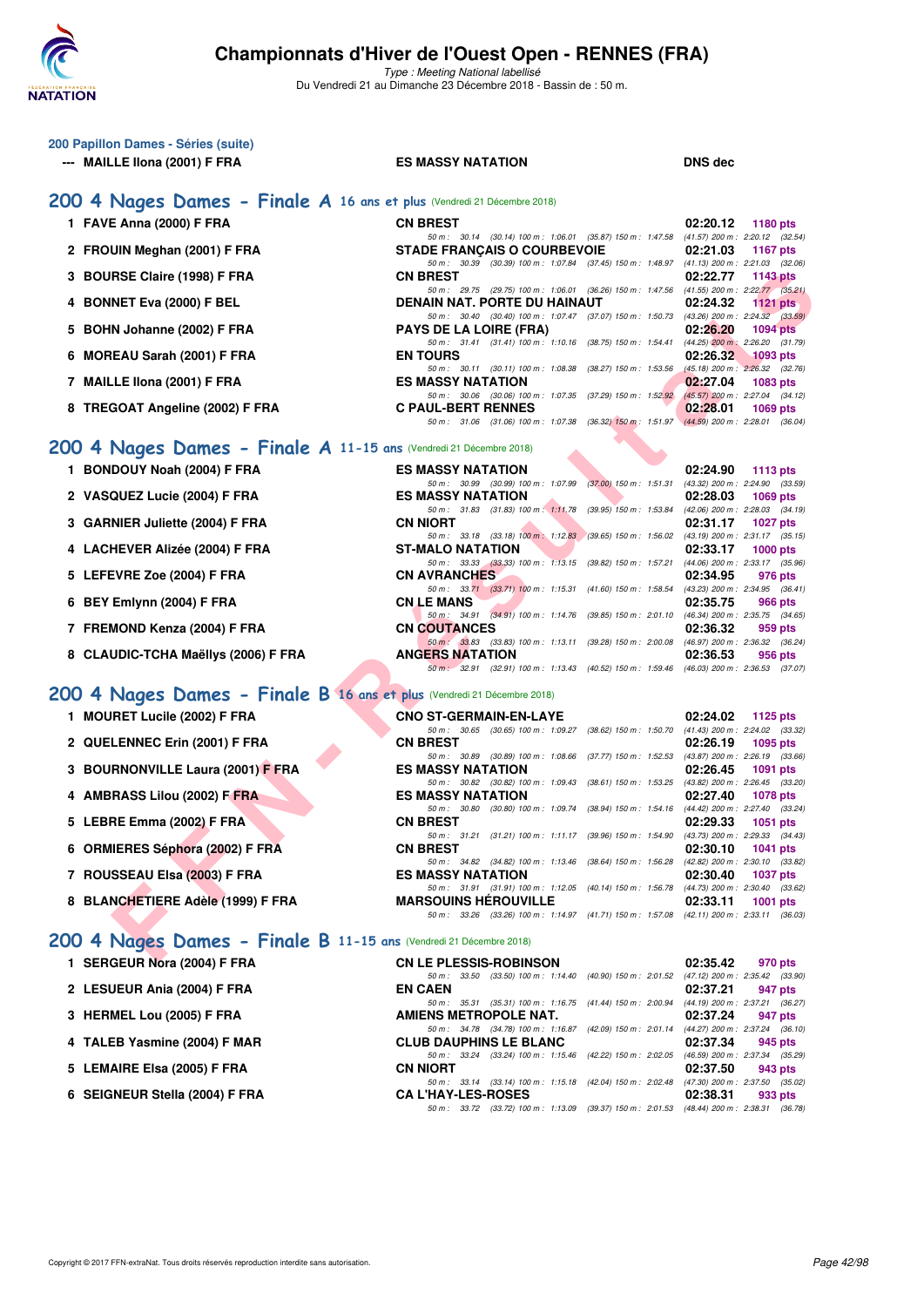# Championnats d'Hiver de l'Ouest Open - RENNES (FRA)

*Type : Meeting National labellisé*

Du Vendredi 21 au Dimanche 23 Décembre 2018 - Bassin de : 50 m.

### 200 Papillon Dames - Séries (suite)

| | Nom | Club | Temps | Points |
|---|---|---|---|---|
| --- | MAILLE Ilona (2001) F FRA | ES MASSY NATATION | DNS dec | |

## 200 4 Nages Dames - Finale A 16 ans et plus (Vendredi 21 Décembre 2018)

| | Nom | Club | Temps | Points |
|---|---|---|---|---|
| 1 | FAVE Anna (2000) F FRA | CN BREST | 02:20.12 | 1180 pts |
| | 50 m : 30.14 (30.14) 100 m : 1:06.01 (35.87) 150 m : 1:47.58 (41.57) 200 m : 2:20.12 (32.54) | | | |
| 2 | FROUIN Meghan (2001) F FRA | STADE FRANÇAIS O COURBEVOIE | 02:21.03 | 1167 pts |
| | 50 m : 30.39 (30.39) 100 m : 1:07.84 (37.45) 150 m : 1:48.97 (41.13) 200 m : 2:21.03 (32.06) | | | |
| 3 | BOURSE Claire (1998) F FRA | CN BREST | 02:22.77 | 1143 pts |
| | 50 m : 29.75 (29.75) 100 m : 1:06.01 (36.26) 150 m : 1:47.56 (41.55) 200 m : 2:22.77 (35.21) | | | |
| 4 | BONNET Eva (2000) F BEL | DENAIN NAT. PORTE DU HAINAUT | 02:24.32 | 1121 pts |
| | 50 m : 30.40 (30.40) 100 m : 1:07.47 (37.07) 150 m : 1:50.73 (43.26) 200 m : 2:24.32 (33.59) | | | |
| 5 | BOHN Johanne (2002) F FRA | PAYS DE LA LOIRE (FRA) | 02:26.20 | 1094 pts |
| | 50 m : 31.41 (31.41) 100 m : 1:10.16 (38.75) 150 m : 1:54.41 (44.25) 200 m : 2:26.20 (31.79) | | | |
| 6 | MOREAU Sarah (2001) F FRA | EN TOURS | 02:26.32 | 1093 pts |
| | 50 m : 30.11 (30.11) 100 m : 1:08.38 (38.27) 150 m : 1:53.56 (45.18) 200 m : 2:26.32 (32.76) | | | |
| 7 | MAILLE Ilona (2001) F FRA | ES MASSY NATATION | 02:27.04 | 1083 pts |
| | 50 m : 30.06 (30.06) 100 m : 1:07.35 (37.29) 150 m : 1:52.92 (45.57) 200 m : 2:27.04 (34.12) | | | |
| 8 | TREGOAT Angeline (2002) F FRA | C PAUL-BERT RENNES | 02:28.01 | 1069 pts |
| | 50 m : 31.06 (31.06) 100 m : 1:07.38 (36.32) 150 m : 1:51.97 (44.59) 200 m : 2:28.01 (36.04) | | | |

## 200 4 Nages Dames - Finale A 11-15 ans (Vendredi 21 Décembre 2018)

| | Nom | Club | Temps | Points |
|---|---|---|---|---|
| 1 | BONDOUY Noah (2004) F FRA | ES MASSY NATATION | 02:24.90 | 1113 pts |
| | 50 m : 30.99 (30.99) 100 m : 1:07.99 (37.00) 150 m : 1:51.31 (43.32) 200 m : 2:24.90 (33.59) | | | |
| 2 | VASQUEZ Lucie (2004) F FRA | ES MASSY NATATION | 02:28.03 | 1069 pts |
| | 50 m : 31.83 (31.83) 100 m : 1:11.78 (39.95) 150 m : 1:53.84 (42.06) 200 m : 2:28.03 (34.19) | | | |
| 3 | GARNIER Juliette (2004) F FRA | CN NIORT | 02:31.17 | 1027 pts |
| | 50 m : 33.18 (33.18) 100 m : 1:12.83 (39.65) 150 m : 1:56.02 (43.19) 200 m : 2:31.17 (35.15) | | | |
| 4 | LACHEVER Alizée (2004) F FRA | ST-MALO NATATION | 02:33.17 | 1000 pts |
| | 50 m : 33.33 (33.33) 100 m : 1:13.15 (39.82) 150 m : 1:57.21 (44.06) 200 m : 2:33.17 (35.96) | | | |
| 5 | LEFEVRE Zoe (2004) F FRA | CN AVRANCHES | 02:34.95 | 976 pts |
| | 50 m : 33.71 (33.71) 100 m : 1:15.31 (41.60) 150 m : 1:58.54 (43.23) 200 m : 2:34.95 (36.41) | | | |
| 6 | BEY Emlynn (2004) F FRA | CN LE MANS | 02:35.75 | 966 pts |
| | 50 m : 34.91 (34.91) 100 m : 1:14.76 (39.85) 150 m : 2:01.10 (46.34) 200 m : 2:35.75 (34.65) | | | |
| 7 | FREMOND Kenza (2004) F FRA | CN COUTANCES | 02:36.32 | 959 pts |
| | 50 m : 33.83 (33.83) 100 m : 1:13.11 (39.28) 150 m : 2:00.08 (46.97) 200 m : 2:36.32 (36.24) | | | |
| 8 | CLAUDIC-TCHA Maëllys (2006) F FRA | ANGERS NATATION | 02:36.53 | 956 pts |
| | 50 m : 32.91 (32.91) 100 m : 1:13.43 (40.52) 150 m : 1:59.46 (46.03) 200 m : 2:36.53 (37.07) | | | |

## 200 4 Nages Dames - Finale B 16 ans et plus (Vendredi 21 Décembre 2018)

| | Nom | Club | Temps | Points |
|---|---|---|---|---|
| 1 | MOURET Lucile (2002) F FRA | CNO ST-GERMAIN-EN-LAYE | 02:24.02 | 1125 pts |
| | 50 m : 30.65 (30.65) 100 m : 1:09.27 (38.62) 150 m : 1:50.70 (41.43) 200 m : 2:24.02 (33.32) | | | |
| 2 | QUELENNEC Erin (2001) F FRA | CN BREST | 02:26.19 | 1095 pts |
| | 50 m : 30.89 (30.89) 100 m : 1:08.66 (37.77) 150 m : 1:52.53 (43.87) 200 m : 2:26.19 (33.66) | | | |
| 3 | BOURNONVILLE Laura (2001) F FRA | ES MASSY NATATION | 02:26.45 | 1091 pts |
| | 50 m : 30.82 (30.82) 100 m : 1:09.43 (38.61) 150 m : 1:53.25 (43.82) 200 m : 2:26.45 (33.20) | | | |
| 4 | AMBRASS Lilou (2002) F FRA | ES MASSY NATATION | 02:27.40 | 1078 pts |
| | 50 m : 30.80 (30.80) 100 m : 1:09.74 (38.94) 150 m : 1:54.16 (44.42) 200 m : 2:27.40 (33.24) | | | |
| 5 | LEBRE Emma (2002) F FRA | CN BREST | 02:29.33 | 1051 pts |
| | 50 m : 31.21 (31.21) 100 m : 1:11.17 (39.96) 150 m : 1:54.90 (43.73) 200 m : 2:29.33 (34.43) | | | |
| 6 | ORMIERES Séphora (2002) F FRA | CN BREST | 02:30.10 | 1041 pts |
| | 50 m : 34.82 (34.82) 100 m : 1:13.46 (38.64) 150 m : 1:56.28 (42.82) 200 m : 2:30.10 (33.82) | | | |
| 7 | ROUSSEAU Elsa (2003) F FRA | ES MASSY NATATION | 02:30.40 | 1037 pts |
| | 50 m : 31.91 (31.91) 100 m : 1:12.05 (40.14) 150 m : 1:56.78 (44.73) 200 m : 2:30.40 (33.62) | | | |
| 8 | BLANCHETIERE Adèle (1999) F FRA | MARSOUINS HÉROUVILLE | 02:33.11 | 1001 pts |
| | 50 m : 33.26 (33.26) 100 m : 1:14.97 (41.71) 150 m : 1:57.08 (42.11) 200 m : 2:33.11 (36.03) | | | |

## 200 4 Nages Dames - Finale B 11-15 ans (Vendredi 21 Décembre 2018)

| | Nom | Club | Temps | Points |
|---|---|---|---|---|
| 1 | SERGEUR Nora (2004) F FRA | CN LE PLESSIS-ROBINSON | 02:35.42 | 970 pts |
| | 50 m : 33.50 (33.50) 100 m : 1:14.40 (40.90) 150 m : 2:01.52 (47.12) 200 m : 2:35.42 (33.90) | | | |
| 2 | LESUEUR Ania (2004) F FRA | EN CAEN | 02:37.21 | 947 pts |
| | 50 m : 35.31 (35.31) 100 m : 1:16.75 (41.44) 150 m : 2:00.94 (44.19) 200 m : 2:37.21 (36.27) | | | |
| 3 | HERMEL Lou (2005) F FRA | AMIENS METROPOLE NAT. | 02:37.24 | 947 pts |
| | 50 m : 34.78 (34.78) 100 m : 1:16.87 (42.09) 150 m : 2:01.14 (44.27) 200 m : 2:37.24 (36.10) | | | |
| 4 | TALEB Yasmine (2004) F MAR | CLUB DAUPHINS LE BLANC | 02:37.34 | 945 pts |
| | 50 m : 33.24 (33.24) 100 m : 1:15.46 (42.22) 150 m : 2:02.05 (46.59) 200 m : 2:37.34 (35.29) | | | |
| 5 | LEMAIRE Elsa (2005) F FRA | CN NIORT | 02:37.50 | 943 pts |
| | 50 m : 33.14 (33.14) 100 m : 1:15.18 (42.04) 150 m : 2:02.48 (47.30) 200 m : 2:37.50 (35.02) | | | |
| 6 | SEIGNEUR Stella (2004) F FRA | CA L'HAY-LES-ROSES | 02:38.31 | 933 pts |
| | 50 m : 33.72 (33.72) 100 m : 1:13.09 (39.37) 150 m : 2:01.53 (48.44) 200 m : 2:38.31 (36.78) | | | |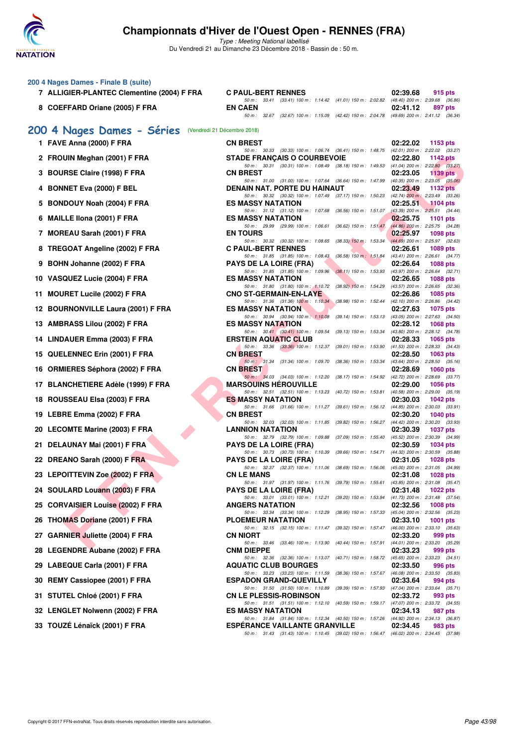### 200 4 Nages Dames - Finale B (suite)

| Rang | Nom | Club | Temps | Points |
|---|---|---|---|---|
| 7 | ALLIGIER-PLANTEC Clementine (2004) F FRA | C PAUL-BERT RENNES | 02:39.68 | 915 pts |
| | | 50 m : 33.41 (33.41) 100 m : 1:14.42 (41.01) 150 m : 2:02.82 (48.40) 200 m : 2:39.68 (36.86) | | |
| 8 | COEFFARD Oriane (2005) F FRA | EN CAEN | 02:41.12 | 897 pts |
| | | 50 m : 32.67 (32.67) 100 m : 1:15.09 (42.42) 150 m : 2:04.78 (49.69) 200 m : 2:41.12 (36.34) | | |

## 200 4 Nages Dames - Séries (Vendredi 21 Décembre 2018)

| Rang | Nom | Club | Temps | Points |
|---|---|---|---|---|
| 1 | FAVE Anna (2000) F FRA | CN BREST | 02:22.02 | 1153 pts |
| | | 50 m : 30.33 (30.33) 100 m : 1:06.74 (36.41) 150 m : 1:48.75 (42.01) 200 m : 2:22.02 (33.27) | | |
| 2 | FROUIN Meghan (2001) F FRA | STADE FRANÇAIS O COURBEVOIE | 02:22.80 | 1142 pts |
| | | 50 m : 30.31 (30.31) 100 m : 1:08.49 (38.18) 150 m : 1:49.53 (41.04) 200 m : 2:22.80 (33.27) | | |
| 3 | BOURSE Claire (1998) F FRA | CN BREST | 02:23.05 | 1139 pts |
| | | 50 m : 31.00 (31.00) 100 m : 1:07.64 (36.64) 150 m : 1:47.99 (40.35) 200 m : 2:23.05 (35.06) | | |
| 4 | BONNET Eva (2000) F BEL | DENAIN NAT. PORTE DU HAINAUT | 02:23.49 | 1132 pts |
| | | 50 m : 30.32 (30.32) 100 m : 1:07.49 (37.17) 150 m : 1:50.23 (42.74) 200 m : 2:23.49 (33.26) | | |
| 5 | BONDOUY Noah (2004) F FRA | ES MASSY NATATION | 02:25.51 | 1104 pts |
| | | 50 m : 31.12 (31.12) 100 m : 1:07.68 (36.56) 150 m : 1:51.07 (43.39) 200 m : 2:25.51 (34.44) | | |
| 6 | MAILLE Ilona (2001) F FRA | ES MASSY NATATION | 02:25.75 | 1101 pts |
| | | 50 m : 29.99 (29.99) 100 m : 1:06.61 (36.62) 150 m : 1:51.47 (44.86) 200 m : 2:25.75 (34.28) | | |
| 7 | MOREAU Sarah (2001) F FRA | EN TOURS | 02:25.97 | 1098 pts |
| | | 50 m : 30.32 (30.32) 100 m : 1:08.65 (38.33) 150 m : 1:53.34 (44.69) 200 m : 2:25.97 (32.63) | | |
| 8 | TREGOAT Angeline (2002) F FRA | C PAUL-BERT RENNES | 02:26.61 | 1089 pts |
| | | 50 m : 31.85 (31.85) 100 m : 1:08.43 (36.58) 150 m : 1:51.84 (43.41) 200 m : 2:26.61 (34.77) | | |
| 9 | BOHN Johanne (2002) F FRA | PAYS DE LA LOIRE (FRA) | 02:26.64 | 1088 pts |
| | | 50 m : 31.85 (31.85) 100 m : 1:09.96 (38.11) 150 m : 1:53.93 (43.97) 200 m : 2:26.64 (32.71) | | |
| 10 | VASQUEZ Lucie (2004) F FRA | ES MASSY NATATION | 02:26.65 | 1088 pts |
| | | 50 m : 31.80 (31.80) 100 m : 1:10.72 (38.92) 150 m : 1:54.29 (43.57) 200 m : 2:26.65 (32.36) | | |
| 11 | MOURET Lucile (2002) F FRA | CNO ST-GERMAIN-EN-LAYE | 02:26.86 | 1085 pts |
| | | 50 m : 31.36 (31.36) 100 m : 1:10.34 (38.98) 150 m : 1:52.44 (42.10) 200 m : 2:26.86 (34.42) | | |
| 12 | BOURNONVILLE Laura (2001) F FRA | ES MASSY NATATION | 02:27.63 | 1075 pts |
| | | 50 m : 30.94 (30.94) 100 m : 1:10.08 (39.14) 150 m : 1:53.13 (43.05) 200 m : 2:27.63 (34.50) | | |
| 13 | AMBRASS Lilou (2002) F FRA | ES MASSY NATATION | 02:28.12 | 1068 pts |
| | | 50 m : 30.41 (30.41) 100 m : 1:09.54 (39.13) 150 m : 1:53.34 (43.80) 200 m : 2:28.12 (34.78) | | |
| 14 | LINDAUER Emma (2003) F FRA | ERSTEIN AQUATIC CLUB | 02:28.33 | 1065 pts |
| | | 50 m : 33.36 (33.36) 100 m : 1:12.37 (39.01) 150 m : 1:53.90 (41.53) 200 m : 2:28.33 (34.43) | | |
| 15 | QUELENNEC Erin (2001) F FRA | CN BREST | 02:28.50 | 1063 pts |
| | | 50 m : 31.34 (31.34) 100 m : 1:09.70 (38.36) 150 m : 1:53.34 (43.64) 200 m : 2:28.50 (35.16) | | |
| 16 | ORMIERES Séphora (2002) F FRA | CN BREST | 02:28.69 | 1060 pts |
| | | 50 m : 34.03 (34.03) 100 m : 1:12.20 (38.17) 150 m : 1:54.92 (42.72) 200 m : 2:28.69 (33.77) | | |
| 17 | BLANCHETIERE Adèle (1999) F FRA | MARSOUINS HÉROUVILLE | 02:29.00 | 1056 pts |
| | | 50 m : 32.51 (32.51) 100 m : 1:13.23 (40.72) 150 m : 1:53.81 (40.58) 200 m : 2:29.00 (35.19) | | |
| 18 | ROUSSEAU Elsa (2003) F FRA | ES MASSY NATATION | 02:30.03 | 1042 pts |
| | | 50 m : 31.66 (31.66) 100 m : 1:11.27 (39.61) 150 m : 1:56.12 (44.85) 200 m : 2:30.03 (33.91) | | |
| 19 | LEBRE Emma (2002) F FRA | CN BREST | 02:30.20 | 1040 pts |
| | | 50 m : 32.03 (32.03) 100 m : 1:11.85 (39.82) 150 m : 1:56.27 (44.42) 200 m : 2:30.20 (33.93) | | |
| 20 | LECOMTE Marine (2003) F FRA | LANNION NATATION | 02:30.39 | 1037 pts |
| | | 50 m : 32.79 (32.79) 100 m : 1:09.88 (37.09) 150 m : 1:55.40 (45.52) 200 m : 2:30.39 (34.99) | | |
| 21 | DELAUNAY Mai (2001) F FRA | PAYS DE LA LOIRE (FRA) | 02:30.59 | 1034 pts |
| | | 50 m : 30.73 (30.73) 100 m : 1:10.39 (39.66) 150 m : 1:54.71 (44.32) 200 m : 2:30.59 (35.88) | | |
| 22 | DREANO Sarah (2000) F FRA | PAYS DE LA LOIRE (FRA) | 02:31.05 | 1028 pts |
| | | 50 m : 32.37 (32.37) 100 m : 1:11.06 (38.69) 150 m : 1:56.06 (45.00) 200 m : 2:31.05 (34.99) | | |
| 23 | LEPOITTEVIN Zoe (2002) F FRA | CN LE MANS | 02:31.08 | 1028 pts |
| | | 50 m : 31.97 (31.97) 100 m : 1:11.76 (39.79) 150 m : 1:55.61 (43.85) 200 m : 2:31.08 (35.47) | | |
| 24 | SOULARD Louann (2003) F FRA | PAYS DE LA LOIRE (FRA) | 02:31.48 | 1022 pts |
| | | 50 m : 33.01 (33.01) 100 m : 1:12.21 (39.20) 150 m : 1:53.94 (41.73) 200 m : 2:31.48 (37.54) | | |
| 25 | CORVAISIER Louise (2002) F FRA | ANGERS NATATION | 02:32.56 | 1008 pts |
| | | 50 m : 33.34 (33.34) 100 m : 1:12.29 (38.95) 150 m : 1:57.33 (45.04) 200 m : 2:32.56 (35.23) | | |
| 26 | THOMAS Doriane (2001) F FRA | PLOEMEUR NATATION | 02:33.10 | 1001 pts |
| | | 50 m : 32.15 (32.15) 100 m : 1:11.47 (39.32) 150 m : 1:57.47 (46.00) 200 m : 2:33.10 (35.63) | | |
| 27 | GARNIER Juliette (2004) F FRA | CN NIORT | 02:33.20 | 999 pts |
| | | 50 m : 33.46 (33.46) 100 m : 1:13.90 (40.44) 150 m : 1:57.91 (44.01) 200 m : 2:33.20 (35.29) | | |
| 28 | LEGENDRE Aubane (2002) F FRA | CNM DIEPPE | 02:33.23 | 999 pts |
| | | 50 m : 32.36 (32.36) 100 m : 1:13.07 (40.71) 150 m : 1:58.72 (45.65) 200 m : 2:33.23 (34.51) | | |
| 29 | LABEQUE Carla (2001) F FRA | AQUATIC CLUB BOURGES | 02:33.50 | 996 pts |
| | | 50 m : 33.23 (33.23) 100 m : 1:11.59 (38.36) 150 m : 1:57.67 (46.08) 200 m : 2:33.50 (35.83) | | |
| 30 | REMY Cassiopee (2001) F FRA | ESPADON GRAND-QUEVILLY | 02:33.64 | 994 pts |
| | | 50 m : 31.50 (31.50) 100 m : 1:10.89 (39.39) 150 m : 1:57.93 (47.04) 200 m : 2:33.64 (35.71) | | |
| 31 | STUTEL Chloé (2001) F FRA | CN LE PLESSIS-ROBINSON | 02:33.72 | 993 pts |
| | | 50 m : 31.51 (31.51) 100 m : 1:12.10 (40.59) 150 m : 1:59.17 (47.07) 200 m : 2:33.72 (34.55) | | |
| 32 | LENGLET Nolwenn (2002) F FRA | ES MASSY NATATION | 02:34.13 | 987 pts |
| | | 50 m : 31.84 (31.84) 100 m : 1:12.34 (40.50) 150 m : 1:57.26 (44.92) 200 m : 2:34.13 (36.87) | | |
| 33 | TOUZÉ Lénaïck (2001) F FRA | ESPÉRANCE VAILLANTE GRANVILLE | 02:34.45 | 983 pts |
| | | 50 m : 31.43 (31.43) 100 m : 1:10.45 (39.02) 150 m : 1:56.47 (46.02) 200 m : 2:34.45 (37.98) | | |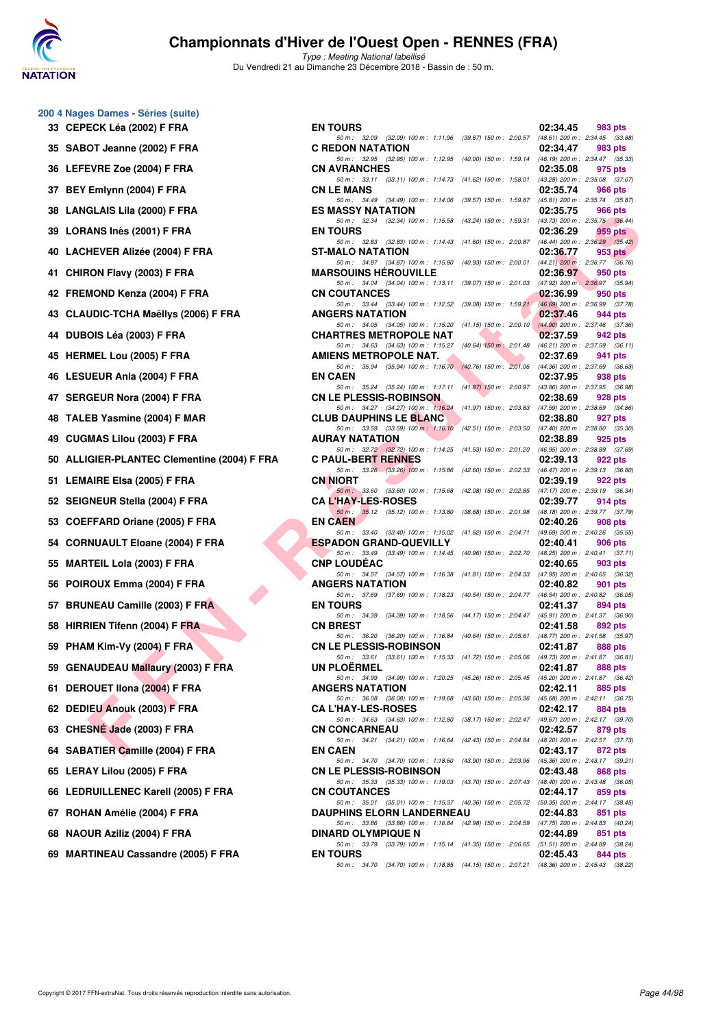# Championnats d'Hiver de l'Ouest Open - RENNES (FRA)

*Type : Meeting National labellisé*

Du Vendredi 21 au Dimanche 23 Décembre 2018 - Bassin de : 50 m.

## 200 4 Nages Dames - Séries (suite)

| Rang | Nom | Club | Temps | Points |
|---|---|---|---|---|
| 33 | CEPECK Léa (2002) F FRA | EN TOURS | 02:34.45 | 983 pts |
| | | 50 m : 32.09 (32.09) 100 m : 1:11.96 (39.87) 150 m : 2:00.57 (48.61) 200 m : 2:34.45 (33.88) | | |
| 35 | SABOT Jeanne (2002) F FRA | C REDON NATATION | 02:34.47 | 983 pts |
| | | 50 m : 32.95 (32.95) 100 m : 1:12.95 (40.00) 150 m : 1:59.14 (46.19) 200 m : 2:34.47 (35.33) | | |
| 36 | LEFEVRE Zoe (2004) F FRA | CN AVRANCHES | 02:35.08 | 975 pts |
| | | 50 m : 33.11 (33.11) 100 m : 1:14.73 (41.62) 150 m : 1:58.01 (43.28) 200 m : 2:35.08 (37.07) | | |
| 37 | BEY Emlynn (2004) F FRA | CN LE MANS | 02:35.74 | 966 pts |
| | | 50 m : 34.49 (34.49) 100 m : 1:14.06 (39.57) 150 m : 1:59.87 (45.81) 200 m : 2:35.74 (35.87) | | |
| 38 | LANGLAIS Lila (2000) F FRA | ES MASSY NATATION | 02:35.75 | 966 pts |
| | | 50 m : 32.34 (32.34) 100 m : 1:15.58 (43.24) 150 m : 1:59.31 (43.73) 200 m : 2:35.75 (36.44) | | |
| 39 | LORANS Inès (2001) F FRA | EN TOURS | 02:36.29 | 959 pts |
| | | 50 m : 32.83 (32.83) 100 m : 1:14.43 (41.60) 150 m : 2:00.87 (46.44) 200 m : 2:36.29 (35.42) | | |
| 40 | LACHEVER Alizée (2004) F FRA | ST-MALO NATATION | 02:36.77 | 953 pts |
| | | 50 m : 34.87 (34.87) 100 m : 1:15.80 (40.93) 150 m : 2:00.01 (44.21) 200 m : 2:36.77 (36.76) | | |
| 41 | CHIRON Flavy (2003) F FRA | MARSOUINS HÉROUVILLE | 02:36.97 | 950 pts |
| | | 50 m : 34.04 (34.04) 100 m : 1:13.11 (39.07) 150 m : 2:01.03 (47.92) 200 m : 2:36.97 (35.94) | | |
| 42 | FREMOND Kenza (2004) F FRA | CN COUTANCES | 02:36.99 | 950 pts |
| | | 50 m : 33.44 (33.44) 100 m : 1:12.52 (39.08) 150 m : 1:59.21 (46.69) 200 m : 2:36.99 (37.78) | | |
| 43 | CLAUDIC-TCHA Maëllys (2006) F FRA | ANGERS NATATION | 02:37.46 | 944 pts |
| | | 50 m : 34.05 (34.05) 100 m : 1:15.20 (41.15) 150 m : 2:00.10 (44.90) 200 m : 2:37.46 (37.36) | | |
| 44 | DUBOIS Léa (2003) F FRA | CHARTRES METROPOLE NAT | 02:37.59 | 942 pts |
| | | 50 m : 34.63 (34.63) 100 m : 1:15.27 (40.64) 150 m : 2:01.48 (46.21) 200 m : 2:37.59 (36.11) | | |
| 45 | HERMEL Lou (2005) F FRA | AMIENS METROPOLE NAT. | 02:37.69 | 941 pts |
| | | 50 m : 35.94 (35.94) 100 m : 1:16.70 (40.76) 150 m : 2:01.06 (44.36) 200 m : 2:37.69 (36.63) | | |
| 46 | LESUEUR Ania (2004) F FRA | EN CAEN | 02:37.95 | 938 pts |
| | | 50 m : 35.24 (35.24) 100 m : 1:17.11 (41.87) 150 m : 2:00.97 (43.86) 200 m : 2:37.95 (36.98) | | |
| 47 | SERGEUR Nora (2004) F FRA | CN LE PLESSIS-ROBINSON | 02:38.69 | 928 pts |
| | | 50 m : 34.27 (34.27) 100 m : 1:16.24 (41.97) 150 m : 2:03.83 (47.59) 200 m : 2:38.69 (34.86) | | |
| 48 | TALEB Yasmine (2004) F MAR | CLUB DAUPHINS LE BLANC | 02:38.80 | 927 pts |
| | | 50 m : 33.59 (33.59) 100 m : 1:16.10 (42.51) 150 m : 2:03.50 (47.40) 200 m : 2:38.80 (35.30) | | |
| 49 | CUGMAS Lilou (2003) F FRA | AURAY NATATION | 02:38.89 | 925 pts |
| | | 50 m : 32.72 (32.72) 100 m : 1:14.25 (41.53) 150 m : 2:01.20 (46.95) 200 m : 2:38.89 (37.69) | | |
| 50 | ALLIGIER-PLANTEC Clementine (2004) F FRA | C PAUL-BERT RENNES | 02:39.13 | 922 pts |
| | | 50 m : 33.26 (33.26) 100 m : 1:15.86 (42.60) 150 m : 2:02.33 (46.47) 200 m : 2:39.13 (36.80) | | |
| 51 | LEMAIRE Elsa (2005) F FRA | CN NIORT | 02:39.19 | 922 pts |
| | | 50 m : 33.60 (33.60) 100 m : 1:15.68 (42.08) 150 m : 2:02.85 (47.17) 200 m : 2:39.19 (36.34) | | |
| 52 | SEIGNEUR Stella (2004) F FRA | CA L'HAY-LES-ROSES | 02:39.77 | 914 pts |
| | | 50 m : 35.12 (35.12) 100 m : 1:13.80 (38.68) 150 m : 2:01.98 (48.18) 200 m : 2:39.77 (37.79) | | |
| 53 | COEFFARD Oriane (2005) F FRA | EN CAEN | 02:40.26 | 908 pts |
| | | 50 m : 33.40 (33.40) 100 m : 1:15.02 (41.62) 150 m : 2:04.71 (49.69) 200 m : 2:40.26 (35.55) | | |
| 54 | CORNUAULT Eloane (2004) F FRA | ESPADON GRAND-QUEVILLY | 02:40.41 | 906 pts |
| | | 50 m : 33.49 (33.49) 100 m : 1:14.45 (40.96) 150 m : 2:02.70 (48.25) 200 m : 2:40.41 (37.71) | | |
| 55 | MARTEIL Lola (2003) F FRA | CNP LOUDÉAC | 02:40.65 | 903 pts |
| | | 50 m : 34.57 (34.57) 100 m : 1:16.38 (41.81) 150 m : 2:04.33 (47.95) 200 m : 2:40.65 (36.32) | | |
| 56 | POIROUX Emma (2004) F FRA | ANGERS NATATION | 02:40.82 | 901 pts |
| | | 50 m : 37.69 (37.69) 100 m : 1:18.23 (40.54) 150 m : 2:04.77 (46.54) 200 m : 2:40.82 (36.05) | | |
| 57 | BRUNEAU Camille (2003) F FRA | EN TOURS | 02:41.37 | 894 pts |
| | | 50 m : 34.39 (34.39) 100 m : 1:18.56 (44.17) 150 m : 2:04.47 (45.91) 200 m : 2:41.37 (36.90) | | |
| 58 | HIRRIEN Tifenn (2004) F FRA | CN BREST | 02:41.58 | 892 pts |
| | | 50 m : 36.20 (36.20) 100 m : 1:16.84 (40.64) 150 m : 2:05.61 (48.77) 200 m : 2:41.58 (35.97) | | |
| 59 | PHAM Kim-Vy (2004) F FRA | CN LE PLESSIS-ROBINSON | 02:41.87 | 888 pts |
| | | 50 m : 33.61 (33.61) 100 m : 1:15.33 (41.72) 150 m : 2:05.06 (49.73) 200 m : 2:41.87 (36.81) | | |
| 59 | GENAUDEAU Mallaury (2003) F FRA | UN PLOËRMEL | 02:41.87 | 888 pts |
| | | 50 m : 34.99 (34.99) 100 m : 1:20.25 (45.26) 150 m : 2:05.45 (45.20) 200 m : 2:41.87 (36.42) | | |
| 61 | DEROUET Ilona (2004) F FRA | ANGERS NATATION | 02:42.11 | 885 pts |
| | | 50 m : 36.08 (36.08) 100 m : 1:19.68 (43.60) 150 m : 2:05.36 (45.68) 200 m : 2:42.11 (36.75) | | |
| 62 | DEDIEU Anouk (2003) F FRA | CA L'HAY-LES-ROSES | 02:42.17 | 884 pts |
| | | 50 m : 34.63 (34.63) 100 m : 1:12.80 (38.17) 150 m : 2:02.47 (49.67) 200 m : 2:42.17 (39.70) | | |
| 63 | CHESNÉ Jade (2003) F FRA | CN CONCARNEAU | 02:42.57 | 879 pts |
| | | 50 m : 34.21 (34.21) 100 m : 1:16.64 (42.43) 150 m : 2:04.84 (48.20) 200 m : 2:42.57 (37.73) | | |
| 64 | SABATIER Camille (2004) F FRA | EN CAEN | 02:43.17 | 872 pts |
| | | 50 m : 34.70 (34.70) 100 m : 1:18.60 (43.90) 150 m : 2:03.96 (45.36) 200 m : 2:43.17 (39.21) | | |
| 65 | LERAY Lilou (2005) F FRA | CN LE PLESSIS-ROBINSON | 02:43.48 | 868 pts |
| | | 50 m : 35.33 (35.33) 100 m : 1:19.03 (43.70) 150 m : 2:07.43 (48.40) 200 m : 2:43.48 (36.05) | | |
| 66 | LEDRUILLENEC Karell (2005) F FRA | CN COUTANCES | 02:44.17 | 859 pts |
| | | 50 m : 35.01 (35.01) 100 m : 1:15.37 (40.36) 150 m : 2:05.72 (50.35) 200 m : 2:44.17 (38.45) | | |
| 67 | ROHAN Amélie (2004) F FRA | DAUPHINS ELORN LANDERNEAU | 02:44.83 | 851 pts |
| | | 50 m : 33.86 (33.86) 100 m : 1:16.84 (42.98) 150 m : 2:04.59 (47.75) 200 m : 2:44.83 (40.24) | | |
| 68 | NAOUR Aziliz (2004) F FRA | DINARD OLYMPIQUE N | 02:44.89 | 851 pts |
| | | 50 m : 33.79 (33.79) 100 m : 1:15.14 (41.35) 150 m : 2:06.65 (51.51) 200 m : 2:44.89 (38.24) | | |
| 69 | MARTINEAU Cassandre (2005) F FRA | EN TOURS | 02:45.43 | 844 pts |
| | | 50 m : 34.70 (34.70) 100 m : 1:18.85 (44.15) 150 m : 2:07.21 (48.36) 200 m : 2:45.43 (38.22) | | |

Copyright © 2017 FFN-extraNat. Tous droits réservés reproduction interdite sans autorisation.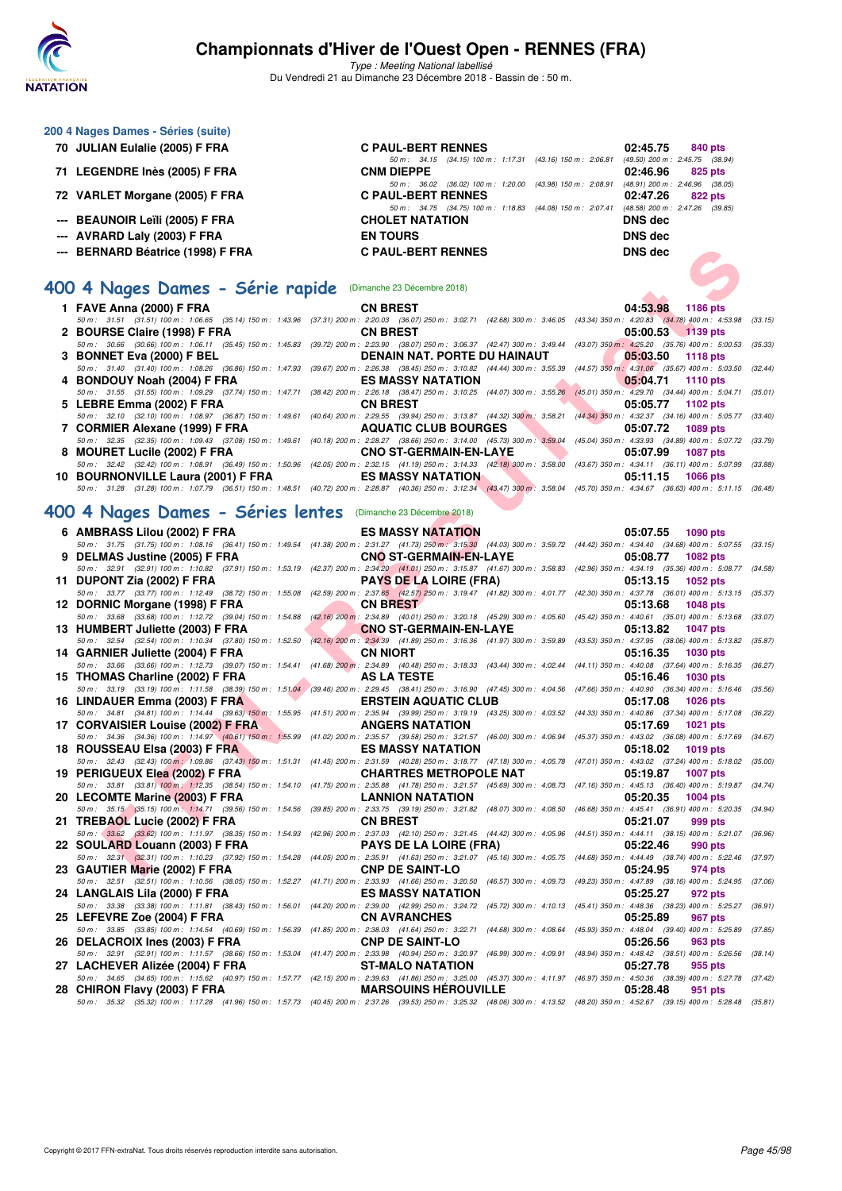## 200 4 Nages Dames - Séries (suite)

| Place | Nom | Club | Temps | Points |
|---|---|---|---|---|
| 70 | JULIAN Eulalie (2005) F FRA | C PAUL-BERT RENNES | 02:45.75 | 840 pts |
| | 50 m : 34.15 (34.15) 100 m : 1:17.31 (43.16) 150 m : 2:06.81 (49.50) 200 m : 2:45.75 (38.94) | | | |
| 71 | LEGENDRE Inès (2005) F FRA | CNM DIEPPE | 02:46.96 | 825 pts |
| | 50 m : 36.02 (36.02) 100 m : 1:20.00 (43.98) 150 m : 2:08.91 (48.91) 200 m : 2:46.96 (38.05) | | | |
| 72 | VARLET Morgane (2005) F FRA | C PAUL-BERT RENNES | 02:47.26 | 822 pts |
| | 50 m : 34.75 (34.75) 100 m : 1:18.83 (44.08) 150 m : 2:07.41 (48.58) 200 m : 2:47.26 (39.85) | | | |
| --- | BEAUNOIR Leïli (2005) F FRA | CHOLET NATATION | DNS dec | |
| --- | AVRARD Laly (2003) F FRA | EN TOURS | DNS dec | |
| --- | BERNARD Béatrice (1998) F FRA | C PAUL-BERT RENNES | DNS dec | |

## 400 4 Nages Dames - Série rapide (Dimanche 23 Décembre 2018)

| Place | Nom | Club | Temps | Points |
|---|---|---|---|---|
| 1 | FAVE Anna (2000) F FRA | CN BREST | 04:53.98 | 1186 pts |
| | 50 m : 31.51 (31.51) 100 m : 1:06.65 (35.14) 150 m : 1:43.96 (37.31) 200 m : 2:20.03 (36.07) 250 m : 3:02.71 (42.68) 300 m : 3:46.05 (43.34) 350 m : 4:20.83 (34.78) 400 m : 4:53.98 (33.15) | | | |
| 2 | BOURSE Claire (1998) F FRA | CN BREST | 05:00.53 | 1139 pts |
| | 50 m : 30.66 (30.66) 100 m : 1:06.11 (35.45) 150 m : 1:45.83 (39.72) 200 m : 2:23.90 (38.07) 250 m : 3:06.37 (42.47) 300 m : 3:49.44 (43.07) 350 m : 4:25.20 (35.76) 400 m : 5:00.53 (35.33) | | | |
| 3 | BONNET Eva (2000) F BEL | DENAIN NAT. PORTE DU HAINAUT | 05:03.50 | 1118 pts |
| | 50 m : 31.40 (31.40) 100 m : 1:08.26 (36.86) 150 m : 1:47.93 (39.67) 200 m : 2:26.38 (38.45) 250 m : 3:10.82 (44.44) 300 m : 3:55.39 (44.57) 350 m : 4:31.06 (35.67) 400 m : 5:03.50 (32.44) | | | |
| 4 | BONDOUY Noah (2004) F FRA | ES MASSY NATATION | 05:04.71 | 1110 pts |
| | 50 m : 31.55 (31.55) 100 m : 1:09.29 (37.74) 150 m : 1:47.71 (38.42) 200 m : 2:26.18 (38.47) 250 m : 3:10.25 (44.07) 300 m : 3:55.26 (45.01) 350 m : 4:29.70 (34.44) 400 m : 5:04.71 (35.01) | | | |
| 5 | LEBRE Emma (2002) F FRA | CN BREST | 05:05.77 | 1102 pts |
| | 50 m : 32.10 (32.10) 100 m : 1:08.97 (36.87) 150 m : 1:49.61 (40.64) 200 m : 2:29.55 (39.94) 250 m : 3:13.87 (44.32) 300 m : 3:58.21 (44.34) 350 m : 4:32.37 (34.16) 400 m : 5:05.77 (33.40) | | | |
| 7 | CORMIER Alexane (1999) F FRA | AQUATIC CLUB BOURGES | 05:07.72 | 1089 pts |
| | 50 m : 32.35 (32.35) 100 m : 1:09.43 (37.08) 150 m : 1:49.61 (40.18) 200 m : 2:28.27 (38.66) 250 m : 3:14.00 (45.73) 300 m : 3:59.04 (45.04) 350 m : 4:33.93 (34.89) 400 m : 5:07.72 (33.79) | | | |
| 8 | MOURET Lucile (2002) F FRA | CNO ST-GERMAIN-EN-LAYE | 05:07.99 | 1087 pts |
| | 50 m : 32.42 (32.42) 100 m : 1:08.91 (36.49) 150 m : 1:50.96 (42.05) 200 m : 2:32.15 (41.19) 250 m : 3:14.33 (42.18) 300 m : 3:58.00 (43.67) 350 m : 4:34.11 (36.11) 400 m : 5:07.99 (33.88) | | | |
| 10 | BOURNONVILLE Laura (2001) F FRA | ES MASSY NATATION | 05:11.15 | 1066 pts |
| | 50 m : 31.28 (31.28) 100 m : 1:07.79 (36.51) 150 m : 1:48.51 (40.72) 200 m : 2:28.87 (40.36) 250 m : 3:12.34 (43.47) 300 m : 3:58.04 (45.70) 350 m : 4:34.67 (36.63) 400 m : 5:11.15 (36.48) | | | |

## 400 4 Nages Dames - Séries lentes (Dimanche 23 Décembre 2018)

| Place | Nom | Club | Temps | Points |
|---|---|---|---|---|
| 6 | AMBRASS Lilou (2002) F FRA | ES MASSY NATATION | 05:07.55 | 1090 pts |
| | 50 m : 31.75 (31.75) 100 m : 1:08.16 (36.41) 150 m : 1:49.54 (41.38) 200 m : 2:31.27 (41.73) 250 m : 3:15.30 (44.03) 300 m : 3:59.72 (44.42) 350 m : 4:34.40 (34.68) 400 m : 5:07.55 (33.15) | | | |
| 9 | DELMAS Justine (2005) F FRA | CNO ST-GERMAIN-EN-LAYE | 05:08.77 | 1082 pts |
| | 50 m : 32.91 (32.91) 100 m : 1:10.82 (37.91) 150 m : 1:53.19 (42.37) 200 m : 2:34.20 (41.01) 250 m : 3:15.87 (41.67) 300 m : 3:58.83 (42.96) 350 m : 4:34.19 (35.36) 400 m : 5:08.77 (34.58) | | | |
| 11 | DUPONT Zia (2002) F FRA | PAYS DE LA LOIRE (FRA) | 05:13.15 | 1052 pts |
| | 50 m : 33.77 (33.77) 100 m : 1:12.49 (38.72) 150 m : 1:55.08 (42.59) 200 m : 2:37.65 (42.57) 250 m : 3:19.47 (41.82) 300 m : 4:01.77 (42.30) 350 m : 4:37.78 (36.01) 400 m : 5:13.15 (35.37) | | | |
| 12 | DORNIC Morgane (1998) F FRA | CN BREST | 05:13.68 | 1048 pts |
| | 50 m : 33.68 (33.68) 100 m : 1:12.72 (39.04) 150 m : 1:54.88 (42.16) 200 m : 2:34.89 (40.01) 250 m : 3:20.18 (45.29) 300 m : 4:05.60 (45.42) 350 m : 4:40.61 (35.01) 400 m : 5:13.68 (33.07) | | | |
| 13 | HUMBERT Juliette (2003) F FRA | CNO ST-GERMAIN-EN-LAYE | 05:13.82 | 1047 pts |
| | 50 m : 32.54 (32.54) 100 m : 1:10.34 (37.80) 150 m : 1:52.50 (42.16) 200 m : 2:34.39 (41.89) 250 m : 3:16.36 (41.97) 300 m : 3:59.89 (43.53) 350 m : 4:37.95 (38.06) 400 m : 5:13.82 (35.87) | | | |
| 14 | GARNIER Juliette (2004) F FRA | CN NIORT | 05:16.35 | 1030 pts |
| | 50 m : 33.66 (33.66) 100 m : 1:12.73 (39.07) 150 m : 1:54.41 (41.68) 200 m : 2:34.89 (40.48) 250 m : 3:18.33 (43.44) 300 m : 4:02.44 (44.11) 350 m : 4:40.08 (37.64) 400 m : 5:16.35 (36.27) | | | |
| 15 | THOMAS Charline (2002) F FRA | AS LA TESTE | 05:16.46 | 1030 pts |
| | 50 m : 33.19 (33.19) 100 m : 1:11.58 (38.39) 150 m : 1:51.04 (39.46) 200 m : 2:29.45 (38.41) 250 m : 3:16.90 (47.45) 300 m : 4:04.56 (47.66) 350 m : 4:40.90 (36.34) 400 m : 5:16.46 (35.56) | | | |
| 16 | LINDAUER Emma (2003) F FRA | ERSTEIN AQUATIC CLUB | 05:17.08 | 1026 pts |
| | 50 m : 34.81 (34.81) 100 m : 1:14.44 (39.63) 150 m : 1:55.95 (41.51) 200 m : 2:35.94 (39.99) 250 m : 3:19.19 (43.25) 300 m : 4:03.52 (44.33) 350 m : 4:40.86 (37.34) 400 m : 5:17.08 (36.22) | | | |
| 17 | CORVAISIER Louise (2002) F FRA | ANGERS NATATION | 05:17.69 | 1021 pts |
| | 50 m : 34.36 (34.36) 100 m : 1:14.97 (40.61) 150 m : 1:55.99 (41.02) 200 m : 2:35.57 (39.58) 250 m : 3:21.57 (46.00) 300 m : 4:06.94 (45.37) 350 m : 4:43.02 (36.08) 400 m : 5:17.69 (34.67) | | | |
| 18 | ROUSSEAU Elsa (2003) F FRA | ES MASSY NATATION | 05:18.02 | 1019 pts |
| | 50 m : 32.43 (32.43) 100 m : 1:09.86 (37.43) 150 m : 1:51.31 (41.45) 200 m : 2:31.59 (40.28) 250 m : 3:18.77 (47.18) 300 m : 4:05.78 (47.01) 350 m : 4:43.02 (37.24) 400 m : 5:18.02 (35.00) | | | |
| 19 | PERIGUEUX Elea (2002) F FRA | CHARTRES METROPOLE NAT | 05:19.87 | 1007 pts |
| | 50 m : 33.81 (33.81) 100 m : 1:12.35 (38.54) 150 m : 1:54.10 (41.75) 200 m : 2:35.88 (41.78) 250 m : 3:21.57 (45.69) 300 m : 4:08.73 (47.16) 350 m : 4:45.13 (36.40) 400 m : 5:19.87 (34.74) | | | |
| 20 | LECOMTE Marine (2003) F FRA | LANNION NATATION | 05:20.35 | 1004 pts |
| | 50 m : 35.15 (35.15) 100 m : 1:14.71 (39.56) 150 m : 1:54.56 (39.85) 200 m : 2:33.75 (39.19) 250 m : 3:21.82 (48.07) 300 m : 4:08.50 (46.68) 350 m : 4:45.41 (36.91) 400 m : 5:20.35 (34.94) | | | |
| 21 | TREBAOL Lucie (2002) F FRA | CN BREST | 05:21.07 | 999 pts |
| | 50 m : 33.62 (33.62) 100 m : 1:11.97 (38.35) 150 m : 1:54.93 (42.96) 200 m : 2:37.03 (42.10) 250 m : 3:21.45 (44.42) 300 m : 4:05.96 (44.51) 350 m : 4:44.11 (38.15) 400 m : 5:21.07 (36.96) | | | |
| 22 | SOULARD Louann (2003) F FRA | PAYS DE LA LOIRE (FRA) | 05:22.46 | 990 pts |
| | 50 m : 32.31 (32.31) 100 m : 1:10.23 (37.92) 150 m : 1:54.28 (44.05) 200 m : 2:35.91 (41.63) 250 m : 3:21.07 (45.16) 300 m : 4:05.75 (44.68) 350 m : 4:44.49 (38.74) 400 m : 5:22.46 (37.97) | | | |
| 23 | GAUTIER Marie (2002) F FRA | CNP DE SAINT-LO | 05:24.95 | 974 pts |
| | 50 m : 32.51 (32.51) 100 m : 1:10.56 (38.05) 150 m : 1:52.27 (41.71) 200 m : 2:33.93 (41.66) 250 m : 3:20.50 (46.57) 300 m : 4:09.73 (49.23) 350 m : 4:47.89 (38.16) 400 m : 5:24.95 (37.06) | | | |
| 24 | LANGLAIS Lila (2000) F FRA | ES MASSY NATATION | 05:25.27 | 972 pts |
| | 50 m : 33.38 (33.38) 100 m : 1:11.81 (38.43) 150 m : 1:56.01 (44.20) 200 m : 2:39.00 (42.99) 250 m : 3:24.72 (45.72) 300 m : 4:10.13 (45.41) 350 m : 4:48.36 (38.23) 400 m : 5:25.27 (36.91) | | | |
| 25 | LEFEVRE Zoe (2004) F FRA | CN AVRANCHES | 05:25.89 | 967 pts |
| | 50 m : 33.85 (33.85) 100 m : 1:14.54 (40.69) 150 m : 1:56.39 (41.85) 200 m : 2:38.03 (41.64) 250 m : 3:22.71 (44.68) 300 m : 4:08.64 (45.93) 350 m : 4:48.04 (39.40) 400 m : 5:25.89 (37.85) | | | |
| 26 | DELACROIX Ines (2003) F FRA | CNP DE SAINT-LO | 05:26.56 | 963 pts |
| | 50 m : 32.91 (32.91) 100 m : 1:11.57 (38.66) 150 m : 1:53.04 (41.47) 200 m : 2:33.98 (40.94) 250 m : 3:20.97 (46.99) 300 m : 4:09.91 (48.94) 350 m : 4:48.42 (38.51) 400 m : 5:26.56 (38.14) | | | |
| 27 | LACHEVER Alizée (2004) F FRA | ST-MALO NATATION | 05:27.78 | 955 pts |
| | 50 m : 34.65 (34.65) 100 m : 1:15.62 (40.97) 150 m : 1:57.77 (42.15) 200 m : 2:39.63 (41.86) 250 m : 3:25.00 (45.37) 300 m : 4:11.97 (46.97) 350 m : 4:50.36 (38.39) 400 m : 5:27.78 (37.42) | | | |
| 28 | CHIRON Flavy (2003) F FRA | MARSOUINS HÉROUVILLE | 05:28.48 | 951 pts |
| | 50 m : 35.32 (35.32) 100 m : 1:17.28 (41.96) 150 m : 1:57.73 (40.45) 200 m : 2:37.26 (39.53) 250 m : 3:25.32 (48.06) 300 m : 4:13.52 (48.20) 350 m : 4:52.67 (39.15) 400 m : 5:28.48 (35.81) | | | |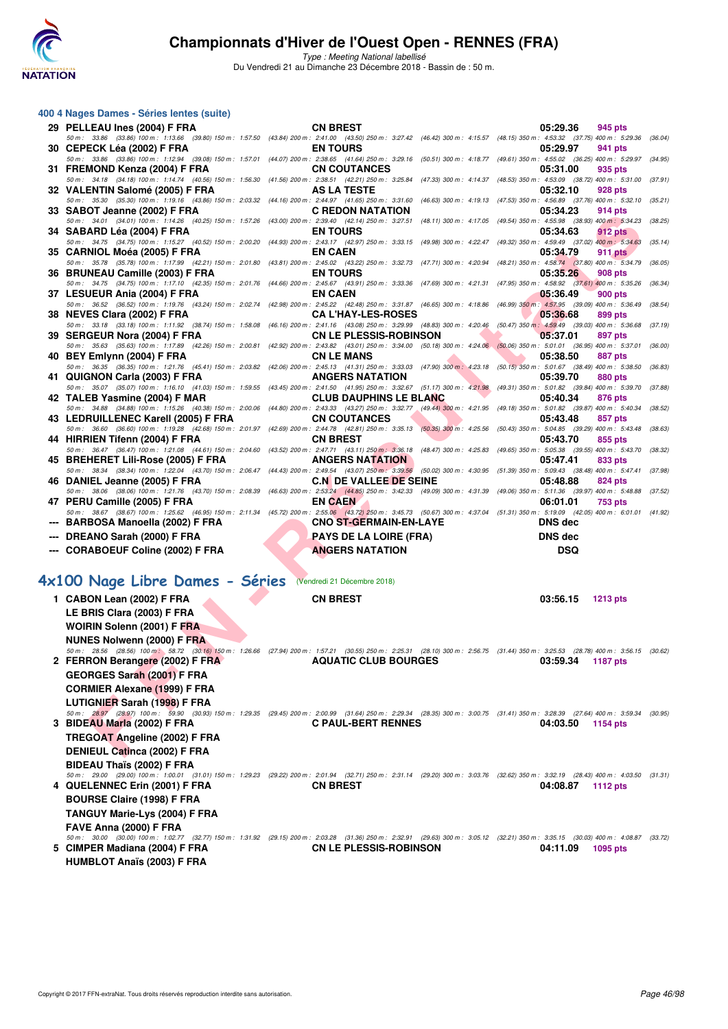# Championnats d'Hiver de l'Ouest Open - RENNES (FRA)

*Type : Meeting National labellisé*

Du Vendredi 21 au Dimanche 23 Décembre 2018 - Bassin de : 50 m.

## 400 4 Nages Dames - Séries lentes (suite)

29 PELLEAU Ines (2004) F FRA — CN BREST — 05:29.36 — 945 pts
50 m : 33.86 (33.86) 100 m : 1:13.66 (39.80) 150 m : 1:57.50 (43.84) 200 m : 2:41.00 (43.50) 250 m : 3:27.42 (46.42) 300 m : 4:15.57 (48.15) 350 m : 4:53.32 (37.75) 400 m : 5:29.36 (36.04)

30 CEPECK Léa (2002) F FRA — EN TOURS — 05:29.97 — 941 pts
50 m : 33.86 (33.86) 100 m : 1:12.94 (39.08) 150 m : 1:57.01 (44.07) 200 m : 2:38.65 (41.64) 250 m : 3:29.16 (50.51) 300 m : 4:18.77 (49.61) 350 m : 4:55.02 (36.25) 400 m : 5:29.97 (34.95)

31 FREMOND Kenza (2004) F FRA — CN COUTANCES — 05:31.00 — 935 pts
50 m : 34.18 (34.18) 100 m : 1:14.74 (40.56) 150 m : 1:56.30 (41.56) 200 m : 2:38.51 (42.21) 250 m : 3:25.84 (47.33) 300 m : 4:14.37 (48.53) 350 m : 4:53.09 (38.72) 400 m : 5:31.00 (37.91)

32 VALENTIN Salomé (2005) F FRA — AS LA TESTE — 05:32.10 — 928 pts
50 m : 35.30 (35.30) 100 m : 1:19.16 (43.86) 150 m : 2:03.32 (44.16) 200 m : 2:44.97 (41.65) 250 m : 3:31.60 (46.63) 300 m : 4:19.13 (47.53) 350 m : 4:56.89 (37.76) 400 m : 5:32.10 (35.21)

33 SABOT Jeanne (2002) F FRA — C REDON NATATION — 05:34.23 — 914 pts
50 m : 34.01 (34.01) 100 m : 1:14.26 (40.25) 150 m : 1:57.26 (43.00) 200 m : 2:39.40 (42.14) 250 m : 3:27.51 (48.11) 300 m : 4:17.05 (49.54) 350 m : 4:55.98 (38.93) 400 m : 5:34.23 (38.25)

34 SABARD Léa (2004) F FRA — EN TOURS — 05:34.63 — 912 pts
50 m : 34.75 (34.75) 100 m : 1:15.27 (40.52) 150 m : 2:00.20 (44.93) 200 m : 2:43.17 (42.97) 250 m : 3:33.15 (49.98) 300 m : 4:22.47 (49.32) 350 m : 4:59.49 (37.02) 400 m : 5:34.63 (35.14)

35 CARNIOL Moéa (2005) F FRA — EN CAEN — 05:34.79 — 911 pts
50 m : 35.78 (35.78) 100 m : 1:17.99 (42.21) 150 m : 2:01.80 (43.81) 200 m : 2:45.02 (43.22) 250 m : 3:32.73 (47.71) 300 m : 4:20.94 (48.21) 350 m : 4:58.74 (37.80) 400 m : 5:34.79 (36.05)

36 BRUNEAU Camille (2003) F FRA — EN TOURS — 05:35.26 — 908 pts
50 m : 34.75 (34.75) 100 m : 1:17.10 (42.35) 150 m : 2:01.76 (44.66) 200 m : 2:45.67 (43.91) 250 m : 3:33.36 (47.69) 300 m : 4:21.31 (47.95) 350 m : 4:58.92 (37.61) 400 m : 5:35.26 (36.34)

37 LESUEUR Ania (2004) F FRA — EN CAEN — 05:36.49 — 900 pts
50 m : 36.52 (36.52) 100 m : 1:19.76 (43.24) 150 m : 2:02.74 (42.98) 200 m : 2:45.22 (42.48) 250 m : 3:31.87 (46.65) 300 m : 4:18.86 (46.99) 350 m : 4:57.95 (39.09) 400 m : 5:36.49 (38.54)

38 NEVES Clara (2002) F FRA — CA L'HAY-LES-ROSES — 05:36.68 — 899 pts
50 m : 33.18 (33.18) 100 m : 1:11.92 (38.74) 150 m : 1:58.08 (46.16) 200 m : 2:41.16 (43.08) 250 m : 3:29.99 (48.83) 300 m : 4:20.46 (50.47) 350 m : 4:59.49 (39.03) 400 m : 5:36.68 (37.19)

39 SERGEUR Nora (2004) F FRA — CN LE PLESSIS-ROBINSON — 05:37.01 — 897 pts
50 m : 35.63 (35.63) 100 m : 1:17.89 (42.26) 150 m : 2:00.81 (42.92) 200 m : 2:43.82 (43.01) 250 m : 3:34.00 (50.18) 300 m : 4:24.06 (50.06) 350 m : 5:01.01 (36.95) 400 m : 5:37.01 (36.00)

40 BEY Emlynn (2004) F FRA — CN LE MANS — 05:38.50 — 887 pts
50 m : 36.35 (36.35) 100 m : 1:21.76 (45.41) 150 m : 2:03.82 (42.06) 200 m : 2:45.13 (41.31) 250 m : 3:33.03 (47.90) 300 m : 4:23.18 (50.15) 350 m : 5:01.67 (38.49) 400 m : 5:38.50 (36.83)

41 QUIGNON Carla (2003) F FRA — ANGERS NATATION — 05:39.70 — 880 pts
50 m : 35.07 (35.07) 100 m : 1:16.10 (41.03) 150 m : 1:59.55 (43.45) 200 m : 2:41.50 (41.95) 250 m : 3:32.67 (51.17) 300 m : 4:21.98 (49.31) 350 m : 5:01.82 (39.84) 400 m : 5:39.70 (37.88)

42 TALEB Yasmine (2004) F MAR — CLUB DAUPHINS LE BLANC — 05:40.34 — 876 pts
50 m : 34.88 (34.88) 100 m : 1:15.26 (40.38) 150 m : 2:00.06 (44.80) 200 m : 2:43.33 (43.27) 250 m : 3:32.77 (49.44) 300 m : 4:21.95 (49.18) 350 m : 5:01.82 (39.87) 400 m : 5:40.34 (38.52)

43 LEDRUILLENEC Karell (2005) F FRA — CN COUTANCES — 05:43.48 — 857 pts
50 m : 36.60 (36.60) 100 m : 1:19.28 (42.68) 150 m : 2:01.97 (42.69) 200 m : 2:44.78 (42.81) 250 m : 3:35.13 (50.35) 300 m : 4:25.56 (50.43) 350 m : 5:04.85 (39.29) 400 m : 5:43.48 (38.63)

44 HIRRIEN Tifenn (2004) F FRA — CN BREST — 05:43.70 — 855 pts
50 m : 36.47 (36.47) 100 m : 1:21.08 (44.61) 150 m : 2:04.60 (43.52) 200 m : 2:47.71 (43.11) 250 m : 3:36.18 (48.47) 300 m : 4:25.83 (49.65) 350 m : 5:05.38 (39.55) 400 m : 5:43.70 (38.32)

45 BREHERET Lili-Rose (2005) F FRA — ANGERS NATATION — 05:47.41 — 833 pts
50 m : 38.34 (38.34) 100 m : 1:22.04 (43.70) 150 m : 2:06.47 (44.43) 200 m : 2:49.54 (43.07) 250 m : 3:39.56 (50.02) 300 m : 4:30.95 (51.39) 350 m : 5:09.43 (38.48) 400 m : 5:47.41 (37.98)

46 DANIEL Jeanne (2005) F FRA — C.N DE VALLEE DE SEINE — 05:48.88 — 824 pts
50 m : 38.06 (38.06) 100 m : 1:21.76 (43.70) 150 m : 2:08.39 (46.63) 200 m : 2:53.24 (44.85) 250 m : 3:42.33 (49.09) 300 m : 4:31.39 (49.06) 350 m : 5:11.36 (39.97) 400 m : 5:48.88 (37.52)

47 PERU Camille (2005) F FRA — EN CAEN — 06:01.01 — 753 pts
50 m : 38.67 (38.67) 100 m : 1:25.62 (46.95) 150 m : 2:11.34 (45.72) 200 m : 2:55.06 (43.72) 250 m : 3:45.73 (50.67) 300 m : 4:37.04 (51.31) 350 m : 5:19.09 (42.05) 400 m : 6:01.01 (41.92)

--- BARBOSA Manoella (2002) F FRA — CNO ST-GERMAIN-EN-LAYE — DNS dec

--- DREANO Sarah (2000) F FRA — PAYS DE LA LOIRE (FRA) — DNS dec

--- CORABOEUF Coline (2002) F FRA — ANGERS NATATION — DSQ

## 4x100 Nage Libre Dames - Séries (Vendredi 21 Décembre 2018)

1 CABON Lean (2002) F FRA — CN BREST — 03:56.15 — 1213 pts
LE BRIS Clara (2003) F FRA
WOIRIN Solenn (2001) F FRA
NUNES Nolwenn (2000) F FRA
50 m : 28.56 (28.56) 100 m : 58.72 (30.16) 150 m : 1:26.66 (27.94) 200 m : 1:57.21 (30.55) 250 m : 2:25.31 (28.10) 300 m : 2:56.75 (31.44) 350 m : 3:25.53 (28.78) 400 m : 3:56.15 (30.62)

2 FERRON Berangere (2002) F FRA — AQUATIC CLUB BOURGES — 03:59.34 — 1187 pts
GEORGES Sarah (2001) F FRA
CORMIER Alexane (1999) F FRA
LUTIGNIER Sarah (1998) F FRA
50 m : 28.97 (28.97) 100 m : 59.90 (30.93) 150 m : 1:29.35 (29.45) 200 m : 2:00.99 (31.64) 250 m : 2:29.34 (28.35) 300 m : 3:00.75 (31.41) 350 m : 3:28.39 (27.64) 400 m : 3:59.34 (30.95)

3 BIDEAU Marla (2002) F FRA — C PAUL-BERT RENNES — 04:03.50 — 1154 pts
TREGOAT Angeline (2002) F FRA
DENIEUL Catinca (2002) F FRA
BIDEAU Thaïs (2002) F FRA
50 m : 29.00 (29.00) 100 m : 1:00.01 (31.01) 150 m : 1:29.23 (29.22) 200 m : 2:01.94 (32.71) 250 m : 2:31.14 (29.20) 300 m : 3:03.76 (32.62) 350 m : 3:32.19 (28.43) 400 m : 4:03.50 (31.31)

4 QUELENNEC Erin (2001) F FRA — CN BREST — 04:08.87 — 1112 pts
BOURSE Claire (1998) F FRA
TANGUY Marie-Lys (2004) F FRA
FAVE Anna (2000) F FRA
50 m : 30.00 (30.00) 100 m : 1:02.77 (32.77) 150 m : 1:31.92 (29.15) 200 m : 2:03.28 (31.36) 250 m : 2:32.91 (29.63) 300 m : 3:05.12 (32.21) 350 m : 3:35.15 (30.03) 400 m : 4:08.87 (33.72)

5 CIMPER Madiana (2004) F FRA — CN LE PLESSIS-ROBINSON — 04:11.09 — 1095 pts
HUMBLOT Anaïs (2003) F FRA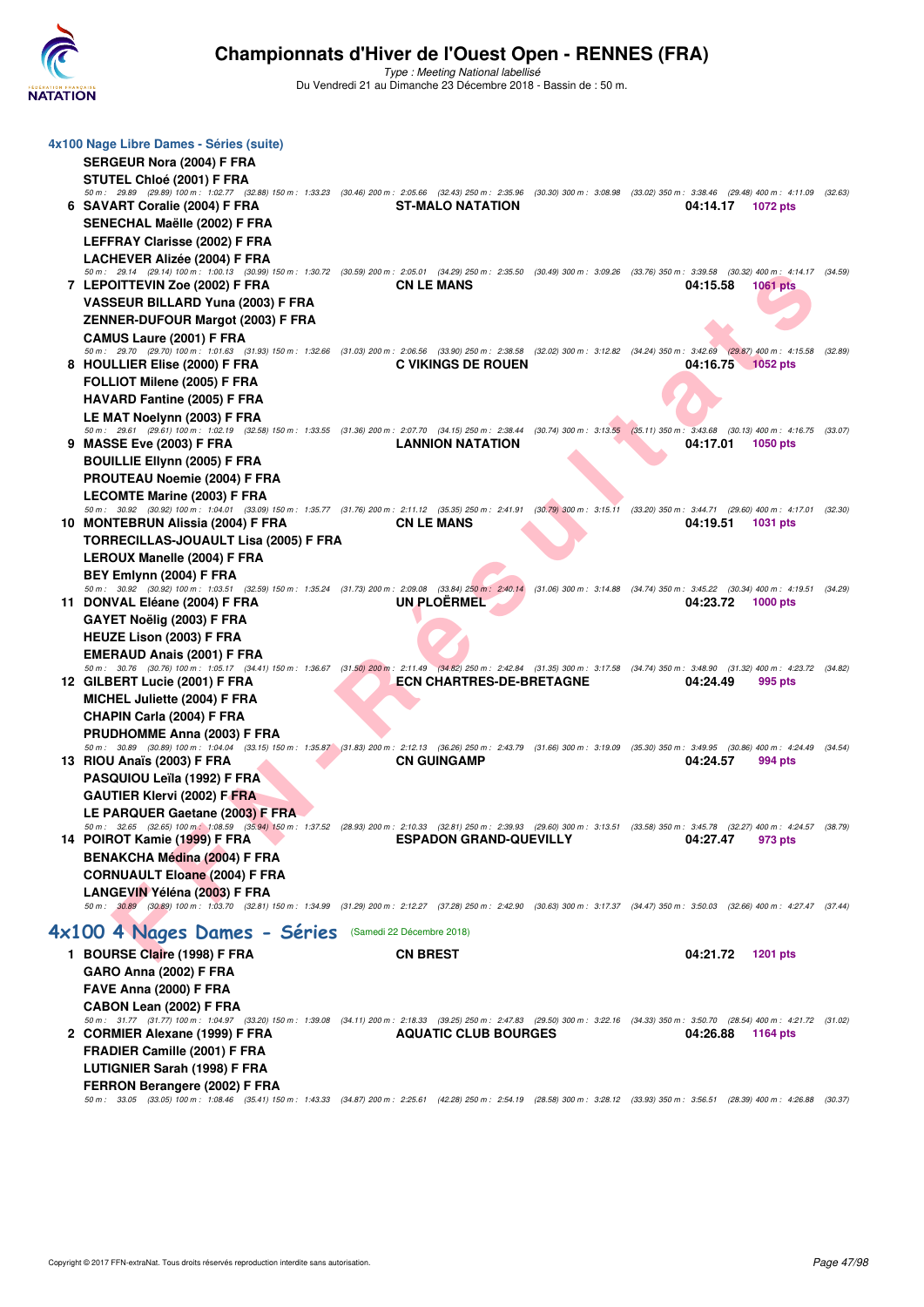## 4x100 Nage Libre Dames - Séries (suite)

SERGEUR Nora (2004) F FRA
STUTEL Chloé (2001) F FRA

*50 m : 29.89 (29.89) 100 m : 1:02.77 (32.88) 150 m : 1:33.23 (30.46) 200 m : 2:05.66 (32.43) 250 m : 2:35.96 (30.30) 300 m : 3:08.98 (33.02) 350 m : 3:38.46 (29.48) 400 m : 4:11.09 (32.63)*

**6 SAVART Coralie (2004) F FRA** — **ST-MALO NATATION** — **04:14.17** — **1072 pts**
SENECHAL Maëlle (2002) F FRA
LEFFRAY Clarisse (2002) F FRA
LACHEVER Alizée (2004) F FRA

*50 m : 29.14 (29.14) 100 m : 1:00.13 (30.99) 150 m : 1:30.72 (30.59) 200 m : 2:05.01 (34.29) 250 m : 2:35.50 (30.49) 300 m : 3:09.26 (33.76) 350 m : 3:39.58 (30.32) 400 m : 4:14.17 (34.59)*

**7 LEPOITTEVIN Zoe (2002) F FRA** — **CN LE MANS** — **04:15.58** — **1061 pts**
VASSEUR BILLARD Yuna (2003) F FRA
ZENNER-DUFOUR Margot (2003) F FRA
CAMUS Laure (2001) F FRA

*50 m : 29.70 (29.70) 100 m : 1:01.63 (31.93) 150 m : 1:32.66 (31.03) 200 m : 2:06.56 (33.90) 250 m : 2:38.58 (32.02) 300 m : 3:12.82 (34.24) 350 m : 3:42.69 (29.87) 400 m : 4:15.58 (32.89)*

**8 HOULLIER Elise (2000) F FRA** — **C VIKINGS DE ROUEN** — **04:16.75** — **1052 pts**
FOLLIOT Milene (2005) F FRA
HAVARD Fantine (2002) F FRA
LE MAT Noelynn (2003) F FRA

*50 m : 29.61 (29.61) 100 m : 1:02.19 (32.58) 150 m : 1:33.55 (31.36) 200 m : 2:07.70 (34.15) 250 m : 2:38.44 (30.74) 300 m : 3:13.55 (35.11) 350 m : 3:43.68 (30.13) 400 m : 4:16.75 (33.07)*

**9 MASSE Eve (2003) F FRA** — **LANNION NATATION** — **04:17.01** — **1050 pts**
BOUILLIE Ellynn (2005) F FRA
PROUTEAU Noemie (2004) F FRA
LECOMTE Marine (2003) F FRA

*50 m : 30.92 (30.92) 100 m : 1:04.01 (33.09) 150 m : 1:35.77 (31.76) 200 m : 2:11.12 (35.35) 250 m : 2:41.91 (30.79) 300 m : 3:15.11 (33.20) 350 m : 3:44.71 (29.60) 400 m : 4:17.01 (32.30)*

**10 MONTEBRUN Alissia (2004) F FRA** — **CN LE MANS** — **04:19.51** — **1031 pts**
TORRECILLAS-JOUAULT Lisa (2005) F FRA
LEROUX Manelle (2004) F FRA
BEY Emlynn (2004) F FRA

*50 m : 30.92 (30.92) 100 m : 1:03.51 (32.59) 150 m : 1:35.24 (31.73) 200 m : 2:09.08 (33.84) 250 m : 2:40.14 (31.06) 300 m : 3:14.88 (34.74) 350 m : 3:45.22 (30.34) 400 m : 4:19.51 (34.29)*

**11 DONVAL Eléane (2004) F FRA** — **UN PLOËRMEL** — **04:23.72** — **1000 pts**
GAYET Noëlig (2003) F FRA
HEUZE Lison (2003) F FRA
EMERAUD Anais (2001) F FRA

*50 m : 30.76 (30.76) 100 m : 1:05.17 (34.41) 150 m : 1:36.67 (31.50) 200 m : 2:11.49 (34.82) 250 m : 2:42.84 (31.35) 300 m : 3:17.58 (34.74) 350 m : 3:48.90 (31.32) 400 m : 4:23.72 (34.82)*

**12 GILBERT Lucie (2001) F FRA** — **ECN CHARTRES-DE-BRETAGNE** — **04:24.49** — **995 pts**
MICHEL Juliette (2004) F FRA
CHAPIN Carla (2004) F FRA
PRUDHOMME Anna (2003) F FRA

*50 m : 30.89 (30.89) 100 m : 1:04.04 (33.15) 150 m : 1:35.87 (31.83) 200 m : 2:12.13 (36.26) 250 m : 2:43.79 (31.66) 300 m : 3:19.09 (35.30) 350 m : 3:49.95 (30.86) 400 m : 4:24.49 (34.54)*

**13 RIOU Anaïs (2003) F FRA** — **CN GUINGAMP** — **04:24.57** — **994 pts**
PASQUIOU Leïla (1992) F FRA
GAUTIER Klervi (2002) F FRA
LE PARQUER Gaetane (2003) F FRA

*50 m : 32.65 (32.65) 100 m : 1:08.59 (35.94) 150 m : 1:37.52 (28.93) 200 m : 2:10.33 (32.81) 250 m : 2:39.93 (29.60) 300 m : 3:13.51 (33.58) 350 m : 3:45.78 (32.27) 400 m : 4:24.57 (38.79)*

**14 POIROT Kamie (1999) F FRA** — **ESPADON GRAND-QUEVILLY** — **04:27.47** — **973 pts**
BENAKCHA Médina (2004) F FRA
CORNUAULT Eloane (2004) F FRA
LANGEVIN Yéléna (2003) F FRA

*50 m : 30.89 (30.89) 100 m : 1:03.70 (32.81) 150 m : 1:34.99 (31.29) 200 m : 2:12.27 (37.28) 250 m : 2:42.90 (30.63) 300 m : 3:17.37 (34.47) 350 m : 3:50.03 (32.66) 400 m : 4:27.47 (37.44)*

## 4x100 4 Nages Dames - Séries (Samedi 22 Décembre 2018)

**1 BOURSE Claire (1998) F FRA** — **CN BREST** — **04:21.72** — **1201 pts**
GARO Anna (2002) F FRA
FAVE Anna (2000) F FRA
CABON Lean (2002) F FRA

*50 m : 31.77 (31.77) 100 m : 1:04.97 (33.20) 150 m : 1:39.08 (34.11) 200 m : 2:18.33 (39.25) 250 m : 2:47.83 (29.50) 300 m : 3:22.16 (34.33) 350 m : 3:50.70 (28.54) 400 m : 4:21.72 (31.02)*

**2 CORMIER Alexane (1999) F FRA** — **AQUATIC CLUB BOURGES** — **04:26.88** — **1164 pts**
FRADIER Camille (2001) F FRA
LUTIGNIER Sarah (1998) F FRA
FERRON Berangere (2002) F FRA

*50 m : 33.05 (33.05) 100 m : 1:08.46 (35.41) 150 m : 1:43.33 (34.87) 200 m : 2:25.61 (42.28) 250 m : 2:54.19 (28.58) 300 m : 3:28.12 (33.93) 350 m : 3:56.51 (28.39) 400 m : 4:26.88 (30.37)*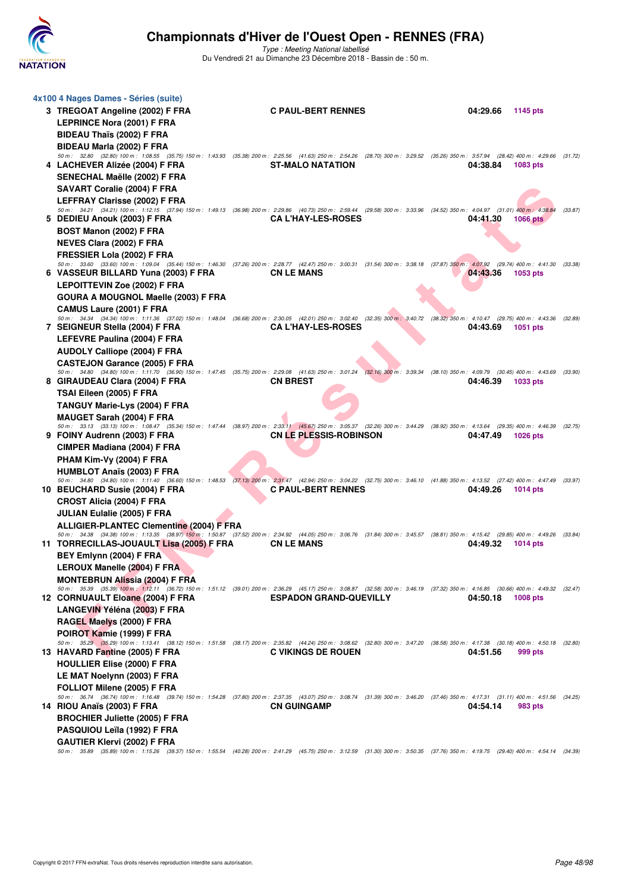# Championnats d'Hiver de l'Ouest Open - RENNES (FRA)

*Type : Meeting National labellisé*

Du Vendredi 21 au Dimanche 23 Décembre 2018 - Bassin de : 50 m.

## 4x100 4 Nages Dames - Séries (suite)

**3 TREGOAT Angeline (2002) F FRA** — **C PAUL-BERT RENNES** — **04:29.66** — **1145 pts**
LEPRINCE Nora (2001) F FRA
BIDEAU Thaïs (2002) F FRA
BIDEAU Marla (2002) F FRA
50 m : 32.80 (32.80) 100 m : 1:08.55 (35.75) 150 m : 1:43.93 (35.38) 200 m : 2:25.56 (41.63) 250 m : 2:54.26 (28.70) 300 m : 3:29.52 (35.26) 350 m : 3:57.94 (28.42) 400 m : 4:29.66 (31.72)

**4 LACHEVER Alizée (2004) F FRA** — **ST-MALO NATATION** — **04:38.84** — **1083 pts**
SENECHAL Maëlle (2002) F FRA
SAVART Coralie (2004) F FRA
LEFFRAY Clarisse (2002) F FRA
50 m : 34.21 (34.21) 100 m : 1:12.15 (37.94) 150 m : 1:49.13 (36.98) 200 m : 2:29.86 (40.73) 250 m : 2:59.44 (29.58) 300 m : 3:33.96 (34.52) 350 m : 4:04.97 (31.01) 400 m : 4:38.84 (33.87)

**5 DEDIEU Anouk (2003) F FRA** — **CA L'HAY-LES-ROSES** — **04:41.30** — **1066 pts**
BOST Manon (2002) F FRA
NEVES Clara (2002) F FRA
FRESSIER Lola (2002) F FRA
50 m : 33.60 (33.60) 100 m : 1:09.04 (35.44) 150 m : 1:46.30 (37.26) 200 m : 2:28.77 (42.47) 250 m : 3:00.31 (31.54) 300 m : 3:38.18 (37.87) 350 m : 4:07.92 (29.74) 400 m : 4:41.30 (33.38)

**6 VASSEUR BILLARD Yuna (2003) F FRA** — **CN LE MANS** — **04:43.36** — **1053 pts**
LEPOITTEVIN Zoe (2002) F FRA
GOURA A MOUGNOL Maelle (2003) F FRA
CAMUS Laure (2001) F FRA
50 m : 34.34 (34.34) 100 m : 1:11.36 (37.02) 150 m : 1:48.04 (36.68) 200 m : 2:30.05 (42.01) 250 m : 3:02.40 (32.35) 300 m : 3:40.72 (38.32) 350 m : 4:10.47 (29.75) 400 m : 4:43.36 (32.89)

**7 SEIGNEUR Stella (2004) F FRA** — **CA L'HAY-LES-ROSES** — **04:43.69** — **1051 pts**
LEFEVRE Paulina (2004) F FRA
AUDOLY Calliope (2004) F FRA
CASTEJON Garance (2005) F FRA
50 m : 34.80 (34.80) 100 m : 1:11.70 (36.90) 150 m : 1:47.45 (35.75) 200 m : 2:29.08 (41.63) 250 m : 3:01.24 (32.16) 300 m : 3:39.34 (38.10) 350 m : 4:09.79 (30.45) 400 m : 4:43.69 (33.90)

**8 GIRAUDEAU Clara (2004) F FRA** — **CN BREST** — **04:46.39** — **1033 pts**
TSAI Eileen (2005) F FRA
TANGUY Marie-Lys (2004) F FRA
MAUGET Sarah (2004) F FRA
50 m : 33.13 (33.13) 100 m : 1:08.47 (35.34) 150 m : 1:47.44 (38.97) 200 m : 2:33.11 (45.67) 250 m : 3:05.37 (32.26) 300 m : 3:44.29 (38.92) 350 m : 4:13.64 (29.35) 400 m : 4:46.39 (32.75)

**9 FOINY Audrenn (2003) F FRA** — **CN LE PLESSIS-ROBINSON** — **04:47.49** — **1026 pts**
CIMPER Madiana (2004) F FRA
PHAM Kim-Vy (2004) F FRA
HUMBLOT Anaïs (2003) F FRA
50 m : 34.80 (34.80) 100 m : 1:11.40 (36.60) 150 m : 1:48.53 (37.13) 200 m : 2:31.47 (42.94) 250 m : 3:04.22 (32.75) 300 m : 3:46.10 (41.88) 350 m : 4:13.52 (27.42) 400 m : 4:47.49 (33.97)

**10 BEUCHARD Susie (2004) F FRA** — **C PAUL-BERT RENNES** — **04:49.26** — **1014 pts**
CROST Alicia (2004) F FRA
JULIAN Eulalie (2005) F FRA
ALLIGIER-PLANTEC Clementine (2004) F FRA
50 m : 34.38 (34.38) 100 m : 1:11.35 (37.52) 150 m : 1:50.87 (37.52) 200 m : 2:34.92 (44.05) 250 m : 3:06.76 (31.84) 300 m : 3:45.57 (38.81) 350 m : 4:15.42 (29.85) 400 m : 4:49.26 (33.84)

**11 TORRECILLAS-JOUAULT Lisa (2005) F FRA** — **CN LE MANS** — **04:49.32** — **1014 pts**
BEY Emlynn (2004) F FRA
LEROUX Manelle (2004) F FRA
MONTEBRUN Alissia (2004) F FRA
50 m : 34.38 (34.38) 100 m : 1:13.35 (38.97) 150 m : 1:50.87 (37.52) 200 m : 2:34.92 (44.05) 250 m : 3:06.76 (31.84) 300 m : 3:45.57 (38.81) 350 m : 4:15.42 (29.85) 400 m : 4:49.26 (33.84)
50 m : 35.39 (35.39) 100 m : 1:12.11 (36.72) 150 m : 1:51.12 (39.01) 200 m : 2:36.29 (45.17) 250 m : 3:08.87 (32.58) 300 m : 3:46.19 (37.32) 350 m : 4:16.85 (30.66) 400 m : 4:49.32 (32.47)

**12 CORNUAULT Eloane (2004) F FRA** — **ESPADON GRAND-QUEVILLY** — **04:50.18** — **1008 pts**
LANGEVIN Yéléna (2003) F FRA
RAGEL Maelys (2000) F FRA
POIROT Kamie (1999) F FRA
50 m : 35.29 (35.29) 100 m : 1:13.41 (38.12) 150 m : 1:51.58 (38.17) 200 m : 2:35.82 (44.24) 250 m : 3:08.62 (32.80) 300 m : 3:47.20 (38.58) 350 m : 4:17.38 (30.18) 400 m : 4:50.18 (32.80)

**13 HAVARD Fantine (2005) F FRA** — **C VIKINGS DE ROUEN** — **04:51.56** — **999 pts**
HOULLIER Elise (2000) F FRA
LE MAT Noelynn (2003) F FRA
FOLLIOT Milene (2005) F FRA
50 m : 36.74 (36.74) 100 m : 1:16.48 (39.74) 150 m : 1:54.28 (37.80) 200 m : 2:37.35 (43.07) 250 m : 3:08.74 (31.39) 300 m : 3:46.20 (37.46) 350 m : 4:17.31 (31.11) 400 m : 4:51.56 (34.25)

**14 RIOU Anaïs (2003) F FRA** — **CN GUINGAMP** — **04:54.14** — **983 pts**
BROCHIER Juliette (2005) F FRA
PASQUIOU Leïla (1992) F FRA
GAUTIER Klervi (2002) F FRA
50 m : 35.89 (35.89) 100 m : 1:15.26 (39.37) 150 m : 1:55.54 (40.28) 200 m : 2:41.29 (45.75) 250 m : 3:12.59 (31.30) 300 m : 3:50.35 (37.76) 350 m : 4:19.75 (29.40) 400 m : 4:54.14 (34.39)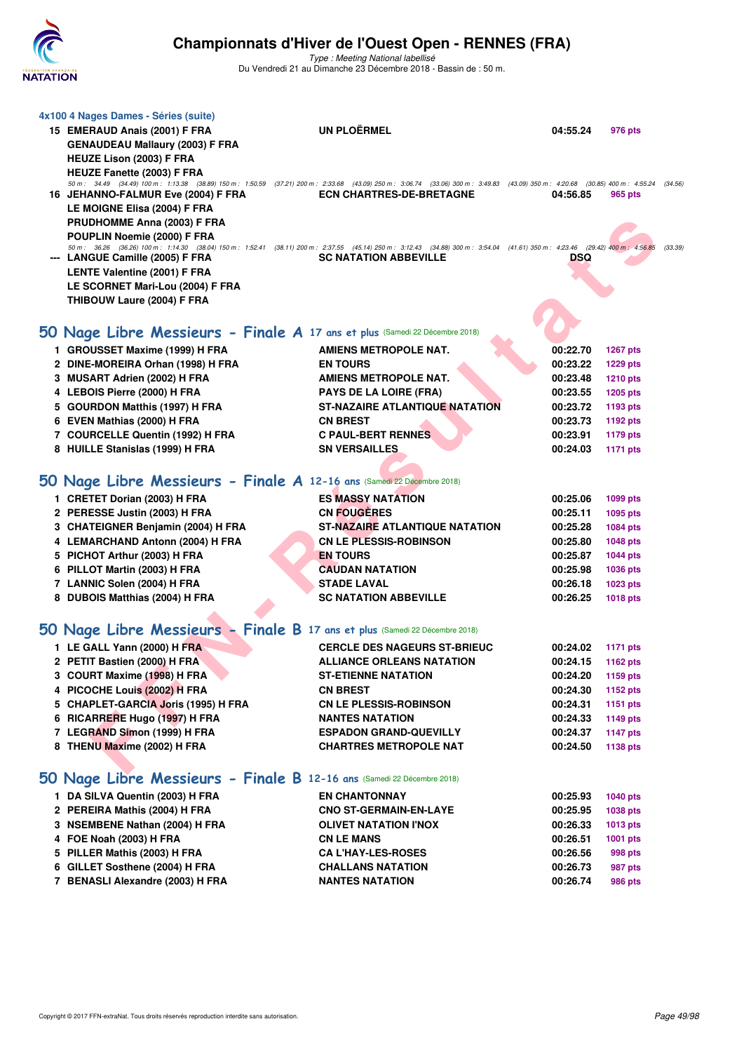### 4x100 4 Nages Dames - Séries (suite)

| | | | | |
|---|---|---|---|---|
| 15 | EMERAUD Anais (2001) F FRA | UN PLOËRMEL | 04:55.24 | 976 pts |
| | GENAUDEAU Mallaury (2003) F FRA | | | |
| | HEUZE Lison (2003) F FRA | | | |
| | HEUZE Fanette (2003) F FRA | | | |

*50 m : 34.49 (34.49) 100 m : 1:13.38 (38.89) 150 m : 1:50.59 (37.21) 200 m : 2:33.68 (43.09) 250 m : 3:06.74 (33.06) 300 m : 3:49.83 (43.09) 350 m : 4:20.68 (30.85) 400 m : 4:55.24 (34.56)*

| | | | | |
|---|---|---|---|---|
| 16 | JEHANNO-FALMUR Eve (2004) F FRA | ECN CHARTRES-DE-BRETAGNE | 04:56.85 | 965 pts |
| | LE MOIGNE Elisa (2004) F FRA | | | |
| | PRUDHOMME Anna (2003) F FRA | | | |
| | POUPLIN Noemie (2000) F FRA | | | |

*50 m : 36.26 (36.26) 100 m : 1:14.30 (38.04) 150 m : 1:52.41 (38.11) 200 m : 2:37.55 (45.14) 250 m : 3:12.43 (34.88) 300 m : 3:54.04 (41.61) 350 m : 4:23.46 (29.42) 400 m : 4:56.85 (33.39)*

| | | | | |
|---|---|---|---|---|
| --- | LANGUE Camille (2005) F FRA | SC NATATION ABBEVILLE | DSQ | |
| | LENTE Valentine (2001) F FRA | | | |
| | LE SCORNET Mari-Lou (2004) F FRA | | | |
| | THIBOUW Laure (2004) F FRA | | | |

## 50 Nage Libre Messieurs - Finale A 17 ans et plus (Samedi 22 Décembre 2018)

| | | | | |
|---|---|---|---|---|
| 1 | GROUSSET Maxime (1999) H FRA | AMIENS METROPOLE NAT. | 00:22.70 | 1267 pts |
| 2 | DINE-MOREIRA Orhan (1998) H FRA | EN TOURS | 00:23.22 | 1229 pts |
| 3 | MUSART Adrien (2002) H FRA | AMIENS METROPOLE NAT. | 00:23.48 | 1210 pts |
| 4 | LEBOIS Pierre (2000) H FRA | PAYS DE LA LOIRE (FRA) | 00:23.55 | 1205 pts |
| 5 | GOURDON Matthis (1997) H FRA | ST-NAZAIRE ATLANTIQUE NATATION | 00:23.72 | 1193 pts |
| 6 | EVEN Mathias (2000) H FRA | CN BREST | 00:23.73 | 1192 pts |
| 7 | COURCELLE Quentin (1992) H FRA | C PAUL-BERT RENNES | 00:23.91 | 1179 pts |
| 8 | HUILLE Stanislas (1999) H FRA | SN VERSAILLES | 00:24.03 | 1171 pts |

## 50 Nage Libre Messieurs - Finale A 12-16 ans (Samedi 22 Décembre 2018)

| | | | | |
|---|---|---|---|---|
| 1 | CRETET Dorian (2003) H FRA | ES MASSY NATATION | 00:25.06 | 1099 pts |
| 2 | PERESSE Justin (2003) H FRA | CN FOUGÈRES | 00:25.11 | 1095 pts |
| 3 | CHATEIGNER Benjamin (2004) H FRA | ST-NAZAIRE ATLANTIQUE NATATION | 00:25.28 | 1084 pts |
| 4 | LEMARCHAND Antonn (2004) H FRA | CN LE PLESSIS-ROBINSON | 00:25.80 | 1048 pts |
| 5 | PICHOT Arthur (2003) H FRA | EN TOURS | 00:25.87 | 1044 pts |
| 6 | PILLOT Martin (2003) H FRA | CAUDAN NATATION | 00:25.98 | 1036 pts |
| 7 | LANNIC Solen (2004) H FRA | STADE LAVAL | 00:26.18 | 1023 pts |
| 8 | DUBOIS Matthias (2004) H FRA | SC NATATION ABBEVILLE | 00:26.25 | 1018 pts |

## 50 Nage Libre Messieurs - Finale B 17 ans et plus (Samedi 22 Décembre 2018)

| | | | | |
|---|---|---|---|---|
| 1 | LE GALL Yann (2000) H FRA | CERCLE DES NAGEURS ST-BRIEUC | 00:24.02 | 1171 pts |
| 2 | PETIT Bastien (2000) H FRA | ALLIANCE ORLEANS NATATION | 00:24.15 | 1162 pts |
| 3 | COURT Maxime (1998) H FRA | ST-ETIENNE NATATION | 00:24.20 | 1159 pts |
| 4 | PICOCHE Louis (2002) H FRA | CN BREST | 00:24.30 | 1152 pts |
| 5 | CHAPLET-GARCIA Joris (1995) H FRA | CN LE PLESSIS-ROBINSON | 00:24.31 | 1151 pts |
| 6 | RICARRERE Hugo (1997) H FRA | NANTES NATATION | 00:24.33 | 1149 pts |
| 7 | LEGRAND Simon (1999) H FRA | ESPADON GRAND-QUEVILLY | 00:24.37 | 1147 pts |
| 8 | THENU Maxime (2002) H FRA | CHARTRES METROPOLE NAT | 00:24.50 | 1138 pts |

## 50 Nage Libre Messieurs - Finale B 12-16 ans (Samedi 22 Décembre 2018)

| | | | | |
|---|---|---|---|---|
| 1 | DA SILVA Quentin (2003) H FRA | EN CHANTONNAY | 00:25.93 | 1040 pts |
| 2 | PEREIRA Mathis (2004) H FRA | CNO ST-GERMAIN-EN-LAYE | 00:25.95 | 1038 pts |
| 3 | NSEMBENE Nathan (2004) H FRA | OLIVET NATATION I'NOX | 00:26.33 | 1013 pts |
| 4 | FOE Noah (2003) H FRA | CN LE MANS | 00:26.51 | 1001 pts |
| 5 | PILLER Mathis (2003) H FRA | CA L'HAY-LES-ROSES | 00:26.56 | 998 pts |
| 6 | GILLET Sosthene (2004) H FRA | CHALLANS NATATION | 00:26.73 | 987 pts |
| 7 | BENASLI Alexandre (2003) H FRA | NANTES NATATION | 00:26.74 | 986 pts |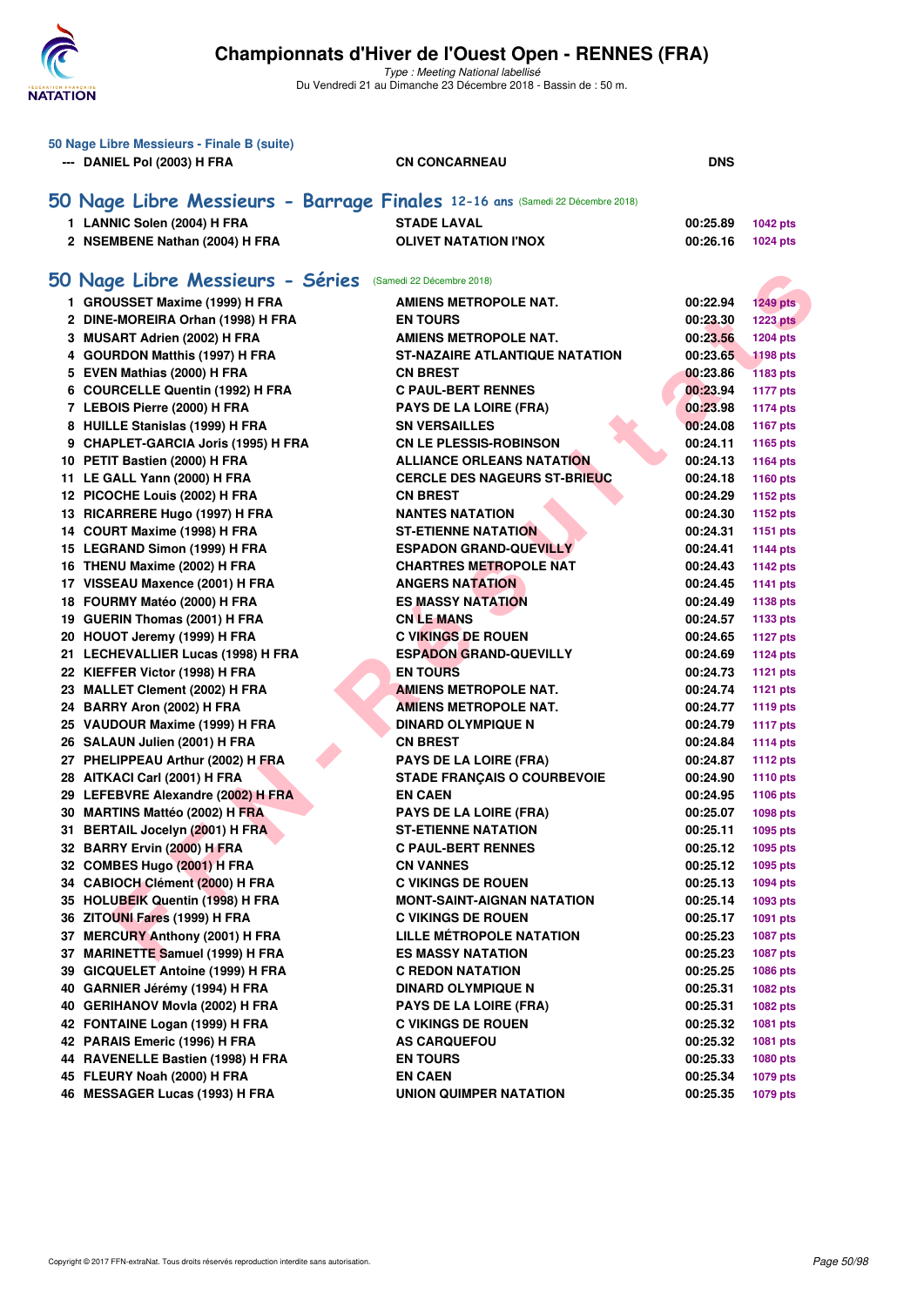### 50 Nage Libre Messieurs - Finale B (suite)

| | | | |
|---|---|---|---|
| --- DANIEL Pol (2003) H FRA | CN CONCARNEAU | DNS | |

## 50 Nage Libre Messieurs - Barrage Finales 12-16 ans (Samedi 22 Décembre 2018)

| | | | |
|---|---|---|---|
| 1 LANNIC Solen (2004) H FRA | STADE LAVAL | 00:25.89 | 1042 pts |
| 2 NSEMBENE Nathan (2004) H FRA | OLIVET NATATION I'NOX | 00:26.16 | 1024 pts |

## 50 Nage Libre Messieurs - Séries (Samedi 22 Décembre 2018)

| | | | |
|---|---|---|---|
| 1 GROUSSET Maxime (1999) H FRA | AMIENS METROPOLE NAT. | 00:22.94 | 1249 pts |
| 2 DINE-MOREIRA Orhan (1998) H FRA | EN TOURS | 00:23.30 | 1223 pts |
| 3 MUSART Adrien (2002) H FRA | AMIENS METROPOLE NAT. | 00:23.56 | 1204 pts |
| 4 GOURDON Matthis (1997) H FRA | ST-NAZAIRE ATLANTIQUE NATATION | 00:23.65 | 1198 pts |
| 5 EVEN Mathias (2000) H FRA | CN BREST | 00:23.86 | 1183 pts |
| 6 COURCELLE Quentin (1992) H FRA | C PAUL-BERT RENNES | 00:23.94 | 1177 pts |
| 7 LEBOIS Pierre (2000) H FRA | PAYS DE LA LOIRE (FRA) | 00:23.98 | 1174 pts |
| 8 HUILLE Stanislas (1999) H FRA | SN VERSAILLES | 00:24.08 | 1167 pts |
| 9 CHAPLET-GARCIA Joris (1995) H FRA | CN LE PLESSIS-ROBINSON | 00:24.11 | 1165 pts |
| 10 PETIT Bastien (2000) H FRA | ALLIANCE ORLEANS NATATION | 00:24.13 | 1164 pts |
| 11 LE GALL Yann (2000) H FRA | CERCLE DES NAGEURS ST-BRIEUC | 00:24.18 | 1160 pts |
| 12 PICOCHE Louis (2002) H FRA | CN BREST | 00:24.29 | 1152 pts |
| 13 RICARRERE Hugo (1997) H FRA | NANTES NATATION | 00:24.30 | 1152 pts |
| 14 COURT Maxime (1998) H FRA | ST-ETIENNE NATATION | 00:24.31 | 1151 pts |
| 15 LEGRAND Simon (1999) H FRA | ESPADON GRAND-QUEVILLY | 00:24.41 | 1144 pts |
| 16 THENU Maxime (2002) H FRA | CHARTRES METROPOLE NAT | 00:24.43 | 1142 pts |
| 17 VISSEAU Maxence (2001) H FRA | ANGERS NATATION | 00:24.45 | 1141 pts |
| 18 FOURMY Matéo (2000) H FRA | ES MASSY NATATION | 00:24.49 | 1138 pts |
| 19 GUERIN Thomas (2001) H FRA | CN LE MANS | 00:24.57 | 1133 pts |
| 20 HOUOT Jeremy (1999) H FRA | C VIKINGS DE ROUEN | 00:24.65 | 1127 pts |
| 21 LECHEVALLIER Lucas (1998) H FRA | ESPADON GRAND-QUEVILLY | 00:24.69 | 1124 pts |
| 22 KIEFFER Victor (1998) H FRA | EN TOURS | 00:24.73 | 1121 pts |
| 23 MALLET Clement (2002) H FRA | AMIENS METROPOLE NAT. | 00:24.74 | 1121 pts |
| 24 BARRY Aron (2002) H FRA | AMIENS METROPOLE NAT. | 00:24.77 | 1119 pts |
| 25 VAUDOUR Maxime (1999) H FRA | DINARD OLYMPIQUE N | 00:24.79 | 1117 pts |
| 26 SALAUN Julien (2001) H FRA | CN BREST | 00:24.84 | 1114 pts |
| 27 PHELIPPEAU Arthur (2002) H FRA | PAYS DE LA LOIRE (FRA) | 00:24.87 | 1112 pts |
| 28 AITKACI Carl (2001) H FRA | STADE FRANÇAIS O COURBEVOIE | 00:24.90 | 1110 pts |
| 29 LEFEBVRE Alexandre (2002) H FRA | EN CAEN | 00:24.95 | 1106 pts |
| 30 MARTINS Mattéo (2002) H FRA | PAYS DE LA LOIRE (FRA) | 00:25.07 | 1098 pts |
| 31 BERTAIL Jocelyn (2001) H FRA | ST-ETIENNE NATATION | 00:25.11 | 1095 pts |
| 32 BARRY Ervin (2000) H FRA | C PAUL-BERT RENNES | 00:25.12 | 1095 pts |
| 32 COMBES Hugo (2001) H FRA | CN VANNES | 00:25.12 | 1095 pts |
| 34 CABIOCH Clément (2000) H FRA | C VIKINGS DE ROUEN | 00:25.13 | 1094 pts |
| 35 HOLUBEIK Quentin (1998) H FRA | MONT-SAINT-AIGNAN NATATION | 00:25.14 | 1093 pts |
| 36 ZITOUNI Fares (1999) H FRA | C VIKINGS DE ROUEN | 00:25.17 | 1091 pts |
| 37 MERCURY Anthony (2001) H FRA | LILLE MÉTROPOLE NATATION | 00:25.23 | 1087 pts |
| 37 MARINETTE Samuel (1999) H FRA | ES MASSY NATATION | 00:25.23 | 1087 pts |
| 39 GICQUELET Antoine (1999) H FRA | C REDON NATATION | 00:25.25 | 1086 pts |
| 40 GARNIER Jérémy (1994) H FRA | DINARD OLYMPIQUE N | 00:25.31 | 1082 pts |
| 40 GERIHANOV Movla (2002) H FRA | PAYS DE LA LOIRE (FRA) | 00:25.31 | 1082 pts |
| 42 FONTAINE Logan (1999) H FRA | C VIKINGS DE ROUEN | 00:25.32 | 1081 pts |
| 42 PARAIS Emeric (1996) H FRA | AS CARQUEFOU | 00:25.32 | 1081 pts |
| 44 RAVENELLE Bastien (1998) H FRA | EN TOURS | 00:25.33 | 1080 pts |
| 45 FLEURY Noah (2000) H FRA | EN CAEN | 00:25.34 | 1079 pts |
| 46 MESSAGER Lucas (1993) H FRA | UNION QUIMPER NATATION | 00:25.35 | 1079 pts |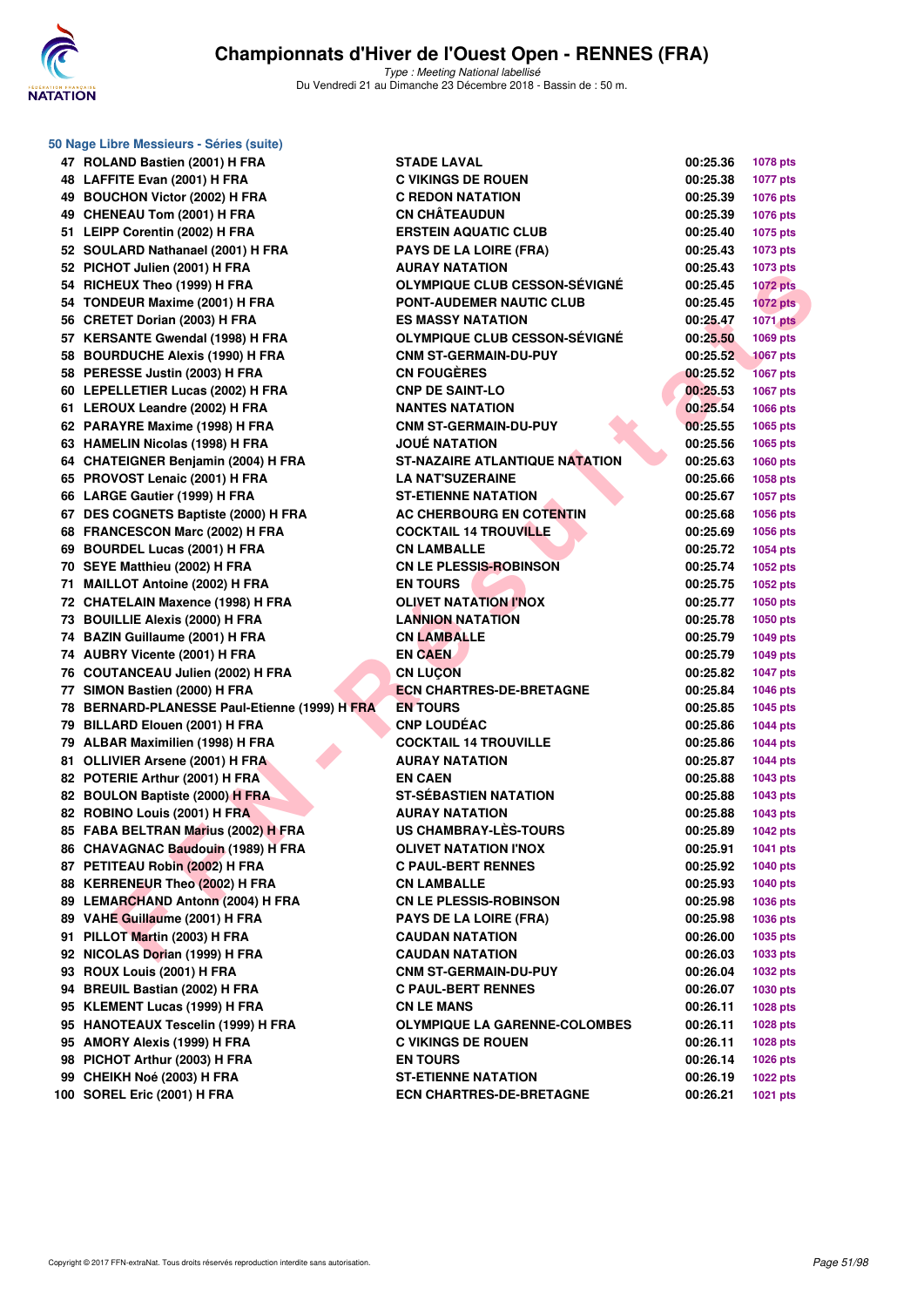# Championnats d'Hiver de l'Ouest Open - RENNES (FRA)

*Type : Meeting National labellisé*

Du Vendredi 21 au Dimanche 23 Décembre 2018 - Bassin de : 50 m.

## 50 Nage Libre Messieurs - Séries (suite)

| | | | | |
|---|---|---|---|---|
| 47 | ROLAND Bastien (2001) H FRA | STADE LAVAL | 00:25.36 | 1078 pts |
| 48 | LAFFITE Evan (2001) H FRA | C VIKINGS DE ROUEN | 00:25.38 | 1077 pts |
| 49 | BOUCHON Victor (2002) H FRA | C REDON NATATION | 00:25.39 | 1076 pts |
| 49 | CHENEAU Tom (2001) H FRA | CN CHÂTEAUDUN | 00:25.39 | 1076 pts |
| 51 | LEIPP Corentin (2002) H FRA | ERSTEIN AQUATIC CLUB | 00:25.40 | 1075 pts |
| 52 | SOULARD Nathanael (2001) H FRA | PAYS DE LA LOIRE (FRA) | 00:25.43 | 1073 pts |
| 52 | PICHOT Julien (2001) H FRA | AURAY NATATION | 00:25.43 | 1073 pts |
| 54 | RICHEUX Theo (1999) H FRA | OLYMPIQUE CLUB CESSON-SÉVIGNÉ | 00:25.45 | 1072 pts |
| 54 | TONDEUR Maxime (2001) H FRA | PONT-AUDEMER NAUTIC CLUB | 00:25.45 | 1072 pts |
| 56 | CRETET Dorian (2003) H FRA | ES MASSY NATATION | 00:25.47 | 1071 pts |
| 57 | KERSANTE Gwendal (1998) H FRA | OLYMPIQUE CLUB CESSON-SÉVIGNÉ | 00:25.50 | 1069 pts |
| 58 | BOURDUCHE Alexis (1990) H FRA | CNM ST-GERMAIN-DU-PUY | 00:25.52 | 1067 pts |
| 58 | PERESSE Justin (2003) H FRA | CN FOUGÈRES | 00:25.52 | 1067 pts |
| 60 | LEPELLETIER Lucas (2002) H FRA | CNP DE SAINT-LO | 00:25.53 | 1067 pts |
| 61 | LEROUX Leandre (2002) H FRA | NANTES NATATION | 00:25.54 | 1066 pts |
| 62 | PARAYRE Maxime (1998) H FRA | CNM ST-GERMAIN-DU-PUY | 00:25.55 | 1065 pts |
| 63 | HAMELIN Nicolas (1998) H FRA | JOUÉ NATATION | 00:25.56 | 1065 pts |
| 64 | CHATEIGNER Benjamin (2004) H FRA | ST-NAZAIRE ATLANTIQUE NATATION | 00:25.63 | 1060 pts |
| 65 | PROVOST Lenaic (2001) H FRA | LA NAT'SUZERAINE | 00:25.66 | 1058 pts |
| 66 | LARGE Gautier (1999) H FRA | ST-ETIENNE NATATION | 00:25.67 | 1057 pts |
| 67 | DES COGNETS Baptiste (2000) H FRA | AC CHERBOURG EN COTENTIN | 00:25.68 | 1056 pts |
| 68 | FRANCESCON Marc (2002) H FRA | COCKTAIL 14 TROUVILLE | 00:25.69 | 1056 pts |
| 69 | BOURDEL Lucas (2001) H FRA | CN LAMBALLE | 00:25.72 | 1054 pts |
| 70 | SEYE Matthieu (2002) H FRA | CN LE PLESSIS-ROBINSON | 00:25.74 | 1052 pts |
| 71 | MAILLOT Antoine (2002) H FRA | EN TOURS | 00:25.75 | 1052 pts |
| 72 | CHATELAIN Maxence (1998) H FRA | OLIVET NATATION I'NOX | 00:25.77 | 1050 pts |
| 73 | BOUILLIE Alexis (2000) H FRA | LANNION NATATION | 00:25.78 | 1050 pts |
| 74 | BAZIN Guillaume (2001) H FRA | CN LAMBALLE | 00:25.79 | 1049 pts |
| 74 | AUBRY Vicente (2001) H FRA | EN CAEN | 00:25.79 | 1049 pts |
| 76 | COUTANCEAU Julien (2002) H FRA | CN LUÇON | 00:25.82 | 1047 pts |
| 77 | SIMON Bastien (2000) H FRA | ECN CHARTRES-DE-BRETAGNE | 00:25.84 | 1046 pts |
| 78 | BERNARD-PLANESSE Paul-Etienne (1999) H FRA | EN TOURS | 00:25.85 | 1045 pts |
| 79 | BILLARD Elouen (2001) H FRA | CNP LOUDÉAC | 00:25.86 | 1044 pts |
| 79 | ALBAR Maximilien (1998) H FRA | COCKTAIL 14 TROUVILLE | 00:25.86 | 1044 pts |
| 81 | OLLIVIER Arsene (2001) H FRA | AURAY NATATION | 00:25.87 | 1044 pts |
| 82 | POTERIE Arthur (2001) H FRA | EN CAEN | 00:25.88 | 1043 pts |
| 82 | BOULON Baptiste (2000) H FRA | ST-SÉBASTIEN NATATION | 00:25.88 | 1043 pts |
| 82 | ROBINO Louis (2001) H FRA | AURAY NATATION | 00:25.88 | 1043 pts |
| 85 | FABA BELTRAN Marius (2002) H FRA | US CHAMBRAY-LÈS-TOURS | 00:25.89 | 1042 pts |
| 86 | CHAVAGNAC Baudouin (1989) H FRA | OLIVET NATATION I'NOX | 00:25.91 | 1041 pts |
| 87 | PETITEAU Robin (2002) H FRA | C PAUL-BERT RENNES | 00:25.92 | 1040 pts |
| 88 | KERRENEUR Theo (2002) H FRA | CN LAMBALLE | 00:25.93 | 1040 pts |
| 89 | LEMARCHAND Antonn (2004) H FRA | CN LE PLESSIS-ROBINSON | 00:25.98 | 1036 pts |
| 89 | VAHE Guillaume (2001) H FRA | PAYS DE LA LOIRE (FRA) | 00:25.98 | 1036 pts |
| 91 | PILLOT Martin (2003) H FRA | CAUDAN NATATION | 00:26.00 | 1035 pts |
| 92 | NICOLAS Dorian (1999) H FRA | CAUDAN NATATION | 00:26.03 | 1033 pts |
| 93 | ROUX Louis (2001) H FRA | CNM ST-GERMAIN-DU-PUY | 00:26.04 | 1032 pts |
| 94 | BREUIL Bastian (2002) H FRA | C PAUL-BERT RENNES | 00:26.07 | 1030 pts |
| 95 | KLEMENT Lucas (1999) H FRA | CN LE MANS | 00:26.11 | 1028 pts |
| 95 | HANOTEAUX Tescelin (1999) H FRA | OLYMPIQUE LA GARENNE-COLOMBES | 00:26.11 | 1028 pts |
| 95 | AMORY Alexis (1999) H FRA | C VIKINGS DE ROUEN | 00:26.11 | 1028 pts |
| 98 | PICHOT Arthur (2003) H FRA | EN TOURS | 00:26.14 | 1026 pts |
| 99 | CHEIKH Noé (2003) H FRA | ST-ETIENNE NATATION | 00:26.19 | 1022 pts |
| 100 | SOREL Eric (2001) H FRA | ECN CHARTRES-DE-BRETAGNE | 00:26.21 | 1021 pts |

Copyright © 2017 FFN-extraNat. Tous droits réservés reproduction interdite sans autorisation.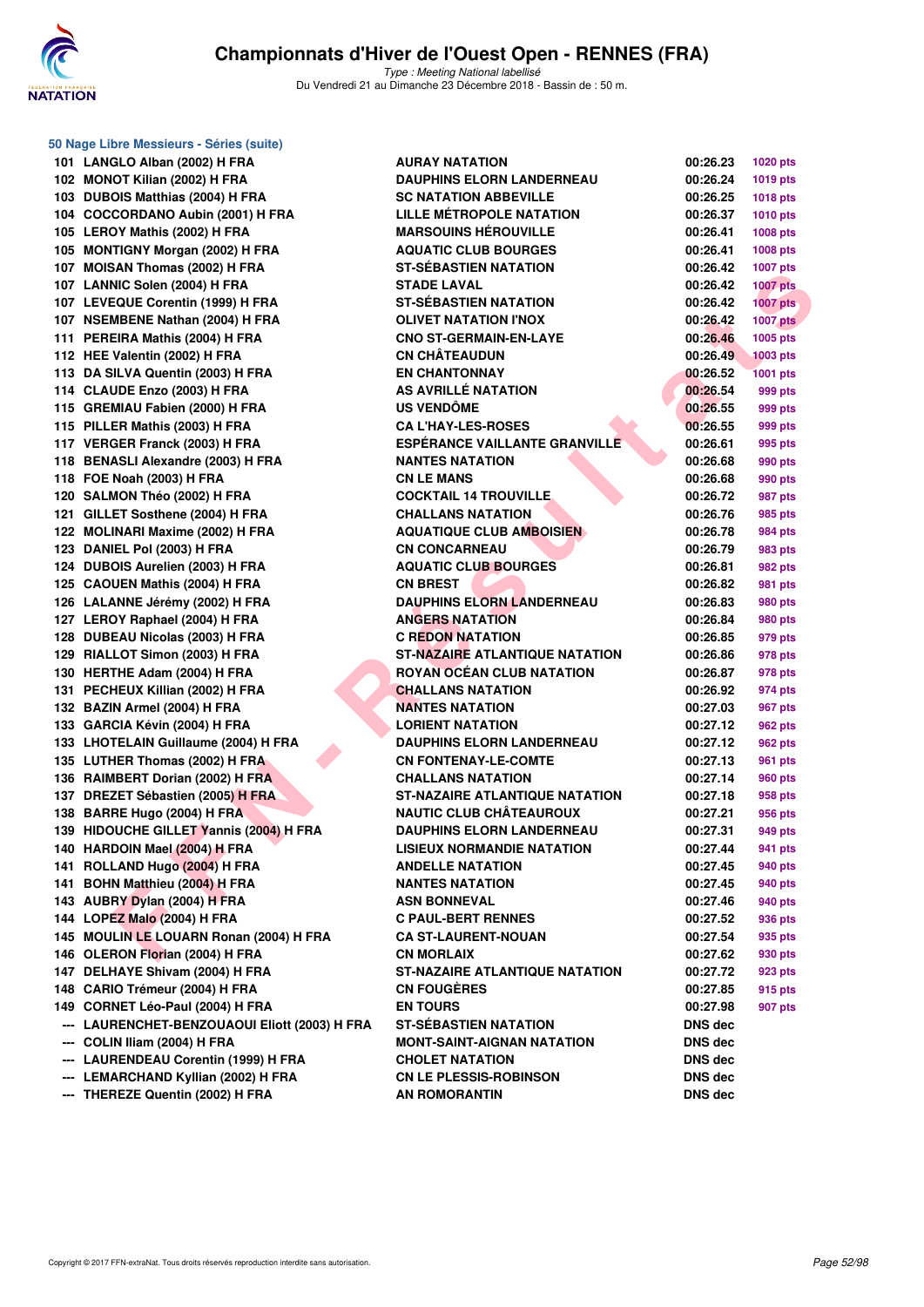# Championnats d'Hiver de l'Ouest Open - RENNES (FRA)

*Type : Meeting National labellisé*
Du Vendredi 21 au Dimanche 23 Décembre 2018 - Bassin de : 50 m.

## 50 Nage Libre Messieurs - Séries (suite)

| Place | Nom | Club | Temps | Points |
|---|---|---|---|---|
| 101 | LANGLO Alban (2002) H FRA | AURAY NATATION | 00:26.23 | 1020 pts |
| 102 | MONOT Kilian (2002) H FRA | DAUPHINS ELORN LANDERNEAU | 00:26.24 | 1019 pts |
| 103 | DUBOIS Matthias (2004) H FRA | SC NATATION ABBEVILLE | 00:26.25 | 1018 pts |
| 104 | COCCORDANO Aubin (2001) H FRA | LILLE MÉTROPOLE NATATION | 00:26.37 | 1010 pts |
| 105 | LEROY Mathis (2002) H FRA | MARSOUINS HÉROUVILLE | 00:26.41 | 1008 pts |
| 105 | MONTIGNY Morgan (2002) H FRA | AQUATIC CLUB BOURGES | 00:26.41 | 1008 pts |
| 107 | MOISAN Thomas (2002) H FRA | ST-SÉBASTIEN NATATION | 00:26.42 | 1007 pts |
| 107 | LANNIC Solen (2004) H FRA | STADE LAVAL | 00:26.42 | 1007 pts |
| 107 | LEVEQUE Corentin (1999) H FRA | ST-SÉBASTIEN NATATION | 00:26.42 | 1007 pts |
| 107 | NSEMBENE Nathan (2004) H FRA | OLIVET NATATION I'NOX | 00:26.42 | 1007 pts |
| 111 | PEREIRA Mathis (2004) H FRA | CNO ST-GERMAIN-EN-LAYE | 00:26.46 | 1005 pts |
| 112 | HEE Valentin (2002) H FRA | CN CHÂTEAUDUN | 00:26.49 | 1003 pts |
| 113 | DA SILVA Quentin (2003) H FRA | EN CHANTONNAY | 00:26.52 | 1001 pts |
| 114 | CLAUDE Enzo (2003) H FRA | AS AVRILLÉ NATATION | 00:26.54 | 999 pts |
| 115 | GREMIAU Fabien (2000) H FRA | US VENDÔME | 00:26.55 | 999 pts |
| 115 | PILLER Mathis (2003) H FRA | CA L'HAY-LES-ROSES | 00:26.55 | 999 pts |
| 117 | VERGER Franck (2003) H FRA | ESPÉRANCE VAILLANTE GRANVILLE | 00:26.61 | 995 pts |
| 118 | BENASLI Alexandre (2003) H FRA | NANTES NATATION | 00:26.68 | 990 pts |
| 118 | FOE Noah (2003) H FRA | CN LE MANS | 00:26.68 | 990 pts |
| 120 | SALMON Théo (2002) H FRA | COCKTAIL 14 TROUVILLE | 00:26.72 | 987 pts |
| 121 | GILLET Sosthene (2004) H FRA | CHALLANS NATATION | 00:26.76 | 985 pts |
| 122 | MOLINARI Maxime (2002) H FRA | AQUATIQUE CLUB AMBOISIEN | 00:26.78 | 984 pts |
| 123 | DANIEL Pol (2003) H FRA | CN CONCARNEAU | 00:26.79 | 983 pts |
| 124 | DUBOIS Aurelien (2003) H FRA | AQUATIC CLUB BOURGES | 00:26.81 | 982 pts |
| 125 | CAOUEN Mathis (2004) H FRA | CN BREST | 00:26.82 | 981 pts |
| 126 | LALANNE Jérémy (2002) H FRA | DAUPHINS ELORN LANDERNEAU | 00:26.83 | 980 pts |
| 127 | LEROY Raphael (2004) H FRA | ANGERS NATATION | 00:26.84 | 980 pts |
| 128 | DUBEAU Nicolas (2003) H FRA | C REDON NATATION | 00:26.85 | 979 pts |
| 129 | RIALLOT Simon (2003) H FRA | ST-NAZAIRE ATLANTIQUE NATATION | 00:26.86 | 978 pts |
| 130 | HERTHE Adam (2004) H FRA | ROYAN OCÉAN CLUB NATATION | 00:26.87 | 978 pts |
| 131 | PECHEUX Killian (2002) H FRA | CHALLANS NATATION | 00:26.92 | 974 pts |
| 132 | BAZIN Armel (2004) H FRA | NANTES NATATION | 00:27.03 | 967 pts |
| 133 | GARCIA Kévin (2004) H FRA | LORIENT NATATION | 00:27.12 | 962 pts |
| 133 | LHOTELAIN Guillaume (2004) H FRA | DAUPHINS ELORN LANDERNEAU | 00:27.12 | 962 pts |
| 135 | LUTHER Thomas (2002) H FRA | CN FONTENAY-LE-COMTE | 00:27.13 | 961 pts |
| 136 | RAIMBERT Dorian (2002) H FRA | CHALLANS NATATION | 00:27.14 | 960 pts |
| 137 | DREZET Sébastien (2005) H FRA | ST-NAZAIRE ATLANTIQUE NATATION | 00:27.18 | 958 pts |
| 138 | BARRE Hugo (2004) H FRA | NAUTIC CLUB CHÂTEAUROUX | 00:27.21 | 956 pts |
| 139 | HIDOUCHE GILLET Yannis (2004) H FRA | DAUPHINS ELORN LANDERNEAU | 00:27.31 | 949 pts |
| 140 | HARDOIN Mael (2004) H FRA | LISIEUX NORMANDIE NATATION | 00:27.44 | 941 pts |
| 141 | ROLLAND Hugo (2004) H FRA | ANDELLE NATATION | 00:27.45 | 940 pts |
| 141 | BOHN Matthieu (2004) H FRA | NANTES NATATION | 00:27.45 | 940 pts |
| 143 | AUBRY Dylan (2004) H FRA | ASN BONNEVAL | 00:27.46 | 940 pts |
| 144 | LOPEZ Malo (2004) H FRA | C PAUL-BERT RENNES | 00:27.52 | 936 pts |
| 145 | MOULIN LE LOUARN Ronan (2004) H FRA | CA ST-LAURENT-NOUAN | 00:27.54 | 935 pts |
| 146 | OLERON Florian (2004) H FRA | CN MORLAIX | 00:27.62 | 930 pts |
| 147 | DELHAYE Shivam (2004) H FRA | ST-NAZAIRE ATLANTIQUE NATATION | 00:27.72 | 923 pts |
| 148 | CARIO Trémeur (2004) H FRA | CN FOUGÈRES | 00:27.85 | 915 pts |
| 149 | CORNET Léo-Paul (2004) H FRA | EN TOURS | 00:27.98 | 907 pts |
| --- | LAURENCHET-BENZOUAOUI Eliott (2003) H FRA | ST-SÉBASTIEN NATATION | DNS dec | |
| --- | COLIN Iliam (2004) H FRA | MONT-SAINT-AIGNAN NATATION | DNS dec | |
| --- | LAURENDEAU Corentin (1999) H FRA | CHOLET NATATION | DNS dec | |
| --- | LEMARCHAND Kyllian (2002) H FRA | CN LE PLESSIS-ROBINSON | DNS dec | |
| --- | THEREZE Quentin (2002) H FRA | AN ROMORANTIN | DNS dec | |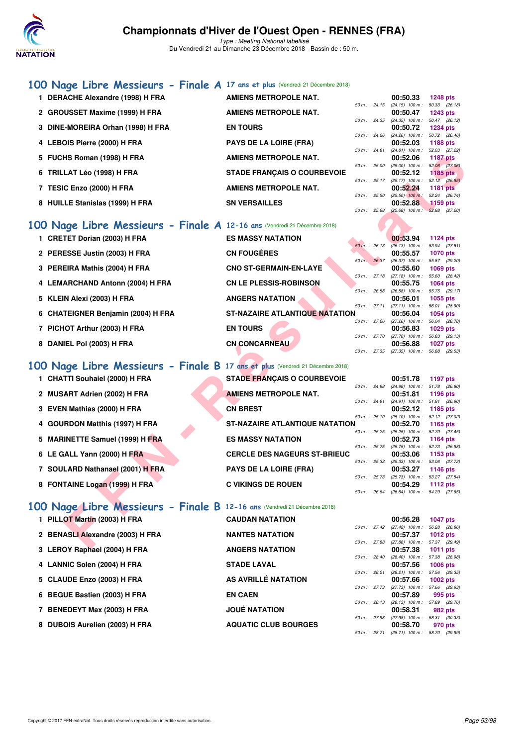# Championnats d'Hiver de l'Ouest Open - RENNES (FRA)

*Type : Meeting National labellisé*

Du Vendredi 21 au Dimanche 23 Décembre 2018 - Bassin de : 50 m.

## 100 Nage Libre Messieurs - Finale A 17 ans et plus (Vendredi 21 Décembre 2018)

| Rang | Nom | Club | Temps | Points | 50 m | 100 m |
|---|---|---|---|---|---|---|
| 1 | DERACHE Alexandre (1998) H FRA | AMIENS METROPOLE NAT. | 00:50.33 | 1248 pts | 24.15 (24.15) | 50.33 (26.18) |
| 2 | GROUSSET Maxime (1999) H FRA | AMIENS METROPOLE NAT. | 00:50.47 | 1243 pts | 24.35 (24.35) | 50.47 (26.12) |
| 3 | DINE-MOREIRA Orhan (1998) H FRA | EN TOURS | 00:50.72 | 1234 pts | 24.26 (24.26) | 50.72 (26.46) |
| 4 | LEBOIS Pierre (2000) H FRA | PAYS DE LA LOIRE (FRA) | 00:52.03 | 1188 pts | 24.81 (24.81) | 52.03 (27.22) |
| 5 | FUCHS Roman (1998) H FRA | AMIENS METROPOLE NAT. | 00:52.06 | 1187 pts | 25.00 (25.00) | 52.06 (27.06) |
| 6 | TRILLAT Léo (1998) H FRA | STADE FRANÇAIS O COURBEVOIE | 00:52.12 | 1185 pts | 25.17 (25.17) | 52.12 (26.95) |
| 7 | TESIC Enzo (2000) H FRA | AMIENS METROPOLE NAT. | 00:52.24 | 1181 pts | 25.50 (25.50) | 52.24 (26.74) |
| 8 | HUILLE Stanislas (1999) H FRA | SN VERSAILLES | 00:52.88 | 1159 pts | 25.68 (25.68) | 52.88 (27.20) |

## 100 Nage Libre Messieurs - Finale A 12-16 ans (Vendredi 21 Décembre 2018)

| Rang | Nom | Club | Temps | Points | 50 m | 100 m |
|---|---|---|---|---|---|---|
| 1 | CRETET Dorian (2003) H FRA | ES MASSY NATATION | 00:53.94 | 1124 pts | 26.13 (26.13) | 53.94 (27.81) |
| 2 | PERESSE Justin (2003) H FRA | CN FOUGÈRES | 00:55.57 | 1070 pts | 26.37 (26.37) | 55.57 (29.20) |
| 3 | PEREIRA Mathis (2004) H FRA | CNO ST-GERMAIN-EN-LAYE | 00:55.60 | 1069 pts | 27.18 (27.18) | 55.60 (28.42) |
| 4 | LEMARCHAND Antonn (2004) H FRA | CN LE PLESSIS-ROBINSON | 00:55.75 | 1064 pts | 26.58 (26.58) | 55.75 (29.17) |
| 5 | KLEIN Alexi (2003) H FRA | ANGERS NATATION | 00:56.01 | 1055 pts | 27.11 (27.11) | 56.01 (28.90) |
| 6 | CHATEIGNER Benjamin (2004) H FRA | ST-NAZAIRE ATLANTIQUE NATATION | 00:56.04 | 1054 pts | 27.26 (27.26) | 56.04 (28.78) |
| 7 | PICHOT Arthur (2003) H FRA | EN TOURS | 00:56.83 | 1029 pts | 27.70 (27.70) | 56.83 (29.13) |
| 8 | DANIEL Pol (2003) H FRA | CN CONCARNEAU | 00:56.88 | 1027 pts | 27.35 (27.35) | 56.88 (29.53) |

## 100 Nage Libre Messieurs - Finale B 17 ans et plus (Vendredi 21 Décembre 2018)

| Rang | Nom | Club | Temps | Points | 50 m | 100 m |
|---|---|---|---|---|---|---|
| 1 | CHATTI Souhaiel (2000) H FRA | STADE FRANÇAIS O COURBEVOIE | 00:51.78 | 1197 pts | 24.98 (24.98) | 51.78 (26.80) |
| 2 | MUSART Adrien (2002) H FRA | AMIENS METROPOLE NAT. | 00:51.81 | 1196 pts | 24.91 (24.91) | 51.81 (26.90) |
| 3 | EVEN Mathias (2000) H FRA | CN BREST | 00:52.12 | 1185 pts | 25.10 (25.10) | 52.12 (27.02) |
| 4 | GOURDON Matthis (1997) H FRA | ST-NAZAIRE ATLANTIQUE NATATION | 00:52.70 | 1165 pts | 25.25 (25.25) | 52.70 (27.45) |
| 5 | MARINETTE Samuel (1999) H FRA | ES MASSY NATATION | 00:52.73 | 1164 pts | 25.75 (25.75) | 52.73 (26.98) |
| 6 | LE GALL Yann (2000) H FRA | CERCLE DES NAGEURS ST-BRIEUC | 00:53.06 | 1153 pts | 25.33 (25.33) | 53.06 (27.73) |
| 7 | SOULARD Nathanael (2001) H FRA | PAYS DE LA LOIRE (FRA) | 00:53.27 | 1146 pts | 25.73 (25.73) | 53.27 (27.54) |
| 8 | FONTAINE Logan (1999) H FRA | C VIKINGS DE ROUEN | 00:54.29 | 1112 pts | 26.64 (26.64) | 54.29 (27.65) |

## 100 Nage Libre Messieurs - Finale B 12-16 ans (Vendredi 21 Décembre 2018)

| Rang | Nom | Club | Temps | Points | 50 m | 100 m |
|---|---|---|---|---|---|---|
| 1 | PILLOT Martin (2003) H FRA | CAUDAN NATATION | 00:56.28 | 1047 pts | 27.42 (27.42) | 56.28 (28.86) |
| 2 | BENASLI Alexandre (2003) H FRA | NANTES NATATION | 00:57.37 | 1012 pts | 27.88 (27.88) | 57.37 (29.49) |
| 3 | LEROY Raphael (2004) H FRA | ANGERS NATATION | 00:57.38 | 1011 pts | 28.40 (28.40) | 57.38 (28.98) |
| 4 | LANNIC Solen (2004) H FRA | STADE LAVAL | 00:57.56 | 1006 pts | 28.21 (28.21) | 57.56 (29.35) |
| 5 | CLAUDE Enzo (2003) H FRA | AS AVRILLÉ NATATION | 00:57.66 | 1002 pts | 27.73 (27.73) | 57.66 (29.93) |
| 6 | BEGUE Bastien (2003) H FRA | EN CAEN | 00:57.89 | 995 pts | 28.13 (28.13) | 57.89 (29.76) |
| 7 | BENEDEYT Max (2003) H FRA | JOUÉ NATATION | 00:58.31 | 982 pts | 27.98 (27.98) | 58.31 (30.33) |
| 8 | DUBOIS Aurelien (2003) H FRA | AQUATIC CLUB BOURGES | 00:58.70 | 970 pts | 28.71 (28.71) | 58.70 (29.99) |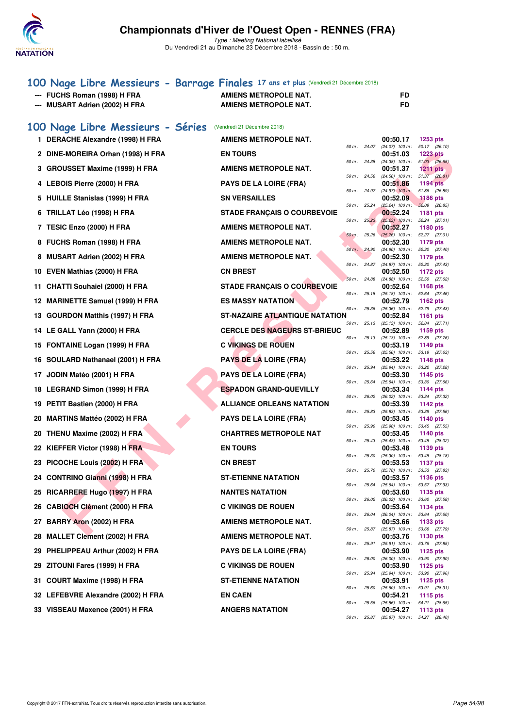# Championnats d'Hiver de l'Ouest Open - RENNES (FRA)

*Type : Meeting National labellisé*
Du Vendredi 21 au Dimanche 23 Décembre 2018 - Bassin de : 50 m.

## 100 Nage Libre Messieurs - Barrage Finales 17 ans et plus (Vendredi 21 Décembre 2018)

| | | | |
|---|---|---|---|
| --- | FUCHS Roman (1998) H FRA | AMIENS METROPOLE NAT. | FD |
| --- | MUSART Adrien (2002) H FRA | AMIENS METROPOLE NAT. | FD |

## 100 Nage Libre Messieurs - Séries (Vendredi 21 Décembre 2018)

| Rang | Nom | Club | Temps | Points | 50 m | 100 m |
|---|---|---|---|---|---|---|
| 1 | DERACHE Alexandre (1998) H FRA | AMIENS METROPOLE NAT. | 00:50.17 | 1253 pts | 24.07 | (24.07) 50.17 (26.10) |
| 2 | DINE-MOREIRA Orhan (1998) H FRA | EN TOURS | 00:51.03 | 1223 pts | 24.38 | (24.38) 51.03 (26.65) |
| 3 | GROUSSET Maxime (1999) H FRA | AMIENS METROPOLE NAT. | 00:51.37 | 1211 pts | 24.56 | (24.56) 51.37 (26.81) |
| 4 | LEBOIS Pierre (2000) H FRA | PAYS DE LA LOIRE (FRA) | 00:51.86 | 1194 pts | 24.97 | (24.97) 51.86 (26.89) |
| 5 | HUILLE Stanislas (1999) H FRA | SN VERSAILLES | 00:52.09 | 1186 pts | 25.24 | (25.24) 52.09 (26.85) |
| 6 | TRILLAT Léo (1998) H FRA | STADE FRANÇAIS O COURBEVOIE | 00:52.24 | 1181 pts | 25.23 | (25.23) 52.24 (27.01) |
| 7 | TESIC Enzo (2000) H FRA | AMIENS METROPOLE NAT. | 00:52.27 | 1180 pts | 25.26 | (25.26) 52.27 (27.01) |
| 8 | FUCHS Roman (1998) H FRA | AMIENS METROPOLE NAT. | 00:52.30 | 1179 pts | 24.90 | (24.90) 52.30 (27.40) |
| 8 | MUSART Adrien (2002) H FRA | AMIENS METROPOLE NAT. | 00:52.30 | 1179 pts | 24.87 | (24.87) 52.30 (27.43) |
| 10 | EVEN Mathias (2000) H FRA | CN BREST | 00:52.50 | 1172 pts | 24.88 | (24.88) 52.50 (27.62) |
| 11 | CHATTI Souhaiel (2000) H FRA | STADE FRANÇAIS O COURBEVOIE | 00:52.64 | 1168 pts | 25.18 | (25.18) 52.64 (27.46) |
| 12 | MARINETTE Samuel (1999) H FRA | ES MASSY NATATION | 00:52.79 | 1162 pts | 25.36 | (25.36) 52.79 (27.43) |
| 13 | GOURDON Matthis (1997) H FRA | ST-NAZAIRE ATLANTIQUE NATATION | 00:52.84 | 1161 pts | 25.13 | (25.13) 52.84 (27.71) |
| 14 | LE GALL Yann (2000) H FRA | CERCLE DES NAGEURS ST-BRIEUC | 00:52.89 | 1159 pts | 25.13 | (25.13) 52.89 (27.76) |
| 15 | FONTAINE Logan (1999) H FRA | C VIKINGS DE ROUEN | 00:53.19 | 1149 pts | 25.56 | (25.56) 53.19 (27.63) |
| 16 | SOULARD Nathanael (2001) H FRA | PAYS DE LA LOIRE (FRA) | 00:53.22 | 1148 pts | 25.94 | (25.94) 53.22 (27.28) |
| 17 | JODIN Matéo (2001) H FRA | PAYS DE LA LOIRE (FRA) | 00:53.30 | 1145 pts | 25.64 | (25.64) 53.30 (27.66) |
| 18 | LEGRAND Simon (1999) H FRA | ESPADON GRAND-QUEVILLY | 00:53.34 | 1144 pts | 26.02 | (26.02) 53.34 (27.32) |
| 19 | PETIT Bastien (2000) H FRA | ALLIANCE ORLEANS NATATION | 00:53.39 | 1142 pts | 25.83 | (25.83) 53.39 (27.56) |
| 20 | MARTINS Mattéo (2002) H FRA | PAYS DE LA LOIRE (FRA) | 00:53.45 | 1140 pts | 25.90 | (25.90) 53.45 (27.55) |
| 20 | THENU Maxime (2002) H FRA | CHARTRES METROPOLE NAT | 00:53.45 | 1140 pts | 25.43 | (25.43) 53.45 (28.02) |
| 22 | KIEFFER Victor (1998) H FRA | EN TOURS | 00:53.48 | 1139 pts | 25.30 | (25.30) 53.48 (28.18) |
| 23 | PICOCHE Louis (2002) H FRA | CN BREST | 00:53.53 | 1137 pts | 25.70 | (25.70) 53.53 (27.83) |
| 24 | CONTRINO Gianni (1998) H FRA | ST-ETIENNE NATATION | 00:53.57 | 1136 pts | 25.64 | (25.64) 53.57 (27.93) |
| 25 | RICARRERE Hugo (1997) H FRA | NANTES NATATION | 00:53.60 | 1135 pts | 26.02 | (26.02) 53.60 (27.58) |
| 26 | CABIOCH Clément (2000) H FRA | C VIKINGS DE ROUEN | 00:53.64 | 1134 pts | 26.04 | (26.04) 53.64 (27.60) |
| 27 | BARRY Aron (2002) H FRA | AMIENS METROPOLE NAT. | 00:53.66 | 1133 pts | 25.87 | (25.87) 53.66 (27.79) |
| 28 | MALLET Clement (2002) H FRA | AMIENS METROPOLE NAT. | 00:53.76 | 1130 pts | 25.91 | (25.91) 53.76 (27.85) |
| 29 | PHELIPPEAU Arthur (2002) H FRA | PAYS DE LA LOIRE (FRA) | 00:53.90 | 1125 pts | 26.00 | (26.00) 53.90 (27.90) |
| 29 | ZITOUNI Fares (1999) H FRA | C VIKINGS DE ROUEN | 00:53.90 | 1125 pts | 25.94 | (25.94) 53.90 (27.96) |
| 31 | COURT Maxime (1998) H FRA | ST-ETIENNE NATATION | 00:53.91 | 1125 pts | 25.60 | (25.60) 53.91 (28.31) |
| 32 | LEFEBVRE Alexandre (2002) H FRA | EN CAEN | 00:54.21 | 1115 pts | 25.56 | (25.56) 54.21 (28.65) |
| 33 | VISSEAU Maxence (2001) H FRA | ANGERS NATATION | 00:54.27 | 1113 pts | 25.87 | (25.87) 54.27 (28.40) |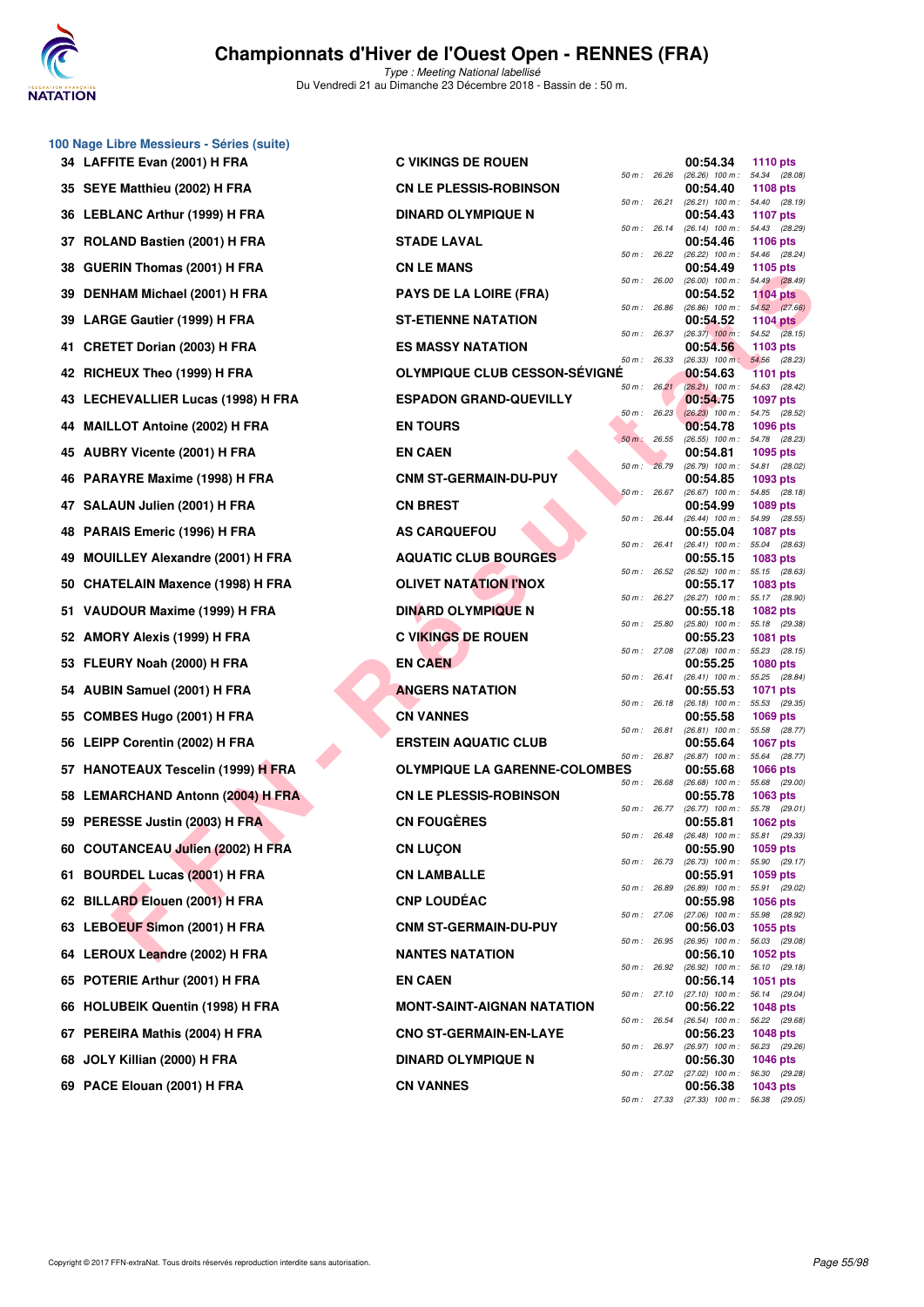# Championnats d'Hiver de l'Ouest Open - RENNES (FRA)

*Type : Meeting National labellisé*
Du Vendredi 21 au Dimanche 23 Décembre 2018 - Bassin de : 50 m.

## 100 Nage Libre Messieurs - Séries (suite)

| Rang | Nom | Club | Temps | Points | Splits |
|---|---|---|---|---|---|
| 34 | LAFFITE Evan (2001) H FRA | C VIKINGS DE ROUEN | 00:54.34 | 1110 pts | 50 m : 26.26 (26.26) 100 m : 54.34 (28.08) |
| 35 | SEYE Matthieu (2002) H FRA | CN LE PLESSIS-ROBINSON | 00:54.40 | 1108 pts | 50 m : 26.21 (26.21) 100 m : 54.40 (28.19) |
| 36 | LEBLANC Arthur (1999) H FRA | DINARD OLYMPIQUE N | 00:54.43 | 1107 pts | 50 m : 26.14 (26.14) 100 m : 54.43 (28.29) |
| 37 | ROLAND Bastien (2001) H FRA | STADE LAVAL | 00:54.46 | 1106 pts | 50 m : 26.22 (26.22) 100 m : 54.46 (28.24) |
| 38 | GUERIN Thomas (2001) H FRA | CN LE MANS | 00:54.49 | 1105 pts | 50 m : 26.00 (26.00) 100 m : 54.49 (28.49) |
| 39 | DENHAM Michael (2001) H FRA | PAYS DE LA LOIRE (FRA) | 00:54.52 | 1104 pts | 50 m : 26.86 (26.86) 100 m : 54.52 (27.66) |
| 39 | LARGE Gautier (1999) H FRA | ST-ETIENNE NATATION | 00:54.52 | 1104 pts | 50 m : 26.37 (26.37) 100 m : 54.52 (28.15) |
| 41 | CRETET Dorian (2003) H FRA | ES MASSY NATATION | 00:54.56 | 1103 pts | 50 m : 26.33 (26.33) 100 m : 54.56 (28.23) |
| 42 | RICHEUX Theo (1999) H FRA | OLYMPIQUE CLUB CESSON-SÉVIGNÉ | 00:54.63 | 1101 pts | 50 m : 26.21 (26.21) 100 m : 54.63 (28.42) |
| 43 | LECHEVALLIER Lucas (1998) H FRA | ESPADON GRAND-QUEVILLY | 00:54.75 | 1097 pts | 50 m : 26.23 (26.23) 100 m : 54.75 (28.52) |
| 44 | MAILLOT Antoine (2002) H FRA | EN TOURS | 00:54.78 | 1096 pts | 50 m : 26.55 (26.55) 100 m : 54.78 (28.23) |
| 45 | AUBRY Vicente (2001) H FRA | EN CAEN | 00:54.81 | 1095 pts | 50 m : 26.79 (26.79) 100 m : 54.81 (28.02) |
| 46 | PARAYRE Maxime (1998) H FRA | CNM ST-GERMAIN-DU-PUY | 00:54.85 | 1093 pts | 50 m : 26.67 (26.67) 100 m : 54.85 (28.18) |
| 47 | SALAUN Julien (2001) H FRA | CN BREST | 00:54.99 | 1089 pts | 50 m : 26.44 (26.44) 100 m : 54.99 (28.55) |
| 48 | PARAIS Emeric (1996) H FRA | AS CARQUEFOU | 00:55.04 | 1087 pts | 50 m : 26.41 (26.41) 100 m : 55.04 (28.63) |
| 49 | MOUILLEY Alexandre (2001) H FRA | AQUATIC CLUB BOURGES | 00:55.15 | 1083 pts | 50 m : 26.52 (26.52) 100 m : 55.15 (28.63) |
| 50 | CHATELAIN Maxence (1998) H FRA | OLIVET NATATION l'NOX | 00:55.17 | 1083 pts | 50 m : 26.27 (26.27) 100 m : 55.17 (28.90) |
| 51 | VAUDOUR Maxime (1999) H FRA | DINARD OLYMPIQUE N | 00:55.18 | 1082 pts | 50 m : 25.80 (25.80) 100 m : 55.18 (29.38) |
| 52 | AMORY Alexis (1999) H FRA | C VIKINGS DE ROUEN | 00:55.23 | 1081 pts | 50 m : 27.08 (27.08) 100 m : 55.23 (28.15) |
| 53 | FLEURY Noah (2000) H FRA | EN CAEN | 00:55.25 | 1080 pts | 50 m : 26.41 (26.41) 100 m : 55.25 (28.84) |
| 54 | AUBIN Samuel (2001) H FRA | ANGERS NATATION | 00:55.53 | 1071 pts | 50 m : 26.18 (26.18) 100 m : 55.53 (29.35) |
| 55 | COMBES Hugo (2001) H FRA | CN VANNES | 00:55.58 | 1069 pts | 50 m : 26.81 (26.81) 100 m : 55.58 (28.77) |
| 56 | LEIPP Corentin (2002) H FRA | ERSTEIN AQUATIC CLUB | 00:55.64 | 1067 pts | 50 m : 26.87 (26.87) 100 m : 55.64 (28.77) |
| 57 | HANOTEAUX Tescelin (1999) H FRA | OLYMPIQUE LA GARENNE-COLOMBES | 00:55.68 | 1066 pts | 50 m : 26.68 (26.68) 100 m : 55.68 (29.00) |
| 58 | LEMARCHAND Antonn (2004) H FRA | CN LE PLESSIS-ROBINSON | 00:55.78 | 1063 pts | 50 m : 26.77 (26.77) 100 m : 55.78 (29.01) |
| 59 | PERESSE Justin (2003) H FRA | CN FOUGÈRES | 00:55.81 | 1062 pts | 50 m : 26.48 (26.48) 100 m : 55.81 (29.33) |
| 60 | COUTANCEAU Julien (2002) H FRA | CN LUÇON | 00:55.90 | 1059 pts | 50 m : 26.73 (26.73) 100 m : 55.90 (29.17) |
| 61 | BOURDEL Lucas (2001) H FRA | CN LAMBALLE | 00:55.91 | 1059 pts | 50 m : 26.89 (26.89) 100 m : 55.91 (29.02) |
| 62 | BILLARD Elouen (2001) H FRA | CNP LOUDÉAC | 00:55.98 | 1056 pts | 50 m : 27.06 (27.06) 100 m : 55.98 (28.92) |
| 63 | LEBOEUF Simon (2001) H FRA | CNM ST-GERMAIN-DU-PUY | 00:56.03 | 1055 pts | 50 m : 26.95 (26.95) 100 m : 56.03 (29.08) |
| 64 | LEROUX Leandre (2002) H FRA | NANTES NATATION | 00:56.10 | 1052 pts | 50 m : 26.92 (26.92) 100 m : 56.10 (29.18) |
| 65 | POTERIE Arthur (2001) H FRA | EN CAEN | 00:56.14 | 1051 pts | 50 m : 27.10 (27.10) 100 m : 56.14 (29.04) |
| 66 | HOLUBEIK Quentin (1998) H FRA | MONT-SAINT-AIGNAN NATATION | 00:56.22 | 1048 pts | 50 m : 26.54 (26.54) 100 m : 56.22 (29.68) |
| 67 | PEREIRA Mathis (2004) H FRA | CNO ST-GERMAIN-EN-LAYE | 00:56.23 | 1048 pts | 50 m : 26.97 (26.97) 100 m : 56.23 (29.26) |
| 68 | JOLY Killian (2000) H FRA | DINARD OLYMPIQUE N | 00:56.30 | 1046 pts | 50 m : 27.02 (27.02) 100 m : 56.30 (29.28) |
| 69 | PACE Elouan (2001) H FRA | CN VANNES | 00:56.38 | 1043 pts | 50 m : 27.33 (27.33) 100 m : 56.38 (29.05) |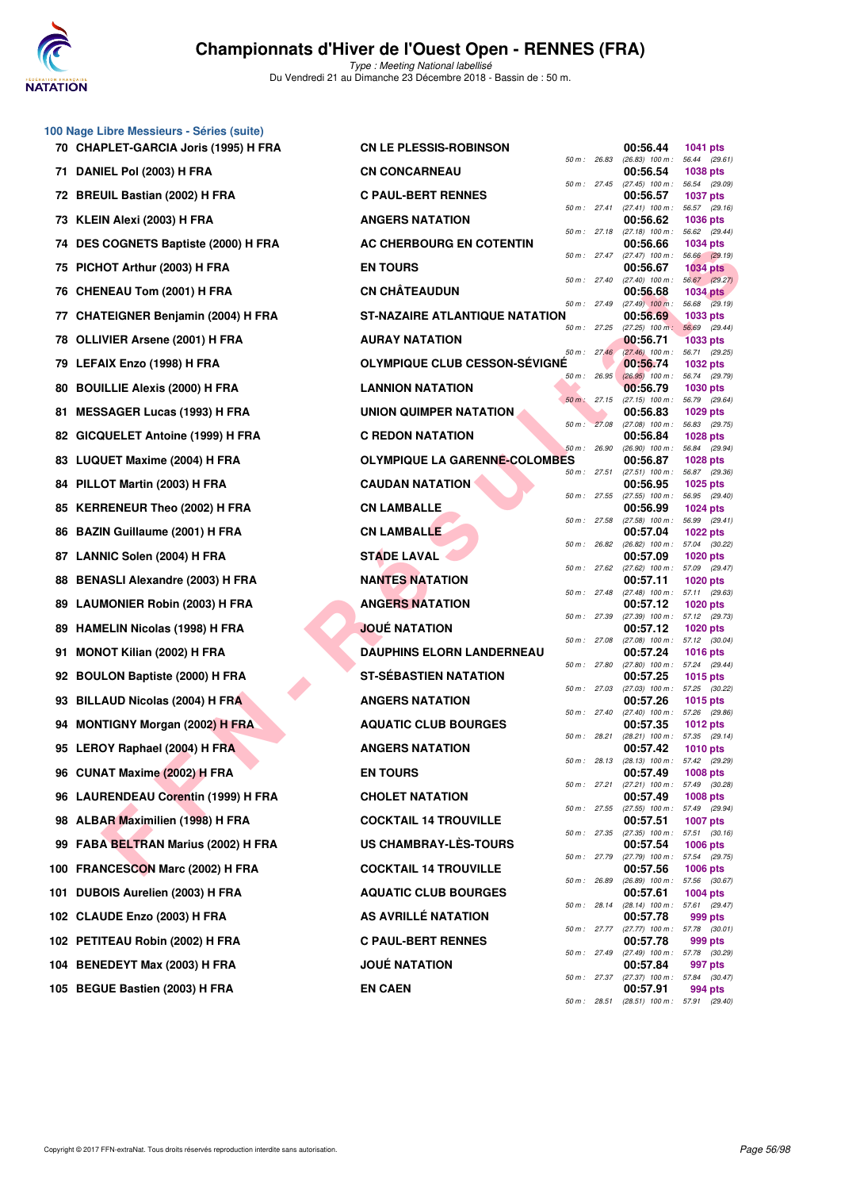## 100 Nage Libre Messieurs - Séries (suite)

| Place | Nom | Club | Temps | Points | Splits |
|---|---|---|---|---|---|
| 70 | CHAPLET-GARCIA Joris (1995) H FRA | CN LE PLESSIS-ROBINSON | 00:56.44 | 1041 pts | 50 m : 26.83 (26.83) 100 m : 56.44 (29.61) |
| 71 | DANIEL Pol (2003) H FRA | CN CONCARNEAU | 00:56.54 | 1038 pts | 50 m : 27.45 (27.45) 100 m : 56.54 (29.09) |
| 72 | BREUIL Bastian (2002) H FRA | C PAUL-BERT RENNES | 00:56.57 | 1037 pts | 50 m : 27.41 (27.41) 100 m : 56.57 (29.16) |
| 73 | KLEIN Alexi (2003) H FRA | ANGERS NATATION | 00:56.62 | 1036 pts | 50 m : 27.18 (27.18) 100 m : 56.62 (29.44) |
| 74 | DES COGNETS Baptiste (2000) H FRA | AC CHERBOURG EN COTENTIN | 00:56.66 | 1034 pts | 50 m : 27.47 (27.47) 100 m : 56.66 (29.19) |
| 75 | PICHOT Arthur (2003) H FRA | EN TOURS | 00:56.67 | 1034 pts | 50 m : 27.40 (27.40) 100 m : 56.67 (29.27) |
| 76 | CHENEAU Tom (2001) H FRA | CN CHÂTEAUDUN | 00:56.68 | 1034 pts | 50 m : 27.49 (27.49) 100 m : 56.68 (29.19) |
| 77 | CHATEIGNER Benjamin (2004) H FRA | ST-NAZAIRE ATLANTIQUE NATATION | 00:56.69 | 1033 pts | 50 m : 27.25 (27.25) 100 m : 56.69 (29.44) |
| 78 | OLLIVIER Arsene (2001) H FRA | AURAY NATATION | 00:56.71 | 1033 pts | 50 m : 27.46 (27.46) 100 m : 56.71 (29.25) |
| 79 | LEFAIX Enzo (1998) H FRA | OLYMPIQUE CLUB CESSON-SÉVIGNÉ | 00:56.74 | 1032 pts | 50 m : 26.95 (26.95) 100 m : 56.74 (29.79) |
| 80 | BOUILLIE Alexis (2000) H FRA | LANNION NATATION | 00:56.79 | 1030 pts | 50 m : 27.15 (27.15) 100 m : 56.79 (29.64) |
| 81 | MESSAGER Lucas (1993) H FRA | UNION QUIMPER NATATION | 00:56.83 | 1029 pts | 50 m : 27.08 (27.08) 100 m : 56.83 (29.75) |
| 82 | GICQUELET Antoine (1999) H FRA | C REDON NATATION | 00:56.84 | 1028 pts | 50 m : 26.90 (26.90) 100 m : 56.84 (29.94) |
| 83 | LUQUET Maxime (2004) H FRA | OLYMPIQUE LA GARENNE-COLOMBES | 00:56.87 | 1028 pts | 50 m : 27.51 (27.51) 100 m : 56.87 (29.36) |
| 84 | PILLOT Martin (2003) H FRA | CAUDAN NATATION | 00:56.95 | 1025 pts | 50 m : 27.55 (27.55) 100 m : 56.95 (29.40) |
| 85 | KERRENEUR Theo (2002) H FRA | CN LAMBALLE | 00:56.99 | 1024 pts | 50 m : 27.58 (27.58) 100 m : 56.99 (29.41) |
| 86 | BAZIN Guillaume (2001) H FRA | CN LAMBALLE | 00:57.04 | 1022 pts | 50 m : 26.82 (26.82) 100 m : 57.04 (30.22) |
| 87 | LANNIC Solen (2004) H FRA | STADE LAVAL | 00:57.09 | 1020 pts | 50 m : 27.62 (27.62) 100 m : 57.09 (29.47) |
| 88 | BENASLI Alexandre (2003) H FRA | NANTES NATATION | 00:57.11 | 1020 pts | 50 m : 27.48 (27.48) 100 m : 57.11 (29.63) |
| 89 | LAUMONIER Robin (2003) H FRA | ANGERS NATATION | 00:57.12 | 1020 pts | 50 m : 27.39 (27.39) 100 m : 57.12 (29.73) |
| 89 | HAMELIN Nicolas (1998) H FRA | JOUÉ NATATION | 00:57.12 | 1020 pts | 50 m : 27.08 (27.08) 100 m : 57.12 (30.04) |
| 91 | MONOT Kilian (2002) H FRA | DAUPHINS ELORN LANDERNEAU | 00:57.24 | 1016 pts | 50 m : 27.80 (27.80) 100 m : 57.24 (29.44) |
| 92 | BOULON Baptiste (2000) H FRA | ST-SÉBASTIEN NATATION | 00:57.25 | 1015 pts | 50 m : 27.03 (27.03) 100 m : 57.25 (30.22) |
| 93 | BILLAUD Nicolas (2004) H FRA | ANGERS NATATION | 00:57.26 | 1015 pts | 50 m : 27.40 (27.40) 100 m : 57.26 (29.86) |
| 94 | MONTIGNY Morgan (2002) H FRA | AQUATIC CLUB BOURGES | 00:57.35 | 1012 pts | 50 m : 28.21 (28.21) 100 m : 57.35 (29.14) |
| 95 | LEROY Raphael (2004) H FRA | ANGERS NATATION | 00:57.42 | 1010 pts | 50 m : 28.13 (28.13) 100 m : 57.42 (29.29) |
| 96 | CUNAT Maxime (2002) H FRA | EN TOURS | 00:57.49 | 1008 pts | 50 m : 27.21 (27.21) 100 m : 57.49 (30.28) |
| 96 | LAURENDEAU Corentin (1999) H FRA | CHOLET NATATION | 00:57.49 | 1008 pts | 50 m : 27.55 (27.55) 100 m : 57.49 (29.94) |
| 98 | ALBAR Maximilien (1998) H FRA | COCKTAIL 14 TROUVILLE | 00:57.51 | 1007 pts | 50 m : 27.35 (27.35) 100 m : 57.51 (30.16) |
| 99 | FABA BELTRAN Marius (2002) H FRA | US CHAMBRAY-LÈS-TOURS | 00:57.54 | 1006 pts | 50 m : 27.79 (27.79) 100 m : 57.54 (29.75) |
| 100 | FRANCESCON Marc (2002) H FRA | COCKTAIL 14 TROUVILLE | 00:57.56 | 1006 pts | 50 m : 26.89 (26.89) 100 m : 57.56 (30.67) |
| 101 | DUBOIS Aurelien (2003) H FRA | AQUATIC CLUB BOURGES | 00:57.61 | 1004 pts | 50 m : 28.14 (28.14) 100 m : 57.61 (29.47) |
| 102 | CLAUDE Enzo (2003) H FRA | AS AVRILLÉ NATATION | 00:57.78 | 999 pts | 50 m : 27.77 (27.77) 100 m : 57.78 (30.01) |
| 102 | PETITEAU Robin (2002) H FRA | C PAUL-BERT RENNES | 00:57.78 | 999 pts | 50 m : 27.49 (27.49) 100 m : 57.78 (30.29) |
| 104 | BENEDEYT Max (2003) H FRA | JOUÉ NATATION | 00:57.84 | 997 pts | 50 m : 27.37 (27.37) 100 m : 57.84 (30.47) |
| 105 | BEGUE Bastien (2003) H FRA | EN CAEN | 00:57.91 | 994 pts | 50 m : 28.51 (28.51) 100 m : 57.91 (29.40) |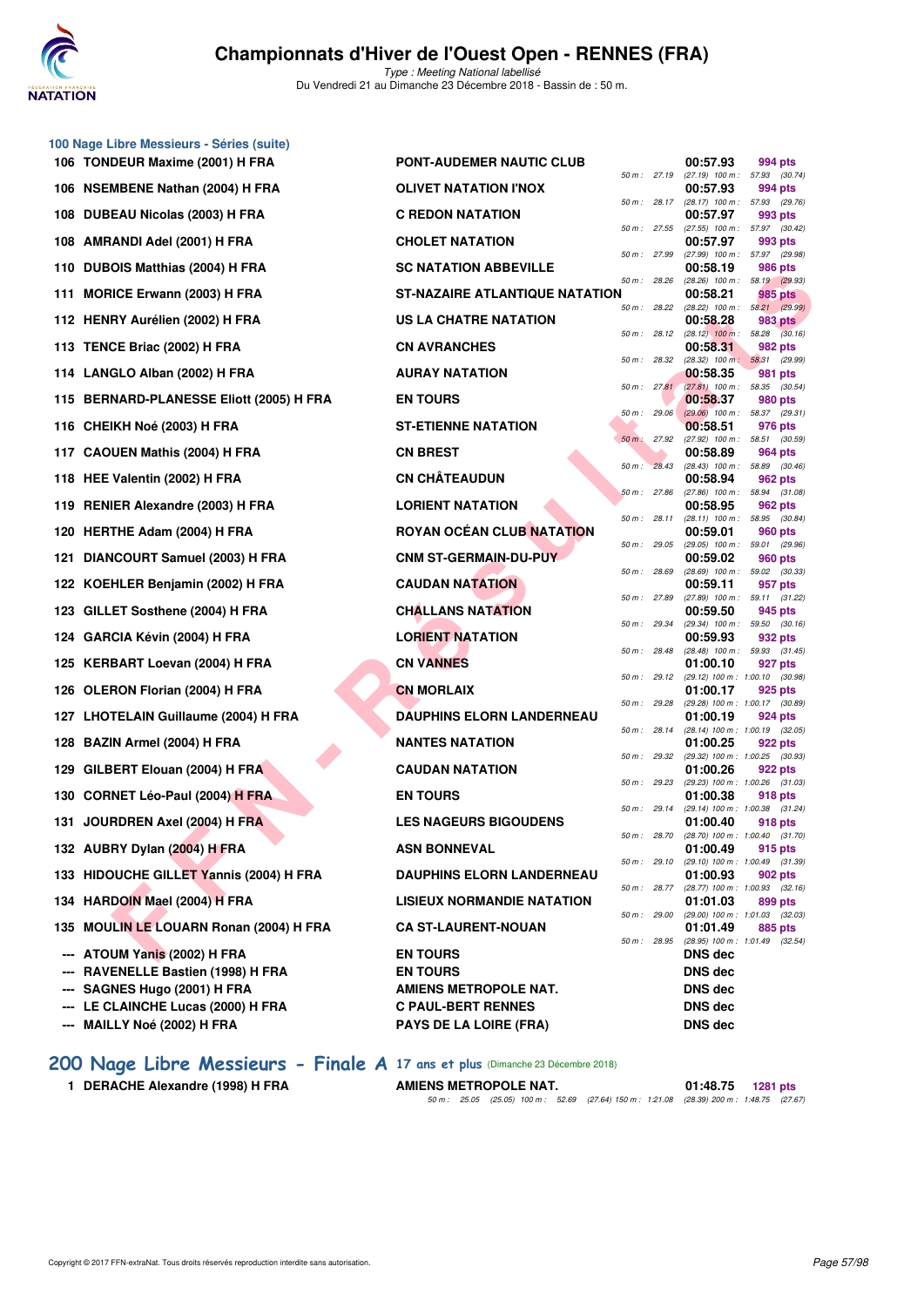## 100 Nage Libre Messieurs - Séries (suite)

| Rang | Nom | Club | Temps | Points |
|---|---|---|---|---|
| 106 | TONDEUR Maxime (2001) H FRA | PONT-AUDEMER NAUTIC CLUB | 00:57.93 | 994 pts |
| | | 50 m : 27.19 (27.19) 100 m : 57.93 (30.74) | | |
| 106 | NSEMBENE Nathan (2004) H FRA | OLIVET NATATION I'NOX | 00:57.93 | 994 pts |
| | | 50 m : 28.17 (28.17) 100 m : 57.93 (29.76) | | |
| 108 | DUBEAU Nicolas (2003) H FRA | C REDON NATATION | 00:57.97 | 993 pts |
| | | 50 m : 27.55 (27.55) 100 m : 57.97 (30.42) | | |
| 108 | AMRANDI Adel (2001) H FRA | CHOLET NATATION | 00:57.97 | 993 pts |
| | | 50 m : 27.99 (27.99) 100 m : 57.97 (29.98) | | |
| 110 | DUBOIS Matthias (2004) H FRA | SC NATATION ABBEVILLE | 00:58.19 | 986 pts |
| | | 50 m : 28.26 (28.26) 100 m : 58.19 (29.93) | | |
| 111 | MORICE Erwann (2003) H FRA | ST-NAZAIRE ATLANTIQUE NATATION | 00:58.21 | 985 pts |
| | | 50 m : 28.22 (28.22) 100 m : 58.21 (29.99) | | |
| 112 | HENRY Aurélien (2002) H FRA | US LA CHATRE NATATION | 00:58.28 | 983 pts |
| | | 50 m : 28.12 (28.12) 100 m : 58.28 (30.16) | | |
| 113 | TENCE Briac (2002) H FRA | CN AVRANCHES | 00:58.31 | 982 pts |
| | | 50 m : 28.32 (28.32) 100 m : 58.31 (29.99) | | |
| 114 | LANGLO Alban (2002) H FRA | AURAY NATATION | 00:58.35 | 981 pts |
| | | 50 m : 27.81 (27.81) 100 m : 58.35 (30.54) | | |
| 115 | BERNARD-PLANESSE Eliott (2005) H FRA | EN TOURS | 00:58.37 | 980 pts |
| | | 50 m : 29.06 (29.06) 100 m : 58.37 (29.31) | | |
| 116 | CHEIKH Noé (2003) H FRA | ST-ETIENNE NATATION | 00:58.51 | 976 pts |
| | | 50 m : 27.92 (27.92) 100 m : 58.51 (30.59) | | |
| 117 | CAOUEN Mathis (2004) H FRA | CN BREST | 00:58.89 | 964 pts |
| | | 50 m : 28.43 (28.43) 100 m : 58.89 (30.46) | | |
| 118 | HEE Valentin (2002) H FRA | CN CHÂTEAUDUN | 00:58.94 | 962 pts |
| | | 50 m : 27.86 (27.86) 100 m : 58.94 (31.08) | | |
| 119 | RENIER Alexandre (2003) H FRA | LORIENT NATATION | 00:58.95 | 962 pts |
| | | 50 m : 28.11 (28.11) 100 m : 58.95 (30.84) | | |
| 120 | HERTHE Adam (2004) H FRA | ROYAN OCÉAN CLUB NATATION | 00:59.01 | 960 pts |
| | | 50 m : 29.05 (29.05) 100 m : 59.01 (29.96) | | |
| 121 | DIANCOURT Samuel (2003) H FRA | CNM ST-GERMAIN-DU-PUY | 00:59.02 | 960 pts |
| | | 50 m : 28.69 (28.69) 100 m : 59.02 (30.33) | | |
| 122 | KOEHLER Benjamin (2002) H FRA | CAUDAN NATATION | 00:59.11 | 957 pts |
| | | 50 m : 27.89 (27.89) 100 m : 59.11 (31.22) | | |
| 123 | GILLET Sosthene (2004) H FRA | CHALLANS NATATION | 00:59.50 | 945 pts |
| | | 50 m : 29.34 (29.34) 100 m : 59.50 (30.16) | | |
| 124 | GARCIA Kévin (2004) H FRA | LORIENT NATATION | 00:59.93 | 932 pts |
| | | 50 m : 28.48 (28.48) 100 m : 59.93 (31.45) | | |
| 125 | KERBART Loevan (2004) H FRA | CN VANNES | 01:00.10 | 927 pts |
| | | 50 m : 29.12 (29.12) 100 m : 1:00.10 (30.98) | | |
| 126 | OLERON Florian (2004) H FRA | CN MORLAIX | 01:00.17 | 925 pts |
| | | 50 m : 29.28 (29.28) 100 m : 1:00.17 (30.89) | | |
| 127 | LHOTELAIN Guillaume (2004) H FRA | DAUPHINS ELORN LANDERNEAU | 01:00.19 | 924 pts |
| | | 50 m : 28.14 (28.14) 100 m : 1:00.19 (32.05) | | |
| 128 | BAZIN Armel (2004) H FRA | NANTES NATATION | 01:00.25 | 922 pts |
| | | 50 m : 29.32 (29.32) 100 m : 1:00.25 (30.93) | | |
| 129 | GILBERT Elouan (2004) H FRA | CAUDAN NATATION | 01:00.26 | 922 pts |
| | | 50 m : 29.23 (29.23) 100 m : 1:00.26 (31.03) | | |
| 130 | CORNET Léo-Paul (2004) H FRA | EN TOURS | 01:00.38 | 918 pts |
| | | 50 m : 29.14 (29.14) 100 m : 1:00.38 (31.24) | | |
| 131 | JOURDREN Axel (2004) H FRA | LES NAGEURS BIGOUDENS | 01:00.40 | 918 pts |
| | | 50 m : 28.70 (28.70) 100 m : 1:00.40 (31.70) | | |
| 132 | AUBRY Dylan (2004) H FRA | ASN BONNEVAL | 01:00.49 | 915 pts |
| | | 50 m : 29.10 (29.10) 100 m : 1:00.49 (31.39) | | |
| 133 | HIDOUCHE GILLET Yannis (2004) H FRA | DAUPHINS ELORN LANDERNEAU | 01:00.93 | 902 pts |
| | | 50 m : 28.77 (28.77) 100 m : 1:00.93 (32.16) | | |
| 134 | HARDOIN Mael (2004) H FRA | LISIEUX NORMANDIE NATATION | 01:01.03 | 899 pts |
| | | 50 m : 29.00 (29.00) 100 m : 1:01.03 (32.03) | | |
| 135 | MOULIN LE LOUARN Ronan (2004) H FRA | CA ST-LAURENT-NOUAN | 01:01.49 | 885 pts |
| | | 50 m : 28.95 (28.95) 100 m : 1:01.49 (32.54) | | |
| --- | ATOUM Yanis (2002) H FRA | EN TOURS | DNS dec | |
| --- | RAVENELLE Bastien (1998) H FRA | EN TOURS | DNS dec | |
| --- | SAGNES Hugo (2001) H FRA | AMIENS METROPOLE NAT. | DNS dec | |
| --- | LE CLAINCHE Lucas (2000) H FRA | C PAUL-BERT RENNES | DNS dec | |
| --- | MAILLY Noé (2002) H FRA | PAYS DE LA LOIRE (FRA) | DNS dec | |

## 200 Nage Libre Messieurs - Finale A 17 ans et plus (Dimanche 23 Décembre 2018)

| Rang | Nom | Club | Temps | Points |
|---|---|---|---|---|
| 1 | DERACHE Alexandre (1998) H FRA | AMIENS METROPOLE NAT. | 01:48.75 | 1281 pts |
| | | 50 m : 25.05 (25.05) 100 m : 52.69 (27.64) 150 m : 1:21.08 (28.39) 200 m : 1:48.75 (27.67) | | |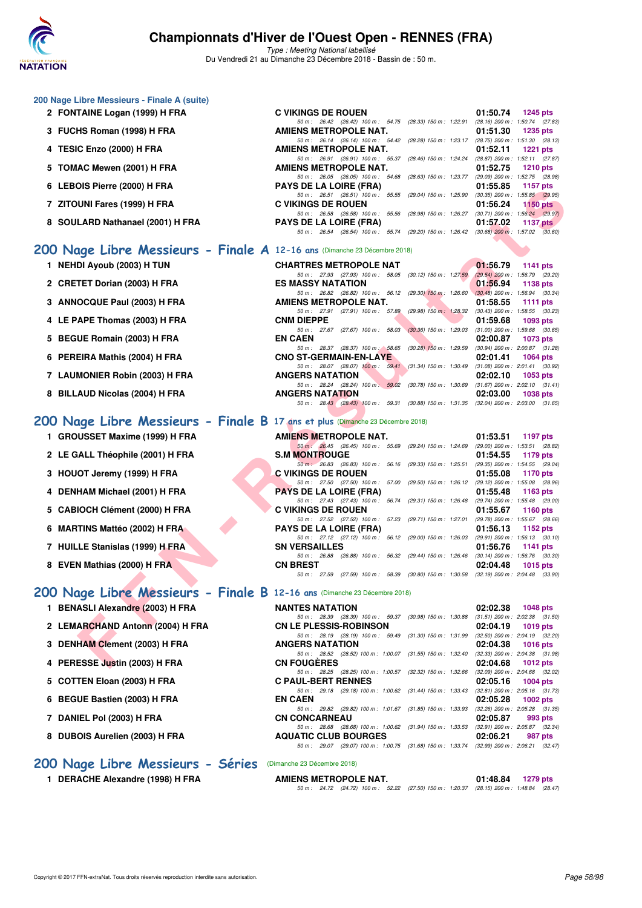### 200 Nage Libre Messieurs - Finale A (suite)

| Pl. | Nom | Club | Temps | Points |
|---|---|---|---|---|
| 2 | FONTAINE Logan (1999) H FRA | C VIKINGS DE ROUEN | 01:50.74 | 1245 pts |
| | | 50 m : 26.42 (26.42) 100 m : 54.75 (28.33) 150 m : 1:22.91 (28.16) 200 m : 1:50.74 (27.83) | | |
| 3 | FUCHS Roman (1998) H FRA | AMIENS METROPOLE NAT. | 01:51.30 | 1235 pts |
| | | 50 m : 26.14 (26.14) 100 m : 54.42 (28.28) 150 m : 1:23.17 (28.75) 200 m : 1:51.30 (28.13) | | |
| 4 | TESIC Enzo (2000) H FRA | AMIENS METROPOLE NAT. | 01:52.11 | 1221 pts |
| | | 50 m : 26.91 (26.91) 100 m : 55.37 (28.46) 150 m : 1:24.24 (28.87) 200 m : 1:52.11 (27.87) | | |
| 5 | TOMAC Mewen (2001) H FRA | AMIENS METROPOLE NAT. | 01:52.75 | 1210 pts |
| | | 50 m : 26.05 (26.05) 100 m : 54.68 (28.63) 150 m : 1:23.77 (29.09) 200 m : 1:52.75 (28.98) | | |
| 6 | LEBOIS Pierre (2000) H FRA | PAYS DE LA LOIRE (FRA) | 01:55.85 | 1157 pts |
| | | 50 m : 26.51 (26.51) 100 m : 55.55 (29.04) 150 m : 1:25.90 (30.35) 200 m : 1:55.85 (29.95) | | |
| 7 | ZITOUNI Fares (1999) H FRA | C VIKINGS DE ROUEN | 01:56.24 | 1150 pts |
| | | 50 m : 26.58 (26.58) 100 m : 55.56 (28.98) 150 m : 1:26.27 (30.71) 200 m : 1:56.24 (29.97) | | |
| 8 | SOULARD Nathanael (2001) H FRA | PAYS DE LA LOIRE (FRA) | 01:57.02 | 1137 pts |
| | | 50 m : 26.54 (26.54) 100 m : 55.74 (29.20) 150 m : 1:26.42 (30.68) 200 m : 1:57.02 (30.60) | | |

## 200 Nage Libre Messieurs - Finale A 12-16 ans (Dimanche 23 Décembre 2018)

| Pl. | Nom | Club | Temps | Points |
|---|---|---|---|---|
| 1 | NEHDI Ayoub (2003) H TUN | CHARTRES METROPOLE NAT | 01:56.79 | 1141 pts |
| | | 50 m : 27.93 (27.93) 100 m : 58.05 (30.12) 150 m : 1:27.59 (29.54) 200 m : 1:56.79 (29.20) | | |
| 2 | CRETET Dorian (2003) H FRA | ES MASSY NATATION | 01:56.94 | 1138 pts |
| | | 50 m : 26.82 (26.82) 100 m : 56.12 (29.30) 150 m : 1:26.60 (30.48) 200 m : 1:56.94 (30.34) | | |
| 3 | ANNOCQUE Paul (2003) H FRA | AMIENS METROPOLE NAT. | 01:58.55 | 1111 pts |
| | | 50 m : 27.91 (27.91) 100 m : 57.89 (29.98) 150 m : 1:28.32 (30.43) 200 m : 1:58.55 (30.23) | | |
| 4 | LE PAPE Thomas (2003) H FRA | CNM DIEPPE | 01:59.68 | 1093 pts |
| | | 50 m : 27.67 (27.67) 100 m : 58.03 (30.36) 150 m : 1:29.03 (31.00) 200 m : 1:59.68 (30.65) | | |
| 5 | BEGUE Romain (2003) H FRA | EN CAEN | 02:00.87 | 1073 pts |
| | | 50 m : 28.37 (28.37) 100 m : 58.65 (30.28) 150 m : 1:29.59 (30.94) 200 m : 2:00.87 (31.28) | | |
| 6 | PEREIRA Mathis (2004) H FRA | CNO ST-GERMAIN-EN-LAYE | 02:01.41 | 1064 pts |
| | | 50 m : 28.07 (28.07) 100 m : 59.41 (31.34) 150 m : 1:30.49 (31.08) 200 m : 2:01.41 (30.92) | | |
| 7 | LAUMONIER Robin (2003) H FRA | ANGERS NATATION | 02:02.10 | 1053 pts |
| | | 50 m : 28.24 (28.24) 100 m : 59.02 (30.78) 150 m : 1:30.69 (31.67) 200 m : 2:02.10 (31.41) | | |
| 8 | BILLAUD Nicolas (2004) H FRA | ANGERS NATATION | 02:03.00 | 1038 pts |
| | | 50 m : 28.43 (28.43) 100 m : 59.31 (30.88) 150 m : 1:31.35 (32.04) 200 m : 2:03.00 (31.65) | | |

## 200 Nage Libre Messieurs - Finale B 17 ans et plus (Dimanche 23 Décembre 2018)

| Pl. | Nom | Club | Temps | Points |
|---|---|---|---|---|
| 1 | GROUSSET Maxime (1999) H FRA | AMIENS METROPOLE NAT. | 01:53.51 | 1197 pts |
| | | 50 m : 26.45 (26.45) 100 m : 55.69 (29.24) 150 m : 1:24.69 (29.00) 200 m : 1:53.51 (28.82) | | |
| 2 | LE GALL Théophile (2001) H FRA | S.M MONTROUGE | 01:54.55 | 1179 pts |
| | | 50 m : 26.83 (26.83) 100 m : 56.16 (29.33) 150 m : 1:25.51 (29.35) 200 m : 1:54.55 (29.04) | | |
| 3 | HOUOT Jeremy (1999) H FRA | C VIKINGS DE ROUEN | 01:55.08 | 1170 pts |
| | | 50 m : 27.50 (27.50) 100 m : 57.00 (29.50) 150 m : 1:26.12 (29.12) 200 m : 1:55.08 (28.96) | | |
| 4 | DENHAM Michael (2001) H FRA | PAYS DE LA LOIRE (FRA) | 01:55.48 | 1163 pts |
| | | 50 m : 27.43 (27.43) 100 m : 56.74 (29.31) 150 m : 1:26.48 (29.74) 200 m : 1:55.48 (29.00) | | |
| 5 | CABIOCH Clément (2000) H FRA | C VIKINGS DE ROUEN | 01:55.67 | 1160 pts |
| | | 50 m : 27.52 (27.52) 100 m : 57.23 (29.71) 150 m : 1:27.01 (29.78) 200 m : 1:55.67 (28.66) | | |
| 6 | MARTINS Mattéo (2002) H FRA | PAYS DE LA LOIRE (FRA) | 01:56.13 | 1152 pts |
| | | 50 m : 27.12 (27.12) 100 m : 56.12 (29.00) 150 m : 1:26.03 (29.91) 200 m : 1:56.13 (30.10) | | |
| 7 | HUILLE Stanislas (1999) H FRA | SN VERSAILLES | 01:56.76 | 1141 pts |
| | | 50 m : 26.88 (26.88) 100 m : 56.32 (29.44) 150 m : 1:26.46 (30.14) 200 m : 1:56.76 (30.30) | | |
| 8 | EVEN Mathias (2000) H FRA | CN BREST | 02:04.48 | 1015 pts |
| | | 50 m : 27.59 (27.59) 100 m : 58.39 (30.80) 150 m : 1:30.58 (32.19) 200 m : 2:04.48 (33.90) | | |

## 200 Nage Libre Messieurs - Finale B 12-16 ans (Dimanche 23 Décembre 2018)

| Pl. | Nom | Club | Temps | Points |
|---|---|---|---|---|
| 1 | BENASLI Alexandre (2003) H FRA | NANTES NATATION | 02:02.38 | 1048 pts |
| | | 50 m : 28.39 (28.39) 100 m : 59.37 (30.98) 150 m : 1:30.88 (31.51) 200 m : 2:02.38 (31.50) | | |
| 2 | LEMARCHAND Antonn (2004) H FRA | CN LE PLESSIS-ROBINSON | 02:04.19 | 1019 pts |
| | | 50 m : 28.19 (28.19) 100 m : 59.49 (31.30) 150 m : 1:31.99 (32.50) 200 m : 2:04.19 (32.20) | | |
| 3 | DENHAM Clement (2003) H FRA | ANGERS NATATION | 02:04.38 | 1016 pts |
| | | 50 m : 28.52 (28.52) 100 m : 1:00.07 (31.55) 150 m : 1:32.40 (32.33) 200 m : 2:04.38 (31.98) | | |
| 4 | PERESSE Justin (2003) H FRA | CN FOUGÈRES | 02:04.68 | 1012 pts |
| | | 50 m : 28.25 (28.25) 100 m : 1:00.57 (32.32) 150 m : 1:32.66 (32.09) 200 m : 2:04.68 (32.02) | | |
| 5 | COTTEN Eloan (2003) H FRA | C PAUL-BERT RENNES | 02:05.16 | 1004 pts |
| | | 50 m : 29.18 (29.18) 100 m : 1:00.62 (31.44) 150 m : 1:33.43 (32.81) 200 m : 2:05.16 (31.73) | | |
| 6 | BEGUE Bastien (2003) H FRA | EN CAEN | 02:05.28 | 1002 pts |
| | | 50 m : 29.82 (29.82) 100 m : 1:01.67 (31.85) 150 m : 1:33.93 (32.26) 200 m : 2:05.28 (31.35) | | |
| 7 | DANIEL Pol (2003) H FRA | CN CONCARNEAU | 02:05.87 | 993 pts |
| | | 50 m : 28.68 (28.68) 100 m : 1:00.62 (31.94) 150 m : 1:33.53 (32.91) 200 m : 2:05.87 (32.34) | | |
| 8 | DUBOIS Aurelien (2003) H FRA | AQUATIC CLUB BOURGES | 02:06.21 | 987 pts |
| | | 50 m : 29.07 (29.07) 100 m : 1:00.75 (31.68) 150 m : 1:33.74 (32.99) 200 m : 2:06.21 (32.47) | | |

## 200 Nage Libre Messieurs - Séries (Dimanche 23 Décembre 2018)

| Pl. | Nom | Club | Temps | Points |
|---|---|---|---|---|
| 1 | DERACHE Alexandre (1998) H FRA | AMIENS METROPOLE NAT. | 01:48.84 | 1279 pts |
| | | 50 m : 24.72 (24.72) 100 m : 52.22 (27.50) 150 m : 1:20.37 (28.15) 200 m : 1:48.84 (28.47) | | |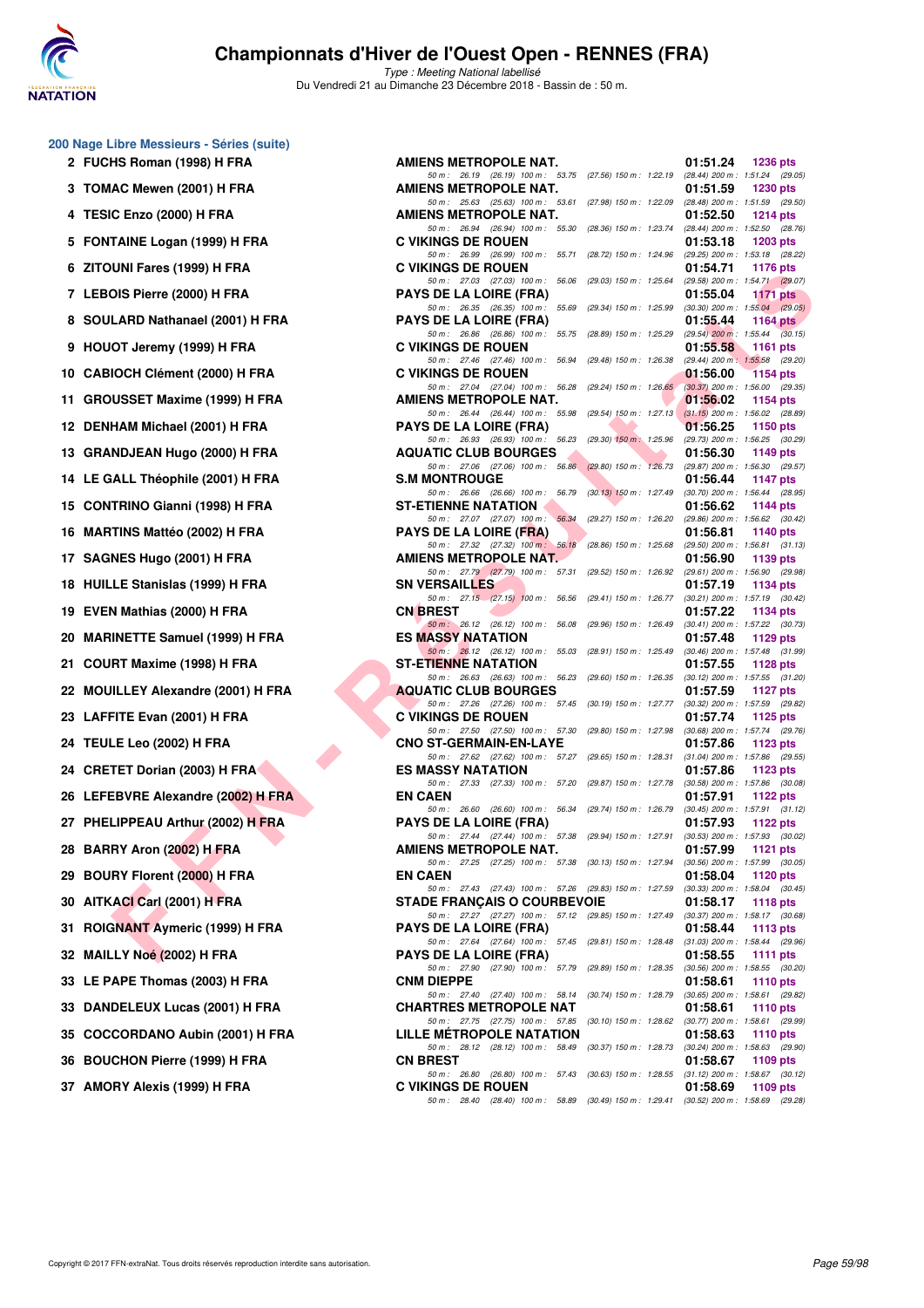# Championnats d'Hiver de l'Ouest Open - RENNES (FRA)

*Type : Meeting National labellisé*

Du Vendredi 21 au Dimanche 23 Décembre 2018 - Bassin de : 50 m.

## 200 Nage Libre Messieurs - Séries (suite)

| Rang | Nom | Club | Temps | Points |
|---|---|---|---|---|
| 2 | FUCHS Roman (1998) H FRA | AMIENS METROPOLE NAT. | 01:51.24 | 1236 pts |
| | | 50 m : 26.19 (26.19) 100 m : 53.75 (27.56) 150 m : 1:22.19 (28.44) 200 m : 1:51.24 (29.05) | | |
| 3 | TOMAC Mewen (2001) H FRA | AMIENS METROPOLE NAT. | 01:51.59 | 1230 pts |
| | | 50 m : 25.63 (25.63) 100 m : 53.61 (27.98) 150 m : 1:22.09 (28.48) 200 m : 1:51.59 (29.50) | | |
| 4 | TESIC Enzo (2000) H FRA | AMIENS METROPOLE NAT. | 01:52.50 | 1214 pts |
| | | 50 m : 26.94 (26.94) 100 m : 55.30 (28.36) 150 m : 1:23.74 (28.44) 200 m : 1:52.50 (28.76) | | |
| 5 | FONTAINE Logan (1999) H FRA | C VIKINGS DE ROUEN | 01:53.18 | 1203 pts |
| | | 50 m : 26.99 (26.99) 100 m : 55.71 (28.72) 150 m : 1:24.96 (29.25) 200 m : 1:53.18 (28.22) | | |
| 6 | ZITOUNI Fares (1999) H FRA | C VIKINGS DE ROUEN | 01:54.71 | 1176 pts |
| | | 50 m : 27.03 (27.03) 100 m : 56.06 (29.03) 150 m : 1:25.64 (29.58) 200 m : 1:54.71 (29.07) | | |
| 7 | LEBOIS Pierre (2000) H FRA | PAYS DE LA LOIRE (FRA) | 01:55.04 | 1171 pts |
| | | 50 m : 26.35 (26.35) 100 m : 55.69 (29.34) 150 m : 1:25.99 (30.30) 200 m : 1:55.04 (29.05) | | |
| 8 | SOULARD Nathanael (2001) H FRA | PAYS DE LA LOIRE (FRA) | 01:55.44 | 1164 pts |
| | | 50 m : 26.86 (26.86) 100 m : 55.75 (28.89) 150 m : 1:25.29 (29.54) 200 m : 1:55.44 (30.15) | | |
| 9 | HOUOT Jeremy (1999) H FRA | C VIKINGS DE ROUEN | 01:55.58 | 1161 pts |
| | | 50 m : 27.46 (27.46) 100 m : 56.94 (29.48) 150 m : 1:26.38 (29.44) 200 m : 1:55.58 (29.20) | | |
| 10 | CABIOCH Clément (2000) H FRA | C VIKINGS DE ROUEN | 01:56.00 | 1154 pts |
| | | 50 m : 27.04 (27.04) 100 m : 56.28 (29.24) 150 m : 1:26.65 (30.37) 200 m : 1:56.00 (29.35) | | |
| 11 | GROUSSET Maxime (1999) H FRA | AMIENS METROPOLE NAT. | 01:56.02 | 1154 pts |
| | | 50 m : 26.44 (26.44) 100 m : 55.98 (29.54) 150 m : 1:27.13 (31.15) 200 m : 1:56.02 (28.89) | | |
| 12 | DENHAM Michael (2001) H FRA | PAYS DE LA LOIRE (FRA) | 01:56.25 | 1150 pts |
| | | 50 m : 26.93 (26.93) 100 m : 56.23 (29.30) 150 m : 1:25.96 (29.73) 200 m : 1:56.25 (30.29) | | |
| 13 | GRANDJEAN Hugo (2000) H FRA | AQUATIC CLUB BOURGES | 01:56.30 | 1149 pts |
| | | 50 m : 27.06 (27.06) 100 m : 56.86 (29.80) 150 m : 1:26.73 (29.87) 200 m : 1:56.30 (29.57) | | |
| 14 | LE GALL Théophile (2001) H FRA | S.M MONTROUGE | 01:56.44 | 1147 pts |
| | | 50 m : 26.66 (26.66) 100 m : 56.79 (30.13) 150 m : 1:27.49 (30.70) 200 m : 1:56.44 (28.95) | | |
| 15 | CONTRINO Gianni (1998) H FRA | ST-ETIENNE NATATION | 01:56.62 | 1144 pts |
| | | 50 m : 27.07 (27.07) 100 m : 56.34 (29.27) 150 m : 1:26.20 (29.86) 200 m : 1:56.62 (30.42) | | |
| 16 | MARTINS Mattéo (2002) H FRA | PAYS DE LA LOIRE (FRA) | 01:56.81 | 1140 pts |
| | | 50 m : 27.32 (27.32) 100 m : 56.18 (28.86) 150 m : 1:25.68 (29.50) 200 m : 1:56.81 (31.13) | | |
| 17 | SAGNES Hugo (2001) H FRA | AMIENS METROPOLE NAT. | 01:56.90 | 1139 pts |
| | | 50 m : 27.79 (27.79) 100 m : 57.31 (29.52) 150 m : 1:26.92 (29.61) 200 m : 1:56.90 (29.98) | | |
| 18 | HUILLE Stanislas (1999) H FRA | SN VERSAILLES | 01:57.19 | 1134 pts |
| | | 50 m : 27.15 (27.15) 100 m : 56.56 (29.41) 150 m : 1:26.77 (30.21) 200 m : 1:57.19 (30.42) | | |
| 19 | EVEN Mathias (2000) H FRA | CN BREST | 01:57.22 | 1134 pts |
| | | 50 m : 26.12 (26.12) 100 m : 56.08 (29.96) 150 m : 1:26.49 (30.41) 200 m : 1:57.22 (30.73) | | |
| 20 | MARINETTE Samuel (1999) H FRA | ES MASSY NATATION | 01:57.48 | 1129 pts |
| | | 50 m : 26.12 (26.12) 100 m : 55.03 (28.91) 150 m : 1:25.49 (30.46) 200 m : 1:57.48 (31.99) | | |
| 21 | COURT Maxime (1998) H FRA | ST-ETIENNE NATATION | 01:57.55 | 1128 pts |
| | | 50 m : 26.63 (26.63) 100 m : 56.23 (29.60) 150 m : 1:26.35 (30.12) 200 m : 1:57.55 (31.20) | | |
| 22 | MOUILLEY Alexandre (2001) H FRA | AQUATIC CLUB BOURGES | 01:57.59 | 1127 pts |
| | | 50 m : 27.26 (27.26) 100 m : 57.45 (30.19) 150 m : 1:27.77 (30.32) 200 m : 1:57.59 (29.82) | | |
| 23 | LAFFITE Evan (2001) H FRA | C VIKINGS DE ROUEN | 01:57.74 | 1125 pts |
| | | 50 m : 27.50 (27.50) 100 m : 57.30 (29.80) 150 m : 1:27.98 (30.68) 200 m : 1:57.74 (29.76) | | |
| 24 | TEULE Leo (2002) H FRA | CNO ST-GERMAIN-EN-LAYE | 01:57.86 | 1123 pts |
| | | 50 m : 27.62 (27.62) 100 m : 57.27 (29.65) 150 m : 1:28.31 (31.04) 200 m : 1:57.86 (29.55) | | |
| 24 | CRETET Dorian (2003) H FRA | ES MASSY NATATION | 01:57.86 | 1123 pts |
| | | 50 m : 27.33 (27.33) 100 m : 57.20 (29.87) 150 m : 1:27.78 (30.58) 200 m : 1:57.86 (30.08) | | |
| 26 | LEFEBVRE Alexandre (2002) H FRA | EN CAEN | 01:57.91 | 1122 pts |
| | | 50 m : 26.60 (26.60) 100 m : 56.34 (29.74) 150 m : 1:26.79 (30.45) 200 m : 1:57.91 (31.12) | | |
| 27 | PHELIPPEAU Arthur (2002) H FRA | PAYS DE LA LOIRE (FRA) | 01:57.93 | 1122 pts |
| | | 50 m : 27.44 (27.44) 100 m : 57.38 (29.94) 150 m : 1:27.91 (30.53) 200 m : 1:57.93 (30.02) | | |
| 28 | BARRY Aron (2002) H FRA | AMIENS METROPOLE NAT. | 01:57.99 | 1121 pts |
| | | 50 m : 27.25 (27.25) 100 m : 57.38 (30.13) 150 m : 1:27.94 (30.56) 200 m : 1:57.99 (30.05) | | |
| 29 | BOURY Florent (2000) H FRA | EN CAEN | 01:58.04 | 1120 pts |
| | | 50 m : 27.43 (27.43) 100 m : 57.26 (29.83) 150 m : 1:27.59 (30.33) 200 m : 1:58.04 (30.45) | | |
| 30 | AITKACI Carl (2001) H FRA | STADE FRANÇAIS O COURBEVOIE | 01:58.17 | 1118 pts |
| | | 50 m : 27.27 (27.27) 100 m : 57.12 (29.85) 150 m : 1:27.49 (30.37) 200 m : 1:58.17 (30.68) | | |
| 31 | ROIGNANT Aymeric (1999) H FRA | PAYS DE LA LOIRE (FRA) | 01:58.44 | 1113 pts |
| | | 50 m : 27.64 (27.64) 100 m : 57.45 (29.81) 150 m : 1:28.48 (31.03) 200 m : 1:58.44 (29.96) | | |
| 32 | MAILLY Noé (2002) H FRA | PAYS DE LA LOIRE (FRA) | 01:58.55 | 1111 pts |
| | | 50 m : 27.90 (27.90) 100 m : 57.79 (29.89) 150 m : 1:28.35 (30.56) 200 m : 1:58.55 (30.20) | | |
| 33 | LE PAPE Thomas (2003) H FRA | CNM DIEPPE | 01:58.61 | 1110 pts |
| | | 50 m : 27.40 (27.40) 100 m : 58.14 (30.74) 150 m : 1:28.79 (30.65) 200 m : 1:58.61 (29.82) | | |
| 33 | DANDELEUX Lucas (2001) H FRA | CHARTRES METROPOLE NAT | 01:58.61 | 1110 pts |
| | | 50 m : 27.75 (27.75) 100 m : 57.85 (30.10) 150 m : 1:28.62 (30.77) 200 m : 1:58.61 (29.99) | | |
| 35 | COCCORDANO Aubin (2001) H FRA | LILLE MÉTROPOLE NATATION | 01:58.63 | 1110 pts |
| | | 50 m : 28.12 (28.12) 100 m : 58.49 (30.37) 150 m : 1:28.73 (30.24) 200 m : 1:58.63 (29.90) | | |
| 36 | BOUCHON Pierre (1999) H FRA | CN BREST | 01:58.67 | 1109 pts |
| | | 50 m : 26.80 (26.80) 100 m : 57.43 (30.63) 150 m : 1:28.55 (31.12) 200 m : 1:58.67 (30.12) | | |
| 37 | AMORY Alexis (1999) H FRA | C VIKINGS DE ROUEN | 01:58.69 | 1109 pts |
| | | 50 m : 28.40 (28.40) 100 m : 58.89 (30.49) 150 m : 1:29.41 (30.52) 200 m : 1:58.69 (29.28) | | |

Copyright © 2017 FFN-extraNat. Tous droits réservés reproduction interdite sans autorisation.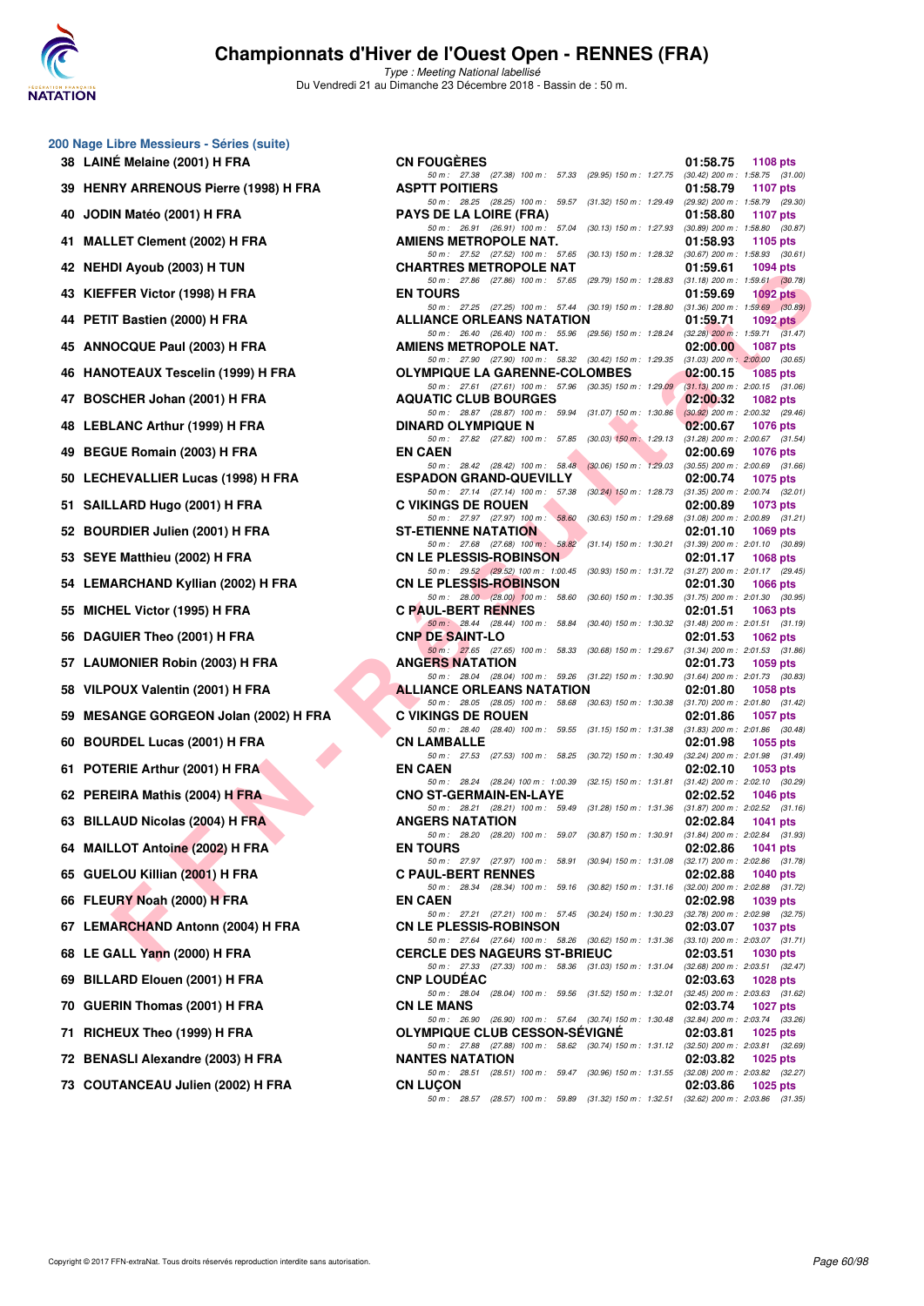## 200 Nage Libre Messieurs - Séries (suite)

| Rang | Nom | Club | Temps | Points |
|---|---|---|---|---|
| 38 | LAINÉ Melaine (2001) H FRA | CN FOUGÈRES | 01:58.75 | 1108 pts |
| | | 50 m : 27.38 (27.38) 100 m : 57.33 (29.95) 150 m : 1:27.75 (30.42) 200 m : 1:58.75 (31.00) | | |
| 39 | HENRY ARRENOUS Pierre (1998) H FRA | ASPTT POITIERS | 01:58.79 | 1107 pts |
| | | 50 m : 28.25 (28.25) 100 m : 59.57 (31.32) 150 m : 1:29.49 (29.92) 200 m : 1:58.79 (29.30) | | |
| 40 | JODIN Matéo (2001) H FRA | PAYS DE LA LOIRE (FRA) | 01:58.80 | 1107 pts |
| | | 50 m : 26.91 (26.91) 100 m : 57.04 (30.13) 150 m : 1:27.93 (30.89) 200 m : 1:58.80 (30.87) | | |
| 41 | MALLET Clement (2002) H FRA | AMIENS METROPOLE NAT. | 01:58.93 | 1105 pts |
| | | 50 m : 27.52 (27.52) 100 m : 57.65 (30.13) 150 m : 1:28.32 (30.67) 200 m : 1:58.93 (30.61) | | |
| 42 | NEHDI Ayoub (2003) H TUN | CHARTRES METROPOLE NAT | 01:59.61 | 1094 pts |
| | | 50 m : 27.86 (27.86) 100 m : 57.65 (29.79) 150 m : 1:28.83 (31.18) 200 m : 1:59.61 (30.78) | | |
| 43 | KIEFFER Victor (1998) H FRA | EN TOURS | 01:59.69 | 1092 pts |
| | | 50 m : 27.25 (27.25) 100 m : 57.44 (30.19) 150 m : 1:28.80 (31.36) 200 m : 1:59.69 (30.89) | | |
| 44 | PETIT Bastien (2000) H FRA | ALLIANCE ORLEANS NATATION | 01:59.71 | 1092 pts |
| | | 50 m : 26.40 (26.40) 100 m : 55.96 (29.56) 150 m : 1:28.24 (32.28) 200 m : 1:59.71 (31.47) | | |
| 45 | ANNOCQUE Paul (2003) H FRA | AMIENS METROPOLE NAT. | 02:00.00 | 1087 pts |
| | | 50 m : 27.90 (27.90) 100 m : 58.32 (30.42) 150 m : 1:29.35 (31.03) 200 m : 2:00.00 (30.65) | | |
| 46 | HANOTEAUX Tescelin (1999) H FRA | OLYMPIQUE LA GARENNE-COLOMBES | 02:00.15 | 1085 pts |
| | | 50 m : 27.61 (27.61) 100 m : 57.96 (30.35) 150 m : 1:29.09 (31.13) 200 m : 2:00.15 (31.06) | | |
| 47 | BOSCHER Johan (2001) H FRA | AQUATIC CLUB BOURGES | 02:00.32 | 1082 pts |
| | | 50 m : 28.87 (28.87) 100 m : 59.94 (31.07) 150 m : 1:30.86 (30.92) 200 m : 2:00.32 (29.46) | | |
| 48 | LEBLANC Arthur (1999) H FRA | DINARD OLYMPIQUE N | 02:00.67 | 1076 pts |
| | | 50 m : 27.82 (27.82) 100 m : 57.85 (30.03) 150 m : 1:29.13 (31.28) 200 m : 2:00.67 (31.54) | | |
| 49 | BEGUE Romain (2003) H FRA | EN CAEN | 02:00.69 | 1076 pts |
| | | 50 m : 28.42 (28.42) 100 m : 58.48 (30.06) 150 m : 1:29.03 (30.55) 200 m : 2:00.69 (31.66) | | |
| 50 | LECHEVALLIER Lucas (1998) H FRA | ESPADON GRAND-QUEVILLY | 02:00.74 | 1075 pts |
| | | 50 m : 27.14 (27.14) 100 m : 57.38 (30.24) 150 m : 1:28.73 (31.35) 200 m : 2:00.74 (32.01) | | |
| 51 | SAILLARD Hugo (2001) H FRA | C VIKINGS DE ROUEN | 02:00.89 | 1073 pts |
| | | 50 m : 27.97 (27.97) 100 m : 58.60 (30.63) 150 m : 1:29.68 (31.08) 200 m : 2:00.89 (31.21) | | |
| 52 | BOURDIER Julien (2001) H FRA | ST-ETIENNE NATATION | 02:01.10 | 1069 pts |
| | | 50 m : 27.68 (27.68) 100 m : 58.82 (31.14) 150 m : 1:30.21 (31.39) 200 m : 2:01.10 (30.89) | | |
| 53 | SEYE Matthieu (2002) H FRA | CN LE PLESSIS-ROBINSON | 02:01.17 | 1068 pts |
| | | 50 m : 29.52 (29.52) 100 m : 1:00.45 (30.93) 150 m : 1:31.72 (31.27) 200 m : 2:01.17 (29.45) | | |
| 54 | LEMARCHAND Kyllian (2002) H FRA | CN LE PLESSIS-ROBINSON | 02:01.30 | 1066 pts |
| | | 50 m : 28.00 (28.00) 100 m : 58.60 (30.60) 150 m : 1:30.35 (31.75) 200 m : 2:01.30 (30.95) | | |
| 55 | MICHEL Victor (1995) H FRA | C PAUL-BERT RENNES | 02:01.51 | 1063 pts |
| | | 50 m : 28.44 (28.44) 100 m : 58.84 (30.40) 150 m : 1:30.32 (31.48) 200 m : 2:01.51 (31.19) | | |
| 56 | DAGUIER Theo (2001) H FRA | CNP DE SAINT-LO | 02:01.53 | 1062 pts |
| | | 50 m : 27.65 (27.65) 100 m : 58.33 (30.68) 150 m : 1:29.67 (31.34) 200 m : 2:01.53 (31.86) | | |
| 57 | LAUMONIER Robin (2003) H FRA | ANGERS NATATION | 02:01.73 | 1059 pts |
| | | 50 m : 28.04 (28.04) 100 m : 59.26 (31.22) 150 m : 1:30.90 (31.64) 200 m : 2:01.73 (30.83) | | |
| 58 | VILPOUX Valentin (2001) H FRA | ALLIANCE ORLEANS NATATION | 02:01.80 | 1058 pts |
| | | 50 m : 28.05 (28.05) 100 m : 58.68 (30.63) 150 m : 1:30.38 (31.70) 200 m : 2:01.80 (31.42) | | |
| 59 | MESANGE GORGEON Jolan (2002) H FRA | C VIKINGS DE ROUEN | 02:01.86 | 1057 pts |
| | | 50 m : 28.40 (28.40) 100 m : 59.55 (31.15) 150 m : 1:31.38 (31.83) 200 m : 2:01.86 (30.48) | | |
| 60 | BOURDEL Lucas (2001) H FRA | CN LAMBALLE | 02:01.98 | 1055 pts |
| | | 50 m : 27.53 (27.53) 100 m : 58.25 (30.72) 150 m : 1:30.49 (32.24) 200 m : 2:01.98 (31.49) | | |
| 61 | POTERIE Arthur (2001) H FRA | EN CAEN | 02:02.10 | 1053 pts |
| | | 50 m : 28.24 (28.24) 100 m : 1:00.39 (32.15) 150 m : 1:31.81 (31.42) 200 m : 2:02.10 (30.29) | | |
| 62 | PEREIRA Mathis (2004) H FRA | CNO ST-GERMAIN-EN-LAYE | 02:02.52 | 1046 pts |
| | | 50 m : 28.21 (28.21) 100 m : 59.49 (31.28) 150 m : 1:31.36 (31.87) 200 m : 2:02.52 (31.16) | | |
| 63 | BILLAUD Nicolas (2004) H FRA | ANGERS NATATION | 02:02.84 | 1041 pts |
| | | 50 m : 28.20 (28.20) 100 m : 59.07 (30.87) 150 m : 1:30.91 (31.84) 200 m : 2:02.84 (31.93) | | |
| 64 | MAILLOT Antoine (2002) H FRA | EN TOURS | 02:02.86 | 1041 pts |
| | | 50 m : 27.97 (27.97) 100 m : 58.91 (30.94) 150 m : 1:31.08 (32.17) 200 m : 2:02.86 (31.78) | | |
| 65 | GUELOU Killian (2001) H FRA | C PAUL-BERT RENNES | 02:02.88 | 1040 pts |
| | | 50 m : 28.34 (28.34) 100 m : 59.16 (30.82) 150 m : 1:31.16 (32.00) 200 m : 2:02.88 (31.72) | | |
| 66 | FLEURY Noah (2000) H FRA | EN CAEN | 02:02.98 | 1039 pts |
| | | 50 m : 27.21 (27.21) 100 m : 57.45 (30.24) 150 m : 1:30.23 (32.78) 200 m : 2:02.98 (32.75) | | |
| 67 | LEMARCHAND Antonn (2004) H FRA | CN LE PLESSIS-ROBINSON | 02:03.07 | 1037 pts |
| | | 50 m : 27.64 (27.64) 100 m : 58.26 (30.62) 150 m : 1:31.36 (33.10) 200 m : 2:03.07 (31.71) | | |
| 68 | LE GALL Yann (2000) H FRA | CERCLE DES NAGEURS ST-BRIEUC | 02:03.51 | 1030 pts |
| | | 50 m : 27.33 (27.33) 100 m : 58.36 (31.03) 150 m : 1:31.04 (32.68) 200 m : 2:03.51 (32.47) | | |
| 69 | BILLARD Elouen (2001) H FRA | CNP LOUDÉAC | 02:03.63 | 1028 pts |
| | | 50 m : 28.04 (28.04) 100 m : 59.56 (31.52) 150 m : 1:32.01 (32.45) 200 m : 2:03.63 (31.62) | | |
| 70 | GUERIN Thomas (2001) H FRA | CN LE MANS | 02:03.74 | 1027 pts |
| | | 50 m : 26.90 (26.90) 100 m : 57.64 (30.74) 150 m : 1:30.48 (32.84) 200 m : 2:03.74 (33.26) | | |
| 71 | RICHEUX Theo (1999) H FRA | OLYMPIQUE CLUB CESSON-SÉVIGNÉ | 02:03.81 | 1025 pts |
| | | 50 m : 27.88 (27.88) 100 m : 58.62 (30.74) 150 m : 1:31.12 (32.50) 200 m : 2:03.81 (32.69) | | |
| 72 | BENASLI Alexandre (2003) H FRA | NANTES NATATION | 02:03.82 | 1025 pts |
| | | 50 m : 28.51 (28.51) 100 m : 59.47 (30.96) 150 m : 1:31.55 (32.08) 200 m : 2:03.82 (32.27) | | |
| 73 | COUTANCEAU Julien (2002) H FRA | CN LUÇON | 02:03.86 | 1025 pts |
| | | 50 m : 28.57 (28.57) 100 m : 59.89 (31.32) 150 m : 1:32.51 (32.62) 200 m : 2:03.86 (31.35) | | |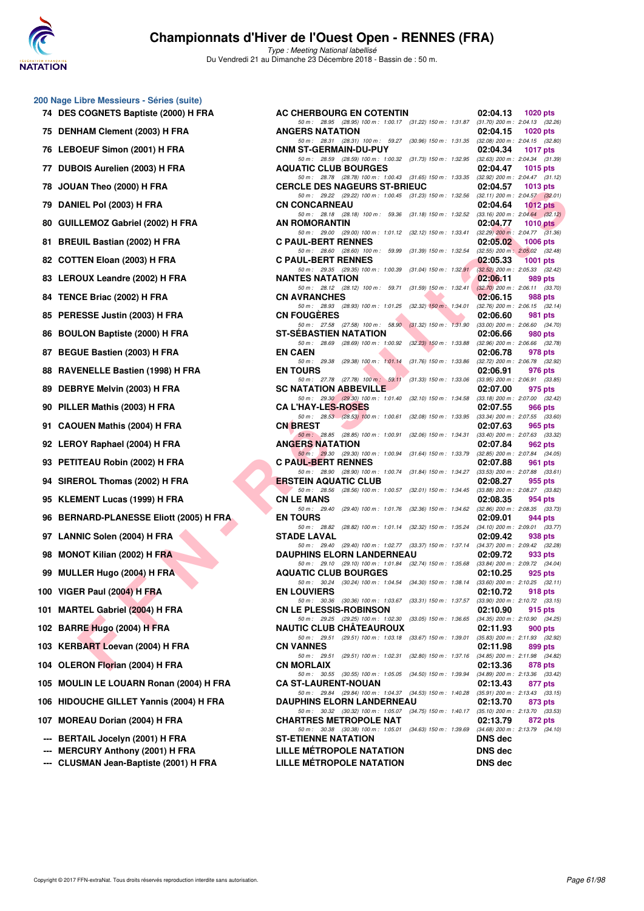# Championnats d'Hiver de l'Ouest Open - RENNES (FRA)

*Type : Meeting National labellisé*

Du Vendredi 21 au Dimanche 23 Décembre 2018 - Bassin de : 50 m.

## 200 Nage Libre Messieurs - Séries (suite)

| Rang | Nom | Club | Temps | Points |
|---|---|---|---|---|
| 74 | DES COGNETS Baptiste (2000) H FRA | AC CHERBOURG EN COTENTIN | 02:04.13 | 1020 pts |
| | 50 m : 28.95 (28.95) 100 m : 1:00.17 (31.22) 150 m : 1:31.87 (31.70) 200 m : 2:04.13 (32.26) | | | |
| 75 | DENHAM Clement (2003) H FRA | ANGERS NATATION | 02:04.15 | 1020 pts |
| | 50 m : 28.31 (28.31) 100 m : 59.27 (30.96) 150 m : 1:31.35 (32.08) 200 m : 2:04.15 (32.80) | | | |
| 76 | LEBOEUF Simon (2001) H FRA | CNM ST-GERMAIN-DU-PUY | 02:04.34 | 1017 pts |
| | 50 m : 28.59 (28.59) 100 m : 1:00.32 (31.73) 150 m : 1:32.95 (32.63) 200 m : 2:04.34 (31.39) | | | |
| 77 | DUBOIS Aurelien (2003) H FRA | AQUATIC CLUB BOURGES | 02:04.47 | 1015 pts |
| | 50 m : 28.78 (28.78) 100 m : 1:00.43 (31.65) 150 m : 1:33.35 (32.92) 200 m : 2:04.47 (31.12) | | | |
| 78 | JOUAN Theo (2000) H FRA | CERCLE DES NAGEURS ST-BRIEUC | 02:04.57 | 1013 pts |
| | 50 m : 29.22 (29.22) 100 m : 1:00.45 (31.23) 150 m : 1:32.56 (32.11) 200 m : 2:04.57 (32.01) | | | |
| 79 | DANIEL Pol (2003) H FRA | CN CONCARNEAU | 02:04.64 | 1012 pts |
| | 50 m : 28.18 (28.18) 100 m : 59.36 (31.18) 150 m : 1:32.52 (33.16) 200 m : 2:04.64 (32.12) | | | |
| 80 | GUILLEMOZ Gabriel (2002) H FRA | AN ROMORANTIN | 02:04.77 | 1010 pts |
| | 50 m : 29.00 (29.00) 100 m : 1:01.12 (32.12) 150 m : 1:33.41 (32.29) 200 m : 2:04.77 (31.36) | | | |
| 81 | BREUIL Bastian (2002) H FRA | C PAUL-BERT RENNES | 02:05.02 | 1006 pts |
| | 50 m : 28.60 (28.60) 100 m : 59.99 (31.39) 150 m : 1:32.54 (32.55) 200 m : 2:05.02 (32.48) | | | |
| 82 | COTTEN Eloan (2003) H FRA | C PAUL-BERT RENNES | 02:05.33 | 1001 pts |
| | 50 m : 29.35 (29.35) 100 m : 1:00.39 (31.04) 150 m : 1:32.91 (32.52) 200 m : 2:05.33 (32.42) | | | |
| 83 | LEROUX Leandre (2002) H FRA | NANTES NATATION | 02:06.11 | 989 pts |
| | 50 m : 28.12 (28.12) 100 m : 59.71 (31.59) 150 m : 1:32.41 (32.70) 200 m : 2:06.11 (33.70) | | | |
| 84 | TENCE Briac (2002) H FRA | CN AVRANCHES | 02:06.15 | 988 pts |
| | 50 m : 28.93 (28.93) 100 m : 1:01.25 (32.32) 150 m : 1:34.01 (32.76) 200 m : 2:06.15 (32.14) | | | |
| 85 | PERESSE Justin (2003) H FRA | CN FOUGÈRES | 02:06.60 | 981 pts |
| | 50 m : 27.58 (27.58) 100 m : 58.90 (31.32) 150 m : 1:31.90 (33.00) 200 m : 2:06.60 (34.70) | | | |
| 86 | BOULON Baptiste (2000) H FRA | ST-SÉBASTIEN NATATION | 02:06.66 | 980 pts |
| | 50 m : 28.69 (28.69) 100 m : 1:00.92 (32.23) 150 m : 1:33.88 (32.96) 200 m : 2:06.66 (32.78) | | | |
| 87 | BEGUE Bastien (2003) H FRA | EN CAEN | 02:06.78 | 978 pts |
| | 50 m : 29.38 (29.38) 100 m : 1:01.14 (31.76) 150 m : 1:33.86 (32.72) 200 m : 2:06.78 (32.92) | | | |
| 88 | RAVENELLE Bastien (1998) H FRA | EN TOURS | 02:06.91 | 976 pts |
| | 50 m : 27.78 (27.78) 100 m : 59.11 (31.33) 150 m : 1:33.06 (33.95) 200 m : 2:06.91 (33.85) | | | |
| 89 | DEBRYE Melvin (2003) H FRA | SC NATATION ABBEVILLE | 02:07.00 | 975 pts |
| | 50 m : 29.30 (29.30) 100 m : 1:01.40 (32.10) 150 m : 1:34.58 (33.18) 200 m : 2:07.00 (32.42) | | | |
| 90 | PILLER Mathis (2003) H FRA | CA L'HAY-LES-ROSES | 02:07.55 | 966 pts |
| | 50 m : 28.53 (28.53) 100 m : 1:00.61 (32.08) 150 m : 1:33.95 (33.34) 200 m : 2:07.55 (33.60) | | | |
| 91 | CAOUEN Mathis (2004) H FRA | CN BREST | 02:07.63 | 965 pts |
| | 50 m : 28.85 (28.85) 100 m : 1:00.91 (32.06) 150 m : 1:34.31 (33.40) 200 m : 2:07.63 (33.32) | | | |
| 92 | LEROY Raphael (2004) H FRA | ANGERS NATATION | 02:07.84 | 962 pts |
| | 50 m : 29.30 (29.30) 100 m : 1:00.94 (31.64) 150 m : 1:33.79 (32.85) 200 m : 2:07.84 (34.05) | | | |
| 93 | PETITEAU Robin (2002) H FRA | C PAUL-BERT RENNES | 02:07.88 | 961 pts |
| | 50 m : 28.90 (28.90) 100 m : 1:00.74 (31.84) 150 m : 1:34.27 (33.53) 200 m : 2:07.88 (33.61) | | | |
| 94 | SIREROL Thomas (2002) H FRA | ERSTEIN AQUATIC CLUB | 02:08.27 | 955 pts |
| | 50 m : 28.56 (28.56) 100 m : 1:00.57 (32.01) 150 m : 1:34.45 (33.88) 200 m : 2:08.27 (33.82) | | | |
| 95 | KLEMENT Lucas (1999) H FRA | CN LE MANS | 02:08.35 | 954 pts |
| | 50 m : 29.40 (29.40) 100 m : 1:01.76 (32.36) 150 m : 1:34.62 (32.86) 200 m : 2:08.35 (33.73) | | | |
| 96 | BERNARD-PLANESSE Eliott (2005) H FRA | EN TOURS | 02:09.01 | 944 pts |
| | 50 m : 28.82 (28.82) 100 m : 1:01.14 (32.32) 150 m : 1:35.24 (34.10) 200 m : 2:09.01 (33.77) | | | |
| 97 | LANNIC Solen (2004) H FRA | STADE LAVAL | 02:09.42 | 938 pts |
| | 50 m : 29.40 (29.40) 100 m : 1:02.77 (33.37) 150 m : 1:37.14 (34.37) 200 m : 2:09.42 (32.28) | | | |
| 98 | MONOT Kilian (2002) H FRA | DAUPHINS ELORN LANDERNEAU | 02:09.72 | 933 pts |
| | 50 m : 29.10 (29.10) 100 m : 1:01.84 (32.74) 150 m : 1:35.68 (33.84) 200 m : 2:09.72 (34.04) | | | |
| 99 | MULLER Hugo (2004) H FRA | AQUATIC CLUB BOURGES | 02:10.25 | 925 pts |
| | 50 m : 30.24 (30.24) 100 m : 1:04.54 (34.30) 150 m : 1:38.14 (33.60) 200 m : 2:10.25 (32.11) | | | |
| 100 | VIGER Paul (2004) H FRA | EN LOUVIERS | 02:10.72 | 918 pts |
| | 50 m : 30.36 (30.36) 100 m : 1:03.67 (33.31) 150 m : 1:37.57 (33.90) 200 m : 2:10.72 (33.15) | | | |
| 101 | MARTEL Gabriel (2004) H FRA | CN LE PLESSIS-ROBINSON | 02:10.90 | 915 pts |
| | 50 m : 29.25 (29.25) 100 m : 1:02.30 (33.05) 150 m : 1:36.65 (34.35) 200 m : 2:10.90 (34.25) | | | |
| 102 | BARRE Hugo (2004) H FRA | NAUTIC CLUB CHÂTEAUROUX | 02:11.93 | 900 pts |
| | 50 m : 29.51 (29.51) 100 m : 1:03.18 (33.67) 150 m : 1:39.01 (35.83) 200 m : 2:11.93 (32.92) | | | |
| 103 | KERBART Loevan (2004) H FRA | CN VANNES | 02:11.98 | 899 pts |
| | 50 m : 29.51 (29.51) 100 m : 1:02.31 (32.80) 150 m : 1:37.16 (34.85) 200 m : 2:11.98 (34.82) | | | |
| 104 | OLERON Florian (2004) H FRA | CN MORLAIX | 02:13.36 | 878 pts |
| | 50 m : 30.55 (30.55) 100 m : 1:05.05 (34.50) 150 m : 1:39.94 (34.89) 200 m : 2:13.36 (33.42) | | | |
| 105 | MOULIN LE LOUARN Ronan (2004) H FRA | CA ST-LAURENT-NOUAN | 02:13.43 | 877 pts |
| | 50 m : 29.84 (29.84) 100 m : 1:04.37 (34.53) 150 m : 1:40.28 (35.91) 200 m : 2:13.43 (33.15) | | | |
| 106 | HIDOUCHE GILLET Yannis (2004) H FRA | DAUPHINS ELORN LANDERNEAU | 02:13.70 | 873 pts |
| | 50 m : 30.32 (30.32) 100 m : 1:05.07 (34.75) 150 m : 1:40.17 (35.10) 200 m : 2:13.70 (33.53) | | | |
| 107 | MOREAU Dorian (2004) H FRA | CHARTRES METROPOLE NAT | 02:13.79 | 872 pts |
| | 50 m : 30.38 (30.38) 100 m : 1:05.01 (34.63) 150 m : 1:39.69 (34.68) 200 m : 2:13.79 (34.10) | | | |
| --- | BERTAIL Jocelyn (2001) H FRA | ST-ETIENNE NATATION | DNS dec | |
| --- | MERCURY Anthony (2001) H FRA | LILLE MÉTROPOLE NATATION | DNS dec | |
| --- | CLUSMAN Jean-Baptiste (2001) H FRA | LILLE MÉTROPOLE NATATION | DNS dec | |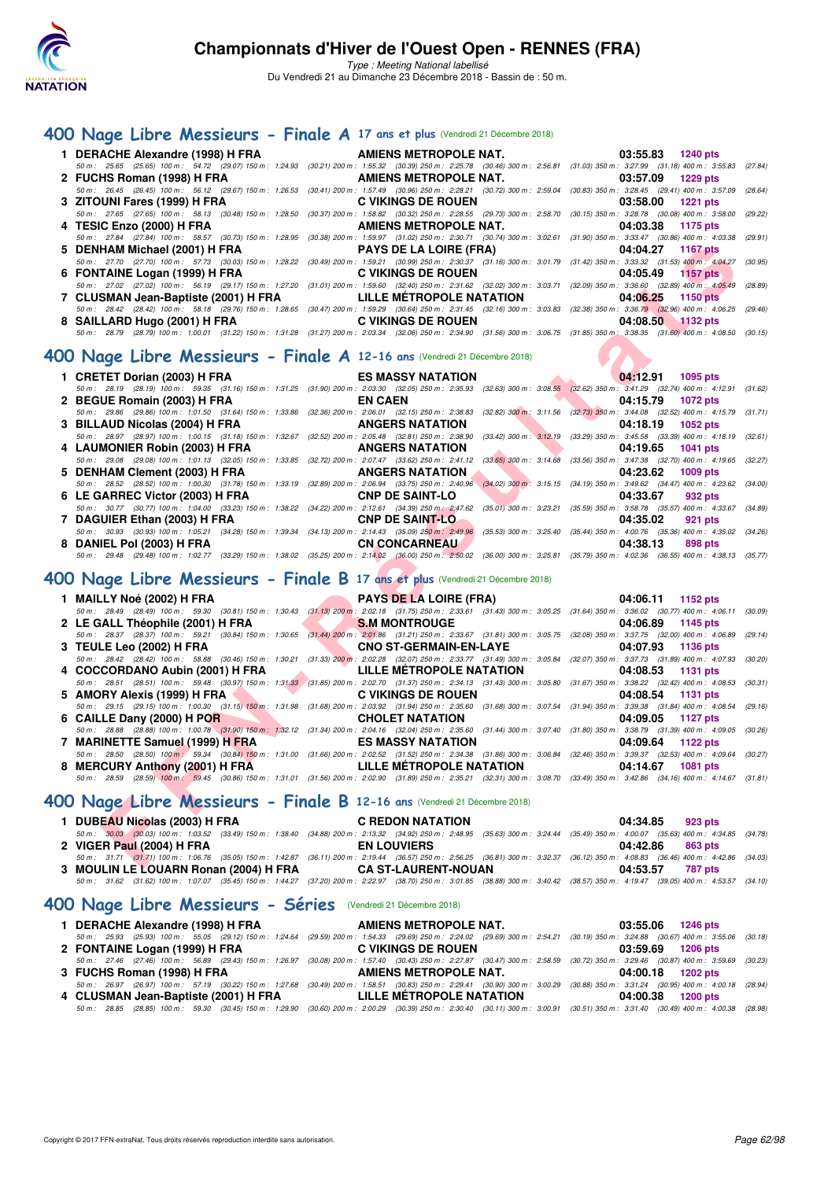# Championnats d'Hiver de l'Ouest Open - RENNES (FRA)

*Type : Meeting National labellisé*

Du Vendredi 21 au Dimanche 23 Décembre 2018 - Bassin de : 50 m.

## 400 Nage Libre Messieurs - Finale A 17 ans et plus (Vendredi 21 Décembre 2018)

1 DERACHE Alexandre (1998) H FRA — AMIENS METROPOLE NAT. — 03:55.83 — 1240 pts
50 m : 25.65 (25.65) 100 m : 54.72 (29.07) 150 m : 1:24.93 (30.21) 200 m : 1:55.32 (30.39) 250 m : 2:25.78 (30.46) 300 m : 2:56.81 (31.03) 350 m : 3:27.99 (31.18) 400 m : 3:55.83 (27.84)

2 FUCHS Roman (1998) H FRA — AMIENS METROPOLE NAT. — 03:57.09 — 1229 pts
50 m : 26.45 (26.45) 100 m : 56.12 (29.67) 150 m : 1:26.53 (30.41) 200 m : 1:57.49 (30.96) 250 m : 2:28.21 (30.72) 300 m : 2:59.04 (30.83) 350 m : 3:28.45 (29.41) 400 m : 3:57.09 (28.64)

3 ZITOUNI Fares (1999) H FRA — C VIKINGS DE ROUEN — 03:58.00 — 1221 pts
50 m : 27.65 (27.65) 100 m : 58.13 (30.48) 150 m : 1:28.50 (30.37) 200 m : 1:58.82 (30.32) 250 m : 2:28.55 (29.73) 300 m : 2:58.70 (30.15) 350 m : 3:28.78 (30.08) 400 m : 3:58.00 (29.22)

4 TESIC Enzo (2000) H FRA — AMIENS METROPOLE NAT. — 04:03.38 — 1175 pts
50 m : 27.84 (27.84) 100 m : 58.57 (30.73) 150 m : 1:28.95 (30.38) 200 m : 1:59.97 (31.02) 250 m : 2:30.71 (30.74) 300 m : 3:02.61 (31.90) 350 m : 3:33.47 (30.86) 400 m : 4:03.38 (29.91)

5 DENHAM Michael (2001) H FRA — PAYS DE LA LOIRE (FRA) — 04:04.27 — 1167 pts
50 m : 27.70 (27.70) 100 m : 57.73 (30.03) 150 m : 1:28.22 (30.49) 200 m : 1:59.21 (30.99) 250 m : 2:30.37 (31.16) 300 m : 3:01.79 (31.42) 350 m : 3:33.32 (31.53) 400 m : 4:04.27 (30.95)

6 FONTAINE Logan (1999) H FRA — C VIKINGS DE ROUEN — 04:05.49 — 1157 pts
50 m : 27.02 (27.02) 100 m : 56.19 (29.17) 150 m : 1:27.20 (31.01) 200 m : 1:59.60 (32.40) 250 m : 2:31.62 (32.02) 300 m : 3:03.71 (32.09) 350 m : 3:36.60 (32.89) 400 m : 4:05.49 (28.89)

7 CLUSMAN Jean-Baptiste (2001) H FRA — LILLE MÉTROPOLE NATATION — 04:06.25 — 1150 pts
50 m : 28.42 (28.42) 100 m : 58.18 (29.76) 150 m : 1:28.65 (30.47) 200 m : 1:59.29 (30.64) 250 m : 2:31.45 (32.16) 300 m : 3:03.83 (32.38) 350 m : 3:36.79 (32.96) 400 m : 4:06.25 (29.46)

8 SAILLARD Hugo (2001) H FRA — C VIKINGS DE ROUEN — 04:08.50 — 1132 pts
50 m : 28.79 (28.79) 100 m : 1:00.01 (31.22) 150 m : 1:31.28 (31.27) 200 m : 2:03.34 (32.06) 250 m : 2:34.90 (31.56) 300 m : 3:06.75 (31.85) 350 m : 3:38.35 (31.60) 400 m : 4:08.50 (30.15)

## 400 Nage Libre Messieurs - Finale A 12-16 ans (Vendredi 21 Décembre 2018)

1 CRETET Dorian (2003) H FRA — ES MASSY NATATION — 04:12.91 — 1095 pts
50 m : 28.19 (28.19) 100 m : 59.35 (31.16) 150 m : 1:31.25 (31.90) 200 m : 2:03.30 (32.05) 250 m : 2:35.93 (32.63) 300 m : 3:08.55 (32.62) 350 m : 3:41.29 (32.74) 400 m : 4:12.91 (31.62)

2 BEGUE Romain (2003) H FRA — EN CAEN — 04:15.79 — 1072 pts
50 m : 29.86 (29.86) 100 m : 1:01.50 (31.64) 150 m : 1:33.86 (32.36) 200 m : 2:06.01 (32.15) 250 m : 2:38.83 (32.82) 300 m : 3:11.56 (32.73) 350 m : 3:44.08 (32.52) 400 m : 4:15.79 (31.71)

3 BILLAUD Nicolas (2004) H FRA — ANGERS NATATION — 04:18.19 — 1052 pts
50 m : 28.97 (28.97) 100 m : 1:00.15 (31.18) 150 m : 1:32.67 (32.52) 200 m : 2:05.48 (32.81) 250 m : 2:38.90 (33.42) 300 m : 3:12.19 (33.29) 350 m : 3:45.58 (33.39) 400 m : 4:18.19 (32.61)

4 LAUMONIER Robin (2003) H FRA — ANGERS NATATION — 04:19.65 — 1041 pts
50 m : 29.08 (29.08) 100 m : 1:01.13 (32.05) 150 m : 1:33.85 (32.72) 200 m : 2:07.47 (33.62) 250 m : 2:41.12 (33.65) 300 m : 3:14.68 (33.56) 350 m : 3:47.38 (32.70) 400 m : 4:19.65 (32.27)

5 DENHAM Clement (2003) H FRA — ANGERS NATATION — 04:23.62 — 1009 pts
50 m : 28.52 (28.52) 100 m : 1:00.30 (31.78) 150 m : 1:33.19 (32.89) 200 m : 2:06.94 (33.75) 250 m : 2:40.96 (34.02) 300 m : 3:15.15 (34.19) 350 m : 3:49.62 (34.47) 400 m : 4:23.62 (34.00)

6 LE GARREC Victor (2003) H FRA — CNP DE SAINT-LO — 04:33.67 — 932 pts
50 m : 30.77 (30.77) 100 m : 1:04.00 (33.23) 150 m : 1:38.22 (34.22) 200 m : 2:12.61 (34.39) 250 m : 2:47.62 (35.01) 300 m : 3:23.21 (35.59) 350 m : 3:58.78 (35.57) 400 m : 4:33.67 (34.89)

7 DAGUIER Ethan (2003) H FRA — CNP DE SAINT-LO — 04:35.02 — 921 pts
50 m : 30.93 (30.93) 100 m : 1:05.21 (34.28) 150 m : 1:39.34 (34.13) 200 m : 2:14.43 (35.09) 250 m : 2:49.96 (35.53) 300 m : 3:25.40 (35.44) 350 m : 4:00.76 (35.36) 400 m : 4:35.02 (34.26)

8 DANIEL Pol (2003) H FRA — CN CONCARNEAU — 04:38.13 — 898 pts
50 m : 29.48 (29.48) 100 m : 1:02.77 (33.29) 150 m : 1:38.02 (35.25) 200 m : 2:14.02 (36.00) 250 m : 2:50.02 (36.00) 300 m : 3:25.81 (35.79) 350 m : 4:02.36 (36.55) 400 m : 4:38.13 (35.77)

## 400 Nage Libre Messieurs - Finale B 17 ans et plus (Vendredi 21 Décembre 2018)

1 MAILLY Noé (2002) H FRA — PAYS DE LA LOIRE (FRA) — 04:06.11 — 1152 pts
50 m : 28.49 (28.49) 100 m : 59.30 (30.81) 150 m : 1:30.43 (31.13) 200 m : 2:02.18 (31.75) 250 m : 2:33.61 (31.43) 300 m : 3:05.25 (31.64) 350 m : 3:36.02 (30.77) 400 m : 4:06.11 (30.09)

2 LE GALL Théophile (2001) H FRA — S.M MONTROUGE — 04:06.89 — 1145 pts
50 m : 28.37 (28.37) 100 m : 59.21 (30.84) 150 m : 1:30.65 (31.44) 200 m : 2:01.86 (31.21) 250 m : 2:33.67 (31.81) 300 m : 3:05.75 (32.08) 350 m : 3:37.75 (32.00) 400 m : 4:06.89 (29.14)

3 TEULE Leo (2002) H FRA — CNO ST-GERMAIN-EN-LAYE — 04:07.93 — 1136 pts
50 m : 28.42 (28.42) 100 m : 58.88 (30.46) 150 m : 1:30.21 (31.33) 200 m : 2:02.28 (32.07) 250 m : 2:33.77 (31.49) 300 m : 3:05.84 (32.07) 350 m : 3:37.73 (31.89) 400 m : 4:07.93 (30.20)

4 COCCORDANO Aubin (2001) H FRA — LILLE MÉTROPOLE NATATION — 04:08.53 — 1131 pts
50 m : 28.51 (28.51) 100 m : 59.48 (30.97) 150 m : 1:31.33 (31.85) 200 m : 2:02.70 (31.37) 250 m : 2:34.13 (31.43) 300 m : 3:05.80 (31.67) 350 m : 3:38.22 (32.42) 400 m : 4:08.53 (30.31)

5 AMORY Alexis (1999) H FRA — C VIKINGS DE ROUEN — 04:08.54 — 1131 pts
50 m : 29.15 (29.15) 100 m : 1:00.30 (31.15) 150 m : 1:31.98 (31.68) 200 m : 2:03.92 (31.94) 250 m : 2:35.60 (31.68) 300 m : 3:07.54 (31.94) 350 m : 3:39.38 (31.84) 400 m : 4:08.54 (29.16)

6 CAILLE Dany (2000) H POR — CHOLET NATATION — 04:09.05 — 1127 pts
50 m : 28.88 (28.88) 100 m : 1:00.78 (31.90) 150 m : 1:32.12 (31.34) 200 m : 2:04.16 (32.04) 250 m : 2:35.60 (31.44) 300 m : 3:07.40 (31.80) 350 m : 3:38.79 (31.39) 400 m : 4:09.05 (30.26)

7 MARINETTE Samuel (1999) H FRA — ES MASSY NATATION — 04:09.64 — 1122 pts
50 m : 28.50 (28.50) 100 m : 59.34 (30.84) 150 m : 1:31.00 (31.66) 200 m : 2:02.52 (31.52) 250 m : 2:34.38 (31.86) 300 m : 3:06.84 (32.46) 350 m : 3:39.37 (32.53) 400 m : 4:09.64 (30.27)

8 MERCURY Anthony (2001) H FRA — LILLE MÉTROPOLE NATATION — 04:14.67 — 1081 pts
50 m : 28.59 (28.59) 100 m : 59.45 (30.86) 150 m : 1:31.01 (31.56) 200 m : 2:02.90 (31.89) 250 m : 2:35.21 (32.31) 300 m : 3:08.70 (33.49) 350 m : 3:42.86 (34.16) 400 m : 4:14.67 (31.81)

## 400 Nage Libre Messieurs - Finale B 12-16 ans (Vendredi 21 Décembre 2018)

1 DUBEAU Nicolas (2003) H FRA — C REDON NATATION — 04:34.85 — 923 pts
50 m : 30.03 (30.03) 100 m : 1:03.52 (33.49) 150 m : 1:38.40 (34.88) 200 m : 2:13.32 (34.92) 250 m : 2:48.95 (35.63) 300 m : 3:24.44 (35.49) 350 m : 4:00.07 (35.63) 400 m : 4:34.85 (34.78)

2 VIGER Paul (2004) H FRA — EN LOUVIERS — 04:42.86 — 863 pts
50 m : 31.71 (31.71) 100 m : 1:06.76 (35.05) 150 m : 1:42.87 (36.11) 200 m : 2:19.44 (36.57) 250 m : 2:56.25 (36.81) 300 m : 3:32.37 (36.12) 350 m : 4:08.83 (36.46) 400 m : 4:42.86 (34.03)

3 MOULIN LE LOUARN Ronan (2004) H FRA — CA ST-LAURENT-NOUAN — 04:53.57 — 787 pts
50 m : 31.62 (31.62) 100 m : 1:07.07 (35.45) 150 m : 1:44.27 (37.20) 200 m : 2:22.97 (38.70) 250 m : 3:01.85 (38.88) 300 m : 3:40.42 (38.57) 350 m : 4:19.47 (39.05) 400 m : 4:53.57 (34.10)

## 400 Nage Libre Messieurs - Séries (Vendredi 21 Décembre 2018)

1 DERACHE Alexandre (1998) H FRA — AMIENS METROPOLE NAT. — 03:55.06 — 1246 pts
50 m : 25.93 (25.93) 100 m : 55.05 (29.12) 150 m : 1:24.64 (29.59) 200 m : 1:54.33 (29.69) 250 m : 2:24.02 (29.69) 300 m : 2:54.21 (30.19) 350 m : 3:24.88 (30.67) 400 m : 3:55.06 (30.18)

2 FONTAINE Logan (1999) H FRA — C VIKINGS DE ROUEN — 03:59.69 — 1206 pts
50 m : 27.46 (27.46) 100 m : 56.89 (29.43) 150 m : 1:26.97 (30.08) 200 m : 1:57.40 (30.43) 250 m : 2:27.87 (30.47) 300 m : 2:58.59 (30.72) 350 m : 3:29.46 (30.87) 400 m : 3:59.69 (30.23)

3 FUCHS Roman (1998) H FRA — AMIENS METROPOLE NAT. — 04:00.18 — 1202 pts
50 m : 26.97 (26.97) 100 m : 57.19 (30.22) 150 m : 1:27.68 (30.49) 200 m : 1:58.51 (30.83) 250 m : 2:29.41 (30.90) 300 m : 3:00.29 (30.88) 350 m : 3:31.24 (30.95) 400 m : 4:00.18 (28.94)

4 CLUSMAN Jean-Baptiste (2001) H FRA — LILLE MÉTROPOLE NATATION — 04:00.38 — 1200 pts
50 m : 28.85 (28.85) 100 m : 59.30 (30.45) 150 m : 1:29.90 (30.60) 200 m : 2:00.29 (30.39) 250 m : 2:30.40 (30.11) 300 m : 3:00.91 (30.51) 350 m : 3:31.40 (30.49) 400 m : 4:00.38 (28.98)

Copyright © 2017 FFN-extraNat. Tous droits réservés reproduction interdite sans autorisation.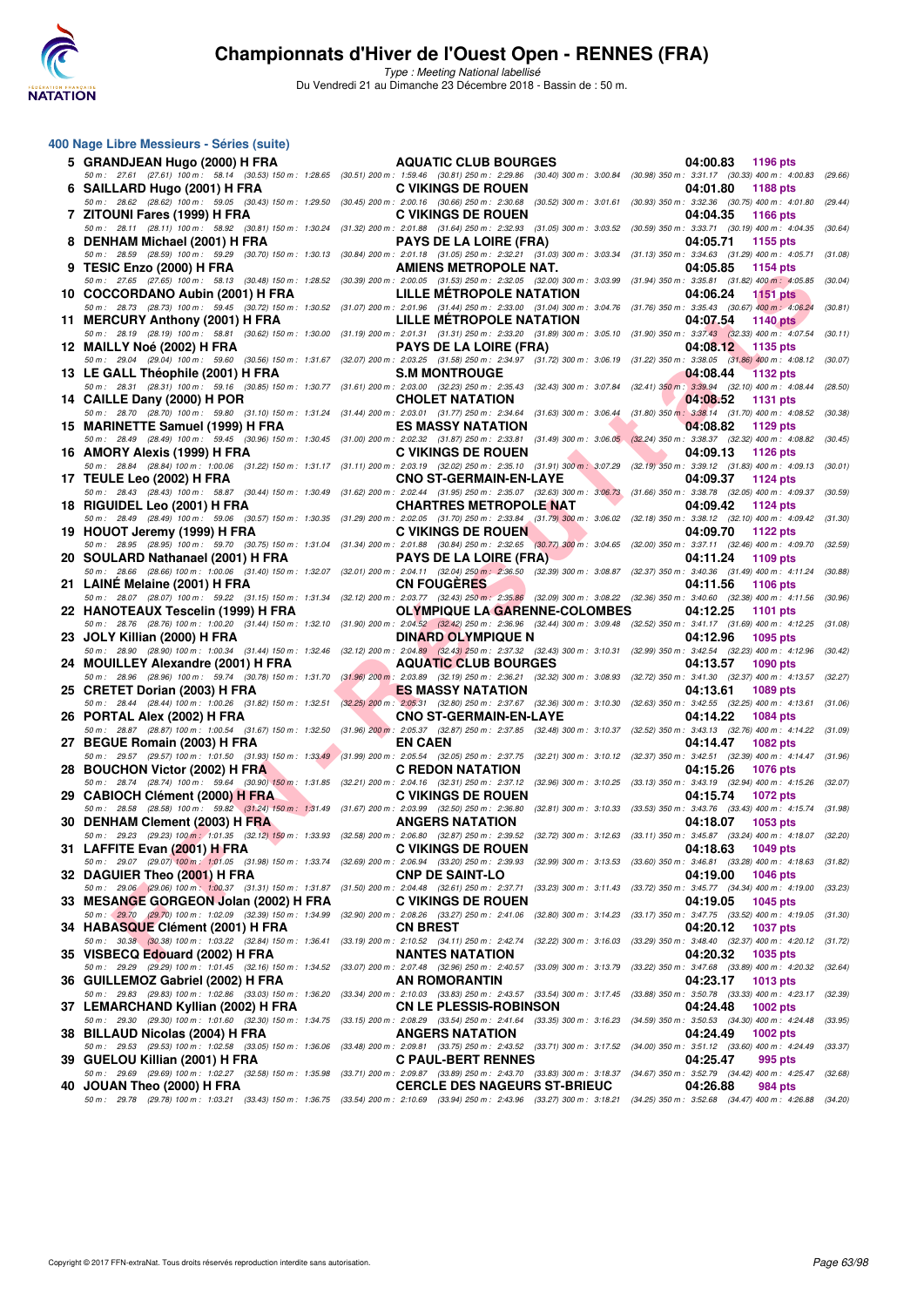# Championnats d'Hiver de l'Ouest Open - RENNES (FRA)

*Type : Meeting National labellisé*

Du Vendredi 21 au Dimanche 23 Décembre 2018 - Bassin de : 50 m.

## 400 Nage Libre Messieurs - Séries (suite)

| Rang | Nom | Club | Temps | Points |
|---|---|---|---|---|
| 5 | GRANDJEAN Hugo (2000) H FRA | AQUATIC CLUB BOURGES | 04:00.83 | 1196 pts |
| | 50 m : 27.61 (27.61) 100 m : 58.14 (30.53) 150 m : 1:28.65 (30.51) 200 m : 1:59.46 (30.81) 250 m : 2:29.86 (30.40) 300 m : 3:00.84 (30.98) 350 m : 3:31.17 (30.33) 400 m : 4:00.83 (29.66) | | | |
| 6 | SAILLARD Hugo (2001) H FRA | C VIKINGS DE ROUEN | 04:01.80 | 1188 pts |
| | 50 m : 28.62 (28.62) 100 m : 59.05 (30.43) 150 m : 1:29.50 (30.45) 200 m : 2:00.16 (30.66) 250 m : 2:30.68 (30.52) 300 m : 3:01.61 (30.93) 350 m : 3:32.36 (30.75) 400 m : 4:01.80 (29.44) | | | |
| 7 | ZITOUNI Fares (1999) H FRA | C VIKINGS DE ROUEN | 04:04.35 | 1166 pts |
| | 50 m : 28.11 (28.11) 100 m : 58.92 (30.81) 150 m : 1:30.24 (31.32) 200 m : 2:01.88 (31.64) 250 m : 2:32.93 (31.05) 300 m : 3:03.52 (30.59) 350 m : 3:33.71 (30.19) 400 m : 4:04.35 (30.64) | | | |
| 8 | DENHAM Michael (2001) H FRA | PAYS DE LA LOIRE (FRA) | 04:05.71 | 1155 pts |
| | 50 m : 28.59 (28.59) 100 m : 59.29 (30.70) 150 m : 1:30.13 (30.84) 200 m : 2:01.18 (31.05) 250 m : 2:32.21 (31.03) 300 m : 3:03.34 (31.13) 350 m : 3:34.63 (31.29) 400 m : 4:05.71 (31.08) | | | |
| 9 | TESIC Enzo (2000) H FRA | AMIENS METROPOLE NAT. | 04:05.85 | 1154 pts |
| | 50 m : 27.65 (27.65) 100 m : 58.13 (30.48) 150 m : 1:28.52 (30.39) 200 m : 2:00.05 (31.53) 250 m : 2:32.05 (32.00) 300 m : 3:03.99 (31.94) 350 m : 3:35.81 (31.82) 400 m : 4:05.85 (30.04) | | | |
| 10 | COCCORDANO Aubin (2001) H FRA | LILLE MÉTROPOLE NATATION | 04:06.24 | 1151 pts |
| | 50 m : 28.73 (28.73) 100 m : 59.45 (30.72) 150 m : 1:30.52 (31.07) 200 m : 2:01.96 (31.44) 250 m : 2:33.00 (31.04) 300 m : 3:04.76 (31.76) 350 m : 3:35.43 (30.67) 400 m : 4:06.24 (30.81) | | | |
| 11 | MERCURY Anthony (2001) H FRA | LILLE MÉTROPOLE NATATION | 04:07.54 | 1140 pts |
| | 50 m : 28.19 (28.19) 100 m : 58.81 (30.62) 150 m : 1:30.00 (31.19) 200 m : 2:01.31 (31.31) 250 m : 2:33.20 (31.89) 300 m : 3:05.10 (31.90) 350 m : 3:37.43 (32.33) 400 m : 4:07.54 (30.11) | | | |
| 12 | MAILLY Noé (2002) H FRA | PAYS DE LA LOIRE (FRA) | 04:08.12 | 1135 pts |
| | 50 m : 29.04 (29.04) 100 m : 59.60 (30.56) 150 m : 1:31.67 (32.07) 200 m : 2:03.25 (31.58) 250 m : 2:34.97 (31.72) 300 m : 3:06.19 (31.22) 350 m : 3:38.05 (31.86) 400 m : 4:08.12 (30.07) | | | |
| 13 | LE GALL Théophile (2001) H FRA | S.M MONTROUGE | 04:08.44 | 1132 pts |
| | 50 m : 28.31 (28.31) 100 m : 59.16 (30.85) 150 m : 1:30.77 (31.61) 200 m : 2:03.00 (32.23) 250 m : 2:35.43 (32.43) 300 m : 3:07.84 (32.41) 350 m : 3:39.94 (32.10) 400 m : 4:08.44 (28.50) | | | |
| 14 | CAILLE Dany (2000) H POR | CHOLET NATATION | 04:08.52 | 1131 pts |
| | 50 m : 28.70 (28.70) 100 m : 59.80 (31.10) 150 m : 1:31.24 (31.44) 200 m : 2:03.01 (31.77) 250 m : 2:34.64 (31.63) 300 m : 3:06.44 (31.80) 350 m : 3:38.14 (31.70) 400 m : 4:08.52 (30.38) | | | |
| 15 | MARINETTE Samuel (1999) H FRA | ES MASSY NATATION | 04:08.82 | 1129 pts |
| | 50 m : 28.49 (28.49) 100 m : 59.45 (30.96) 150 m : 1:30.45 (31.00) 200 m : 2:02.32 (31.87) 250 m : 2:33.81 (31.49) 300 m : 3:06.05 (32.24) 350 m : 3:38.37 (32.32) 400 m : 4:08.82 (30.45) | | | |
| 16 | AMORY Alexis (1999) H FRA | C VIKINGS DE ROUEN | 04:09.13 | 1126 pts |
| | 50 m : 28.84 (28.84) 100 m : 1:00.06 (31.22) 150 m : 1:31.17 (31.11) 200 m : 2:03.19 (32.02) 250 m : 2:35.10 (31.91) 300 m : 3:07.29 (32.19) 350 m : 3:39.12 (31.83) 400 m : 4:09.13 (30.01) | | | |
| 17 | TEULE Leo (2002) H FRA | CNO ST-GERMAIN-EN-LAYE | 04:09.37 | 1124 pts |
| | 50 m : 28.43 (28.43) 100 m : 58.87 (30.44) 150 m : 1:30.49 (31.62) 200 m : 2:02.44 (31.95) 250 m : 2:35.07 (32.63) 300 m : 3:06.73 (31.66) 350 m : 3:38.78 (32.05) 400 m : 4:09.37 (30.59) | | | |
| 18 | RIGUIDEL Leo (2001) H FRA | CHARTRES METROPOLE NAT | 04:09.42 | 1124 pts |
| | 50 m : 28.49 (28.49) 100 m : 59.06 (30.57) 150 m : 1:30.35 (31.29) 200 m : 2:02.05 (31.70) 250 m : 2:33.84 (31.79) 300 m : 3:06.02 (32.18) 350 m : 3:38.12 (32.10) 400 m : 4:09.42 (31.30) | | | |
| 19 | HOUOT Jeremy (1999) H FRA | C VIKINGS DE ROUEN | 04:09.70 | 1122 pts |
| | 50 m : 28.95 (28.95) 100 m : 59.70 (30.75) 150 m : 1:31.04 (31.34) 200 m : 2:01.88 (30.84) 250 m : 2:32.65 (30.77) 300 m : 3:04.65 (32.00) 350 m : 3:37.11 (32.46) 400 m : 4:09.70 (32.59) | | | |
| 20 | SOULARD Nathanael (2001) H FRA | PAYS DE LA LOIRE (FRA) | 04:11.24 | 1109 pts |
| | 50 m : 28.66 (28.66) 100 m : 1:00.06 (31.40) 150 m : 1:32.07 (32.01) 200 m : 2:04.11 (32.04) 250 m : 2:36.50 (32.39) 300 m : 3:08.87 (32.37) 350 m : 3:40.36 (31.49) 400 m : 4:11.24 (30.88) | | | |
| 21 | LAINÉ Melaine (2001) H FRA | CN FOUGÈRES | 04:11.56 | 1106 pts |
| | 50 m : 28.07 (28.07) 100 m : 59.22 (31.15) 150 m : 1:31.34 (32.12) 200 m : 2:03.77 (32.43) 250 m : 2:35.86 (32.09) 300 m : 3:08.22 (32.36) 350 m : 3:40.60 (32.38) 400 m : 4:11.56 (30.96) | | | |
| 22 | HANOTEAUX Tescelin (1999) H FRA | OLYMPIQUE LA GARENNE-COLOMBES | 04:12.25 | 1101 pts |
| | 50 m : 28.76 (28.76) 100 m : 1:00.20 (31.44) 150 m : 1:32.10 (31.90) 200 m : 2:04.52 (32.42) 250 m : 2:36.96 (32.44) 300 m : 3:09.48 (32.52) 350 m : 3:41.17 (31.69) 400 m : 4:12.25 (31.08) | | | |
| 23 | JOLY Killian (2000) H FRA | DINARD OLYMPIQUE N | 04:12.96 | 1095 pts |
| | 50 m : 28.90 (28.90) 100 m : 1:00.34 (31.44) 150 m : 1:32.46 (32.12) 200 m : 2:04.89 (32.43) 250 m : 2:37.32 (32.43) 300 m : 3:10.31 (32.99) 350 m : 3:42.54 (32.23) 400 m : 4:12.96 (30.42) | | | |
| 24 | MOUILLEY Alexandre (2001) H FRA | AQUATIC CLUB BOURGES | 04:13.57 | 1090 pts |
| | 50 m : 28.96 (28.96) 100 m : 59.74 (30.78) 150 m : 1:31.70 (31.96) 200 m : 2:03.89 (32.19) 250 m : 2:36.21 (32.32) 300 m : 3:08.93 (32.72) 350 m : 3:41.30 (32.37) 400 m : 4:13.57 (32.27) | | | |
| 25 | CRETET Dorian (2003) H FRA | ES MASSY NATATION | 04:13.61 | 1089 pts |
| | 50 m : 28.44 (28.44) 100 m : 1:00.26 (31.82) 150 m : 1:32.51 (32.25) 200 m : 2:05.31 (32.80) 250 m : 2:37.67 (32.36) 300 m : 3:10.30 (32.63) 350 m : 3:42.55 (32.25) 400 m : 4:13.61 (31.06) | | | |
| 26 | PORTAL Alex (2002) H FRA | CNO ST-GERMAIN-EN-LAYE | 04:14.22 | 1084 pts |
| | 50 m : 28.87 (28.87) 100 m : 1:00.54 (31.67) 150 m : 1:32.50 (31.96) 200 m : 2:05.37 (32.87) 250 m : 2:37.85 (32.48) 300 m : 3:10.37 (32.52) 350 m : 3:43.13 (32.76) 400 m : 4:14.22 (31.09) | | | |
| 27 | BEGUE Romain (2003) H FRA | EN CAEN | 04:14.47 | 1082 pts |
| | 50 m : 29.57 (29.57) 100 m : 1:01.50 (31.93) 150 m : 1:33.49 (31.99) 200 m : 2:05.54 (32.05) 250 m : 2:37.75 (32.21) 300 m : 3:10.12 (32.37) 350 m : 3:42.51 (32.39) 400 m : 4:14.47 (31.96) | | | |
| 28 | BOUCHON Victor (2002) H FRA | C REDON NATATION | 04:15.26 | 1076 pts |
| | 50 m : 28.74 (28.74) 100 m : 59.64 (30.90) 150 m : 1:31.85 (32.21) 200 m : 2:04.16 (32.31) 250 m : 2:37.12 (32.96) 300 m : 3:10.25 (33.13) 350 m : 3:43.19 (32.94) 400 m : 4:15.26 (32.07) | | | |
| 29 | CABIOCH Clément (2000) H FRA | C VIKINGS DE ROUEN | 04:15.74 | 1072 pts |
| | 50 m : 28.58 (28.58) 100 m : 59.82 (31.24) 150 m : 1:31.49 (31.67) 200 m : 2:03.99 (32.50) 250 m : 2:36.80 (32.81) 300 m : 3:10.33 (33.53) 350 m : 3:43.76 (33.43) 400 m : 4:15.74 (31.98) | | | |
| 30 | DENHAM Clement (2003) H FRA | ANGERS NATATION | 04:18.07 | 1053 pts |
| | 50 m : 29.23 (29.23) 100 m : 1:01.35 (32.12) 150 m : 1:33.93 (32.58) 200 m : 2:06.80 (32.87) 250 m : 2:39.52 (32.72) 300 m : 3:12.63 (33.11) 350 m : 3:45.87 (33.24) 400 m : 4:18.07 (32.20) | | | |
| 31 | LAFFITE Evan (2001) H FRA | C VIKINGS DE ROUEN | 04:18.63 | 1049 pts |
| | 50 m : 29.07 (29.07) 100 m : 1:01.05 (31.98) 150 m : 1:33.74 (32.69) 200 m : 2:06.94 (33.20) 250 m : 2:39.93 (32.99) 300 m : 3:13.53 (33.60) 350 m : 3:46.81 (33.28) 400 m : 4:18.63 (31.82) | | | |
| 32 | DAGUIER Theo (2001) H FRA | CNP DE SAINT-LO | 04:19.00 | 1046 pts |
| | 50 m : 29.06 (29.06) 100 m : 1:00.37 (31.31) 150 m : 1:31.87 (31.50) 200 m : 2:04.48 (32.61) 250 m : 2:37.71 (33.23) 300 m : 3:11.43 (33.72) 350 m : 3:45.77 (34.34) 400 m : 4:19.00 (33.23) | | | |
| 33 | MESANGE GORGEON Jolan (2002) H FRA | C VIKINGS DE ROUEN | 04:19.05 | 1045 pts |
| | 50 m : 29.70 (29.70) 100 m : 1:02.09 (32.39) 150 m : 1:34.99 (32.90) 200 m : 2:08.26 (33.27) 250 m : 2:41.06 (32.80) 300 m : 3:14.23 (33.17) 350 m : 3:47.75 (33.52) 400 m : 4:19.05 (31.30) | | | |
| 34 | HABASQUE Clément (2001) H FRA | CN BREST | 04:20.12 | 1037 pts |
| | 50 m : 30.38 (30.38) 100 m : 1:03.22 (32.84) 150 m : 1:36.41 (33.19) 200 m : 2:10.52 (34.11) 250 m : 2:42.74 (32.22) 300 m : 3:16.03 (33.29) 350 m : 3:48.40 (32.37) 400 m : 4:20.12 (31.72) | | | |
| 35 | VISBECQ Edouard (2002) H FRA | NANTES NATATION | 04:20.32 | 1035 pts |
| | 50 m : 29.29 (29.29) 100 m : 1:01.45 (32.16) 150 m : 1:34.52 (33.07) 200 m : 2:07.48 (32.96) 250 m : 2:40.57 (33.09) 300 m : 3:13.79 (33.22) 350 m : 3:47.68 (33.89) 400 m : 4:20.32 (32.64) | | | |
| 36 | GUILLEMOZ Gabriel (2002) H FRA | AN ROMORANTIN | 04:23.17 | 1013 pts |
| | 50 m : 29.83 (29.83) 100 m : 1:02.86 (33.03) 150 m : 1:36.20 (33.34) 200 m : 2:10.03 (33.83) 250 m : 2:43.57 (33.54) 300 m : 3:17.45 (33.88) 350 m : 3:50.78 (33.33) 400 m : 4:23.17 (32.39) | | | |
| 37 | LEMARCHAND Kyllian (2002) H FRA | CN LE PLESSIS-ROBINSON | 04:24.48 | 1002 pts |
| | 50 m : 29.30 (29.30) 100 m : 1:01.60 (32.30) 150 m : 1:34.75 (33.15) 200 m : 2:08.29 (33.54) 250 m : 2:41.64 (33.35) 300 m : 3:16.23 (34.59) 350 m : 3:50.53 (34.30) 400 m : 4:24.48 (33.95) | | | |
| 38 | BILLAUD Nicolas (2004) H FRA | ANGERS NATATION | 04:24.49 | 1002 pts |
| | 50 m : 29.53 (29.53) 100 m : 1:02.58 (33.05) 150 m : 1:36.06 (33.48) 200 m : 2:09.81 (33.75) 250 m : 2:43.52 (33.71) 300 m : 3:17.52 (34.00) 350 m : 3:51.12 (33.60) 400 m : 4:24.49 (33.37) | | | |
| 39 | GUELOU Killian (2001) H FRA | C PAUL-BERT RENNES | 04:25.47 | 995 pts |
| | 50 m : 29.69 (29.69) 100 m : 1:02.27 (32.58) 150 m : 1:35.98 (33.71) 200 m : 2:09.87 (33.89) 250 m : 2:43.70 (33.83) 300 m : 3:18.37 (34.67) 350 m : 3:52.79 (34.42) 400 m : 4:25.47 (32.68) | | | |
| 40 | JOUAN Theo (2000) H FRA | CERCLE DES NAGEURS ST-BRIEUC | 04:26.88 | 984 pts |
| | 50 m : 29.78 (29.78) 100 m : 1:03.21 (33.43) 150 m : 1:36.75 (33.54) 200 m : 2:10.69 (33.94) 250 m : 2:43.96 (33.27) 300 m : 3:18.21 (34.25) 350 m : 3:52.68 (34.47) 400 m : 4:26.88 (34.20) | | | |

Copyright © 2017 FFN-extraNat. Tous droits réservés reproduction interdite sans autorisation.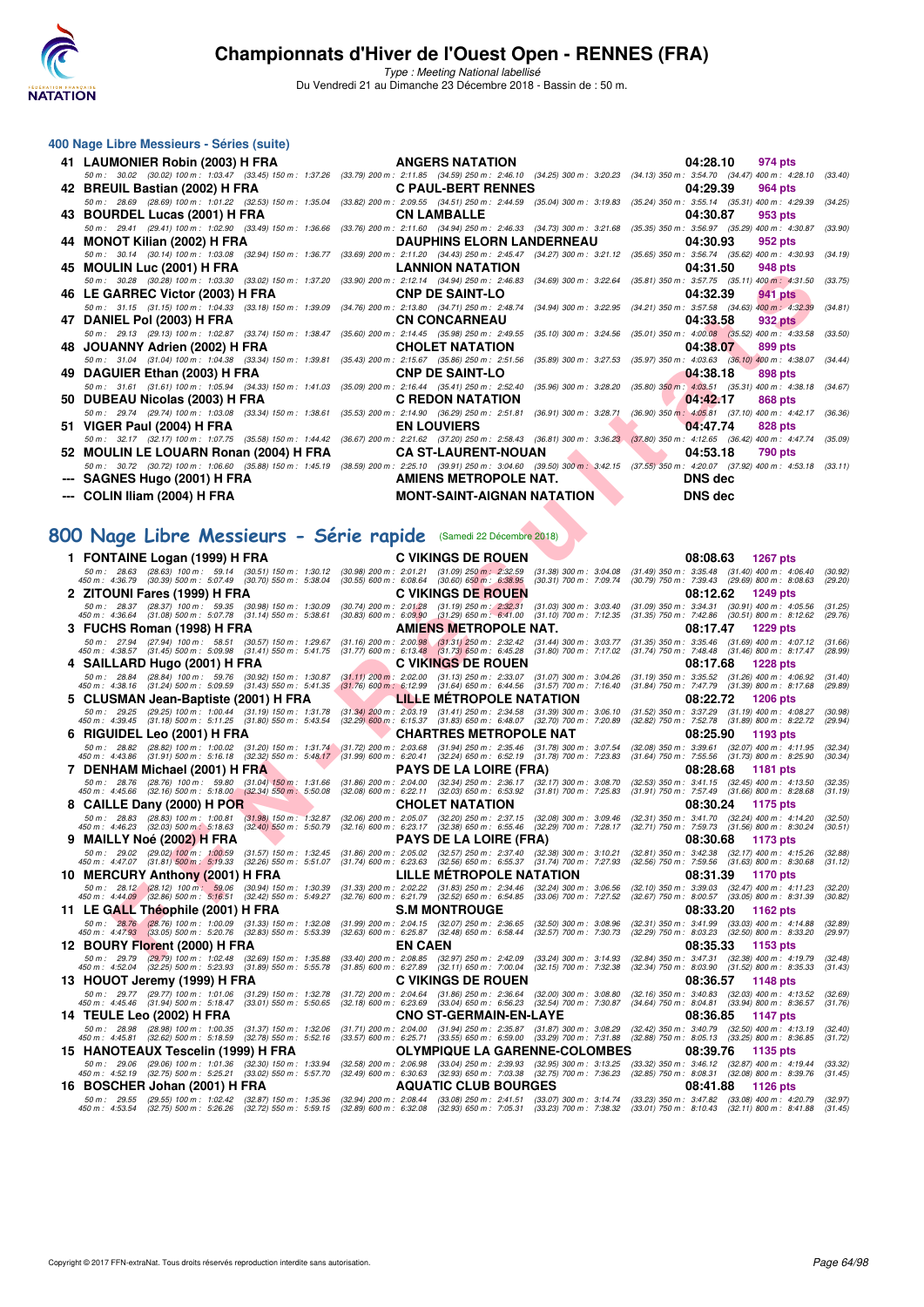# Championnats d'Hiver de l'Ouest Open - RENNES (FRA)

*Type : Meeting National labellisé*

Du Vendredi 21 au Dimanche 23 Décembre 2018 - Bassin de : 50 m.

## 400 Nage Libre Messieurs - Séries (suite)

| Rg | Nom | Club | Temps | Points |
|---|---|---|---|---|
| 41 | LAUMONIER Robin (2003) H FRA | ANGERS NATATION | 04:28.10 | 974 pts |
| | 50 m : 30.02 (30.02) 100 m : 1:03.47 (33.45) 150 m : 1:37.26 (33.79) 200 m : 2:11.85 (34.59) 250 m : 2:46.10 (34.25) 300 m : 3:20.23 (34.13) 350 m : 3:54.70 (34.47) 400 m : 4:28.10 (33.40) | | | |
| 42 | BREUIL Bastian (2002) H FRA | C PAUL-BERT RENNES | 04:29.39 | 964 pts |
| | 50 m : 28.69 (28.69) 100 m : 1:01.22 (32.53) 150 m : 1:35.04 (33.82) 200 m : 2:09.55 (34.51) 250 m : 2:44.59 (35.04) 300 m : 3:19.83 (35.24) 350 m : 3:55.14 (35.31) 400 m : 4:29.39 (34.25) | | | |
| 43 | BOURDEL Lucas (2001) H FRA | CN LAMBALLE | 04:30.87 | 953 pts |
| | 50 m : 29.41 (29.41) 100 m : 1:02.90 (33.49) 150 m : 1:36.66 (33.76) 200 m : 2:11.60 (34.94) 250 m : 2:46.33 (34.73) 300 m : 3:21.68 (35.35) 350 m : 3:56.97 (35.29) 400 m : 4:30.87 (33.90) | | | |
| 44 | MONOT Kilian (2002) H FRA | DAUPHINS ELORN LANDERNEAU | 04:30.93 | 952 pts |
| | 50 m : 30.14 (30.14) 100 m : 1:03.08 (32.94) 150 m : 1:36.77 (33.69) 200 m : 2:11.20 (34.43) 250 m : 2:45.47 (34.27) 300 m : 3:21.12 (35.65) 350 m : 3:56.74 (35.62) 400 m : 4:30.93 (34.19) | | | |
| 45 | MOULIN Luc (2001) H FRA | LANNION NATATION | 04:31.50 | 948 pts |
| | 50 m : 30.28 (30.28) 100 m : 1:03.30 (33.02) 150 m : 1:37.20 (33.90) 200 m : 2:12.14 (34.94) 250 m : 2:46.83 (34.69) 300 m : 3:22.64 (35.81) 350 m : 3:57.75 (35.11) 400 m : 4:31.50 (33.75) | | | |
| 46 | LE GARREC Victor (2003) H FRA | CNP DE SAINT-LO | 04:32.39 | 941 pts |
| | 50 m : 31.15 (31.15) 100 m : 1:04.33 (33.18) 150 m : 1:39.09 (34.76) 200 m : 2:13.80 (34.71) 250 m : 2:48.74 (34.94) 300 m : 3:22.95 (34.21) 350 m : 3:57.58 (34.63) 400 m : 4:32.39 (34.81) | | | |
| 47 | DANIEL Pol (2003) H FRA | CN CONCARNEAU | 04:33.58 | 932 pts |
| | 50 m : 29.13 (29.13) 100 m : 1:02.87 (33.74) 150 m : 1:38.47 (35.60) 200 m : 2:14.45 (35.98) 250 m : 2:49.55 (35.10) 300 m : 3:24.56 (35.01) 350 m : 4:00.08 (35.52) 400 m : 4:33.58 (33.50) | | | |
| 48 | JOUANNY Adrien (2002) H FRA | CHOLET NATATION | 04:38.07 | 899 pts |
| | 50 m : 31.04 (31.04) 100 m : 1:04.38 (33.34) 150 m : 1:39.81 (35.43) 200 m : 2:15.67 (35.86) 250 m : 2:51.56 (35.89) 300 m : 3:27.53 (35.97) 350 m : 4:03.63 (36.10) 400 m : 4:38.07 (34.44) | | | |
| 49 | DAGUIER Ethan (2003) H FRA | CNP DE SAINT-LO | 04:38.18 | 898 pts |
| | 50 m : 31.61 (31.61) 100 m : 1:05.94 (34.33) 150 m : 1:41.03 (35.09) 200 m : 2:16.44 (35.41) 250 m : 2:52.40 (35.96) 300 m : 3:28.20 (35.80) 350 m : 4:03.51 (35.31) 400 m : 4:38.18 (34.67) | | | |
| 50 | DUBEAU Nicolas (2003) H FRA | C REDON NATATION | 04:42.17 | 868 pts |
| | 50 m : 29.74 (29.74) 100 m : 1:03.08 (33.34) 150 m : 1:38.61 (35.53) 200 m : 2:14.90 (36.29) 250 m : 2:51.81 (36.91) 300 m : 3:28.71 (36.90) 350 m : 4:05.81 (37.10) 400 m : 4:42.17 (36.36) | | | |
| 51 | VIGER Paul (2004) H FRA | EN LOUVIERS | 04:47.74 | 828 pts |
| | 50 m : 32.17 (32.17) 100 m : 1:07.75 (35.58) 150 m : 1:44.42 (36.67) 200 m : 2:21.62 (37.20) 250 m : 2:58.43 (36.81) 300 m : 3:36.23 (37.80) 350 m : 4:12.65 (36.42) 400 m : 4:47.74 (35.09) | | | |
| 52 | MOULIN LE LOUARN Ronan (2004) H FRA | CA ST-LAURENT-NOUAN | 04:53.18 | 790 pts |
| | 50 m : 30.72 (30.72) 100 m : 1:06.60 (35.88) 150 m : 1:45.19 (38.59) 200 m : 2:25.10 (39.91) 250 m : 3:04.60 (39.50) 300 m : 3:42.15 (37.55) 350 m : 4:20.07 (37.92) 400 m : 4:53.18 (33.11) | | | |
| --- | SAGNES Hugo (2001) H FRA | AMIENS METROPOLE NAT. | DNS dec | |
| --- | COLIN Iliam (2004) H FRA | MONT-SAINT-AIGNAN NATATION | DNS dec | |

## 800 Nage Libre Messieurs - Série rapide (Samedi 22 Décembre 2018)

| Rg | Nom | Club | Temps | Points |
|---|---|---|---|---|
| 1 | FONTAINE Logan (1999) H FRA | C VIKINGS DE ROUEN | 08:08.63 | 1267 pts |
| | 50 m : 28.63 (28.63) 100 m : 59.14 (30.51) 150 m : 1:30.12 (30.98) 200 m : 2:01.21 (31.09) 250 m : 2:32.59 (31.38) 300 m : 3:04.08 (31.49) 350 m : 3:35.48 (31.40) 400 m : 4:06.40 (30.92) 450 m : 4:36.79 (30.39) 500 m : 5:07.49 (30.70) 550 m : 5:38.04 (30.55) 600 m : 6:08.64 (30.60) 650 m : 6:38.95 (30.31) 700 m : 7:09.74 (30.79) 750 m : 7:39.43 (29.69) 800 m : 8:08.63 (29.20) | | | |
| 2 | ZITOUNI Fares (1999) H FRA | C VIKINGS DE ROUEN | 08:12.62 | 1249 pts |
| | 50 m : 28.37 (28.37) 100 m : 59.35 (30.98) 150 m : 1:30.09 (30.74) 200 m : 2:01.28 (31.19) 250 m : 2:32.31 (31.03) 300 m : 3:03.40 (31.09) 350 m : 3:34.31 (30.91) 400 m : 4:05.56 (31.25) 450 m : 4:36.64 (31.08) 500 m : 5:07.78 (31.14) 550 m : 5:38.61 (30.83) 600 m : 6:09.90 (31.29) 650 m : 6:41.00 (31.10) 700 m : 7:12.35 (31.35) 750 m : 7:42.86 (30.51) 800 m : 8:12.62 (29.76) | | | |
| 3 | FUCHS Roman (1998) H FRA | AMIENS METROPOLE NAT. | 08:17.47 | 1229 pts |
| | 50 m : 27.94 (27.94) 100 m : 58.51 (30.57) 150 m : 1:29.67 (31.16) 200 m : 2:00.98 (31.31) 250 m : 2:32.42 (31.44) 300 m : 3:03.77 (31.35) 350 m : 3:35.46 (31.69) 400 m : 4:07.12 (31.66) 450 m : 4:38.57 (31.45) 500 m : 5:09.98 (31.41) 550 m : 5:41.75 (31.77) 600 m : 6:13.48 (31.73) 650 m : 6:45.28 (31.80) 700 m : 7:17.02 (31.74) 750 m : 7:48.48 (31.46) 800 m : 8:17.47 (28.99) | | | |
| 4 | SAILLARD Hugo (2001) H FRA | C VIKINGS DE ROUEN | 08:17.68 | 1228 pts |
| | 50 m : 28.84 (28.84) 100 m : 59.76 (30.92) 150 m : 1:30.87 (31.11) 200 m : 2:02.00 (31.13) 250 m : 2:33.07 (31.07) 300 m : 3:04.26 (31.19) 350 m : 3:35.52 (31.26) 400 m : 4:06.92 (31.40) 450 m : 4:38.16 (31.24) 500 m : 5:09.59 (31.43) 550 m : 5:41.35 (31.76) 600 m : 6:12.99 (31.64) 650 m : 6:44.56 (31.57) 700 m : 7:16.40 (31.84) 750 m : 7:47.79 (31.39) 800 m : 8:17.68 (29.89) | | | |
| 5 | CLUSMAN Jean-Baptiste (2001) H FRA | LILLE MÉTROPOLE NATATION | 08:22.72 | 1206 pts |
| | 50 m : 29.25 (29.25) 100 m : 1:00.44 (31.19) 150 m : 1:31.78 (31.34) 200 m : 2:03.19 (31.41) 250 m : 2:34.58 (31.39) 300 m : 3:06.10 (31.52) 350 m : 3:37.29 (31.19) 400 m : 4:08.27 (30.98) 450 m : 4:39.45 (31.18) 500 m : 5:11.25 (31.80) 550 m : 5:43.54 (32.29) 600 m : 6:15.37 (31.83) 650 m : 6:48.07 (32.70) 700 m : 7:20.89 (32.82) 750 m : 7:52.78 (31.89) 800 m : 8:22.72 (29.94) | | | |
| 6 | RIGUIDEL Leo (2001) H FRA | CHARTRES METROPOLE NAT | 08:25.90 | 1193 pts |
| | 50 m : 28.82 (28.82) 100 m : 1:00.02 (31.20) 150 m : 1:31.74 (31.72) 200 m : 2:03.68 (31.94) 250 m : 2:35.46 (31.78) 300 m : 3:07.54 (32.08) 350 m : 3:39.61 (32.07) 400 m : 4:11.95 (32.34) 450 m : 4:43.86 (31.91) 500 m : 5:16.18 (32.32) 550 m : 5:48.17 (31.99) 600 m : 6:20.41 (32.24) 650 m : 6:52.19 (31.78) 700 m : 7:23.83 (31.64) 750 m : 7:55.56 (31.73) 800 m : 8:25.90 (30.34) | | | |
| 7 | DENHAM Michael (2001) H FRA | PAYS DE LA LOIRE (FRA) | 08:28.68 | 1181 pts |
| | 50 m : 28.76 (28.76) 100 m : 59.80 (31.04) 150 m : 1:31.66 (31.86) 200 m : 2:04.00 (32.34) 250 m : 2:36.17 (32.17) 300 m : 3:08.70 (32.53) 350 m : 3:41.15 (32.45) 400 m : 4:13.50 (32.35) 450 m : 4:45.66 (32.16) 500 m : 5:18.00 (32.34) 550 m : 5:50.08 (32.08) 600 m : 6:22.11 (32.03) 650 m : 6:53.92 (31.81) 700 m : 7:25.83 (31.91) 750 m : 7:57.49 (31.66) 800 m : 8:28.68 (31.19) | | | |
| 8 | CAILLE Dany (2000) H POR | CHOLET NATATION | 08:30.24 | 1175 pts |
| | 50 m : 28.83 (28.83) 100 m : 1:00.81 (31.98) 150 m : 1:32.87 (32.06) 200 m : 2:05.07 (32.20) 250 m : 2:37.15 (32.08) 300 m : 3:09.46 (32.31) 350 m : 3:41.70 (32.24) 400 m : 4:14.20 (32.50) 450 m : 4:46.23 (32.03) 500 m : 5:18.63 (32.40) 550 m : 5:50.79 (32.16) 600 m : 6:23.17 (32.38) 650 m : 6:55.46 (32.29) 700 m : 7:28.17 (32.71) 750 m : 7:59.73 (31.56) 800 m : 8:30.24 (30.51) | | | |
| 9 | MAILLY Noé (2002) H FRA | PAYS DE LA LOIRE (FRA) | 08:30.68 | 1173 pts |
| | 50 m : 29.02 (29.02) 100 m : 1:00.59 (31.57) 150 m : 1:32.45 (31.86) 200 m : 2:05.02 (32.57) 250 m : 2:37.40 (32.38) 300 m : 3:10.21 (32.81) 350 m : 3:42.38 (32.17) 400 m : 4:15.26 (32.88) 450 m : 4:47.07 (31.81) 500 m : 5:19.33 (32.26) 550 m : 5:51.07 (31.74) 600 m : 6:23.63 (32.56) 650 m : 6:55.37 (31.74) 700 m : 7:27.93 (32.56) 750 m : 7:59.56 (31.63) 800 m : 8:30.68 (31.12) | | | |
| 10 | MERCURY Anthony (2001) H FRA | LILLE MÉTROPOLE NATATION | 08:31.39 | 1170 pts |
| | 50 m : 28.12 (28.12) 100 m : 59.06 (30.94) 150 m : 1:30.39 (31.33) 200 m : 2:02.22 (31.83) 250 m : 2:34.46 (32.24) 300 m : 3:06.56 (32.10) 350 m : 3:39.03 (32.47) 400 m : 4:11.23 (32.20) 450 m : 4:44.09 (32.86) 500 m : 5:16.51 (32.42) 550 m : 5:49.27 (32.76) 600 m : 6:21.79 (32.52) 650 m : 6:54.85 (33.06) 700 m : 7:27.52 (32.67) 750 m : 8:00.57 (33.05) 800 m : 8:31.39 (30.82) | | | |
| 11 | LE GALL Théophile (2001) H FRA | S.M MONTROUGE | 08:33.20 | 1162 pts |
| | 50 m : 28.76 (28.76) 100 m : 1:00.09 (31.33) 150 m : 1:32.08 (31.99) 200 m : 2:04.15 (32.07) 250 m : 2:36.65 (32.50) 300 m : 3:08.96 (32.31) 350 m : 3:41.99 (33.03) 400 m : 4:14.88 (32.89) 450 m : 4:47.93 (33.05) 500 m : 5:20.76 (32.83) 550 m : 5:53.39 (32.63) 600 m : 6:25.87 (32.48) 650 m : 6:58.44 (32.57) 700 m : 7:30.73 (32.29) 750 m : 8:03.23 (32.50) 800 m : 8:33.20 (29.97) | | | |
| 12 | BOURY Florent (2000) H FRA | EN CAEN | 08:35.33 | 1153 pts |
| | 50 m : 29.79 (29.79) 100 m : 1:02.48 (32.69) 150 m : 1:35.88 (33.40) 200 m : 2:08.85 (32.97) 250 m : 2:42.09 (33.24) 300 m : 3:14.93 (32.84) 350 m : 3:47.31 (32.38) 400 m : 4:19.79 (32.48) 450 m : 4:52.04 (32.25) 500 m : 5:23.93 (31.89) 550 m : 5:55.78 (31.85) 600 m : 6:27.89 (32.11) 650 m : 7:00.04 (32.15) 700 m : 7:32.38 (32.34) 750 m : 8:03.90 (31.52) 800 m : 8:35.33 (31.43) | | | |
| 13 | HOUOT Jeremy (1999) H FRA | C VIKINGS DE ROUEN | 08:36.57 | 1148 pts |
| | 50 m : 29.77 (29.77) 100 m : 1:01.06 (31.29) 150 m : 1:32.78 (31.72) 200 m : 2:04.64 (31.86) 250 m : 2:36.64 (32.00) 300 m : 3:08.80 (32.16) 350 m : 3:40.83 (32.03) 400 m : 4:13.52 (32.69) 450 m : 4:45.46 (31.94) 500 m : 5:18.47 (33.01) 550 m : 5:50.65 (32.18) 600 m : 6:23.69 (33.04) 650 m : 6:56.23 (32.54) 700 m : 7:30.87 (34.64) 750 m : 8:04.81 (33.94) 800 m : 8:36.57 (31.76) | | | |
| 14 | TEULE Leo (2002) H FRA | CNO ST-GERMAIN-EN-LAYE | 08:36.85 | 1147 pts |
| | 50 m : 28.98 (28.98) 100 m : 1:00.35 (31.37) 150 m : 1:32.06 (31.71) 200 m : 2:04.00 (31.94) 250 m : 2:35.87 (31.87) 300 m : 3:08.29 (32.42) 350 m : 3:40.79 (32.50) 400 m : 4:13.19 (32.40) 450 m : 4:45.81 (32.62) 500 m : 5:18.59 (32.78) 550 m : 5:52.16 (33.57) 600 m : 6:25.71 (33.55) 650 m : 6:59.00 (33.29) 700 m : 7:31.88 (32.88) 750 m : 8:05.13 (33.25) 800 m : 8:36.85 (31.72) | | | |
| 15 | HANOTEAUX Tescelin (1999) H FRA | OLYMPIQUE LA GARENNE-COLOMBES | 08:39.76 | 1135 pts |
| | 50 m : 29.06 (29.06) 100 m : 1:01.36 (32.30) 150 m : 1:33.94 (32.58) 200 m : 2:06.98 (33.04) 250 m : 2:39.93 (32.95) 300 m : 3:13.25 (33.32) 350 m : 3:46.12 (32.87) 400 m : 4:19.44 (33.32) 450 m : 4:52.19 (32.75) 500 m : 5:25.21 (33.02) 550 m : 5:57.70 (32.49) 600 m : 6:30.63 (32.93) 650 m : 7:03.38 (32.75) 700 m : 7:36.23 (32.85) 750 m : 8:08.31 (32.08) 800 m : 8:39.76 (31.45) | | | |
| 16 | BOSCHER Johan (2001) H FRA | AQUATIC CLUB BOURGES | 08:41.88 | 1126 pts |
| | 50 m : 29.55 (29.55) 100 m : 1:02.42 (32.87) 150 m : 1:35.36 (32.94) 200 m : 2:08.44 (33.08) 250 m : 2:41.51 (33.07) 300 m : 3:14.74 (33.23) 350 m : 3:47.82 (33.08) 400 m : 4:20.79 (32.97) 450 m : 4:53.54 (32.75) 500 m : 5:26.26 (32.72) 550 m : 5:59.15 (32.89) 600 m : 6:32.08 (32.93) 650 m : 7:05.31 (33.23) 700 m : 7:38.32 (33.01) 750 m : 8:10.43 (32.11) 800 m : 8:41.88 (31.45) | | | |

Copyright © 2017 FFN-extraNat. Tous droits réservés reproduction interdite sans autorisation.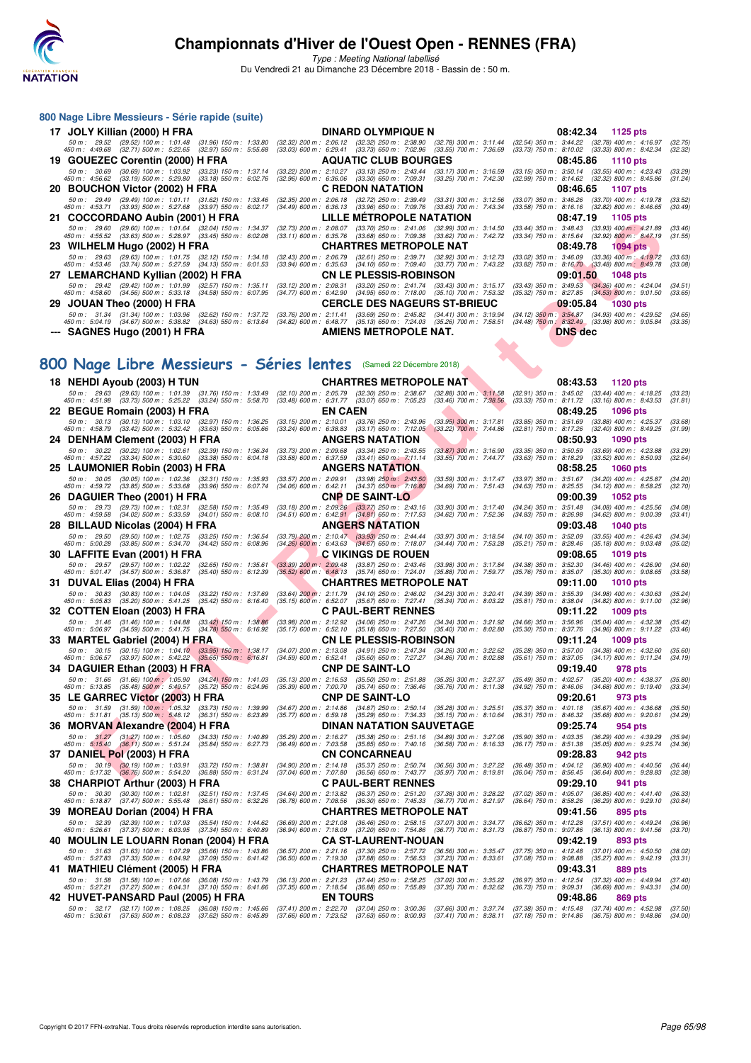# Championnats d'Hiver de l'Ouest Open - RENNES (FRA)

*Type : Meeting National labellisé*

Du Vendredi 21 au Dimanche 23 Décembre 2018 - Bassin de : 50 m.

## 800 Nage Libre Messieurs - Série rapide (suite)

**17 JOLY Killian (2000) H FRA** — DINARD OLYMPIQUE N — 08:42.34 — 1125 pts

50 m : 29.52 (29.52) 100 m : 1:01.48 (31.96) 150 m : 1:33.80 (32.32) 200 m : 2:06.12 (32.32) 250 m : 2:38.90 (32.78) 300 m : 3:11.44 (32.54) 350 m : 3:44.22 (32.78) 400 m : 4:16.97 (32.75)
450 m : 4:49.68 (32.71) 500 m : 5:22.65 (32.97) 550 m : 5:55.68 (33.03) 600 m : 6:29.41 (33.73) 650 m : 7:02.96 (33.55) 700 m : 7:36.69 (33.73) 750 m : 8:10.02 (33.33) 800 m : 8:42.34 (32.32)

**19 GOUEZEC Corentin (2000) H FRA** — AQUATIC CLUB BOURGES — 08:45.86 — 1110 pts

50 m : 30.69 (30.69) 100 m : 1:03.92 (33.23) 150 m : 1:37.14 (33.22) 200 m : 2:10.27 (33.13) 250 m : 2:43.44 (33.17) 300 m : 3:16.59 (33.15) 350 m : 3:50.14 (33.55) 400 m : 4:23.43 (33.29)
450 m : 4:56.62 (33.19) 500 m : 5:29.80 (33.18) 550 m : 6:02.76 (32.96) 600 m : 6:36.06 (33.30) 650 m : 7:09.31 (33.25) 700 m : 7:42.30 (32.99) 750 m : 8:14.62 (32.32) 800 m : 8:45.86 (31.24)

**20 BOUCHON Victor (2002) H FRA** — C REDON NATATION — 08:46.65 — 1107 pts

50 m : 29.49 (29.49) 100 m : 1:01.11 (31.62) 150 m : 1:33.46 (32.35) 200 m : 2:06.18 (32.72) 250 m : 2:39.49 (33.31) 300 m : 3:12.56 (33.07) 350 m : 3:46.26 (33.70) 400 m : 4:19.78 (33.52)
450 m : 4:53.71 (33.93) 500 m : 5:27.68 (33.97) 550 m : 6:02.17 (34.49) 600 m : 6:36.13 (33.96) 650 m : 7:09.76 (33.63) 700 m : 7:43.34 (33.58) 750 m : 8:16.16 (32.82) 800 m : 8:46.65 (30.49)

**21 COCCORDANO Aubin (2001) H FRA** — LILLE MÉTROPOLE NATATION — 08:47.19 — 1105 pts

50 m : 29.60 (29.60) 100 m : 1:01.64 (32.04) 150 m : 1:34.37 (32.73) 200 m : 2:08.07 (33.70) 250 m : 2:41.06 (32.99) 300 m : 3:14.50 (33.44) 350 m : 3:48.43 (33.93) 400 m : 4:21.89 (33.46)
450 m : 4:55.52 (33.63) 500 m : 5:28.97 (33.45) 550 m : 6:02.08 (33.11) 600 m : 6:35.76 (33.68) 650 m : 7:09.38 (33.62) 700 m : 7:42.72 (33.34) 750 m : 8:15.64 (32.92) 800 m : 8:47.19 (31.55)

**23 WILHELM Hugo (2002) H FRA** — CHARTRES METROPOLE NAT — 08:49.78 — 1094 pts

50 m : 29.63 (29.63) 100 m : 1:01.75 (32.12) 150 m : 1:34.18 (32.43) 200 m : 2:06.79 (32.61) 250 m : 2:39.71 (32.92) 300 m : 3:12.73 (33.02) 350 m : 3:46.09 (33.36) 400 m : 4:19.72 (33.63)
450 m : 4:53.46 (33.74) 500 m : 5:27.59 (34.13) 550 m : 6:01.53 (33.94) 600 m : 6:35.63 (34.10) 650 m : 7:09.40 (33.77) 700 m : 7:43.22 (33.82) 750 m : 8:16.70 (33.48) 800 m : 8:49.78 (33.08)

**27 LEMARCHAND Kyllian (2002) H FRA** — CN LE PLESSIS-ROBINSON — 09:01.50 — 1048 pts

50 m : 29.42 (29.42) 100 m : 1:01.99 (32.57) 150 m : 1:35.11 (33.12) 200 m : 2:08.31 (33.20) 250 m : 2:41.74 (33.43) 300 m : 3:15.17 (33.43) 350 m : 3:49.53 (34.36) 400 m : 4:24.04 (34.51)
450 m : 4:58.60 (34.56) 500 m : 5:33.18 (34.58) 550 m : 6:07.95 (34.77) 600 m : 6:42.90 (34.95) 650 m : 7:18.00 (35.10) 700 m : 7:53.32 (35.32) 750 m : 8:27.85 (34.53) 800 m : 9:01.50 (33.65)

**29 JOUAN Theo (2000) H FRA** — CERCLE DES NAGEURS ST-BRIEUC — 09:05.84 — 1030 pts

50 m : 31.34 (31.34) 100 m : 1:03.96 (32.62) 150 m : 1:37.72 (33.76) 200 m : 2:11.41 (33.69) 250 m : 2:45.82 (34.41) 300 m : 3:19.94 (34.12) 350 m : 3:54.87 (34.93) 400 m : 4:29.52 (34.65)
450 m : 5:04.19 (34.67) 500 m : 5:38.82 (34.63) 550 m : 6:13.64 (34.82) 600 m : 6:48.77 (35.13) 650 m : 7:24.03 (35.26) 700 m : 7:58.51 (34.48) 750 m : 8:32.49 (33.98) 800 m : 9:05.84 (33.35)

**--- SAGNES Hugo (2001) H FRA** — AMIENS METROPOLE NAT. — DNS dec

## 800 Nage Libre Messieurs - Séries lentes (Samedi 22 Décembre 2018)

**18 NEHDI Ayoub (2003) H TUN** — CHARTRES METROPOLE NAT — 08:43.53 — 1120 pts

50 m : 29.63 (29.63) 100 m : 1:01.39 (31.76) 150 m : 1:33.49 (32.10) 200 m : 2:05.79 (32.30) 250 m : 2:38.67 (32.88) 300 m : 3:11.58 (32.91) 350 m : 3:45.02 (33.44) 400 m : 4:18.25 (33.23)
450 m : 4:51.98 (33.73) 500 m : 5:25.22 (33.24) 550 m : 5:58.70 (33.48) 600 m : 6:31.77 (33.07) 650 m : 7:05.23 (33.46) 700 m : 7:38.56 (33.33) 750 m : 8:11.72 (33.16) 800 m : 8:43.53 (31.81)

**22 BEGUE Romain (2003) H FRA** — EN CAEN — 08:49.25 — 1096 pts

50 m : 30.13 (30.13) 100 m : 1:03.10 (32.97) 150 m : 1:36.25 (33.15) 200 m : 2:10.01 (33.76) 250 m : 2:43.96 (33.95) 300 m : 3:17.81 (33.85) 350 m : 3:51.69 (33.88) 400 m : 4:25.37 (33.68)
450 m : 4:58.79 (33.42) 500 m : 5:32.42 (33.63) 550 m : 6:05.66 (33.24) 600 m : 6:38.83 (33.17) 650 m : 7:12.05 (33.22) 700 m : 7:44.86 (32.81) 750 m : 8:17.26 (32.40) 800 m : 8:49.25 (31.99)

**24 DENHAM Clement (2003) H FRA** — ANGERS NATATION — 08:50.93 — 1090 pts

50 m : 30.22 (30.22) 100 m : 1:02.61 (32.39) 150 m : 1:36.34 (33.73) 200 m : 2:09.68 (33.34) 250 m : 2:43.55 (33.87) 300 m : 3:16.90 (33.35) 350 m : 3:50.59 (33.69) 400 m : 4:23.88 (33.29)
450 m : 4:57.22 (33.34) 500 m : 5:30.60 (33.38) 550 m : 6:04.18 (33.58) 600 m : 6:37.59 (33.41) 650 m : 7:11.14 (33.55) 700 m : 7:44.77 (33.63) 750 m : 8:18.29 (33.52) 800 m : 8:50.93 (32.64)

**25 LAUMONIER Robin (2003) H FRA** — ANGERS NATATION — 08:58.25 — 1060 pts

50 m : 30.05 (30.05) 100 m : 1:02.36 (32.31) 150 m : 1:35.93 (33.57) 200 m : 2:09.91 (33.98) 250 m : 2:43.50 (33.59) 300 m : 3:17.47 (33.97) 350 m : 3:51.67 (34.20) 400 m : 4:25.87 (34.20)
450 m : 4:59.72 (33.85) 500 m : 5:33.68 (33.96) 550 m : 6:07.74 (34.06) 600 m : 6:42.11 (34.37) 650 m : 7:16.80 (34.69) 700 m : 7:51.43 (34.63) 750 m : 8:25.55 (34.12) 800 m : 8:58.25 (32.70)

**26 DAGUIER Theo (2001) H FRA** — CNP DE SAINT-LO — 09:00.39 — 1052 pts

50 m : 29.73 (29.73) 100 m : 1:02.31 (32.58) 150 m : 1:35.49 (33.18) 200 m : 2:09.26 (33.77) 250 m : 2:43.16 (33.90) 300 m : 3:17.40 (34.24) 350 m : 3:51.48 (34.08) 400 m : 4:25.56 (34.08)
450 m : 4:59.58 (34.02) 500 m : 5:33.59 (34.01) 550 m : 6:08.10 (34.51) 600 m : 6:42.91 (34.81) 650 m : 7:17.53 (34.62) 700 m : 7:52.36 (34.83) 750 m : 8:26.98 (34.62) 800 m : 9:00.39 (33.41)

**28 BILLAUD Nicolas (2004) H FRA** — ANGERS NATATION — 09:03.48 — 1040 pts

50 m : 29.50 (29.50) 100 m : 1:02.75 (33.25) 150 m : 1:36.54 (33.79) 200 m : 2:10.47 (33.93) 250 m : 2:44.44 (33.97) 300 m : 3:18.54 (34.10) 350 m : 3:52.09 (33.55) 400 m : 4:26.43 (34.34)
450 m : 5:00.28 (33.85) 500 m : 5:34.70 (34.42) 550 m : 6:08.96 (34.26) 600 m : 6:43.63 (34.67) 650 m : 7:18.07 (34.44) 700 m : 7:53.28 (35.21) 750 m : 8:28.46 (35.18) 800 m : 9:03.48 (35.02)

**30 LAFFITE Evan (2001) H FRA** — C VIKINGS DE ROUEN — 09:08.65 — 1019 pts

50 m : 29.57 (29.57) 100 m : 1:02.22 (32.65) 150 m : 1:35.61 (33.39) 200 m : 2:09.48 (33.87) 250 m : 2:43.46 (33.98) 300 m : 3:17.84 (34.38) 350 m : 3:52.30 (34.46) 400 m : 4:26.90 (34.60)
450 m : 5:01.47 (34.57) 500 m : 5:36.87 (35.40) 550 m : 6:12.39 (35.52) 600 m : 6:48.13 (35.74) 650 m : 7:24.01 (35.88) 700 m : 7:59.77 (35.76) 750 m : 8:35.07 (35.30) 800 m : 9:08.65 (33.58)

**31 DUVAL Elias (2004) H FRA** — CHARTRES METROPOLE NAT — 09:11.00 — 1010 pts

50 m : 30.83 (30.83) 100 m : 1:04.05 (33.22) 150 m : 1:37.69 (33.64) 200 m : 2:11.79 (34.10) 250 m : 2:46.02 (34.23) 300 m : 3:20.41 (34.39) 350 m : 3:55.39 (34.98) 400 m : 4:30.63 (35.24)
450 m : 5:05.83 (35.20) 500 m : 5:41.25 (35.42) 550 m : 6:16.40 (35.15) 600 m : 6:52.07 (35.67) 650 m : 7:27.41 (35.34) 700 m : 8:03.22 (35.81) 750 m : 8:38.04 (34.82) 800 m : 9:11.00 (32.96)

**32 COTTEN Eloan (2003) H FRA** — C PAUL-BERT RENNES — 09:11.22 — 1009 pts

50 m : 31.46 (31.46) 100 m : 1:04.88 (33.42) 150 m : 1:38.86 (33.98) 200 m : 2:12.92 (34.06) 250 m : 2:47.26 (34.34) 300 m : 3:21.92 (34.66) 350 m : 3:56.96 (35.04) 400 m : 4:32.38 (35.42)
450 m : 5:06.97 (34.59) 500 m : 5:41.75 (34.78) 550 m : 6:16.92 (35.17) 600 m : 6:52.10 (35.18) 650 m : 7:27.50 (35.40) 700 m : 8:02.80 (35.30) 750 m : 8:37.76 (34.96) 800 m : 9:11.22 (33.46)

**33 MARTEL Gabriel (2004) H FRA** — CN LE PLESSIS-ROBINSON — 09:11.24 — 1009 pts

50 m : 30.15 (30.15) 100 m : 1:04.10 (33.95) 150 m : 1:38.17 (34.07) 200 m : 2:13.08 (34.91) 250 m : 2:47.34 (34.26) 300 m : 3:22.62 (35.28) 350 m : 3:57.00 (34.38) 400 m : 4:32.60 (35.60)
450 m : 5:06.57 (33.97) 500 m : 5:42.22 (35.65) 550 m : 6:16.81 (34.59) 600 m : 6:52.41 (35.60) 650 m : 7:27.27 (34.86) 700 m : 8:02.88 (35.61) 750 m : 8:37.05 (34.17) 800 m : 9:11.24 (34.19)

**34 DAGUIER Ethan (2003) H FRA** — CNP DE SAINT-LO — 09:19.40 — 978 pts

50 m : 31.66 (31.66) 100 m : 1:05.90 (34.24) 150 m : 1:41.03 (35.13) 200 m : 2:16.53 (35.50) 250 m : 2:51.88 (35.35) 300 m : 3:27.37 (35.49) 350 m : 4:02.57 (35.20) 400 m : 4:38.37 (35.80)
450 m : 5:13.85 (35.48) 500 m : 5:49.57 (35.72) 550 m : 6:24.96 (35.39) 600 m : 7:00.70 (35.74) 650 m : 7:36.46 (35.76) 700 m : 8:11.38 (34.92) 750 m : 8:46.06 (34.68) 800 m : 9:19.40 (33.34)

**35 LE GARREC Victor (2003) H FRA** — CNP DE SAINT-LO — 09:20.61 — 973 pts

50 m : 31.59 (31.59) 100 m : 1:05.32 (33.73) 150 m : 1:39.99 (34.67) 200 m : 2:14.86 (34.87) 250 m : 2:50.14 (35.28) 300 m : 3:25.51 (35.37) 350 m : 4:01.18 (35.67) 400 m : 4:36.68 (35.50)
450 m : 5:11.81 (35.13) 500 m : 5:48.12 (36.31) 550 m : 6:23.89 (35.77) 600 m : 6:59.18 (35.29) 650 m : 7:34.33 (35.15) 700 m : 8:10.64 (36.31) 750 m : 8:46.32 (35.68) 800 m : 9:20.61 (34.29)

**36 MORVAN Alexandre (2004) H FRA** — DINAN NATATION SAUVETAGE — 09:25.74 — 954 pts

50 m : 31.27 (31.27) 100 m : 1:05.60 (34.33) 150 m : 1:40.89 (35.29) 200 m : 2:16.27 (35.38) 250 m : 2:51.16 (34.89) 300 m : 3:27.06 (35.90) 350 m : 4:03.35 (36.29) 400 m : 4:39.29 (35.94)
450 m : 5:15.40 (36.11) 500 m : 5:51.24 (35.84) 550 m : 6:27.73 (36.49) 600 m : 7:03.58 (35.85) 650 m : 7:40.16 (36.58) 700 m : 8:16.33 (36.17) 750 m : 8:51.38 (35.05) 800 m : 9:25.74 (34.36)

**37 DANIEL Pol (2003) H FRA** — CN CONCARNEAU — 09:28.83 — 942 pts

50 m : 30.19 (30.19) 100 m : 1:03.91 (33.72) 150 m : 1:38.81 (34.90) 200 m : 2:14.18 (35.37) 250 m : 2:50.74 (36.56) 300 m : 3:27.22 (36.48) 350 m : 4:04.12 (36.90) 400 m : 4:40.56 (36.44)
450 m : 5:17.32 (36.76) 500 m : 5:54.20 (36.88) 550 m : 6:31.24 (37.04) 600 m : 7:07.80 (36.56) 650 m : 7:43.77 (35.97) 700 m : 8:19.81 (36.04) 750 m : 8:56.45 (36.64) 800 m : 9:28.83 (32.38)

**38 CHARPIOT Arthur (2003) H FRA** — C PAUL-BERT RENNES — 09:29.10 — 941 pts

50 m : 30.30 (30.30) 100 m : 1:02.81 (32.51) 150 m : 1:37.45 (34.64) 200 m : 2:13.82 (36.37) 250 m : 2:51.20 (37.38) 300 m : 3:28.22 (37.02) 350 m : 4:05.07 (36.85) 400 m : 4:41.40 (36.33)
450 m : 5:18.87 (37.47) 500 m : 5:55.48 (36.61) 550 m : 6:32.26 (36.78) 600 m : 7:08.56 (36.30) 650 m : 7:45.33 (36.77) 700 m : 8:21.97 (36.64) 750 m : 8:58.26 (36.29) 800 m : 9:29.10 (30.84)

**39 MOREAU Dorian (2004) H FRA** — CHARTRES METROPOLE NAT — 09:41.56 — 895 pts

50 m : 32.39 (32.39) 100 m : 1:07.93 (35.54) 150 m : 1:44.62 (36.69) 200 m : 2:21.08 (36.46) 250 m : 2:58.15 (37.07) 300 m : 3:34.77 (36.62) 350 m : 4:12.28 (37.51) 400 m : 4:49.24 (36.96)
450 m : 5:26.61 (37.37) 500 m : 6:03.95 (37.34) 550 m : 6:40.89 (36.94) 600 m : 7:18.09 (37.20) 650 m : 7:54.86 (36.77) 700 m : 8:31.73 (36.87) 750 m : 9:07.86 (36.13) 800 m : 9:41.56 (33.70)

**40 MOULIN LE LOUARN Ronan (2004) H FRA** — CA ST-LAURENT-NOUAN — 09:42.19 — 893 pts

50 m : 31.63 (31.63) 100 m : 1:07.29 (35.66) 150 m : 1:43.86 (36.57) 200 m : 2:21.16 (37.30) 250 m : 2:57.72 (36.56) 300 m : 3:35.47 (37.75) 350 m : 4:12.48 (37.01) 400 m : 4:50.50 (38.02)
450 m : 5:27.83 (37.33) 500 m : 6:04.92 (37.09) 550 m : 6:41.42 (36.50) 600 m : 7:19.30 (37.88) 650 m : 7:56.53 (37.23) 700 m : 8:33.61 (37.08) 750 m : 9:08.88 (35.27) 800 m : 9:42.19 (33.31)

**41 MATHIEU Clément (2005) H FRA** — CHARTRES METROPOLE NAT — 09:43.31 — 889 pts

50 m : 31.58 (31.58) 100 m : 1:07.66 (36.08) 150 m : 1:43.79 (36.13) 200 m : 2:21.23 (37.44) 250 m : 2:58.25 (37.02) 300 m : 3:35.22 (36.97) 350 m : 4:12.54 (37.32) 400 m : 4:49.94 (37.40)
450 m : 5:27.21 (37.27) 500 m : 6:04.31 (37.10) 550 m : 6:41.66 (37.35) 600 m : 7:18.54 (36.88) 650 m : 7:55.89 (37.35) 700 m : 8:32.62 (36.73) 750 m : 9:09.31 (36.69) 800 m : 9:43.31 (34.00)

**42 HUVET-PANSARD Paul (2005) H FRA** — EN TOURS — 09:48.86 — 869 pts

50 m : 32.17 (32.17) 100 m : 1:08.25 (36.08) 150 m : 1:45.66 (37.41) 200 m : 2:22.70 (37.04) 250 m : 3:00.36 (37.66) 300 m : 3:37.74 (37.38) 350 m : 4:15.48 (37.74) 400 m : 4:52.98 (37.50)
450 m : 5:30.61 (37.63) 500 m : 6:08.23 (37.62) 550 m : 6:45.89 (37.66) 600 m : 7:23.52 (37.63) 650 m : 8:00.93 (37.41) 700 m : 8:38.11 (37.18) 750 m : 9:14.86 (36.75) 800 m : 9:48.86 (34.00)

Copyright © 2017 FFN-extraNat. Tous droits réservés reproduction interdite sans autorisation.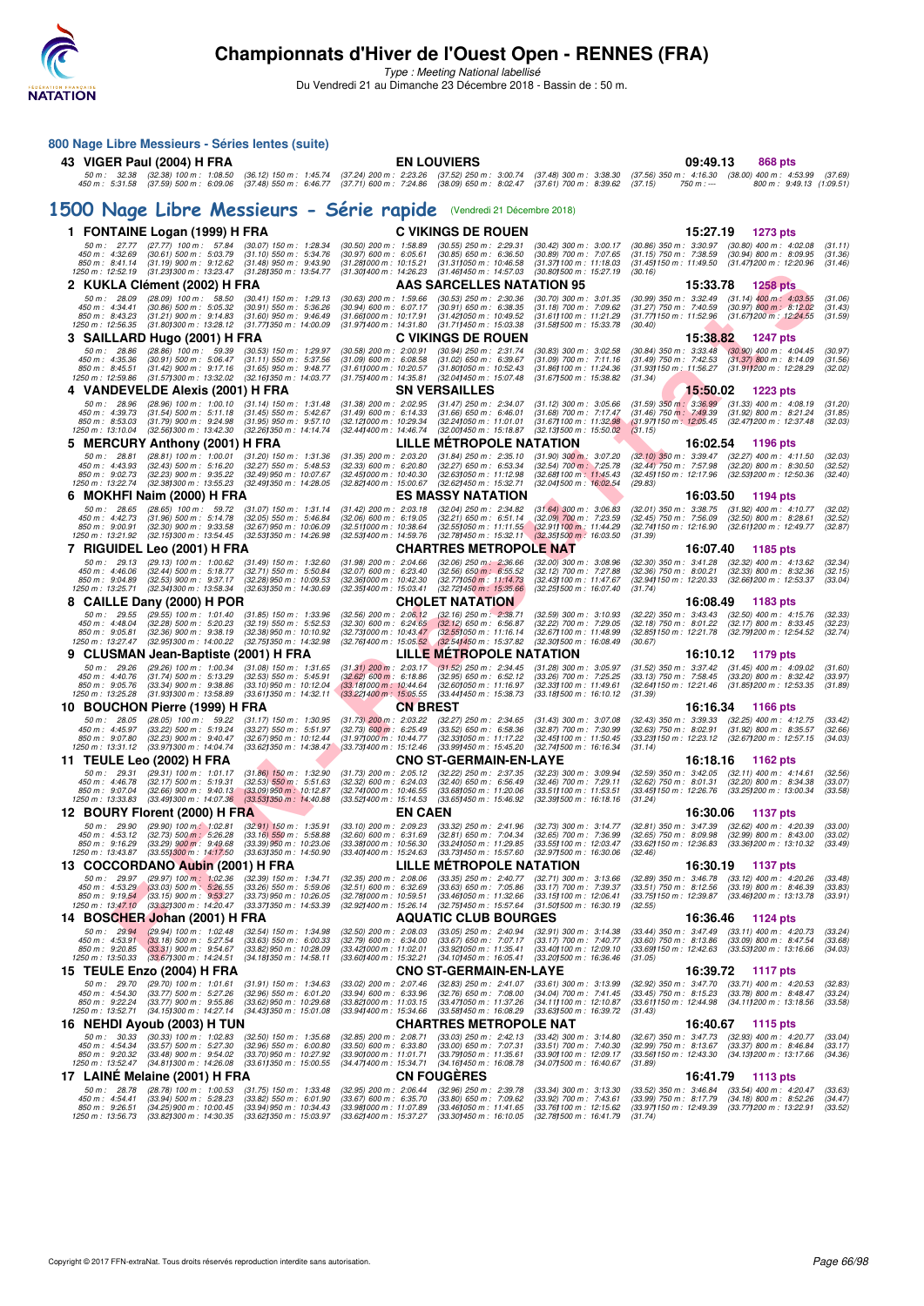# Championnats d'Hiver de l'Ouest Open - RENNES (FRA)

*Type : Meeting National labellisé*

Du Vendredi 21 au Dimanche 23 Décembre 2018 - Bassin de : 50 m.

## 800 Nage Libre Messieurs - Séries lentes (suite)

**43 VIGER Paul (2004) H FRA** — EN LOUVIERS — 09:49.13 — 868 pts

50 m : 32.38 (32.38) 100 m : 1:08.50 (36.12) 150 m : 1:45.74 (37.24) 200 m : 2:23.26 (37.52) 250 m : 3:00.74 (37.48) 300 m : 3:38.30 (37.56) 350 m : 4:16.30 (38.00) 400 m : 4:53.99 (37.69)
450 m : 5:31.58 (37.59) 500 m : 6:09.06 (37.48) 550 m : 6:46.77 (37.71) 600 m : 7:24.86 (38.09) 650 m : 8:02.47 (37.61) 700 m : 8:39.62 (37.15) 750 m : --- 800 m : 9:49.13 (1:09.51)

## 1500 Nage Libre Messieurs - Série rapide (Vendredi 21 Décembre 2018)

**1 FONTAINE Logan (1999) H FRA** — C VIKINGS DE ROUEN — 15:27.19 — 1273 pts

50 m : 27.77 (27.77) 100 m : 57.84 (30.07) 150 m : 1:28.34 (30.50) 200 m : 1:58.89 (30.55) 250 m : 2:29.31 (30.42) 300 m : 3:00.17 (30.86) 350 m : 3:30.97 (30.80) 400 m : 4:02.08 (31.11)
450 m : 4:32.69 (30.61) 500 m : 5:03.79 (31.10) 550 m : 5:34.76 (30.97) 600 m : 6:05.61 (30.85) 650 m : 6:36.50 (30.89) 700 m : 7:07.65 (31.15) 750 m : 7:38.59 (30.94) 800 m : 8:09.95 (31.36)
850 m : 8:41.14 (31.19) 900 m : 9:12.62 (31.48) 950 m : 9:43.90 (31.28) 1000 m : 10:15.21 (31.31) 1050 m : 10:46.58 (31.37) 1100 m : 11:18.03 (31.45) 1150 m : 11:49.50 (31.47) 1200 m : 12:20.96 (31.46)
1250 m : 12:52.19 (31.23) 1300 m : 13:23.47 (31.28) 1350 m : 13:54.77 (31.30) 1400 m : 14:26.23 (31.46) 1450 m : 14:57.03 (30.80) 1500 m : 15:27.19 (30.16)

**2 KUKLA Clément (2002) H FRA** — AAS SARCELLES NATATION 95 — 15:33.78 — 1258 pts

50 m : 28.09 (28.09) 100 m : 58.50 (30.41) 150 m : 1:29.13 (30.63) 200 m : 1:59.66 (30.53) 250 m : 2:30.36 (30.70) 300 m : 3:01.35 (30.99) 350 m : 3:32.49 (31.14) 400 m : 4:03.55 (31.06)
450 m : 4:34.41 (30.86) 500 m : 5:05.32 (30.91) 550 m : 5:36.26 (30.94) 600 m : 6:07.17 (30.91) 650 m : 6:38.35 (31.18) 700 m : 7:09.62 (31.27) 750 m : 7:40.59 (30.97) 800 m : 8:12.02 (31.43)
850 m : 8:43.23 (31.21) 900 m : 9:14.83 (31.60) 950 m : 9:46.49 (31.66) 1000 m : 10:17.91 (31.42) 1050 m : 10:49.52 (31.61) 1100 m : 11:21.29 (31.77) 1150 m : 11:52.96 (31.67) 1200 m : 12:24.55 (31.59)
1250 m : 12:56.35 (31.80) 1300 m : 13:28.12 (31.77) 1350 m : 14:00.09 (31.97) 1400 m : 14:31.80 (31.71) 1450 m : 15:03.38 (31.58) 1500 m : 15:33.78 (30.40)

**3 SAILLARD Hugo (2001) H FRA** — C VIKINGS DE ROUEN — 15:38.82 — 1247 pts

50 m : 28.86 (28.86) 100 m : 59.39 (30.53) 150 m : 1:29.97 (30.58) 200 m : 2:00.91 (30.94) 250 m : 2:31.74 (30.83) 300 m : 3:02.58 (30.84) 350 m : 3:33.48 (30.90) 400 m : 4:04.45 (30.97)
450 m : 4:35.36 (30.91) 500 m : 5:06.47 (31.11) 550 m : 5:37.56 (31.09) 600 m : 6:08.58 (31.02) 650 m : 6:39.67 (31.09) 700 m : 7:11.16 (31.49) 750 m : 7:42.53 (31.37) 800 m : 8:14.09 (31.56)
850 m : 8:45.51 (31.42) 900 m : 9:17.16 (31.65) 950 m : 9:48.77 (31.61) 1000 m : 10:20.57 (31.80) 1050 m : 10:52.43 (31.86) 1100 m : 11:24.36 (31.93) 1150 m : 11:56.27 (31.91) 1200 m : 12:28.29 (32.02)
1250 m : 12:59.86 (31.57) 1300 m : 13:32.02 (32.16) 1350 m : 14:03.77 (31.75) 1400 m : 14:35.81 (32.04) 1450 m : 15:07.48 (31.67) 1500 m : 15:38.82 (31.34)

**4 VANDEVELDE Alexis (2001) H FRA** — SN VERSAILLES — 15:50.02 — 1223 pts

50 m : 28.96 (28.96) 100 m : 1:00.10 (31.14) 150 m : 1:31.48 (31.38) 200 m : 2:02.95 (31.47) 250 m : 2:34.07 (31.12) 300 m : 3:05.66 (31.59) 350 m : 3:36.99 (31.33) 400 m : 4:08.19 (31.20)
450 m : 4:39.73 (31.54) 500 m : 5:11.18 (31.45) 550 m : 5:42.67 (31.49) 600 m : 6:14.33 (31.66) 650 m : 6:46.01 (31.68) 700 m : 7:17.47 (31.46) 750 m : 7:49.39 (31.92) 800 m : 8:21.24 (31.85)
850 m : 8:53.03 (31.79) 900 m : 9:24.98 (31.95) 950 m : 9:57.10 (32.12) 1000 m : 10:29.34 (32.24) 1050 m : 11:01.01 (31.67) 1100 m : 11:32.98 (31.97) 1150 m : 12:05.45 (32.47) 1200 m : 12:37.48 (32.03)
1250 m : 13:10.04 (32.56) 1300 m : 13:42.30 (32.26) 1350 m : 14:14.74 (32.44) 1400 m : 14:46.74 (32.00) 1450 m : 15:18.87 (32.13) 1500 m : 15:50.02 (31.15)

**5 MERCURY Anthony (2001) H FRA** — LILLE MÉTROPOLE NATATION — 16:02.54 — 1196 pts

50 m : 28.81 (28.81) 100 m : 1:00.01 (31.20) 150 m : 1:31.36 (31.35) 200 m : 2:03.20 (31.84) 250 m : 2:35.10 (31.90) 300 m : 3:07.20 (32.10) 350 m : 3:39.47 (32.27) 400 m : 4:11.50 (32.03)
450 m : 4:43.93 (32.43) 500 m : 5:16.20 (32.27) 550 m : 5:48.53 (32.33) 600 m : 6:20.80 (32.27) 650 m : 6:53.34 (32.54) 700 m : 7:25.78 (32.44) 750 m : 7:57.98 (32.20) 800 m : 8:30.50 (32.52)
850 m : 9:02.73 (32.23) 900 m : 9:35.22 (32.49) 950 m : 10:07.67 (32.45) 1000 m : 10:40.30 (32.63) 1050 m : 11:12.98 (32.68) 1100 m : 11:45.43 (32.45) 1150 m : 12:17.96 (32.53) 1200 m : 12:50.36 (32.40)
1250 m : 13:22.74 (32.38) 1300 m : 13:55.23 (32.49) 1350 m : 14:28.05 (32.82) 1400 m : 15:00.67 (32.62) 1450 m : 15:32.71 (32.04) 1500 m : 16:02.54 (29.83)

**6 MOKHFI Naim (2000) H FRA** — ES MASSY NATATION — 16:03.50 — 1194 pts

50 m : 28.65 (28.65) 100 m : 59.72 (31.07) 150 m : 1:31.14 (31.42) 200 m : 2:03.18 (32.04) 250 m : 2:34.82 (31.64) 300 m : 3:06.83 (32.01) 350 m : 3:38.75 (31.92) 400 m : 4:10.77 (32.02)
450 m : 4:42.73 (31.96) 500 m : 5:14.78 (32.05) 550 m : 5:46.84 (32.06) 600 m : 6:19.05 (32.21) 650 m : 6:51.14 (32.09) 700 m : 7:23.59 (32.45) 750 m : 7:56.09 (32.50) 800 m : 8:28.61 (32.52)
850 m : 9:00.91 (32.30) 900 m : 9:33.58 (32.67) 950 m : 10:06.09 (32.51) 1000 m : 10:38.64 (32.55) 1050 m : 11:11.55 (32.91) 1100 m : 11:44.29 (32.74) 1150 m : 12:16.90 (32.61) 1200 m : 12:49.77 (32.87)
1250 m : 13:21.92 (32.15) 1300 m : 13:54.45 (32.53) 1350 m : 14:26.98 (32.53) 1400 m : 14:59.76 (32.78) 1450 m : 15:32.11 (32.35) 1500 m : 16:03.50 (31.39)

**7 RIGUIDEL Leo (2001) H FRA** — CHARTRES METROPOLE NAT — 16:07.40 — 1185 pts

50 m : 29.13 (29.13) 100 m : 1:00.62 (31.49) 150 m : 1:32.60 (31.98) 200 m : 2:04.66 (32.06) 250 m : 2:36.66 (32.00) 300 m : 3:08.96 (32.30) 350 m : 3:41.28 (32.32) 400 m : 4:13.62 (32.34)
450 m : 4:46.06 (32.44) 500 m : 5:18.77 (32.71) 550 m : 5:50.84 (32.07) 600 m : 6:23.40 (32.56) 650 m : 6:55.52 (32.12) 700 m : 7:27.88 (32.36) 750 m : 8:00.21 (32.33) 800 m : 8:32.36 (32.15)
850 m : 9:04.89 (32.53) 900 m : 9:37.17 (32.28) 950 m : 10:09.53 (32.36) 1000 m : 10:42.30 (32.77) 1050 m : 11:14.73 (32.43) 1100 m : 11:47.67 (32.94) 1150 m : 12:20.33 (32.66) 1200 m : 12:53.37 (33.04)
1250 m : 13:25.71 (32.34) 1300 m : 13:58.34 (32.63) 1350 m : 14:30.69 (32.35) 1400 m : 15:03.41 (32.72) 1450 m : 15:35.66 (32.25) 1500 m : 16:07.40 (31.74)

**8 CAILLE Dany (2000) H POR** — CHOLET NATATION — 16:08.49 — 1183 pts

50 m : 29.55 (29.55) 100 m : 1:01.40 (31.85) 150 m : 1:33.96 (32.56) 200 m : 2:06.12 (32.16) 250 m : 2:38.71 (32.59) 300 m : 3:10.93 (32.22) 350 m : 3:43.43 (32.50) 400 m : 4:15.76 (32.33)
450 m : 4:48.04 (32.28) 500 m : 5:20.23 (32.19) 550 m : 5:52.53 (32.30) 600 m : 6:24.65 (32.12) 650 m : 6:56.87 (32.22) 700 m : 7:29.05 (32.18) 750 m : 8:01.22 (32.17) 800 m : 8:33.45 (32.23)
850 m : 9:05.81 (32.36) 900 m : 9:38.19 (32.38) 950 m : 10:10.92 (32.73) 1000 m : 10:43.47 (32.55) 1050 m : 11:16.14 (32.67) 1100 m : 11:48.99 (32.85) 1150 m : 12:21.78 (32.79) 1200 m : 12:54.52 (32.74)
1250 m : 13:27.47 (32.95) 1300 m : 14:00.22 (32.75) 1350 m : 14:32.98 (32.76) 1400 m : 15:05.52 (32.54) 1450 m : 15:37.82 (32.30) 1500 m : 16:08.49 (30.67)

**9 CLUSMAN Jean-Baptiste (2001) H FRA** — LILLE MÉTROPOLE NATATION — 16:10.12 — 1179 pts

50 m : 29.26 (29.26) 100 m : 1:00.34 (31.08) 150 m : 1:31.65 (31.31) 200 m : 2:03.17 (31.52) 250 m : 2:34.45 (31.28) 300 m : 3:05.97 (31.52) 350 m : 3:37.42 (31.45) 400 m : 4:09.02 (31.60)
450 m : 4:40.76 (31.74) 500 m : 5:13.29 (32.53) 550 m : 5:45.91 (32.62) 600 m : 6:18.86 (32.95) 650 m : 6:52.12 (33.26) 700 m : 7:25.25 (33.13) 750 m : 7:58.45 (33.20) 800 m : 8:32.42 (33.97)
850 m : 9:05.76 (33.34) 900 m : 9:38.86 (33.10) 950 m : 10:12.04 (33.18) 1000 m : 10:44.64 (32.60) 1050 m : 11:16.97 (32.33) 1100 m : 11:49.61 (32.64) 1150 m : 12:21.46 (31.85) 1200 m : 12:53.35 (31.89)
1250 m : 13:25.28 (31.93) 1300 m : 13:58.89 (33.61) 1350 m : 14:32.11 (33.22) 1400 m : 15:05.55 (33.44) 1450 m : 15:38.73 (33.18) 1500 m : 16:10.12 (31.39)

**10 BOUCHON Pierre (1999) H FRA** — CN BREST — 16:16.34 — 1166 pts

50 m : 28.05 (28.05) 100 m : 59.22 (31.17) 150 m : 1:30.95 (31.73) 200 m : 2:03.22 (32.27) 250 m : 2:34.65 (31.43) 300 m : 3:07.08 (32.43) 350 m : 3:39.33 (32.25) 400 m : 4:12.75 (33.42)
450 m : 4:45.97 (33.22) 500 m : 5:19.24 (33.27) 550 m : 5:51.97 (32.73) 600 m : 6:25.49 (33.52) 650 m : 6:58.36 (32.87) 700 m : 7:30.99 (32.63) 750 m : 8:02.91 (31.92) 800 m : 8:35.57 (32.66)
850 m : 9:07.80 (32.23) 900 m : 9:40.47 (32.67) 950 m : 10:12.44 (31.97) 1000 m : 10:44.77 (32.33) 1050 m : 11:17.22 (32.45) 1100 m : 11:50.45 (33.23) 1150 m : 12:23.12 (32.67) 1200 m : 12:57.15 (34.03)
1250 m : 13:31.12 (33.97) 1300 m : 14:04.74 (33.62) 1350 m : 14:38.47 (33.73) 1400 m : 15:12.46 (33.99) 1450 m : 15:45.20 (32.74) 1500 m : 16:16.34 (31.14)

**11 TEULE Leo (2002) H FRA** — CNO ST-GERMAIN-EN-LAYE — 16:18.16 — 1162 pts

50 m : 29.31 (29.31) 100 m : 1:01.17 (31.86) 150 m : 1:32.90 (31.73) 200 m : 2:05.12 (32.22) 250 m : 2:37.35 (32.23) 300 m : 3:09.94 (32.59) 350 m : 3:42.05 (32.11) 400 m : 4:14.61 (32.56)
450 m : 4:46.78 (32.17) 500 m : 5:19.31 (32.53) 550 m : 5:51.63 (32.32) 600 m : 6:24.03 (32.40) 650 m : 6:56.49 (32.46) 700 m : 7:29.11 (32.62) 750 m : 8:01.31 (32.20) 800 m : 8:34.38 (33.07)
850 m : 9:07.04 (32.66) 900 m : 9:40.13 (33.09) 950 m : 10:12.87 (32.74) 1000 m : 10:46.55 (33.68) 1050 m : 11:20.06 (33.51) 1100 m : 11:53.51 (33.45) 1150 m : 12:26.76 (33.25) 1200 m : 13:00.34 (33.58)
1250 m : 13:33.83 (33.49) 1300 m : 14:07.36 (33.53) 1350 m : 14:40.88 (33.52) 1400 m : 15:14.53 (33.65) 1450 m : 15:46.92 (32.39) 1500 m : 16:18.16 (31.24)

**12 BOURY Florent (2000) H FRA** — EN CAEN — 16:30.06 — 1137 pts

50 m : 29.90 (29.90) 100 m : 1:02.81 (32.91) 150 m : 1:35.91 (33.10) 200 m : 2:09.23 (33.32) 250 m : 2:41.96 (32.73) 300 m : 3:14.77 (32.81) 350 m : 3:47.39 (32.62) 400 m : 4:20.39 (33.00)
450 m : 4:53.12 (32.73) 500 m : 5:26.28 (33.16) 550 m : 5:58.88 (32.60) 600 m : 6:31.69 (32.81) 650 m : 7:04.34 (32.65) 700 m : 7:36.99 (32.65) 750 m : 8:09.98 (32.99) 800 m : 8:43.00 (33.02)
850 m : 9:16.29 (33.29) 900 m : 9:49.68 (33.39) 950 m : 10:23.06 (33.38) 1000 m : 10:56.30 (33.24) 1050 m : 11:29.85 (33.55) 1100 m : 12:03.47 (33.62) 1150 m : 12:36.83 (33.36) 1200 m : 13:10.32 (33.49)
1250 m : 13:43.87 (33.55) 1300 m : 14:17.50 (33.63) 1350 m : 14:50.90 (33.40) 1400 m : 15:24.63 (33.73) 1450 m : 15:57.60 (32.97) 1500 m : 16:30.06 (32.46)

**13 COCCORDANO Aubin (2001) H FRA** — LILLE MÉTROPOLE NATATION — 16:30.19 — 1137 pts

50 m : 29.97 (29.97) 100 m : 1:02.36 (32.39) 150 m : 1:34.71 (32.35) 200 m : 2:08.06 (33.35) 250 m : 2:40.77 (32.71) 300 m : 3:13.66 (32.89) 350 m : 3:46.78 (33.12) 400 m : 4:20.26 (33.48)
450 m : 4:53.29 (33.03) 500 m : 5:26.55 (33.26) 550 m : 5:59.06 (32.51) 600 m : 6:32.69 (33.63) 650 m : 7:05.86 (33.17) 700 m : 7:39.37 (33.51) 750 m : 8:12.56 (33.19) 800 m : 8:46.39 (33.83)
850 m : 9:19.54 (33.15) 900 m : 9:53.27 (33.73) 950 m : 10:26.05 (32.78) 1000 m : 10:59.51 (33.46) 1050 m : 11:32.66 (33.15) 1100 m : 12:06.41 (33.75) 1150 m : 12:39.87 (33.46) 1200 m : 13:13.78 (33.91)
1250 m : 13:47.10 (33.32) 1300 m : 14:20.47 (33.37) 1350 m : 14:53.39 (32.92) 1400 m : 15:26.14 (32.75) 1450 m : 15:57.64 (31.50) 1500 m : 16:30.19 (32.55)

**14 BOSCHER Johan (2001) H FRA** — AQUATIC CLUB BOURGES — 16:36.46 — 1124 pts

50 m : 29.94 (29.94) 100 m : 1:02.48 (32.54) 150 m : 1:34.98 (32.50) 200 m : 2:08.03 (33.05) 250 m : 2:40.94 (32.91) 300 m : 3:14.38 (33.44) 350 m : 3:47.49 (33.11) 400 m : 4:20.73 (33.24)
450 m : 4:53.91 (33.18) 500 m : 5:27.54 (33.63) 550 m : 6:00.33 (32.79) 600 m : 6:34.00 (33.67) 650 m : 7:07.17 (33.17) 700 m : 7:40.77 (33.60) 750 m : 8:13.86 (33.09) 800 m : 8:47.54 (33.68)
850 m : 9:20.85 (33.31) 900 m : 9:54.67 (33.82) 950 m : 10:28.09 (33.42) 1000 m : 11:02.01 (33.92) 1050 m : 11:35.41 (33.40) 1100 m : 12:09.10 (33.69) 1150 m : 12:42.63 (33.53) 1200 m : 13:16.66 (34.03)
1250 m : 13:50.33 (33.67) 1300 m : 14:24.51 (34.18) 1350 m : 14:58.11 (33.60) 1400 m : 15:32.21 (34.10) 1450 m : 16:05.41 (33.20) 1500 m : 16:36.46 (31.05)

**15 TEULE Enzo (2004) H FRA** — CNO ST-GERMAIN-EN-LAYE — 16:39.72 — 1117 pts

50 m : 29.70 (29.70) 100 m : 1:01.61 (31.91) 150 m : 1:34.63 (33.02) 200 m : 2:07.46 (32.83) 250 m : 2:41.07 (33.61) 300 m : 3:13.99 (32.92) 350 m : 3:47.70 (33.71) 400 m : 4:20.53 (32.83)
450 m : 4:54.30 (33.77) 500 m : 5:27.26 (32.96) 550 m : 6:01.20 (33.94) 600 m : 6:33.96 (32.76) 650 m : 7:08.00 (34.04) 700 m : 7:41.45 (33.45) 750 m : 8:15.23 (33.78) 800 m : 8:48.47 (33.24)
850 m : 9:22.24 (33.77) 900 m : 9:55.86 (33.62) 950 m : 10:29.68 (33.82) 1000 m : 11:03.15 (33.47) 1050 m : 11:37.26 (34.11) 1100 m : 12:10.87 (33.61) 1150 m : 12:44.98 (34.11) 1200 m : 13:18.56 (33.58)
1250 m : 13:52.71 (34.15) 1300 m : 14:27.14 (34.43) 1350 m : 15:01.08 (33.94) 1400 m : 15:34.66 (33.58) 1450 m : 16:08.29 (33.63) 1500 m : 16:39.72 (31.43)

**16 NEHDI Ayoub (2003) H TUN** — CHARTRES METROPOLE NAT — 16:40.67 — 1115 pts

50 m : 30.33 (30.33) 100 m : 1:02.83 (32.50) 150 m : 1:35.68 (32.85) 200 m : 2:08.71 (33.03) 250 m : 2:42.13 (33.42) 300 m : 3:14.80 (32.67) 350 m : 3:47.73 (32.93) 400 m : 4:20.77 (33.04)
450 m : 4:54.34 (33.57) 500 m : 5:27.30 (32.96) 550 m : 6:00.80 (33.50) 600 m : 6:33.80 (33.00) 650 m : 7:07.31 (33.51) 700 m : 7:40.30 (32.99) 750 m : 8:13.67 (33.37) 800 m : 8:46.84 (33.17)
850 m : 9:20.32 (33.48) 900 m : 9:54.02 (33.70) 950 m : 10:27.92 (33.90) 1000 m : 11:01.71 (33.79) 1050 m : 11:35.61 (33.90) 1100 m : 12:09.17 (33.56) 1150 m : 12:43.30 (34.13) 1200 m : 13:17.66 (34.36)
1250 m : 13:52.47 (34.81) 1300 m : 14:26.08 (33.61) 1350 m : 15:00.55 (34.47) 1400 m : 15:34.71 (34.16) 1450 m : 16:08.78 (34.07) 1500 m : 16:40.67 (31.89)

**17 LAINÉ Melaine (2001) H FRA** — CN FOUGÈRES — 16:41.79 — 1113 pts

50 m : 28.78 (28.78) 100 m : 1:00.53 (31.75) 150 m : 1:33.48 (32.95) 200 m : 2:06.44 (32.96) 250 m : 2:39.78 (33.34) 300 m : 3:13.30 (33.52) 350 m : 3:46.84 (33.54) 400 m : 4:20.47 (33.63)
450 m : 4:54.41 (33.94) 500 m : 5:28.23 (33.82) 550 m : 6:01.90 (33.67) 600 m : 6:35.70 (33.80) 650 m : 7:09.62 (33.92) 700 m : 7:43.61 (33.99) 750 m : 8:17.79 (34.18) 800 m : 8:52.26 (34.47)
850 m : 9:26.51 (34.25) 900 m : 10:00.45 (33.94) 950 m : 10:34.43 (33.98) 1000 m : 11:07.89 (33.46) 1050 m : 11:41.65 (33.76) 1100 m : 12:15.62 (33.97) 1150 m : 12:49.39 (33.77) 1200 m : 13:22.91 (33.52)
1250 m : 13:56.73 (33.82) 1300 m : 14:30.35 (33.62) 1350 m : 15:03.97 (33.62) 1400 m : 15:37.27 (33.30) 1450 m : 16:10.05 (32.78) 1500 m : 16:41.79 (31.74)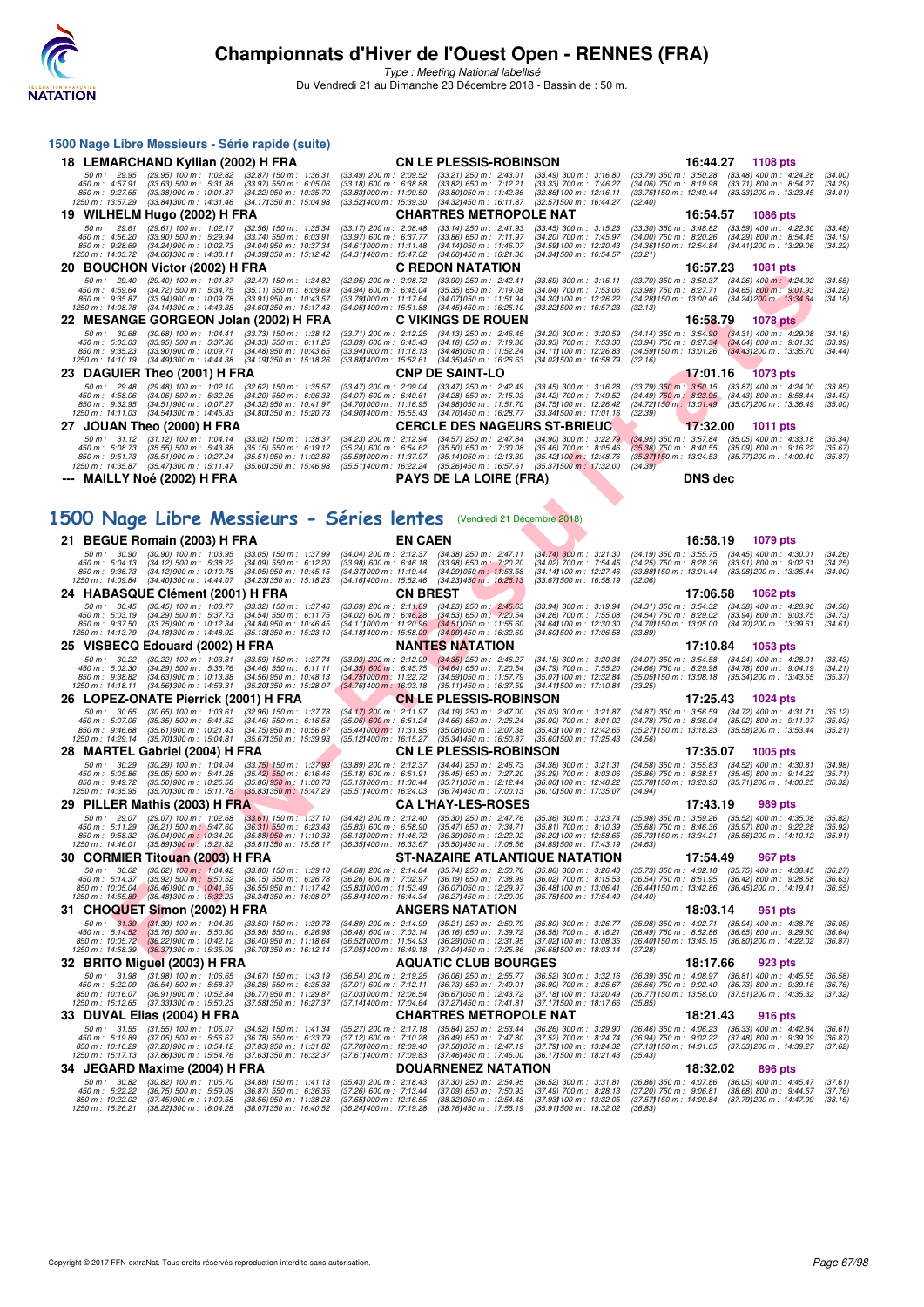# Championnats d'Hiver de l'Ouest Open - RENNES (FRA)

*Type : Meeting National labellisé*

Du Vendredi 21 au Dimanche 23 Décembre 2018 - Bassin de : 50 m.

## 1500 Nage Libre Messieurs - Série rapide (suite)

**18 LEMARCHAND Kyllian (2002) H FRA** — CN LE PLESSIS-ROBINSON — 16:44.27 — 1108 pts

50 m : 29.95 (29.95) 100 m : 1:02.82 (32.87) 150 m : 1:36.31 (33.49) 200 m : 2:09.52 (33.21) 250 m : 2:43.01 (33.49) 300 m : 3:16.80 (33.79) 350 m : 3:50.28 (33.48) 400 m : 4:24.28 (34.00)
450 m : 4:57.91 (33.63) 500 m : 5:31.88 (33.97) 550 m : 6:05.06 (33.18) 600 m : 6:38.88 (33.82) 650 m : 7:12.21 (33.33) 700 m : 7:46.27 (34.06) 750 m : 8:19.98 (33.71) 800 m : 8:54.27 (34.29)
850 m : 9:27.65 (33.38) 900 m : 10:01.87 (34.22) 950 m : 10:35.70 (33.83) 1000 m : 11:09.50 (33.80) 1050 m : 11:42.36 (32.86) 1100 m : 12:16.11 (33.75) 1150 m : 12:49.44 (33.33) 1200 m : 13:23.45 (34.01)
1250 m : 13:57.29 (33.84) 1300 m : 14:31.46 (34.17) 1350 m : 15:04.98 (33.52) 1400 m : 15:39.30 (34.32) 1450 m : 16:11.87 (32.57) 1500 m : 16:44.27 (32.40)

**19 WILHELM Hugo (2002) H FRA** — CHARTRES METROPOLE NAT — 16:54.57 — 1086 pts

50 m : 29.61 (29.61) 100 m : 1:02.17 (32.56) 150 m : 1:35.34 (33.17) 200 m : 2:08.48 (33.14) 250 m : 2:41.93 (33.45) 300 m : 3:15.23 (33.30) 350 m : 3:48.82 (33.59) 400 m : 4:22.30 (33.48)
450 m : 4:56.20 (33.90) 500 m : 5:29.94 (33.74) 550 m : 6:03.91 (33.97) 600 m : 6:37.77 (33.86) 650 m : 7:11.97 (34.20) 700 m : 7:45.97 (34.00) 750 m : 8:20.26 (34.29) 800 m : 8:54.45 (34.19)
850 m : 9:28.69 (34.24) 900 m : 10:02.73 (34.04) 950 m : 10:37.34 (34.61) 1000 m : 11:11.48 (34.14) 1050 m : 11:46.07 (34.59) 1100 m : 12:20.43 (34.36) 1150 m : 12:54.84 (34.41) 1200 m : 13:29.06 (34.22)
1250 m : 14:03.72 (34.66) 1300 m : 14:38.11 (34.39) 1350 m : 15:12.42 (34.31) 1400 m : 15:47.02 (34.60) 1450 m : 16:21.36 (34.34) 1500 m : 16:54.57 (33.21)

**20 BOUCHON Victor (2002) H FRA** — C REDON NATATION — 16:57.23 — 1081 pts

50 m : 29.40 (29.40) 100 m : 1:01.87 (32.47) 150 m : 1:34.82 (32.95) 200 m : 2:08.72 (33.90) 250 m : 2:42.41 (33.69) 300 m : 3:16.11 (33.70) 350 m : 3:50.37 (34.26) 400 m : 4:24.92 (34.55)
450 m : 4:59.64 (34.72) 500 m : 5:34.75 (35.11) 550 m : 6:09.69 (34.94) 600 m : 6:45.04 (35.35) 650 m : 7:19.08 (34.04) 700 m : 7:53.06 (33.98) 750 m : 8:27.71 (34.65) 800 m : 9:01.93 (34.22)
850 m : 9:35.87 (33.94) 900 m : 10:09.78 (33.91) 950 m : 10:43.57 (33.79) 1000 m : 11:17.64 (34.07) 1050 m : 11:51.94 (34.30) 1100 m : 12:26.22 (34.28) 1150 m : 13:00.46 (34.24) 1200 m : 13:34.64 (34.18)
1250 m : 14:08.78 (34.14) 1300 m : 14:43.38 (34.60) 1350 m : 15:17.43 (34.05) 1400 m : 15:51.88 (34.45) 1450 m : 16:25.10 (33.22) 1500 m : 16:57.23 (32.13)

**22 MESANGE GORGEON Jolan (2002) H FRA** — C VIKINGS DE ROUEN — 16:58.79 — 1078 pts

50 m : 30.68 (30.68) 100 m : 1:04.41 (33.73) 150 m : 1:38.12 (33.71) 200 m : 2:12.25 (34.13) 250 m : 2:46.45 (34.20) 300 m : 3:20.59 (34.14) 350 m : 3:54.90 (34.31) 400 m : 4:29.08 (34.18)
450 m : 5:03.03 (33.95) 500 m : 5:37.36 (34.33) 550 m : 6:11.25 (33.89) 600 m : 6:45.43 (34.18) 650 m : 7:19.36 (33.93) 700 m : 7:53.30 (33.94) 750 m : 8:27.34 (34.04) 800 m : 9:01.33 (33.99)
850 m : 9:35.23 (33.90) 900 m : 10:09.71 (34.48) 950 m : 10:43.65 (33.94) 1000 m : 11:18.13 (34.48) 1050 m : 11:52.24 (34.11) 1100 m : 12:26.83 (34.59) 1150 m : 13:01.26 (34.43) 1200 m : 13:35.70 (34.44)
1250 m : 14:10.19 (34.49) 1300 m : 14:44.38 (34.19) 1350 m : 15:18.26 (33.88) 1400 m : 15:52.61 (34.35) 1450 m : 16:26.63 (34.02) 1500 m : 16:58.79 (32.16)

**23 DAGUIER Theo (2001) H FRA** — CNP DE SAINT-LO — 17:01.16 — 1073 pts

50 m : 29.48 (29.48) 100 m : 1:02.10 (32.62) 150 m : 1:35.57 (33.47) 200 m : 2:09.04 (33.47) 250 m : 2:42.49 (33.45) 300 m : 3:16.28 (33.79) 350 m : 3:50.15 (33.87) 400 m : 4:24.00 (33.85)
450 m : 4:58.06 (34.06) 500 m : 5:32.26 (34.20) 550 m : 6:06.33 (34.07) 600 m : 6:40.61 (34.28) 650 m : 7:15.03 (34.42) 700 m : 7:49.52 (34.49) 750 m : 8:23.95 (34.43) 800 m : 8:58.44 (34.49)
850 m : 9:32.95 (34.51) 900 m : 10:07.27 (34.32) 950 m : 10:41.97 (34.70) 1000 m : 11:16.95 (34.98) 1050 m : 11:51.70 (34.75) 1100 m : 12:26.42 (34.72) 1150 m : 13:01.49 (35.07) 1200 m : 13:36.49 (35.00)
1250 m : 14:11.03 (34.54) 1300 m : 14:45.83 (34.80) 1350 m : 15:20.73 (34.90) 1400 m : 15:55.43 (34.70) 1450 m : 16:28.77 (33.34) 1500 m : 17:01.16 (32.39)

**27 JOUAN Theo (2000) H FRA** — CERCLE DES NAGEURS ST-BRIEUC — 17:32.00 — 1011 pts

50 m : 31.12 (31.12) 100 m : 1:04.14 (33.02) 150 m : 1:38.37 (34.23) 200 m : 2:12.94 (34.57) 250 m : 2:47.84 (34.90) 300 m : 3:22.79 (34.95) 350 m : 3:57.84 (35.05) 400 m : 4:33.18 (35.34)
450 m : 5:08.73 (35.55) 500 m : 5:43.88 (35.15) 550 m : 6:19.12 (35.24) 600 m : 6:54.62 (35.50) 650 m : 7:30.08 (35.46) 700 m : 8:05.46 (35.38) 750 m : 8:40.55 (35.09) 800 m : 9:16.22 (35.67)
850 m : 9:51.73 (35.51) 900 m : 10:27.24 (35.51) 950 m : 11:02.83 (35.59) 1000 m : 11:37.97 (35.14) 1050 m : 12:13.39 (35.42) 1100 m : 12:48.76 (35.37) 1150 m : 13:24.53 (35.77) 1200 m : 14:00.40 (35.87)
1250 m : 14:35.87 (35.47) 1300 m : 15:11.47 (35.60) 1350 m : 15:46.98 (35.51) 1400 m : 16:22.24 (35.26) 1450 m : 16:57.61 (35.37) 1500 m : 17:32.00 (34.39)

**--- MAILLY Noé (2002) H FRA** — PAYS DE LA LOIRE (FRA) — DNS dec

## 1500 Nage Libre Messieurs - Séries lentes (Vendredi 21 Décembre 2018)

**21 BEGUE Romain (2003) H FRA** — EN CAEN — 16:58.19 — 1079 pts

50 m : 30.90 (30.90) 100 m : 1:03.95 (33.05) 150 m : 1:37.99 (34.04) 200 m : 2:12.37 (34.38) 250 m : 2:47.11 (34.74) 300 m : 3:21.30 (34.19) 350 m : 3:55.75 (34.45) 400 m : 4:30.01 (34.26)
450 m : 5:04.13 (34.12) 500 m : 5:38.22 (34.09) 550 m : 6:12.20 (33.98) 600 m : 6:46.18 (33.98) 650 m : 7:20.20 (34.02) 700 m : 7:54.45 (34.25) 750 m : 8:28.36 (33.91) 800 m : 9:02.61 (34.25)
850 m : 9:36.73 (34.12) 900 m : 10:10.78 (34.05) 950 m : 10:44.98 (34.20) 1000 m : 11:19.35 (34.37) 1050 m : 11:53.58 (34.23) 1100 m : 12:27.46 (33.88) 1150 m : 13:01.44 (33.98) 1200 m : 13:35.44 (34.00)
1250 m : 14:09.84 (34.40) 1300 m : 14:44.07 (34.23) 1350 m : 15:18.23 (34.16) 1400 m : 15:52.46 (34.23) 1450 m : 16:26.13 (33.67) 1500 m : 16:58.19 (32.06)

**24 HABASQUE Clément (2001) H FRA** — CN BREST — 17:06.58 — 1062 pts

50 m : 30.45 (30.45) 100 m : 1:03.77 (33.32) 150 m : 1:37.46 (33.69) 200 m : 2:11.69 (34.23) 250 m : 2:45.63 (33.94) 300 m : 3:19.94 (34.31) 350 m : 3:54.32 (34.38) 400 m : 4:28.90 (34.58)
450 m : 5:03.19 (34.29) 500 m : 5:37.73 (34.54) 550 m : 6:11.75 (34.02) 600 m : 6:46.28 (34.53) 650 m : 7:20.54 (34.26) 700 m : 7:55.08 (34.54) 750 m : 8:29.02 (33.94) 800 m : 9:03.75 (34.73)
850 m : 9:37.50 (33.75) 900 m : 10:12.34 (34.84) 950 m : 10:46.45 (34.11) 1000 m : 11:20.96 (34.51) 1050 m : 11:55.60 (34.64) 1100 m : 12:30.30 (34.70) 1150 m : 13:05.00 (34.70) 1200 m : 13:39.61 (34.61)
1250 m : 14:13.79 (34.18) 1300 m : 14:48.92 (35.13) 1350 m : 15:23.10 (34.18) 1400 m : 15:58.09 (34.99) 1450 m : 16:32.69 (34.60) 1500 m : 17:06.58 (33.89)

**25 VISBECQ Edouard (2002) H FRA** — NANTES NATATION — 17:10.84 — 1053 pts

50 m : 30.22 (30.22) 100 m : 1:03.81 (33.59) 150 m : 1:37.74 (33.93) 200 m : 2:12.09 (34.35) 250 m : 2:46.27 (34.18) 300 m : 3:20.34 (34.07) 350 m : 3:54.58 (34.24) 400 m : 4:28.01 (33.43)
450 m : 5:02.30 (34.29) 500 m : 5:36.76 (34.46) 550 m : 6:11.11 (34.35) 600 m : 6:45.75 (34.64) 650 m : 7:20.54 (34.79) 700 m : 7:55.20 (34.66) 750 m : 8:29.98 (34.78) 800 m : 9:04.19 (34.21)
850 m : 9:38.82 (34.63) 900 m : 10:13.38 (34.56) 950 m : 10:48.13 (34.75) 1000 m : 11:22.72 (34.59) 1050 m : 11:57.79 (35.07) 1100 m : 12:32.84 (35.05) 1150 m : 13:08.18 (35.34) 1200 m : 13:43.55 (35.37)
1250 m : 14:18.11 (34.56) 1300 m : 14:53.31 (35.20) 1350 m : 15:28.07 (34.76) 1400 m : 16:03.18 (35.11) 1450 m : 16:37.59 (34.41) 1500 m : 17:10.84 (33.25)

**26 LOPEZ-ONATE Pierrick (2001) H FRA** — CN LE PLESSIS-ROBINSON — 17:25.43 — 1024 pts

50 m : 30.65 (30.65) 100 m : 1:03.61 (32.96) 150 m : 1:37.78 (34.17) 200 m : 2:11.97 (34.19) 250 m : 2:47.00 (35.03) 300 m : 3:21.87 (34.87) 350 m : 3:56.59 (34.72) 400 m : 4:31.71 (35.12)
450 m : 5:07.06 (35.35) 500 m : 5:41.52 (34.46) 550 m : 6:16.58 (35.06) 600 m : 6:51.24 (34.66) 650 m : 7:26.24 (35.00) 700 m : 8:01.02 (34.78) 750 m : 8:36.04 (35.02) 800 m : 9:11.07 (35.03)
850 m : 9:46.68 (35.61) 900 m : 10:21.43 (34.75) 950 m : 10:56.87 (35.44) 1000 m : 11:31.95 (35.08) 1050 m : 12:07.38 (35.43) 1100 m : 12:42.65 (35.27) 1150 m : 13:18.23 (35.58) 1200 m : 13:53.44 (35.21)
1250 m : 14:29.14 (35.70) 1300 m : 15:04.81 (35.67) 1350 m : 15:39.93 (35.12) 1400 m : 16:15.27 (35.34) 1450 m : 16:50.87 (35.60) 1500 m : 17:25.43 (34.56)

**28 MARTEL Gabriel (2004) H FRA** — CN LE PLESSIS-ROBINSON — 17:35.07 — 1005 pts

50 m : 30.29 (30.29) 100 m : 1:04.04 (33.75) 150 m : 1:37.93 (33.89) 200 m : 2:12.37 (34.44) 250 m : 2:46.73 (34.36) 300 m : 3:21.31 (34.58) 350 m : 3:55.83 (34.52) 400 m : 4:30.81 (34.98)
450 m : 5:05.86 (35.05) 500 m : 5:41.28 (35.42) 550 m : 6:16.46 (35.18) 600 m : 6:51.91 (35.45) 650 m : 7:27.20 (35.29) 700 m : 8:03.06 (35.86) 750 m : 8:38.51 (35.45) 800 m : 9:14.22 (35.71)
850 m : 9:49.72 (35.50) 900 m : 10:25.58 (35.86) 950 m : 11:00.73 (35.15) 1000 m : 11:36.44 (35.71) 1050 m : 12:12.44 (36.00) 1100 m : 12:48.22 (35.78) 1150 m : 13:23.93 (35.71) 1200 m : 14:00.25 (36.32)
1250 m : 14:35.95 (35.70) 1300 m : 15:11.78 (35.83) 1350 m : 15:47.29 (35.51) 1400 m : 16:24.03 (36.74) 1450 m : 17:00.13 (36.10) 1500 m : 17:35.07 (34.94)

**29 PILLER Mathis (2003) H FRA** — CA L'HAY-LES-ROSES — 17:43.19 — 989 pts

50 m : 29.07 (29.07) 100 m : 1:02.68 (33.61) 150 m : 1:37.10 (34.42) 200 m : 2:12.40 (35.30) 250 m : 2:47.76 (35.36) 300 m : 3:23.74 (35.98) 350 m : 3:59.26 (35.52) 400 m : 4:35.08 (35.82)
450 m : 5:11.29 (36.21) 500 m : 5:47.60 (36.31) 550 m : 6:23.43 (35.83) 600 m : 6:58.90 (35.47) 650 m : 7:34.71 (35.81) 700 m : 8:10.39 (35.68) 750 m : 8:46.36 (35.97) 800 m : 9:22.28 (35.92)
850 m : 9:58.32 (36.04) 900 m : 10:34.20 (35.88) 950 m : 11:10.33 (36.13) 1000 m : 11:46.72 (36.39) 1050 m : 12:22.92 (36.20) 1100 m : 12:58.65 (35.73) 1150 m : 13:34.21 (35.56) 1200 m : 14:10.12 (35.91)
1250 m : 14:46.01 (35.89) 1300 m : 15:21.82 (35.81) 1350 m : 15:58.17 (36.35) 1400 m : 16:33.67 (35.50) 1450 m : 17:08.56 (34.89) 1500 m : 17:43.19 (34.63)

**30 CORMIER Titouan (2003) H FRA** — ST-NAZAIRE ATLANTIQUE NATATION — 17:54.49 — 967 pts

50 m : 30.62 (30.62) 100 m : 1:04.42 (33.80) 150 m : 1:39.10 (34.68) 200 m : 2:14.84 (35.74) 250 m : 2:50.70 (35.86) 300 m : 3:26.43 (35.73) 350 m : 4:02.18 (35.75) 400 m : 4:38.45 (36.27)
450 m : 5:14.37 (35.92) 500 m : 5:50.52 (36.15) 550 m : 6:26.78 (36.26) 600 m : 7:02.97 (36.19) 650 m : 7:38.99 (36.02) 700 m : 8:15.53 (36.54) 750 m : 8:51.95 (36.42) 800 m : 9:28.58 (36.63)
850 m : 10:05.04 (36.46) 900 m : 10:41.59 (36.55) 950 m : 11:17.42 (35.83) 1000 m : 11:53.49 (36.07) 1050 m : 12:29.97 (36.48) 1100 m : 13:06.41 (36.44) 1150 m : 13:42.86 (36.45) 1200 m : 14:19.41 (36.55)
1250 m : 14:55.89 (36.48) 1300 m : 15:32.23 (36.34) 1350 m : 16:08.07 (35.84) 1400 m : 16:44.34 (36.27) 1450 m : 17:20.09 (35.75) 1500 m : 17:54.49 (34.40)

**31 CHOQUET Simon (2002) H FRA** — ANGERS NATATION — 18:03.14 — 951 pts

50 m : 31.39 (31.39) 100 m : 1:04.89 (33.50) 150 m : 1:39.78 (34.89) 200 m : 2:14.99 (35.21) 250 m : 2:50.79 (35.80) 300 m : 3:26.77 (35.98) 350 m : 4:02.71 (35.94) 400 m : 4:38.76 (36.05)
450 m : 5:14.52 (35.76) 500 m : 5:50.50 (35.98) 550 m : 6:26.98 (36.48) 600 m : 7:03.14 (36.16) 650 m : 7:39.72 (36.58) 700 m : 8:16.21 (36.49) 750 m : 8:52.86 (36.65) 800 m : 9:29.50 (36.64)
850 m : 10:05.72 (36.22) 900 m : 10:42.12 (36.40) 950 m : 11:18.64 (36.52) 1000 m : 11:54.93 (36.29) 1050 m : 12:31.95 (37.02) 1100 m : 13:08.35 (36.40) 1150 m : 13:45.15 (36.80) 1200 m : 14:22.02 (36.87)
1250 m : 14:58.39 (36.37) 1300 m : 15:35.09 (36.70) 1350 m : 16:12.14 (37.05) 1400 m : 16:49.18 (37.04) 1450 m : 17:25.86 (36.68) 1500 m : 18:03.14 (37.28)

**32 BRITO Miguel (2003) H FRA** — AQUATIC CLUB BOURGES — 18:17.66 — 923 pts

50 m : 31.98 (31.98) 100 m : 1:06.65 (34.67) 150 m : 1:43.19 (36.54) 200 m : 2:19.25 (36.06) 250 m : 2:55.77 (36.52) 300 m : 3:32.16 (36.39) 350 m : 4:08.97 (36.81) 400 m : 4:45.55 (36.58)
450 m : 5:22.09 (36.54) 500 m : 5:58.37 (36.28) 550 m : 6:35.38 (37.01) 600 m : 7:12.11 (36.73) 650 m : 7:49.01 (36.90) 700 m : 8:25.67 (36.66) 750 m : 9:02.40 (36.73) 800 m : 9:39.16 (36.76)
850 m : 10:16.07 (36.91) 900 m : 10:52.84 (36.77) 950 m : 11:29.87 (37.03) 1000 m : 12:06.54 (36.67) 1050 m : 12:43.72 (37.18) 1100 m : 13:20.49 (36.77) 1150 m : 13:58.00 (37.51) 1200 m : 14:35.32 (37.32)
1250 m : 15:12.65 (37.33) 1300 m : 15:50.23 (37.58) 1350 m : 16:27.37 (37.14) 1400 m : 17:04.64 (37.27) 1450 m : 17:41.81 (37.17) 1500 m : 18:17.66 (35.85)

**33 DUVAL Elias (2004) H FRA** — CHARTRES METROPOLE NAT — 18:21.43 — 916 pts

50 m : 31.55 (31.55) 100 m : 1:06.07 (34.52) 150 m : 1:41.34 (35.27) 200 m : 2:17.18 (35.84) 250 m : 2:53.44 (36.26) 300 m : 3:29.90 (36.46) 350 m : 4:06.23 (36.33) 400 m : 4:42.84 (36.61)
450 m : 5:19.89 (37.05) 500 m : 5:56.67 (36.78) 550 m : 6:33.79 (37.12) 600 m : 7:10.28 (36.49) 650 m : 7:47.80 (37.52) 700 m : 8:24.74 (36.94) 750 m : 9:02.22 (37.48) 800 m : 9:39.09 (36.87)
850 m : 10:16.29 (37.20) 900 m : 10:54.12 (37.83) 950 m : 11:31.82 (37.70) 1000 m : 12:09.40 (37.58) 1050 m : 12:47.19 (37.79) 1100 m : 13:24.32 (37.13) 1150 m : 14:01.65 (37.33) 1200 m : 14:39.27 (37.62)
1250 m : 15:17.13 (37.86) 1300 m : 15:54.76 (37.63) 1350 m : 16:32.37 (37.61) 1400 m : 17:09.83 (37.46) 1450 m : 17:46.00 (36.17) 1500 m : 18:21.43 (35.43)

**34 JEGARD Maxime (2004) H FRA** — DOUARNENEZ NATATION — 18:32.02 — 896 pts

50 m : 30.82 (30.82) 100 m : 1:05.70 (34.88) 150 m : 1:41.13 (35.43) 200 m : 2:18.43 (37.30) 250 m : 2:54.95 (36.52) 300 m : 3:31.81 (36.86) 350 m : 4:07.86 (36.05) 400 m : 4:45.47 (37.61)
450 m : 5:22.22 (36.75) 500 m : 5:59.09 (36.87) 550 m : 6:36.35 (37.26) 600 m : 7:13.44 (37.09) 650 m : 7:50.93 (37.49) 700 m : 8:28.13 (37.20) 750 m : 9:06.81 (38.68) 800 m : 9:44.57 (37.76)
850 m : 10:22.02 (37.45) 900 m : 11:00.58 (38.56) 950 m : 11:38.23 (37.65) 1000 m : 12:16.55 (38.32) 1050 m : 12:54.48 (37.93) 1100 m : 13:32.05 (37.57) 1150 m : 14:09.84 (37.79) 1200 m : 14:47.99 (38.15)
1250 m : 15:26.21 (38.22) 1300 m : 16:04.28 (38.07) 1350 m : 16:40.52 (36.24) 1400 m : 17:19.28 (38.76) 1450 m : 17:55.19 (35.91) 1500 m : 18:32.02 (36.83)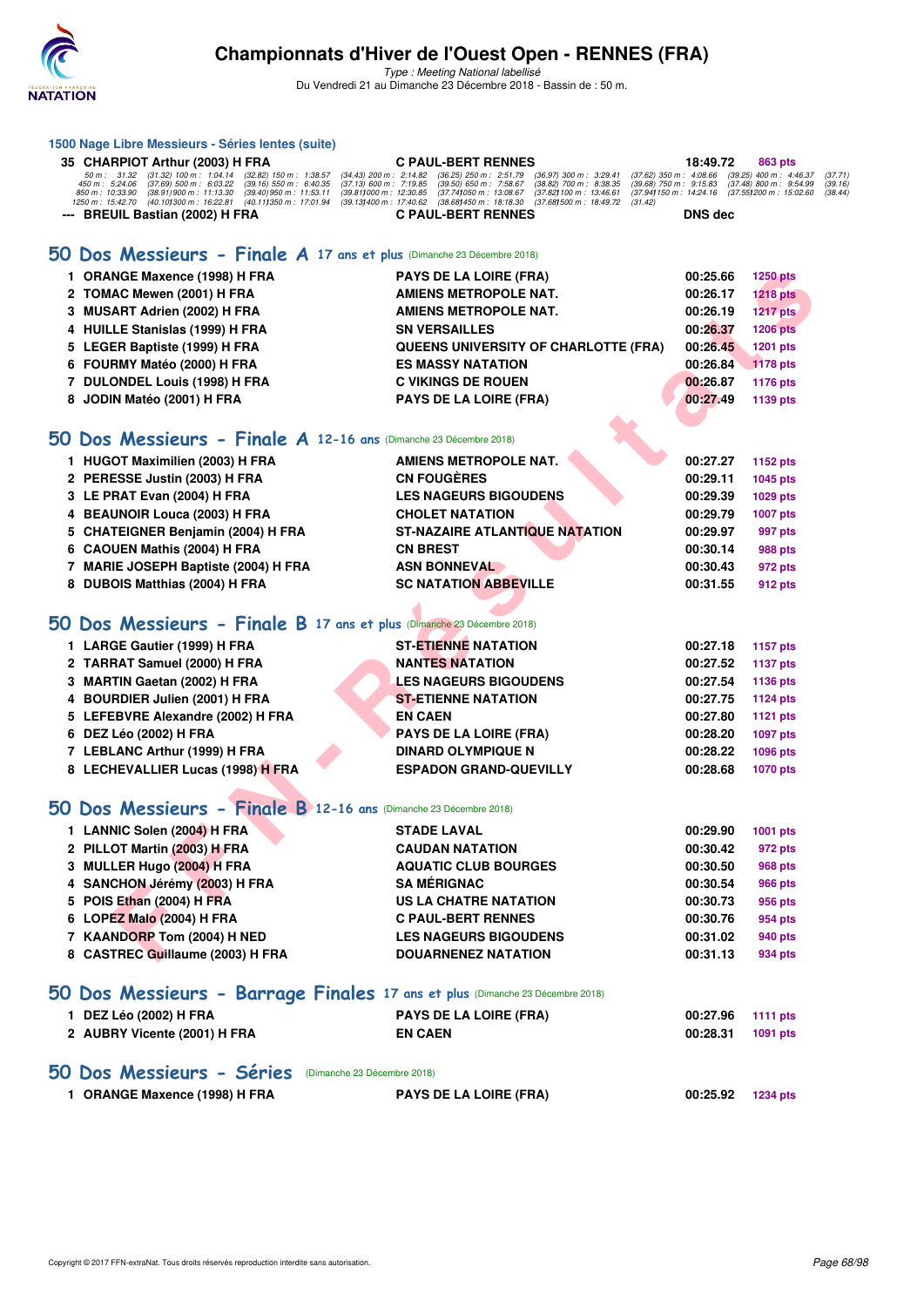## 1500 Nage Libre Messieurs - Séries lentes (suite)

| | | | | |
|---|---|---|---|---|
| 35 | CHARPIOT Arthur (2003) H FRA | C PAUL-BERT RENNES | 18:49.72 | 863 pts |

50 m : 31.32 (31.32) 100 m : 1:04.14 (32.82) 150 m : 1:38.57 (34.43) 200 m : 2:14.82 (36.25) 250 m : 2:51.79 (36.97) 300 m : 3:29.41 (37.62) 350 m : 4:08.66 (39.25) 400 m : 4:46.37 (37.71)
450 m : 5:24.06 (37.69) 500 m : 6:03.22 (39.16) 550 m : 6:40.35 (37.13) 600 m : 7:19.85 (39.50) 650 m : 7:58.67 (38.82) 700 m : 8:38.35 (39.68) 750 m : 9:15.83 (37.48) 800 m : 9:54.99 (39.16)
850 m : 10:33.90 (38.91) 900 m : 11:13.30 (39.40) 950 m : 11:53.11 (39.81) 1000 m : 12:30.85 (37.74) 1050 m : 13:08.67 (37.82) 1100 m : 13:46.61 (37.94) 1150 m : 14:24.16 (37.55) 1200 m : 15:02.60 (38.44)
1250 m : 15:42.70 (40.10) 1300 m : 16:22.81 (40.11) 1350 m : 17:01.94 (39.13) 1400 m : 17:40.62 (38.68) 1450 m : 18:18.30 (37.68) 1500 m : 18:49.72 (31.42)

| | | | | |
|---|---|---|---|---|
| --- | BREUIL Bastian (2002) H FRA | C PAUL-BERT RENNES | DNS dec | |

## 50 Dos Messieurs - Finale A 17 ans et plus (Dimanche 23 Décembre 2018)

| | | | | |
|---|---|---|---|---|
| 1 | ORANGE Maxence (1998) H FRA | PAYS DE LA LOIRE (FRA) | 00:25.66 | 1250 pts |
| 2 | TOMAC Mewen (2001) H FRA | AMIENS METROPOLE NAT. | 00:26.17 | 1218 pts |
| 3 | MUSART Adrien (2002) H FRA | AMIENS METROPOLE NAT. | 00:26.19 | 1217 pts |
| 4 | HUILLE Stanislas (1999) H FRA | SN VERSAILLES | 00:26.37 | 1206 pts |
| 5 | LEGER Baptiste (1999) H FRA | QUEENS UNIVERSITY OF CHARLOTTE (FRA) | 00:26.45 | 1201 pts |
| 6 | FOURMY Matéo (2000) H FRA | ES MASSY NATATION | 00:26.84 | 1178 pts |
| 7 | DULONDEL Louis (1998) H FRA | C VIKINGS DE ROUEN | 00:26.87 | 1176 pts |
| 8 | JODIN Matéo (2001) H FRA | PAYS DE LA LOIRE (FRA) | 00:27.49 | 1139 pts |

## 50 Dos Messieurs - Finale A 12-16 ans (Dimanche 23 Décembre 2018)

| | | | | |
|---|---|---|---|---|
| 1 | HUGOT Maximilien (2003) H FRA | AMIENS METROPOLE NAT. | 00:27.27 | 1152 pts |
| 2 | PERESSE Justin (2003) H FRA | CN FOUGÈRES | 00:29.11 | 1045 pts |
| 3 | LE PRAT Evan (2004) H FRA | LES NAGEURS BIGOUDENS | 00:29.39 | 1029 pts |
| 4 | BEAUNOIR Louca (2003) H FRA | CHOLET NATATION | 00:29.79 | 1007 pts |
| 5 | CHATEIGNER Benjamin (2004) H FRA | ST-NAZAIRE ATLANTIQUE NATATION | 00:29.97 | 997 pts |
| 6 | CAOUEN Mathis (2004) H FRA | CN BREST | 00:30.14 | 988 pts |
| 7 | MARIE JOSEPH Baptiste (2004) H FRA | ASN BONNEVAL | 00:30.43 | 972 pts |
| 8 | DUBOIS Matthias (2004) H FRA | SC NATATION ABBEVILLE | 00:31.55 | 912 pts |

## 50 Dos Messieurs - Finale B 17 ans et plus (Dimanche 23 Décembre 2018)

| | | | | |
|---|---|---|---|---|
| 1 | LARGE Gautier (1999) H FRA | ST-ETIENNE NATATION | 00:27.18 | 1157 pts |
| 2 | TARRAT Samuel (2000) H FRA | NANTES NATATION | 00:27.52 | 1137 pts |
| 3 | MARTIN Gaetan (2002) H FRA | LES NAGEURS BIGOUDENS | 00:27.54 | 1136 pts |
| 4 | BOURDIER Julien (2001) H FRA | ST-ETIENNE NATATION | 00:27.75 | 1124 pts |
| 5 | LEFEBVRE Alexandre (2002) H FRA | EN CAEN | 00:27.80 | 1121 pts |
| 6 | DEZ Léo (2002) H FRA | PAYS DE LA LOIRE (FRA) | 00:28.20 | 1097 pts |
| 7 | LEBLANC Arthur (1999) H FRA | DINARD OLYMPIQUE N | 00:28.22 | 1096 pts |
| 8 | LECHEVALLIER Lucas (1998) H FRA | ESPADON GRAND-QUEVILLY | 00:28.68 | 1070 pts |

## 50 Dos Messieurs - Finale B 12-16 ans (Dimanche 23 Décembre 2018)

| | | | | |
|---|---|---|---|---|
| 1 | LANNIC Solen (2004) H FRA | STADE LAVAL | 00:29.90 | 1001 pts |
| 2 | PILLOT Martin (2003) H FRA | CAUDAN NATATION | 00:30.42 | 972 pts |
| 3 | MULLER Hugo (2004) H FRA | AQUATIC CLUB BOURGES | 00:30.50 | 968 pts |
| 4 | SANCHON Jérémy (2003) H FRA | SA MÉRIGNAC | 00:30.54 | 966 pts |
| 5 | POIS Ethan (2004) H FRA | US LA CHATRE NATATION | 00:30.73 | 956 pts |
| 6 | LOPEZ Malo (2004) H FRA | C PAUL-BERT RENNES | 00:30.76 | 954 pts |
| 7 | KAANDORP Tom (2004) H NED | LES NAGEURS BIGOUDENS | 00:31.02 | 940 pts |
| 8 | CASTREC Guillaume (2003) H FRA | DOUARNENEZ NATATION | 00:31.13 | 934 pts |

## 50 Dos Messieurs - Barrage Finales 17 ans et plus (Dimanche 23 Décembre 2018)

| | | | | |
|---|---|---|---|---|
| 1 | DEZ Léo (2002) H FRA | PAYS DE LA LOIRE (FRA) | 00:27.96 | 1111 pts |
| 2 | AUBRY Vicente (2001) H FRA | EN CAEN | 00:28.31 | 1091 pts |

## 50 Dos Messieurs - Séries (Dimanche 23 Décembre 2018)

| | | | | |
|---|---|---|---|---|
| 1 | ORANGE Maxence (1998) H FRA | PAYS DE LA LOIRE (FRA) | 00:25.92 | 1234 pts |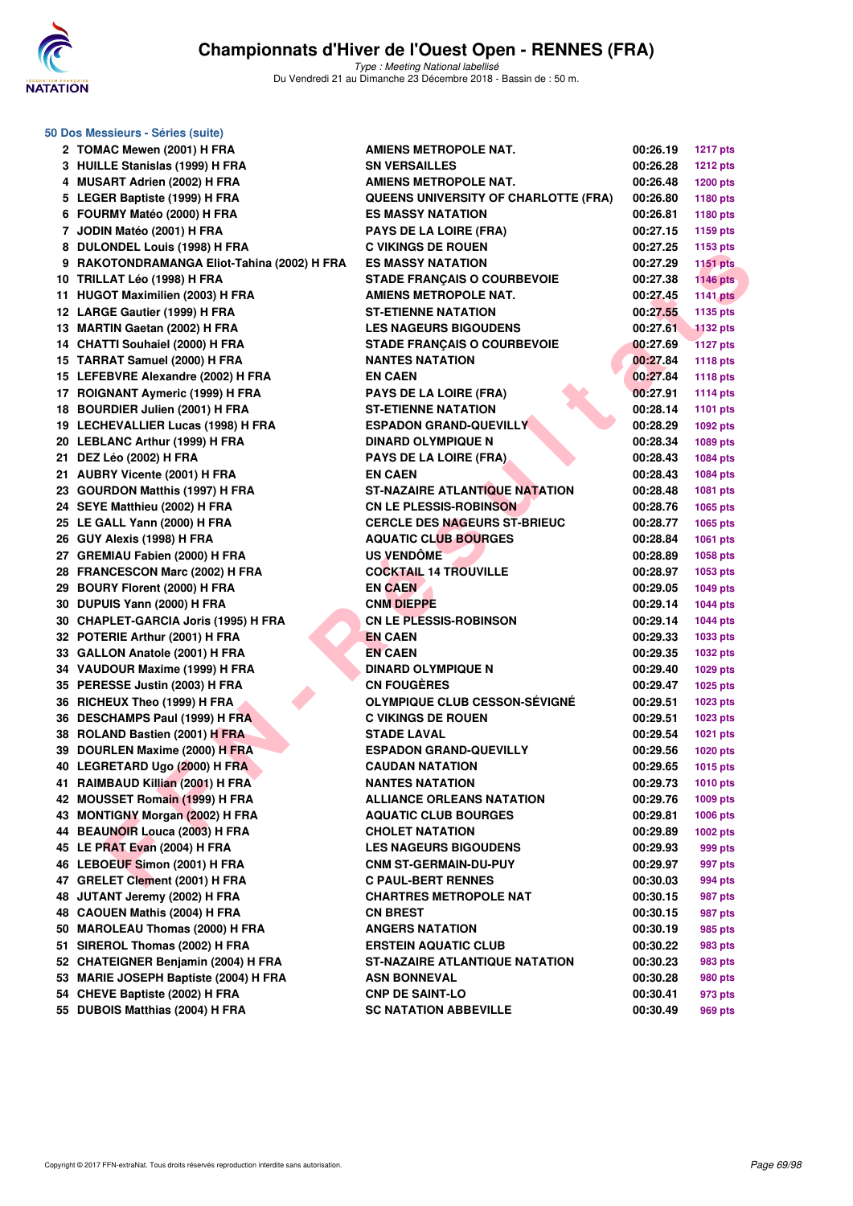# Championnats d'Hiver de l'Ouest Open - RENNES (FRA)

*Type : Meeting National labellisé*

Du Vendredi 21 au Dimanche 23 Décembre 2018 - Bassin de : 50 m.

## 50 Dos Messieurs - Séries (suite)

| | | | | |
|---|---|---|---|---|
| 2 | TOMAC Mewen (2001) H FRA | AMIENS METROPOLE NAT. | 00:26.19 | 1217 pts |
| 3 | HUILLE Stanislas (1999) H FRA | SN VERSAILLES | 00:26.28 | 1212 pts |
| 4 | MUSART Adrien (2002) H FRA | AMIENS METROPOLE NAT. | 00:26.48 | 1200 pts |
| 5 | LEGER Baptiste (1999) H FRA | QUEENS UNIVERSITY OF CHARLOTTE (FRA) | 00:26.80 | 1180 pts |
| 6 | FOURMY Matéo (2000) H FRA | ES MASSY NATATION | 00:26.81 | 1180 pts |
| 7 | JODIN Matéo (2001) H FRA | PAYS DE LA LOIRE (FRA) | 00:27.15 | 1159 pts |
| 8 | DULONDEL Louis (1998) H FRA | C VIKINGS DE ROUEN | 00:27.25 | 1153 pts |
| 9 | RAKOTONDRAMANGA Eliot-Tahina (2002) H FRA | ES MASSY NATATION | 00:27.29 | 1151 pts |
| 10 | TRILLAT Léo (1998) H FRA | STADE FRANÇAIS O COURBEVOIE | 00:27.38 | 1146 pts |
| 11 | HUGOT Maximilien (2003) H FRA | AMIENS METROPOLE NAT. | 00:27.45 | 1141 pts |
| 12 | LARGE Gautier (1999) H FRA | ST-ETIENNE NATATION | 00:27.55 | 1135 pts |
| 13 | MARTIN Gaetan (2002) H FRA | LES NAGEURS BIGOUDENS | 00:27.61 | 1132 pts |
| 14 | CHATTI Souhaiel (2000) H FRA | STADE FRANÇAIS O COURBEVOIE | 00:27.69 | 1127 pts |
| 15 | TARRAT Samuel (2000) H FRA | NANTES NATATION | 00:27.84 | 1118 pts |
| 15 | LEFEBVRE Alexandre (2002) H FRA | EN CAEN | 00:27.84 | 1118 pts |
| 17 | ROIGNANT Aymeric (1999) H FRA | PAYS DE LA LOIRE (FRA) | 00:27.91 | 1114 pts |
| 18 | BOURDIER Julien (2001) H FRA | ST-ETIENNE NATATION | 00:28.14 | 1101 pts |
| 19 | LECHEVALLIER Lucas (1998) H FRA | ESPADON GRAND-QUEVILLY | 00:28.29 | 1092 pts |
| 20 | LEBLANC Arthur (1999) H FRA | DINARD OLYMPIQUE N | 00:28.34 | 1089 pts |
| 21 | DEZ Léo (2002) H FRA | PAYS DE LA LOIRE (FRA) | 00:28.43 | 1084 pts |
| 21 | AUBRY Vicente (2001) H FRA | EN CAEN | 00:28.43 | 1084 pts |
| 23 | GOURDON Matthis (1997) H FRA | ST-NAZAIRE ATLANTIQUE NATATION | 00:28.48 | 1081 pts |
| 24 | SEYE Matthieu (2002) H FRA | CN LE PLESSIS-ROBINSON | 00:28.76 | 1065 pts |
| 25 | LE GALL Yann (2000) H FRA | CERCLE DES NAGEURS ST-BRIEUC | 00:28.77 | 1065 pts |
| 26 | GUY Alexis (1998) H FRA | AQUATIC CLUB BOURGES | 00:28.84 | 1061 pts |
| 27 | GREMIAU Fabien (2000) H FRA | US VENDÔME | 00:28.89 | 1058 pts |
| 28 | FRANCESCON Marc (2002) H FRA | COCKTAIL 14 TROUVILLE | 00:28.97 | 1053 pts |
| 29 | BOURY Florent (2000) H FRA | EN CAEN | 00:29.05 | 1049 pts |
| 30 | DUPUIS Yann (2000) H FRA | CNM DIEPPE | 00:29.14 | 1044 pts |
| 30 | CHAPLET-GARCIA Joris (1995) H FRA | CN LE PLESSIS-ROBINSON | 00:29.14 | 1044 pts |
| 32 | POTERIE Arthur (2001) H FRA | EN CAEN | 00:29.33 | 1033 pts |
| 33 | GALLON Anatole (2001) H FRA | EN CAEN | 00:29.35 | 1032 pts |
| 34 | VAUDOUR Maxime (1999) H FRA | DINARD OLYMPIQUE N | 00:29.40 | 1029 pts |
| 35 | PERESSE Justin (2003) H FRA | CN FOUGÈRES | 00:29.47 | 1025 pts |
| 36 | RICHEUX Theo (1999) H FRA | OLYMPIQUE CLUB CESSON-SÉVIGNÉ | 00:29.51 | 1023 pts |
| 36 | DESCHAMPS Paul (1999) H FRA | C VIKINGS DE ROUEN | 00:29.51 | 1023 pts |
| 38 | ROLAND Bastien (2001) H FRA | STADE LAVAL | 00:29.54 | 1021 pts |
| 39 | DOURLEN Maxime (2000) H FRA | ESPADON GRAND-QUEVILLY | 00:29.56 | 1020 pts |
| 40 | LEGRETARD Ugo (2000) H FRA | CAUDAN NATATION | 00:29.65 | 1015 pts |
| 41 | RAIMBAUD Killian (2001) H FRA | NANTES NATATION | 00:29.73 | 1010 pts |
| 42 | MOUSSET Romain (1999) H FRA | ALLIANCE ORLEANS NATATION | 00:29.76 | 1009 pts |
| 43 | MONTIGNY Morgan (2002) H FRA | AQUATIC CLUB BOURGES | 00:29.81 | 1006 pts |
| 44 | BEAUNOIR Louca (2003) H FRA | CHOLET NATATION | 00:29.89 | 1002 pts |
| 45 | LE PRAT Evan (2004) H FRA | LES NAGEURS BIGOUDENS | 00:29.93 | 999 pts |
| 46 | LEBOEUF Simon (2001) H FRA | CNM ST-GERMAIN-DU-PUY | 00:29.97 | 997 pts |
| 47 | GRELET Clement (2001) H FRA | C PAUL-BERT RENNES | 00:30.03 | 994 pts |
| 48 | JUTANT Jeremy (2002) H FRA | CHARTRES METROPOLE NAT | 00:30.15 | 987 pts |
| 48 | CAOUEN Mathis (2004) H FRA | CN BREST | 00:30.15 | 987 pts |
| 50 | MAROLEAU Thomas (2000) H FRA | ANGERS NATATION | 00:30.19 | 985 pts |
| 51 | SIREROL Thomas (2002) H FRA | ERSTEIN AQUATIC CLUB | 00:30.22 | 983 pts |
| 52 | CHATEIGNER Benjamin (2004) H FRA | ST-NAZAIRE ATLANTIQUE NATATION | 00:30.23 | 983 pts |
| 53 | MARIE JOSEPH Baptiste (2004) H FRA | ASN BONNEVAL | 00:30.28 | 980 pts |
| 54 | CHEVE Baptiste (2002) H FRA | CNP DE SAINT-LO | 00:30.41 | 973 pts |
| 55 | DUBOIS Matthias (2004) H FRA | SC NATATION ABBEVILLE | 00:30.49 | 969 pts |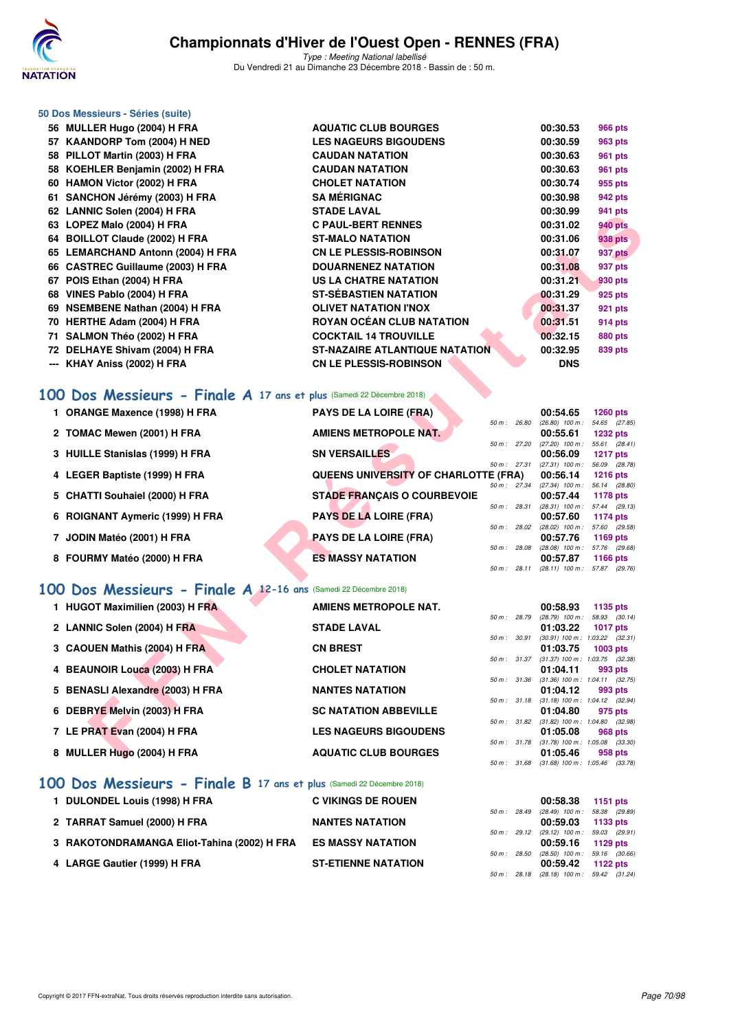# Championnats d'Hiver de l'Ouest Open - RENNES (FRA)

*Type : Meeting National labellisé*

Du Vendredi 21 au Dimanche 23 Décembre 2018 - Bassin de : 50 m.

### 50 Dos Messieurs - Séries (suite)

| Place | Nom | Club | Temps | Points |
|---|---|---|---|---|
| 56 | MULLER Hugo (2004) H FRA | AQUATIC CLUB BOURGES | 00:30.53 | 966 pts |
| 57 | KAANDORP Tom (2004) H NED | LES NAGEURS BIGOUDENS | 00:30.59 | 963 pts |
| 58 | PILLOT Martin (2003) H FRA | CAUDAN NATATION | 00:30.63 | 961 pts |
| 58 | KOEHLER Benjamin (2002) H FRA | CAUDAN NATATION | 00:30.63 | 961 pts |
| 60 | HAMON Victor (2002) H FRA | CHOLET NATATION | 00:30.74 | 955 pts |
| 61 | SANCHON Jérémy (2003) H FRA | SA MÉRIGNAC | 00:30.98 | 942 pts |
| 62 | LANNIC Solen (2004) H FRA | STADE LAVAL | 00:30.99 | 941 pts |
| 63 | LOPEZ Malo (2004) H FRA | C PAUL-BERT RENNES | 00:31.02 | 940 pts |
| 64 | BOILLOT Claude (2002) H FRA | ST-MALO NATATION | 00:31.06 | 938 pts |
| 65 | LEMARCHAND Antonn (2004) H FRA | CN LE PLESSIS-ROBINSON | 00:31.07 | 937 pts |
| 66 | CASTREC Guillaume (2003) H FRA | DOUARNENEZ NATATION | 00:31.08 | 937 pts |
| 67 | POIS Ethan (2004) H FRA | US LA CHATRE NATATION | 00:31.21 | 930 pts |
| 68 | VINES Pablo (2004) H FRA | ST-SÉBASTIEN NATATION | 00:31.29 | 925 pts |
| 69 | NSEMBENE Nathan (2004) H FRA | OLIVET NATATION I'NOX | 00:31.37 | 921 pts |
| 70 | HERTHE Adam (2004) H FRA | ROYAN OCÉAN CLUB NATATION | 00:31.51 | 914 pts |
| 71 | SALMON Théo (2002) H FRA | COCKTAIL 14 TROUVILLE | 00:32.15 | 880 pts |
| 72 | DELHAYE Shivam (2004) H FRA | ST-NAZAIRE ATLANTIQUE NATATION | 00:32.95 | 839 pts |
| --- | KHAY Aniss (2002) H FRA | CN LE PLESSIS-ROBINSON | DNS | |

## 100 Dos Messieurs - Finale A 17 ans et plus (Samedi 22 Décembre 2018)

| Place | Nom | Club | Temps | Points | Splits |
|---|---|---|---|---|---|
| 1 | ORANGE Maxence (1998) H FRA | PAYS DE LA LOIRE (FRA) | 00:54.65 | 1260 pts | 50 m : 26.80 (26.80) 100 m : 54.65 (27.85) |
| 2 | TOMAC Mewen (2001) H FRA | AMIENS METROPOLE NAT. | 00:55.61 | 1232 pts | 50 m : 27.20 (27.20) 100 m : 55.61 (28.41) |
| 3 | HUILLE Stanislas (1999) H FRA | SN VERSAILLES | 00:56.09 | 1217 pts | 50 m : 27.31 (27.31) 100 m : 56.09 (28.78) |
| 4 | LEGER Baptiste (1999) H FRA | QUEENS UNIVERSITY OF CHARLOTTE (FRA) | 00:56.14 | 1216 pts | 50 m : 27.34 (27.34) 100 m : 56.14 (28.80) |
| 5 | CHATTI Souhaiel (2000) H FRA | STADE FRANÇAIS O COURBEVOIE | 00:57.44 | 1178 pts | 50 m : 28.31 (28.31) 100 m : 57.44 (29.13) |
| 6 | ROIGNANT Aymeric (1999) H FRA | PAYS DE LA LOIRE (FRA) | 00:57.60 | 1174 pts | 50 m : 28.02 (28.02) 100 m : 57.60 (29.58) |
| 7 | JODIN Matéo (2001) H FRA | PAYS DE LA LOIRE (FRA) | 00:57.76 | 1169 pts | 50 m : 28.08 (28.08) 100 m : 57.76 (29.68) |
| 8 | FOURMY Matéo (2000) H FRA | ES MASSY NATATION | 00:57.87 | 1166 pts | 50 m : 28.11 (28.11) 100 m : 57.87 (29.76) |

## 100 Dos Messieurs - Finale A 12-16 ans (Samedi 22 Décembre 2018)

| Place | Nom | Club | Temps | Points | Splits |
|---|---|---|---|---|---|
| 1 | HUGOT Maximilien (2003) H FRA | AMIENS METROPOLE NAT. | 00:58.93 | 1135 pts | 50 m : 28.79 (28.79) 100 m : 58.93 (30.14) |
| 2 | LANNIC Solen (2004) H FRA | STADE LAVAL | 01:03.22 | 1017 pts | 50 m : 30.91 (30.91) 100 m : 1:03.22 (32.31) |
| 3 | CAOUEN Mathis (2004) H FRA | CN BREST | 01:03.75 | 1003 pts | 50 m : 31.37 (31.37) 100 m : 1:03.75 (32.38) |
| 4 | BEAUNOIR Louca (2003) H FRA | CHOLET NATATION | 01:04.11 | 993 pts | 50 m : 31.36 (31.36) 100 m : 1:04.11 (32.75) |
| 5 | BENASLI Alexandre (2003) H FRA | NANTES NATATION | 01:04.12 | 993 pts | 50 m : 31.18 (31.18) 100 m : 1:04.12 (32.94) |
| 6 | DEBRYE Melvin (2003) H FRA | SC NATATION ABBEVILLE | 01:04.80 | 975 pts | 50 m : 31.82 (31.82) 100 m : 1:04.80 (32.98) |
| 7 | LE PRAT Evan (2004) H FRA | LES NAGEURS BIGOUDENS | 01:05.08 | 968 pts | 50 m : 31.78 (31.78) 100 m : 1:05.08 (33.30) |
| 8 | MULLER Hugo (2004) H FRA | AQUATIC CLUB BOURGES | 01:05.46 | 958 pts | 50 m : 31.68 (31.68) 100 m : 1:05.46 (33.78) |

## 100 Dos Messieurs - Finale B 17 ans et plus (Samedi 22 Décembre 2018)

| Place | Nom | Club | Temps | Points | Splits |
|---|---|---|---|---|---|
| 1 | DULONDEL Louis (1998) H FRA | C VIKINGS DE ROUEN | 00:58.38 | 1151 pts | 50 m : 28.49 (28.49) 100 m : 58.38 (29.89) |
| 2 | TARRAT Samuel (2000) H FRA | NANTES NATATION | 00:59.03 | 1133 pts | 50 m : 29.12 (29.12) 100 m : 59.03 (29.91) |
| 3 | RAKOTONDRAMANGA Eliot-Tahina (2002) H FRA | ES MASSY NATATION | 00:59.16 | 1129 pts | 50 m : 28.50 (28.50) 100 m : 59.16 (30.66) |
| 4 | LARGE Gautier (1999) H FRA | ST-ETIENNE NATATION | 00:59.42 | 1122 pts | 50 m : 28.18 (28.18) 100 m : 59.42 (31.24) |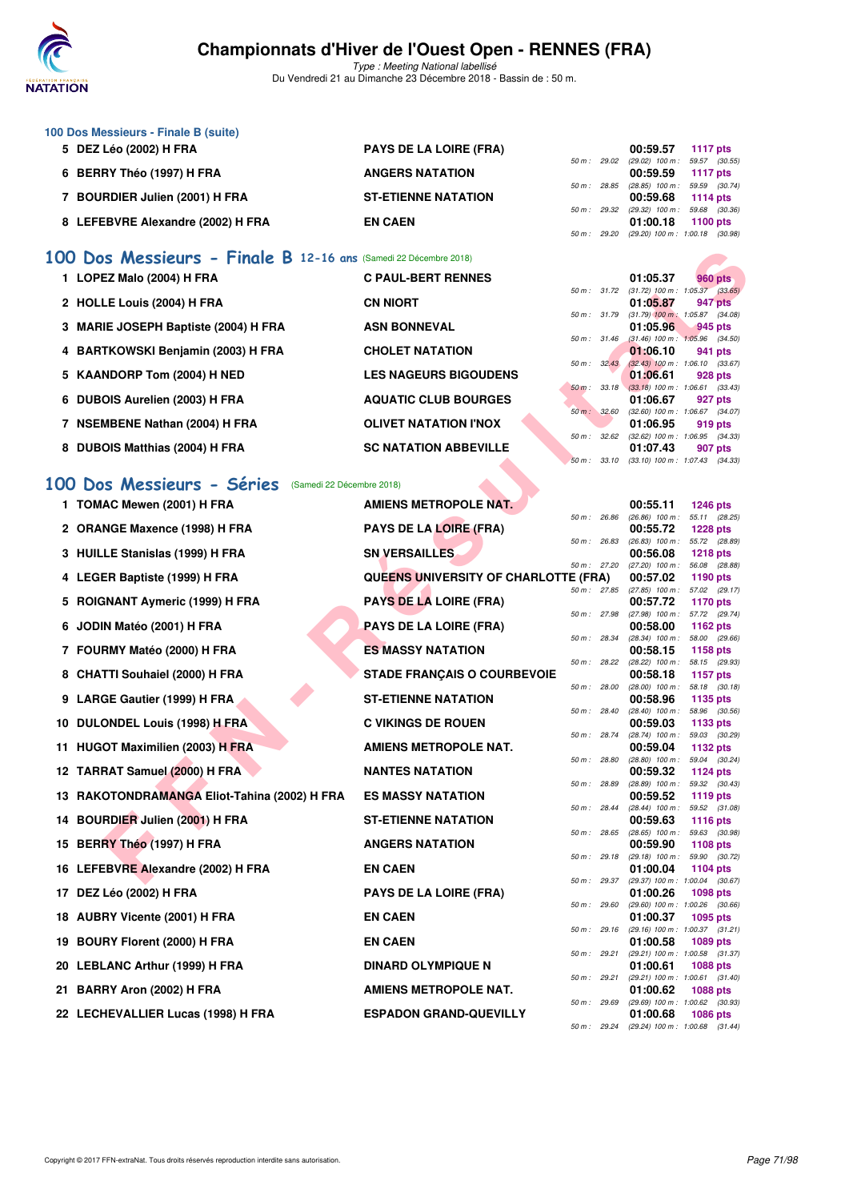### 100 Dos Messieurs - Finale B (suite)

| Rang | Nom | Club | Temps | Points | Splits |
|---|---|---|---|---|---|
| 5 | DEZ Léo (2002) H FRA | PAYS DE LA LOIRE (FRA) | 00:59.57 | 1117 pts | 50 m : 29.02 (29.02) 100 m : 59.57 (30.55) |
| 6 | BERRY Théo (1997) H FRA | ANGERS NATATION | 00:59.59 | 1117 pts | 50 m : 28.85 (28.85) 100 m : 59.59 (30.74) |
| 7 | BOURDIER Julien (2001) H FRA | ST-ETIENNE NATATION | 00:59.68 | 1114 pts | 50 m : 29.32 (29.32) 100 m : 59.68 (30.36) |
| 8 | LEFEBVRE Alexandre (2002) H FRA | EN CAEN | 01:00.18 | 1100 pts | 50 m : 29.20 (29.20) 100 m : 1:00.18 (30.98) |

## 100 Dos Messieurs - Finale B 12-16 ans (Samedi 22 Décembre 2018)

| Rang | Nom | Club | Temps | Points | Splits |
|---|---|---|---|---|---|
| 1 | LOPEZ Malo (2004) H FRA | C PAUL-BERT RENNES | 01:05.37 | 960 pts | 50 m : 31.72 (31.72) 100 m : 1:05.37 (33.65) |
| 2 | HOLLE Louis (2004) H FRA | CN NIORT | 01:05.87 | 947 pts | 50 m : 31.79 (31.79) 100 m : 1:05.87 (34.08) |
| 3 | MARIE JOSEPH Baptiste (2004) H FRA | ASN BONNEVAL | 01:05.96 | 945 pts | 50 m : 31.46 (31.46) 100 m : 1:05.96 (34.50) |
| 4 | BARTKOWSKI Benjamin (2003) H FRA | CHOLET NATATION | 01:06.10 | 941 pts | 50 m : 32.43 (32.43) 100 m : 1:06.10 (33.67) |
| 5 | KAANDORP Tom (2004) H NED | LES NAGEURS BIGOUDENS | 01:06.61 | 928 pts | 50 m : 33.18 (33.18) 100 m : 1:06.61 (33.43) |
| 6 | DUBOIS Aurelien (2003) H FRA | AQUATIC CLUB BOURGES | 01:06.67 | 927 pts | 50 m : 32.60 (32.60) 100 m : 1:06.67 (34.07) |
| 7 | NSEMBENE Nathan (2004) H FRA | OLIVET NATATION I'NOX | 01:06.95 | 919 pts | 50 m : 32.62 (32.62) 100 m : 1:06.95 (34.33) |
| 8 | DUBOIS Matthias (2004) H FRA | SC NATATION ABBEVILLE | 01:07.43 | 907 pts | 50 m : 33.10 (33.10) 100 m : 1:07.43 (34.33) |

## 100 Dos Messieurs - Séries (Samedi 22 Décembre 2018)

| Rang | Nom | Club | Temps | Points | Splits |
|---|---|---|---|---|---|
| 1 | TOMAC Mewen (2001) H FRA | AMIENS METROPOLE NAT. | 00:55.11 | 1246 pts | 50 m : 26.86 (26.86) 100 m : 55.11 (28.25) |
| 2 | ORANGE Maxence (1998) H FRA | PAYS DE LA LOIRE (FRA) | 00:55.72 | 1228 pts | 50 m : 26.83 (26.83) 100 m : 55.72 (28.89) |
| 3 | HUILLE Stanislas (1999) H FRA | SN VERSAILLES | 00:56.08 | 1218 pts | 50 m : 27.20 (27.20) 100 m : 56.08 (28.88) |
| 4 | LEGER Baptiste (1999) H FRA | QUEENS UNIVERSITY OF CHARLOTTE (FRA) | 00:57.02 | 1190 pts | 50 m : 27.85 (27.85) 100 m : 57.02 (29.17) |
| 5 | ROIGNANT Aymeric (1999) H FRA | PAYS DE LA LOIRE (FRA) | 00:57.72 | 1170 pts | 50 m : 27.98 (27.98) 100 m : 57.72 (29.74) |
| 6 | JODIN Matéo (2001) H FRA | PAYS DE LA LOIRE (FRA) | 00:58.00 | 1162 pts | 50 m : 28.34 (28.34) 100 m : 58.00 (29.66) |
| 7 | FOURMY Matéo (2000) H FRA | ES MASSY NATATION | 00:58.15 | 1158 pts | 50 m : 28.22 (28.22) 100 m : 58.15 (29.93) |
| 8 | CHATTI Souhaiel (2000) H FRA | STADE FRANÇAIS O COURBEVOIE | 00:58.18 | 1157 pts | 50 m : 28.00 (28.00) 100 m : 58.18 (30.18) |
| 9 | LARGE Gautier (1999) H FRA | ST-ETIENNE NATATION | 00:58.96 | 1135 pts | 50 m : 28.40 (28.40) 100 m : 58.96 (30.56) |
| 10 | DULONDEL Louis (1998) H FRA | C VIKINGS DE ROUEN | 00:59.03 | 1133 pts | 50 m : 28.74 (28.74) 100 m : 59.03 (30.29) |
| 11 | HUGOT Maximilien (2003) H FRA | AMIENS METROPOLE NAT. | 00:59.04 | 1132 pts | 50 m : 28.80 (28.80) 100 m : 59.04 (30.24) |
| 12 | TARRAT Samuel (2000) H FRA | NANTES NATATION | 00:59.32 | 1124 pts | 50 m : 28.89 (28.89) 100 m : 59.32 (30.43) |
| 13 | RAKOTONDRAMANGA Eliot-Tahina (2002) H FRA | ES MASSY NATATION | 00:59.52 | 1119 pts | 50 m : 28.44 (28.44) 100 m : 59.52 (31.08) |
| 14 | BOURDIER Julien (2001) H FRA | ST-ETIENNE NATATION | 00:59.63 | 1116 pts | 50 m : 28.65 (28.65) 100 m : 59.63 (30.98) |
| 15 | BERRY Théo (1997) H FRA | ANGERS NATATION | 00:59.90 | 1108 pts | 50 m : 29.18 (29.18) 100 m : 59.90 (30.72) |
| 16 | LEFEBVRE Alexandre (2002) H FRA | EN CAEN | 01:00.04 | 1104 pts | 50 m : 29.37 (29.37) 100 m : 1:00.04 (30.67) |
| 17 | DEZ Léo (2002) H FRA | PAYS DE LA LOIRE (FRA) | 01:00.26 | 1098 pts | 50 m : 29.60 (29.60) 100 m : 1:00.26 (30.66) |
| 18 | AUBRY Vicente (2001) H FRA | EN CAEN | 01:00.37 | 1095 pts | 50 m : 29.16 (29.16) 100 m : 1:00.37 (31.21) |
| 19 | BOURY Florent (2000) H FRA | EN CAEN | 01:00.58 | 1089 pts | 50 m : 29.21 (29.21) 100 m : 1:00.58 (31.37) |
| 20 | LEBLANC Arthur (1999) H FRA | DINARD OLYMPIQUE N | 01:00.61 | 1088 pts | 50 m : 29.21 (29.21) 100 m : 1:00.61 (31.40) |
| 21 | BARRY Aron (2002) H FRA | AMIENS METROPOLE NAT. | 01:00.62 | 1088 pts | 50 m : 29.69 (29.69) 100 m : 1:00.62 (30.93) |
| 22 | LECHEVALLIER Lucas (1998) H FRA | ESPADON GRAND-QUEVILLY | 01:00.68 | 1086 pts | 50 m : 29.24 (29.24) 100 m : 1:00.68 (31.44) |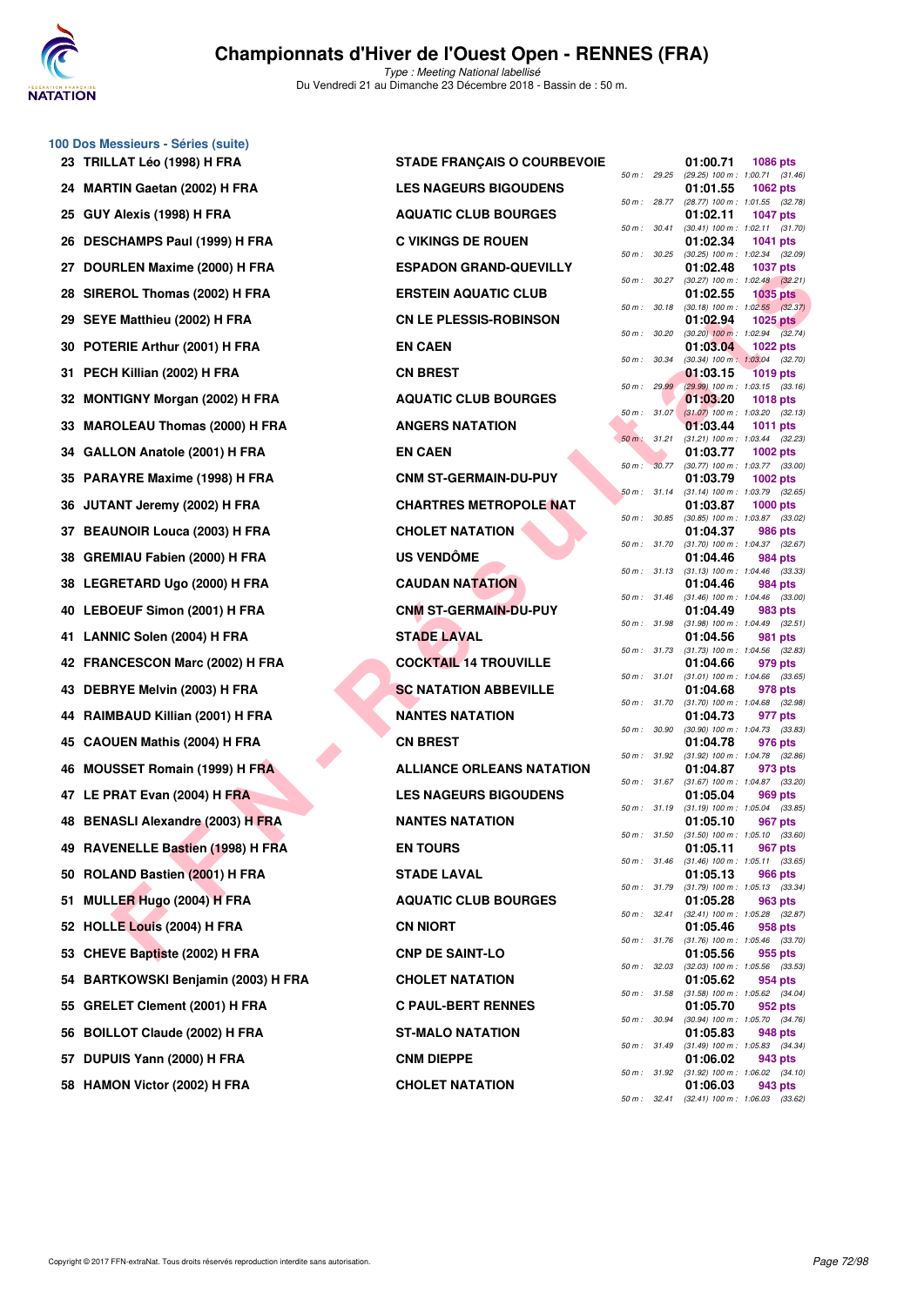## 100 Dos Messieurs - Séries (suite)

| Rang | Nom | Club | Temps | Points | Splits |
|---|---|---|---|---|---|
| 23 | TRILLAT Léo (1998) H FRA | STADE FRANÇAIS O COURBEVOIE | 01:00.71 | 1086 pts | 50 m : 29.25 (29.25) 100 m : 1:00.71 (31.46) |
| 24 | MARTIN Gaetan (2002) H FRA | LES NAGEURS BIGOUDENS | 01:01.55 | 1062 pts | 50 m : 28.77 (28.77) 100 m : 1:01.55 (32.78) |
| 25 | GUY Alexis (1998) H FRA | AQUATIC CLUB BOURGES | 01:02.11 | 1047 pts | 50 m : 30.41 (30.41) 100 m : 1:02.11 (31.70) |
| 26 | DESCHAMPS Paul (1999) H FRA | C VIKINGS DE ROUEN | 01:02.34 | 1041 pts | 50 m : 30.25 (30.25) 100 m : 1:02.34 (32.09) |
| 27 | DOURLEN Maxime (2000) H FRA | ESPADON GRAND-QUEVILLY | 01:02.48 | 1037 pts | 50 m : 30.27 (30.27) 100 m : 1:02.48 (32.21) |
| 28 | SIREROL Thomas (2002) H FRA | ERSTEIN AQUATIC CLUB | 01:02.55 | 1035 pts | 50 m : 30.18 (30.18) 100 m : 1:02.55 (32.37) |
| 29 | SEYE Matthieu (2002) H FRA | CN LE PLESSIS-ROBINSON | 01:02.94 | 1025 pts | 50 m : 30.20 (30.20) 100 m : 1:02.94 (32.74) |
| 30 | POTERIE Arthur (2001) H FRA | EN CAEN | 01:03.04 | 1022 pts | 50 m : 30.34 (30.34) 100 m : 1:03.04 (32.70) |
| 31 | PECH Killian (2002) H FRA | CN BREST | 01:03.15 | 1019 pts | 50 m : 29.99 (29.99) 100 m : 1:03.15 (33.16) |
| 32 | MONTIGNY Morgan (2002) H FRA | AQUATIC CLUB BOURGES | 01:03.20 | 1018 pts | 50 m : 31.07 (31.07) 100 m : 1:03.20 (32.13) |
| 33 | MAROLEAU Thomas (2000) H FRA | ANGERS NATATION | 01:03.44 | 1011 pts | 50 m : 31.21 (31.21) 100 m : 1:03.44 (32.23) |
| 34 | GALLON Anatole (2001) H FRA | EN CAEN | 01:03.77 | 1002 pts | 50 m : 30.77 (30.77) 100 m : 1:03.77 (33.00) |
| 35 | PARAYRE Maxime (1998) H FRA | CNM ST-GERMAIN-DU-PUY | 01:03.79 | 1002 pts | 50 m : 31.14 (31.14) 100 m : 1:03.79 (32.65) |
| 36 | JUTANT Jeremy (2002) H FRA | CHARTRES METROPOLE NAT | 01:03.87 | 1000 pts | 50 m : 30.85 (30.85) 100 m : 1:03.87 (33.02) |
| 37 | BEAUNOIR Louca (2003) H FRA | CHOLET NATATION | 01:04.37 | 986 pts | 50 m : 31.70 (31.70) 100 m : 1:04.37 (32.67) |
| 38 | GREMIAU Fabien (2000) H FRA | US VENDÔME | 01:04.46 | 984 pts | 50 m : 31.13 (31.13) 100 m : 1:04.46 (33.33) |
| 38 | LEGRETARD Ugo (2000) H FRA | CAUDAN NATATION | 01:04.46 | 984 pts | 50 m : 31.46 (31.46) 100 m : 1:04.46 (33.00) |
| 40 | LEBOEUF Simon (2001) H FRA | CNM ST-GERMAIN-DU-PUY | 01:04.49 | 983 pts | 50 m : 31.98 (31.98) 100 m : 1:04.49 (32.51) |
| 41 | LANNIC Solen (2004) H FRA | STADE LAVAL | 01:04.56 | 981 pts | 50 m : 31.73 (31.73) 100 m : 1:04.56 (32.83) |
| 42 | FRANCESCON Marc (2002) H FRA | COCKTAIL 14 TROUVILLE | 01:04.66 | 979 pts | 50 m : 31.01 (31.01) 100 m : 1:04.66 (33.65) |
| 43 | DEBRYE Melvin (2003) H FRA | SC NATATION ABBEVILLE | 01:04.68 | 978 pts | 50 m : 31.70 (31.70) 100 m : 1:04.68 (32.98) |
| 44 | RAIMBAUD Killian (2001) H FRA | NANTES NATATION | 01:04.73 | 977 pts | 50 m : 30.90 (30.90) 100 m : 1:04.73 (33.83) |
| 45 | CAOUEN Mathis (2004) H FRA | CN BREST | 01:04.78 | 976 pts | 50 m : 31.92 (31.92) 100 m : 1:04.78 (32.86) |
| 46 | MOUSSET Romain (1999) H FRA | ALLIANCE ORLEANS NATATION | 01:04.87 | 973 pts | 50 m : 31.67 (31.67) 100 m : 1:04.87 (33.20) |
| 47 | LE PRAT Evan (2004) H FRA | LES NAGEURS BIGOUDENS | 01:05.04 | 969 pts | 50 m : 31.19 (31.19) 100 m : 1:05.04 (33.85) |
| 48 | BENASLI Alexandre (2003) H FRA | NANTES NATATION | 01:05.10 | 967 pts | 50 m : 31.50 (31.50) 100 m : 1:05.10 (33.60) |
| 49 | RAVENELLE Bastien (1998) H FRA | EN TOURS | 01:05.11 | 967 pts | 50 m : 31.46 (31.46) 100 m : 1:05.11 (33.65) |
| 50 | ROLAND Bastien (2001) H FRA | STADE LAVAL | 01:05.13 | 966 pts | 50 m : 31.79 (31.79) 100 m : 1:05.13 (33.34) |
| 51 | MULLER Hugo (2004) H FRA | AQUATIC CLUB BOURGES | 01:05.28 | 963 pts | 50 m : 32.41 (32.41) 100 m : 1:05.28 (32.87) |
| 52 | HOLLE Louis (2004) H FRA | CN NIORT | 01:05.46 | 958 pts | 50 m : 31.76 (31.76) 100 m : 1:05.46 (33.70) |
| 53 | CHEVE Baptiste (2002) H FRA | CNP DE SAINT-LO | 01:05.56 | 955 pts | 50 m : 32.03 (32.03) 100 m : 1:05.56 (33.53) |
| 54 | BARTKOWSKI Benjamin (2003) H FRA | CHOLET NATATION | 01:05.62 | 954 pts | 50 m : 31.58 (31.58) 100 m : 1:05.62 (34.04) |
| 55 | GRELET Clement (2001) H FRA | C PAUL-BERT RENNES | 01:05.70 | 952 pts | 50 m : 30.94 (30.94) 100 m : 1:05.70 (34.76) |
| 56 | BOILLOT Claude (2002) H FRA | ST-MALO NATATION | 01:05.83 | 948 pts | 50 m : 31.49 (31.49) 100 m : 1:05.83 (34.34) |
| 57 | DUPUIS Yann (2000) H FRA | CNM DIEPPE | 01:06.02 | 943 pts | 50 m : 31.92 (31.92) 100 m : 1:06.02 (34.10) |
| 58 | HAMON Victor (2002) H FRA | CHOLET NATATION | 01:06.03 | 943 pts | 50 m : 32.41 (32.41) 100 m : 1:06.03 (33.62) |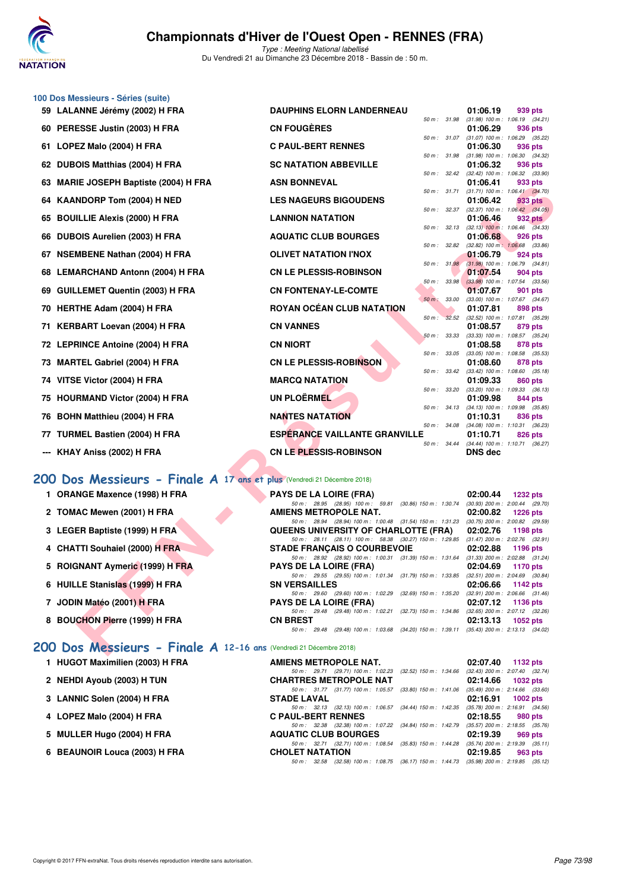# Championnats d'Hiver de l'Ouest Open - RENNES (FRA)

*Type : Meeting National labellisé*

Du Vendredi 21 au Dimanche 23 Décembre 2018 - Bassin de : 50 m.

## 100 Dos Messieurs - Séries (suite)

| Rg | Nom | Club | Temps | Points | Splits |
|---|---|---|---|---|---|
| 59 | LALANNE Jérémy (2002) H FRA | DAUPHINS ELORN LANDERNEAU | 01:06.19 | 939 pts | 50 m : 31.98 (31.98) 100 m : 1:06.19 (34.21) |
| 60 | PERESSE Justin (2003) H FRA | CN FOUGÈRES | 01:06.29 | 936 pts | 50 m : 31.07 (31.07) 100 m : 1:06.29 (35.22) |
| 61 | LOPEZ Malo (2004) H FRA | C PAUL-BERT RENNES | 01:06.30 | 936 pts | 50 m : 31.98 (31.98) 100 m : 1:06.30 (34.32) |
| 62 | DUBOIS Matthias (2004) H FRA | SC NATATION ABBEVILLE | 01:06.32 | 936 pts | 50 m : 32.42 (32.42) 100 m : 1:06.32 (33.90) |
| 63 | MARIE JOSEPH Baptiste (2004) H FRA | ASN BONNEVAL | 01:06.41 | 933 pts | 50 m : 31.71 (31.71) 100 m : 1:06.41 (34.70) |
| 64 | KAANDORP Tom (2004) H NED | LES NAGEURS BIGOUDENS | 01:06.42 | 933 pts | 50 m : 32.37 (32.37) 100 m : 1:06.42 (34.05) |
| 65 | BOUILLIE Alexis (2000) H FRA | LANNION NATATION | 01:06.46 | 932 pts | 50 m : 32.13 (32.13) 100 m : 1:06.46 (34.33) |
| 66 | DUBOIS Aurelien (2003) H FRA | AQUATIC CLUB BOURGES | 01:06.68 | 926 pts | 50 m : 32.82 (32.82) 100 m : 1:06.68 (33.86) |
| 67 | NSEMBENE Nathan (2004) H FRA | OLIVET NATATION I'NOX | 01:06.79 | 924 pts | 50 m : 31.98 (31.98) 100 m : 1:06.79 (34.81) |
| 68 | LEMARCHAND Antonn (2004) H FRA | CN LE PLESSIS-ROBINSON | 01:07.54 | 904 pts | 50 m : 33.98 (33.98) 100 m : 1:07.54 (33.56) |
| 69 | GUILLEMET Quentin (2003) H FRA | CN FONTENAY-LE-COMTE | 01:07.67 | 901 pts | 50 m : 33.00 (33.00) 100 m : 1:07.67 (34.67) |
| 70 | HERTHE Adam (2004) H FRA | ROYAN OCÉAN CLUB NATATION | 01:07.81 | 898 pts | 50 m : 32.52 (32.52) 100 m : 1:07.81 (35.29) |
| 71 | KERBART Loevan (2004) H FRA | CN VANNES | 01:08.57 | 879 pts | 50 m : 33.33 (33.33) 100 m : 1:08.57 (35.24) |
| 72 | LEPRINCE Antoine (2004) H FRA | CN NIORT | 01:08.58 | 878 pts | 50 m : 33.05 (33.05) 100 m : 1:08.58 (35.53) |
| 73 | MARTEL Gabriel (2004) H FRA | CN LE PLESSIS-ROBINSON | 01:08.60 | 878 pts | 50 m : 33.42 (33.42) 100 m : 1:08.60 (35.18) |
| 74 | VITSE Victor (2004) H FRA | MARCQ NATATION | 01:09.33 | 860 pts | 50 m : 33.20 (33.20) 100 m : 1:09.33 (36.13) |
| 75 | HOURMAND Victor (2004) H FRA | UN PLOËRMEL | 01:09.98 | 844 pts | 50 m : 34.13 (34.13) 100 m : 1:09.98 (35.85) |
| 76 | BOHN Matthieu (2004) H FRA | NANTES NATATION | 01:10.31 | 836 pts | 50 m : 34.08 (34.08) 100 m : 1:10.31 (36.23) |
| 77 | TURMEL Bastien (2004) H FRA | ESPÉRANCE VAILLANTE GRANVILLE | 01:10.71 | 826 pts | 50 m : 34.44 (34.44) 100 m : 1:10.71 (36.27) |
| --- | KHAY Aniss (2002) H FRA | CN LE PLESSIS-ROBINSON | DNS dec | | |

## 200 Dos Messieurs - Finale A 17 ans et plus (Vendredi 21 Décembre 2018)

| Rg | Nom | Club | Temps | Points | Splits |
|---|---|---|---|---|---|
| 1 | ORANGE Maxence (1998) H FRA | PAYS DE LA LOIRE (FRA) | 02:00.44 | 1232 pts | 50 m : 28.95 (28.95) 100 m : 59.81 (30.86) 150 m : 1:30.74 (30.93) 200 m : 2:00.44 (29.70) |
| 2 | TOMAC Mewen (2001) H FRA | AMIENS METROPOLE NAT. | 02:00.82 | 1226 pts | 50 m : 28.94 (28.94) 100 m : 1:00.48 (31.54) 150 m : 1:31.23 (30.75) 200 m : 2:00.82 (29.59) |
| 3 | LEGER Baptiste (1999) H FRA | QUEENS UNIVERSITY OF CHARLOTTE (FRA) | 02:02.76 | 1198 pts | 50 m : 28.11 (28.11) 100 m : 58.38 (30.27) 150 m : 1:29.85 (31.47) 200 m : 2:02.76 (32.91) |
| 4 | CHATTI Souhaiel (2000) H FRA | STADE FRANÇAIS O COURBEVOIE | 02:02.88 | 1196 pts | 50 m : 28.92 (28.92) 100 m : 1:00.31 (31.39) 150 m : 1:31.64 (31.33) 200 m : 2:02.88 (31.24) |
| 5 | ROIGNANT Aymeric (1999) H FRA | PAYS DE LA LOIRE (FRA) | 02:04.69 | 1170 pts | 50 m : 29.55 (29.55) 100 m : 1:01.34 (31.79) 150 m : 1:33.85 (32.51) 200 m : 2:04.69 (30.84) |
| 6 | HUILLE Stanislas (1999) H FRA | SN VERSAILLES | 02:06.66 | 1142 pts | 50 m : 29.60 (29.60) 100 m : 1:02.29 (32.69) 150 m : 1:35.20 (32.91) 200 m : 2:06.66 (31.46) |
| 7 | JODIN Matéo (2001) H FRA | PAYS DE LA LOIRE (FRA) | 02:07.12 | 1136 pts | 50 m : 29.48 (29.48) 100 m : 1:02.21 (32.73) 150 m : 1:34.86 (32.65) 200 m : 2:07.12 (32.26) |
| 8 | BOUCHON Pierre (1999) H FRA | CN BREST | 02:13.13 | 1052 pts | 50 m : 29.48 (29.48) 100 m : 1:03.68 (34.20) 150 m : 1:39.11 (35.43) 200 m : 2:13.13 (34.02) |

## 200 Dos Messieurs - Finale A 12-16 ans (Vendredi 21 Décembre 2018)

| Rg | Nom | Club | Temps | Points | Splits |
|---|---|---|---|---|---|
| 1 | HUGOT Maximilien (2003) H FRA | AMIENS METROPOLE NAT. | 02:07.40 | 1132 pts | 50 m : 29.71 (29.71) 100 m : 1:02.23 (32.52) 150 m : 1:34.66 (32.43) 200 m : 2:07.40 (32.74) |
| 2 | NEHDI Ayoub (2003) H TUN | CHARTRES METROPOLE NAT | 02:14.66 | 1032 pts | 50 m : 31.77 (31.77) 100 m : 1:05.57 (33.80) 150 m : 1:41.06 (35.49) 200 m : 2:14.66 (33.60) |
| 3 | LANNIC Solen (2004) H FRA | STADE LAVAL | 02:16.91 | 1002 pts | 50 m : 32.13 (32.13) 100 m : 1:06.57 (34.44) 150 m : 1:42.35 (35.78) 200 m : 2:16.91 (34.56) |
| 4 | LOPEZ Malo (2004) H FRA | C PAUL-BERT RENNES | 02:18.55 | 980 pts | 50 m : 32.38 (32.38) 100 m : 1:07.22 (34.84) 150 m : 1:42.79 (35.57) 200 m : 2:18.55 (35.76) |
| 5 | MULLER Hugo (2004) H FRA | AQUATIC CLUB BOURGES | 02:19.39 | 969 pts | 50 m : 32.71 (32.71) 100 m : 1:08.54 (35.83) 150 m : 1:44.28 (35.74) 200 m : 2:19.39 (35.11) |
| 6 | BEAUNOIR Louca (2003) H FRA | CHOLET NATATION | 02:19.85 | 963 pts | 50 m : 32.58 (32.58) 100 m : 1:08.75 (36.17) 150 m : 1:44.73 (35.98) 200 m : 2:19.85 (35.12) |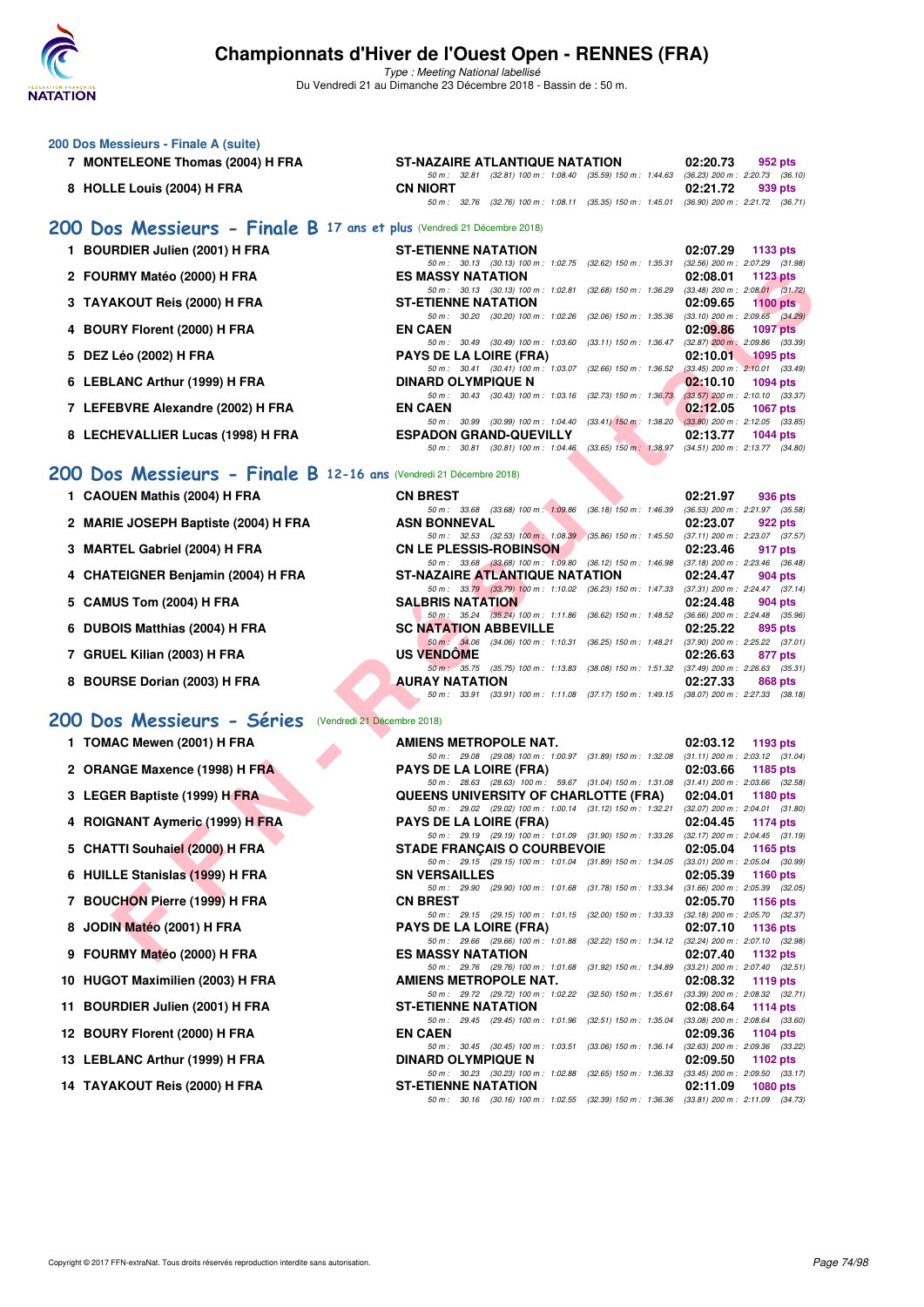## 200 Dos Messieurs - Finale A (suite)

| Rang | Nom | Club | Temps | Points |
|---|---|---|---|---|
| 7 | MONTELEONE Thomas (2004) H FRA | ST-NAZAIRE ATLANTIQUE NATATION | 02:20.73 | 952 pts |
| | | 50 m : 32.81 (32.81) 100 m : 1:08.40 (35.59) 150 m : 1:44.63 (36.23) 200 m : 2:20.73 (36.10) | | |
| 8 | HOLLE Louis (2004) H FRA | CN NIORT | 02:21.72 | 939 pts |
| | | 50 m : 32.76 (32.76) 100 m : 1:08.11 (35.35) 150 m : 1:45.01 (36.90) 200 m : 2:21.72 (36.71) | | |

## 200 Dos Messieurs - Finale B 17 ans et plus (Vendredi 21 Décembre 2018)

| Rang | Nom | Club | Temps | Points |
|---|---|---|---|---|
| 1 | BOURDIER Julien (2001) H FRA | ST-ETIENNE NATATION | 02:07.29 | 1133 pts |
| | | 50 m : 30.13 (30.13) 100 m : 1:02.75 (32.62) 150 m : 1:35.31 (32.56) 200 m : 2:07.29 (31.98) | | |
| 2 | FOURMY Matéo (2000) H FRA | ES MASSY NATATION | 02:08.01 | 1123 pts |
| | | 50 m : 30.13 (30.13) 100 m : 1:02.81 (32.68) 150 m : 1:36.29 (33.48) 200 m : 2:08.01 (31.72) | | |
| 3 | TAYAKOUT Reis (2000) H FRA | ST-ETIENNE NATATION | 02:09.65 | 1100 pts |
| | | 50 m : 30.20 (30.20) 100 m : 1:02.26 (32.06) 150 m : 1:35.36 (33.10) 200 m : 2:09.65 (34.29) | | |
| 4 | BOURY Florent (2000) H FRA | EN CAEN | 02:09.86 | 1097 pts |
| | | 50 m : 30.49 (30.49) 100 m : 1:03.60 (33.11) 150 m : 1:36.47 (32.87) 200 m : 2:09.86 (33.39) | | |
| 5 | DEZ Léo (2002) H FRA | PAYS DE LA LOIRE (FRA) | 02:10.01 | 1095 pts |
| | | 50 m : 30.41 (30.41) 100 m : 1:03.07 (32.66) 150 m : 1:36.52 (33.45) 200 m : 2:10.01 (33.49) | | |
| 6 | LEBLANC Arthur (1999) H FRA | DINARD OLYMPIQUE N | 02:10.10 | 1094 pts |
| | | 50 m : 30.43 (30.43) 100 m : 1:03.16 (32.73) 150 m : 1:36.73 (33.57) 200 m : 2:10.10 (33.37) | | |
| 7 | LEFEBVRE Alexandre (2002) H FRA | EN CAEN | 02:12.05 | 1067 pts |
| | | 50 m : 30.99 (30.99) 100 m : 1:04.40 (33.41) 150 m : 1:38.20 (33.80) 200 m : 2:12.05 (33.85) | | |
| 8 | LECHEVALLIER Lucas (1998) H FRA | ESPADON GRAND-QUEVILLY | 02:13.77 | 1044 pts |
| | | 50 m : 30.81 (30.81) 100 m : 1:04.46 (33.65) 150 m : 1:38.97 (34.51) 200 m : 2:13.77 (34.80) | | |

## 200 Dos Messieurs - Finale B 12-16 ans (Vendredi 21 Décembre 2018)

| Rang | Nom | Club | Temps | Points |
|---|---|---|---|---|
| 1 | CAOUEN Mathis (2004) H FRA | CN BREST | 02:21.97 | 936 pts |
| | | 50 m : 33.68 (33.68) 100 m : 1:09.86 (36.18) 150 m : 1:46.39 (36.53) 200 m : 2:21.97 (35.58) | | |
| 2 | MARIE JOSEPH Baptiste (2004) H FRA | ASN BONNEVAL | 02:23.07 | 922 pts |
| | | 50 m : 32.53 (32.53) 100 m : 1:08.39 (35.86) 150 m : 1:45.50 (37.11) 200 m : 2:23.07 (37.57) | | |
| 3 | MARTEL Gabriel (2004) H FRA | CN LE PLESSIS-ROBINSON | 02:23.46 | 917 pts |
| | | 50 m : 33.68 (33.68) 100 m : 1:09.80 (36.12) 150 m : 1:46.98 (37.18) 200 m : 2:23.46 (36.48) | | |
| 4 | CHATEIGNER Benjamin (2004) H FRA | ST-NAZAIRE ATLANTIQUE NATATION | 02:24.47 | 904 pts |
| | | 50 m : 33.79 (33.79) 100 m : 1:10.02 (36.23) 150 m : 1:47.33 (37.31) 200 m : 2:24.47 (37.14) | | |
| 5 | CAMUS Tom (2004) H FRA | SALBRIS NATATION | 02:24.48 | 904 pts |
| | | 50 m : 35.24 (35.24) 100 m : 1:11.86 (36.62) 150 m : 1:48.52 (36.66) 200 m : 2:24.48 (35.96) | | |
| 6 | DUBOIS Matthias (2004) H FRA | SC NATATION ABBEVILLE | 02:25.22 | 895 pts |
| | | 50 m : 34.06 (34.06) 100 m : 1:10.31 (36.25) 150 m : 1:48.21 (37.90) 200 m : 2:25.22 (37.01) | | |
| 7 | GRUEL Kilian (2003) H FRA | US VENDÔME | 02:26.63 | 877 pts |
| | | 50 m : 35.75 (35.75) 100 m : 1:13.83 (38.08) 150 m : 1:51.32 (37.49) 200 m : 2:26.63 (35.31) | | |
| 8 | BOURSE Dorian (2003) H FRA | AURAY NATATION | 02:27.33 | 868 pts |
| | | 50 m : 33.91 (33.91) 100 m : 1:11.08 (37.17) 150 m : 1:49.15 (38.07) 200 m : 2:27.33 (38.18) | | |

## 200 Dos Messieurs - Séries (Vendredi 21 Décembre 2018)

| Rang | Nom | Club | Temps | Points |
|---|---|---|---|---|
| 1 | TOMAC Mewen (2001) H FRA | AMIENS METROPOLE NAT. | 02:03.12 | 1193 pts |
| | | 50 m : 29.08 (29.08) 100 m : 1:00.97 (31.89) 150 m : 1:32.08 (31.11) 200 m : 2:03.12 (31.04) | | |
| 2 | ORANGE Maxence (1998) H FRA | PAYS DE LA LOIRE (FRA) | 02:03.66 | 1185 pts |
| | | 50 m : 28.63 (28.63) 100 m : 59.67 (31.04) 150 m : 1:31.08 (31.41) 200 m : 2:03.66 (32.58) | | |
| 3 | LEGER Baptiste (1999) H FRA | QUEENS UNIVERSITY OF CHARLOTTE (FRA) | 02:04.01 | 1180 pts |
| | | 50 m : 29.02 (29.02) 100 m : 1:00.14 (31.12) 150 m : 1:32.21 (32.07) 200 m : 2:04.01 (31.80) | | |
| 4 | ROIGNANT Aymeric (1999) H FRA | PAYS DE LA LOIRE (FRA) | 02:04.45 | 1174 pts |
| | | 50 m : 29.19 (29.19) 100 m : 1:01.09 (31.90) 150 m : 1:33.26 (32.17) 200 m : 2:04.45 (31.19) | | |
| 5 | CHATTI Souhaiel (2000) H FRA | STADE FRANÇAIS O COURBEVOIE | 02:05.04 | 1165 pts |
| | | 50 m : 29.15 (29.15) 100 m : 1:01.04 (31.89) 150 m : 1:34.05 (33.01) 200 m : 2:05.04 (30.99) | | |
| 6 | HUILLE Stanislas (1999) H FRA | SN VERSAILLES | 02:05.39 | 1160 pts |
| | | 50 m : 29.90 (29.90) 100 m : 1:01.68 (31.78) 150 m : 1:33.34 (31.66) 200 m : 2:05.39 (32.05) | | |
| 7 | BOUCHON Pierre (1999) H FRA | CN BREST | 02:05.70 | 1156 pts |
| | | 50 m : 29.15 (29.15) 100 m : 1:01.15 (32.00) 150 m : 1:33.33 (32.18) 200 m : 2:05.70 (32.37) | | |
| 8 | JODIN Matéo (2001) H FRA | PAYS DE LA LOIRE (FRA) | 02:07.10 | 1136 pts |
| | | 50 m : 29.66 (29.66) 100 m : 1:01.88 (32.22) 150 m : 1:34.12 (32.24) 200 m : 2:07.10 (32.98) | | |
| 9 | FOURMY Matéo (2000) H FRA | ES MASSY NATATION | 02:07.40 | 1132 pts |
| | | 50 m : 29.76 (29.76) 100 m : 1:01.68 (31.92) 150 m : 1:34.89 (33.21) 200 m : 2:07.40 (32.51) | | |
| 10 | HUGOT Maximilien (2003) H FRA | AMIENS METROPOLE NAT. | 02:08.32 | 1119 pts |
| | | 50 m : 29.72 (29.72) 100 m : 1:02.22 (32.50) 150 m : 1:35.61 (33.39) 200 m : 2:08.32 (32.71) | | |
| 11 | BOURDIER Julien (2001) H FRA | ST-ETIENNE NATATION | 02:08.64 | 1114 pts |
| | | 50 m : 29.45 (29.45) 100 m : 1:01.96 (32.51) 150 m : 1:35.04 (33.08) 200 m : 2:08.64 (33.60) | | |
| 12 | BOURY Florent (2000) H FRA | EN CAEN | 02:09.36 | 1104 pts |
| | | 50 m : 30.45 (30.45) 100 m : 1:03.51 (33.06) 150 m : 1:36.14 (32.63) 200 m : 2:09.36 (33.22) | | |
| 13 | LEBLANC Arthur (1999) H FRA | DINARD OLYMPIQUE N | 02:09.50 | 1102 pts |
| | | 50 m : 30.23 (30.23) 100 m : 1:02.88 (32.65) 150 m : 1:36.33 (33.45) 200 m : 2:09.50 (33.17) | | |
| 14 | TAYAKOUT Reis (2000) H FRA | ST-ETIENNE NATATION | 02:11.09 | 1080 pts |
| | | 50 m : 30.16 (30.16) 100 m : 1:02.55 (32.39) 150 m : 1:36.36 (33.81) 200 m : 2:11.09 (34.73) | | |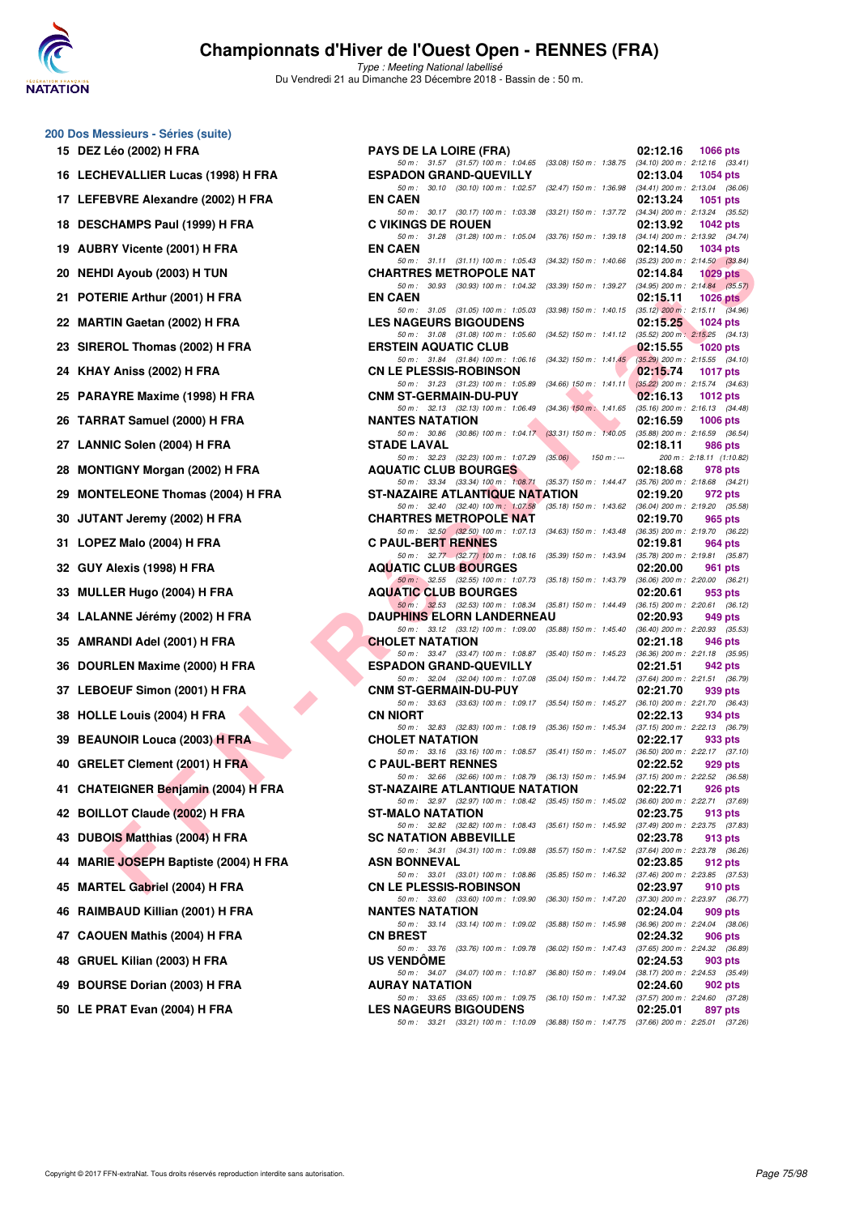## 200 Dos Messieurs - Séries (suite)

| Rang | Nom | Club | Temps | Points |
|---|---|---|---|---|
| 15 | DEZ Léo (2002) H FRA | PAYS DE LA LOIRE (FRA) | 02:12.16 | 1066 pts |
| | 50 m : 31.57 (31.57) 100 m : 1:04.65 (33.08) 150 m : 1:38.75 (34.10) 200 m : 2:12.16 (33.41) | | | |
| 16 | LECHEVALLIER Lucas (1998) H FRA | ESPADON GRAND-QUEVILLY | 02:13.04 | 1054 pts |
| | 50 m : 30.10 (30.10) 100 m : 1:02.57 (32.47) 150 m : 1:36.98 (34.41) 200 m : 2:13.04 (36.06) | | | |
| 17 | LEFEBVRE Alexandre (2002) H FRA | EN CAEN | 02:13.24 | 1051 pts |
| | 50 m : 30.17 (30.17) 100 m : 1:03.38 (33.21) 150 m : 1:37.72 (34.34) 200 m : 2:13.24 (35.52) | | | |
| 18 | DESCHAMPS Paul (1999) H FRA | C VIKINGS DE ROUEN | 02:13.92 | 1042 pts |
| | 50 m : 31.28 (31.28) 100 m : 1:05.04 (33.76) 150 m : 1:39.18 (34.14) 200 m : 2:13.92 (34.74) | | | |
| 19 | AUBRY Vicente (2001) H FRA | EN CAEN | 02:14.50 | 1034 pts |
| | 50 m : 31.11 (31.11) 100 m : 1:05.43 (34.32) 150 m : 1:40.66 (35.23) 200 m : 2:14.50 (33.84) | | | |
| 20 | NEHDI Ayoub (2003) H TUN | CHARTRES METROPOLE NAT | 02:14.84 | 1029 pts |
| | 50 m : 30.93 (30.93) 100 m : 1:04.32 (33.39) 150 m : 1:39.27 (34.95) 200 m : 2:14.84 (35.57) | | | |
| 21 | POTERIE Arthur (2001) H FRA | EN CAEN | 02:15.11 | 1026 pts |
| | 50 m : 31.05 (31.05) 100 m : 1:05.03 (33.98) 150 m : 1:40.15 (35.12) 200 m : 2:15.11 (34.96) | | | |
| 22 | MARTIN Gaetan (2002) H FRA | LES NAGEURS BIGOUDENS | 02:15.25 | 1024 pts |
| | 50 m : 31.08 (31.08) 100 m : 1:05.60 (34.52) 150 m : 1:41.12 (35.52) 200 m : 2:15.25 (34.13) | | | |
| 23 | SIREROL Thomas (2002) H FRA | ERSTEIN AQUATIC CLUB | 02:15.55 | 1020 pts |
| | 50 m : 31.84 (31.84) 100 m : 1:06.16 (34.32) 150 m : 1:41.45 (35.29) 200 m : 2:15.55 (34.10) | | | |
| 24 | KHAY Aniss (2002) H FRA | CN LE PLESSIS-ROBINSON | 02:15.74 | 1017 pts |
| | 50 m : 31.23 (31.23) 100 m : 1:05.89 (34.66) 150 m : 1:41.11 (35.22) 200 m : 2:15.74 (34.63) | | | |
| 25 | PARAYRE Maxime (1998) H FRA | CNM ST-GERMAIN-DU-PUY | 02:16.13 | 1012 pts |
| | 50 m : 32.13 (32.13) 100 m : 1:06.49 (34.36) 150 m : 1:41.65 (35.16) 200 m : 2:16.13 (34.48) | | | |
| 26 | TARRAT Samuel (2000) H FRA | NANTES NATATION | 02:16.59 | 1006 pts |
| | 50 m : 30.86 (30.86) 100 m : 1:04.17 (33.31) 150 m : 1:40.05 (35.88) 200 m : 2:16.59 (36.54) | | | |
| 27 | LANNIC Solen (2004) H FRA | STADE LAVAL | 02:18.11 | 986 pts |
| | 50 m : 32.23 (32.23) 100 m : 1:07.29 (35.06) 150 m : --- 200 m : 2:18.11 (1:10.82) | | | |
| 28 | MONTIGNY Morgan (2002) H FRA | AQUATIC CLUB BOURGES | 02:18.68 | 978 pts |
| | 50 m : 33.34 (33.34) 100 m : 1:08.71 (35.37) 150 m : 1:44.47 (35.76) 200 m : 2:18.68 (34.21) | | | |
| 29 | MONTELEONE Thomas (2004) H FRA | ST-NAZAIRE ATLANTIQUE NATATION | 02:19.20 | 972 pts |
| | 50 m : 32.40 (32.40) 100 m : 1:07.58 (35.18) 150 m : 1:43.62 (36.04) 200 m : 2:19.20 (35.58) | | | |
| 30 | JUTANT Jeremy (2002) H FRA | CHARTRES METROPOLE NAT | 02:19.70 | 965 pts |
| | 50 m : 32.50 (32.50) 100 m : 1:07.13 (34.63) 150 m : 1:43.48 (36.35) 200 m : 2:19.70 (36.22) | | | |
| 31 | LOPEZ Malo (2004) H FRA | C PAUL-BERT RENNES | 02:19.81 | 964 pts |
| | 50 m : 32.77 (32.77) 100 m : 1:08.16 (35.39) 150 m : 1:43.94 (35.78) 200 m : 2:19.81 (35.87) | | | |
| 32 | GUY Alexis (1998) H FRA | AQUATIC CLUB BOURGES | 02:20.00 | 961 pts |
| | 50 m : 32.55 (32.55) 100 m : 1:07.73 (35.18) 150 m : 1:43.79 (36.06) 200 m : 2:20.00 (36.21) | | | |
| 33 | MULLER Hugo (2004) H FRA | AQUATIC CLUB BOURGES | 02:20.61 | 953 pts |
| | 50 m : 32.53 (32.53) 100 m : 1:08.34 (35.81) 150 m : 1:44.49 (36.15) 200 m : 2:20.61 (36.12) | | | |
| 34 | LALANNE Jérémy (2002) H FRA | DAUPHINS ELORN LANDERNEAU | 02:20.93 | 949 pts |
| | 50 m : 33.12 (33.12) 100 m : 1:09.00 (35.88) 150 m : 1:45.40 (36.40) 200 m : 2:20.93 (35.53) | | | |
| 35 | AMRANDI Adel (2001) H FRA | CHOLET NATATION | 02:21.18 | 946 pts |
| | 50 m : 33.47 (33.47) 100 m : 1:08.87 (35.40) 150 m : 1:45.23 (36.36) 200 m : 2:21.18 (35.95) | | | |
| 36 | DOURLEN Maxime (2000) H FRA | ESPADON GRAND-QUEVILLY | 02:21.51 | 942 pts |
| | 50 m : 32.04 (32.04) 100 m : 1:07.08 (35.04) 150 m : 1:44.72 (37.64) 200 m : 2:21.51 (36.79) | | | |
| 37 | LEBOEUF Simon (2001) H FRA | CNM ST-GERMAIN-DU-PUY | 02:21.70 | 939 pts |
| | 50 m : 33.63 (33.63) 100 m : 1:09.17 (35.54) 150 m : 1:45.27 (36.10) 200 m : 2:21.70 (36.43) | | | |
| 38 | HOLLE Louis (2004) H FRA | CN NIORT | 02:22.13 | 934 pts |
| | 50 m : 32.83 (32.83) 100 m : 1:08.19 (35.36) 150 m : 1:45.34 (37.15) 200 m : 2:22.13 (36.79) | | | |
| 39 | BEAUNOIR Louca (2003) H FRA | CHOLET NATATION | 02:22.17 | 933 pts |
| | 50 m : 33.16 (33.16) 100 m : 1:08.57 (35.41) 150 m : 1:45.07 (36.50) 200 m : 2:22.17 (37.10) | | | |
| 40 | GRELET Clement (2001) H FRA | C PAUL-BERT RENNES | 02:22.52 | 929 pts |
| | 50 m : 32.66 (32.66) 100 m : 1:08.79 (36.13) 150 m : 1:45.94 (37.15) 200 m : 2:22.52 (36.58) | | | |
| 41 | CHATEIGNER Benjamin (2004) H FRA | ST-NAZAIRE ATLANTIQUE NATATION | 02:22.71 | 926 pts |
| | 50 m : 32.97 (32.97) 100 m : 1:08.42 (35.45) 150 m : 1:45.02 (36.60) 200 m : 2:22.71 (37.69) | | | |
| 42 | BOILLOT Claude (2002) H FRA | ST-MALO NATATION | 02:23.75 | 913 pts |
| | 50 m : 32.82 (32.82) 100 m : 1:08.43 (35.61) 150 m : 1:45.92 (37.49) 200 m : 2:23.75 (37.83) | | | |
| 43 | DUBOIS Matthias (2004) H FRA | SC NATATION ABBEVILLE | 02:23.78 | 913 pts |
| | 50 m : 34.31 (34.31) 100 m : 1:09.88 (35.57) 150 m : 1:47.52 (37.64) 200 m : 2:23.78 (36.26) | | | |
| 44 | MARIE JOSEPH Baptiste (2004) H FRA | ASN BONNEVAL | 02:23.85 | 912 pts |
| | 50 m : 33.01 (33.01) 100 m : 1:08.86 (35.85) 150 m : 1:46.32 (37.46) 200 m : 2:23.85 (37.53) | | | |
| 45 | MARTEL Gabriel (2004) H FRA | CN LE PLESSIS-ROBINSON | 02:23.97 | 910 pts |
| | 50 m : 33.60 (33.60) 100 m : 1:09.90 (36.30) 150 m : 1:47.20 (37.30) 200 m : 2:23.97 (36.77) | | | |
| 46 | RAIMBAUD Killian (2001) H FRA | NANTES NATATION | 02:24.04 | 909 pts |
| | 50 m : 33.14 (33.14) 100 m : 1:09.02 (35.88) 150 m : 1:45.98 (36.96) 200 m : 2:24.04 (38.06) | | | |
| 47 | CAOUEN Mathis (2004) H FRA | CN BREST | 02:24.32 | 906 pts |
| | 50 m : 33.76 (33.76) 100 m : 1:09.78 (36.02) 150 m : 1:47.43 (37.65) 200 m : 2:24.32 (36.89) | | | |
| 48 | GRUEL Kilian (2003) H FRA | US VENDÔME | 02:24.53 | 903 pts |
| | 50 m : 34.07 (34.07) 100 m : 1:10.87 (36.80) 150 m : 1:49.04 (38.17) 200 m : 2:24.53 (35.49) | | | |
| 49 | BOURSE Dorian (2003) H FRA | AURAY NATATION | 02:24.60 | 902 pts |
| | 50 m : 33.65 (33.65) 100 m : 1:09.75 (36.10) 150 m : 1:47.32 (37.57) 200 m : 2:24.60 (37.28) | | | |
| 50 | LE PRAT Evan (2004) H FRA | LES NAGEURS BIGOUDENS | 02:25.01 | 897 pts |
| | 50 m : 33.21 (33.21) 100 m : 1:10.09 (36.88) 150 m : 1:47.75 (37.66) 200 m : 2:25.01 (37.26) | | | |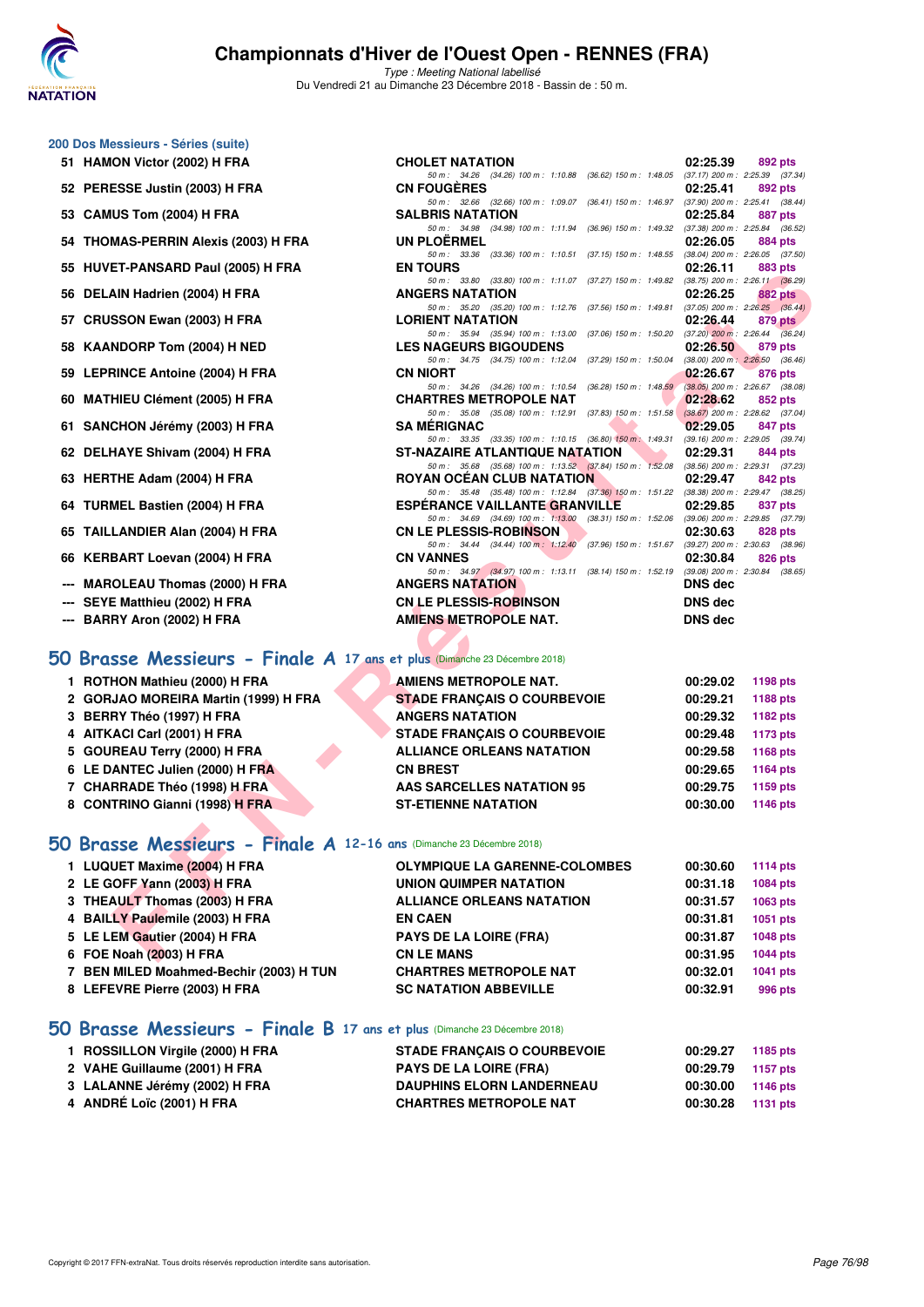## 200 Dos Messieurs - Séries (suite)

| | Nom | Club | Temps | Points |
|---|---|---|---|---|
| 51 | HAMON Victor (2002) H FRA | CHOLET NATATION | 02:25.39 | 892 pts |
| | | 50 m : 34.26 (34.26) 100 m : 1:10.88 (36.62) 150 m : 1:48.05 (37.17) 200 m : 2:25.39 (37.34) | | |
| 52 | PERESSE Justin (2003) H FRA | CN FOUGÈRES | 02:25.41 | 892 pts |
| | | 50 m : 32.66 (32.66) 100 m : 1:09.07 (36.41) 150 m : 1:46.97 (37.90) 200 m : 2:25.41 (38.44) | | |
| 53 | CAMUS Tom (2004) H FRA | SALBRIS NATATION | 02:25.84 | 887 pts |
| | | 50 m : 34.98 (34.98) 100 m : 1:11.94 (36.96) 150 m : 1:49.32 (37.38) 200 m : 2:25.84 (36.52) | | |
| 54 | THOMAS-PERRIN Alexis (2003) H FRA | UN PLOËRMEL | 02:26.05 | 884 pts |
| | | 50 m : 33.36 (33.36) 100 m : 1:10.51 (37.15) 150 m : 1:48.55 (38.04) 200 m : 2:26.05 (37.50) | | |
| 55 | HUVET-PANSARD Paul (2005) H FRA | EN TOURS | 02:26.11 | 883 pts |
| | | 50 m : 33.80 (33.80) 100 m : 1:11.07 (37.27) 150 m : 1:49.82 (38.75) 200 m : 2:26.11 (36.29) | | |
| 56 | DELAIN Hadrien (2004) H FRA | ANGERS NATATION | 02:26.25 | 882 pts |
| | | 50 m : 35.20 (35.20) 100 m : 1:12.76 (37.56) 150 m : 1:49.81 (37.05) 200 m : 2:26.25 (36.44) | | |
| 57 | CRUSSON Ewan (2003) H FRA | LORIENT NATATION | 02:26.44 | 879 pts |
| | | 50 m : 35.94 (35.94) 100 m : 1:13.00 (37.06) 150 m : 1:50.20 (37.20) 200 m : 2:26.44 (36.24) | | |
| 58 | KAANDORP Tom (2004) H NED | LES NAGEURS BIGOUDENS | 02:26.50 | 879 pts |
| | | 50 m : 34.75 (34.75) 100 m : 1:12.04 (37.29) 150 m : 1:50.04 (38.00) 200 m : 2:26.50 (36.46) | | |
| 59 | LEPRINCE Antoine (2004) H FRA | CN NIORT | 02:26.67 | 876 pts |
| | | 50 m : 34.26 (34.26) 100 m : 1:10.54 (36.28) 150 m : 1:48.59 (38.05) 200 m : 2:26.67 (38.08) | | |
| 60 | MATHIEU Clément (2005) H FRA | CHARTRES METROPOLE NAT | 02:28.62 | 852 pts |
| | | 50 m : 35.08 (35.08) 100 m : 1:12.91 (37.83) 150 m : 1:51.58 (38.67) 200 m : 2:28.62 (37.04) | | |
| 61 | SANCHON Jérémy (2003) H FRA | SA MÉRIGNAC | 02:29.05 | 847 pts |
| | | 50 m : 33.35 (33.35) 100 m : 1:10.15 (36.80) 150 m : 1:49.31 (39.16) 200 m : 2:29.05 (39.74) | | |
| 62 | DELHAYE Shivam (2004) H FRA | ST-NAZAIRE ATLANTIQUE NATATION | 02:29.31 | 844 pts |
| | | 50 m : 35.68 (35.68) 100 m : 1:13.52 (37.84) 150 m : 1:52.08 (38.56) 200 m : 2:29.31 (37.23) | | |
| 63 | HERTHE Adam (2004) H FRA | ROYAN OCÉAN CLUB NATATION | 02:29.47 | 842 pts |
| | | 50 m : 35.48 (35.48) 100 m : 1:12.84 (37.36) 150 m : 1:51.22 (38.38) 200 m : 2:29.47 (38.25) | | |
| 64 | TURMEL Bastien (2004) H FRA | ESPÉRANCE VAILLANTE GRANVILLE | 02:29.85 | 837 pts |
| | | 50 m : 34.69 (34.69) 100 m : 1:13.00 (38.31) 150 m : 1:52.06 (39.06) 200 m : 2:29.85 (37.79) | | |
| 65 | TAILLANDIER Alan (2004) H FRA | CN LE PLESSIS-ROBINSON | 02:30.63 | 828 pts |
| | | 50 m : 34.44 (34.44) 100 m : 1:12.40 (37.96) 150 m : 1:51.67 (39.27) 200 m : 2:30.63 (38.96) | | |
| 66 | KERBART Loevan (2004) H FRA | CN VANNES | 02:30.84 | 826 pts |
| | | 50 m : 34.97 (34.97) 100 m : 1:13.11 (38.14) 150 m : 1:52.19 (39.08) 200 m : 2:30.84 (38.65) | | |
| --- | MAROLEAU Thomas (2000) H FRA | ANGERS NATATION | DNS dec | |
| --- | SEYE Matthieu (2002) H FRA | CN LE PLESSIS-ROBINSON | DNS dec | |
| --- | BARRY Aron (2002) H FRA | AMIENS METROPOLE NAT. | DNS dec | |

## 50 Brasse Messieurs - Finale A 17 ans et plus (Dimanche 23 Décembre 2018)

| | Nom | Club | Temps | Points |
|---|---|---|---|---|
| 1 | ROTHON Mathieu (2000) H FRA | AMIENS METROPOLE NAT. | 00:29.02 | 1198 pts |
| 2 | GORJAO MOREIRA Martin (1999) H FRA | STADE FRANÇAIS O COURBEVOIE | 00:29.21 | 1188 pts |
| 3 | BERRY Théo (1997) H FRA | ANGERS NATATION | 00:29.32 | 1182 pts |
| 4 | AITKACI Carl (2001) H FRA | STADE FRANÇAIS O COURBEVOIE | 00:29.48 | 1173 pts |
| 5 | GOUREAU Terry (2000) H FRA | ALLIANCE ORLEANS NATATION | 00:29.58 | 1168 pts |
| 6 | LE DANTEC Julien (2000) H FRA | CN BREST | 00:29.65 | 1164 pts |
| 7 | CHARRADE Théo (1998) H FRA | AAS SARCELLES NATATION 95 | 00:29.75 | 1159 pts |
| 8 | CONTRINO Gianni (1998) H FRA | ST-ETIENNE NATATION | 00:30.00 | 1146 pts |

## 50 Brasse Messieurs - Finale A 12-16 ans (Dimanche 23 Décembre 2018)

| | Nom | Club | Temps | Points |
|---|---|---|---|---|
| 1 | LUQUET Maxime (2004) H FRA | OLYMPIQUE LA GARENNE-COLOMBES | 00:30.60 | 1114 pts |
| 2 | LE GOFF Yann (2003) H FRA | UNION QUIMPER NATATION | 00:31.18 | 1084 pts |
| 3 | THEAULT Thomas (2003) H FRA | ALLIANCE ORLEANS NATATION | 00:31.57 | 1063 pts |
| 4 | BAILLY Paulemile (2003) H FRA | EN CAEN | 00:31.81 | 1051 pts |
| 5 | LE LEM Gautier (2004) H FRA | PAYS DE LA LOIRE (FRA) | 00:31.87 | 1048 pts |
| 6 | FOE Noah (2003) H FRA | CN LE MANS | 00:31.95 | 1044 pts |
| 7 | BEN MILED Moahmed-Bechir (2003) H TUN | CHARTRES METROPOLE NAT | 00:32.01 | 1041 pts |
| 8 | LEFEVRE Pierre (2003) H FRA | SC NATATION ABBEVILLE | 00:32.91 | 996 pts |

## 50 Brasse Messieurs - Finale B 17 ans et plus (Dimanche 23 Décembre 2018)

| | Nom | Club | Temps | Points |
|---|---|---|---|---|
| 1 | ROSSILLON Virgile (2000) H FRA | STADE FRANÇAIS O COURBEVOIE | 00:29.27 | 1185 pts |
| 2 | VAHE Guillaume (2001) H FRA | PAYS DE LA LOIRE (FRA) | 00:29.79 | 1157 pts |
| 3 | LALANNE Jérémy (2002) H FRA | DAUPHINS ELORN LANDERNEAU | 00:30.00 | 1146 pts |
| 4 | ANDRÉ Loïc (2001) H FRA | CHARTRES METROPOLE NAT | 00:30.28 | 1131 pts |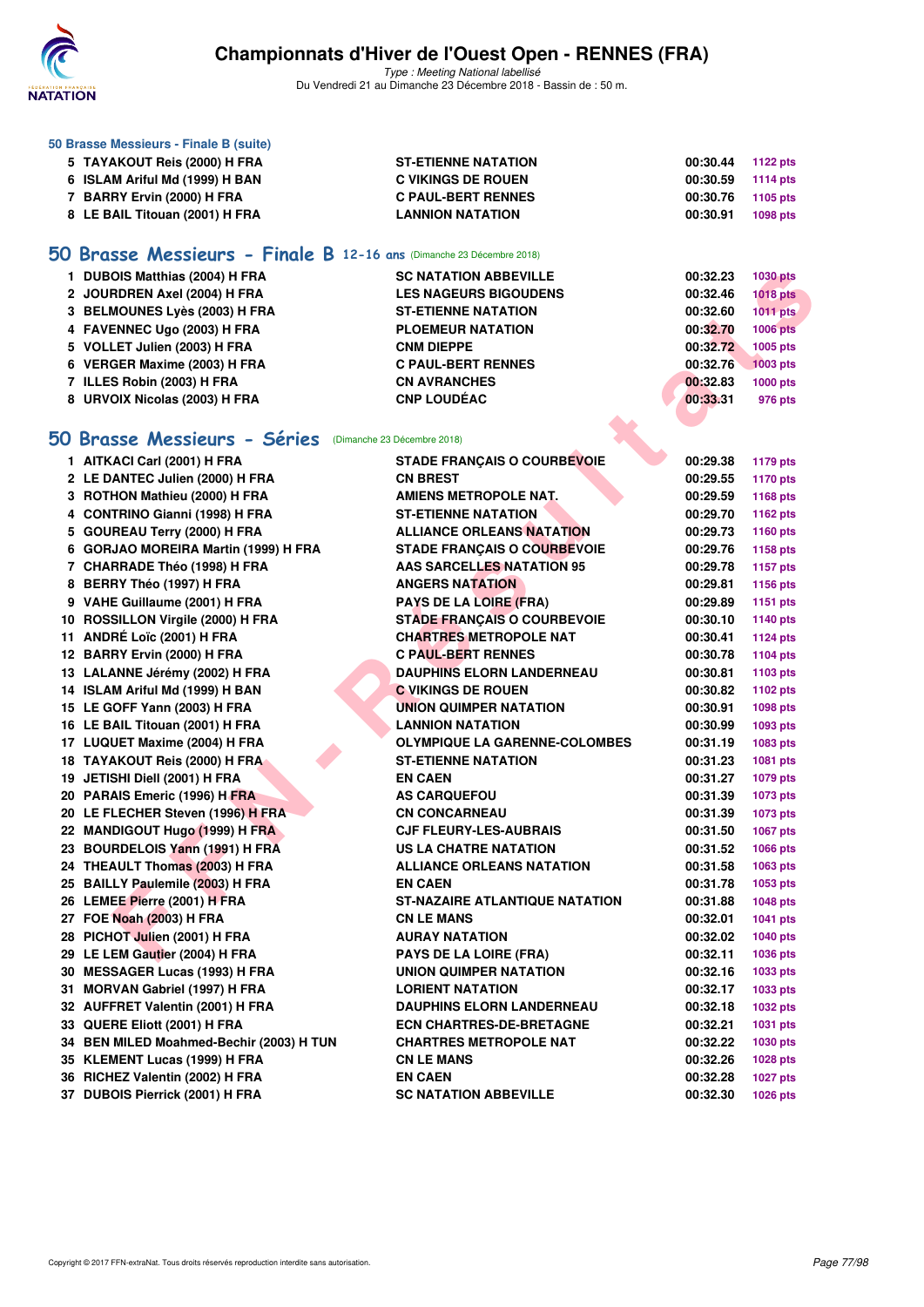### 50 Brasse Messieurs - Finale B (suite)

| | | | |
|---|---|---|---|
| 5 TAYAKOUT Reis (2000) H FRA | ST-ETIENNE NATATION | 00:30.44 | 1122 pts |
| 6 ISLAM Ariful Md (1999) H BAN | C VIKINGS DE ROUEN | 00:30.59 | 1114 pts |
| 7 BARRY Ervin (2000) H FRA | C PAUL-BERT RENNES | 00:30.76 | 1105 pts |
| 8 LE BAIL Titouan (2001) H FRA | LANNION NATATION | 00:30.91 | 1098 pts |

## 50 Brasse Messieurs - Finale B 12-16 ans (Dimanche 23 Décembre 2018)

| | | | |
|---|---|---|---|
| 1 DUBOIS Matthias (2004) H FRA | SC NATATION ABBEVILLE | 00:32.23 | 1030 pts |
| 2 JOURDREN Axel (2004) H FRA | LES NAGEURS BIGOUDENS | 00:32.46 | 1018 pts |
| 3 BELMOUNES Lyès (2003) H FRA | ST-ETIENNE NATATION | 00:32.60 | 1011 pts |
| 4 FAVENNEC Ugo (2003) H FRA | PLOEMEUR NATATION | 00:32.70 | 1006 pts |
| 5 VOLLET Julien (2003) H FRA | CNM DIEPPE | 00:32.72 | 1005 pts |
| 6 VERGER Maxime (2003) H FRA | C PAUL-BERT RENNES | 00:32.76 | 1003 pts |
| 7 ILLES Robin (2003) H FRA | CN AVRANCHES | 00:32.83 | 1000 pts |
| 8 URVOIX Nicolas (2003) H FRA | CNP LOUDÉAC | 00:33.31 | 976 pts |

## 50 Brasse Messieurs - Séries (Dimanche 23 Décembre 2018)

| | | | |
|---|---|---|---|
| 1 AITKACI Carl (2001) H FRA | STADE FRANÇAIS O COURBEVOIE | 00:29.38 | 1179 pts |
| 2 LE DANTEC Julien (2000) H FRA | CN BREST | 00:29.55 | 1170 pts |
| 3 ROTHON Mathieu (2000) H FRA | AMIENS METROPOLE NAT. | 00:29.59 | 1168 pts |
| 4 CONTRINO Gianni (1998) H FRA | ST-ETIENNE NATATION | 00:29.70 | 1162 pts |
| 5 GOUREAU Terry (2000) H FRA | ALLIANCE ORLEANS NATATION | 00:29.73 | 1160 pts |
| 6 GORJAO MOREIRA Martin (1999) H FRA | STADE FRANÇAIS O COURBEVOIE | 00:29.76 | 1158 pts |
| 7 CHARRADE Théo (1998) H FRA | AAS SARCELLES NATATION 95 | 00:29.78 | 1157 pts |
| 8 BERRY Théo (1997) H FRA | ANGERS NATATION | 00:29.81 | 1156 pts |
| 9 VAHE Guillaume (2001) H FRA | PAYS DE LA LOIRE (FRA) | 00:29.89 | 1151 pts |
| 10 ROSSILLON Virgile (2000) H FRA | STADE FRANÇAIS O COURBEVOIE | 00:30.10 | 1140 pts |
| 11 ANDRÉ Loïc (2001) H FRA | CHARTRES METROPOLE NAT | 00:30.41 | 1124 pts |
| 12 BARRY Ervin (2000) H FRA | C PAUL-BERT RENNES | 00:30.78 | 1104 pts |
| 13 LALANNE Jérémy (2002) H FRA | DAUPHINS ELORN LANDERNEAU | 00:30.81 | 1103 pts |
| 14 ISLAM Ariful Md (1999) H BAN | C VIKINGS DE ROUEN | 00:30.82 | 1102 pts |
| 15 LE GOFF Yann (2003) H FRA | UNION QUIMPER NATATION | 00:30.91 | 1098 pts |
| 16 LE BAIL Titouan (2001) H FRA | LANNION NATATION | 00:30.99 | 1093 pts |
| 17 LUQUET Maxime (2004) H FRA | OLYMPIQUE LA GARENNE-COLOMBES | 00:31.19 | 1083 pts |
| 18 TAYAKOUT Reis (2000) H FRA | ST-ETIENNE NATATION | 00:31.23 | 1081 pts |
| 19 JETISHI Diell (2001) H FRA | EN CAEN | 00:31.27 | 1079 pts |
| 20 PARAIS Emeric (1996) H FRA | AS CARQUEFOU | 00:31.39 | 1073 pts |
| 20 LE FLECHER Steven (1996) H FRA | CN CONCARNEAU | 00:31.39 | 1073 pts |
| 22 MANDIGOUT Hugo (1999) H FRA | CJF FLEURY-LES-AUBRAIS | 00:31.50 | 1067 pts |
| 23 BOURDELOIS Yann (1991) H FRA | US LA CHATRE NATATION | 00:31.52 | 1066 pts |
| 24 THEAULT Thomas (2003) H FRA | ALLIANCE ORLEANS NATATION | 00:31.58 | 1063 pts |
| 25 BAILLY Paulemile (2003) H FRA | EN CAEN | 00:31.78 | 1053 pts |
| 26 LEMEE Pierre (2001) H FRA | ST-NAZAIRE ATLANTIQUE NATATION | 00:31.88 | 1048 pts |
| 27 FOE Noah (2003) H FRA | CN LE MANS | 00:32.01 | 1041 pts |
| 28 PICHOT Julien (2001) H FRA | AURAY NATATION | 00:32.02 | 1040 pts |
| 29 LE LEM Gautier (2004) H FRA | PAYS DE LA LOIRE (FRA) | 00:32.11 | 1036 pts |
| 30 MESSAGER Lucas (1993) H FRA | UNION QUIMPER NATATION | 00:32.16 | 1033 pts |
| 31 MORVAN Gabriel (1997) H FRA | LORIENT NATATION | 00:32.17 | 1033 pts |
| 32 AUFFRET Valentin (2001) H FRA | DAUPHINS ELORN LANDERNEAU | 00:32.18 | 1032 pts |
| 33 QUERE Eliott (2001) H FRA | ECN CHARTRES-DE-BRETAGNE | 00:32.21 | 1031 pts |
| 34 BEN MILED Moahmed-Bechir (2003) H TUN | CHARTRES METROPOLE NAT | 00:32.22 | 1030 pts |
| 35 KLEMENT Lucas (1999) H FRA | CN LE MANS | 00:32.26 | 1028 pts |
| 36 RICHEZ Valentin (2002) H FRA | EN CAEN | 00:32.28 | 1027 pts |
| 37 DUBOIS Pierrick (2001) H FRA | SC NATATION ABBEVILLE | 00:32.30 | 1026 pts |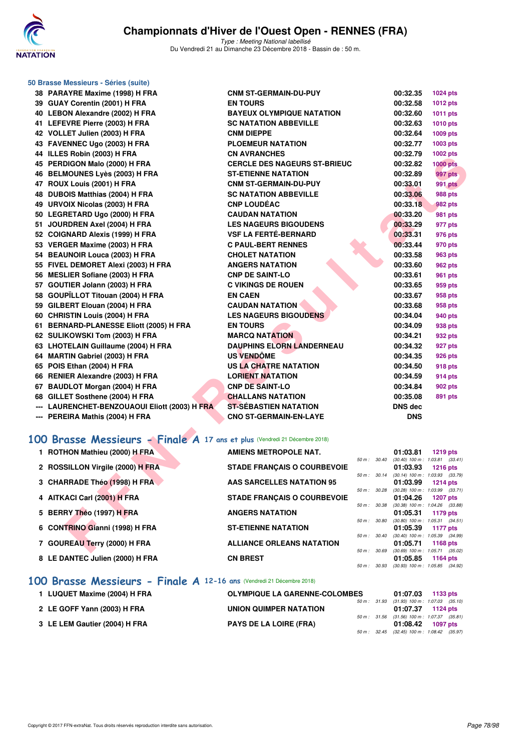### 50 Brasse Messieurs - Séries (suite)

| | | | | |
|---|---|---|---|---|
| 38 | PARAYRE Maxime (1998) H FRA | CNM ST-GERMAIN-DU-PUY | 00:32.35 | 1024 pts |
| 39 | GUAY Corentin (2001) H FRA | EN TOURS | 00:32.58 | 1012 pts |
| 40 | LEBON Alexandre (2002) H FRA | BAYEUX OLYMPIQUE NATATION | 00:32.60 | 1011 pts |
| 41 | LEFEVRE Pierre (2003) H FRA | SC NATATION ABBEVILLE | 00:32.63 | 1010 pts |
| 42 | VOLLET Julien (2003) H FRA | CNM DIEPPE | 00:32.64 | 1009 pts |
| 43 | FAVENNEC Ugo (2003) H FRA | PLOEMEUR NATATION | 00:32.77 | 1003 pts |
| 44 | ILLES Robin (2003) H FRA | CN AVRANCHES | 00:32.79 | 1002 pts |
| 45 | PERDIGON Malo (2000) H FRA | CERCLE DES NAGEURS ST-BRIEUC | 00:32.82 | 1000 pts |
| 46 | BELMOUNES Lyès (2003) H FRA | ST-ETIENNE NATATION | 00:32.89 | 997 pts |
| 47 | ROUX Louis (2001) H FRA | CNM ST-GERMAIN-DU-PUY | 00:33.01 | 991 pts |
| 48 | DUBOIS Matthias (2004) H FRA | SC NATATION ABBEVILLE | 00:33.06 | 988 pts |
| 49 | URVOIX Nicolas (2003) H FRA | CNP LOUDÉAC | 00:33.18 | 982 pts |
| 50 | LEGRETARD Ugo (2000) H FRA | CAUDAN NATATION | 00:33.20 | 981 pts |
| 51 | JOURDREN Axel (2004) H FRA | LES NAGEURS BIGOUDENS | 00:33.29 | 977 pts |
| 52 | COIGNARD Alexis (1999) H FRA | VSF LA FERTÉ-BERNARD | 00:33.31 | 976 pts |
| 53 | VERGER Maxime (2003) H FRA | C PAUL-BERT RENNES | 00:33.44 | 970 pts |
| 54 | BEAUNOIR Louca (2003) H FRA | CHOLET NATATION | 00:33.58 | 963 pts |
| 55 | FIVEL DEMORET Alexi (2003) H FRA | ANGERS NATATION | 00:33.60 | 962 pts |
| 56 | MESLIER Sofiane (2003) H FRA | CNP DE SAINT-LO | 00:33.61 | 961 pts |
| 57 | GOUTIER Jolann (2003) H FRA | C VIKINGS DE ROUEN | 00:33.65 | 959 pts |
| 58 | GOUPÏLLOT Titouan (2004) H FRA | EN CAEN | 00:33.67 | 958 pts |
| 59 | GILBERT Elouan (2004) H FRA | CAUDAN NATATION | 00:33.68 | 958 pts |
| 60 | CHRISTIN Louis (2004) H FRA | LES NAGEURS BIGOUDENS | 00:34.04 | 940 pts |
| 61 | BERNARD-PLANESSE Eliott (2005) H FRA | EN TOURS | 00:34.09 | 938 pts |
| 62 | SULIKOWSKI Tom (2003) H FRA | MARCQ NATATION | 00:34.21 | 932 pts |
| 63 | LHOTELAIN Guillaume (2004) H FRA | DAUPHINS ELORN LANDERNEAU | 00:34.32 | 927 pts |
| 64 | MARTIN Gabriel (2003) H FRA | US VENDÔME | 00:34.35 | 926 pts |
| 65 | POIS Ethan (2004) H FRA | US LA CHATRE NATATION | 00:34.50 | 918 pts |
| 66 | RENIER Alexandre (2003) H FRA | LORIENT NATATION | 00:34.59 | 914 pts |
| 67 | BAUDLOT Morgan (2004) H FRA | CNP DE SAINT-LO | 00:34.84 | 902 pts |
| 68 | GILLET Sosthene (2004) H FRA | CHALLANS NATATION | 00:35.08 | 891 pts |
| --- | LAURENCHET-BENZOUAOUI Eliott (2003) H FRA | ST-SÉBASTIEN NATATION | DNS dec | |
| --- | PEREIRA Mathis (2004) H FRA | CNO ST-GERMAIN-EN-LAYE | DNS | |

## 100 Brasse Messieurs - Finale A 17 ans et plus (Vendredi 21 Décembre 2018)

| | | | | | |
|---|---|---|---|---|---|
| 1 | ROTHON Mathieu (2000) H FRA | AMIENS METROPOLE NAT. | 01:03.81 | 1219 pts | 50 m : 30.40 (30.40) 100 m : 1:03.81 (33.41) |
| 2 | ROSSILLON Virgile (2000) H FRA | STADE FRANÇAIS O COURBEVOIE | 01:03.93 | 1216 pts | 50 m : 30.14 (30.14) 100 m : 1:03.93 (33.79) |
| 3 | CHARRADE Théo (1998) H FRA | AAS SARCELLES NATATION 95 | 01:03.99 | 1214 pts | 50 m : 30.28 (30.28) 100 m : 1:03.99 (33.71) |
| 4 | AITKACI Carl (2001) H FRA | STADE FRANÇAIS O COURBEVOIE | 01:04.26 | 1207 pts | 50 m : 30.38 (30.38) 100 m : 1:04.26 (33.88) |
| 5 | BERRY Théo (1997) H FRA | ANGERS NATATION | 01:05.31 | 1179 pts | 50 m : 30.80 (30.80) 100 m : 1:05.31 (34.51) |
| 6 | CONTRINO Gianni (1998) H FRA | ST-ETIENNE NATATION | 01:05.39 | 1177 pts | 50 m : 30.40 (30.40) 100 m : 1:05.39 (34.99) |
| 7 | GOUREAU Terry (2000) H FRA | ALLIANCE ORLEANS NATATION | 01:05.71 | 1168 pts | 50 m : 30.69 (30.69) 100 m : 1:05.71 (35.02) |
| 8 | LE DANTEC Julien (2000) H FRA | CN BREST | 01:05.85 | 1164 pts | 50 m : 30.93 (30.93) 100 m : 1:05.85 (34.92) |

## 100 Brasse Messieurs - Finale A 12-16 ans (Vendredi 21 Décembre 2018)

| | | | | | |
|---|---|---|---|---|---|
| 1 | LUQUET Maxime (2004) H FRA | OLYMPIQUE LA GARENNE-COLOMBES | 01:07.03 | 1133 pts | 50 m : 31.93 (31.93) 100 m : 1:07.03 (35.10) |
| 2 | LE GOFF Yann (2003) H FRA | UNION QUIMPER NATATION | 01:07.37 | 1124 pts | 50 m : 31.56 (31.56) 100 m : 1:07.37 (35.81) |
| 3 | LE LEM Gautier (2004) H FRA | PAYS DE LA LOIRE (FRA) | 01:08.42 | 1097 pts | 50 m : 32.45 (32.45) 100 m : 1:08.42 (35.97) |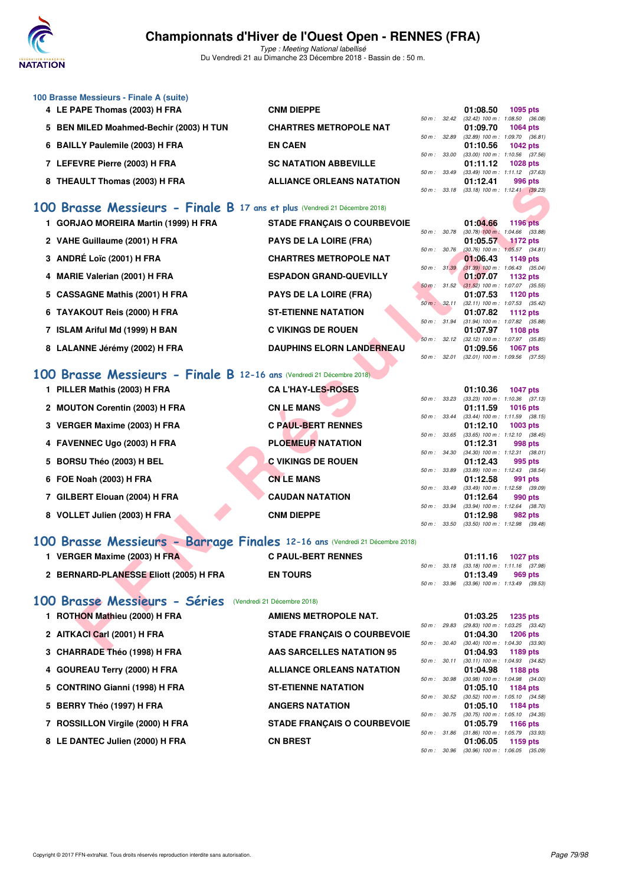### 100 Brasse Messieurs - Finale A (suite)

| Rg | Nom | Club | Temps | Pts | Splits |
|---|---|---|---|---|---|
| 4 | LE PAPE Thomas (2003) H FRA | CNM DIEPPE | 01:08.50 | 1095 pts | 50 m : 32.42 (32.42) 100 m : 1:08.50 (36.08) |
| 5 | BEN MILED Moahmed-Bechir (2003) H TUN | CHARTRES METROPOLE NAT | 01:09.70 | 1064 pts | 50 m : 32.89 (32.89) 100 m : 1:09.70 (36.81) |
| 6 | BAILLY Paulemile (2003) H FRA | EN CAEN | 01:10.56 | 1042 pts | 50 m : 33.00 (33.00) 100 m : 1:10.56 (37.56) |
| 7 | LEFEVRE Pierre (2003) H FRA | SC NATATION ABBEVILLE | 01:11.12 | 1028 pts | 50 m : 33.49 (33.49) 100 m : 1:11.12 (37.63) |
| 8 | THEAULT Thomas (2003) H FRA | ALLIANCE ORLEANS NATATION | 01:12.41 | 996 pts | 50 m : 33.18 (33.18) 100 m : 1:12.41 (39.23) |

## 100 Brasse Messieurs - Finale B 17 ans et plus (Vendredi 21 Décembre 2018)

| Rg | Nom | Club | Temps | Pts | Splits |
|---|---|---|---|---|---|
| 1 | GORJAO MOREIRA Martin (1999) H FRA | STADE FRANÇAIS O COURBEVOIE | 01:04.66 | 1196 pts | 50 m : 30.78 (30.78) 100 m : 1:04.66 (33.88) |
| 2 | VAHE Guillaume (2001) H FRA | PAYS DE LA LOIRE (FRA) | 01:05.57 | 1172 pts | 50 m : 30.76 (30.76) 100 m : 1:05.57 (34.81) |
| 3 | ANDRÉ Loïc (2001) H FRA | CHARTRES METROPOLE NAT | 01:06.43 | 1149 pts | 50 m : 31.39 (31.39) 100 m : 1:06.43 (35.04) |
| 4 | MARIE Valerian (2001) H FRA | ESPADON GRAND-QUEVILLY | 01:07.07 | 1132 pts | 50 m : 31.52 (31.52) 100 m : 1:07.07 (35.55) |
| 5 | CASSAGNE Mathis (2001) H FRA | PAYS DE LA LOIRE (FRA) | 01:07.53 | 1120 pts | 50 m : 32.11 (32.11) 100 m : 1:07.53 (35.42) |
| 6 | TAYAKOUT Reis (2000) H FRA | ST-ETIENNE NATATION | 01:07.82 | 1112 pts | 50 m : 31.94 (31.94) 100 m : 1:07.82 (35.88) |
| 7 | ISLAM Ariful Md (1999) H BAN | C VIKINGS DE ROUEN | 01:07.97 | 1108 pts | 50 m : 32.12 (32.12) 100 m : 1:07.97 (35.85) |
| 8 | LALANNE Jérémy (2002) H FRA | DAUPHINS ELORN LANDERNEAU | 01:09.56 | 1067 pts | 50 m : 32.01 (32.01) 100 m : 1:09.56 (37.55) |

## 100 Brasse Messieurs - Finale B 12-16 ans (Vendredi 21 Décembre 2018)

| Rg | Nom | Club | Temps | Pts | Splits |
|---|---|---|---|---|---|
| 1 | PILLER Mathis (2003) H FRA | CA L'HAY-LES-ROSES | 01:10.36 | 1047 pts | 50 m : 33.23 (33.23) 100 m : 1:10.36 (37.13) |
| 2 | MOUTON Corentin (2003) H FRA | CN LE MANS | 01:11.59 | 1016 pts | 50 m : 33.44 (33.44) 100 m : 1:11.59 (38.15) |
| 3 | VERGER Maxime (2003) H FRA | C PAUL-BERT RENNES | 01:12.10 | 1003 pts | 50 m : 33.65 (33.65) 100 m : 1:12.10 (38.45) |
| 4 | FAVENNEC Ugo (2003) H FRA | PLOEMEUR NATATION | 01:12.31 | 998 pts | 50 m : 34.30 (34.30) 100 m : 1:12.31 (38.01) |
| 5 | BORSU Théo (2003) H BEL | C VIKINGS DE ROUEN | 01:12.43 | 995 pts | 50 m : 33.89 (33.89) 100 m : 1:12.43 (38.54) |
| 6 | FOE Noah (2003) H FRA | CN LE MANS | 01:12.58 | 991 pts | 50 m : 33.49 (33.49) 100 m : 1:12.58 (39.09) |
| 7 | GILBERT Elouan (2004) H FRA | CAUDAN NATATION | 01:12.64 | 990 pts | 50 m : 33.94 (33.94) 100 m : 1:12.64 (38.70) |
| 8 | VOLLET Julien (2003) H FRA | CNM DIEPPE | 01:12.98 | 982 pts | 50 m : 33.50 (33.50) 100 m : 1:12.98 (39.48) |

## 100 Brasse Messieurs - Barrage Finales 12-16 ans (Vendredi 21 Décembre 2018)

| Rg | Nom | Club | Temps | Pts | Splits |
|---|---|---|---|---|---|
| 1 | VERGER Maxime (2003) H FRA | C PAUL-BERT RENNES | 01:11.16 | 1027 pts | 50 m : 33.18 (33.18) 100 m : 1:11.16 (37.98) |
| 2 | BERNARD-PLANESSE Eliott (2005) H FRA | EN TOURS | 01:13.49 | 969 pts | 50 m : 33.96 (33.96) 100 m : 1:13.49 (39.53) |

## 100 Brasse Messieurs - Séries (Vendredi 21 Décembre 2018)

| Rg | Nom | Club | Temps | Pts | Splits |
|---|---|---|---|---|---|
| 1 | ROTHON Mathieu (2000) H FRA | AMIENS METROPOLE NAT. | 01:03.25 | 1235 pts | 50 m : 29.83 (29.83) 100 m : 1:03.25 (33.42) |
| 2 | AITKACI Carl (2001) H FRA | STADE FRANÇAIS O COURBEVOIE | 01:04.30 | 1206 pts | 50 m : 30.40 (30.40) 100 m : 1:04.30 (33.90) |
| 3 | CHARRADE Théo (1998) H FRA | AAS SARCELLES NATATION 95 | 01:04.93 | 1189 pts | 50 m : 30.11 (30.11) 100 m : 1:04.93 (34.82) |
| 4 | GOUREAU Terry (2000) H FRA | ALLIANCE ORLEANS NATATION | 01:04.98 | 1188 pts | 50 m : 30.98 (30.98) 100 m : 1:04.98 (34.00) |
| 5 | CONTRINO Gianni (1998) H FRA | ST-ETIENNE NATATION | 01:05.10 | 1184 pts | 50 m : 30.52 (30.52) 100 m : 1:05.10 (34.58) |
| 5 | BERRY Théo (1997) H FRA | ANGERS NATATION | 01:05.10 | 1184 pts | 50 m : 30.75 (30.75) 100 m : 1:05.10 (34.35) |
| 7 | ROSSILLON Virgile (2000) H FRA | STADE FRANÇAIS O COURBEVOIE | 01:05.79 | 1166 pts | 50 m : 31.86 (31.86) 100 m : 1:05.79 (33.93) |
| 8 | LE DANTEC Julien (2000) H FRA | CN BREST | 01:06.05 | 1159 pts | 50 m : 30.96 (30.96) 100 m : 1:06.05 (35.09) |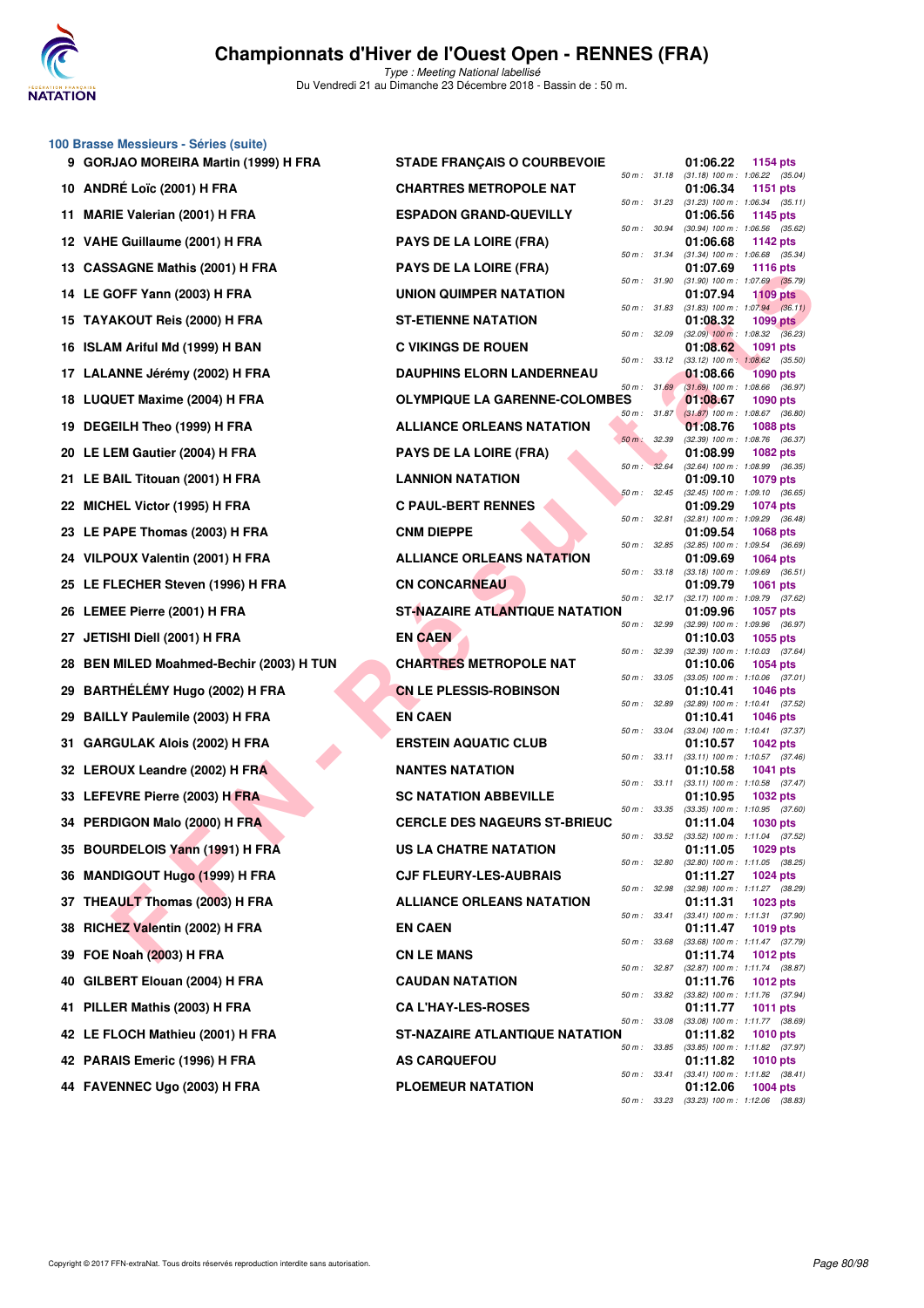# Championnats d'Hiver de l'Ouest Open - RENNES (FRA)

*Type : Meeting National labellisé*

Du Vendredi 21 au Dimanche 23 Décembre 2018 - Bassin de : 50 m.

## 100 Brasse Messieurs - Séries (suite)

| Rang | Nom | Club | Temps | Points | Splits |
|---|---|---|---|---|---|
| 9 | GORJAO MOREIRA Martin (1999) H FRA | STADE FRANÇAIS O COURBEVOIE | 01:06.22 | 1154 pts | 50 m : 31.18 (31.18) 100 m : 1:06.22 (35.04) |
| 10 | ANDRÉ Loïc (2001) H FRA | CHARTRES METROPOLE NAT | 01:06.34 | 1151 pts | 50 m : 31.23 (31.23) 100 m : 1:06.34 (35.11) |
| 11 | MARIE Valerian (2001) H FRA | ESPADON GRAND-QUEVILLY | 01:06.56 | 1145 pts | 50 m : 30.94 (30.94) 100 m : 1:06.56 (35.62) |
| 12 | VAHE Guillaume (2001) H FRA | PAYS DE LA LOIRE (FRA) | 01:06.68 | 1142 pts | 50 m : 31.34 (31.34) 100 m : 1:06.68 (35.34) |
| 13 | CASSAGNE Mathis (2001) H FRA | PAYS DE LA LOIRE (FRA) | 01:07.69 | 1116 pts | 50 m : 31.90 (31.90) 100 m : 1:07.69 (35.79) |
| 14 | LE GOFF Yann (2003) H FRA | UNION QUIMPER NATATION | 01:07.94 | 1109 pts | 50 m : 31.83 (31.83) 100 m : 1:07.94 (36.11) |
| 15 | TAYAKOUT Reis (2000) H FRA | ST-ETIENNE NATATION | 01:08.32 | 1099 pts | 50 m : 32.09 (32.09) 100 m : 1:08.32 (36.23) |
| 16 | ISLAM Ariful Md (1999) H BAN | C VIKINGS DE ROUEN | 01:08.62 | 1091 pts | 50 m : 33.12 (33.12) 100 m : 1:08.62 (35.50) |
| 17 | LALANNE Jérémy (2002) H FRA | DAUPHINS ELORN LANDERNEAU | 01:08.66 | 1090 pts | 50 m : 31.69 (31.69) 100 m : 1:08.66 (36.97) |
| 18 | LUQUET Maxime (2004) H FRA | OLYMPIQUE LA GARENNE-COLOMBES | 01:08.67 | 1090 pts | 50 m : 31.87 (31.87) 100 m : 1:08.67 (36.80) |
| 19 | DEGEILH Theo (1999) H FRA | ALLIANCE ORLEANS NATATION | 01:08.76 | 1088 pts | 50 m : 32.39 (32.39) 100 m : 1:08.76 (36.37) |
| 20 | LE LEM Gautier (2004) H FRA | PAYS DE LA LOIRE (FRA) | 01:08.99 | 1082 pts | 50 m : 32.64 (32.64) 100 m : 1:08.99 (36.35) |
| 21 | LE BAIL Titouan (2001) H FRA | LANNION NATATION | 01:09.10 | 1079 pts | 50 m : 32.45 (32.45) 100 m : 1:09.10 (36.65) |
| 22 | MICHEL Victor (1995) H FRA | C PAUL-BERT RENNES | 01:09.29 | 1074 pts | 50 m : 32.81 (32.81) 100 m : 1:09.29 (36.48) |
| 23 | LE PAPE Thomas (2003) H FRA | CNM DIEPPE | 01:09.54 | 1068 pts | 50 m : 32.85 (32.85) 100 m : 1:09.54 (36.69) |
| 24 | VILPOUX Valentin (2001) H FRA | ALLIANCE ORLEANS NATATION | 01:09.69 | 1064 pts | 50 m : 33.18 (33.18) 100 m : 1:09.69 (36.51) |
| 25 | LE FLECHER Steven (1996) H FRA | CN CONCARNEAU | 01:09.79 | 1061 pts | 50 m : 32.17 (32.17) 100 m : 1:09.79 (37.62) |
| 26 | LEMEE Pierre (2001) H FRA | ST-NAZAIRE ATLANTIQUE NATATION | 01:09.96 | 1057 pts | 50 m : 32.99 (32.99) 100 m : 1:09.96 (36.97) |
| 27 | JETISHI Diell (2001) H FRA | EN CAEN | 01:10.03 | 1055 pts | 50 m : 32.39 (32.39) 100 m : 1:10.03 (37.64) |
| 28 | BEN MILED Moahmed-Bechir (2003) H TUN | CHARTRES METROPOLE NAT | 01:10.06 | 1054 pts | 50 m : 33.05 (33.05) 100 m : 1:10.06 (37.01) |
| 29 | BARTHÉLÉMY Hugo (2002) H FRA | CN LE PLESSIS-ROBINSON | 01:10.41 | 1046 pts | 50 m : 32.89 (32.89) 100 m : 1:10.41 (37.52) |
| 29 | BAILLY Paulemile (2003) H FRA | EN CAEN | 01:10.41 | 1046 pts | 50 m : 33.04 (33.04) 100 m : 1:10.41 (37.37) |
| 31 | GARGULAK Alois (2002) H FRA | ERSTEIN AQUATIC CLUB | 01:10.57 | 1042 pts | 50 m : 33.11 (33.11) 100 m : 1:10.57 (37.46) |
| 32 | LEROUX Leandre (2002) H FRA | NANTES NATATION | 01:10.58 | 1041 pts | 50 m : 33.11 (33.11) 100 m : 1:10.58 (37.47) |
| 33 | LEFEVRE Pierre (2003) H FRA | SC NATATION ABBEVILLE | 01:10.95 | 1032 pts | 50 m : 33.35 (33.35) 100 m : 1:10.95 (37.60) |
| 34 | PERDIGON Malo (2000) H FRA | CERCLE DES NAGEURS ST-BRIEUC | 01:11.04 | 1030 pts | 50 m : 33.52 (33.52) 100 m : 1:11.04 (37.52) |
| 35 | BOURDELOIS Yann (1991) H FRA | US LA CHATRE NATATION | 01:11.05 | 1029 pts | 50 m : 32.80 (32.80) 100 m : 1:11.05 (38.25) |
| 36 | MANDIGOUT Hugo (1999) H FRA | CJF FLEURY-LES-AUBRAIS | 01:11.27 | 1024 pts | 50 m : 32.98 (32.98) 100 m : 1:11.27 (38.29) |
| 37 | THEAULT Thomas (2003) H FRA | ALLIANCE ORLEANS NATATION | 01:11.31 | 1023 pts | 50 m : 33.41 (33.41) 100 m : 1:11.31 (37.90) |
| 38 | RICHEZ Valentin (2002) H FRA | EN CAEN | 01:11.47 | 1019 pts | 50 m : 33.68 (33.68) 100 m : 1:11.47 (37.79) |
| 39 | FOE Noah (2003) H FRA | CN LE MANS | 01:11.74 | 1012 pts | 50 m : 32.87 (32.87) 100 m : 1:11.74 (38.87) |
| 40 | GILBERT Elouan (2004) H FRA | CAUDAN NATATION | 01:11.76 | 1012 pts | 50 m : 33.82 (33.82) 100 m : 1:11.76 (37.94) |
| 41 | PILLER Mathis (2003) H FRA | CA L'HAY-LES-ROSES | 01:11.77 | 1011 pts | 50 m : 33.08 (33.08) 100 m : 1:11.77 (38.69) |
| 42 | LE FLOCH Mathieu (2001) H FRA | ST-NAZAIRE ATLANTIQUE NATATION | 01:11.82 | 1010 pts | 50 m : 33.85 (33.85) 100 m : 1:11.82 (37.97) |
| 42 | PARAIS Emeric (1996) H FRA | AS CARQUEFOU | 01:11.82 | 1010 pts | 50 m : 33.41 (33.41) 100 m : 1:11.82 (38.41) |
| 44 | FAVENNEC Ugo (2003) H FRA | PLOEMEUR NATATION | 01:12.06 | 1004 pts | 50 m : 33.23 (33.23) 100 m : 1:12.06 (38.83) |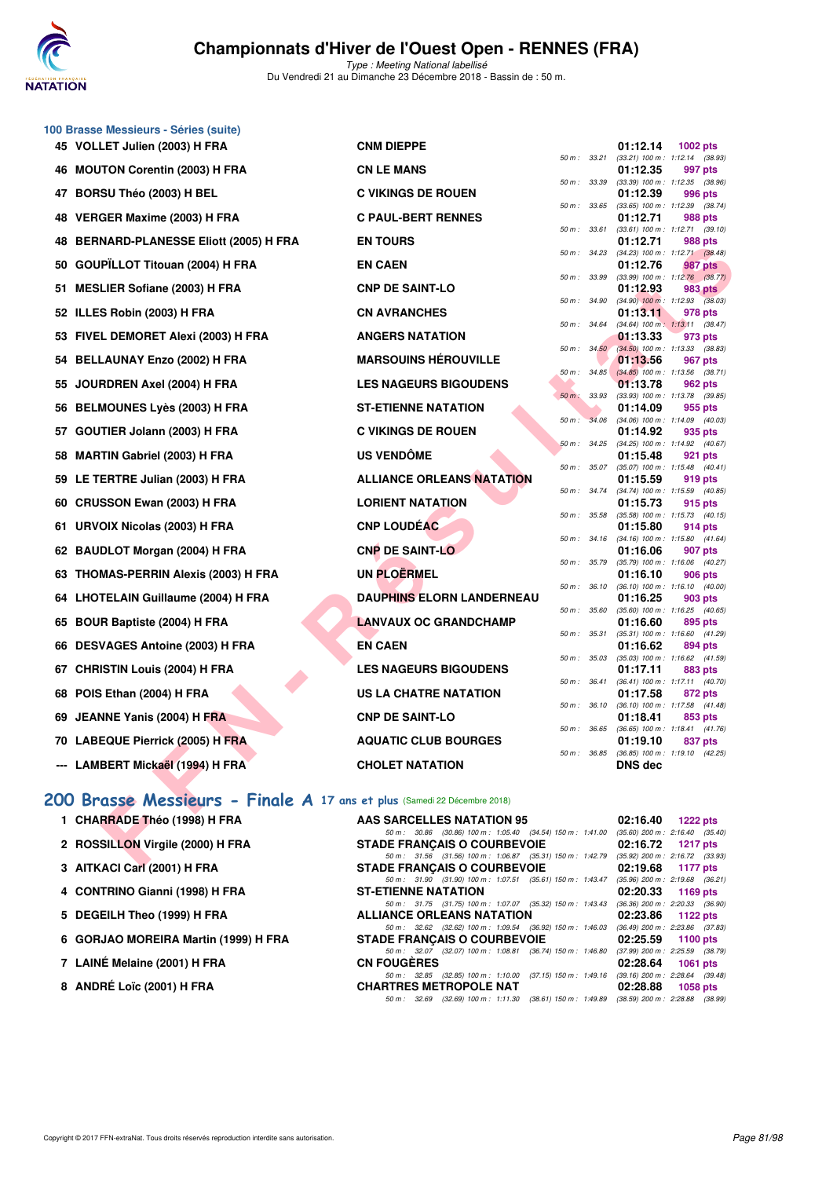# Championnats d'Hiver de l'Ouest Open - RENNES (FRA)

*Type : Meeting National labellisé*
Du Vendredi 21 au Dimanche 23 Décembre 2018 - Bassin de : 50 m.

## 100 Brasse Messieurs - Séries (suite)

| Rang | Nom | Club | Temps | Points | Splits |
|---|---|---|---|---|---|
| 45 | VOLLET Julien (2003) H FRA | CNM DIEPPE | 01:12.14 | 1002 pts | 50 m : 33.21 (33.21) 100 m : 1:12.14 (38.93) |
| 46 | MOUTON Corentin (2003) H FRA | CN LE MANS | 01:12.35 | 997 pts | 50 m : 33.39 (33.39) 100 m : 1:12.35 (38.96) |
| 47 | BORSU Théo (2003) H BEL | C VIKINGS DE ROUEN | 01:12.39 | 996 pts | 50 m : 33.65 (33.65) 100 m : 1:12.39 (38.74) |
| 48 | VERGER Maxime (2003) H FRA | C PAUL-BERT RENNES | 01:12.71 | 988 pts | 50 m : 33.61 (33.61) 100 m : 1:12.71 (39.10) |
| 48 | BERNARD-PLANESSE Eliott (2005) H FRA | EN TOURS | 01:12.71 | 988 pts | 50 m : 34.23 (34.23) 100 m : 1:12.71 (38.48) |
| 50 | GOUPÏLLOT Titouan (2004) H FRA | EN CAEN | 01:12.76 | 987 pts | 50 m : 33.99 (33.99) 100 m : 1:12.76 (38.77) |
| 51 | MESLIER Sofiane (2003) H FRA | CNP DE SAINT-LO | 01:12.93 | 983 pts | 50 m : 34.90 (34.90) 100 m : 1:12.93 (38.03) |
| 52 | ILLES Robin (2003) H FRA | CN AVRANCHES | 01:13.11 | 978 pts | 50 m : 34.64 (34.64) 100 m : 1:13.11 (38.47) |
| 53 | FIVEL DEMORET Alexi (2003) H FRA | ANGERS NATATION | 01:13.33 | 973 pts | 50 m : 34.50 (34.50) 100 m : 1:13.33 (38.83) |
| 54 | BELLAUNAY Enzo (2002) H FRA | MARSOUINS HÉROUVILLE | 01:13.56 | 967 pts | 50 m : 34.85 (34.85) 100 m : 1:13.56 (38.71) |
| 55 | JOURDREN Axel (2004) H FRA | LES NAGEURS BIGOUDENS | 01:13.78 | 962 pts | 50 m : 33.93 (33.93) 100 m : 1:13.78 (39.85) |
| 56 | BELMOUNES Lyès (2003) H FRA | ST-ETIENNE NATATION | 01:14.09 | 955 pts | 50 m : 34.06 (34.06) 100 m : 1:14.09 (40.03) |
| 57 | GOUTIER Jolann (2003) H FRA | C VIKINGS DE ROUEN | 01:14.92 | 935 pts | 50 m : 34.25 (34.25) 100 m : 1:14.92 (40.67) |
| 58 | MARTIN Gabriel (2003) H FRA | US VENDÔME | 01:15.48 | 921 pts | 50 m : 35.07 (35.07) 100 m : 1:15.48 (40.41) |
| 59 | LE TERTRE Julian (2003) H FRA | ALLIANCE ORLEANS NATATION | 01:15.59 | 919 pts | 50 m : 34.74 (34.74) 100 m : 1:15.59 (40.85) |
| 60 | CRUSSON Ewan (2003) H FRA | LORIENT NATATION | 01:15.73 | 915 pts | 50 m : 35.58 (35.58) 100 m : 1:15.73 (40.15) |
| 61 | URVOIX Nicolas (2003) H FRA | CNP LOUDÉAC | 01:15.80 | 914 pts | 50 m : 34.16 (34.16) 100 m : 1:15.80 (41.64) |
| 62 | BAUDLOT Morgan (2004) H FRA | CNP DE SAINT-LO | 01:16.06 | 907 pts | 50 m : 35.79 (35.79) 100 m : 1:16.06 (40.27) |
| 63 | THOMAS-PERRIN Alexis (2003) H FRA | UN PLOËRMEL | 01:16.10 | 906 pts | 50 m : 36.10 (36.10) 100 m : 1:16.10 (40.00) |
| 64 | LHOTELAIN Guillaume (2004) H FRA | DAUPHINS ELORN LANDERNEAU | 01:16.25 | 903 pts | 50 m : 35.60 (35.60) 100 m : 1:16.25 (40.65) |
| 65 | BOUR Baptiste (2004) H FRA | LANVAUX OC GRANDCHAMP | 01:16.60 | 895 pts | 50 m : 35.31 (35.31) 100 m : 1:16.60 (41.29) |
| 66 | DESVAGES Antoine (2003) H FRA | EN CAEN | 01:16.62 | 894 pts | 50 m : 35.03 (35.03) 100 m : 1:16.62 (41.59) |
| 67 | CHRISTIN Louis (2004) H FRA | LES NAGEURS BIGOUDENS | 01:17.11 | 883 pts | 50 m : 36.41 (36.41) 100 m : 1:17.11 (40.70) |
| 68 | POIS Ethan (2004) H FRA | US LA CHATRE NATATION | 01:17.58 | 872 pts | 50 m : 36.10 (36.10) 100 m : 1:17.58 (41.48) |
| 69 | JEANNE Yanis (2004) H FRA | CNP DE SAINT-LO | 01:18.41 | 853 pts | 50 m : 36.65 (36.65) 100 m : 1:18.41 (41.76) |
| 70 | LABEQUE Pierrick (2005) H FRA | AQUATIC CLUB BOURGES | 01:19.10 | 837 pts | 50 m : 36.85 (36.85) 100 m : 1:19.10 (42.25) |
| --- | LAMBERT Mickaël (1994) H FRA | CHOLET NATATION | DNS dec | | |

## 200 Brasse Messieurs - Finale A 17 ans et plus (Samedi 22 Décembre 2018)

| Rang | Nom | Club | Temps | Points | Splits |
|---|---|---|---|---|---|
| 1 | CHARRADE Théo (1998) H FRA | AAS SARCELLES NATATION 95 | 02:16.40 | 1222 pts | 50 m : 30.86 (30.86) 100 m : 1:05.40 (34.54) 150 m : 1:41.00 (35.60) 200 m : 2:16.40 (35.40) |
| 2 | ROSSILLON Virgile (2000) H FRA | STADE FRANÇAIS O COURBEVOIE | 02:16.72 | 1217 pts | 50 m : 31.56 (31.56) 100 m : 1:06.87 (35.31) 150 m : 1:42.79 (35.92) 200 m : 2:16.72 (33.93) |
| 3 | AITKACI Carl (2001) H FRA | STADE FRANÇAIS O COURBEVOIE | 02:19.68 | 1177 pts | 50 m : 31.90 (31.90) 100 m : 1:07.51 (35.61) 150 m : 1:43.47 (35.96) 200 m : 2:19.68 (36.21) |
| 4 | CONTRINO Gianni (1998) H FRA | ST-ETIENNE NATATION | 02:20.33 | 1169 pts | 50 m : 31.75 (31.75) 100 m : 1:07.07 (35.32) 150 m : 1:43.43 (36.36) 200 m : 2:20.33 (36.90) |
| 5 | DEGEILH Theo (1999) H FRA | ALLIANCE ORLEANS NATATION | 02:23.86 | 1122 pts | 50 m : 32.62 (32.62) 100 m : 1:09.54 (36.92) 150 m : 1:46.03 (36.49) 200 m : 2:23.86 (37.83) |
| 6 | GORJAO MOREIRA Martin (1999) H FRA | STADE FRANÇAIS O COURBEVOIE | 02:25.59 | 1100 pts | 50 m : 32.07 (32.07) 100 m : 1:08.81 (36.74) 150 m : 1:46.80 (37.99) 200 m : 2:25.59 (38.79) |
| 7 | LAINÉ Melaine (2001) H FRA | CN FOUGÈRES | 02:28.64 | 1061 pts | 50 m : 32.85 (32.85) 100 m : 1:10.00 (37.15) 150 m : 1:49.16 (39.16) 200 m : 2:28.64 (39.48) |
| 8 | ANDRÉ Loïc (2001) H FRA | CHARTRES METROPOLE NAT | 02:28.88 | 1058 pts | 50 m : 32.69 (32.69) 100 m : 1:11.30 (38.61) 150 m : 1:49.89 (38.59) 200 m : 2:28.88 (38.99) |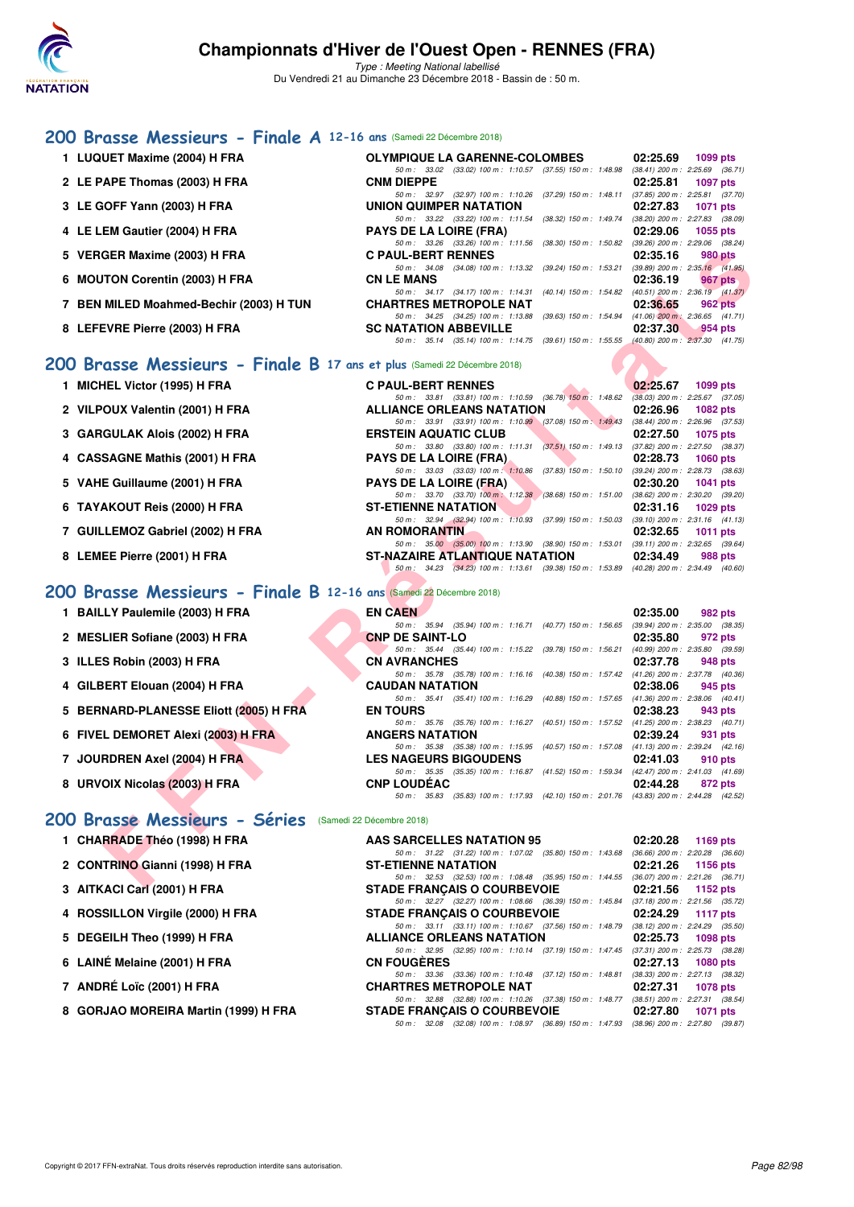# Championnats d'Hiver de l'Ouest Open - RENNES (FRA)

*Type : Meeting National labellisé*

Du Vendredi 21 au Dimanche 23 Décembre 2018 - Bassin de : 50 m.

## 200 Brasse Messieurs - Finale A 12-16 ans (Samedi 22 Décembre 2018)

| Rang | Nom | Club | Temps | Points |
|---|---|---|---|---|
| 1 | LUQUET Maxime (2004) H FRA | OLYMPIQUE LA GARENNE-COLOMBES | 02:25.69 | 1099 pts |
| | | 50 m : 33.02 (33.02) 100 m : 1:10.57 (37.55) 150 m : 1:48.98 (38.41) 200 m : 2:25.69 (36.71) | | |
| 2 | LE PAPE Thomas (2003) H FRA | CNM DIEPPE | 02:25.81 | 1097 pts |
| | | 50 m : 32.97 (32.97) 100 m : 1:10.26 (37.29) 150 m : 1:48.11 (37.85) 200 m : 2:25.81 (37.70) | | |
| 3 | LE GOFF Yann (2003) H FRA | UNION QUIMPER NATATION | 02:27.83 | 1071 pts |
| | | 50 m : 33.22 (33.22) 100 m : 1:11.54 (38.32) 150 m : 1:49.74 (38.20) 200 m : 2:27.83 (38.09) | | |
| 4 | LE LEM Gautier (2004) H FRA | PAYS DE LA LOIRE (FRA) | 02:29.06 | 1055 pts |
| | | 50 m : 33.26 (33.26) 100 m : 1:11.56 (38.30) 150 m : 1:50.82 (39.26) 200 m : 2:29.06 (38.24) | | |
| 5 | VERGER Maxime (2003) H FRA | C PAUL-BERT RENNES | 02:35.16 | 980 pts |
| | | 50 m : 34.08 (34.08) 100 m : 1:13.32 (39.24) 150 m : 1:53.21 (39.89) 200 m : 2:35.16 (41.95) | | |
| 6 | MOUTON Corentin (2003) H FRA | CN LE MANS | 02:36.19 | 967 pts |
| | | 50 m : 34.17 (34.17) 100 m : 1:14.31 (40.14) 150 m : 1:54.82 (40.51) 200 m : 2:36.19 (41.37) | | |
| 7 | BEN MILED Moahmed-Bechir (2003) H TUN | CHARTRES METROPOLE NAT | 02:36.65 | 962 pts |
| | | 50 m : 34.25 (34.25) 100 m : 1:13.88 (39.63) 150 m : 1:54.94 (41.06) 200 m : 2:36.65 (41.71) | | |
| 8 | LEFEVRE Pierre (2003) H FRA | SC NATATION ABBEVILLE | 02:37.30 | 954 pts |
| | | 50 m : 35.14 (35.14) 100 m : 1:14.75 (39.61) 150 m : 1:55.55 (40.80) 200 m : 2:37.30 (41.75) | | |

## 200 Brasse Messieurs - Finale B 17 ans et plus (Samedi 22 Décembre 2018)

| Rang | Nom | Club | Temps | Points |
|---|---|---|---|---|
| 1 | MICHEL Victor (1995) H FRA | C PAUL-BERT RENNES | 02:25.67 | 1099 pts |
| | | 50 m : 33.81 (33.81) 100 m : 1:10.59 (36.78) 150 m : 1:48.62 (38.03) 200 m : 2:25.67 (37.05) | | |
| 2 | VILPOUX Valentin (2001) H FRA | ALLIANCE ORLEANS NATATION | 02:26.96 | 1082 pts |
| | | 50 m : 33.91 (33.91) 100 m : 1:10.99 (37.08) 150 m : 1:49.43 (38.44) 200 m : 2:26.96 (37.53) | | |
| 3 | GARGULAK Alois (2002) H FRA | ERSTEIN AQUATIC CLUB | 02:27.50 | 1075 pts |
| | | 50 m : 33.80 (33.80) 100 m : 1:11.31 (37.51) 150 m : 1:49.13 (37.82) 200 m : 2:27.50 (38.37) | | |
| 4 | CASSAGNE Mathis (2001) H FRA | PAYS DE LA LOIRE (FRA) | 02:28.73 | 1060 pts |
| | | 50 m : 33.03 (33.03) 100 m : 1:10.86 (37.83) 150 m : 1:50.10 (39.24) 200 m : 2:28.73 (38.63) | | |
| 5 | VAHE Guillaume (2001) H FRA | PAYS DE LA LOIRE (FRA) | 02:30.20 | 1041 pts |
| | | 50 m : 33.70 (33.70) 100 m : 1:12.38 (38.68) 150 m : 1:51.00 (38.62) 200 m : 2:30.20 (39.20) | | |
| 6 | TAYAKOUT Reis (2000) H FRA | ST-ETIENNE NATATION | 02:31.16 | 1029 pts |
| | | 50 m : 32.94 (32.94) 100 m : 1:10.93 (37.99) 150 m : 1:50.03 (39.10) 200 m : 2:31.16 (41.13) | | |
| 7 | GUILLEMOZ Gabriel (2002) H FRA | AN ROMORANTIN | 02:32.65 | 1011 pts |
| | | 50 m : 35.00 (35.00) 100 m : 1:13.90 (38.90) 150 m : 1:53.01 (39.11) 200 m : 2:32.65 (39.64) | | |
| 8 | LEMEE Pierre (2001) H FRA | ST-NAZAIRE ATLANTIQUE NATATION | 02:34.49 | 988 pts |
| | | 50 m : 34.23 (34.23) 100 m : 1:13.61 (39.38) 150 m : 1:53.89 (40.28) 200 m : 2:34.49 (40.60) | | |

## 200 Brasse Messieurs - Finale B 12-16 ans (Samedi 22 Décembre 2018)

| Rang | Nom | Club | Temps | Points |
|---|---|---|---|---|
| 1 | BAILLY Paulemile (2003) H FRA | EN CAEN | 02:35.00 | 982 pts |
| | | 50 m : 35.94 (35.94) 100 m : 1:16.71 (40.77) 150 m : 1:56.65 (39.94) 200 m : 2:35.00 (38.35) | | |
| 2 | MESLIER Sofiane (2003) H FRA | CNP DE SAINT-LO | 02:35.80 | 972 pts |
| | | 50 m : 35.44 (35.44) 100 m : 1:15.22 (39.78) 150 m : 1:56.21 (40.99) 200 m : 2:35.80 (39.59) | | |
| 3 | ILLES Robin (2003) H FRA | CN AVRANCHES | 02:37.78 | 948 pts |
| | | 50 m : 35.78 (35.78) 100 m : 1:16.16 (40.38) 150 m : 1:57.42 (41.26) 200 m : 2:37.78 (40.36) | | |
| 4 | GILBERT Elouan (2004) H FRA | CAUDAN NATATION | 02:38.06 | 945 pts |
| | | 50 m : 35.41 (35.41) 100 m : 1:16.29 (40.88) 150 m : 1:57.65 (41.36) 200 m : 2:38.06 (40.41) | | |
| 5 | BERNARD-PLANESSE Eliott (2005) H FRA | EN TOURS | 02:38.23 | 943 pts |
| | | 50 m : 35.76 (35.76) 100 m : 1:16.27 (40.51) 150 m : 1:57.52 (41.25) 200 m : 2:38.23 (40.71) | | |
| 6 | FIVEL DEMORET Alexi (2003) H FRA | ANGERS NATATION | 02:39.24 | 931 pts |
| | | 50 m : 35.38 (35.38) 100 m : 1:15.95 (40.57) 150 m : 1:57.08 (41.13) 200 m : 2:39.24 (42.16) | | |
| 7 | JOURDREN Axel (2004) H FRA | LES NAGEURS BIGOUDENS | 02:41.03 | 910 pts |
| | | 50 m : 35.35 (35.35) 100 m : 1:16.87 (41.52) 150 m : 1:59.34 (42.47) 200 m : 2:41.03 (41.69) | | |
| 8 | URVOIX Nicolas (2003) H FRA | CNP LOUDÉAC | 02:44.28 | 872 pts |
| | | 50 m : 35.83 (35.83) 100 m : 1:17.93 (42.10) 150 m : 2:01.76 (43.83) 200 m : 2:44.28 (42.52) | | |

## 200 Brasse Messieurs - Séries (Samedi 22 Décembre 2018)

| Rang | Nom | Club | Temps | Points |
|---|---|---|---|---|
| 1 | CHARRADE Théo (1998) H FRA | AAS SARCELLES NATATION 95 | 02:20.28 | 1169 pts |
| | | 50 m : 31.22 (31.22) 100 m : 1:07.02 (35.80) 150 m : 1:43.68 (36.66) 200 m : 2:20.28 (36.60) | | |
| 2 | CONTRINO Gianni (1998) H FRA | ST-ETIENNE NATATION | 02:21.26 | 1156 pts |
| | | 50 m : 32.53 (32.53) 100 m : 1:08.48 (35.95) 150 m : 1:44.55 (36.07) 200 m : 2:21.26 (36.71) | | |
| 3 | AITKACI Carl (2001) H FRA | STADE FRANÇAIS O COURBEVOIE | 02:21.56 | 1152 pts |
| | | 50 m : 32.27 (32.27) 100 m : 1:08.66 (36.39) 150 m : 1:45.84 (37.18) 200 m : 2:21.56 (35.72) | | |
| 4 | ROSSILLON Virgile (2000) H FRA | STADE FRANÇAIS O COURBEVOIE | 02:24.29 | 1117 pts |
| | | 50 m : 33.11 (33.11) 100 m : 1:10.67 (37.56) 150 m : 1:48.79 (38.12) 200 m : 2:24.29 (35.50) | | |
| 5 | DEGEILH Theo (1999) H FRA | ALLIANCE ORLEANS NATATION | 02:25.73 | 1098 pts |
| | | 50 m : 32.95 (32.95) 100 m : 1:10.14 (37.19) 150 m : 1:47.45 (37.31) 200 m : 2:25.73 (38.28) | | |
| 6 | LAINÉ Melaine (2001) H FRA | CN FOUGÈRES | 02:27.13 | 1080 pts |
| | | 50 m : 33.36 (33.36) 100 m : 1:10.48 (37.12) 150 m : 1:48.81 (38.33) 200 m : 2:27.13 (38.32) | | |
| 7 | ANDRÉ Loïc (2001) H FRA | CHARTRES METROPOLE NAT | 02:27.31 | 1078 pts |
| | | 50 m : 32.88 (32.88) 100 m : 1:10.26 (37.38) 150 m : 1:48.77 (38.51) 200 m : 2:27.31 (38.54) | | |
| 8 | GORJAO MOREIRA Martin (1999) H FRA | STADE FRANÇAIS O COURBEVOIE | 02:27.80 | 1071 pts |
| | | 50 m : 32.08 (32.08) 100 m : 1:08.97 (36.89) 150 m : 1:47.93 (38.96) 200 m : 2:27.80 (39.87) | | |

Copyright © 2017 FFN-extraNat. Tous droits réservés reproduction interdite sans autorisation.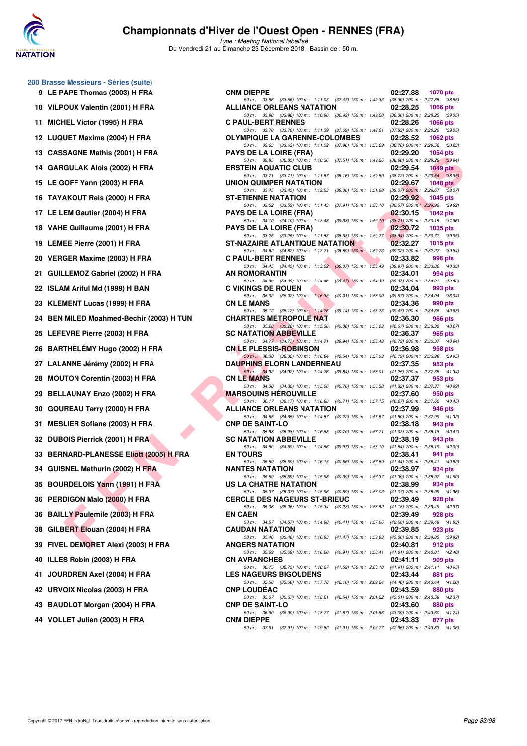## 200 Brasse Messieurs - Séries (suite)

| Rang | Nom | Club | Temps | Points |
|---|---|---|---|---|
| 9 | LE PAPE Thomas (2003) H FRA | CNM DIEPPE | 02:27.88 | 1070 pts |
| | | 50 m : 33.56 (33.56) 100 m : 1:11.03 (37.47) 150 m : 1:49.33 (38.30) 200 m : 2:27.88 (38.55) | | |
| 10 | VILPOUX Valentin (2001) H FRA | ALLIANCE ORLEANS NATATION | 02:28.25 | 1066 pts |
| | | 50 m : 33.98 (33.98) 100 m : 1:10.90 (36.92) 150 m : 1:49.20 (38.30) 200 m : 2:28.25 (39.05) | | |
| 11 | MICHEL Victor (1995) H FRA | C PAUL-BERT RENNES | 02:28.26 | 1066 pts |
| | | 50 m : 33.70 (33.70) 100 m : 1:11.39 (37.69) 150 m : 1:49.21 (37.82) 200 m : 2:28.26 (39.05) | | |
| 12 | LUQUET Maxime (2004) H FRA | OLYMPIQUE LA GARENNE-COLOMBES | 02:28.52 | 1062 pts |
| | | 50 m : 33.63 (33.63) 100 m : 1:11.59 (37.96) 150 m : 1:50.29 (38.70) 200 m : 2:28.52 (38.23) | | |
| 13 | CASSAGNE Mathis (2001) H FRA | PAYS DE LA LOIRE (FRA) | 02:29.20 | 1054 pts |
| | | 50 m : 32.85 (32.85) 100 m : 1:10.36 (37.51) 150 m : 1:49.26 (38.90) 200 m : 2:29.20 (39.94) | | |
| 14 | GARGULAK Alois (2002) H FRA | ERSTEIN AQUATIC CLUB | 02:29.54 | 1049 pts |
| | | 50 m : 33.71 (33.71) 100 m : 1:11.87 (38.16) 150 m : 1:50.59 (38.72) 200 m : 2:29.54 (38.95) | | |
| 15 | LE GOFF Yann (2003) H FRA | UNION QUIMPER NATATION | 02:29.67 | 1048 pts |
| | | 50 m : 33.45 (33.45) 100 m : 1:12.53 (39.08) 150 m : 1:51.60 (39.07) 200 m : 2:29.67 (38.07) | | |
| 16 | TAYAKOUT Reis (2000) H FRA | ST-ETIENNE NATATION | 02:29.92 | 1045 pts |
| | | 50 m : 33.52 (33.52) 100 m : 1:11.43 (37.91) 150 m : 1:50.10 (38.67) 200 m : 2:29.92 (39.82) | | |
| 17 | LE LEM Gautier (2004) H FRA | PAYS DE LA LOIRE (FRA) | 02:30.15 | 1042 pts |
| | | 50 m : 34.10 (34.10) 100 m : 1:13.48 (39.38) 150 m : 1:52.19 (38.71) 200 m : 2:30.15 (37.96) | | |
| 18 | VAHE Guillaume (2001) H FRA | PAYS DE LA LOIRE (FRA) | 02:30.72 | 1035 pts |
| | | 50 m : 33.25 (33.25) 100 m : 1:11.83 (38.58) 150 m : 1:50.77 (38.94) 200 m : 2:30.72 (39.95) | | |
| 19 | LEMEE Pierre (2001) H FRA | ST-NAZAIRE ATLANTIQUE NATATION | 02:32.27 | 1015 pts |
| | | 50 m : 34.82 (34.82) 100 m : 1:13.71 (38.89) 150 m : 1:52.73 (39.02) 200 m : 2:32.27 (39.54) | | |
| 20 | VERGER Maxime (2003) H FRA | C PAUL-BERT RENNES | 02:33.82 | 996 pts |
| | | 50 m : 34.45 (34.45) 100 m : 1:13.52 (39.07) 150 m : 1:53.49 (39.97) 200 m : 2:33.82 (40.33) | | |
| 21 | GUILLEMOZ Gabriel (2002) H FRA | AN ROMORANTIN | 02:34.01 | 994 pts |
| | | 50 m : 34.99 (34.99) 100 m : 1:14.46 (39.47) 150 m : 1:54.39 (39.93) 200 m : 2:34.01 (39.62) | | |
| 22 | ISLAM Ariful Md (1999) H BAN | C VIKINGS DE ROUEN | 02:34.04 | 993 pts |
| | | 50 m : 36.02 (36.02) 100 m : 1:16.33 (40.31) 150 m : 1:56.00 (39.67) 200 m : 2:34.04 (38.04) | | |
| 23 | KLEMENT Lucas (1999) H FRA | CN LE MANS | 02:34.36 | 990 pts |
| | | 50 m : 35.12 (35.12) 100 m : 1:14.26 (39.14) 150 m : 1:53.73 (39.47) 200 m : 2:34.36 (40.63) | | |
| 24 | BEN MILED Moahmed-Bechir (2003) H TUN | CHARTRES METROPOLE NAT | 02:36.30 | 966 pts |
| | | 50 m : 35.28 (35.28) 100 m : 1:15.36 (40.08) 150 m : 1:56.03 (40.67) 200 m : 2:36.30 (40.27) | | |
| 25 | LEFEVRE Pierre (2003) H FRA | SC NATATION ABBEVILLE | 02:36.37 | 965 pts |
| | | 50 m : 34.77 (34.77) 100 m : 1:14.71 (39.94) 150 m : 1:55.43 (40.72) 200 m : 2:36.37 (40.94) | | |
| 26 | BARTHÉLÉMY Hugo (2002) H FRA | CN LE PLESSIS-ROBINSON | 02:36.98 | 958 pts |
| | | 50 m : 36.30 (36.30) 100 m : 1:16.84 (40.54) 150 m : 1:57.03 (40.19) 200 m : 2:36.98 (39.95) | | |
| 27 | LALANNE Jérémy (2002) H FRA | DAUPHINS ELORN LANDERNEAU | 02:37.35 | 953 pts |
| | | 50 m : 34.92 (34.92) 100 m : 1:14.76 (39.84) 150 m : 1:56.01 (41.25) 200 m : 2:37.35 (41.34) | | |
| 28 | MOUTON Corentin (2003) H FRA | CN LE MANS | 02:37.37 | 953 pts |
| | | 50 m : 34.30 (34.30) 100 m : 1:15.06 (40.76) 150 m : 1:56.38 (41.32) 200 m : 2:37.37 (40.99) | | |
| 29 | BELLAUNAY Enzo (2002) H FRA | MARSOUINS HÉROUVILLE | 02:37.60 | 950 pts |
| | | 50 m : 36.17 (36.17) 100 m : 1:16.88 (40.71) 150 m : 1:57.15 (40.27) 200 m : 2:37.60 (40.45) | | |
| 30 | GOUREAU Terry (2000) H FRA | ALLIANCE ORLEANS NATATION | 02:37.99 | 946 pts |
| | | 50 m : 34.65 (34.65) 100 m : 1:14.87 (40.22) 150 m : 1:56.67 (41.80) 200 m : 2:37.99 (41.32) | | |
| 31 | MESLIER Sofiane (2003) H FRA | CNP DE SAINT-LO | 02:38.18 | 943 pts |
| | | 50 m : 35.98 (35.98) 100 m : 1:16.68 (40.70) 150 m : 1:57.71 (41.03) 200 m : 2:38.18 (40.47) | | |
| 32 | DUBOIS Pierrick (2001) H FRA | SC NATATION ABBEVILLE | 02:38.19 | 943 pts |
| | | 50 m : 34.59 (34.59) 100 m : 1:14.56 (39.97) 150 m : 1:56.10 (41.54) 200 m : 2:38.19 (42.09) | | |
| 33 | BERNARD-PLANESSE Eliott (2005) H FRA | EN TOURS | 02:38.41 | 941 pts |
| | | 50 m : 35.59 (35.59) 100 m : 1:16.15 (40.56) 150 m : 1:57.59 (41.44) 200 m : 2:38.41 (40.82) | | |
| 34 | GUISNEL Mathurin (2002) H FRA | NANTES NATATION | 02:38.97 | 934 pts |
| | | 50 m : 35.59 (35.59) 100 m : 1:15.98 (40.39) 150 m : 1:57.37 (41.39) 200 m : 2:38.97 (41.60) | | |
| 35 | BOURDELOIS Yann (1991) H FRA | US LA CHATRE NATATION | 02:38.99 | 934 pts |
| | | 50 m : 35.37 (35.37) 100 m : 1:15.96 (40.59) 150 m : 1:57.03 (41.07) 200 m : 2:38.99 (41.96) | | |
| 36 | PERDIGON Malo (2000) H FRA | CERCLE DES NAGEURS ST-BRIEUC | 02:39.49 | 928 pts |
| | | 50 m : 35.06 (35.06) 100 m : 1:15.34 (40.28) 150 m : 1:56.52 (41.18) 200 m : 2:39.49 (42.97) | | |
| 36 | BAILLY Paulemile (2003) H FRA | EN CAEN | 02:39.49 | 928 pts |
| | | 50 m : 34.57 (34.57) 100 m : 1:14.98 (40.41) 150 m : 1:57.66 (42.68) 200 m : 2:39.49 (41.83) | | |
| 38 | GILBERT Elouan (2004) H FRA | CAUDAN NATATION | 02:39.85 | 923 pts |
| | | 50 m : 35.46 (35.46) 100 m : 1:16.93 (41.47) 150 m : 1:59.93 (43.00) 200 m : 2:39.85 (39.92) | | |
| 39 | FIVEL DEMORET Alexi (2003) H FRA | ANGERS NATATION | 02:40.81 | 912 pts |
| | | 50 m : 35.69 (35.69) 100 m : 1:16.60 (40.91) 150 m : 1:58.41 (41.81) 200 m : 2:40.81 (42.40) | | |
| 40 | ILLES Robin (2003) H FRA | CN AVRANCHES | 02:41.11 | 909 pts |
| | | 50 m : 36.75 (36.75) 100 m : 1:18.27 (41.52) 150 m : 2:00.18 (41.91) 200 m : 2:41.11 (40.93) | | |
| 41 | JOURDREN Axel (2004) H FRA | LES NAGEURS BIGOUDENS | 02:43.44 | 881 pts |
| | | 50 m : 35.68 (35.68) 100 m : 1:17.78 (42.10) 150 m : 2:02.24 (44.46) 200 m : 2:43.44 (41.20) | | |
| 42 | URVOIX Nicolas (2003) H FRA | CNP LOUDÉAC | 02:43.59 | 880 pts |
| | | 50 m : 35.67 (35.67) 100 m : 1:18.21 (42.54) 150 m : 2:01.22 (43.01) 200 m : 2:43.59 (42.37) | | |
| 43 | BAUDLOT Morgan (2004) H FRA | CNP DE SAINT-LO | 02:43.60 | 880 pts |
| | | 50 m : 36.90 (36.90) 100 m : 1:18.77 (41.87) 150 m : 2:01.86 (43.09) 200 m : 2:43.60 (41.74) | | |
| 44 | VOLLET Julien (2003) H FRA | CNM DIEPPE | 02:43.83 | 877 pts |
| | | 50 m : 37.91 (37.91) 100 m : 1:19.82 (41.91) 150 m : 2:02.77 (42.95) 200 m : 2:43.83 (41.06) | | |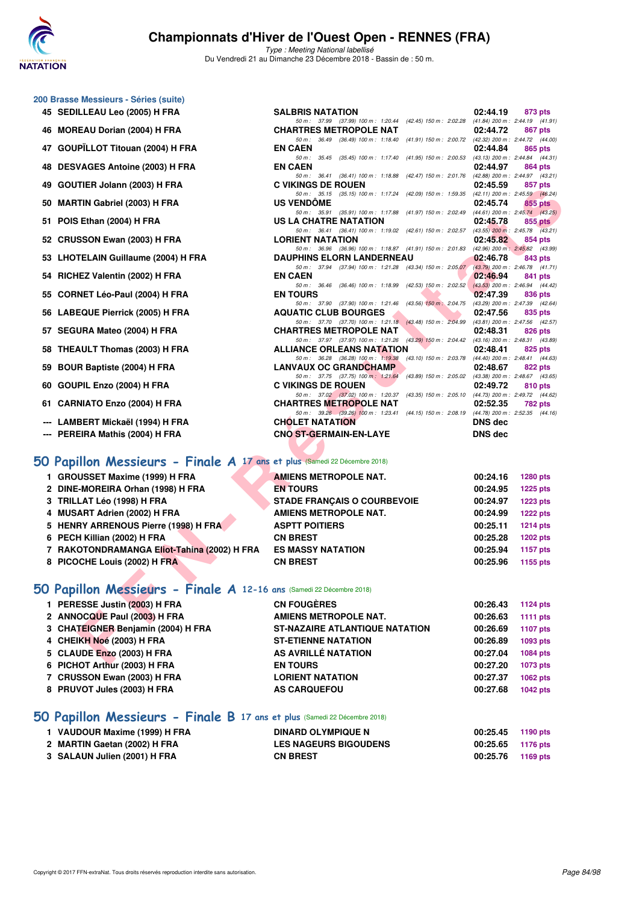# Championnats d'Hiver de l'Ouest Open - RENNES (FRA)

*Type : Meeting National labellisé*

Du Vendredi 21 au Dimanche 23 Décembre 2018 - Bassin de : 50 m.

## 200 Brasse Messieurs - Séries (suite)

| Rang | Nom | Club | Temps | Points |
|---|---|---|---|---|
| 45 | SEDILLEAU Leo (2005) H FRA | SALBRIS NATATION | 02:44.19 | 873 pts |
| | 50 m : 37.99 (37.99) 100 m : 1:20.44 (42.45) 150 m : 2:02.28 (41.84) 200 m : 2:44.19 (41.91) | | | |
| 46 | MOREAU Dorian (2004) H FRA | CHARTRES METROPOLE NAT | 02:44.72 | 867 pts |
| | 50 m : 36.49 (36.49) 100 m : 1:18.40 (41.91) 150 m : 2:00.72 (42.32) 200 m : 2:44.72 (44.00) | | | |
| 47 | GOUPÏLLOT Titouan (2004) H FRA | EN CAEN | 02:44.84 | 865 pts |
| | 50 m : 35.45 (35.45) 100 m : 1:17.40 (41.95) 150 m : 2:00.53 (43.13) 200 m : 2:44.84 (44.31) | | | |
| 48 | DESVAGES Antoine (2003) H FRA | EN CAEN | 02:44.97 | 864 pts |
| | 50 m : 36.41 (36.41) 100 m : 1:18.88 (42.47) 150 m : 2:01.76 (42.88) 200 m : 2:44.97 (43.21) | | | |
| 49 | GOUTIER Jolann (2003) H FRA | C VIKINGS DE ROUEN | 02:45.59 | 857 pts |
| | 50 m : 35.15 (35.15) 100 m : 1:17.24 (42.09) 150 m : 1:59.35 (42.11) 200 m : 2:45.59 (46.24) | | | |
| 50 | MARTIN Gabriel (2003) H FRA | US VENDÔME | 02:45.74 | 855 pts |
| | 50 m : 35.91 (35.91) 100 m : 1:17.88 (41.97) 150 m : 2:02.49 (44.61) 200 m : 2:45.74 (43.25) | | | |
| 51 | POIS Ethan (2004) H FRA | US LA CHATRE NATATION | 02:45.78 | 855 pts |
| | 50 m : 36.41 (36.41) 100 m : 1:19.02 (42.61) 150 m : 2:02.57 (43.55) 200 m : 2:45.78 (43.21) | | | |
| 52 | CRUSSON Ewan (2003) H FRA | LORIENT NATATION | 02:45.82 | 854 pts |
| | 50 m : 36.96 (36.96) 100 m : 1:18.87 (41.91) 150 m : 2:01.83 (42.96) 200 m : 2:45.82 (43.99) | | | |
| 53 | LHOTELAIN Guillaume (2004) H FRA | DAUPHINS ELORN LANDERNEAU | 02:46.78 | 843 pts |
| | 50 m : 37.94 (37.94) 100 m : 1:21.28 (43.34) 150 m : 2:05.07 (43.79) 200 m : 2:46.78 (41.71) | | | |
| 54 | RICHEZ Valentin (2002) H FRA | EN CAEN | 02:46.94 | 841 pts |
| | 50 m : 36.46 (36.46) 100 m : 1:18.99 (42.53) 150 m : 2:02.52 (43.53) 200 m : 2:46.94 (44.42) | | | |
| 55 | CORNET Léo-Paul (2004) H FRA | EN TOURS | 02:47.39 | 836 pts |
| | 50 m : 37.90 (37.90) 100 m : 1:21.46 (43.56) 150 m : 2:04.75 (43.29) 200 m : 2:47.39 (42.64) | | | |
| 56 | LABEQUE Pierrick (2005) H FRA | AQUATIC CLUB BOURGES | 02:47.56 | 835 pts |
| | 50 m : 37.70 (37.70) 100 m : 1:21.18 (43.48) 150 m : 2:04.99 (43.81) 200 m : 2:47.56 (42.57) | | | |
| 57 | SEGURA Mateo (2004) H FRA | CHARTRES METROPOLE NAT | 02:48.31 | 826 pts |
| | 50 m : 37.97 (37.97) 100 m : 1:21.26 (43.29) 150 m : 2:04.42 (43.16) 200 m : 2:48.31 (43.89) | | | |
| 58 | THEAULT Thomas (2003) H FRA | ALLIANCE ORLEANS NATATION | 02:48.41 | 825 pts |
| | 50 m : 36.28 (36.28) 100 m : 1:19.38 (43.10) 150 m : 2:03.78 (44.40) 200 m : 2:48.41 (44.63) | | | |
| 59 | BOUR Baptiste (2004) H FRA | LANVAUX OC GRANDCHAMP | 02:48.67 | 822 pts |
| | 50 m : 37.75 (37.75) 100 m : 1:21.64 (43.89) 150 m : 2:05.02 (43.38) 200 m : 2:48.67 (43.65) | | | |
| 60 | GOUPIL Enzo (2004) H FRA | C VIKINGS DE ROUEN | 02:49.72 | 810 pts |
| | 50 m : 37.02 (37.02) 100 m : 1:20.37 (43.35) 150 m : 2:05.10 (44.73) 200 m : 2:49.72 (44.62) | | | |
| 61 | CARNIATO Enzo (2004) H FRA | CHARTRES METROPOLE NAT | 02:52.35 | 782 pts |
| | 50 m : 39.26 (39.26) 100 m : 1:23.41 (44.15) 150 m : 2:08.19 (44.78) 200 m : 2:52.35 (44.16) | | | |
| --- | LAMBERT Mickaël (1994) H FRA | CHOLET NATATION | DNS dec | |
| --- | PEREIRA Mathis (2004) H FRA | CNO ST-GERMAIN-EN-LAYE | DNS dec | |

## 50 Papillon Messieurs - Finale A 17 ans et plus (Samedi 22 Décembre 2018)

| Rang | Nom | Club | Temps | Points |
|---|---|---|---|---|
| 1 | GROUSSET Maxime (1999) H FRA | AMIENS METROPOLE NAT. | 00:24.16 | 1280 pts |
| 2 | DINE-MOREIRA Orhan (1998) H FRA | EN TOURS | 00:24.95 | 1225 pts |
| 3 | TRILLAT Léo (1998) H FRA | STADE FRANÇAIS O COURBEVOIE | 00:24.97 | 1223 pts |
| 4 | MUSART Adrien (2002) H FRA | AMIENS METROPOLE NAT. | 00:24.99 | 1222 pts |
| 5 | HENRY ARRENOUS Pierre (1998) H FRA | ASPTT POITIERS | 00:25.11 | 1214 pts |
| 6 | PECH Killian (2002) H FRA | CN BREST | 00:25.28 | 1202 pts |
| 7 | RAKOTONDRAMANGA Eliot-Tahina (2002) H FRA | ES MASSY NATATION | 00:25.94 | 1157 pts |
| 8 | PICOCHE Louis (2002) H FRA | CN BREST | 00:25.96 | 1155 pts |

## 50 Papillon Messieurs - Finale A 12-16 ans (Samedi 22 Décembre 2018)

| Rang | Nom | Club | Temps | Points |
|---|---|---|---|---|
| 1 | PERESSE Justin (2003) H FRA | CN FOUGÈRES | 00:26.43 | 1124 pts |
| 2 | ANNOCQUE Paul (2003) H FRA | AMIENS METROPOLE NAT. | 00:26.63 | 1111 pts |
| 3 | CHATEIGNER Benjamin (2004) H FRA | ST-NAZAIRE ATLANTIQUE NATATION | 00:26.69 | 1107 pts |
| 4 | CHEIKH Noé (2003) H FRA | ST-ETIENNE NATATION | 00:26.89 | 1093 pts |
| 5 | CLAUDE Enzo (2003) H FRA | AS AVRILLÉ NATATION | 00:27.04 | 1084 pts |
| 6 | PICHOT Arthur (2003) H FRA | EN TOURS | 00:27.20 | 1073 pts |
| 7 | CRUSSON Ewan (2003) H FRA | LORIENT NATATION | 00:27.37 | 1062 pts |
| 8 | PRUVOT Jules (2003) H FRA | AS CARQUEFOU | 00:27.68 | 1042 pts |

## 50 Papillon Messieurs - Finale B 17 ans et plus (Samedi 22 Décembre 2018)

| Rang | Nom | Club | Temps | Points |
|---|---|---|---|---|
| 1 | VAUDOUR Maxime (1999) H FRA | DINARD OLYMPIQUE N | 00:25.45 | 1190 pts |
| 2 | MARTIN Gaetan (2002) H FRA | LES NAGEURS BIGOUDENS | 00:25.65 | 1176 pts |
| 3 | SALAUN Julien (2001) H FRA | CN BREST | 00:25.76 | 1169 pts |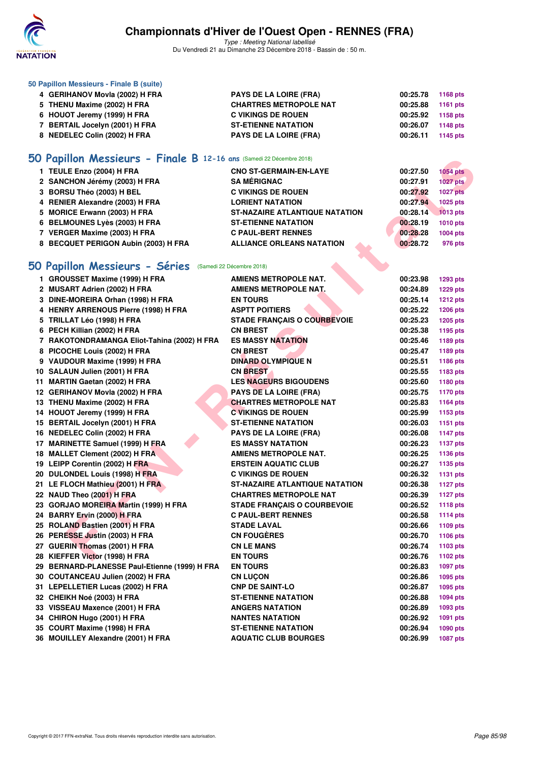### 50 Papillon Messieurs - Finale B (suite)

| | | | | |
|---|---|---|---|---|
| 4 | GERIHANOV Movla (2002) H FRA | PAYS DE LA LOIRE (FRA) | 00:25.78 | 1168 pts |
| 5 | THENU Maxime (2002) H FRA | CHARTRES METROPOLE NAT | 00:25.88 | 1161 pts |
| 6 | HOUOT Jeremy (1999) H FRA | C VIKINGS DE ROUEN | 00:25.92 | 1158 pts |
| 7 | BERTAIL Jocelyn (2001) H FRA | ST-ETIENNE NATATION | 00:26.07 | 1148 pts |
| 8 | NEDELEC Colin (2002) H FRA | PAYS DE LA LOIRE (FRA) | 00:26.11 | 1145 pts |

## 50 Papillon Messieurs - Finale B 12-16 ans (Samedi 22 Décembre 2018)

| | | | | |
|---|---|---|---|---|
| 1 | TEULE Enzo (2004) H FRA | CNO ST-GERMAIN-EN-LAYE | 00:27.50 | 1054 pts |
| 2 | SANCHON Jérémy (2003) H FRA | SA MÉRIGNAC | 00:27.91 | 1027 pts |
| 3 | BORSU Théo (2003) H BEL | C VIKINGS DE ROUEN | 00:27.92 | 1027 pts |
| 4 | RENIER Alexandre (2003) H FRA | LORIENT NATATION | 00:27.94 | 1025 pts |
| 5 | MORICE Erwann (2003) H FRA | ST-NAZAIRE ATLANTIQUE NATATION | 00:28.14 | 1013 pts |
| 6 | BELMOUNES Lyès (2003) H FRA | ST-ETIENNE NATATION | 00:28.19 | 1010 pts |
| 7 | VERGER Maxime (2003) H FRA | C PAUL-BERT RENNES | 00:28.28 | 1004 pts |
| 8 | BECQUET PERIGON Aubin (2003) H FRA | ALLIANCE ORLEANS NATATION | 00:28.72 | 976 pts |

## 50 Papillon Messieurs - Séries (Samedi 22 Décembre 2018)

| | | | | |
|---|---|---|---|---|
| 1 | GROUSSET Maxime (1999) H FRA | AMIENS METROPOLE NAT. | 00:23.98 | 1293 pts |
| 2 | MUSART Adrien (2002) H FRA | AMIENS METROPOLE NAT. | 00:24.89 | 1229 pts |
| 3 | DINE-MOREIRA Orhan (1998) H FRA | EN TOURS | 00:25.14 | 1212 pts |
| 4 | HENRY ARRENOUS Pierre (1998) H FRA | ASPTT POITIERS | 00:25.22 | 1206 pts |
| 5 | TRILLAT Léo (1998) H FRA | STADE FRANÇAIS O COURBEVOIE | 00:25.23 | 1205 pts |
| 6 | PECH Killian (2002) H FRA | CN BREST | 00:25.38 | 1195 pts |
| 7 | RAKOTONDRAMANGA Eliot-Tahina (2002) H FRA | ES MASSY NATATION | 00:25.46 | 1189 pts |
| 8 | PICOCHE Louis (2002) H FRA | CN BREST | 00:25.47 | 1189 pts |
| 9 | VAUDOUR Maxime (1999) H FRA | DINARD OLYMPIQUE N | 00:25.51 | 1186 pts |
| 10 | SALAUN Julien (2001) H FRA | CN BREST | 00:25.55 | 1183 pts |
| 11 | MARTIN Gaetan (2002) H FRA | LES NAGEURS BIGOUDENS | 00:25.60 | 1180 pts |
| 12 | GERIHANOV Movla (2002) H FRA | PAYS DE LA LOIRE (FRA) | 00:25.75 | 1170 pts |
| 13 | THENU Maxime (2002) H FRA | CHARTRES METROPOLE NAT | 00:25.83 | 1164 pts |
| 14 | HOUOT Jeremy (1999) H FRA | C VIKINGS DE ROUEN | 00:25.99 | 1153 pts |
| 15 | BERTAIL Jocelyn (2001) H FRA | ST-ETIENNE NATATION | 00:26.03 | 1151 pts |
| 16 | NEDELEC Colin (2002) H FRA | PAYS DE LA LOIRE (FRA) | 00:26.08 | 1147 pts |
| 17 | MARINETTE Samuel (1999) H FRA | ES MASSY NATATION | 00:26.23 | 1137 pts |
| 18 | MALLET Clement (2002) H FRA | AMIENS METROPOLE NAT. | 00:26.25 | 1136 pts |
| 19 | LEIPP Corentin (2002) H FRA | ERSTEIN AQUATIC CLUB | 00:26.27 | 1135 pts |
| 20 | DULONDEL Louis (1998) H FRA | C VIKINGS DE ROUEN | 00:26.32 | 1131 pts |
| 21 | LE FLOCH Mathieu (2001) H FRA | ST-NAZAIRE ATLANTIQUE NATATION | 00:26.38 | 1127 pts |
| 22 | NAUD Theo (2001) H FRA | CHARTRES METROPOLE NAT | 00:26.39 | 1127 pts |
| 23 | GORJAO MOREIRA Martin (1999) H FRA | STADE FRANÇAIS O COURBEVOIE | 00:26.52 | 1118 pts |
| 24 | BARRY Ervin (2000) H FRA | C PAUL-BERT RENNES | 00:26.58 | 1114 pts |
| 25 | ROLAND Bastien (2001) H FRA | STADE LAVAL | 00:26.66 | 1109 pts |
| 26 | PERESSE Justin (2003) H FRA | CN FOUGÈRES | 00:26.70 | 1106 pts |
| 27 | GUERIN Thomas (2001) H FRA | CN LE MANS | 00:26.74 | 1103 pts |
| 28 | KIEFFER Victor (1998) H FRA | EN TOURS | 00:26.76 | 1102 pts |
| 29 | BERNARD-PLANESSE Paul-Etienne (1999) H FRA | EN TOURS | 00:26.83 | 1097 pts |
| 30 | COUTANCEAU Julien (2002) H FRA | CN LUÇON | 00:26.86 | 1095 pts |
| 31 | LEPELLETIER Lucas (2002) H FRA | CNP DE SAINT-LO | 00:26.87 | 1095 pts |
| 32 | CHEIKH Noé (2003) H FRA | ST-ETIENNE NATATION | 00:26.88 | 1094 pts |
| 33 | VISSEAU Maxence (2001) H FRA | ANGERS NATATION | 00:26.89 | 1093 pts |
| 34 | CHIRON Hugo (2001) H FRA | NANTES NATATION | 00:26.92 | 1091 pts |
| 35 | COURT Maxime (1998) H FRA | ST-ETIENNE NATATION | 00:26.94 | 1090 pts |
| 36 | MOUILLEY Alexandre (2001) H FRA | AQUATIC CLUB BOURGES | 00:26.99 | 1087 pts |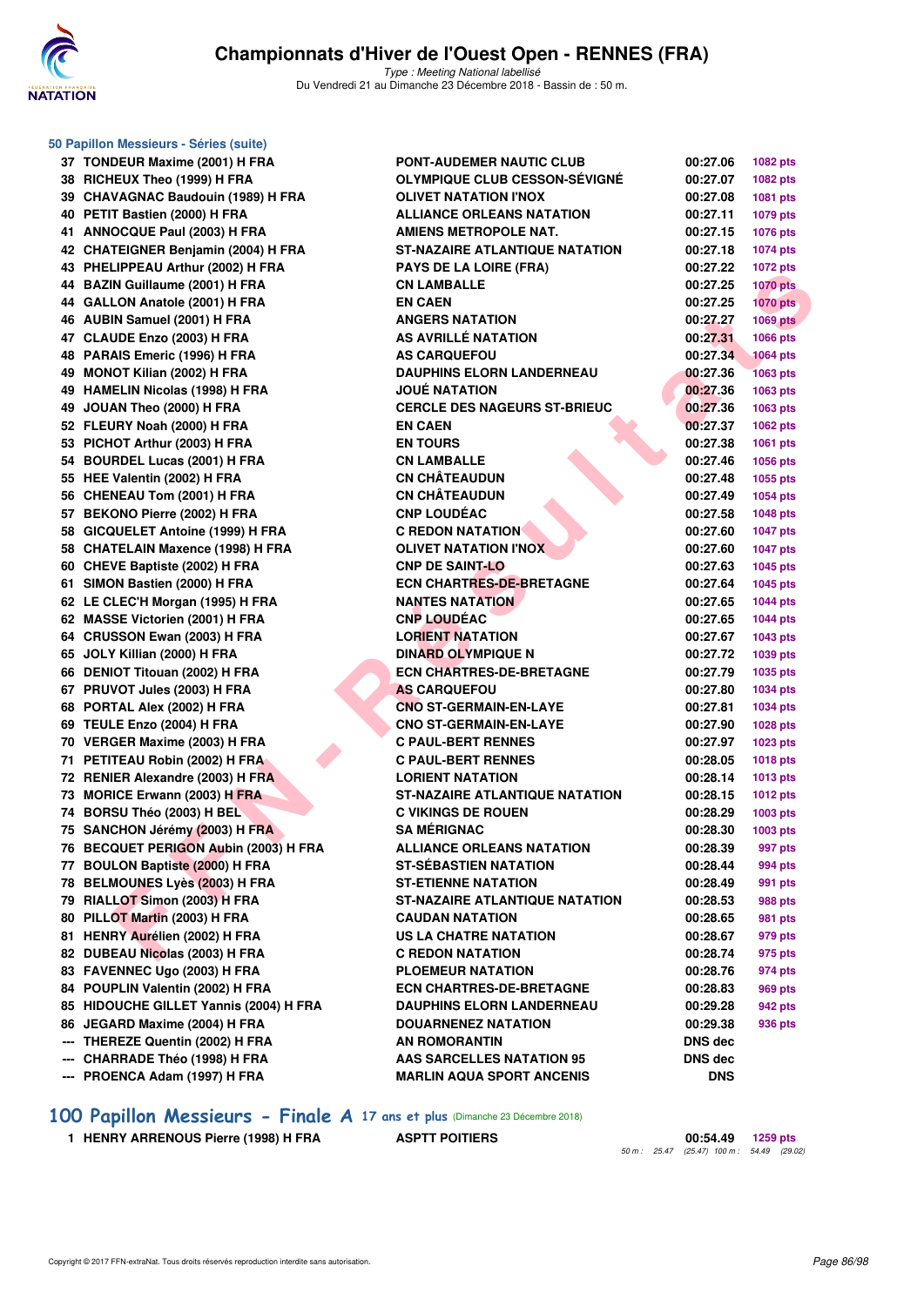## 50 Papillon Messieurs - Séries (suite)

| | | | | |
|---|---|---|---|---|
| 37 | TONDEUR Maxime (2001) H FRA | PONT-AUDEMER NAUTIC CLUB | 00:27.06 | 1082 pts |
| 38 | RICHEUX Theo (1999) H FRA | OLYMPIQUE CLUB CESSON-SÉVIGNÉ | 00:27.07 | 1082 pts |
| 39 | CHAVAGNAC Baudouin (1989) H FRA | OLIVET NATATION I'NOX | 00:27.08 | 1081 pts |
| 40 | PETIT Bastien (2000) H FRA | ALLIANCE ORLEANS NATATION | 00:27.11 | 1079 pts |
| 41 | ANNOCQUE Paul (2003) H FRA | AMIENS METROPOLE NAT. | 00:27.15 | 1076 pts |
| 42 | CHATEIGNER Benjamin (2004) H FRA | ST-NAZAIRE ATLANTIQUE NATATION | 00:27.18 | 1074 pts |
| 43 | PHELIPPEAU Arthur (2002) H FRA | PAYS DE LA LOIRE (FRA) | 00:27.22 | 1072 pts |
| 44 | BAZIN Guillaume (2001) H FRA | CN LAMBALLE | 00:27.25 | 1070 pts |
| 44 | GALLON Anatole (2001) H FRA | EN CAEN | 00:27.25 | 1070 pts |
| 46 | AUBIN Samuel (2001) H FRA | ANGERS NATATION | 00:27.27 | 1069 pts |
| 47 | CLAUDE Enzo (2003) H FRA | AS AVRILLÉ NATATION | 00:27.31 | 1066 pts |
| 48 | PARAIS Emeric (1996) H FRA | AS CARQUEFOU | 00:27.34 | 1064 pts |
| 49 | MONOT Kilian (2002) H FRA | DAUPHINS ELORN LANDERNEAU | 00:27.36 | 1063 pts |
| 49 | HAMELIN Nicolas (1998) H FRA | JOUÉ NATATION | 00:27.36 | 1063 pts |
| 49 | JOUAN Theo (2000) H FRA | CERCLE DES NAGEURS ST-BRIEUC | 00:27.36 | 1063 pts |
| 52 | FLEURY Noah (2000) H FRA | EN CAEN | 00:27.37 | 1062 pts |
| 53 | PICHOT Arthur (2003) H FRA | EN TOURS | 00:27.38 | 1061 pts |
| 54 | BOURDEL Lucas (2001) H FRA | CN LAMBALLE | 00:27.46 | 1056 pts |
| 55 | HEE Valentin (2002) H FRA | CN CHÂTEAUDUN | 00:27.48 | 1055 pts |
| 56 | CHENEAU Tom (2001) H FRA | CN CHÂTEAUDUN | 00:27.49 | 1054 pts |
| 57 | BEKONO Pierre (2002) H FRA | CNP LOUDÉAC | 00:27.58 | 1048 pts |
| 58 | GICQUELET Antoine (1999) H FRA | C REDON NATATION | 00:27.60 | 1047 pts |
| 58 | CHATELAIN Maxence (1998) H FRA | OLIVET NATATION I'NOX | 00:27.60 | 1047 pts |
| 60 | CHEVE Baptiste (2002) H FRA | CNP DE SAINT-LO | 00:27.63 | 1045 pts |
| 61 | SIMON Bastien (2000) H FRA | ECN CHARTRES-DE-BRETAGNE | 00:27.64 | 1045 pts |
| 62 | LE CLEC'H Morgan (1995) H FRA | NANTES NATATION | 00:27.65 | 1044 pts |
| 62 | MASSE Victorien (2001) H FRA | CNP LOUDÉAC | 00:27.65 | 1044 pts |
| 64 | CRUSSON Ewan (2003) H FRA | LORIENT NATATION | 00:27.67 | 1043 pts |
| 65 | JOLY Killian (2000) H FRA | DINARD OLYMPIQUE N | 00:27.72 | 1039 pts |
| 66 | DENIOT Titouan (2002) H FRA | ECN CHARTRES-DE-BRETAGNE | 00:27.79 | 1035 pts |
| 67 | PRUVOT Jules (2003) H FRA | AS CARQUEFOU | 00:27.80 | 1034 pts |
| 68 | PORTAL Alex (2002) H FRA | CNO ST-GERMAIN-EN-LAYE | 00:27.81 | 1034 pts |
| 69 | TEULE Enzo (2004) H FRA | CNO ST-GERMAIN-EN-LAYE | 00:27.90 | 1028 pts |
| 70 | VERGER Maxime (2003) H FRA | C PAUL-BERT RENNES | 00:27.97 | 1023 pts |
| 71 | PETITEAU Robin (2002) H FRA | C PAUL-BERT RENNES | 00:28.05 | 1018 pts |
| 72 | RENIER Alexandre (2003) H FRA | LORIENT NATATION | 00:28.14 | 1013 pts |
| 73 | MORICE Erwann (2003) H FRA | ST-NAZAIRE ATLANTIQUE NATATION | 00:28.15 | 1012 pts |
| 74 | BORSU Théo (2003) H BEL | C VIKINGS DE ROUEN | 00:28.29 | 1003 pts |
| 75 | SANCHON Jérémy (2003) H FRA | SA MÉRIGNAC | 00:28.30 | 1003 pts |
| 76 | BECQUET PERIGON Aubin (2003) H FRA | ALLIANCE ORLEANS NATATION | 00:28.39 | 997 pts |
| 77 | BOULON Baptiste (2000) H FRA | ST-SÉBASTIEN NATATION | 00:28.44 | 994 pts |
| 78 | BELMOUNES Lyès (2003) H FRA | ST-ETIENNE NATATION | 00:28.49 | 991 pts |
| 79 | RIALLOT Simon (2003) H FRA | ST-NAZAIRE ATLANTIQUE NATATION | 00:28.53 | 988 pts |
| 80 | PILLOT Martin (2003) H FRA | CAUDAN NATATION | 00:28.65 | 981 pts |
| 81 | HENRY Aurélien (2002) H FRA | US LA CHATRE NATATION | 00:28.67 | 979 pts |
| 82 | DUBEAU Nicolas (2003) H FRA | C REDON NATATION | 00:28.74 | 975 pts |
| 83 | FAVENNEC Ugo (2003) H FRA | PLOEMEUR NATATION | 00:28.76 | 974 pts |
| 84 | POUPLIN Valentin (2002) H FRA | ECN CHARTRES-DE-BRETAGNE | 00:28.83 | 969 pts |
| 85 | HIDOUCHE GILLET Yannis (2004) H FRA | DAUPHINS ELORN LANDERNEAU | 00:29.28 | 942 pts |
| 86 | JEGARD Maxime (2004) H FRA | DOUARNENEZ NATATION | 00:29.38 | 936 pts |
| --- | THEREZE Quentin (2002) H FRA | AN ROMORANTIN | DNS dec | |
| --- | CHARRADE Théo (1998) H FRA | AAS SARCELLES NATATION 95 | DNS dec | |
| --- | PROENCA Adam (1997) H FRA | MARLIN AQUA SPORT ANCENIS | DNS | |

## 100 Papillon Messieurs - Finale A 17 ans et plus (Dimanche 23 Décembre 2018)

| | | | | |
|---|---|---|---|---|
| 1 | HENRY ARRENOUS Pierre (1998) H FRA | ASPTT POITIERS | 00:54.49 | 1259 pts |

50 m : 25.47 (25.47) 100 m : 54.49 (29.02)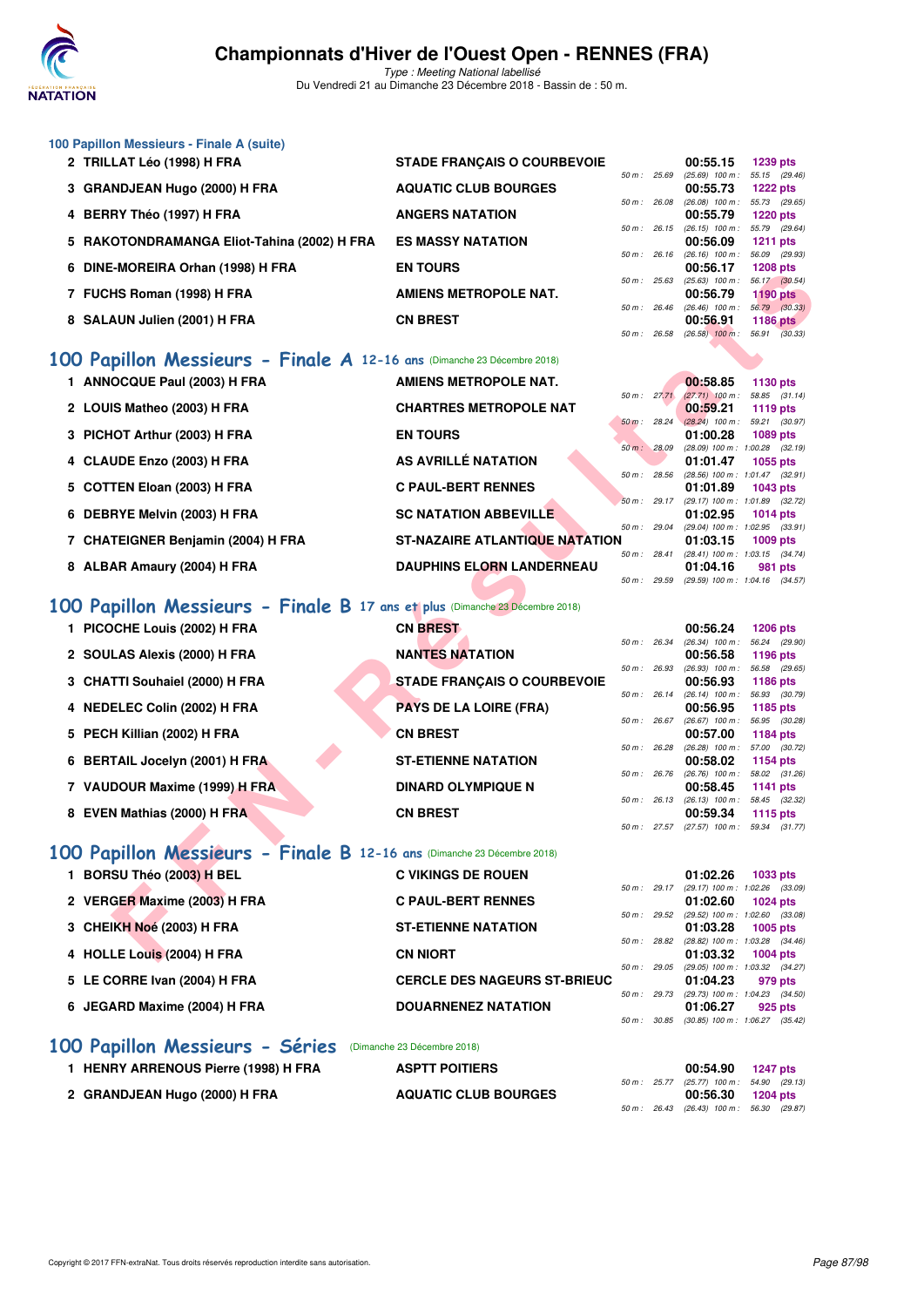### 100 Papillon Messieurs - Finale A (suite)

| Rang | Nom | Club | Temps | Points | Splits |
|---|---|---|---|---|---|
| 2 | TRILLAT Léo (1998) H FRA | STADE FRANÇAIS O COURBEVOIE | 00:55.15 | 1239 pts | 50 m : 25.69 (25.69) 100 m : 55.15 (29.46) |
| 3 | GRANDJEAN Hugo (2000) H FRA | AQUATIC CLUB BOURGES | 00:55.73 | 1222 pts | 50 m : 26.08 (26.08) 100 m : 55.73 (29.65) |
| 4 | BERRY Théo (1997) H FRA | ANGERS NATATION | 00:55.79 | 1220 pts | 50 m : 26.15 (26.15) 100 m : 55.79 (29.64) |
| 5 | RAKOTONDRAMANGA Eliot-Tahina (2002) H FRA | ES MASSY NATATION | 00:56.09 | 1211 pts | 50 m : 26.16 (26.16) 100 m : 56.09 (29.93) |
| 6 | DINE-MOREIRA Orhan (1998) H FRA | EN TOURS | 00:56.17 | 1208 pts | 50 m : 25.63 (25.63) 100 m : 56.17 (30.54) |
| 7 | FUCHS Roman (1998) H FRA | AMIENS METROPOLE NAT. | 00:56.79 | 1190 pts | 50 m : 26.46 (26.46) 100 m : 56.79 (30.33) |
| 8 | SALAUN Julien (2001) H FRA | CN BREST | 00:56.91 | 1186 pts | 50 m : 26.58 (26.58) 100 m : 56.91 (30.33) |

## 100 Papillon Messieurs - Finale A 12-16 ans (Dimanche 23 Décembre 2018)

| Rang | Nom | Club | Temps | Points | Splits |
|---|---|---|---|---|---|
| 1 | ANNOCQUE Paul (2003) H FRA | AMIENS METROPOLE NAT. | 00:58.85 | 1130 pts | 50 m : 27.71 (27.71) 100 m : 58.85 (31.14) |
| 2 | LOUIS Matheo (2003) H FRA | CHARTRES METROPOLE NAT | 00:59.21 | 1119 pts | 50 m : 28.24 (28.24) 100 m : 59.21 (30.97) |
| 3 | PICHOT Arthur (2003) H FRA | EN TOURS | 01:00.28 | 1089 pts | 50 m : 28.09 (28.09) 100 m : 1:00.28 (32.19) |
| 4 | CLAUDE Enzo (2003) H FRA | AS AVRILLÉ NATATION | 01:01.47 | 1055 pts | 50 m : 28.56 (28.56) 100 m : 1:01.47 (32.91) |
| 5 | COTTEN Eloan (2003) H FRA | C PAUL-BERT RENNES | 01:01.89 | 1043 pts | 50 m : 29.17 (29.17) 100 m : 1:01.89 (32.72) |
| 6 | DEBRYE Melvin (2003) H FRA | SC NATATION ABBEVILLE | 01:02.95 | 1014 pts | 50 m : 29.04 (29.04) 100 m : 1:02.95 (33.91) |
| 7 | CHATEIGNER Benjamin (2004) H FRA | ST-NAZAIRE ATLANTIQUE NATATION | 01:03.15 | 1009 pts | 50 m : 28.41 (28.41) 100 m : 1:03.15 (34.74) |
| 8 | ALBAR Amaury (2004) H FRA | DAUPHINS ELORN LANDERNEAU | 01:04.16 | 981 pts | 50 m : 29.59 (29.59) 100 m : 1:04.16 (34.57) |

## 100 Papillon Messieurs - Finale B 17 ans et plus (Dimanche 23 Décembre 2018)

| Rang | Nom | Club | Temps | Points | Splits |
|---|---|---|---|---|---|
| 1 | PICOCHE Louis (2002) H FRA | CN BREST | 00:56.24 | 1206 pts | 50 m : 26.34 (26.34) 100 m : 56.24 (29.90) |
| 2 | SOULAS Alexis (2000) H FRA | NANTES NATATION | 00:56.58 | 1196 pts | 50 m : 26.93 (26.93) 100 m : 56.58 (29.65) |
| 3 | CHATTI Souhaiel (2000) H FRA | STADE FRANÇAIS O COURBEVOIE | 00:56.93 | 1186 pts | 50 m : 26.14 (26.14) 100 m : 56.93 (30.79) |
| 4 | NEDELEC Colin (2002) H FRA | PAYS DE LA LOIRE (FRA) | 00:56.95 | 1185 pts | 50 m : 26.67 (26.67) 100 m : 56.95 (30.28) |
| 5 | PECH Killian (2002) H FRA | CN BREST | 00:57.00 | 1184 pts | 50 m : 26.28 (26.28) 100 m : 57.00 (30.72) |
| 6 | BERTAIL Jocelyn (2001) H FRA | ST-ETIENNE NATATION | 00:58.02 | 1154 pts | 50 m : 26.76 (26.76) 100 m : 58.02 (31.26) |
| 7 | VAUDOUR Maxime (1999) H FRA | DINARD OLYMPIQUE N | 00:58.45 | 1141 pts | 50 m : 26.13 (26.13) 100 m : 58.45 (32.32) |
| 8 | EVEN Mathias (2000) H FRA | CN BREST | 00:59.34 | 1115 pts | 50 m : 27.57 (27.57) 100 m : 59.34 (31.77) |

## 100 Papillon Messieurs - Finale B 12-16 ans (Dimanche 23 Décembre 2018)

| Rang | Nom | Club | Temps | Points | Splits |
|---|---|---|---|---|---|
| 1 | BORSU Théo (2003) H BEL | C VIKINGS DE ROUEN | 01:02.26 | 1033 pts | 50 m : 29.17 (29.17) 100 m : 1:02.26 (33.09) |
| 2 | VERGER Maxime (2003) H FRA | C PAUL-BERT RENNES | 01:02.60 | 1024 pts | 50 m : 29.52 (29.52) 100 m : 1:02.60 (33.08) |
| 3 | CHEIKH Noé (2003) H FRA | ST-ETIENNE NATATION | 01:03.28 | 1005 pts | 50 m : 28.82 (28.82) 100 m : 1:03.28 (34.46) |
| 4 | HOLLE Louis (2004) H FRA | CN NIORT | 01:03.32 | 1004 pts | 50 m : 29.05 (29.05) 100 m : 1:03.32 (34.27) |
| 5 | LE CORRE Ivan (2004) H FRA | CERCLE DES NAGEURS ST-BRIEUC | 01:04.23 | 979 pts | 50 m : 29.73 (29.73) 100 m : 1:04.23 (34.50) |
| 6 | JEGARD Maxime (2004) H FRA | DOUARNENEZ NATATION | 01:06.27 | 925 pts | 50 m : 30.85 (30.85) 100 m : 1:06.27 (35.42) |

## 100 Papillon Messieurs - Séries (Dimanche 23 Décembre 2018)

| Rang | Nom | Club | Temps | Points | Splits |
|---|---|---|---|---|---|
| 1 | HENRY ARRENOUS Pierre (1998) H FRA | ASPTT POITIERS | 00:54.90 | 1247 pts | 50 m : 25.77 (25.77) 100 m : 54.90 (29.13) |
| 2 | GRANDJEAN Hugo (2000) H FRA | AQUATIC CLUB BOURGES | 00:56.30 | 1204 pts | 50 m : 26.43 (26.43) 100 m : 56.30 (29.87) |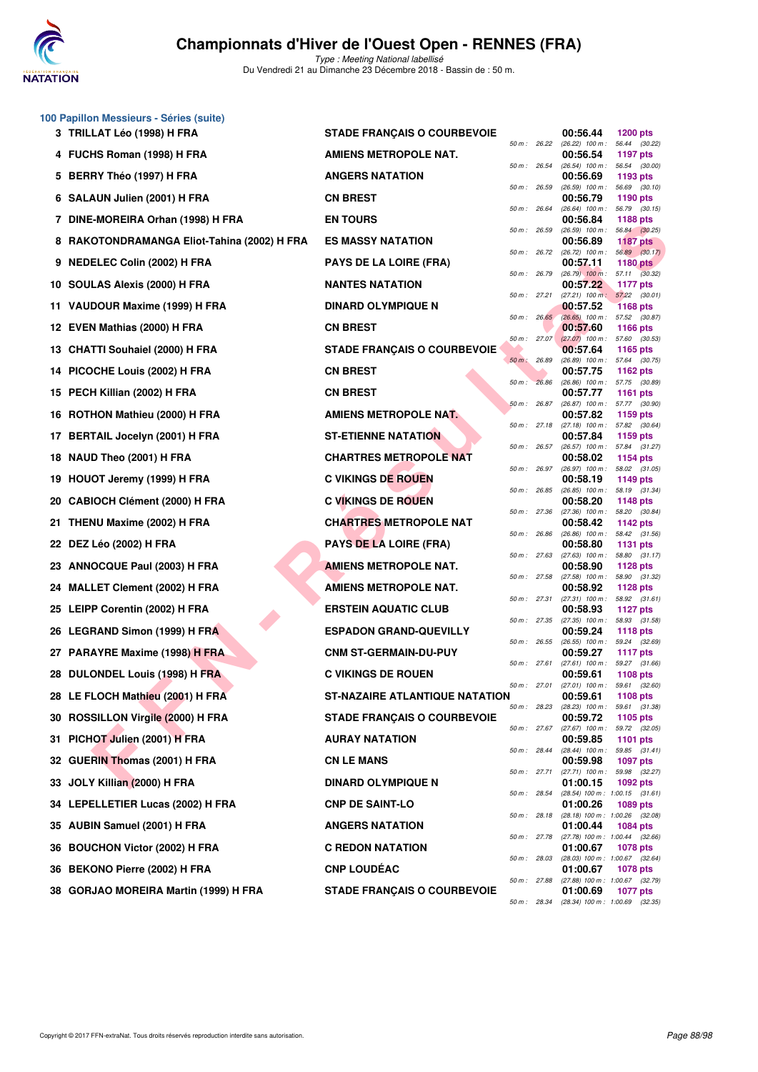# Championnats d'Hiver de l'Ouest Open - RENNES (FRA)

*Type : Meeting National labellisé*

Du Vendredi 21 au Dimanche 23 Décembre 2018 - Bassin de : 50 m.

## 100 Papillon Messieurs - Séries (suite)

| Place | Nom | Club | Temps | Points | Splits |
|---|---|---|---|---|---|
| 3 | TRILLAT Léo (1998) H FRA | STADE FRANÇAIS O COURBEVOIE | 00:56.44 | 1200 pts | 50 m : 26.22 (26.22) 100 m : 56.44 (30.22) |
| 4 | FUCHS Roman (1998) H FRA | AMIENS METROPOLE NAT. | 00:56.54 | 1197 pts | 50 m : 26.54 (26.54) 100 m : 56.54 (30.00) |
| 5 | BERRY Théo (1997) H FRA | ANGERS NATATION | 00:56.69 | 1193 pts | 50 m : 26.59 (26.59) 100 m : 56.69 (30.10) |
| 6 | SALAUN Julien (2001) H FRA | CN BREST | 00:56.79 | 1190 pts | 50 m : 26.64 (26.64) 100 m : 56.79 (30.15) |
| 7 | DINE-MOREIRA Orhan (1998) H FRA | EN TOURS | 00:56.84 | 1188 pts | 50 m : 26.59 (26.59) 100 m : 56.84 (30.25) |
| 8 | RAKOTONDRAMANGA Eliot-Tahina (2002) H FRA | ES MASSY NATATION | 00:56.89 | 1187 pts | 50 m : 26.72 (26.72) 100 m : 56.89 (30.17) |
| 9 | NEDELEC Colin (2002) H FRA | PAYS DE LA LOIRE (FRA) | 00:57.11 | 1180 pts | 50 m : 26.79 (26.79) 100 m : 57.11 (30.32) |
| 10 | SOULAS Alexis (2000) H FRA | NANTES NATATION | 00:57.22 | 1177 pts | 50 m : 27.21 (27.21) 100 m : 57.22 (30.01) |
| 11 | VAUDOUR Maxime (1999) H FRA | DINARD OLYMPIQUE N | 00:57.52 | 1168 pts | 50 m : 26.65 (26.65) 100 m : 57.52 (30.87) |
| 12 | EVEN Mathias (2000) H FRA | CN BREST | 00:57.60 | 1166 pts | 50 m : 27.07 (27.07) 100 m : 57.60 (30.53) |
| 13 | CHATTI Souhaiel (2000) H FRA | STADE FRANÇAIS O COURBEVOIE | 00:57.64 | 1165 pts | 50 m : 26.89 (26.89) 100 m : 57.64 (30.75) |
| 14 | PICOCHE Louis (2002) H FRA | CN BREST | 00:57.75 | 1162 pts | 50 m : 26.86 (26.86) 100 m : 57.75 (30.89) |
| 15 | PECH Killian (2002) H FRA | CN BREST | 00:57.77 | 1161 pts | 50 m : 26.87 (26.87) 100 m : 57.77 (30.90) |
| 16 | ROTHON Mathieu (2000) H FRA | AMIENS METROPOLE NAT. | 00:57.82 | 1159 pts | 50 m : 27.18 (27.18) 100 m : 57.82 (30.64) |
| 17 | BERTAIL Jocelyn (2001) H FRA | ST-ETIENNE NATATION | 00:57.84 | 1159 pts | 50 m : 26.57 (26.57) 100 m : 57.84 (31.27) |
| 18 | NAUD Theo (2001) H FRA | CHARTRES METROPOLE NAT | 00:58.02 | 1154 pts | 50 m : 26.97 (26.97) 100 m : 58.02 (31.05) |
| 19 | HOUOT Jeremy (1999) H FRA | C VIKINGS DE ROUEN | 00:58.19 | 1149 pts | 50 m : 26.85 (26.85) 100 m : 58.19 (31.34) |
| 20 | CABIOCH Clément (2000) H FRA | C VIKINGS DE ROUEN | 00:58.20 | 1148 pts | 50 m : 27.36 (27.36) 100 m : 58.20 (30.84) |
| 21 | THENU Maxime (2002) H FRA | CHARTRES METROPOLE NAT | 00:58.42 | 1142 pts | 50 m : 26.86 (26.86) 100 m : 58.42 (31.56) |
| 22 | DEZ Léo (2002) H FRA | PAYS DE LA LOIRE (FRA) | 00:58.80 | 1131 pts | 50 m : 27.63 (27.63) 100 m : 58.80 (31.17) |
| 23 | ANNOCQUE Paul (2003) H FRA | AMIENS METROPOLE NAT. | 00:58.90 | 1128 pts | 50 m : 27.58 (27.58) 100 m : 58.90 (31.32) |
| 24 | MALLET Clement (2002) H FRA | AMIENS METROPOLE NAT. | 00:58.92 | 1128 pts | 50 m : 27.31 (27.31) 100 m : 58.92 (31.61) |
| 25 | LEIPP Corentin (2002) H FRA | ERSTEIN AQUATIC CLUB | 00:58.93 | 1127 pts | 50 m : 27.35 (27.35) 100 m : 58.93 (31.58) |
| 26 | LEGRAND Simon (1999) H FRA | ESPADON GRAND-QUEVILLY | 00:59.24 | 1118 pts | 50 m : 26.55 (26.55) 100 m : 59.24 (32.69) |
| 27 | PARAYRE Maxime (1998) H FRA | CNM ST-GERMAIN-DU-PUY | 00:59.27 | 1117 pts | 50 m : 27.61 (27.61) 100 m : 59.27 (31.66) |
| 28 | DULONDEL Louis (1998) H FRA | C VIKINGS DE ROUEN | 00:59.61 | 1108 pts | 50 m : 27.01 (27.01) 100 m : 59.61 (32.60) |
| 28 | LE FLOCH Mathieu (2001) H FRA | ST-NAZAIRE ATLANTIQUE NATATION | 00:59.61 | 1108 pts | 50 m : 28.23 (28.23) 100 m : 59.61 (31.38) |
| 30 | ROSSILLON Virgile (2000) H FRA | STADE FRANÇAIS O COURBEVOIE | 00:59.72 | 1105 pts | 50 m : 27.67 (27.67) 100 m : 59.72 (32.05) |
| 31 | PICHOT Julien (2001) H FRA | AURAY NATATION | 00:59.85 | 1101 pts | 50 m : 28.44 (28.44) 100 m : 59.85 (31.41) |
| 32 | GUERIN Thomas (2001) H FRA | CN LE MANS | 00:59.98 | 1097 pts | 50 m : 27.71 (27.71) 100 m : 59.98 (32.27) |
| 33 | JOLY Killian (2000) H FRA | DINARD OLYMPIQUE N | 01:00.15 | 1092 pts | 50 m : 28.54 (28.54) 100 m : 1:00.15 (31.61) |
| 34 | LEPELLETIER Lucas (2002) H FRA | CNP DE SAINT-LO | 01:00.26 | 1089 pts | 50 m : 28.18 (28.18) 100 m : 1:00.26 (32.08) |
| 35 | AUBIN Samuel (2001) H FRA | ANGERS NATATION | 01:00.44 | 1084 pts | 50 m : 27.78 (27.78) 100 m : 1:00.44 (32.66) |
| 36 | BOUCHON Victor (2002) H FRA | C REDON NATATION | 01:00.67 | 1078 pts | 50 m : 28.03 (28.03) 100 m : 1:00.67 (32.64) |
| 36 | BEKONO Pierre (2002) H FRA | CNP LOUDÉAC | 01:00.67 | 1078 pts | 50 m : 27.88 (27.88) 100 m : 1:00.67 (32.79) |
| 38 | GORJAO MOREIRA Martin (1999) H FRA | STADE FRANÇAIS O COURBEVOIE | 01:00.69 | 1077 pts | 50 m : 28.34 (28.34) 100 m : 1:00.69 (32.35) |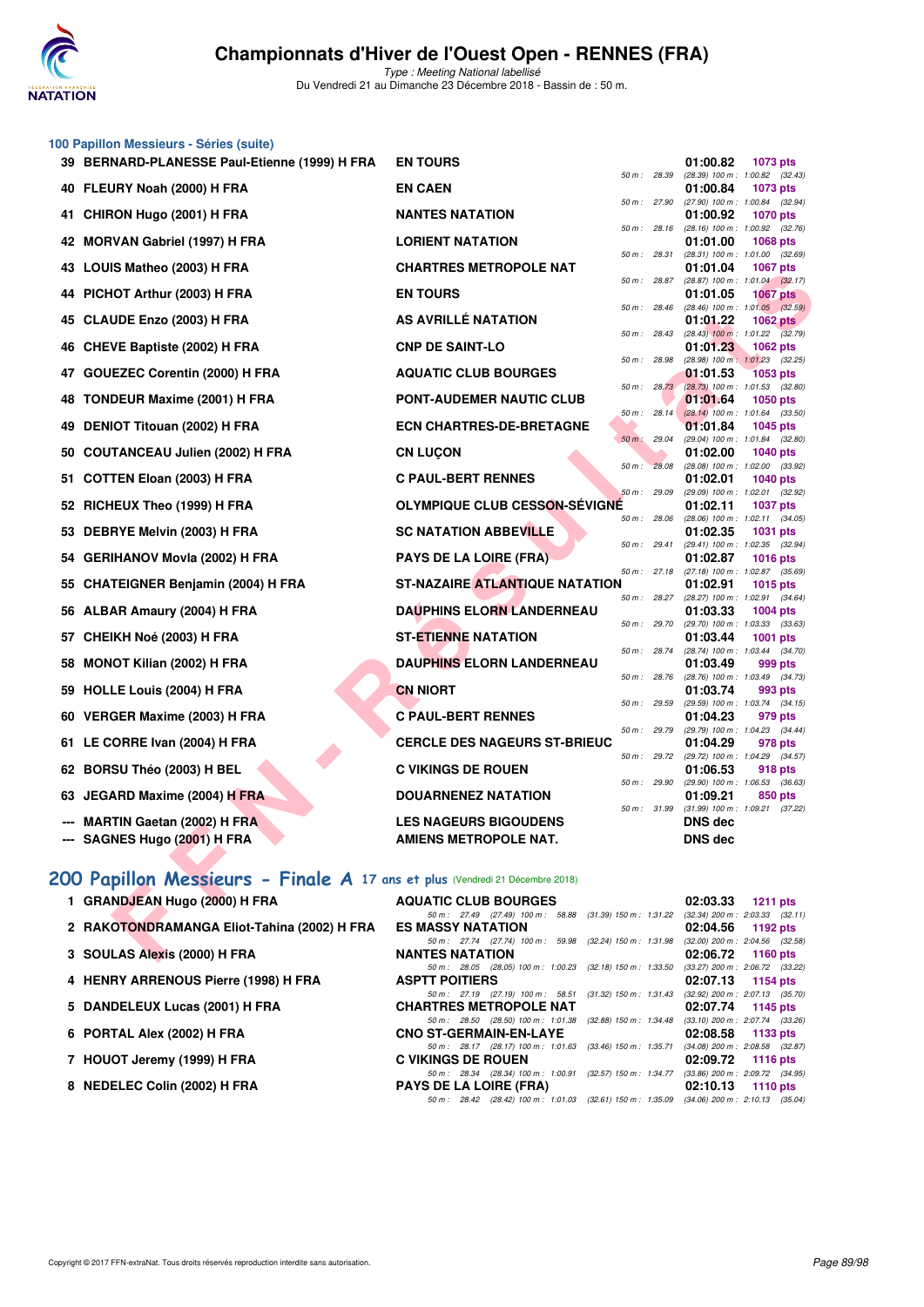## 100 Papillon Messieurs - Séries (suite)

| Rk | Nom | Club | Temps | Points | Splits |
|---|---|---|---|---|---|
| 39 | BERNARD-PLANESSE Paul-Etienne (1999) H FRA | EN TOURS | 01:00.82 | 1073 pts | 50 m : 28.39 (28.39) 100 m : 1:00.82 (32.43) |
| 40 | FLEURY Noah (2000) H FRA | EN CAEN | 01:00.84 | 1073 pts | 50 m : 27.90 (27.90) 100 m : 1:00.84 (32.94) |
| 41 | CHIRON Hugo (2001) H FRA | NANTES NATATION | 01:00.92 | 1070 pts | 50 m : 28.16 (28.16) 100 m : 1:00.92 (32.76) |
| 42 | MORVAN Gabriel (1997) H FRA | LORIENT NATATION | 01:01.00 | 1068 pts | 50 m : 28.31 (28.31) 100 m : 1:01.00 (32.69) |
| 43 | LOUIS Matheo (2003) H FRA | CHARTRES METROPOLE NAT | 01:01.04 | 1067 pts | 50 m : 28.87 (28.87) 100 m : 1:01.04 (32.17) |
| 44 | PICHOT Arthur (2003) H FRA | EN TOURS | 01:01.05 | 1067 pts | 50 m : 28.46 (28.46) 100 m : 1:01.05 (32.59) |
| 45 | CLAUDE Enzo (2003) H FRA | AS AVRILLÉ NATATION | 01:01.22 | 1062 pts | 50 m : 28.43 (28.43) 100 m : 1:01.22 (32.79) |
| 46 | CHEVE Baptiste (2002) H FRA | CNP DE SAINT-LO | 01:01.23 | 1062 pts | 50 m : 28.98 (28.98) 100 m : 1:01.23 (32.25) |
| 47 | GOUEZEC Corentin (2000) H FRA | AQUATIC CLUB BOURGES | 01:01.53 | 1053 pts | 50 m : 28.73 (28.73) 100 m : 1:01.53 (32.80) |
| 48 | TONDEUR Maxime (2001) H FRA | PONT-AUDEMER NAUTIC CLUB | 01:01.64 | 1050 pts | 50 m : 28.14 (28.14) 100 m : 1:01.64 (33.50) |
| 49 | DENIOT Titouan (2002) H FRA | ECN CHARTRES-DE-BRETAGNE | 01:01.84 | 1045 pts | 50 m : 29.04 (29.04) 100 m : 1:01.84 (32.80) |
| 50 | COUTANCEAU Julien (2002) H FRA | CN LUÇON | 01:02.00 | 1040 pts | 50 m : 28.08 (28.08) 100 m : 1:02.00 (33.92) |
| 51 | COTTEN Eloan (2003) H FRA | C PAUL-BERT RENNES | 01:02.01 | 1040 pts | 50 m : 29.09 (29.09) 100 m : 1:02.01 (32.92) |
| 52 | RICHEUX Theo (1999) H FRA | OLYMPIQUE CLUB CESSON-SÉVIGNÉ | 01:02.11 | 1037 pts | 50 m : 28.06 (28.06) 100 m : 1:02.11 (34.05) |
| 53 | DEBRYE Melvin (2003) H FRA | SC NATATION ABBEVILLE | 01:02.35 | 1031 pts | 50 m : 29.41 (29.41) 100 m : 1:02.35 (32.94) |
| 54 | GERIHANOV Movla (2002) H FRA | PAYS DE LA LOIRE (FRA) | 01:02.87 | 1016 pts | 50 m : 27.18 (27.18) 100 m : 1:02.87 (35.69) |
| 55 | CHATEIGNER Benjamin (2004) H FRA | ST-NAZAIRE ATLANTIQUE NATATION | 01:02.91 | 1015 pts | 50 m : 28.27 (28.27) 100 m : 1:02.91 (34.64) |
| 56 | ALBAR Amaury (2004) H FRA | DAUPHINS ELORN LANDERNEAU | 01:03.33 | 1004 pts | 50 m : 29.70 (29.70) 100 m : 1:03.33 (33.63) |
| 57 | CHEIKH Noé (2003) H FRA | ST-ETIENNE NATATION | 01:03.44 | 1001 pts | 50 m : 28.74 (28.74) 100 m : 1:03.44 (34.70) |
| 58 | MONOT Kilian (2002) H FRA | DAUPHINS ELORN LANDERNEAU | 01:03.49 | 999 pts | 50 m : 28.76 (28.76) 100 m : 1:03.49 (34.73) |
| 59 | HOLLE Louis (2004) H FRA | CN NIORT | 01:03.74 | 993 pts | 50 m : 29.59 (29.59) 100 m : 1:03.74 (34.15) |
| 60 | VERGER Maxime (2003) H FRA | C PAUL-BERT RENNES | 01:04.23 | 979 pts | 50 m : 29.79 (29.79) 100 m : 1:04.23 (34.44) |
| 61 | LE CORRE Ivan (2004) H FRA | CERCLE DES NAGEURS ST-BRIEUC | 01:04.29 | 978 pts | 50 m : 29.72 (29.72) 100 m : 1:04.29 (34.57) |
| 62 | BORSU Théo (2003) H BEL | C VIKINGS DE ROUEN | 01:06.53 | 918 pts | 50 m : 29.90 (29.90) 100 m : 1:06.53 (36.63) |
| 63 | JEGARD Maxime (2004) H FRA | DOUARNENEZ NATATION | 01:09.21 | 850 pts | 50 m : 31.99 (31.99) 100 m : 1:09.21 (37.22) |
| --- | MARTIN Gaetan (2002) H FRA | LES NAGEURS BIGOUDENS | DNS dec | | |
| --- | SAGNES Hugo (2001) H FRA | AMIENS METROPOLE NAT. | DNS dec | | |

## 200 Papillon Messieurs - Finale A 17 ans et plus (Vendredi 21 Décembre 2018)

| Rk | Nom | Club | Temps | Points | Splits |
|---|---|---|---|---|---|
| 1 | GRANDJEAN Hugo (2000) H FRA | AQUATIC CLUB BOURGES | 02:03.33 | 1211 pts | 50 m : 27.49 (27.49) 100 m : 58.88 (31.39) 150 m : 1:31.22 (32.34) 200 m : 2:03.33 (32.11) |
| 2 | RAKOTONDRAMANGA Eliot-Tahina (2002) H FRA | ES MASSY NATATION | 02:04.56 | 1192 pts | 50 m : 27.74 (27.74) 100 m : 59.98 (32.24) 150 m : 1:31.98 (32.00) 200 m : 2:04.56 (32.58) |
| 3 | SOULAS Alexis (2000) H FRA | NANTES NATATION | 02:06.72 | 1160 pts | 50 m : 28.05 (28.05) 100 m : 1:00.23 (32.18) 150 m : 1:33.50 (33.27) 200 m : 2:06.72 (33.22) |
| 4 | HENRY ARRENOUS Pierre (1998) H FRA | ASPTT POITIERS | 02:07.13 | 1154 pts | 50 m : 27.19 (27.19) 100 m : 58.51 (31.32) 150 m : 1:31.43 (32.92) 200 m : 2:07.13 (35.70) |
| 5 | DANDELEUX Lucas (2001) H FRA | CHARTRES METROPOLE NAT | 02:07.74 | 1145 pts | 50 m : 28.50 (28.50) 100 m : 1:01.38 (32.88) 150 m : 1:34.48 (33.10) 200 m : 2:07.74 (33.26) |
| 6 | PORTAL Alex (2002) H FRA | CNO ST-GERMAIN-EN-LAYE | 02:08.58 | 1133 pts | 50 m : 28.17 (28.17) 100 m : 1:01.63 (33.46) 150 m : 1:35.71 (34.08) 200 m : 2:08.58 (32.87) |
| 7 | HOUOT Jeremy (1999) H FRA | C VIKINGS DE ROUEN | 02:09.72 | 1116 pts | 50 m : 28.34 (28.34) 100 m : 1:00.91 (32.57) 150 m : 1:34.77 (33.86) 200 m : 2:09.72 (34.95) |
| 8 | NEDELEC Colin (2002) H FRA | PAYS DE LA LOIRE (FRA) | 02:10.13 | 1110 pts | 50 m : 28.42 (28.42) 100 m : 1:01.03 (32.61) 150 m : 1:35.09 (34.06) 200 m : 2:10.13 (35.04) |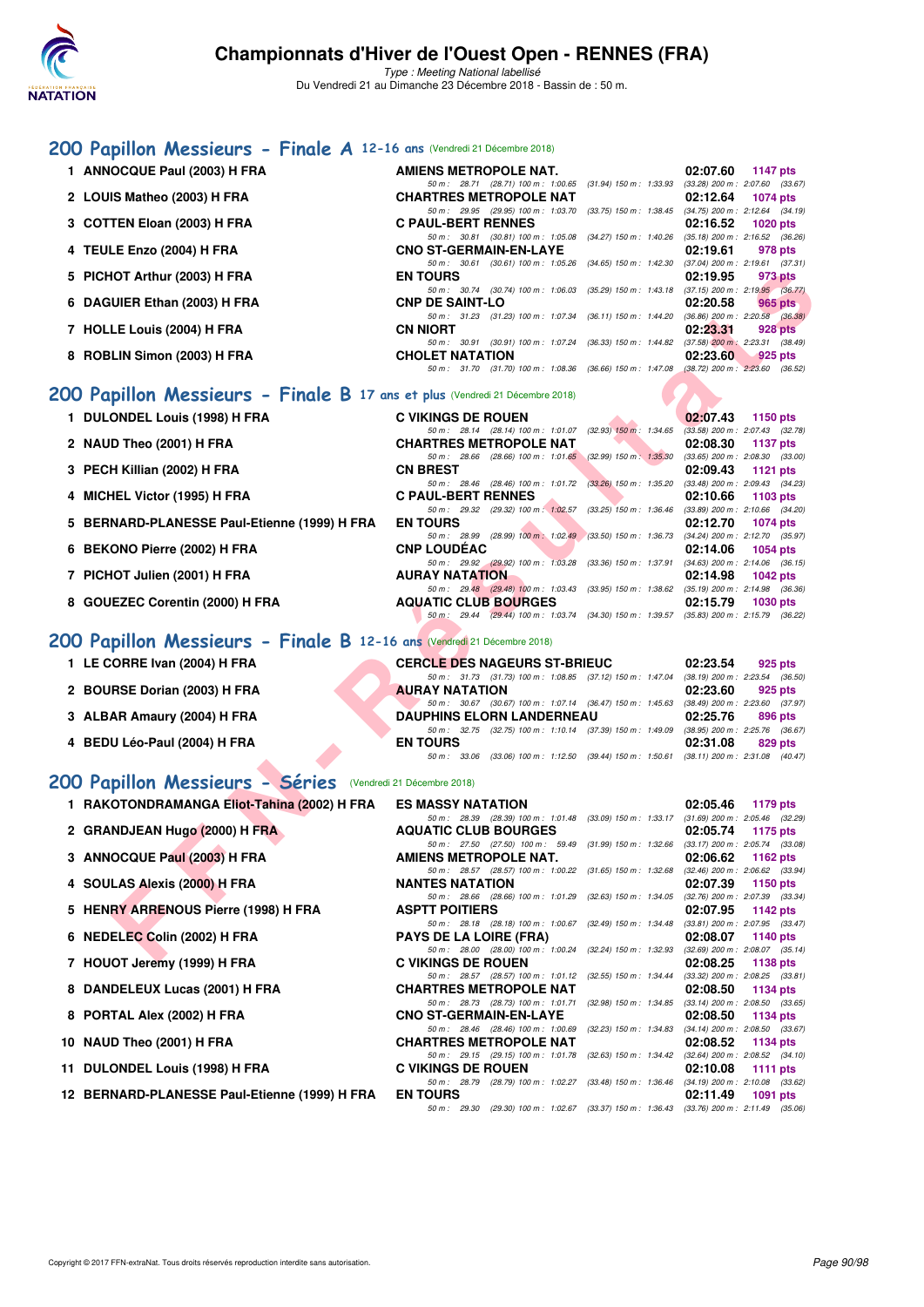# Championnats d'Hiver de l'Ouest Open - RENNES (FRA)

*Type : Meeting National labellisé*

Du Vendredi 21 au Dimanche 23 Décembre 2018 - Bassin de : 50 m.

## 200 Papillon Messieurs - Finale A 12-16 ans (Vendredi 21 Décembre 2018)

| Rg | Nom | Club | Temps | Points |
|---|---|---|---|---|
| 1 | ANNOCQUE Paul (2003) H FRA | AMIENS METROPOLE NAT. | 02:07.60 | 1147 pts |
| | | 50 m : 28.71 (28.71) 100 m : 1:00.65 (31.94) 150 m : 1:33.93 (33.28) 200 m : 2:07.60 (33.67) | | |
| 2 | LOUIS Matheo (2003) H FRA | CHARTRES METROPOLE NAT | 02:12.64 | 1074 pts |
| | | 50 m : 29.95 (29.95) 100 m : 1:03.70 (33.75) 150 m : 1:38.45 (34.75) 200 m : 2:12.64 (34.19) | | |
| 3 | COTTEN Eloan (2003) H FRA | C PAUL-BERT RENNES | 02:16.52 | 1020 pts |
| | | 50 m : 30.81 (30.81) 100 m : 1:05.08 (34.27) 150 m : 1:40.26 (35.18) 200 m : 2:16.52 (36.26) | | |
| 4 | TEULE Enzo (2004) H FRA | CNO ST-GERMAIN-EN-LAYE | 02:19.61 | 978 pts |
| | | 50 m : 30.61 (30.61) 100 m : 1:05.26 (34.65) 150 m : 1:42.30 (37.04) 200 m : 2:19.61 (37.31) | | |
| 5 | PICHOT Arthur (2003) H FRA | EN TOURS | 02:19.95 | 973 pts |
| | | 50 m : 30.74 (30.74) 100 m : 1:06.03 (35.29) 150 m : 1:43.18 (37.15) 200 m : 2:19.95 (36.77) | | |
| 6 | DAGUIER Ethan (2003) H FRA | CNP DE SAINT-LO | 02:20.58 | 965 pts |
| | | 50 m : 31.23 (31.23) 100 m : 1:07.34 (36.11) 150 m : 1:44.20 (36.86) 200 m : 2:20.58 (36.38) | | |
| 7 | HOLLE Louis (2004) H FRA | CN NIORT | 02:23.31 | 928 pts |
| | | 50 m : 30.91 (30.91) 100 m : 1:07.24 (36.33) 150 m : 1:44.82 (37.58) 200 m : 2:23.31 (38.49) | | |
| 8 | ROBLIN Simon (2003) H FRA | CHOLET NATATION | 02:23.60 | 925 pts |
| | | 50 m : 31.70 (31.70) 100 m : 1:08.36 (36.66) 150 m : 1:47.08 (38.72) 200 m : 2:23.60 (36.52) | | |

## 200 Papillon Messieurs - Finale B 17 ans et plus (Vendredi 21 Décembre 2018)

| Rg | Nom | Club | Temps | Points |
|---|---|---|---|---|
| 1 | DULONDEL Louis (1998) H FRA | C VIKINGS DE ROUEN | 02:07.43 | 1150 pts |
| | | 50 m : 28.14 (28.14) 100 m : 1:01.07 (32.93) 150 m : 1:34.65 (33.58) 200 m : 2:07.43 (32.78) | | |
| 2 | NAUD Theo (2001) H FRA | CHARTRES METROPOLE NAT | 02:08.30 | 1137 pts |
| | | 50 m : 28.66 (28.66) 100 m : 1:01.65 (32.99) 150 m : 1:35.30 (33.65) 200 m : 2:08.30 (33.00) | | |
| 3 | PECH Killian (2002) H FRA | CN BREST | 02:09.43 | 1121 pts |
| | | 50 m : 28.46 (28.46) 100 m : 1:01.72 (33.26) 150 m : 1:35.20 (33.48) 200 m : 2:09.43 (34.23) | | |
| 4 | MICHEL Victor (1995) H FRA | C PAUL-BERT RENNES | 02:10.66 | 1103 pts |
| | | 50 m : 29.32 (29.32) 100 m : 1:02.57 (33.25) 150 m : 1:36.46 (33.89) 200 m : 2:10.66 (34.20) | | |
| 5 | BERNARD-PLANESSE Paul-Etienne (1999) H FRA | EN TOURS | 02:12.70 | 1074 pts |
| | | 50 m : 28.99 (28.99) 100 m : 1:02.49 (33.50) 150 m : 1:36.73 (34.24) 200 m : 2:12.70 (35.97) | | |
| 6 | BEKONO Pierre (2002) H FRA | CNP LOUDÉAC | 02:14.06 | 1054 pts |
| | | 50 m : 29.92 (29.92) 100 m : 1:03.28 (33.36) 150 m : 1:37.91 (34.63) 200 m : 2:14.06 (36.15) | | |
| 7 | PICHOT Julien (2001) H FRA | AURAY NATATION | 02:14.98 | 1042 pts |
| | | 50 m : 29.48 (29.48) 100 m : 1:03.43 (33.95) 150 m : 1:38.62 (35.19) 200 m : 2:14.98 (36.36) | | |
| 8 | GOUEZEC Corentin (2000) H FRA | AQUATIC CLUB BOURGES | 02:15.79 | 1030 pts |
| | | 50 m : 29.44 (29.44) 100 m : 1:03.74 (34.30) 150 m : 1:39.57 (35.83) 200 m : 2:15.79 (36.22) | | |

## 200 Papillon Messieurs - Finale B 12-16 ans (Vendredi 21 Décembre 2018)

| Rg | Nom | Club | Temps | Points |
|---|---|---|---|---|
| 1 | LE CORRE Ivan (2004) H FRA | CERCLE DES NAGEURS ST-BRIEUC | 02:23.54 | 925 pts |
| | | 50 m : 31.73 (31.73) 100 m : 1:08.85 (37.12) 150 m : 1:47.04 (38.19) 200 m : 2:23.54 (36.50) | | |
| 2 | BOURSE Dorian (2003) H FRA | AURAY NATATION | 02:23.60 | 925 pts |
| | | 50 m : 30.67 (30.67) 100 m : 1:07.14 (36.47) 150 m : 1:45.63 (38.49) 200 m : 2:23.60 (37.97) | | |
| 3 | ALBAR Amaury (2004) H FRA | DAUPHINS ELORN LANDERNEAU | 02:25.76 | 896 pts |
| | | 50 m : 32.75 (32.75) 100 m : 1:10.14 (37.39) 150 m : 1:49.09 (38.95) 200 m : 2:25.76 (36.67) | | |
| 4 | BEDU Léo-Paul (2004) H FRA | EN TOURS | 02:31.08 | 829 pts |
| | | 50 m : 33.06 (33.06) 100 m : 1:12.50 (39.44) 150 m : 1:50.61 (38.11) 200 m : 2:31.08 (40.47) | | |

## 200 Papillon Messieurs - Séries (Vendredi 21 Décembre 2018)

| Rg | Nom | Club | Temps | Points |
|---|---|---|---|---|
| 1 | RAKOTONDRAMANGA Eliot-Tahina (2002) H FRA | ES MASSY NATATION | 02:05.46 | 1179 pts |
| | | 50 m : 28.39 (28.39) 100 m : 1:01.48 (33.09) 150 m : 1:33.17 (31.69) 200 m : 2:05.46 (32.29) | | |
| 2 | GRANDJEAN Hugo (2000) H FRA | AQUATIC CLUB BOURGES | 02:05.74 | 1175 pts |
| | | 50 m : 27.50 (27.50) 100 m : 59.49 (31.99) 150 m : 1:32.66 (33.17) 200 m : 2:05.74 (33.08) | | |
| 3 | ANNOCQUE Paul (2003) H FRA | AMIENS METROPOLE NAT. | 02:06.62 | 1162 pts |
| | | 50 m : 28.57 (28.57) 100 m : 1:00.22 (31.65) 150 m : 1:32.68 (32.46) 200 m : 2:06.62 (33.94) | | |
| 4 | SOULAS Alexis (2000) H FRA | NANTES NATATION | 02:07.39 | 1150 pts |
| | | 50 m : 28.66 (28.66) 100 m : 1:01.29 (32.63) 150 m : 1:34.05 (32.76) 200 m : 2:07.39 (33.34) | | |
| 5 | HENRY ARRENOUS Pierre (1998) H FRA | ASPTT POITIERS | 02:07.95 | 1142 pts |
| | | 50 m : 28.18 (28.18) 100 m : 1:00.67 (32.49) 150 m : 1:34.48 (33.81) 200 m : 2:07.95 (33.47) | | |
| 6 | NEDELEC Colin (2002) H FRA | PAYS DE LA LOIRE (FRA) | 02:08.07 | 1140 pts |
| | | 50 m : 28.00 (28.00) 100 m : 1:00.24 (32.24) 150 m : 1:32.93 (32.69) 200 m : 2:08.07 (35.14) | | |
| 7 | HOUOT Jeremy (1999) H FRA | C VIKINGS DE ROUEN | 02:08.25 | 1138 pts |
| | | 50 m : 28.57 (28.57) 100 m : 1:01.12 (32.55) 150 m : 1:34.44 (33.32) 200 m : 2:08.25 (33.81) | | |
| 8 | DANDELEUX Lucas (2001) H FRA | CHARTRES METROPOLE NAT | 02:08.50 | 1134 pts |
| | | 50 m : 28.73 (28.73) 100 m : 1:01.71 (32.98) 150 m : 1:34.85 (33.14) 200 m : 2:08.50 (33.65) | | |
| 8 | PORTAL Alex (2002) H FRA | CNO ST-GERMAIN-EN-LAYE | 02:08.50 | 1134 pts |
| | | 50 m : 28.46 (28.46) 100 m : 1:00.69 (32.23) 150 m : 1:34.83 (34.14) 200 m : 2:08.50 (33.67) | | |
| 10 | NAUD Theo (2001) H FRA | CHARTRES METROPOLE NAT | 02:08.52 | 1134 pts |
| | | 50 m : 29.15 (29.15) 100 m : 1:01.78 (32.63) 150 m : 1:34.42 (32.64) 200 m : 2:08.52 (34.10) | | |
| 11 | DULONDEL Louis (1998) H FRA | C VIKINGS DE ROUEN | 02:10.08 | 1111 pts |
| | | 50 m : 28.79 (28.79) 100 m : 1:02.27 (33.48) 150 m : 1:36.46 (34.19) 200 m : 2:10.08 (33.62) | | |
| 12 | BERNARD-PLANESSE Paul-Etienne (1999) H FRA | EN TOURS | 02:11.49 | 1091 pts |
| | | 50 m : 29.30 (29.30) 100 m : 1:02.67 (33.37) 150 m : 1:36.43 (33.76) 200 m : 2:11.49 (35.06) | | |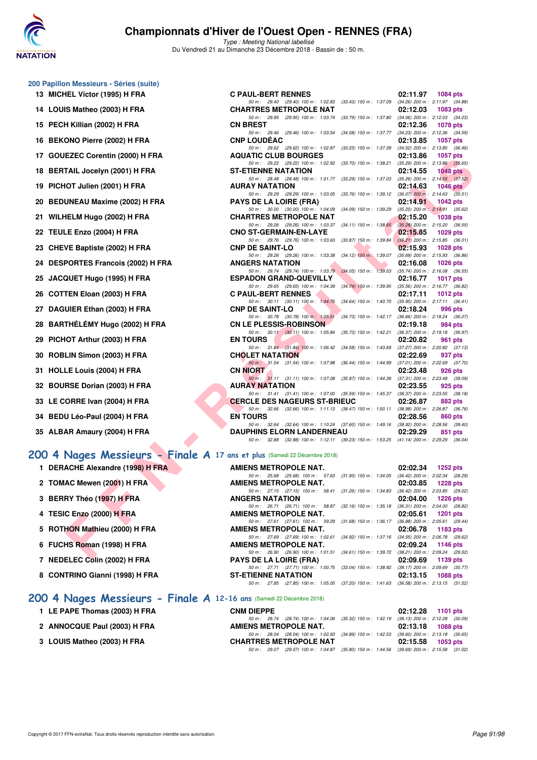## 200 Papillon Messieurs - Séries (suite)

| Rang | Nom | Club | Temps | Points |
|---|---|---|---|---|
| 13 | MICHEL Victor (1995) H FRA | C PAUL-BERT RENNES | 02:11.97 | 1084 pts |
| | | 50 m : 29.40 (29.40) 100 m : 1:02.83 (33.43) 150 m : 1:37.09 (34.26) 200 m : 2:11.97 (34.88) | | |
| 14 | LOUIS Matheo (2003) H FRA | CHARTRES METROPOLE NAT | 02:12.03 | 1083 pts |
| | | 50 m : 29.95 (29.95) 100 m : 1:03.74 (33.79) 150 m : 1:37.80 (34.06) 200 m : 2:12.03 (34.23) | | |
| 15 | PECH Killian (2002) H FRA | CN BREST | 02:12.36 | 1078 pts |
| | | 50 m : 29.46 (29.46) 100 m : 1:03.54 (34.08) 150 m : 1:37.77 (34.23) 200 m : 2:12.36 (34.59) | | |
| 16 | BEKONO Pierre (2002) H FRA | CNP LOUDÉAC | 02:13.85 | 1057 pts |
| | | 50 m : 29.62 (29.62) 100 m : 1:02.87 (33.25) 150 m : 1:37.39 (34.52) 200 m : 2:13.85 (36.46) | | |
| 17 | GOUEZEC Corentin (2000) H FRA | AQUATIC CLUB BOURGES | 02:13.86 | 1057 pts |
| | | 50 m : 29.22 (29.22) 100 m : 1:02.92 (33.70) 150 m : 1:38.21 (35.29) 200 m : 2:13.86 (35.65) | | |
| 18 | BERTAIL Jocelyn (2001) H FRA | ST-ETIENNE NATATION | 02:14.55 | 1048 pts |
| | | 50 m : 28.48 (28.48) 100 m : 1:01.77 (33.29) 150 m : 1:37.03 (35.26) 200 m : 2:14.55 (37.52) | | |
| 19 | PICHOT Julien (2001) H FRA | AURAY NATATION | 02:14.63 | 1046 pts |
| | | 50 m : 29.29 (29.29) 100 m : 1:03.05 (33.76) 150 m : 1:39.12 (36.07) 200 m : 2:14.63 (35.51) | | |
| 20 | BEDUNEAU Maxime (2002) H FRA | PAYS DE LA LOIRE (FRA) | 02:14.91 | 1042 pts |
| | | 50 m : 30.00 (30.00) 100 m : 1:04.09 (34.09) 150 m : 1:39.29 (35.20) 200 m : 2:14.91 (35.62) | | |
| 21 | WILHELM Hugo (2002) H FRA | CHARTRES METROPOLE NAT | 02:15.20 | 1038 pts |
| | | 50 m : 29.26 (29.26) 100 m : 1:03.37 (34.11) 150 m : 1:38.65 (35.28) 200 m : 2:15.20 (36.55) | | |
| 22 | TEULE Enzo (2004) H FRA | CNO ST-GERMAIN-EN-LAYE | 02:15.85 | 1029 pts |
| | | 50 m : 29.76 (29.76) 100 m : 1:03.63 (33.87) 150 m : 1:39.84 (36.21) 200 m : 2:15.85 (36.01) | | |
| 23 | CHEVE Baptiste (2002) H FRA | CNP DE SAINT-LO | 02:15.93 | 1028 pts |
| | | 50 m : 29.26 (29.26) 100 m : 1:03.38 (34.12) 150 m : 1:39.07 (35.69) 200 m : 2:15.93 (36.86) | | |
| 24 | DESPORTES Francois (2002) H FRA | ANGERS NATATION | 02:16.08 | 1026 pts |
| | | 50 m : 29.74 (29.74) 100 m : 1:03.79 (34.05) 150 m : 1:39.53 (35.74) 200 m : 2:16.08 (36.55) | | |
| 25 | JACQUET Hugo (1995) H FRA | ESPADON GRAND-QUEVILLY | 02:16.77 | 1017 pts |
| | | 50 m : 29.65 (29.65) 100 m : 1:04.39 (34.74) 150 m : 1:39.95 (35.56) 200 m : 2:16.77 (36.82) | | |
| 26 | COTTEN Eloan (2003) H FRA | C PAUL-BERT RENNES | 02:17.11 | 1012 pts |
| | | 50 m : 30.11 (30.11) 100 m : 1:04.75 (34.64) 150 m : 1:40.70 (35.95) 200 m : 2:17.11 (36.41) | | |
| 27 | DAGUIER Ethan (2003) H FRA | CNP DE SAINT-LO | 02:18.24 | 996 pts |
| | | 50 m : 30.78 (30.78) 100 m : 1:05.51 (34.73) 150 m : 1:42.17 (36.66) 200 m : 2:18.24 (36.07) | | |
| 28 | BARTHÉLÉMY Hugo (2002) H FRA | CN LE PLESSIS-ROBINSON | 02:19.18 | 984 pts |
| | | 50 m : 30.11 (30.11) 100 m : 1:05.84 (35.73) 150 m : 1:42.21 (36.37) 200 m : 2:19.18 (36.97) | | |
| 29 | PICHOT Arthur (2003) H FRA | EN TOURS | 02:20.82 | 961 pts |
| | | 50 m : 31.84 (31.84) 100 m : 1:06.42 (34.58) 150 m : 1:43.69 (37.27) 200 m : 2:20.82 (37.13) | | |
| 30 | ROBLIN Simon (2003) H FRA | CHOLET NATATION | 02:22.69 | 937 pts |
| | | 50 m : 31.54 (31.54) 100 m : 1:07.98 (36.44) 150 m : 1:44.99 (37.01) 200 m : 2:22.69 (37.70) | | |
| 31 | HOLLE Louis (2004) H FRA | CN NIORT | 02:23.48 | 926 pts |
| | | 50 m : 31.11 (31.11) 100 m : 1:07.08 (35.97) 150 m : 1:44.39 (37.31) 200 m : 2:23.48 (39.09) | | |
| 32 | BOURSE Dorian (2003) H FRA | AURAY NATATION | 02:23.55 | 925 pts |
| | | 50 m : 31.41 (31.41) 100 m : 1:07.00 (35.59) 150 m : 1:45.37 (38.37) 200 m : 2:23.55 (38.18) | | |
| 33 | LE CORRE Ivan (2004) H FRA | CERCLE DES NAGEURS ST-BRIEUC | 02:26.87 | 882 pts |
| | | 50 m : 32.66 (32.66) 100 m : 1:11.13 (38.47) 150 m : 1:50.11 (38.98) 200 m : 2:26.87 (36.76) | | |
| 34 | BEDU Léo-Paul (2004) H FRA | EN TOURS | 02:28.56 | 860 pts |
| | | 50 m : 32.64 (32.64) 100 m : 1:10.24 (37.60) 150 m : 1:49.16 (38.92) 200 m : 2:28.56 (39.40) | | |
| 35 | ALBAR Amaury (2004) H FRA | DAUPHINS ELORN LANDERNEAU | 02:29.29 | 851 pts |
| | | 50 m : 32.88 (32.88) 100 m : 1:12.11 (39.23) 150 m : 1:53.25 (41.14) 200 m : 2:29.29 (36.04) | | |

## 200 4 Nages Messieurs - Finale A 17 ans et plus (Samedi 22 Décembre 2018)

| Rang | Nom | Club | Temps | Points |
|---|---|---|---|---|
| 1 | DERACHE Alexandre (1998) H FRA | AMIENS METROPOLE NAT. | 02:02.34 | 1252 pts |
| | | 50 m : 25.68 (25.68) 100 m : 57.63 (31.95) 150 m : 1:34.05 (36.42) 200 m : 2:02.34 (28.29) | | |
| 2 | TOMAC Mewen (2001) H FRA | AMIENS METROPOLE NAT. | 02:03.85 | 1228 pts |
| | | 50 m : 27.15 (27.15) 100 m : 58.41 (31.26) 150 m : 1:34.83 (36.42) 200 m : 2:03.85 (29.02) | | |
| 3 | BERRY Théo (1997) H FRA | ANGERS NATATION | 02:04.00 | 1226 pts |
| | | 50 m : 26.71 (26.71) 100 m : 58.87 (32.16) 150 m : 1:35.18 (36.31) 200 m : 2:04.00 (28.82) | | |
| 4 | TESIC Enzo (2000) H FRA | AMIENS METROPOLE NAT. | 02:05.61 | 1201 pts |
| | | 50 m : 27.61 (27.61) 100 m : 59.29 (31.68) 150 m : 1:36.17 (36.88) 200 m : 2:05.61 (29.44) | | |
| 5 | ROTHON Mathieu (2000) H FRA | AMIENS METROPOLE NAT. | 02:06.78 | 1183 pts |
| | | 50 m : 27.69 (27.69) 100 m : 1:02.61 (34.92) 150 m : 1:37.16 (34.55) 200 m : 2:06.78 (29.62) | | |
| 6 | FUCHS Roman (1998) H FRA | AMIENS METROPOLE NAT. | 02:09.24 | 1146 pts |
| | | 50 m : 26.90 (26.90) 100 m : 1:01.51 (34.61) 150 m : 1:39.72 (38.21) 200 m : 2:09.24 (29.52) | | |
| 7 | NEDELEC Colin (2002) H FRA | PAYS DE LA LOIRE (FRA) | 02:09.69 | 1139 pts |
| | | 50 m : 27.71 (27.71) 100 m : 1:00.75 (33.04) 150 m : 1:38.92 (38.17) 200 m : 2:09.69 (30.77) | | |
| 8 | CONTRINO Gianni (1998) H FRA | ST-ETIENNE NATATION | 02:13.15 | 1088 pts |
| | | 50 m : 27.85 (27.85) 100 m : 1:05.05 (37.20) 150 m : 1:41.63 (36.58) 200 m : 2:13.15 (31.52) | | |

## 200 4 Nages Messieurs - Finale A 12-16 ans (Samedi 22 Décembre 2018)

| Rang | Nom | Club | Temps | Points |
|---|---|---|---|---|
| 1 | LE PAPE Thomas (2003) H FRA | CNM DIEPPE | 02:12.28 | 1101 pts |
| | | 50 m : 28.74 (28.74) 100 m : 1:04.06 (35.32) 150 m : 1:42.19 (38.13) 200 m : 2:12.28 (30.09) | | |
| 2 | ANNOCQUE Paul (2003) H FRA | AMIENS METROPOLE NAT. | 02:13.18 | 1088 pts |
| | | 50 m : 28.04 (28.04) 100 m : 1:02.93 (34.89) 150 m : 1:42.53 (39.60) 200 m : 2:13.18 (30.65) | | |
| 3 | LOUIS Matheo (2003) H FRA | CHARTRES METROPOLE NAT | 02:15.58 | 1053 pts |
| | | 50 m : 29.07 (29.07) 100 m : 1:04.87 (35.80) 150 m : 1:44.56 (39.69) 200 m : 2:15.58 (31.02) | | |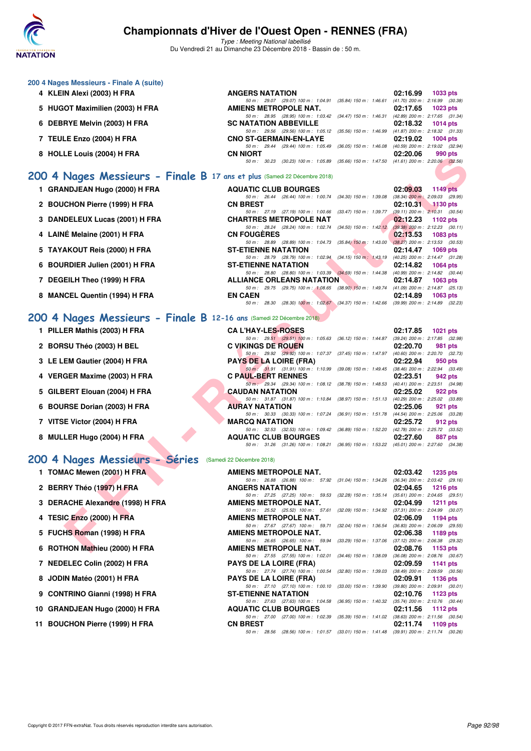# Championnats d'Hiver de l'Ouest Open - RENNES (FRA)

*Type : Meeting National labellisé*
Du Vendredi 21 au Dimanche 23 Décembre 2018 - Bassin de : 50 m.

### 200 4 Nages Messieurs - Finale A (suite)

| Place | Nom | Club | Temps | Points |
|---|---|---|---|---|
| 4 | KLEIN Alexi (2003) H FRA | ANGERS NATATION | 02:16.99 | 1033 pts |
| | | 50 m : 29.07 (29.07) 100 m : 1:04.91 (35.84) 150 m : 1:46.61 (41.70) 200 m : 2:16.99 (30.38) | | |
| 5 | HUGOT Maximilien (2003) H FRA | AMIENS METROPOLE NAT. | 02:17.65 | 1023 pts |
| | | 50 m : 28.95 (28.95) 100 m : 1:03.42 (34.47) 150 m : 1:46.31 (42.89) 200 m : 2:17.65 (31.34) | | |
| 6 | DEBRYE Melvin (2003) H FRA | SC NATATION ABBEVILLE | 02:18.32 | 1014 pts |
| | | 50 m : 29.56 (29.56) 100 m : 1:05.12 (35.56) 150 m : 1:46.99 (41.87) 200 m : 2:18.32 (31.33) | | |
| 7 | TEULE Enzo (2004) H FRA | CNO ST-GERMAIN-EN-LAYE | 02:19.02 | 1004 pts |
| | | 50 m : 29.44 (29.44) 100 m : 1:05.49 (36.05) 150 m : 1:46.08 (40.59) 200 m : 2:19.02 (32.94) | | |
| 8 | HOLLE Louis (2004) H FRA | CN NIORT | 02:20.06 | 990 pts |
| | | 50 m : 30.23 (30.23) 100 m : 1:05.89 (35.66) 150 m : 1:47.50 (41.61) 200 m : 2:20.06 (32.56) | | |

## 200 4 Nages Messieurs - Finale B 17 ans et plus (Samedi 22 Décembre 2018)

| Place | Nom | Club | Temps | Points |
|---|---|---|---|---|
| 1 | GRANDJEAN Hugo (2000) H FRA | AQUATIC CLUB BOURGES | 02:09.03 | 1149 pts |
| | | 50 m : 26.44 (26.44) 100 m : 1:00.74 (34.30) 150 m : 1:39.08 (38.34) 200 m : 2:09.03 (29.95) | | |
| 2 | BOUCHON Pierre (1999) H FRA | CN BREST | 02:10.31 | 1130 pts |
| | | 50 m : 27.19 (27.19) 100 m : 1:00.66 (33.47) 150 m : 1:39.77 (39.11) 200 m : 2:10.31 (30.54) | | |
| 3 | DANDELEUX Lucas (2001) H FRA | CHARTRES METROPOLE NAT | 02:12.23 | 1102 pts |
| | | 50 m : 28.24 (28.24) 100 m : 1:02.74 (34.50) 150 m : 1:42.12 (39.38) 200 m : 2:12.23 (30.11) | | |
| 4 | LAINÉ Melaine (2001) H FRA | CN FOUGÈRES | 02:13.53 | 1083 pts |
| | | 50 m : 28.89 (28.89) 100 m : 1:04.73 (35.84) 150 m : 1:43.00 (38.27) 200 m : 2:13.53 (30.53) | | |
| 5 | TAYAKOUT Reis (2000) H FRA | ST-ETIENNE NATATION | 02:14.47 | 1069 pts |
| | | 50 m : 28.79 (28.79) 100 m : 1:02.94 (34.15) 150 m : 1:43.19 (40.25) 200 m : 2:14.47 (31.28) | | |
| 6 | BOURDIER Julien (2001) H FRA | ST-ETIENNE NATATION | 02:14.82 | 1064 pts |
| | | 50 m : 28.80 (28.80) 100 m : 1:03.39 (34.59) 150 m : 1:44.38 (40.99) 200 m : 2:14.82 (30.44) | | |
| 7 | DEGEILH Theo (1999) H FRA | ALLIANCE ORLEANS NATATION | 02:14.87 | 1063 pts |
| | | 50 m : 29.75 (29.75) 100 m : 1:08.65 (38.90) 150 m : 1:49.74 (41.09) 200 m : 2:14.87 (25.13) | | |
| 8 | MANCEL Quentin (1994) H FRA | EN CAEN | 02:14.89 | 1063 pts |
| | | 50 m : 28.30 (28.30) 100 m : 1:02.67 (34.37) 150 m : 1:42.66 (39.99) 200 m : 2:14.89 (32.23) | | |

## 200 4 Nages Messieurs - Finale B 12-16 ans (Samedi 22 Décembre 2018)

| Place | Nom | Club | Temps | Points |
|---|---|---|---|---|
| 1 | PILLER Mathis (2003) H FRA | CA L'HAY-LES-ROSES | 02:17.85 | 1021 pts |
| | | 50 m : 29.51 (29.51) 100 m : 1:05.63 (36.12) 150 m : 1:44.87 (39.24) 200 m : 2:17.85 (32.98) | | |
| 2 | BORSU Théo (2003) H BEL | C VIKINGS DE ROUEN | 02:20.70 | 981 pts |
| | | 50 m : 29.92 (29.92) 100 m : 1:07.37 (37.45) 150 m : 1:47.97 (40.60) 200 m : 2:20.70 (32.73) | | |
| 3 | LE LEM Gautier (2004) H FRA | PAYS DE LA LOIRE (FRA) | 02:22.94 | 950 pts |
| | | 50 m : 31.91 (31.91) 100 m : 1:10.99 (39.08) 150 m : 1:49.45 (38.46) 200 m : 2:22.94 (33.49) | | |
| 4 | VERGER Maxime (2003) H FRA | C PAUL-BERT RENNES | 02:23.51 | 942 pts |
| | | 50 m : 29.34 (29.34) 100 m : 1:08.12 (38.78) 150 m : 1:48.53 (40.41) 200 m : 2:23.51 (34.98) | | |
| 5 | GILBERT Elouan (2004) H FRA | CAUDAN NATATION | 02:25.02 | 922 pts |
| | | 50 m : 31.87 (31.87) 100 m : 1:10.84 (38.97) 150 m : 1:51.13 (40.29) 200 m : 2:25.02 (33.89) | | |
| 6 | BOURSE Dorian (2003) H FRA | AURAY NATATION | 02:25.06 | 921 pts |
| | | 50 m : 30.33 (30.33) 100 m : 1:07.24 (36.91) 150 m : 1:51.78 (44.54) 200 m : 2:25.06 (33.28) | | |
| 7 | VITSE Victor (2004) H FRA | MARCQ NATATION | 02:25.72 | 912 pts |
| | | 50 m : 32.53 (32.53) 100 m : 1:09.42 (36.89) 150 m : 1:52.20 (42.78) 200 m : 2:25.72 (33.52) | | |
| 8 | MULLER Hugo (2004) H FRA | AQUATIC CLUB BOURGES | 02:27.60 | 887 pts |
| | | 50 m : 31.26 (31.26) 100 m : 1:08.21 (36.95) 150 m : 1:53.22 (45.01) 200 m : 2:27.60 (34.38) | | |

## 200 4 Nages Messieurs - Séries (Samedi 22 Décembre 2018)

| Place | Nom | Club | Temps | Points |
|---|---|---|---|---|
| 1 | TOMAC Mewen (2001) H FRA | AMIENS METROPOLE NAT. | 02:03.42 | 1235 pts |
| | | 50 m : 26.88 (26.88) 100 m : 57.92 (31.04) 150 m : 1:34.26 (36.34) 200 m : 2:03.42 (29.16) | | |
| 2 | BERRY Théo (1997) H FRA | ANGERS NATATION | 02:04.65 | 1216 pts |
| | | 50 m : 27.25 (27.25) 100 m : 59.53 (32.28) 150 m : 1:35.14 (35.61) 200 m : 2:04.65 (29.51) | | |
| 3 | DERACHE Alexandre (1998) H FRA | AMIENS METROPOLE NAT. | 02:04.99 | 1211 pts |
| | | 50 m : 25.52 (25.52) 100 m : 57.61 (32.09) 150 m : 1:34.92 (37.31) 200 m : 2:04.99 (30.07) | | |
| 4 | TESIC Enzo (2000) H FRA | AMIENS METROPOLE NAT. | 02:06.09 | 1194 pts |
| | | 50 m : 27.67 (27.67) 100 m : 59.71 (32.04) 150 m : 1:36.54 (36.83) 200 m : 2:06.09 (29.55) | | |
| 5 | FUCHS Roman (1998) H FRA | AMIENS METROPOLE NAT. | 02:06.38 | 1189 pts |
| | | 50 m : 26.65 (26.65) 100 m : 59.94 (33.29) 150 m : 1:37.06 (37.12) 200 m : 2:06.38 (29.32) | | |
| 6 | ROTHON Mathieu (2000) H FRA | AMIENS METROPOLE NAT. | 02:08.76 | 1153 pts |
| | | 50 m : 27.55 (27.55) 100 m : 1:02.01 (34.46) 150 m : 1:38.09 (36.08) 200 m : 2:08.76 (30.67) | | |
| 7 | NEDELEC Colin (2002) H FRA | PAYS DE LA LOIRE (FRA) | 02:09.59 | 1141 pts |
| | | 50 m : 27.74 (27.74) 100 m : 1:00.54 (32.80) 150 m : 1:39.03 (38.49) 200 m : 2:09.59 (30.56) | | |
| 8 | JODIN Matéo (2001) H FRA | PAYS DE LA LOIRE (FRA) | 02:09.91 | 1136 pts |
| | | 50 m : 27.10 (27.10) 100 m : 1:00.10 (33.00) 150 m : 1:39.90 (39.80) 200 m : 2:09.91 (30.01) | | |
| 9 | CONTRINO Gianni (1998) H FRA | ST-ETIENNE NATATION | 02:10.76 | 1123 pts |
| | | 50 m : 27.63 (27.63) 100 m : 1:04.58 (36.95) 150 m : 1:40.32 (35.74) 200 m : 2:10.76 (30.44) | | |
| 10 | GRANDJEAN Hugo (2000) H FRA | AQUATIC CLUB BOURGES | 02:11.56 | 1112 pts |
| | | 50 m : 27.00 (27.00) 100 m : 1:02.39 (35.39) 150 m : 1:41.02 (38.63) 200 m : 2:11.56 (30.54) | | |
| 11 | BOUCHON Pierre (1999) H FRA | CN BREST | 02:11.74 | 1109 pts |
| | | 50 m : 28.56 (28.56) 100 m : 1:01.57 (33.01) 150 m : 1:41.48 (39.91) 200 m : 2:11.74 (30.26) | | |

Copyright © 2017 FFN-extraNat. Tous droits réservés reproduction interdite sans autorisation.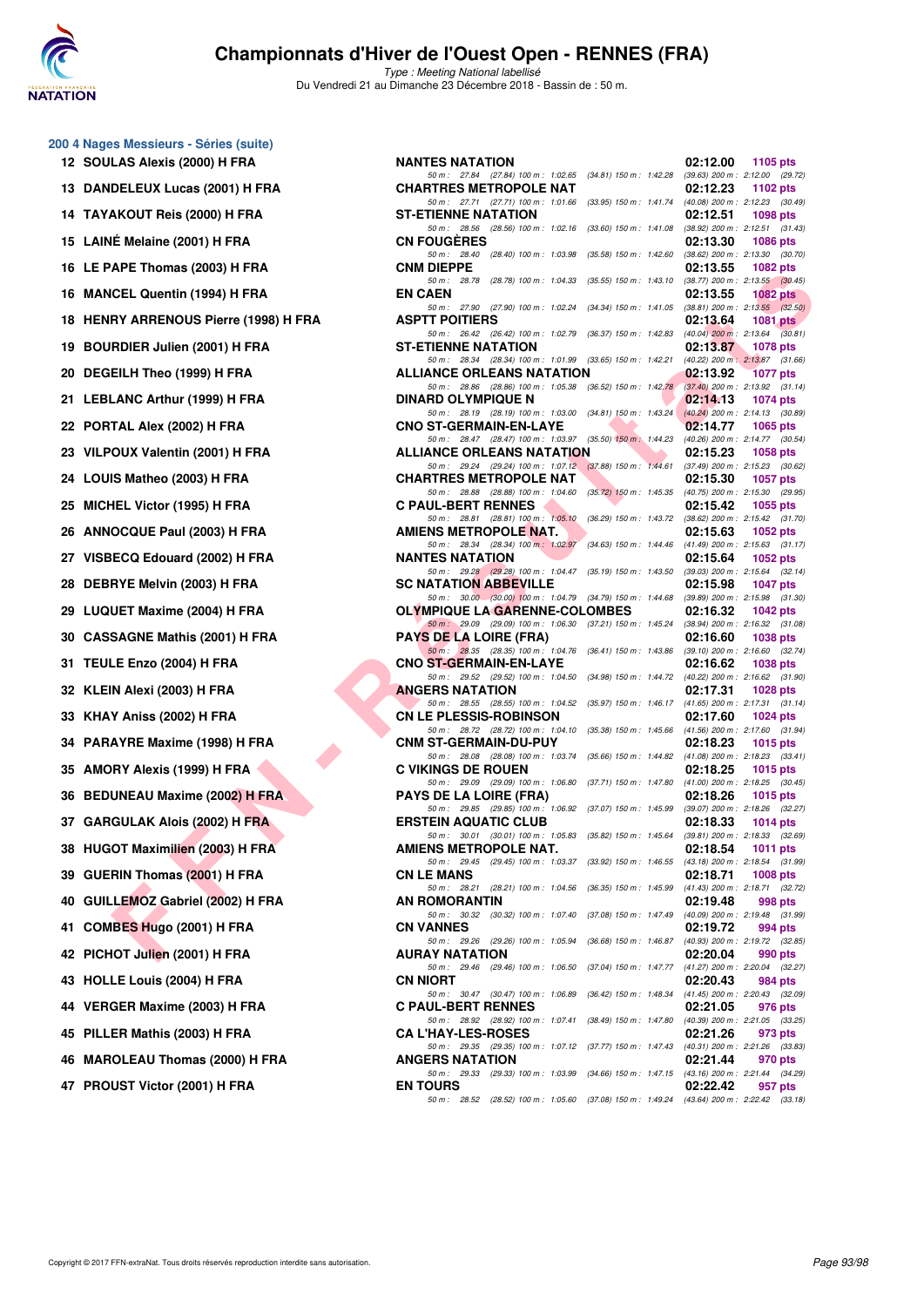# Championnats d'Hiver de l'Ouest Open - RENNES (FRA)

*Type : Meeting National labellisé*

Du Vendredi 21 au Dimanche 23 Décembre 2018 - Bassin de : 50 m.

## 200 4 Nages Messieurs - Séries (suite)

| Rg | Nom | Club | Temps | Points |
|---|---|---|---|---|
| 12 | SOULAS Alexis (2000) H FRA | NANTES NATATION | 02:12.00 | 1105 pts |
| | | 50 m : 27.84 (27.84) 100 m : 1:02.65 (34.81) 150 m : 1:42.28 (39.63) 200 m : 2:12.00 (29.72) | | |
| 13 | DANDELEUX Lucas (2001) H FRA | CHARTRES METROPOLE NAT | 02:12.23 | 1102 pts |
| | | 50 m : 27.71 (27.71) 100 m : 1:01.66 (33.95) 150 m : 1:41.74 (40.08) 200 m : 2:12.23 (30.49) | | |
| 14 | TAYAKOUT Reis (2000) H FRA | ST-ETIENNE NATATION | 02:12.51 | 1098 pts |
| | | 50 m : 28.56 (28.56) 100 m : 1:02.16 (33.60) 150 m : 1:41.08 (38.92) 200 m : 2:12.51 (31.43) | | |
| 15 | LAINÉ Melaine (2001) H FRA | CN FOUGÈRES | 02:13.30 | 1086 pts |
| | | 50 m : 28.40 (28.40) 100 m : 1:03.98 (35.58) 150 m : 1:42.60 (38.62) 200 m : 2:13.30 (30.70) | | |
| 16 | LE PAPE Thomas (2003) H FRA | CNM DIEPPE | 02:13.55 | 1082 pts |
| | | 50 m : 28.78 (28.78) 100 m : 1:04.33 (35.55) 150 m : 1:43.10 (38.77) 200 m : 2:13.55 (30.45) | | |
| 16 | MANCEL Quentin (1994) H FRA | EN CAEN | 02:13.55 | 1082 pts |
| | | 50 m : 27.90 (27.90) 100 m : 1:02.24 (34.34) 150 m : 1:41.05 (38.81) 200 m : 2:13.55 (32.50) | | |
| 18 | HENRY ARRENOUS Pierre (1998) H FRA | ASPTT POITIERS | 02:13.64 | 1081 pts |
| | | 50 m : 26.42 (26.42) 100 m : 1:02.79 (36.37) 150 m : 1:42.83 (40.04) 200 m : 2:13.64 (30.81) | | |
| 19 | BOURDIER Julien (2001) H FRA | ST-ETIENNE NATATION | 02:13.87 | 1078 pts |
| | | 50 m : 28.34 (28.34) 100 m : 1:01.99 (33.65) 150 m : 1:42.21 (40.22) 200 m : 2:13.87 (31.66) | | |
| 20 | DEGEILH Theo (1999) H FRA | ALLIANCE ORLEANS NATATION | 02:13.92 | 1077 pts |
| | | 50 m : 28.86 (28.86) 100 m : 1:05.38 (36.52) 150 m : 1:42.78 (37.40) 200 m : 2:13.92 (31.14) | | |
| 21 | LEBLANC Arthur (1999) H FRA | DINARD OLYMPIQUE N | 02:14.13 | 1074 pts |
| | | 50 m : 28.19 (28.19) 100 m : 1:03.00 (34.81) 150 m : 1:43.24 (40.24) 200 m : 2:14.13 (30.89) | | |
| 22 | PORTAL Alex (2002) H FRA | CNO ST-GERMAIN-EN-LAYE | 02:14.77 | 1065 pts |
| | | 50 m : 28.47 (28.47) 100 m : 1:03.97 (35.50) 150 m : 1:44.23 (40.26) 200 m : 2:14.77 (30.54) | | |
| 23 | VILPOUX Valentin (2001) H FRA | ALLIANCE ORLEANS NATATION | 02:15.23 | 1058 pts |
| | | 50 m : 29.24 (29.24) 100 m : 1:07.12 (37.88) 150 m : 1:44.61 (37.49) 200 m : 2:15.23 (30.62) | | |
| 24 | LOUIS Matheo (2003) H FRA | CHARTRES METROPOLE NAT | 02:15.30 | 1057 pts |
| | | 50 m : 28.88 (28.88) 100 m : 1:04.60 (35.72) 150 m : 1:45.35 (40.75) 200 m : 2:15.30 (29.95) | | |
| 25 | MICHEL Victor (1995) H FRA | C PAUL-BERT RENNES | 02:15.42 | 1055 pts |
| | | 50 m : 28.81 (28.81) 100 m : 1:05.10 (36.29) 150 m : 1:43.72 (38.62) 200 m : 2:15.42 (31.70) | | |
| 26 | ANNOCQUE Paul (2003) H FRA | AMIENS METROPOLE NAT. | 02:15.63 | 1052 pts |
| | | 50 m : 28.34 (28.34) 100 m : 1:02.97 (34.63) 150 m : 1:44.46 (41.49) 200 m : 2:15.63 (31.17) | | |
| 27 | VISBECQ Edouard (2002) H FRA | NANTES NATATION | 02:15.64 | 1052 pts |
| | | 50 m : 29.28 (29.28) 100 m : 1:04.47 (35.19) 150 m : 1:43.50 (39.03) 200 m : 2:15.64 (32.14) | | |
| 28 | DEBRYE Melvin (2003) H FRA | SC NATATION ABBEVILLE | 02:15.98 | 1047 pts |
| | | 50 m : 30.00 (30.00) 100 m : 1:04.79 (34.79) 150 m : 1:44.68 (39.89) 200 m : 2:15.98 (31.30) | | |
| 29 | LUQUET Maxime (2004) H FRA | OLYMPIQUE LA GARENNE-COLOMBES | 02:16.32 | 1042 pts |
| | | 50 m : 29.09 (29.09) 100 m : 1:06.30 (37.21) 150 m : 1:45.24 (38.94) 200 m : 2:16.32 (31.08) | | |
| 30 | CASSAGNE Mathis (2001) H FRA | PAYS DE LA LOIRE (FRA) | 02:16.60 | 1038 pts |
| | | 50 m : 28.35 (28.35) 100 m : 1:04.76 (36.41) 150 m : 1:43.86 (39.10) 200 m : 2:16.60 (32.74) | | |
| 31 | TEULE Enzo (2004) H FRA | CNO ST-GERMAIN-EN-LAYE | 02:16.62 | 1038 pts |
| | | 50 m : 29.52 (29.52) 100 m : 1:04.50 (34.98) 150 m : 1:44.72 (40.22) 200 m : 2:16.62 (31.90) | | |
| 32 | KLEIN Alexi (2003) H FRA | ANGERS NATATION | 02:17.31 | 1028 pts |
| | | 50 m : 28.55 (28.55) 100 m : 1:04.52 (35.97) 150 m : 1:46.17 (41.65) 200 m : 2:17.31 (31.14) | | |
| 33 | KHAY Aniss (2002) H FRA | CN LE PLESSIS-ROBINSON | 02:17.60 | 1024 pts |
| | | 50 m : 28.72 (28.72) 100 m : 1:04.10 (35.38) 150 m : 1:45.66 (41.56) 200 m : 2:17.60 (31.94) | | |
| 34 | PARAYRE Maxime (1998) H FRA | CNM ST-GERMAIN-DU-PUY | 02:18.23 | 1015 pts |
| | | 50 m : 28.08 (28.08) 100 m : 1:03.74 (35.66) 150 m : 1:44.82 (41.08) 200 m : 2:18.23 (33.41) | | |
| 35 | AMORY Alexis (1999) H FRA | C VIKINGS DE ROUEN | 02:18.25 | 1015 pts |
| | | 50 m : 29.09 (29.09) 100 m : 1:06.80 (37.71) 150 m : 1:47.80 (41.00) 200 m : 2:18.25 (30.45) | | |
| 36 | BEDUNEAU Maxime (2002) H FRA | PAYS DE LA LOIRE (FRA) | 02:18.26 | 1015 pts |
| | | 50 m : 29.85 (29.85) 100 m : 1:06.92 (37.07) 150 m : 1:45.99 (39.07) 200 m : 2:18.26 (32.27) | | |
| 37 | GARGULAK Alois (2002) H FRA | ERSTEIN AQUATIC CLUB | 02:18.33 | 1014 pts |
| | | 50 m : 30.01 (30.01) 100 m : 1:05.83 (35.82) 150 m : 1:45.64 (39.81) 200 m : 2:18.33 (32.69) | | |
| 38 | HUGOT Maximilien (2003) H FRA | AMIENS METROPOLE NAT. | 02:18.54 | 1011 pts |
| | | 50 m : 29.45 (29.45) 100 m : 1:03.37 (33.92) 150 m : 1:46.55 (43.18) 200 m : 2:18.54 (31.99) | | |
| 39 | GUERIN Thomas (2001) H FRA | CN LE MANS | 02:18.71 | 1008 pts |
| | | 50 m : 28.21 (28.21) 100 m : 1:04.56 (36.35) 150 m : 1:45.99 (41.43) 200 m : 2:18.71 (32.72) | | |
| 40 | GUILLEMOZ Gabriel (2002) H FRA | AN ROMORANTIN | 02:19.48 | 998 pts |
| | | 50 m : 30.32 (30.32) 100 m : 1:07.40 (37.08) 150 m : 1:47.49 (40.09) 200 m : 2:19.48 (31.99) | | |
| 41 | COMBES Hugo (2001) H FRA | CN VANNES | 02:19.72 | 994 pts |
| | | 50 m : 29.26 (29.26) 100 m : 1:05.94 (36.68) 150 m : 1:46.87 (40.93) 200 m : 2:19.72 (32.85) | | |
| 42 | PICHOT Julien (2001) H FRA | AURAY NATATION | 02:20.04 | 990 pts |
| | | 50 m : 29.46 (29.46) 100 m : 1:06.50 (37.04) 150 m : 1:47.77 (41.27) 200 m : 2:20.04 (32.27) | | |
| 43 | HOLLE Louis (2004) H FRA | CN NIORT | 02:20.43 | 984 pts |
| | | 50 m : 30.47 (30.47) 100 m : 1:06.89 (36.42) 150 m : 1:48.34 (41.45) 200 m : 2:20.43 (32.09) | | |
| 44 | VERGER Maxime (2003) H FRA | C PAUL-BERT RENNES | 02:21.05 | 976 pts |
| | | 50 m : 28.92 (28.92) 100 m : 1:07.41 (38.49) 150 m : 1:47.80 (40.39) 200 m : 2:21.05 (33.25) | | |
| 45 | PILLER Mathis (2003) H FRA | CA L'HAY-LES-ROSES | 02:21.26 | 973 pts |
| | | 50 m : 29.35 (29.35) 100 m : 1:07.12 (37.77) 150 m : 1:47.43 (40.31) 200 m : 2:21.26 (33.83) | | |
| 46 | MAROLEAU Thomas (2000) H FRA | ANGERS NATATION | 02:21.44 | 970 pts |
| | | 50 m : 29.33 (29.33) 100 m : 1:03.99 (34.66) 150 m : 1:47.15 (43.16) 200 m : 2:21.44 (34.29) | | |
| 47 | PROUST Victor (2001) H FRA | EN TOURS | 02:22.42 | 957 pts |
| | | 50 m : 28.52 (28.52) 100 m : 1:05.60 (37.08) 150 m : 1:49.24 (43.64) 200 m : 2:22.42 (33.18) | | |

Copyright © 2017 FFN-extraNat. Tous droits réservés reproduction interdite sans autorisation.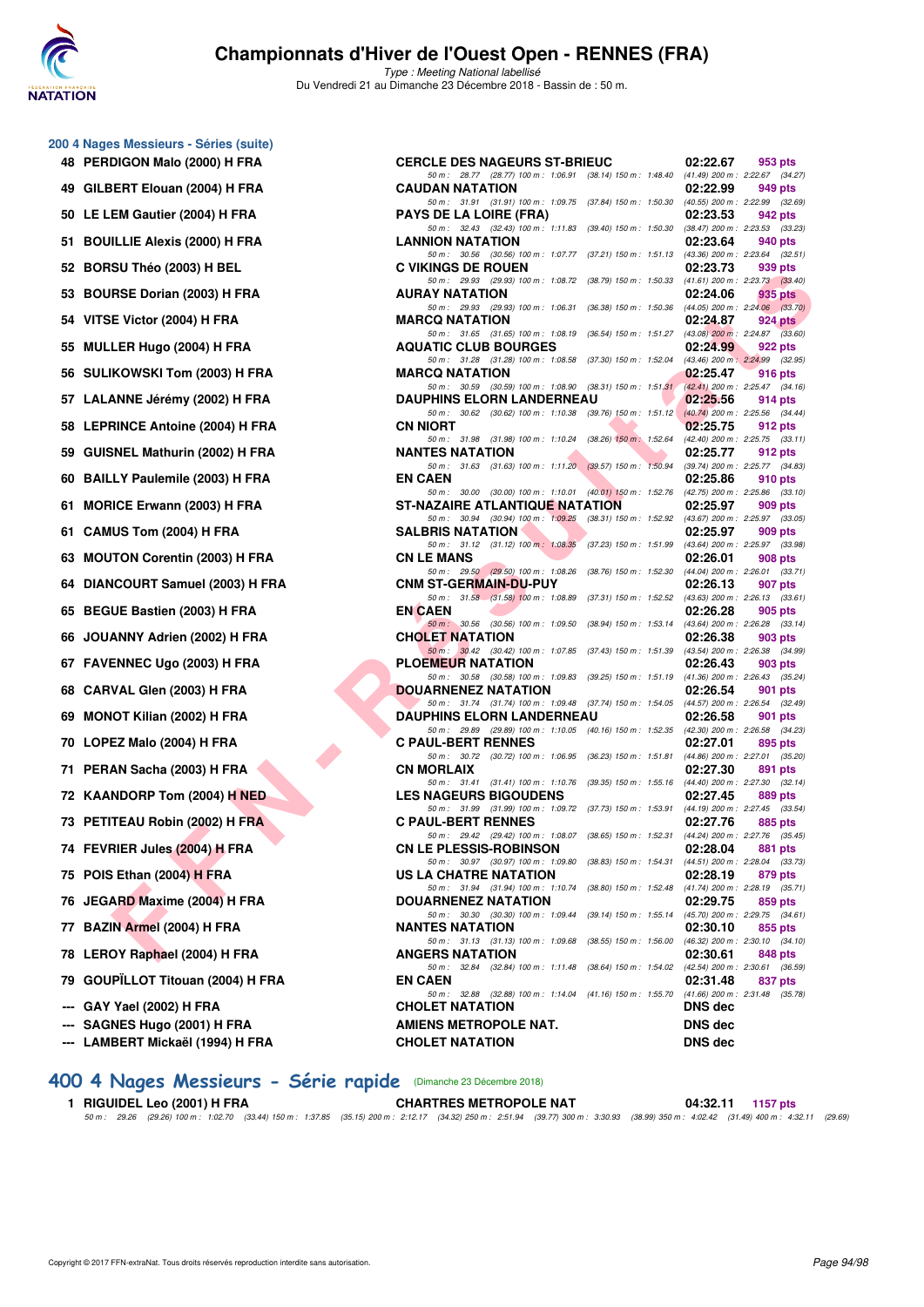## 200 4 Nages Messieurs - Séries (suite)

| Rang | Nom | Club | Temps | Points |
|---|---|---|---|---|
| 48 | PERDIGON Malo (2000) H FRA | CERCLE DES NAGEURS ST-BRIEUC | 02:22.67 | 953 pts |
| | 50 m : 28.77 (28.77) 100 m : 1:06.91 (38.14) 150 m : 1:48.40 (41.49) 200 m : 2:22.67 (34.27) | | | |
| 49 | GILBERT Elouan (2004) H FRA | CAUDAN NATATION | 02:22.99 | 949 pts |
| | 50 m : 31.91 (31.91) 100 m : 1:09.75 (37.84) 150 m : 1:50.30 (40.55) 200 m : 2:22.99 (32.69) | | | |
| 50 | LE LEM Gautier (2004) H FRA | PAYS DE LA LOIRE (FRA) | 02:23.53 | 942 pts |
| | 50 m : 32.43 (32.43) 100 m : 1:11.83 (39.40) 150 m : 1:50.30 (38.47) 200 m : 2:23.53 (33.23) | | | |
| 51 | BOUILLIE Alexis (2000) H FRA | LANNION NATATION | 02:23.64 | 940 pts |
| | 50 m : 30.56 (30.56) 100 m : 1:07.77 (37.21) 150 m : 1:51.13 (43.36) 200 m : 2:23.64 (32.51) | | | |
| 52 | BORSU Théo (2003) H BEL | C VIKINGS DE ROUEN | 02:23.73 | 939 pts |
| | 50 m : 29.93 (29.93) 100 m : 1:08.72 (38.79) 150 m : 1:50.33 (41.61) 200 m : 2:23.73 (33.40) | | | |
| 53 | BOURSE Dorian (2003) H FRA | AURAY NATATION | 02:24.06 | 935 pts |
| | 50 m : 29.93 (29.93) 100 m : 1:06.31 (36.38) 150 m : 1:50.36 (44.05) 200 m : 2:24.06 (33.70) | | | |
| 54 | VITSE Victor (2004) H FRA | MARCQ NATATION | 02:24.87 | 924 pts |
| | 50 m : 31.65 (31.65) 100 m : 1:08.19 (36.54) 150 m : 1:51.27 (43.08) 200 m : 2:24.87 (33.60) | | | |
| 55 | MULLER Hugo (2004) H FRA | AQUATIC CLUB BOURGES | 02:24.99 | 922 pts |
| | 50 m : 31.28 (31.28) 100 m : 1:08.58 (37.30) 150 m : 1:52.04 (43.46) 200 m : 2:24.99 (32.95) | | | |
| 56 | SULIKOWSKI Tom (2003) H FRA | MARCQ NATATION | 02:25.47 | 916 pts |
| | 50 m : 30.59 (30.59) 100 m : 1:08.90 (38.31) 150 m : 1:51.31 (42.41) 200 m : 2:25.47 (34.16) | | | |
| 57 | LALANNE Jérémy (2002) H FRA | DAUPHINS ELORN LANDERNEAU | 02:25.56 | 914 pts |
| | 50 m : 30.62 (30.62) 100 m : 1:10.38 (39.76) 150 m : 1:51.12 (40.74) 200 m : 2:25.56 (34.44) | | | |
| 58 | LEPRINCE Antoine (2004) H FRA | CN NIORT | 02:25.75 | 912 pts |
| | 50 m : 31.98 (31.98) 100 m : 1:10.24 (38.26) 150 m : 1:52.64 (42.40) 200 m : 2:25.75 (33.11) | | | |
| 59 | GUISNEL Mathurin (2002) H FRA | NANTES NATATION | 02:25.77 | 912 pts |
| | 50 m : 31.63 (31.63) 100 m : 1:11.20 (39.57) 150 m : 1:50.94 (39.74) 200 m : 2:25.77 (34.83) | | | |
| 60 | BAILLY Paulemile (2003) H FRA | EN CAEN | 02:25.86 | 910 pts |
| | 50 m : 30.00 (30.00) 100 m : 1:10.01 (40.01) 150 m : 1:52.76 (42.75) 200 m : 2:25.86 (33.10) | | | |
| 61 | MORICE Erwann (2003) H FRA | ST-NAZAIRE ATLANTIQUE NATATION | 02:25.97 | 909 pts |
| | 50 m : 30.94 (30.94) 100 m : 1:09.25 (38.31) 150 m : 1:52.92 (43.67) 200 m : 2:25.97 (33.05) | | | |
| 61 | CAMUS Tom (2004) H FRA | SALBRIS NATATION | 02:25.97 | 909 pts |
| | 50 m : 31.12 (31.12) 100 m : 1:08.35 (37.23) 150 m : 1:51.99 (43.64) 200 m : 2:25.97 (33.98) | | | |
| 63 | MOUTON Corentin (2003) H FRA | CN LE MANS | 02:26.01 | 908 pts |
| | 50 m : 29.50 (29.50) 100 m : 1:08.26 (38.76) 150 m : 1:52.30 (44.04) 200 m : 2:26.01 (33.71) | | | |
| 64 | DIANCOURT Samuel (2003) H FRA | CNM ST-GERMAIN-DU-PUY | 02:26.13 | 907 pts |
| | 50 m : 31.58 (31.58) 100 m : 1:08.89 (37.31) 150 m : 1:52.52 (43.63) 200 m : 2:26.13 (33.61) | | | |
| 65 | BEGUE Bastien (2003) H FRA | EN CAEN | 02:26.28 | 905 pts |
| | 50 m : 30.56 (30.56) 100 m : 1:09.50 (38.94) 150 m : 1:53.14 (43.64) 200 m : 2:26.28 (33.14) | | | |
| 66 | JOUANNY Adrien (2002) H FRA | CHOLET NATATION | 02:26.38 | 903 pts |
| | 50 m : 30.42 (30.42) 100 m : 1:07.85 (37.43) 150 m : 1:51.39 (43.54) 200 m : 2:26.38 (34.99) | | | |
| 67 | FAVENNEC Ugo (2003) H FRA | PLOEMEUR NATATION | 02:26.43 | 903 pts |
| | 50 m : 30.58 (30.58) 100 m : 1:09.83 (39.25) 150 m : 1:51.19 (41.36) 200 m : 2:26.43 (35.24) | | | |
| 68 | CARVAL Glen (2003) H FRA | DOUARNENEZ NATATION | 02:26.54 | 901 pts |
| | 50 m : 31.74 (31.74) 100 m : 1:09.48 (37.74) 150 m : 1:54.05 (44.57) 200 m : 2:26.54 (32.49) | | | |
| 69 | MONOT Kilian (2002) H FRA | DAUPHINS ELORN LANDERNEAU | 02:26.58 | 901 pts |
| | 50 m : 29.89 (29.89) 100 m : 1:10.05 (40.16) 150 m : 1:52.35 (42.30) 200 m : 2:26.58 (34.23) | | | |
| 70 | LOPEZ Malo (2004) H FRA | C PAUL-BERT RENNES | 02:27.01 | 895 pts |
| | 50 m : 30.72 (30.72) 100 m : 1:06.95 (36.23) 150 m : 1:51.81 (44.86) 200 m : 2:27.01 (35.20) | | | |
| 71 | PERAN Sacha (2003) H FRA | CN MORLAIX | 02:27.30 | 891 pts |
| | 50 m : 31.41 (31.41) 100 m : 1:10.76 (39.35) 150 m : 1:55.16 (44.40) 200 m : 2:27.30 (32.14) | | | |
| 72 | KAANDORP Tom (2004) H NED | LES NAGEURS BIGOUDENS | 02:27.45 | 889 pts |
| | 50 m : 31.99 (31.99) 100 m : 1:09.72 (37.73) 150 m : 1:53.91 (44.19) 200 m : 2:27.45 (33.54) | | | |
| 73 | PETITEAU Robin (2002) H FRA | C PAUL-BERT RENNES | 02:27.76 | 885 pts |
| | 50 m : 29.42 (29.42) 100 m : 1:08.07 (38.65) 150 m : 1:52.31 (44.24) 200 m : 2:27.76 (35.45) | | | |
| 74 | FEVRIER Jules (2004) H FRA | CN LE PLESSIS-ROBINSON | 02:28.04 | 881 pts |
| | 50 m : 30.97 (30.97) 100 m : 1:09.80 (38.83) 150 m : 1:54.31 (44.51) 200 m : 2:28.04 (33.73) | | | |
| 75 | POIS Ethan (2004) H FRA | US LA CHATRE NATATION | 02:28.19 | 879 pts |
| | 50 m : 31.94 (31.94) 100 m : 1:10.74 (38.80) 150 m : 1:52.48 (41.74) 200 m : 2:28.19 (35.71) | | | |
| 76 | JEGARD Maxime (2004) H FRA | DOUARNENEZ NATATION | 02:29.75 | 859 pts |
| | 50 m : 30.30 (30.30) 100 m : 1:09.44 (39.14) 150 m : 1:55.14 (45.70) 200 m : 2:29.75 (34.61) | | | |
| 77 | BAZIN Armel (2004) H FRA | NANTES NATATION | 02:30.10 | 855 pts |
| | 50 m : 31.13 (31.13) 100 m : 1:09.68 (38.55) 150 m : 1:56.00 (46.32) 200 m : 2:30.10 (34.10) | | | |
| 78 | LEROY Raphael (2004) H FRA | ANGERS NATATION | 02:30.61 | 848 pts |
| | 50 m : 32.84 (32.84) 100 m : 1:11.48 (38.64) 150 m : 1:54.02 (42.54) 200 m : 2:30.61 (36.59) | | | |
| 79 | GOUPÏLLOT Titouan (2004) H FRA | EN CAEN | 02:31.48 | 837 pts |
| | 50 m : 32.88 (32.88) 100 m : 1:14.04 (41.16) 150 m : 1:55.70 (41.66) 200 m : 2:31.48 (35.78) | | | |
| --- | GAY Yael (2002) H FRA | CHOLET NATATION | DNS dec | |
| --- | SAGNES Hugo (2001) H FRA | AMIENS METROPOLE NAT. | DNS dec | |
| --- | LAMBERT Mickaël (1994) H FRA | CHOLET NATATION | DNS dec | |

## 400 4 Nages Messieurs - Série rapide (Dimanche 23 Décembre 2018)

| Rang | Nom | Club | Temps | Points |
|---|---|---|---|---|
| 1 | RIGUIDEL Leo (2001) H FRA | CHARTRES METROPOLE NAT | 04:32.11 | 1157 pts |
| | 50 m : 29.26 (29.26) 100 m : 1:02.70 (33.44) 150 m : 1:37.85 (35.15) 200 m : 2:12.17 (34.32) 250 m : 2:51.94 (39.77) 300 m : 3:30.93 (38.99) 350 m : 4:02.42 (31.49) 400 m : 4:32.11 (29.69) | | | |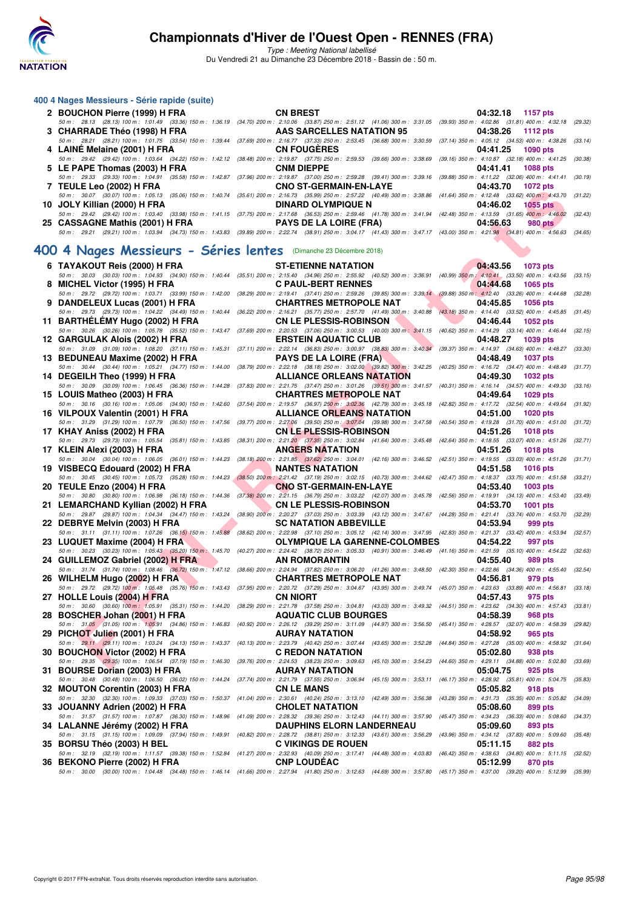# Championnats d'Hiver de l'Ouest Open - RENNES (FRA)

*Type : Meeting National labellisé*
Du Vendredi 21 au Dimanche 23 Décembre 2018 - Bassin de : 50 m.

## 400 4 Nages Messieurs - Série rapide (suite)

**2 BOUCHON Pierre (1999) H FRA** — CN BREST — 04:32.18 — 1157 pts
50 m : 28.13 (28.13) 100 m : 1:01.49 (33.36) 150 m : 1:36.19 (34.70) 200 m : 2:10.06 (33.87) 250 m : 2:51.12 (41.06) 300 m : 3:31.05 (39.93) 350 m : 4:02.86 (31.81) 400 m : 4:32.18 (29.32)

**3 CHARRADE Théo (1998) H FRA** — AAS SARCELLES NATATION 95 — 04:38.26 — 1112 pts
50 m : 28.21 (28.21) 100 m : 1:01.75 (33.54) 150 m : 1:39.44 (37.69) 200 m : 2:16.77 (37.33) 250 m : 2:53.45 (36.68) 300 m : 3:30.59 (37.14) 350 m : 4:05.12 (34.53) 400 m : 4:38.26 (33.14)

**4 LAINÉ Melaine (2001) H FRA** — CN FOUGÈRES — 04:41.25 — 1090 pts
50 m : 29.42 (29.42) 100 m : 1:03.64 (34.22) 150 m : 1:42.12 (38.48) 200 m : 2:19.87 (37.75) 250 m : 2:59.53 (39.66) 300 m : 3:38.69 (39.16) 350 m : 4:10.87 (32.18) 400 m : 4:41.25 (30.38)

**5 LE PAPE Thomas (2003) H FRA** — CNM DIEPPE — 04:41.41 — 1088 pts
50 m : 29.33 (29.33) 100 m : 1:04.91 (35.58) 150 m : 1:42.87 (37.96) 200 m : 2:19.87 (37.00) 250 m : 2:59.28 (39.41) 300 m : 3:39.16 (39.88) 350 m : 4:11.22 (32.06) 400 m : 4:41.41 (30.19)

**7 TEULE Leo (2002) H FRA** — CNO ST-GERMAIN-EN-LAYE — 04:43.70 — 1072 pts
50 m : 30.07 (30.07) 100 m : 1:05.13 (35.06) 150 m : 1:40.74 (35.61) 200 m : 2:16.73 (35.99) 250 m : 2:57.22 (40.49) 300 m : 3:38.86 (41.64) 350 m : 4:12.48 (33.62) 400 m : 4:43.70 (31.22)

**10 JOLY Killian (2000) H FRA** — DINARD OLYMPIQUE N — 04:46.02 — 1055 pts
50 m : 29.42 (29.42) 100 m : 1:03.40 (33.98) 150 m : 1:41.15 (37.75) 200 m : 2:17.68 (36.53) 250 m : 2:59.46 (41.78) 300 m : 3:41.94 (42.48) 350 m : 4:13.59 (31.65) 400 m : 4:46.02 (32.43)

**25 CASSAGNE Mathis (2001) H FRA** — PAYS DE LA LOIRE (FRA) — 04:56.63 — 980 pts
50 m : 29.21 (29.21) 100 m : 1:03.94 (34.73) 150 m : 1:43.83 (39.89) 200 m : 2:22.74 (38.91) 250 m : 3:04.17 (41.43) 300 m : 3:47.17 (43.00) 350 m : 4:21.98 (34.81) 400 m : 4:56.63 (34.65)

## 400 4 Nages Messieurs - Séries lentes (Dimanche 23 Décembre 2018)

**6 TAYAKOUT Reis (2000) H FRA** — ST-ETIENNE NATATION — 04:43.56 — 1073 pts
50 m : 30.03 (30.03) 100 m : 1:04.93 (34.90) 150 m : 1:40.44 (35.51) 200 m : 2:15.40 (34.96) 250 m : 2:55.92 (40.52) 300 m : 3:36.91 (40.99) 350 m : 4:10.41 (33.50) 400 m : 4:43.56 (33.15)

**8 MICHEL Victor (1995) H FRA** — C PAUL-BERT RENNES — 04:44.68 — 1065 pts
50 m : 29.72 (29.72) 100 m : 1:03.71 (33.99) 150 m : 1:42.00 (38.29) 200 m : 2:19.41 (37.41) 250 m : 2:59.26 (39.85) 300 m : 3:39.14 (39.88) 350 m : 4:12.40 (33.26) 400 m : 4:44.68 (32.28)

**9 DANDELEUX Lucas (2001) H FRA** — CHARTRES METROPOLE NAT — 04:45.85 — 1056 pts
50 m : 29.73 (29.73) 100 m : 1:04.22 (34.49) 150 m : 1:40.44 (36.22) 200 m : 2:16.21 (35.77) 250 m : 2:57.70 (41.49) 300 m : 3:40.88 (43.18) 350 m : 4:14.40 (33.52) 400 m : 4:45.85 (31.45)

**11 BARTHÉLÉMY Hugo (2002) H FRA** — CN LE PLESSIS-ROBINSON — 04:46.44 — 1052 pts
50 m : 30.26 (30.26) 100 m : 1:05.78 (35.52) 150 m : 1:43.47 (37.69) 200 m : 2:20.53 (37.06) 250 m : 3:00.53 (40.00) 300 m : 3:41.15 (40.62) 350 m : 4:14.29 (33.14) 400 m : 4:46.44 (32.15)

**12 GARGULAK Alois (2002) H FRA** — ERSTEIN AQUATIC CLUB — 04:48.27 — 1039 pts
50 m : 31.09 (31.09) 100 m : 1:08.20 (37.11) 150 m : 1:45.31 (37.11) 200 m : 2:22.14 (36.83) 250 m : 3:00.97 (38.83) 300 m : 3:40.34 (39.37) 350 m : 4:14.97 (34.63) 400 m : 4:48.27 (33.30)

**13 BEDUNEAU Maxime (2002) H FRA** — PAYS DE LA LOIRE (FRA) — 04:48.49 — 1037 pts
50 m : 30.44 (30.44) 100 m : 1:05.21 (34.77) 150 m : 1:44.00 (38.79) 200 m : 2:22.18 (38.18) 250 m : 3:02.00 (39.82) 300 m : 3:42.25 (40.25) 350 m : 4:16.72 (34.47) 400 m : 4:48.49 (31.77)

**14 DEGEILH Theo (1999) H FRA** — ALLIANCE ORLEANS NATATION — 04:49.30 — 1032 pts
50 m : 30.09 (30.09) 100 m : 1:06.45 (36.36) 150 m : 1:44.28 (37.83) 200 m : 2:21.75 (37.47) 250 m : 3:01.26 (39.51) 300 m : 3:41.57 (40.31) 350 m : 4:16.14 (34.57) 400 m : 4:49.30 (33.16)

**15 LOUIS Matheo (2003) H FRA** — CHARTRES METROPOLE NAT — 04:49.64 — 1029 pts
50 m : 30.16 (30.16) 100 m : 1:05.06 (34.90) 150 m : 1:42.60 (37.54) 200 m : 2:19.57 (36.97) 250 m : 3:02.36 (42.79) 300 m : 3:45.18 (42.82) 350 m : 4:17.72 (32.54) 400 m : 4:49.64 (31.92)

**16 VILPOUX Valentin (2001) H FRA** — ALLIANCE ORLEANS NATATION — 04:51.00 — 1020 pts
50 m : 31.29 (31.29) 100 m : 1:07.79 (36.50) 150 m : 1:47.56 (39.77) 200 m : 2:27.06 (39.50) 250 m : 3:07.04 (39.98) 300 m : 3:47.58 (40.54) 350 m : 4:19.28 (31.70) 400 m : 4:51.00 (31.72)

**17 KHAY Aniss (2002) H FRA** — CN LE PLESSIS-ROBINSON — 04:51.26 — 1018 pts
50 m : 29.73 (29.73) 100 m : 1:05.54 (35.81) 150 m : 1:43.85 (38.31) 200 m : 2:21.20 (37.35) 250 m : 3:02.84 (41.64) 300 m : 3:45.48 (42.64) 350 m : 4:18.55 (33.07) 400 m : 4:51.26 (32.71)

**17 KLEIN Alexi (2003) H FRA** — ANGERS NATATION — 04:51.26 — 1018 pts
50 m : 30.04 (30.04) 100 m : 1:06.05 (36.01) 150 m : 1:44.23 (38.18) 200 m : 2:21.85 (37.62) 250 m : 3:04.01 (42.16) 300 m : 3:46.52 (42.51) 350 m : 4:19.55 (33.03) 400 m : 4:51.26 (31.71)

**19 VISBECQ Edouard (2002) H FRA** — NANTES NATATION — 04:51.58 — 1016 pts
50 m : 30.45 (30.45) 100 m : 1:05.73 (35.28) 150 m : 1:44.23 (38.50) 200 m : 2:21.42 (37.19) 250 m : 3:02.15 (40.73) 300 m : 3:44.62 (42.47) 350 m : 4:18.37 (33.75) 400 m : 4:51.58 (33.21)

**20 TEULE Enzo (2004) H FRA** — CNO ST-GERMAIN-EN-LAYE — 04:53.40 — 1003 pts
50 m : 30.80 (30.80) 100 m : 1:06.98 (36.18) 150 m : 1:44.36 (37.38) 200 m : 2:21.15 (36.79) 250 m : 3:03.22 (42.07) 300 m : 3:45.78 (42.56) 350 m : 4:19.91 (34.13) 400 m : 4:53.40 (33.49)

**21 LEMARCHAND Kyllian (2002) H FRA** — CN LE PLESSIS-ROBINSON — 04:53.70 — 1001 pts
50 m : 29.87 (29.87) 100 m : 1:04.34 (34.47) 150 m : 1:43.24 (38.90) 200 m : 2:20.27 (37.03) 250 m : 3:03.39 (43.12) 300 m : 3:47.67 (44.28) 350 m : 4:21.41 (33.74) 400 m : 4:53.70 (32.29)

**22 DEBRYE Melvin (2003) H FRA** — SC NATATION ABBEVILLE — 04:53.94 — 999 pts
50 m : 31.11 (31.11) 100 m : 1:07.26 (36.15) 150 m : 1:45.88 (38.62) 200 m : 2:22.98 (37.10) 250 m : 3:05.12 (42.14) 300 m : 3:47.95 (42.83) 350 m : 4:21.37 (33.42) 400 m : 4:53.94 (32.57)

**23 LUQUET Maxime (2004) H FRA** — OLYMPIQUE LA GARENNE-COLOMBES — 04:54.22 — 997 pts
50 m : 30.23 (30.23) 100 m : 1:05.43 (35.20) 150 m : 1:45.70 (40.27) 200 m : 2:24.42 (38.72) 250 m : 3:05.33 (40.91) 300 m : 3:46.49 (41.16) 350 m : 4:21.59 (35.10) 400 m : 4:54.22 (32.63)

**24 GUILLEMOZ Gabriel (2002) H FRA** — AN ROMORANTIN — 04:55.40 — 989 pts
50 m : 31.74 (31.74) 100 m : 1:08.46 (36.72) 150 m : 1:47.12 (38.66) 200 m : 2:24.94 (37.82) 250 m : 3:06.20 (41.26) 300 m : 3:48.50 (42.30) 350 m : 4:22.86 (34.36) 400 m : 4:55.40 (32.54)

**26 WILHELM Hugo (2002) H FRA** — CHARTRES METROPOLE NAT — 04:56.81 — 979 pts
50 m : 29.72 (29.72) 100 m : 1:05.48 (35.76) 150 m : 1:43.43 (37.95) 200 m : 2:20.72 (37.29) 250 m : 3:04.67 (43.95) 300 m : 3:49.74 (45.07) 350 m : 4:23.63 (33.89) 400 m : 4:56.81 (33.18)

**27 HOLLE Louis (2004) H FRA** — CN NIORT — 04:57.43 — 975 pts
50 m : 30.60 (30.60) 100 m : 1:05.91 (35.31) 150 m : 1:44.20 (38.29) 200 m : 2:21.78 (37.58) 250 m : 3:04.81 (43.03) 300 m : 3:49.32 (44.51) 350 m : 4:23.62 (34.30) 400 m : 4:57.43 (33.81)

**28 BOSCHER Johan (2001) H FRA** — AQUATIC CLUB BOURGES — 04:58.39 — 968 pts
50 m : 31.05 (31.05) 100 m : 1:05.91 (34.86) 150 m : 1:46.83 (40.92) 200 m : 2:26.12 (39.29) 250 m : 3:11.09 (44.97) 300 m : 3:56.50 (45.41) 350 m : 4:28.57 (32.07) 400 m : 4:58.39 (29.82)

**29 PICHOT Julien (2001) H FRA** — AURAY NATATION — 04:58.92 — 965 pts
50 m : 29.11 (29.11) 100 m : 1:03.24 (34.13) 150 m : 1:43.37 (40.13) 200 m : 2:23.79 (40.42) 250 m : 3:07.44 (43.65) 300 m : 3:52.28 (44.84) 350 m : 4:27.28 (35.00) 400 m : 4:58.92 (31.64)

**30 BOUCHON Victor (2002) H FRA** — C REDON NATATION — 05:02.80 — 938 pts
50 m : 29.35 (29.35) 100 m : 1:06.54 (37.19) 150 m : 1:46.30 (39.76) 200 m : 2:24.53 (38.23) 250 m : 3:09.63 (45.10) 300 m : 3:54.23 (44.60) 350 m : 4:29.11 (34.88) 400 m : 5:02.80 (33.69)

**31 BOURSE Dorian (2003) H FRA** — AURAY NATATION — 05:04.75 — 925 pts
50 m : 30.48 (30.48) 100 m : 1:06.50 (36.02) 150 m : 1:44.24 (37.74) 200 m : 2:21.79 (37.55) 250 m : 3:06.94 (45.15) 300 m : 3:53.11 (46.17) 350 m : 4:28.92 (35.81) 400 m : 5:04.75 (35.83)

**32 MOUTON Corentin (2003) H FRA** — CN LE MANS — 05:05.82 — 918 pts
50 m : 32.30 (32.30) 100 m : 1:09.33 (37.03) 150 m : 1:50.37 (41.04) 200 m : 2:30.61 (40.24) 250 m : 3:13.10 (42.49) 300 m : 3:56.38 (43.28) 350 m : 4:31.73 (35.35) 400 m : 5:05.82 (34.09)

**33 JOUANNY Adrien (2002) H FRA** — CHOLET NATATION — 05:08.60 — 899 pts
50 m : 31.57 (31.57) 100 m : 1:07.87 (36.30) 150 m : 1:48.96 (41.09) 200 m : 2:28.32 (39.36) 250 m : 3:12.43 (44.11) 300 m : 3:57.90 (45.47) 350 m : 4:34.23 (36.33) 400 m : 5:08.60 (34.37)

**34 LALANNE Jérémy (2002) H FRA** — DAUPHINS ELORN LANDERNEAU — 05:09.60 — 893 pts
50 m : 31.15 (31.15) 100 m : 1:09.09 (37.94) 150 m : 1:49.91 (40.82) 200 m : 2:28.72 (38.81) 250 m : 3:12.33 (43.61) 300 m : 3:56.29 (43.96) 350 m : 4:34.12 (37.83) 400 m : 5:09.60 (35.48)

**35 BORSU Théo (2003) H BEL** — C VIKINGS DE ROUEN — 05:11.15 — 882 pts
50 m : 32.19 (32.19) 100 m : 1:11.57 (39.38) 150 m : 1:52.84 (41.27) 200 m : 2:32.93 (40.09) 250 m : 3:17.41 (44.48) 300 m : 4:03.83 (46.42) 350 m : 4:38.63 (34.80) 400 m : 5:11.15 (32.52)

**36 BEKONO Pierre (2002) H FRA** — CNP LOUDÉAC — 05:12.99 — 870 pts
50 m : 30.00 (30.00) 100 m : 1:04.48 (34.48) 150 m : 1:46.14 (41.66) 200 m : 2:27.94 (41.80) 250 m : 3:12.63 (44.69) 300 m : 3:57.80 (45.17) 350 m : 4:37.00 (39.20) 400 m : 5:12.99 (35.99)

Copyright © 2017 FFN-extraNat. Tous droits réservés reproduction interdite sans autorisation.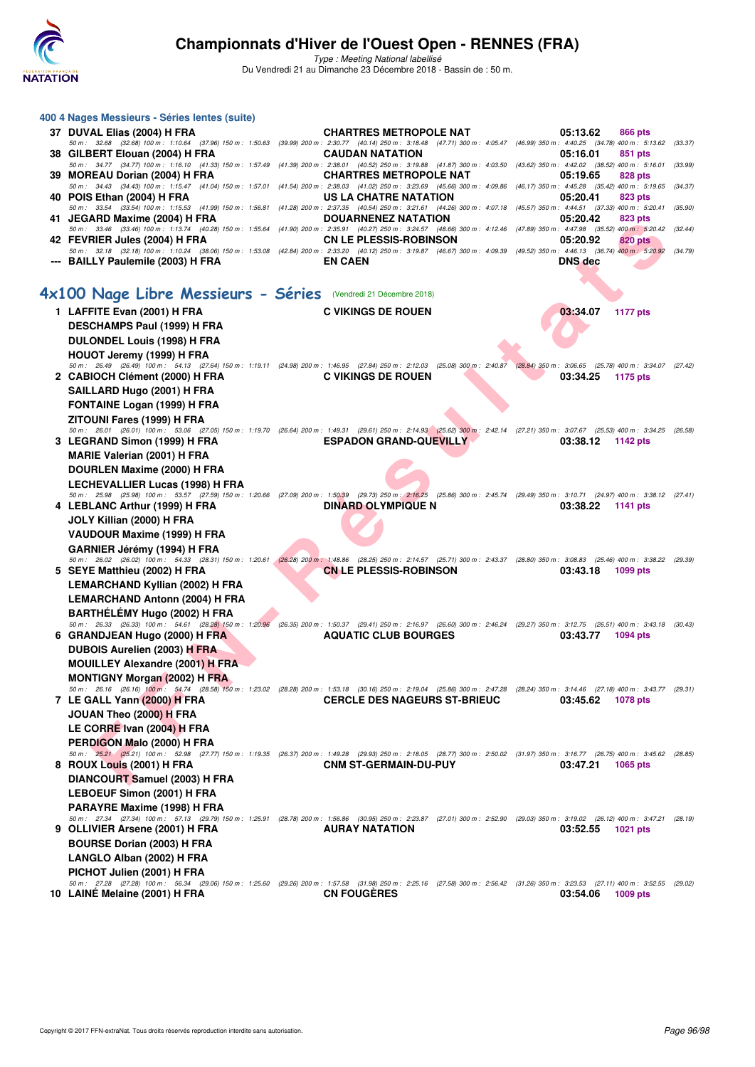### 400 4 Nages Messieurs - Séries lentes (suite)

**37 DUVAL Elias (2004) H FRA** — CHARTRES METROPOLE NAT — 05:13.62 — 866 pts
50 m : 32.68 (32.68) 100 m : 1:10.64 (37.96) 150 m : 1:50.63 (39.99) 200 m : 2:30.77 (40.14) 250 m : 3:18.48 (47.71) 300 m : 4:05.47 (46.99) 350 m : 4:40.25 (34.78) 400 m : 5:13.62 (33.37)

**38 GILBERT Elouan (2004) H FRA** — CAUDAN NATATION — 05:16.01 — 851 pts
50 m : 34.77 (34.77) 100 m : 1:16.10 (41.33) 150 m : 1:57.49 (41.39) 200 m : 2:38.01 (40.52) 250 m : 3:19.88 (41.87) 300 m : 4:03.50 (43.62) 350 m : 4:42.02 (38.52) 400 m : 5:16.01 (33.99)

**39 MOREAU Dorian (2004) H FRA** — CHARTRES METROPOLE NAT — 05:19.65 — 828 pts
50 m : 34.43 (34.43) 100 m : 1:15.47 (41.04) 150 m : 1:57.01 (41.54) 200 m : 2:38.03 (41.02) 250 m : 3:23.69 (45.66) 300 m : 4:09.86 (46.17) 350 m : 4:45.28 (35.42) 400 m : 5:19.65 (34.37)

**40 POIS Ethan (2004) H FRA** — US LA CHATRE NATATION — 05:20.41 — 823 pts
50 m : 33.54 (33.54) 100 m : 1:15.53 (41.99) 150 m : 1:56.81 (41.28) 200 m : 2:37.35 (40.54) 250 m : 3:21.61 (44.26) 300 m : 4:07.18 (45.57) 350 m : 4:44.51 (37.33) 400 m : 5:20.41 (35.90)

**41 JEGARD Maxime (2004) H FRA** — DOUARNENEZ NATATION — 05:20.42 — 823 pts
50 m : 33.46 (33.46) 100 m : 1:13.74 (40.28) 150 m : 1:55.64 (41.90) 200 m : 2:35.91 (40.27) 250 m : 3:24.57 (48.66) 300 m : 4:12.46 (47.89) 350 m : 4:47.98 (35.52) 400 m : 5:20.42 (32.44)

**42 FEVRIER Jules (2004) H FRA** — CN LE PLESSIS-ROBINSON — 05:20.92 — 820 pts
50 m : 32.18 (32.18) 100 m : 1:10.24 (38.06) 150 m : 1:53.08 (42.84) 200 m : 2:33.20 (40.12) 250 m : 3:19.87 (46.67) 300 m : 4:09.39 (49.52) 350 m : 4:46.13 (36.74) 400 m : 5:20.92 (34.79)

**--- BAILLY Paulemile (2003) H FRA** — EN CAEN — DNS dec

## 4x100 Nage Libre Messieurs - Séries (Vendredi 21 Décembre 2018)

**1 LAFFITE Evan (2001) H FRA** — C VIKINGS DE ROUEN — 03:34.07 — 1177 pts
DESCHAMPS Paul (1999) H FRA
DULONDEL Louis (1998) H FRA
HOUOT Jeremy (1999) H FRA
50 m : 26.49 (26.49) 100 m : 54.13 (27.64) 150 m : 1:19.11 (24.98) 200 m : 1:46.95 (27.84) 250 m : 2:12.03 (25.08) 300 m : 2:40.87 (28.84) 350 m : 3:06.65 (25.78) 400 m : 3:34.07 (27.42)

**2 CABIOCH Clément (2000) H FRA** — C VIKINGS DE ROUEN — 03:34.25 — 1175 pts
SAILLARD Hugo (2001) H FRA
FONTAINE Logan (1999) H FRA
ZITOUNI Fares (1999) H FRA
50 m : 26.01 (26.01) 100 m : 53.06 (27.05) 150 m : 1:19.70 (26.64) 200 m : 1:49.31 (29.61) 250 m : 2:14.93 (25.62) 300 m : 2:42.14 (27.21) 350 m : 3:07.67 (25.53) 400 m : 3:34.25 (26.58)

**3 LEGRAND Simon (1999) H FRA** — ESPADON GRAND-QUEVILLY — 03:38.12 — 1142 pts
MARIE Valerian (2001) H FRA
DOURLEN Maxime (2000) H FRA
LECHEVALLIER Lucas (1998) H FRA
50 m : 25.98 (25.98) 100 m : 53.57 (27.59) 150 m : 1:20.66 (27.09) 200 m : 1:50.39 (29.73) 250 m : 2:16.25 (25.86) 300 m : 2:45.74 (29.49) 350 m : 3:10.71 (24.97) 400 m : 3:38.12 (27.41)

**4 LEBLANC Arthur (1999) H FRA** — DINARD OLYMPIQUE N — 03:38.22 — 1141 pts
JOLY Killian (2000) H FRA
VAUDOUR Maxime (1999) H FRA
GARNIER Jérémy (1994) H FRA
50 m : 26.02 (26.02) 100 m : 54.33 (28.31) 150 m : 1:20.61 (26.28) 200 m : 1:48.86 (28.25) 250 m : 2:14.57 (25.71) 300 m : 2:43.37 (28.80) 350 m : 3:08.83 (25.46) 400 m : 3:38.22 (29.39)

**5 SEYE Matthieu (2002) H FRA** — CN LE PLESSIS-ROBINSON — 03:43.18 — 1099 pts
LEMARCHAND Kyllian (2002) H FRA
LEMARCHAND Antonn (2004) H FRA
BARTHÉLÉMY Hugo (2002) H FRA
50 m : 26.33 (26.33) 100 m : 54.61 (28.28) 150 m : 1:20.96 (26.35) 200 m : 1:50.37 (29.41) 250 m : 2:16.97 (26.60) 300 m : 2:46.24 (29.27) 350 m : 3:12.75 (26.51) 400 m : 3:43.18 (30.43)

**6 GRANDJEAN Hugo (2000) H FRA** — AQUATIC CLUB BOURGES — 03:43.77 — 1094 pts
DUBOIS Aurelien (2003) H FRA
MOUILLEY Alexandre (2001) H FRA
MONTIGNY Morgan (2002) H FRA
50 m : 26.16 (26.16) 100 m : 54.74 (28.58) 150 m : 1:23.02 (28.28) 200 m : 1:53.18 (30.16) 250 m : 2:19.04 (25.86) 300 m : 2:47.28 (28.24) 350 m : 3:14.46 (27.18) 400 m : 3:43.77 (29.31)

**7 LE GALL Yann (2000) H FRA** — CERCLE DES NAGEURS ST-BRIEUC — 03:45.62 — 1078 pts
JOUAN Theo (2000) H FRA
LE CORRE Ivan (2004) H FRA
PERDIGON Malo (2000) H FRA
50 m : 25.21 (25.21) 100 m : 52.98 (27.77) 150 m : 1:19.35 (26.37) 200 m : 1:49.28 (29.93) 250 m : 2:18.05 (28.77) 300 m : 2:50.02 (31.97) 350 m : 3:16.77 (26.75) 400 m : 3:45.62 (28.85)

**8 ROUX Louis (2001) H FRA** — CNM ST-GERMAIN-DU-PUY — 03:47.21 — 1065 pts
DIANCOURT Samuel (2003) H FRA
LEBOEUF Simon (2001) H FRA
PARAYRE Maxime (1998) H FRA
50 m : 27.34 (27.34) 100 m : 57.13 (29.79) 150 m : 1:25.91 (28.78) 200 m : 1:56.86 (30.95) 250 m : 2:23.87 (27.01) 300 m : 2:52.90 (29.03) 350 m : 3:19.02 (26.12) 400 m : 3:47.21 (28.19)

**9 OLLIVIER Arsene (2001) H FRA** — AURAY NATATION — 03:52.55 — 1021 pts
BOURSE Dorian (2003) H FRA
LANGLO Alban (2002) H FRA
PICHOT Julien (2001) H FRA
50 m : 27.28 (27.28) 100 m : 56.34 (29.06) 150 m : 1:25.60 (29.26) 200 m : 1:57.58 (31.98) 250 m : 2:25.16 (27.58) 300 m : 2:56.42 (31.26) 350 m : 3:23.53 (27.11) 400 m : 3:52.55 (29.02)

**10 LAINÉ Melaine (2001) H FRA** — CN FOUGÈRES — 03:54.06 — 1009 pts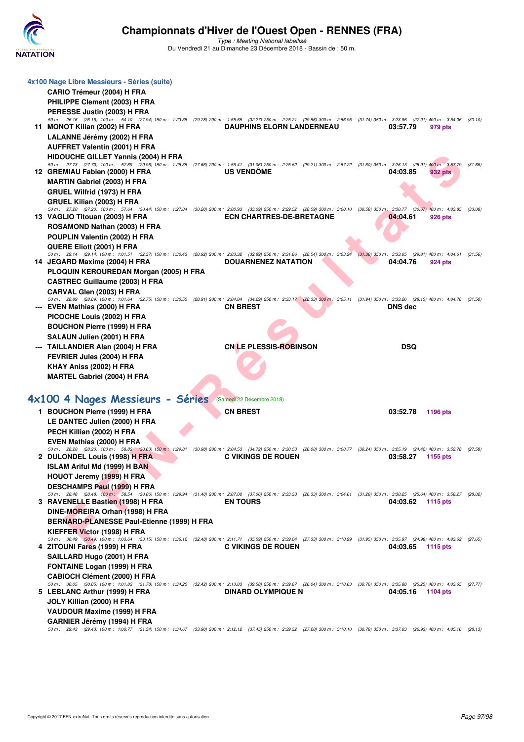### 4x100 Nage Libre Messieurs - Séries (suite)

CARIO Trémeur (2004) H FRA
PHILIPPE Clement (2003) H FRA
PERESSE Justin (2003) H FRA

*50 m : 26.16 (26.16) 100 m : 54.10 (27.94) 150 m : 1:23.38 (29.28) 200 m : 1:55.65 (32.27) 250 m : 2:25.21 (29.56) 300 m : 2:56.95 (31.74) 350 m : 3:23.96 (27.01) 400 m : 3:54.06 (30.10)*

**11 MONOT Kilian (2002) H FRA** — DAUPHINS ELORN LANDERNEAU — 03:57.79 — 979 pts
LALANNE Jérémy (2002) H FRA
AUFFRET Valentin (2001) H FRA
HIDOUCHE GILLET Yannis (2004) H FRA

*50 m : 27.73 (27.73) 100 m : 57.69 (29.96) 150 m : 1:25.35 (27.66) 200 m : 1:56.41 (31.06) 250 m : 2:25.62 (29.21) 300 m : 2:57.22 (31.60) 350 m : 3:26.13 (28.91) 400 m : 3:57.79 (31.66)*

**12 GREMIAU Fabien (2000) H FRA** — US VENDÔME — 04:03.85 — 932 pts
MARTIN Gabriel (2003) H FRA
GRUEL Wilfrid (1973) H FRA
GRUEL Kilian (2003) H FRA

*50 m : 27.20 (27.20) 100 m : 57.64 (30.44) 150 m : 1:27.84 (30.20) 200 m : 2:00.93 (33.09) 250 m : 2:29.52 (28.59) 300 m : 3:00.10 (30.58) 350 m : 3:30.77 (30.67) 400 m : 4:03.85 (33.08)*

**13 VAGLIO Titouan (2003) H FRA** — ECN CHARTRES-DE-BRETAGNE — 04:04.61 — 926 pts
ROSAMOND Nathan (2003) H FRA
POUPLIN Valentin (2002) H FRA
QUERE Eliott (2001) H FRA

*50 m : 29.14 (29.14) 100 m : 1:01.51 (32.37) 150 m : 1:30.43 (28.92) 200 m : 2:03.32 (32.89) 250 m : 2:31.86 (28.54) 300 m : 3:03.24 (31.38) 350 m : 3:33.05 (29.81) 400 m : 4:04.61 (31.56)*

**14 JEGARD Maxime (2004) H FRA** — DOUARNENEZ NATATION — 04:04.76 — 924 pts
PLOQUIN KEROUREDAN Morgan (2005) H FRA
CASTREC Guillaume (2003) H FRA
CARVAL Glen (2003) H FRA

*50 m : 28.89 (28.89) 100 m : 1:01.64 (32.75) 150 m : 1:30.55 (28.91) 200 m : 2:04.84 (34.29) 250 m : 2:33.17 (28.33) 300 m : 3:05.11 (31.94) 350 m : 3:33.26 (28.15) 400 m : 4:04.76 (31.50)*

**--- EVEN Mathias (2000) H FRA** — CN BREST — DNS dec
PICOCHE Louis (2002) H FRA
BOUCHON Pierre (1999) H FRA
SALAUN Julien (2001) H FRA

**--- TAILLANDIER Alan (2004) H FRA** — CN LE PLESSIS-ROBINSON — DSQ
FEVRIER Jules (2004) H FRA
KHAY Aniss (2002) H FRA
MARTEL Gabriel (2004) H FRA

## 4x100 4 Nages Messieurs - Séries (Samedi 22 Décembre 2018)

**1 BOUCHON Pierre (1999) H FRA** — CN BREST — 03:52.78 — 1196 pts
LE DANTEC Julien (2000) H FRA
PECH Killian (2002) H FRA
EVEN Mathias (2000) H FRA

*50 m : 28.20 (28.20) 100 m : 58.83 (30.63) 150 m : 1:29.81 (30.98) 200 m : 2:04.53 (34.72) 250 m : 2:30.53 (26.00) 300 m : 3:00.77 (30.24) 350 m : 3:25.19 (24.42) 400 m : 3:52.78 (27.59)*

**2 DULONDEL Louis (1998) H FRA** — C VIKINGS DE ROUEN — 03:58.27 — 1155 pts
ISLAM Ariful Md (1999) H BAN
HOUOT Jeremy (1999) H FRA
DESCHAMPS Paul (1999) H FRA

*50 m : 28.48 (28.48) 100 m : 58.54 (30.06) 150 m : 1:29.94 (31.40) 200 m : 2:07.00 (37.06) 250 m : 2:33.33 (26.33) 300 m : 3:04.61 (31.28) 350 m : 3:30.25 (25.64) 400 m : 3:58.27 (28.02)*

**3 RAVENELLE Bastien (1998) H FRA** — EN TOURS — 04:03.62 — 1115 pts
DINE-MOREIRA Orhan (1998) H FRA
BERNARD-PLANESSE Paul-Etienne (1999) H FRA
KIEFFER Victor (1998) H FRA

*50 m : 30.49 (30.49) 100 m : 1:03.64 (33.15) 150 m : 1:36.12 (32.48) 200 m : 2:11.71 (35.59) 250 m : 2:39.04 (27.33) 300 m : 3:10.99 (31.95) 350 m : 3:35.97 (24.98) 400 m : 4:03.62 (27.65)*

**4 ZITOUNI Fares (1999) H FRA** — C VIKINGS DE ROUEN — 04:03.65 — 1115 pts
SAILLARD Hugo (2001) H FRA
FONTAINE Logan (1999) H FRA
CABIOCH Clément (2000) H FRA

*50 m : 30.05 (30.05) 100 m : 1:01.83 (31.78) 150 m : 1:34.25 (32.42) 200 m : 2:13.83 (39.58) 250 m : 2:39.87 (26.04) 300 m : 3:10.63 (30.76) 350 m : 3:35.88 (25.25) 400 m : 4:03.65 (27.77)*

**5 LEBLANC Arthur (1999) H FRA** — DINARD OLYMPIQUE N — 04:05.16 — 1104 pts
JOLY Killian (2000) H FRA
VAUDOUR Maxime (1999) H FRA
GARNIER Jérémy (1994) H FRA

*50 m : 29.43 (29.43) 100 m : 1:00.77 (31.34) 150 m : 1:34.67 (33.90) 200 m : 2:12.12 (37.45) 250 m : 2:39.32 (27.20) 300 m : 3:10.10 (30.78) 350 m : 3:37.03 (26.93) 400 m : 4:05.16 (28.13)*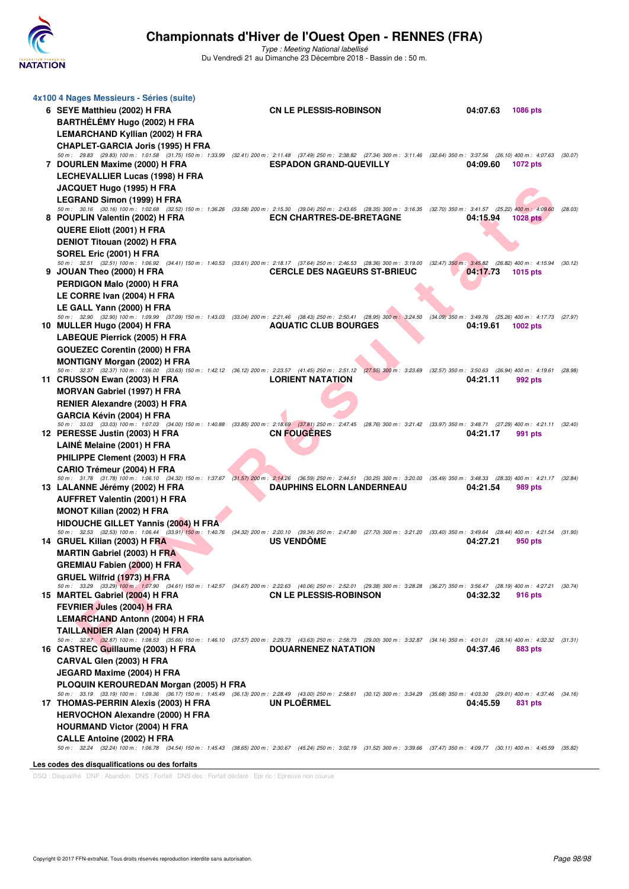## 4x100 4 Nages Messieurs - Séries (suite)

| | | | | |
|---|---|---|---|---|
| 6 | SEYE Matthieu (2002) H FRA | CN LE PLESSIS-ROBINSON | 04:07.63 | 1086 pts |
| | BARTHÉLÉMY Hugo (2002) H FRA | | | |
| | LEMARCHAND Kyllian (2002) H FRA | | | |
| | CHAPLET-GARCIA Joris (1995) H FRA | | | |
| | 50 m : 29.83 (29.83) 100 m : 1:01.58 (31.75) 150 m : 1:33.99 (32.41) 200 m : 2:11.48 (37.49) 250 m : 2:38.82 (27.34) 300 m : 3:11.46 (32.64) 350 m : 3:37.56 (26.10) 400 m : 4:07.63 (30.07) | | | |
| 7 | DOURLEN Maxime (2000) H FRA | ESPADON GRAND-QUEVILLY | 04:09.60 | 1072 pts |
| | LECHEVALLIER Lucas (1998) H FRA | | | |
| | JACQUET Hugo (1995) H FRA | | | |
| | LEGRAND Simon (1999) H FRA | | | |
| | 50 m : 30.16 (30.16) 100 m : 1:02.68 (32.52) 150 m : 1:36.26 (33.58) 200 m : 2:15.30 (39.04) 250 m : 2:43.65 (28.35) 300 m : 3:16.35 (32.70) 350 m : 3:41.57 (25.22) 400 m : 4:09.60 (28.03) | | | |
| 8 | POUPLIN Valentin (2002) H FRA | ECN CHARTRES-DE-BRETAGNE | 04:15.94 | 1028 pts |
| | QUERE Eliott (2001) H FRA | | | |
| | DENIOT Titouan (2002) H FRA | | | |
| | SOREL Eric (2001) H FRA | | | |
| | 50 m : 32.51 (32.51) 100 m : 1:06.92 (34.41) 150 m : 1:40.53 (33.61) 200 m : 2:18.17 (37.64) 250 m : 2:46.53 (28.36) 300 m : 3:19.00 (32.47) 350 m : 3:45.82 (26.82) 400 m : 4:15.94 (30.12) | | | |
| 9 | JOUAN Theo (2000) H FRA | CERCLE DES NAGEURS ST-BRIEUC | 04:17.73 | 1015 pts |
| | PERDIGON Malo (2000) H FRA | | | |
| | LE CORRE Ivan (2004) H FRA | | | |
| | LE GALL Yann (2000) H FRA | | | |
| | 50 m : 32.90 (32.90) 100 m : 1:09.99 (37.09) 150 m : 1:43.03 (33.04) 200 m : 2:21.46 (38.43) 250 m : 2:50.41 (28.95) 300 m : 3:24.50 (34.09) 350 m : 3:49.76 (25.26) 400 m : 4:17.73 (27.97) | | | |
| 10 | MULLER Hugo (2004) H FRA | AQUATIC CLUB BOURGES | 04:19.61 | 1002 pts |
| | LABEQUE Pierrick (2005) H FRA | | | |
| | GOUEZEC Corentin (2002) H FRA | | | |
| | MONTIGNY Morgan (2002) H FRA | | | |
| | 50 m : 32.37 (32.37) 100 m : 1:06.00 (33.63) 150 m : 1:42.12 (36.12) 200 m : 2:23.57 (41.45) 250 m : 2:51.12 (27.55) 300 m : 3:23.69 (32.57) 350 m : 3:50.63 (26.94) 400 m : 4:19.61 (28.98) | | | |
| 11 | CRUSSON Ewan (2003) H FRA | LORIENT NATATION | 04:21.11 | 992 pts |
| | MORVAN Gabriel (1997) H FRA | | | |
| | RENIER Alexandre (2003) H FRA | | | |
| | GARCIA Kévin (2004) H FRA | | | |
| | 50 m : 33.03 (33.03) 100 m : 1:07.03 (34.00) 150 m : 1:40.88 (33.85) 200 m : 2:18.69 (37.81) 250 m : 2:47.45 (28.76) 300 m : 3:21.42 (33.97) 350 m : 3:48.71 (27.29) 400 m : 4:21.11 (32.40) | | | |
| 12 | PERESSE Justin (2003) H FRA | CN FOUGÈRES | 04:21.17 | 991 pts |
| | LAINÉ Melaine (2001) H FRA | | | |
| | PHILIPPE Clement (2003) H FRA | | | |
| | CARIO Trémeur (2004) H FRA | | | |
| | 50 m : 31.78 (31.78) 100 m : 1:06.10 (34.32) 150 m : 1:37.67 (31.57) 200 m : 2:14.26 (36.59) 250 m : 2:44.51 (30.25) 300 m : 3:20.00 (35.49) 350 m : 3:48.33 (28.33) 400 m : 4:21.17 (32.84) | | | |
| 13 | LALANNE Jérémy (2002) H FRA | DAUPHINS ELORN LANDERNEAU | 04:21.54 | 989 pts |
| | AUFFRET Valentin (2001) H FRA | | | |
| | MONOT Kilian (2002) H FRA | | | |
| | HIDOUCHE GILLET Yannis (2004) H FRA | | | |
| | 50 m : 32.53 (32.53) 100 m : 1:06.44 (33.91) 150 m : 1:40.76 (34.32) 200 m : 2:20.10 (39.34) 250 m : 2:47.80 (27.70) 300 m : 3:21.20 (33.40) 350 m : 3:49.64 (28.44) 400 m : 4:21.54 (31.90) | | | |
| 14 | GRUEL Kilian (2003) H FRA | US VENDÔME | 04:27.21 | 950 pts |
| | MARTIN Gabriel (2003) H FRA | | | |
| | GREMIAU Fabien (2000) H FRA | | | |
| | GRUEL Wilfrid (1973) H FRA | | | |
| | 50 m : 33.29 (33.29) 100 m : 1:07.90 (34.61) 150 m : 1:42.57 (34.67) 200 m : 2:22.63 (40.06) 250 m : 2:52.01 (29.38) 300 m : 3:28.28 (36.27) 350 m : 3:56.47 (28.19) 400 m : 4:27.21 (30.74) | | | |
| 15 | MARTEL Gabriel (2004) H FRA | CN LE PLESSIS-ROBINSON | 04:32.32 | 916 pts |
| | FEVRIER Jules (2004) H FRA | | | |
| | LEMARCHAND Antonn (2004) H FRA | | | |
| | TAILLANDIER Alan (2004) H FRA | | | |
| | 50 m : 32.87 (32.87) 100 m : 1:08.53 (35.66) 150 m : 1:46.10 (37.57) 200 m : 2:29.73 (43.63) 250 m : 2:58.73 (29.00) 300 m : 3:32.87 (34.14) 350 m : 4:01.01 (28.14) 400 m : 4:32.32 (31.31) | | | |
| 16 | CASTREC Guillaume (2003) H FRA | DOUARNENEZ NATATION | 04:37.46 | 883 pts |
| | CARVAL Glen (2003) H FRA | | | |
| | JEGARD Maxime (2004) H FRA | | | |
| | PLOQUIN KEROUREDAN Morgan (2005) H FRA | | | |
| | 50 m : 33.19 (33.19) 100 m : 1:09.36 (36.17) 150 m : 1:45.49 (36.13) 200 m : 2:28.49 (43.00) 250 m : 2:58.61 (30.12) 300 m : 3:34.29 (35.68) 350 m : 4:03.30 (29.01) 400 m : 4:37.46 (34.16) | | | |
| 17 | THOMAS-PERRIN Alexis (2003) H FRA | UN PLOËRMEL | 04:45.59 | 831 pts |
| | HERVOCHON Alexandre (2000) H FRA | | | |
| | HOURMAND Victor (2004) H FRA | | | |
| | CALLE Antoine (2002) H FRA | | | |
| | 50 m : 32.24 (32.24) 100 m : 1:06.78 (34.54) 150 m : 1:45.43 (38.65) 200 m : 2:30.67 (45.24) 250 m : 3:02.19 (31.52) 300 m : 3:39.66 (37.47) 350 m : 4:09.77 (30.11) 400 m : 4:45.59 (35.82) | | | |

**Les codes des disqualifications ou des forfaits**

DSQ : Disqualifié DNF : Abandon DNS : Forfait DNS dec : Forfait déclaré Epr nc : Epreuve non courue